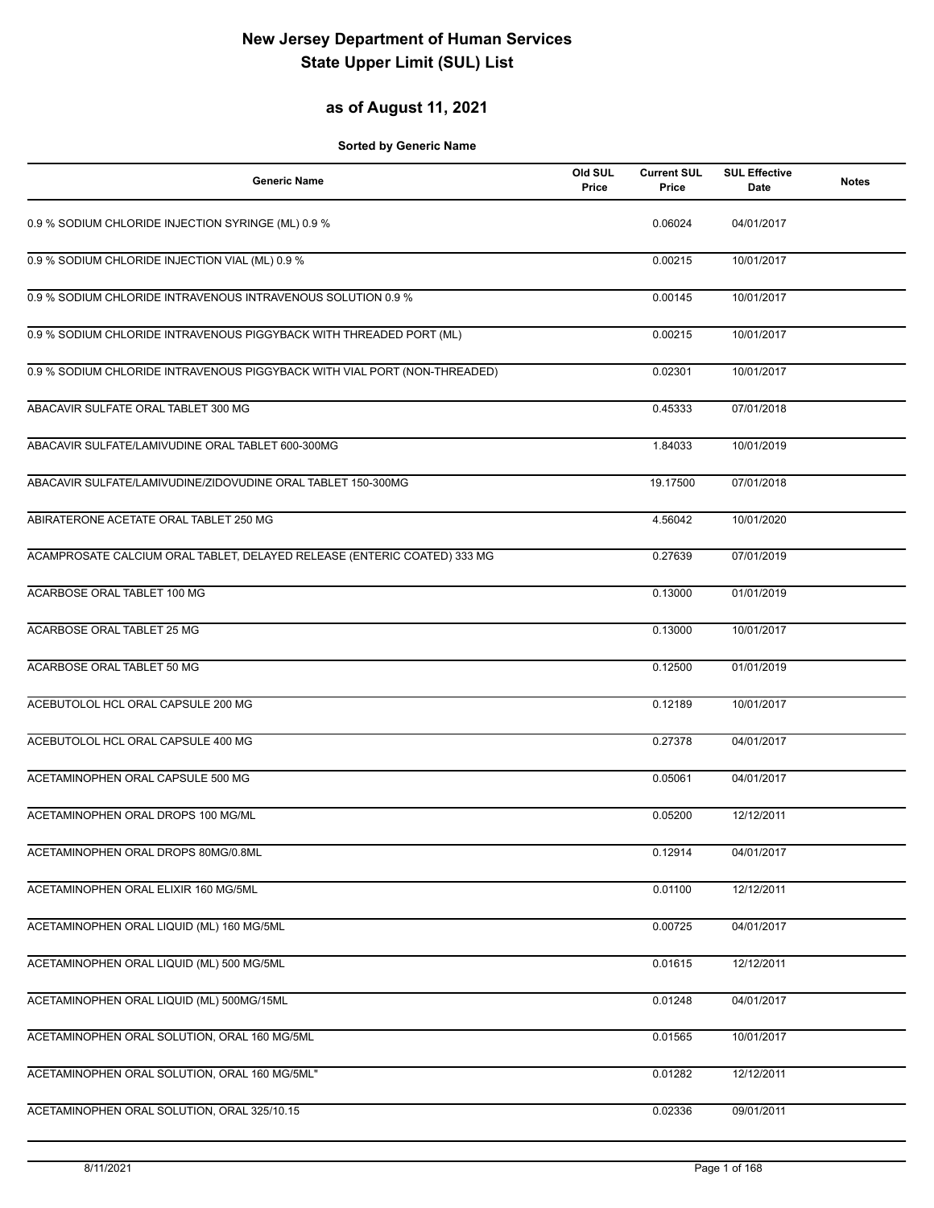# New Jersey Department of Human Services
# State Upper Limit (SUL) List

## as of August 11, 2021

**Sorted by Generic Name**

| Generic Name | Old SUL Price | Current SUL Price | SUL Effective Date | Notes |
|---|---|---|---|---|
| 0.9 % SODIUM CHLORIDE INJECTION SYRINGE (ML) 0.9 % | | 0.06024 | 04/01/2017 | |
| 0.9 % SODIUM CHLORIDE INJECTION VIAL (ML) 0.9 % | | 0.00215 | 10/01/2017 | |
| 0.9 % SODIUM CHLORIDE INTRAVENOUS INTRAVENOUS SOLUTION 0.9 % | | 0.00145 | 10/01/2017 | |
| 0.9 % SODIUM CHLORIDE INTRAVENOUS PIGGYBACK WITH THREADED PORT (ML) | | 0.00215 | 10/01/2017 | |
| 0.9 % SODIUM CHLORIDE INTRAVENOUS PIGGYBACK WITH VIAL PORT (NON-THREADED) | | 0.02301 | 10/01/2017 | |
| ABACAVIR SULFATE ORAL TABLET 300 MG | | 0.45333 | 07/01/2018 | |
| ABACAVIR SULFATE/LAMIVUDINE ORAL TABLET 600-300MG | | 1.84033 | 10/01/2019 | |
| ABACAVIR SULFATE/LAMIVUDINE/ZIDOVUDINE ORAL TABLET 150-300MG | | 19.17500 | 07/01/2018 | |
| ABIRATERONE ACETATE ORAL TABLET 250 MG | | 4.56042 | 10/01/2020 | |
| ACAMPROSATE CALCIUM ORAL TABLET, DELAYED RELEASE (ENTERIC COATED) 333 MG | | 0.27639 | 07/01/2019 | |
| ACARBOSE ORAL TABLET 100 MG | | 0.13000 | 01/01/2019 | |
| ACARBOSE ORAL TABLET 25 MG | | 0.13000 | 10/01/2017 | |
| ACARBOSE ORAL TABLET 50 MG | | 0.12500 | 01/01/2019 | |
| ACEBUTOLOL HCL ORAL CAPSULE 200 MG | | 0.12189 | 10/01/2017 | |
| ACEBUTOLOL HCL ORAL CAPSULE 400 MG | | 0.27378 | 04/01/2017 | |
| ACETAMINOPHEN ORAL CAPSULE 500 MG | | 0.05061 | 04/01/2017 | |
| ACETAMINOPHEN ORAL DROPS 100 MG/ML | | 0.05200 | 12/12/2011 | |
| ACETAMINOPHEN ORAL DROPS 80MG/0.8ML | | 0.12914 | 04/01/2017 | |
| ACETAMINOPHEN ORAL ELIXIR 160 MG/5ML | | 0.01100 | 12/12/2011 | |
| ACETAMINOPHEN ORAL LIQUID (ML) 160 MG/5ML | | 0.00725 | 04/01/2017 | |
| ACETAMINOPHEN ORAL LIQUID (ML) 500 MG/5ML | | 0.01615 | 12/12/2011 | |
| ACETAMINOPHEN ORAL LIQUID (ML) 500MG/15ML | | 0.01248 | 04/01/2017 | |
| ACETAMINOPHEN ORAL SOLUTION, ORAL 160 MG/5ML | | 0.01565 | 10/01/2017 | |
| ACETAMINOPHEN ORAL SOLUTION, ORAL 160 MG/5ML" | | 0.01282 | 12/12/2011 | |
| ACETAMINOPHEN ORAL SOLUTION, ORAL 325/10.15 | | 0.02336 | 09/01/2011 | |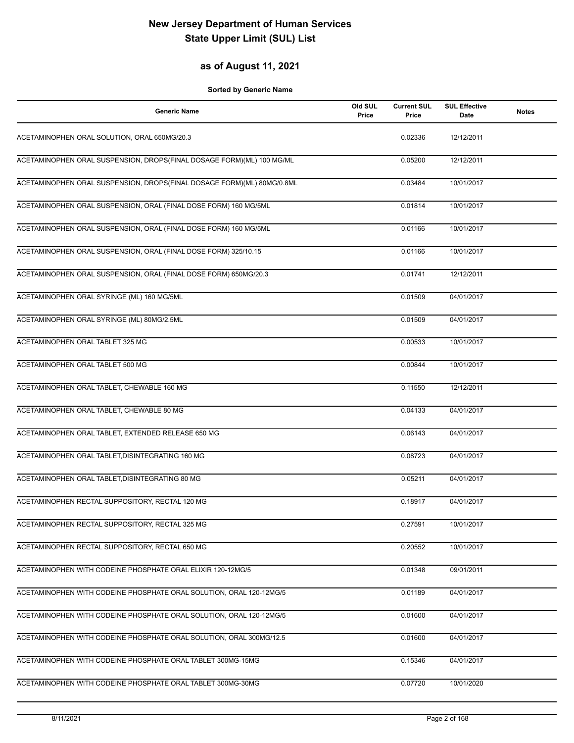# New Jersey Department of Human Services
# State Upper Limit (SUL) List

## as of August 11, 2021

**Sorted by Generic Name**

| Generic Name | Old SUL Price | Current SUL Price | SUL Effective Date | Notes |
|---|---|---|---|---|
| ACETAMINOPHEN ORAL SOLUTION, ORAL 650MG/20.3 | | 0.02336 | 12/12/2011 | |
| ACETAMINOPHEN ORAL SUSPENSION, DROPS(FINAL DOSAGE FORM)(ML) 100 MG/ML | | 0.05200 | 12/12/2011 | |
| ACETAMINOPHEN ORAL SUSPENSION, DROPS(FINAL DOSAGE FORM)(ML) 80MG/0.8ML | | 0.03484 | 10/01/2017 | |
| ACETAMINOPHEN ORAL SUSPENSION, ORAL (FINAL DOSE FORM) 160 MG/5ML | | 0.01814 | 10/01/2017 | |
| ACETAMINOPHEN ORAL SUSPENSION, ORAL (FINAL DOSE FORM) 160 MG/5ML | | 0.01166 | 10/01/2017 | |
| ACETAMINOPHEN ORAL SUSPENSION, ORAL (FINAL DOSE FORM) 325/10.15 | | 0.01166 | 10/01/2017 | |
| ACETAMINOPHEN ORAL SUSPENSION, ORAL (FINAL DOSE FORM) 650MG/20.3 | | 0.01741 | 12/12/2011 | |
| ACETAMINOPHEN ORAL SYRINGE (ML) 160 MG/5ML | | 0.01509 | 04/01/2017 | |
| ACETAMINOPHEN ORAL SYRINGE (ML) 80MG/2.5ML | | 0.01509 | 04/01/2017 | |
| ACETAMINOPHEN ORAL TABLET 325 MG | | 0.00533 | 10/01/2017 | |
| ACETAMINOPHEN ORAL TABLET 500 MG | | 0.00844 | 10/01/2017 | |
| ACETAMINOPHEN ORAL TABLET, CHEWABLE 160 MG | | 0.11550 | 12/12/2011 | |
| ACETAMINOPHEN ORAL TABLET, CHEWABLE 80 MG | | 0.04133 | 04/01/2017 | |
| ACETAMINOPHEN ORAL TABLET, EXTENDED RELEASE 650 MG | | 0.06143 | 04/01/2017 | |
| ACETAMINOPHEN ORAL TABLET,DISINTEGRATING 160 MG | | 0.08723 | 04/01/2017 | |
| ACETAMINOPHEN ORAL TABLET,DISINTEGRATING 80 MG | | 0.05211 | 04/01/2017 | |
| ACETAMINOPHEN RECTAL SUPPOSITORY, RECTAL 120 MG | | 0.18917 | 04/01/2017 | |
| ACETAMINOPHEN RECTAL SUPPOSITORY, RECTAL 325 MG | | 0.27591 | 10/01/2017 | |
| ACETAMINOPHEN RECTAL SUPPOSITORY, RECTAL 650 MG | | 0.20552 | 10/01/2017 | |
| ACETAMINOPHEN WITH CODEINE PHOSPHATE ORAL ELIXIR 120-12MG/5 | | 0.01348 | 09/01/2011 | |
| ACETAMINOPHEN WITH CODEINE PHOSPHATE ORAL SOLUTION, ORAL 120-12MG/5 | | 0.01189 | 04/01/2017 | |
| ACETAMINOPHEN WITH CODEINE PHOSPHATE ORAL SOLUTION, ORAL 120-12MG/5 | | 0.01600 | 04/01/2017 | |
| ACETAMINOPHEN WITH CODEINE PHOSPHATE ORAL SOLUTION, ORAL 300MG/12.5 | | 0.01600 | 04/01/2017 | |
| ACETAMINOPHEN WITH CODEINE PHOSPHATE ORAL TABLET 300MG-15MG | | 0.15346 | 04/01/2017 | |
| ACETAMINOPHEN WITH CODEINE PHOSPHATE ORAL TABLET 300MG-30MG | | 0.07720 | 10/01/2020 | |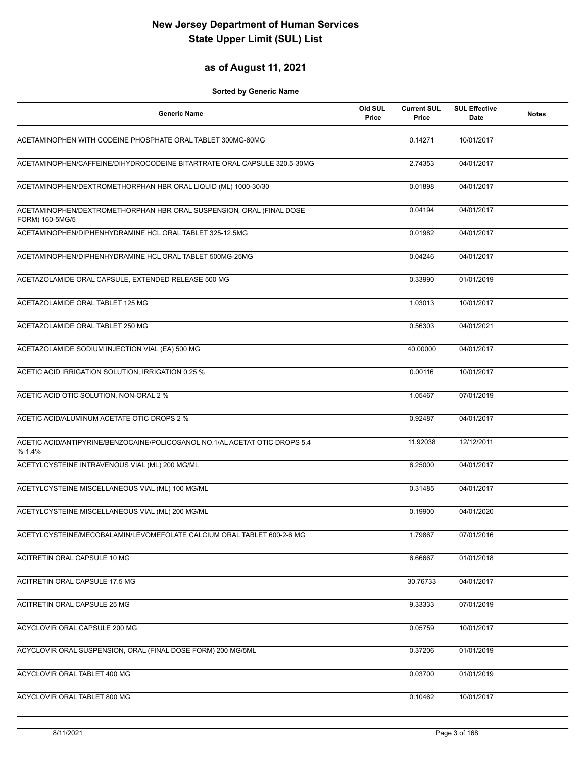# New Jersey Department of Human Services
# State Upper Limit (SUL) List

## as of August 11, 2021

**Sorted by Generic Name**

| Generic Name | Old SUL Price | Current SUL Price | SUL Effective Date | Notes |
|---|---|---|---|---|
| ACETAMINOPHEN WITH CODEINE PHOSPHATE ORAL TABLET 300MG-60MG | | 0.14271 | 10/01/2017 | |
| ACETAMINOPHEN/CAFFEINE/DIHYDROCODEINE BITARTRATE ORAL CAPSULE 320.5-30MG | | 2.74353 | 04/01/2017 | |
| ACETAMINOPHEN/DEXTROMETHORPHAN HBR ORAL LIQUID (ML) 1000-30/30 | | 0.01898 | 04/01/2017 | |
| ACETAMINOPHEN/DEXTROMETHORPHAN HBR ORAL SUSPENSION, ORAL (FINAL DOSE FORM) 160-5MG/5 | | 0.04194 | 04/01/2017 | |
| ACETAMINOPHEN/DIPHENHYDRAMINE HCL ORAL TABLET 325-12.5MG | | 0.01982 | 04/01/2017 | |
| ACETAMINOPHEN/DIPHENHYDRAMINE HCL ORAL TABLET 500MG-25MG | | 0.04246 | 04/01/2017 | |
| ACETAZOLAMIDE ORAL CAPSULE, EXTENDED RELEASE 500 MG | | 0.33990 | 01/01/2019 | |
| ACETAZOLAMIDE ORAL TABLET 125 MG | | 1.03013 | 10/01/2017 | |
| ACETAZOLAMIDE ORAL TABLET 250 MG | | 0.56303 | 04/01/2021 | |
| ACETAZOLAMIDE SODIUM INJECTION VIAL (EA) 500 MG | | 40.00000 | 04/01/2017 | |
| ACETIC ACID IRRIGATION SOLUTION, IRRIGATION 0.25 % | | 0.00116 | 10/01/2017 | |
| ACETIC ACID OTIC SOLUTION, NON-ORAL 2 % | | 1.05467 | 07/01/2019 | |
| ACETIC ACID/ALUMINUM ACETATE OTIC DROPS 2 % | | 0.92487 | 04/01/2017 | |
| ACETIC ACID/ANTIPYRINE/BENZOCAINE/POLICOSANOL NO.1/AL ACETAT OTIC DROPS 5.4 %-1.4% | | 11.92038 | 12/12/2011 | |
| ACETYLCYSTEINE INTRAVENOUS VIAL (ML) 200 MG/ML | | 6.25000 | 04/01/2017 | |
| ACETYLCYSTEINE MISCELLANEOUS VIAL (ML) 100 MG/ML | | 0.31485 | 04/01/2017 | |
| ACETYLCYSTEINE MISCELLANEOUS VIAL (ML) 200 MG/ML | | 0.19900 | 04/01/2020 | |
| ACETYLCYSTEINE/MECOBALAMIN/LEVOMEFOLATE CALCIUM ORAL TABLET 600-2-6 MG | | 1.79867 | 07/01/2016 | |
| ACITRETIN ORAL CAPSULE 10 MG | | 6.66667 | 01/01/2018 | |
| ACITRETIN ORAL CAPSULE 17.5 MG | | 30.76733 | 04/01/2017 | |
| ACITRETIN ORAL CAPSULE 25 MG | | 9.33333 | 07/01/2019 | |
| ACYCLOVIR ORAL CAPSULE 200 MG | | 0.05759 | 10/01/2017 | |
| ACYCLOVIR ORAL SUSPENSION, ORAL (FINAL DOSE FORM) 200 MG/5ML | | 0.37206 | 01/01/2019 | |
| ACYCLOVIR ORAL TABLET 400 MG | | 0.03700 | 01/01/2019 | |
| ACYCLOVIR ORAL TABLET 800 MG | | 0.10462 | 10/01/2017 | |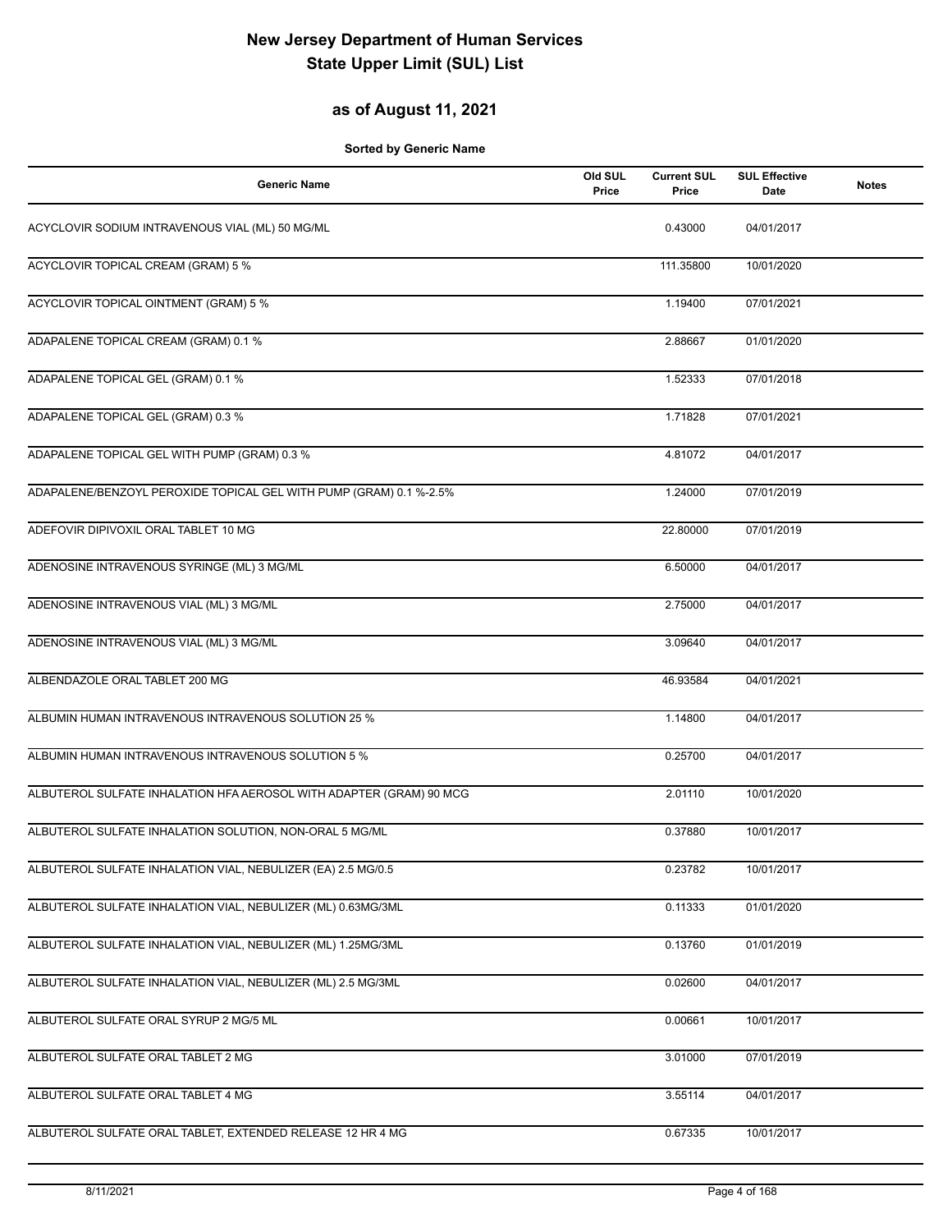# New Jersey Department of Human Services
# State Upper Limit (SUL) List

## as of August 11, 2021

**Sorted by Generic Name**

| Generic Name | Old SUL Price | Current SUL Price | SUL Effective Date | Notes |
|---|---|---|---|---|
| ACYCLOVIR SODIUM INTRAVENOUS VIAL (ML) 50 MG/ML | | 0.43000 | 04/01/2017 | |
| ACYCLOVIR TOPICAL CREAM (GRAM) 5 % | | 111.35800 | 10/01/2020 | |
| ACYCLOVIR TOPICAL OINTMENT (GRAM) 5 % | | 1.19400 | 07/01/2021 | |
| ADAPALENE TOPICAL CREAM (GRAM) 0.1 % | | 2.88667 | 01/01/2020 | |
| ADAPALENE TOPICAL GEL (GRAM) 0.1 % | | 1.52333 | 07/01/2018 | |
| ADAPALENE TOPICAL GEL (GRAM) 0.3 % | | 1.71828 | 07/01/2021 | |
| ADAPALENE TOPICAL GEL WITH PUMP (GRAM) 0.3 % | | 4.81072 | 04/01/2017 | |
| ADAPALENE/BENZOYL PEROXIDE TOPICAL GEL WITH PUMP (GRAM) 0.1 %-2.5% | | 1.24000 | 07/01/2019 | |
| ADEFOVIR DIPIVOXIL ORAL TABLET 10 MG | | 22.80000 | 07/01/2019 | |
| ADENOSINE INTRAVENOUS SYRINGE (ML) 3 MG/ML | | 6.50000 | 04/01/2017 | |
| ADENOSINE INTRAVENOUS VIAL (ML) 3 MG/ML | | 2.75000 | 04/01/2017 | |
| ADENOSINE INTRAVENOUS VIAL (ML) 3 MG/ML | | 3.09640 | 04/01/2017 | |
| ALBENDAZOLE ORAL TABLET 200 MG | | 46.93584 | 04/01/2021 | |
| ALBUMIN HUMAN INTRAVENOUS INTRAVENOUS SOLUTION 25 % | | 1.14800 | 04/01/2017 | |
| ALBUMIN HUMAN INTRAVENOUS INTRAVENOUS SOLUTION 5 % | | 0.25700 | 04/01/2017 | |
| ALBUTEROL SULFATE INHALATION HFA AEROSOL WITH ADAPTER (GRAM) 90 MCG | | 2.01110 | 10/01/2020 | |
| ALBUTEROL SULFATE INHALATION SOLUTION, NON-ORAL 5 MG/ML | | 0.37880 | 10/01/2017 | |
| ALBUTEROL SULFATE INHALATION VIAL, NEBULIZER (EA) 2.5 MG/0.5 | | 0.23782 | 10/01/2017 | |
| ALBUTEROL SULFATE INHALATION VIAL, NEBULIZER (ML) 0.63MG/3ML | | 0.11333 | 01/01/2020 | |
| ALBUTEROL SULFATE INHALATION VIAL, NEBULIZER (ML) 1.25MG/3ML | | 0.13760 | 01/01/2019 | |
| ALBUTEROL SULFATE INHALATION VIAL, NEBULIZER (ML) 2.5 MG/3ML | | 0.02600 | 04/01/2017 | |
| ALBUTEROL SULFATE ORAL SYRUP 2 MG/5 ML | | 0.00661 | 10/01/2017 | |
| ALBUTEROL SULFATE ORAL TABLET 2 MG | | 3.01000 | 07/01/2019 | |
| ALBUTEROL SULFATE ORAL TABLET 4 MG | | 3.55114 | 04/01/2017 | |
| ALBUTEROL SULFATE ORAL TABLET, EXTENDED RELEASE 12 HR 4 MG | | 0.67335 | 10/01/2017 | |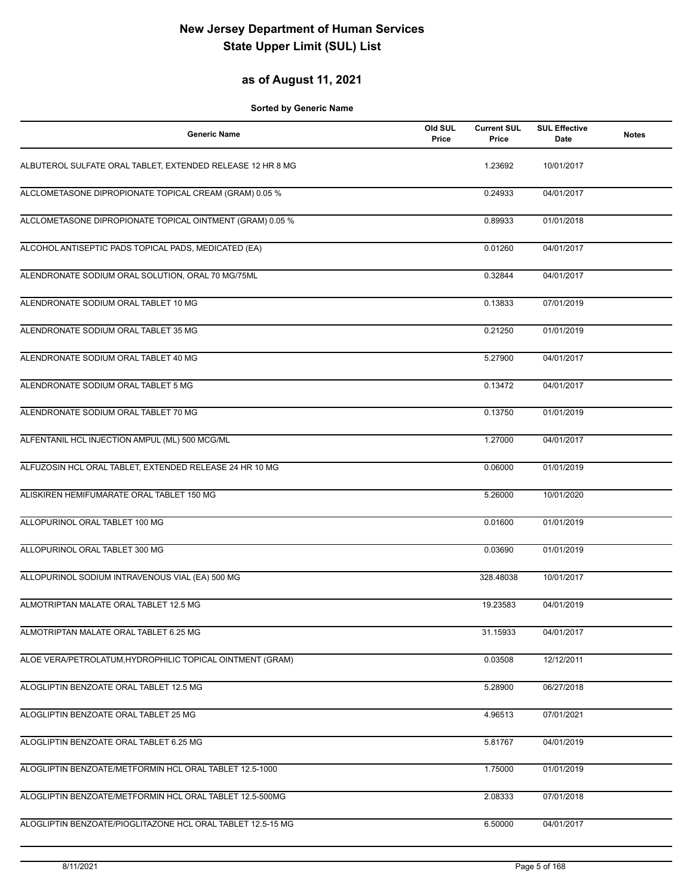# New Jersey Department of Human Services
# State Upper Limit (SUL) List

## as of August 11, 2021

**Sorted by Generic Name**

| Generic Name | Old SUL Price | Current SUL Price | SUL Effective Date | Notes |
|---|---|---|---|---|
| ALBUTEROL SULFATE ORAL TABLET, EXTENDED RELEASE 12 HR 8 MG | | 1.23692 | 10/01/2017 | |
| ALCLOMETASONE DIPROPIONATE TOPICAL CREAM (GRAM) 0.05 % | | 0.24933 | 04/01/2017 | |
| ALCLOMETASONE DIPROPIONATE TOPICAL OINTMENT (GRAM) 0.05 % | | 0.89933 | 01/01/2018 | |
| ALCOHOL ANTISEPTIC PADS TOPICAL PADS, MEDICATED (EA) | | 0.01260 | 04/01/2017 | |
| ALENDRONATE SODIUM ORAL SOLUTION, ORAL 70 MG/75ML | | 0.32844 | 04/01/2017 | |
| ALENDRONATE SODIUM ORAL TABLET 10 MG | | 0.13833 | 07/01/2019 | |
| ALENDRONATE SODIUM ORAL TABLET 35 MG | | 0.21250 | 01/01/2019 | |
| ALENDRONATE SODIUM ORAL TABLET 40 MG | | 5.27900 | 04/01/2017 | |
| ALENDRONATE SODIUM ORAL TABLET 5 MG | | 0.13472 | 04/01/2017 | |
| ALENDRONATE SODIUM ORAL TABLET 70 MG | | 0.13750 | 01/01/2019 | |
| ALFENTANIL HCL INJECTION AMPUL (ML) 500 MCG/ML | | 1.27000 | 04/01/2017 | |
| ALFUZOSIN HCL ORAL TABLET, EXTENDED RELEASE 24 HR 10 MG | | 0.06000 | 01/01/2019 | |
| ALISKIREN HEMIFUMARATE ORAL TABLET 150 MG | | 5.26000 | 10/01/2020 | |
| ALLOPURINOL ORAL TABLET 100 MG | | 0.01600 | 01/01/2019 | |
| ALLOPURINOL ORAL TABLET 300 MG | | 0.03690 | 01/01/2019 | |
| ALLOPURINOL SODIUM INTRAVENOUS VIAL (EA) 500 MG | | 328.48038 | 10/01/2017 | |
| ALMOTRIPTAN MALATE ORAL TABLET 12.5 MG | | 19.23583 | 04/01/2019 | |
| ALMOTRIPTAN MALATE ORAL TABLET 6.25 MG | | 31.15933 | 04/01/2017 | |
| ALOE VERA/PETROLATUM,HYDROPHILIC TOPICAL OINTMENT (GRAM) | | 0.03508 | 12/12/2011 | |
| ALOGLIPTIN BENZOATE ORAL TABLET 12.5 MG | | 5.28900 | 06/27/2018 | |
| ALOGLIPTIN BENZOATE ORAL TABLET 25 MG | | 4.96513 | 07/01/2021 | |
| ALOGLIPTIN BENZOATE ORAL TABLET 6.25 MG | | 5.81767 | 04/01/2019 | |
| ALOGLIPTIN BENZOATE/METFORMIN HCL ORAL TABLET 12.5-1000 | | 1.75000 | 01/01/2019 | |
| ALOGLIPTIN BENZOATE/METFORMIN HCL ORAL TABLET 12.5-500MG | | 2.08333 | 07/01/2018 | |
| ALOGLIPTIN BENZOATE/PIOGLITAZONE HCL ORAL TABLET 12.5-15 MG | | 6.50000 | 04/01/2017 | |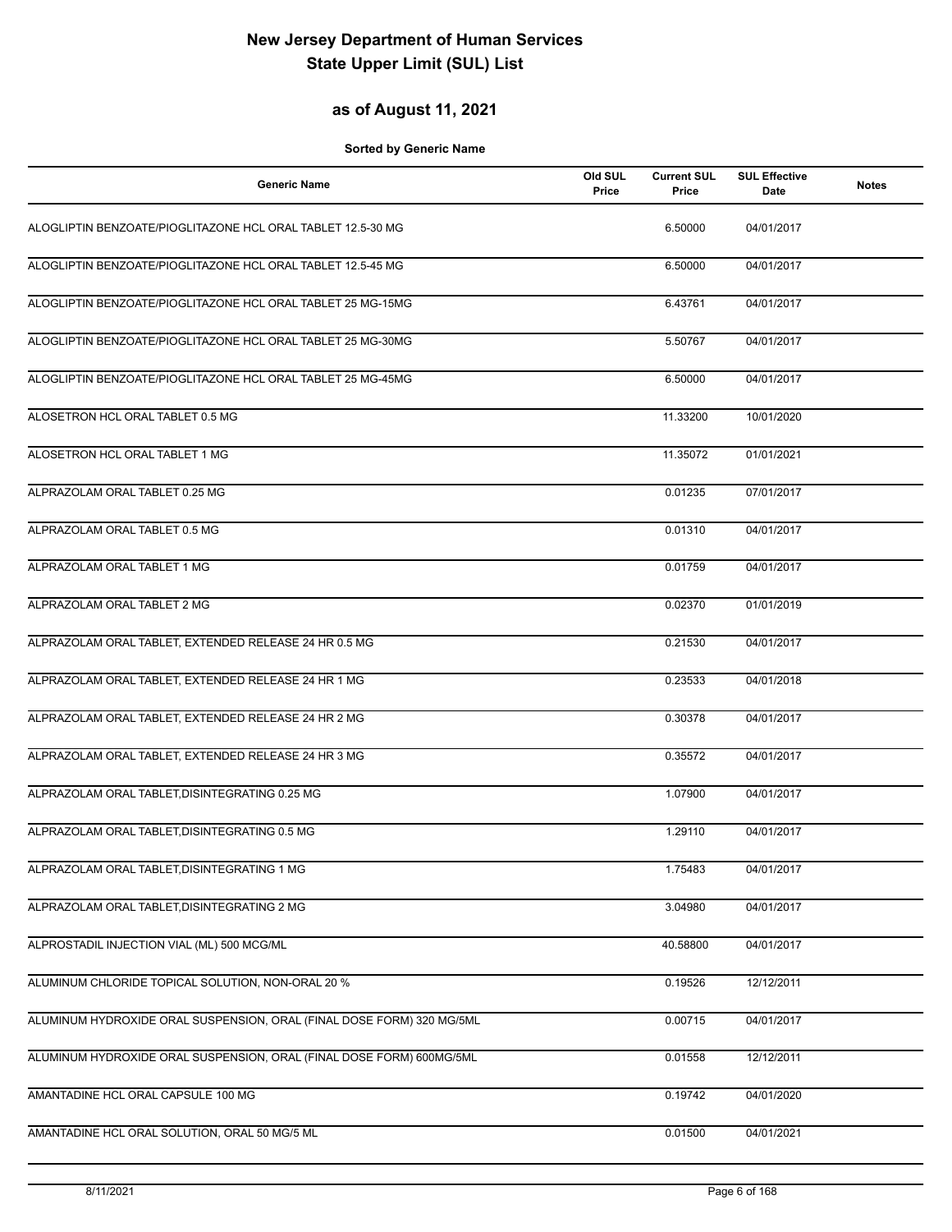# New Jersey Department of Human Services
# State Upper Limit (SUL) List

## as of August 11, 2021

**Sorted by Generic Name**

| Generic Name | Old SUL Price | Current SUL Price | SUL Effective Date | Notes |
|---|---|---|---|---|
| ALOGLIPTIN BENZOATE/PIOGLITAZONE HCL ORAL TABLET 12.5-30 MG | | 6.50000 | 04/01/2017 | |
| ALOGLIPTIN BENZOATE/PIOGLITAZONE HCL ORAL TABLET 12.5-45 MG | | 6.50000 | 04/01/2017 | |
| ALOGLIPTIN BENZOATE/PIOGLITAZONE HCL ORAL TABLET 25 MG-15MG | | 6.43761 | 04/01/2017 | |
| ALOGLIPTIN BENZOATE/PIOGLITAZONE HCL ORAL TABLET 25 MG-30MG | | 5.50767 | 04/01/2017 | |
| ALOGLIPTIN BENZOATE/PIOGLITAZONE HCL ORAL TABLET 25 MG-45MG | | 6.50000 | 04/01/2017 | |
| ALOSETRON HCL ORAL TABLET 0.5 MG | | 11.33200 | 10/01/2020 | |
| ALOSETRON HCL ORAL TABLET 1 MG | | 11.35072 | 01/01/2021 | |
| ALPRAZOLAM ORAL TABLET 0.25 MG | | 0.01235 | 07/01/2017 | |
| ALPRAZOLAM ORAL TABLET 0.5 MG | | 0.01310 | 04/01/2017 | |
| ALPRAZOLAM ORAL TABLET 1 MG | | 0.01759 | 04/01/2017 | |
| ALPRAZOLAM ORAL TABLET 2 MG | | 0.02370 | 01/01/2019 | |
| ALPRAZOLAM ORAL TABLET, EXTENDED RELEASE 24 HR 0.5 MG | | 0.21530 | 04/01/2017 | |
| ALPRAZOLAM ORAL TABLET, EXTENDED RELEASE 24 HR 1 MG | | 0.23533 | 04/01/2018 | |
| ALPRAZOLAM ORAL TABLET, EXTENDED RELEASE 24 HR 2 MG | | 0.30378 | 04/01/2017 | |
| ALPRAZOLAM ORAL TABLET, EXTENDED RELEASE 24 HR 3 MG | | 0.35572 | 04/01/2017 | |
| ALPRAZOLAM ORAL TABLET,DISINTEGRATING 0.25 MG | | 1.07900 | 04/01/2017 | |
| ALPRAZOLAM ORAL TABLET,DISINTEGRATING 0.5 MG | | 1.29110 | 04/01/2017 | |
| ALPRAZOLAM ORAL TABLET,DISINTEGRATING 1 MG | | 1.75483 | 04/01/2017 | |
| ALPRAZOLAM ORAL TABLET,DISINTEGRATING 2 MG | | 3.04980 | 04/01/2017 | |
| ALPROSTADIL INJECTION VIAL (ML) 500 MCG/ML | | 40.58800 | 04/01/2017 | |
| ALUMINUM CHLORIDE TOPICAL SOLUTION, NON-ORAL 20 % | | 0.19526 | 12/12/2011 | |
| ALUMINUM HYDROXIDE ORAL SUSPENSION, ORAL (FINAL DOSE FORM) 320 MG/5ML | | 0.00715 | 04/01/2017 | |
| ALUMINUM HYDROXIDE ORAL SUSPENSION, ORAL (FINAL DOSE FORM) 600MG/5ML | | 0.01558 | 12/12/2011 | |
| AMANTADINE HCL ORAL CAPSULE 100 MG | | 0.19742 | 04/01/2020 | |
| AMANTADINE HCL ORAL SOLUTION, ORAL 50 MG/5 ML | | 0.01500 | 04/01/2021 | |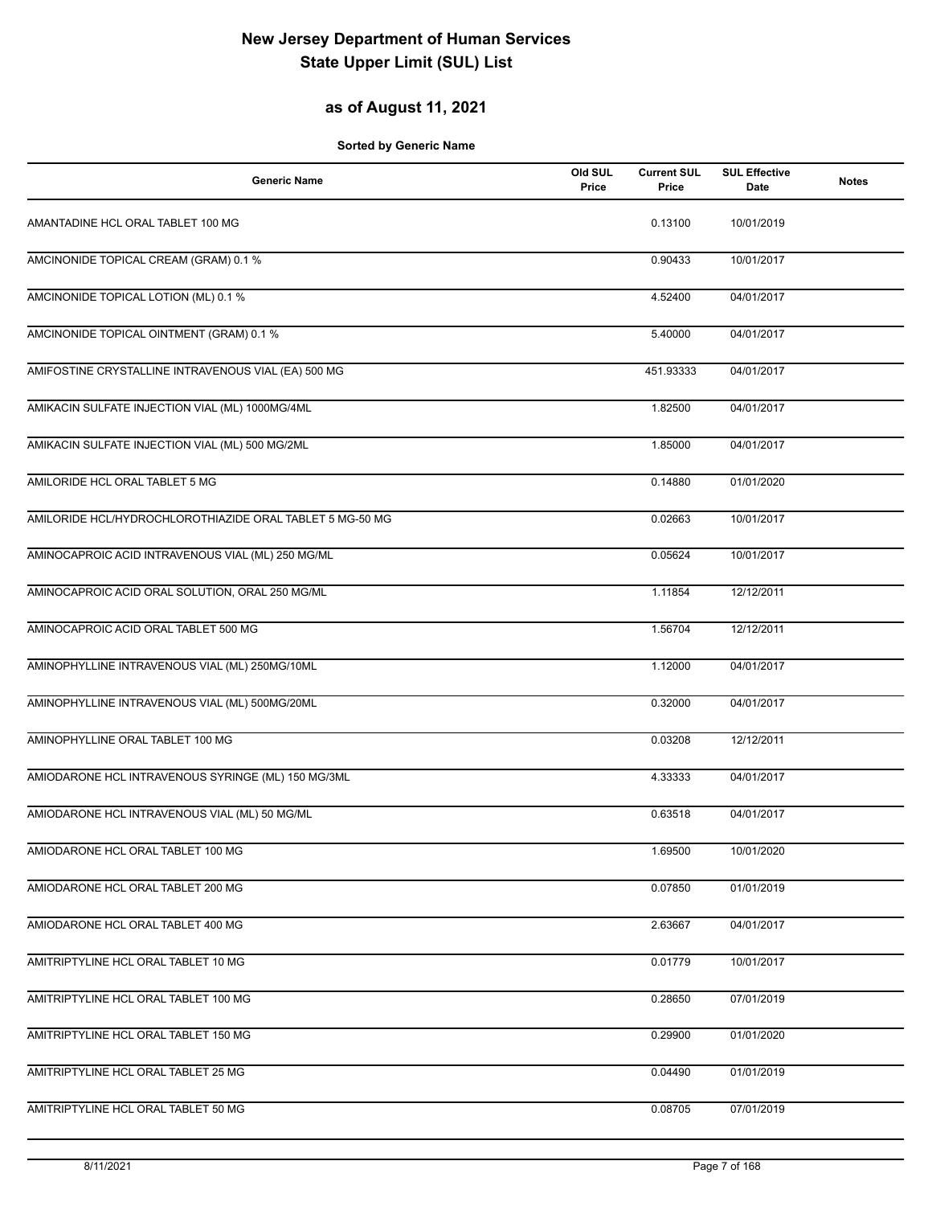# New Jersey Department of Human Services
# State Upper Limit (SUL) List

## as of August 11, 2021

**Sorted by Generic Name**

| Generic Name | Old SUL Price | Current SUL Price | SUL Effective Date | Notes |
|---|---|---|---|---|
| AMANTADINE HCL ORAL TABLET 100 MG | | 0.13100 | 10/01/2019 | |
| AMCINONIDE TOPICAL CREAM (GRAM) 0.1 % | | 0.90433 | 10/01/2017 | |
| AMCINONIDE TOPICAL LOTION (ML) 0.1 % | | 4.52400 | 04/01/2017 | |
| AMCINONIDE TOPICAL OINTMENT (GRAM) 0.1 % | | 5.40000 | 04/01/2017 | |
| AMIFOSTINE CRYSTALLINE INTRAVENOUS VIAL (EA) 500 MG | | 451.93333 | 04/01/2017 | |
| AMIKACIN SULFATE INJECTION VIAL (ML) 1000MG/4ML | | 1.82500 | 04/01/2017 | |
| AMIKACIN SULFATE INJECTION VIAL (ML) 500 MG/2ML | | 1.85000 | 04/01/2017 | |
| AMILORIDE HCL ORAL TABLET 5 MG | | 0.14880 | 01/01/2020 | |
| AMILORIDE HCL/HYDROCHLOROTHIAZIDE ORAL TABLET 5 MG-50 MG | | 0.02663 | 10/01/2017 | |
| AMINOCAPROIC ACID INTRAVENOUS VIAL (ML) 250 MG/ML | | 0.05624 | 10/01/2017 | |
| AMINOCAPROIC ACID ORAL SOLUTION, ORAL 250 MG/ML | | 1.11854 | 12/12/2011 | |
| AMINOCAPROIC ACID ORAL TABLET 500 MG | | 1.56704 | 12/12/2011 | |
| AMINOPHYLLINE INTRAVENOUS VIAL (ML) 250MG/10ML | | 1.12000 | 04/01/2017 | |
| AMINOPHYLLINE INTRAVENOUS VIAL (ML) 500MG/20ML | | 0.32000 | 04/01/2017 | |
| AMINOPHYLLINE ORAL TABLET 100 MG | | 0.03208 | 12/12/2011 | |
| AMIODARONE HCL INTRAVENOUS SYRINGE (ML) 150 MG/3ML | | 4.33333 | 04/01/2017 | |
| AMIODARONE HCL INTRAVENOUS VIAL (ML) 50 MG/ML | | 0.63518 | 04/01/2017 | |
| AMIODARONE HCL ORAL TABLET 100 MG | | 1.69500 | 10/01/2020 | |
| AMIODARONE HCL ORAL TABLET 200 MG | | 0.07850 | 01/01/2019 | |
| AMIODARONE HCL ORAL TABLET 400 MG | | 2.63667 | 04/01/2017 | |
| AMITRIPTYLINE HCL ORAL TABLET 10 MG | | 0.01779 | 10/01/2017 | |
| AMITRIPTYLINE HCL ORAL TABLET 100 MG | | 0.28650 | 07/01/2019 | |
| AMITRIPTYLINE HCL ORAL TABLET 150 MG | | 0.29900 | 01/01/2020 | |
| AMITRIPTYLINE HCL ORAL TABLET 25 MG | | 0.04490 | 01/01/2019 | |
| AMITRIPTYLINE HCL ORAL TABLET 50 MG | | 0.08705 | 07/01/2019 | |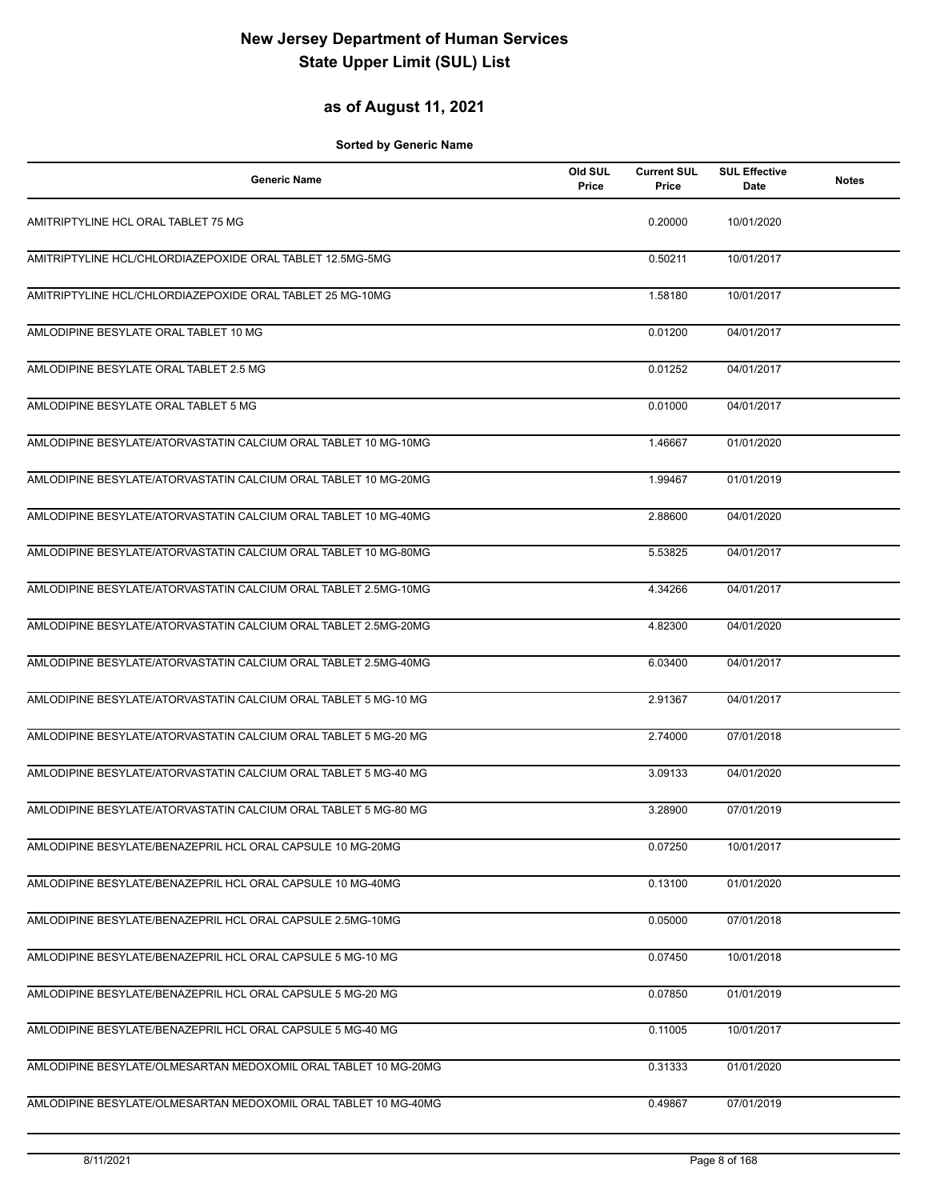# New Jersey Department of Human Services
# State Upper Limit (SUL) List

## as of August 11, 2021

**Sorted by Generic Name**

| Generic Name | Old SUL Price | Current SUL Price | SUL Effective Date | Notes |
|---|---|---|---|---|
| AMITRIPTYLINE HCL ORAL TABLET 75 MG | | 0.20000 | 10/01/2020 | |
| AMITRIPTYLINE HCL/CHLORDIAZEPOXIDE ORAL TABLET 12.5MG-5MG | | 0.50211 | 10/01/2017 | |
| AMITRIPTYLINE HCL/CHLORDIAZEPOXIDE ORAL TABLET 25 MG-10MG | | 1.58180 | 10/01/2017 | |
| AMLODIPINE BESYLATE ORAL TABLET 10 MG | | 0.01200 | 04/01/2017 | |
| AMLODIPINE BESYLATE ORAL TABLET 2.5 MG | | 0.01252 | 04/01/2017 | |
| AMLODIPINE BESYLATE ORAL TABLET 5 MG | | 0.01000 | 04/01/2017 | |
| AMLODIPINE BESYLATE/ATORVASTATIN CALCIUM ORAL TABLET 10 MG-10MG | | 1.46667 | 01/01/2020 | |
| AMLODIPINE BESYLATE/ATORVASTATIN CALCIUM ORAL TABLET 10 MG-20MG | | 1.99467 | 01/01/2019 | |
| AMLODIPINE BESYLATE/ATORVASTATIN CALCIUM ORAL TABLET 10 MG-40MG | | 2.88600 | 04/01/2020 | |
| AMLODIPINE BESYLATE/ATORVASTATIN CALCIUM ORAL TABLET 10 MG-80MG | | 5.53825 | 04/01/2017 | |
| AMLODIPINE BESYLATE/ATORVASTATIN CALCIUM ORAL TABLET 2.5MG-10MG | | 4.34266 | 04/01/2017 | |
| AMLODIPINE BESYLATE/ATORVASTATIN CALCIUM ORAL TABLET 2.5MG-20MG | | 4.82300 | 04/01/2020 | |
| AMLODIPINE BESYLATE/ATORVASTATIN CALCIUM ORAL TABLET 2.5MG-40MG | | 6.03400 | 04/01/2017 | |
| AMLODIPINE BESYLATE/ATORVASTATIN CALCIUM ORAL TABLET 5 MG-10 MG | | 2.91367 | 04/01/2017 | |
| AMLODIPINE BESYLATE/ATORVASTATIN CALCIUM ORAL TABLET 5 MG-20 MG | | 2.74000 | 07/01/2018 | |
| AMLODIPINE BESYLATE/ATORVASTATIN CALCIUM ORAL TABLET 5 MG-40 MG | | 3.09133 | 04/01/2020 | |
| AMLODIPINE BESYLATE/ATORVASTATIN CALCIUM ORAL TABLET 5 MG-80 MG | | 3.28900 | 07/01/2019 | |
| AMLODIPINE BESYLATE/BENAZEPRIL HCL ORAL CAPSULE 10 MG-20MG | | 0.07250 | 10/01/2017 | |
| AMLODIPINE BESYLATE/BENAZEPRIL HCL ORAL CAPSULE 10 MG-40MG | | 0.13100 | 01/01/2020 | |
| AMLODIPINE BESYLATE/BENAZEPRIL HCL ORAL CAPSULE 2.5MG-10MG | | 0.05000 | 07/01/2018 | |
| AMLODIPINE BESYLATE/BENAZEPRIL HCL ORAL CAPSULE 5 MG-10 MG | | 0.07450 | 10/01/2018 | |
| AMLODIPINE BESYLATE/BENAZEPRIL HCL ORAL CAPSULE 5 MG-20 MG | | 0.07850 | 01/01/2019 | |
| AMLODIPINE BESYLATE/BENAZEPRIL HCL ORAL CAPSULE 5 MG-40 MG | | 0.11005 | 10/01/2017 | |
| AMLODIPINE BESYLATE/OLMESARTAN MEDOXOMIL ORAL TABLET 10 MG-20MG | | 0.31333 | 01/01/2020 | |
| AMLODIPINE BESYLATE/OLMESARTAN MEDOXOMIL ORAL TABLET 10 MG-40MG | | 0.49867 | 07/01/2019 | |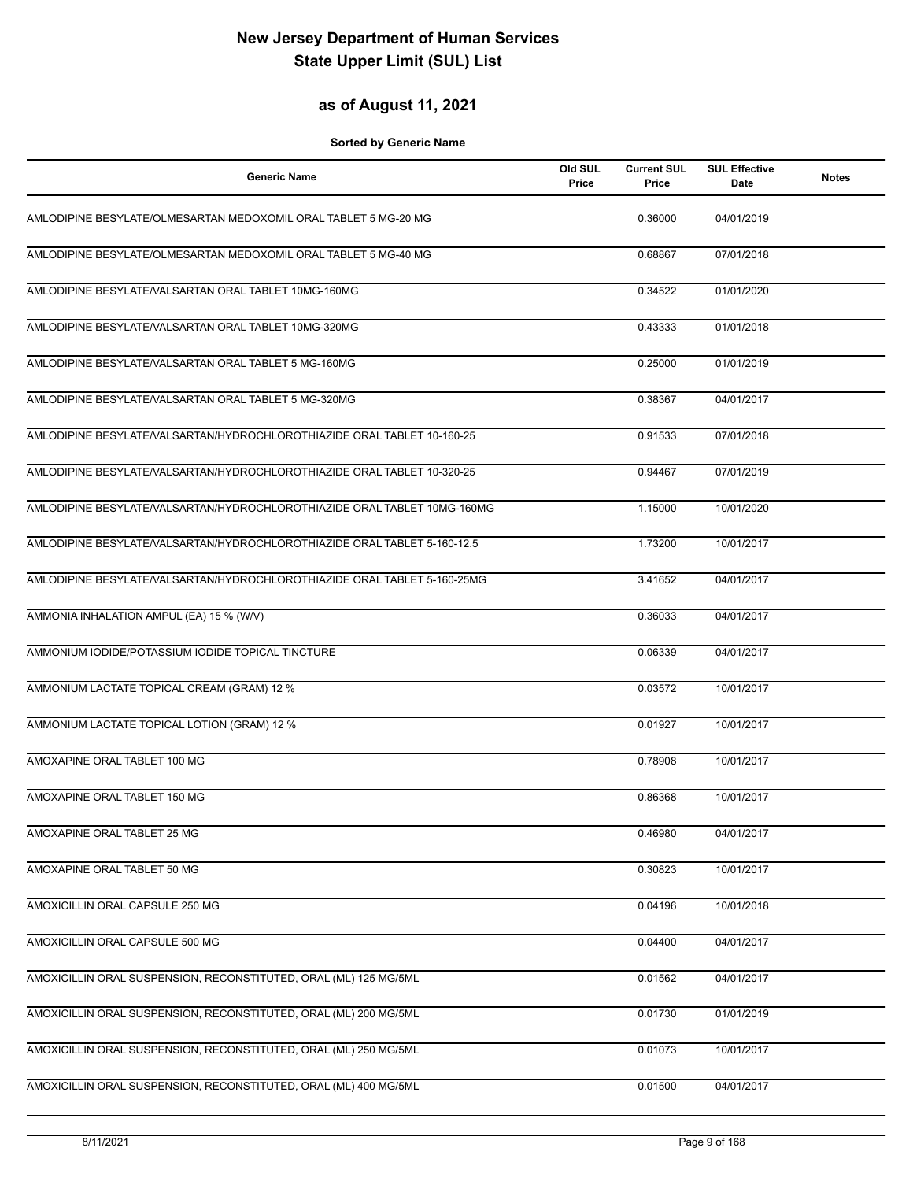# New Jersey Department of Human Services
# State Upper Limit (SUL) List

## as of August 11, 2021

**Sorted by Generic Name**

| Generic Name | Old SUL Price | Current SUL Price | SUL Effective Date | Notes |
|---|---|---|---|---|
| AMLODIPINE BESYLATE/OLMESARTAN MEDOXOMIL ORAL TABLET 5 MG-20 MG | | 0.36000 | 04/01/2019 | |
| AMLODIPINE BESYLATE/OLMESARTAN MEDOXOMIL ORAL TABLET 5 MG-40 MG | | 0.68867 | 07/01/2018 | |
| AMLODIPINE BESYLATE/VALSARTAN ORAL TABLET 10MG-160MG | | 0.34522 | 01/01/2020 | |
| AMLODIPINE BESYLATE/VALSARTAN ORAL TABLET 10MG-320MG | | 0.43333 | 01/01/2018 | |
| AMLODIPINE BESYLATE/VALSARTAN ORAL TABLET 5 MG-160MG | | 0.25000 | 01/01/2019 | |
| AMLODIPINE BESYLATE/VALSARTAN ORAL TABLET 5 MG-320MG | | 0.38367 | 04/01/2017 | |
| AMLODIPINE BESYLATE/VALSARTAN/HYDROCHLOROTHIAZIDE ORAL TABLET 10-160-25 | | 0.91533 | 07/01/2018 | |
| AMLODIPINE BESYLATE/VALSARTAN/HYDROCHLOROTHIAZIDE ORAL TABLET 10-320-25 | | 0.94467 | 07/01/2019 | |
| AMLODIPINE BESYLATE/VALSARTAN/HYDROCHLOROTHIAZIDE ORAL TABLET 10MG-160MG | | 1.15000 | 10/01/2020 | |
| AMLODIPINE BESYLATE/VALSARTAN/HYDROCHLOROTHIAZIDE ORAL TABLET 5-160-12.5 | | 1.73200 | 10/01/2017 | |
| AMLODIPINE BESYLATE/VALSARTAN/HYDROCHLOROTHIAZIDE ORAL TABLET 5-160-25MG | | 3.41652 | 04/01/2017 | |
| AMMONIA INHALATION AMPUL (EA) 15 % (W/V) | | 0.36033 | 04/01/2017 | |
| AMMONIUM IODIDE/POTASSIUM IODIDE TOPICAL TINCTURE | | 0.06339 | 04/01/2017 | |
| AMMONIUM LACTATE TOPICAL CREAM (GRAM) 12 % | | 0.03572 | 10/01/2017 | |
| AMMONIUM LACTATE TOPICAL LOTION (GRAM) 12 % | | 0.01927 | 10/01/2017 | |
| AMOXAPINE ORAL TABLET 100 MG | | 0.78908 | 10/01/2017 | |
| AMOXAPINE ORAL TABLET 150 MG | | 0.86368 | 10/01/2017 | |
| AMOXAPINE ORAL TABLET 25 MG | | 0.46980 | 04/01/2017 | |
| AMOXAPINE ORAL TABLET 50 MG | | 0.30823 | 10/01/2017 | |
| AMOXICILLIN ORAL CAPSULE 250 MG | | 0.04196 | 10/01/2018 | |
| AMOXICILLIN ORAL CAPSULE 500 MG | | 0.04400 | 04/01/2017 | |
| AMOXICILLIN ORAL SUSPENSION, RECONSTITUTED, ORAL (ML) 125 MG/5ML | | 0.01562 | 04/01/2017 | |
| AMOXICILLIN ORAL SUSPENSION, RECONSTITUTED, ORAL (ML) 200 MG/5ML | | 0.01730 | 01/01/2019 | |
| AMOXICILLIN ORAL SUSPENSION, RECONSTITUTED, ORAL (ML) 250 MG/5ML | | 0.01073 | 10/01/2017 | |
| AMOXICILLIN ORAL SUSPENSION, RECONSTITUTED, ORAL (ML) 400 MG/5ML | | 0.01500 | 04/01/2017 | |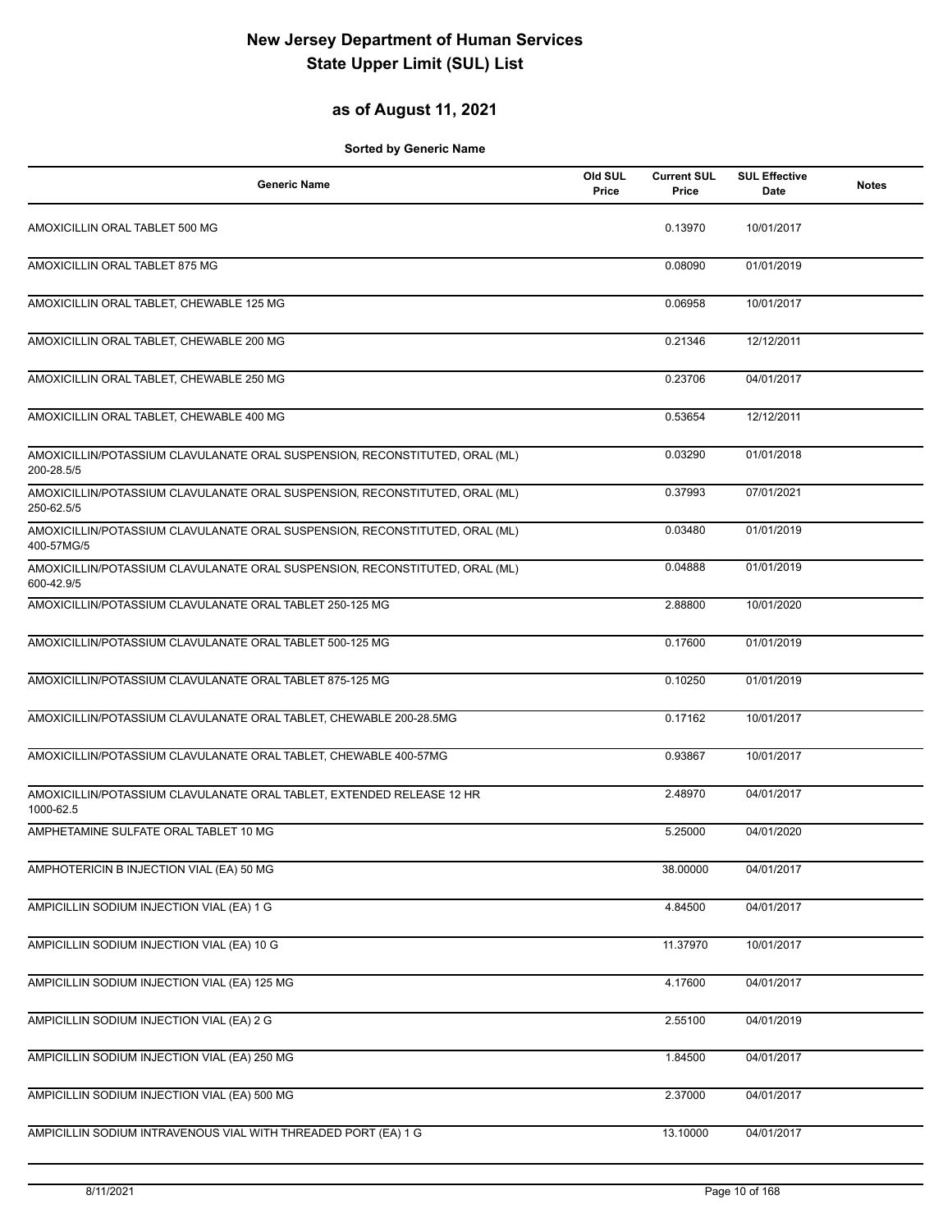# New Jersey Department of Human Services
# State Upper Limit (SUL) List

## as of August 11, 2021

**Sorted by Generic Name**

| Generic Name | Old SUL Price | Current SUL Price | SUL Effective Date | Notes |
|---|---|---|---|---|
| AMOXICILLIN ORAL TABLET 500 MG | | 0.13970 | 10/01/2017 | |
| AMOXICILLIN ORAL TABLET 875 MG | | 0.08090 | 01/01/2019 | |
| AMOXICILLIN ORAL TABLET, CHEWABLE 125 MG | | 0.06958 | 10/01/2017 | |
| AMOXICILLIN ORAL TABLET, CHEWABLE 200 MG | | 0.21346 | 12/12/2011 | |
| AMOXICILLIN ORAL TABLET, CHEWABLE 250 MG | | 0.23706 | 04/01/2017 | |
| AMOXICILLIN ORAL TABLET, CHEWABLE 400 MG | | 0.53654 | 12/12/2011 | |
| AMOXICILLIN/POTASSIUM CLAVULANATE ORAL SUSPENSION, RECONSTITUTED, ORAL (ML) 200-28.5/5 | | 0.03290 | 01/01/2018 | |
| AMOXICILLIN/POTASSIUM CLAVULANATE ORAL SUSPENSION, RECONSTITUTED, ORAL (ML) 250-62.5/5 | | 0.37993 | 07/01/2021 | |
| AMOXICILLIN/POTASSIUM CLAVULANATE ORAL SUSPENSION, RECONSTITUTED, ORAL (ML) 400-57MG/5 | | 0.03480 | 01/01/2019 | |
| AMOXICILLIN/POTASSIUM CLAVULANATE ORAL SUSPENSION, RECONSTITUTED, ORAL (ML) 600-42.9/5 | | 0.04888 | 01/01/2019 | |
| AMOXICILLIN/POTASSIUM CLAVULANATE ORAL TABLET 250-125 MG | | 2.88800 | 10/01/2020 | |
| AMOXICILLIN/POTASSIUM CLAVULANATE ORAL TABLET 500-125 MG | | 0.17600 | 01/01/2019 | |
| AMOXICILLIN/POTASSIUM CLAVULANATE ORAL TABLET 875-125 MG | | 0.10250 | 01/01/2019 | |
| AMOXICILLIN/POTASSIUM CLAVULANATE ORAL TABLET, CHEWABLE 200-28.5MG | | 0.17162 | 10/01/2017 | |
| AMOXICILLIN/POTASSIUM CLAVULANATE ORAL TABLET, CHEWABLE 400-57MG | | 0.93867 | 10/01/2017 | |
| AMOXICILLIN/POTASSIUM CLAVULANATE ORAL TABLET, EXTENDED RELEASE 12 HR 1000-62.5 | | 2.48970 | 04/01/2017 | |
| AMPHETAMINE SULFATE ORAL TABLET 10 MG | | 5.25000 | 04/01/2020 | |
| AMPHOTERICIN B INJECTION VIAL (EA) 50 MG | | 38.00000 | 04/01/2017 | |
| AMPICILLIN SODIUM INJECTION VIAL (EA) 1 G | | 4.84500 | 04/01/2017 | |
| AMPICILLIN SODIUM INJECTION VIAL (EA) 10 G | | 11.37970 | 10/01/2017 | |
| AMPICILLIN SODIUM INJECTION VIAL (EA) 125 MG | | 4.17600 | 04/01/2017 | |
| AMPICILLIN SODIUM INJECTION VIAL (EA) 2 G | | 2.55100 | 04/01/2019 | |
| AMPICILLIN SODIUM INJECTION VIAL (EA) 250 MG | | 1.84500 | 04/01/2017 | |
| AMPICILLIN SODIUM INJECTION VIAL (EA) 500 MG | | 2.37000 | 04/01/2017 | |
| AMPICILLIN SODIUM INTRAVENOUS VIAL WITH THREADED PORT (EA) 1 G | | 13.10000 | 04/01/2017 | |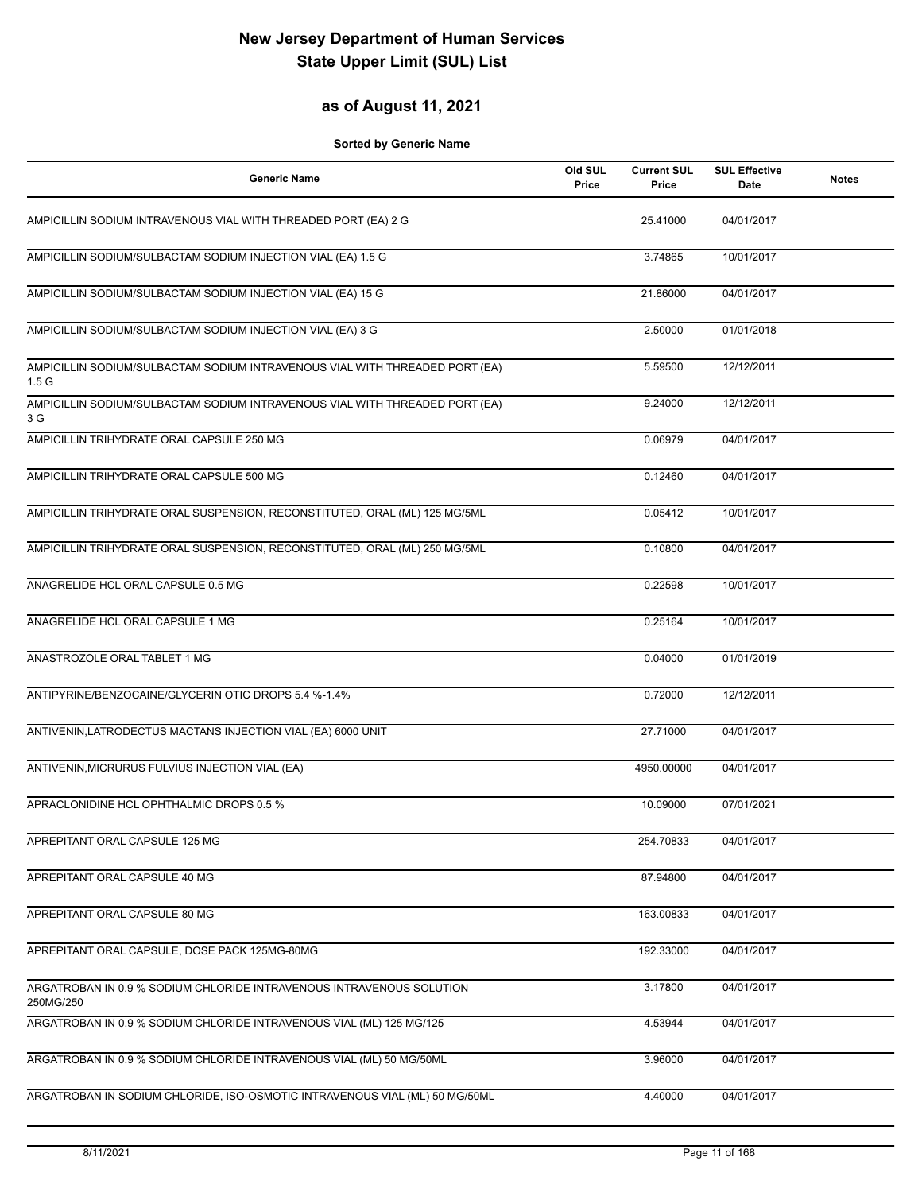# New Jersey Department of Human Services
# State Upper Limit (SUL) List

## as of August 11, 2021

**Sorted by Generic Name**

| Generic Name | Old SUL Price | Current SUL Price | SUL Effective Date | Notes |
|---|---|---|---|---|
| AMPICILLIN SODIUM INTRAVENOUS VIAL WITH THREADED PORT (EA) 2 G | | 25.41000 | 04/01/2017 | |
| AMPICILLIN SODIUM/SULBACTAM SODIUM INJECTION VIAL (EA) 1.5 G | | 3.74865 | 10/01/2017 | |
| AMPICILLIN SODIUM/SULBACTAM SODIUM INJECTION VIAL (EA) 15 G | | 21.86000 | 04/01/2017 | |
| AMPICILLIN SODIUM/SULBACTAM SODIUM INJECTION VIAL (EA) 3 G | | 2.50000 | 01/01/2018 | |
| AMPICILLIN SODIUM/SULBACTAM SODIUM INTRAVENOUS VIAL WITH THREADED PORT (EA) 1.5 G | | 5.59500 | 12/12/2011 | |
| AMPICILLIN SODIUM/SULBACTAM SODIUM INTRAVENOUS VIAL WITH THREADED PORT (EA) 3 G | | 9.24000 | 12/12/2011 | |
| AMPICILLIN TRIHYDRATE ORAL CAPSULE 250 MG | | 0.06979 | 04/01/2017 | |
| AMPICILLIN TRIHYDRATE ORAL CAPSULE 500 MG | | 0.12460 | 04/01/2017 | |
| AMPICILLIN TRIHYDRATE ORAL SUSPENSION, RECONSTITUTED, ORAL (ML) 125 MG/5ML | | 0.05412 | 10/01/2017 | |
| AMPICILLIN TRIHYDRATE ORAL SUSPENSION, RECONSTITUTED, ORAL (ML) 250 MG/5ML | | 0.10800 | 04/01/2017 | |
| ANAGRELIDE HCL ORAL CAPSULE 0.5 MG | | 0.22598 | 10/01/2017 | |
| ANAGRELIDE HCL ORAL CAPSULE 1 MG | | 0.25164 | 10/01/2017 | |
| ANASTROZOLE ORAL TABLET 1 MG | | 0.04000 | 01/01/2019 | |
| ANTIPYRINE/BENZOCAINE/GLYCERIN OTIC DROPS 5.4 %-1.4% | | 0.72000 | 12/12/2011 | |
| ANTIVENIN,LATRODECTUS MACTANS INJECTION VIAL (EA) 6000 UNIT | | 27.71000 | 04/01/2017 | |
| ANTIVENIN,MICRURUS FULVIUS INJECTION VIAL (EA) | | 4950.00000 | 04/01/2017 | |
| APRACLONIDINE HCL OPHTHALMIC DROPS 0.5 % | | 10.09000 | 07/01/2021 | |
| APREPITANT ORAL CAPSULE 125 MG | | 254.70833 | 04/01/2017 | |
| APREPITANT ORAL CAPSULE 40 MG | | 87.94800 | 04/01/2017 | |
| APREPITANT ORAL CAPSULE 80 MG | | 163.00833 | 04/01/2017 | |
| APREPITANT ORAL CAPSULE, DOSE PACK 125MG-80MG | | 192.33000 | 04/01/2017 | |
| ARGATROBAN IN 0.9 % SODIUM CHLORIDE INTRAVENOUS INTRAVENOUS SOLUTION 250MG/250 | | 3.17800 | 04/01/2017 | |
| ARGATROBAN IN 0.9 % SODIUM CHLORIDE INTRAVENOUS VIAL (ML) 125 MG/125 | | 4.53944 | 04/01/2017 | |
| ARGATROBAN IN 0.9 % SODIUM CHLORIDE INTRAVENOUS VIAL (ML) 50 MG/50ML | | 3.96000 | 04/01/2017 | |
| ARGATROBAN IN SODIUM CHLORIDE, ISO-OSMOTIC INTRAVENOUS VIAL (ML) 50 MG/50ML | | 4.40000 | 04/01/2017 | |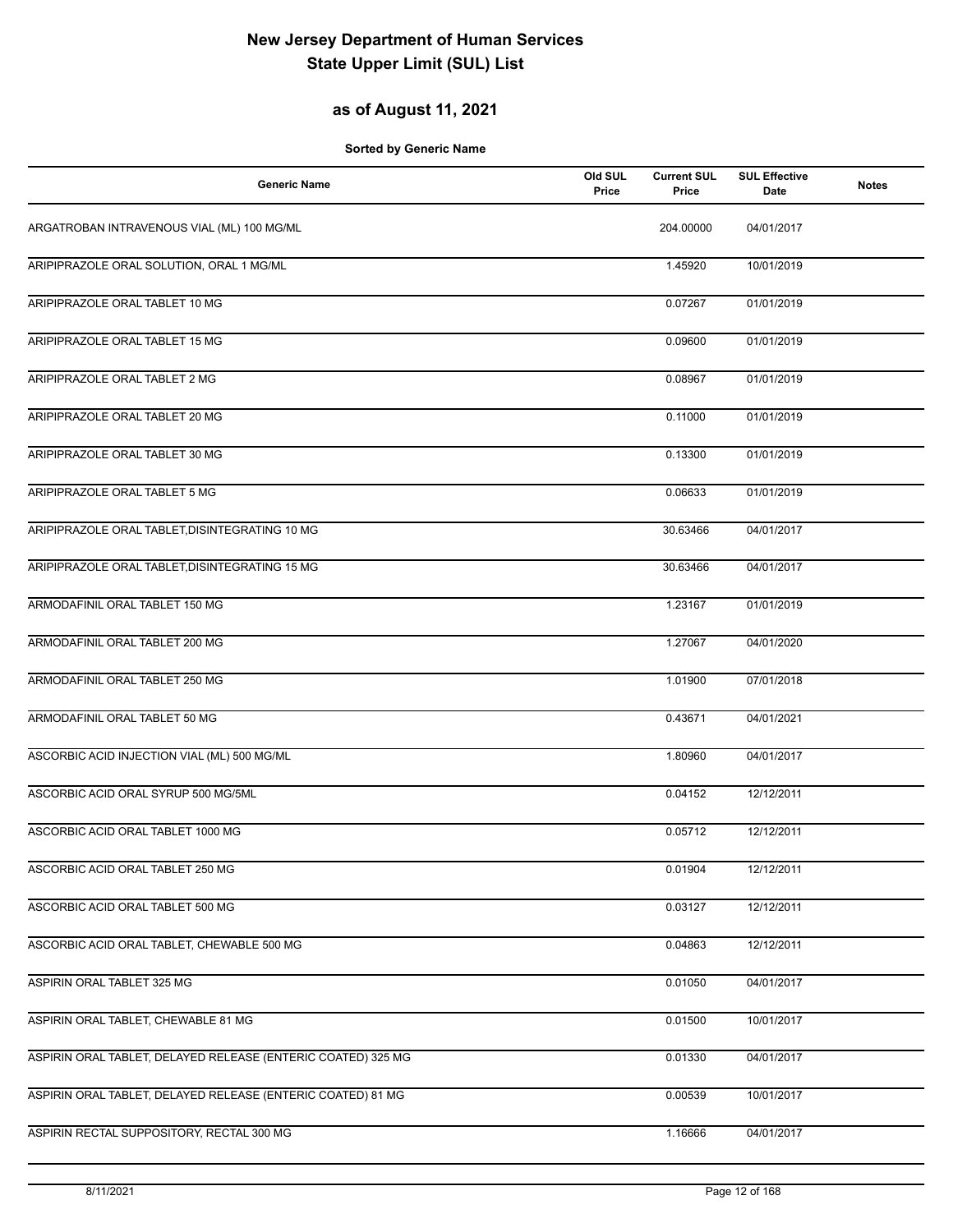# New Jersey Department of Human Services
# State Upper Limit (SUL) List

## as of August 11, 2021

**Sorted by Generic Name**

| Generic Name | Old SUL Price | Current SUL Price | SUL Effective Date | Notes |
|---|---|---|---|---|
| ARGATROBAN INTRAVENOUS VIAL (ML) 100 MG/ML | | 204.00000 | 04/01/2017 | |
| ARIPIPRAZOLE ORAL SOLUTION, ORAL 1 MG/ML | | 1.45920 | 10/01/2019 | |
| ARIPIPRAZOLE ORAL TABLET 10 MG | | 0.07267 | 01/01/2019 | |
| ARIPIPRAZOLE ORAL TABLET 15 MG | | 0.09600 | 01/01/2019 | |
| ARIPIPRAZOLE ORAL TABLET 2 MG | | 0.08967 | 01/01/2019 | |
| ARIPIPRAZOLE ORAL TABLET 20 MG | | 0.11000 | 01/01/2019 | |
| ARIPIPRAZOLE ORAL TABLET 30 MG | | 0.13300 | 01/01/2019 | |
| ARIPIPRAZOLE ORAL TABLET 5 MG | | 0.06633 | 01/01/2019 | |
| ARIPIPRAZOLE ORAL TABLET,DISINTEGRATING 10 MG | | 30.63466 | 04/01/2017 | |
| ARIPIPRAZOLE ORAL TABLET,DISINTEGRATING 15 MG | | 30.63466 | 04/01/2017 | |
| ARMODAFINIL ORAL TABLET 150 MG | | 1.23167 | 01/01/2019 | |
| ARMODAFINIL ORAL TABLET 200 MG | | 1.27067 | 04/01/2020 | |
| ARMODAFINIL ORAL TABLET 250 MG | | 1.01900 | 07/01/2018 | |
| ARMODAFINIL ORAL TABLET 50 MG | | 0.43671 | 04/01/2021 | |
| ASCORBIC ACID INJECTION VIAL (ML) 500 MG/ML | | 1.80960 | 04/01/2017 | |
| ASCORBIC ACID ORAL SYRUP 500 MG/5ML | | 0.04152 | 12/12/2011 | |
| ASCORBIC ACID ORAL TABLET 1000 MG | | 0.05712 | 12/12/2011 | |
| ASCORBIC ACID ORAL TABLET 250 MG | | 0.01904 | 12/12/2011 | |
| ASCORBIC ACID ORAL TABLET 500 MG | | 0.03127 | 12/12/2011 | |
| ASCORBIC ACID ORAL TABLET, CHEWABLE 500 MG | | 0.04863 | 12/12/2011 | |
| ASPIRIN ORAL TABLET 325 MG | | 0.01050 | 04/01/2017 | |
| ASPIRIN ORAL TABLET, CHEWABLE 81 MG | | 0.01500 | 10/01/2017 | |
| ASPIRIN ORAL TABLET, DELAYED RELEASE (ENTERIC COATED) 325 MG | | 0.01330 | 04/01/2017 | |
| ASPIRIN ORAL TABLET, DELAYED RELEASE (ENTERIC COATED) 81 MG | | 0.00539 | 10/01/2017 | |
| ASPIRIN RECTAL SUPPOSITORY, RECTAL 300 MG | | 1.16666 | 04/01/2017 | |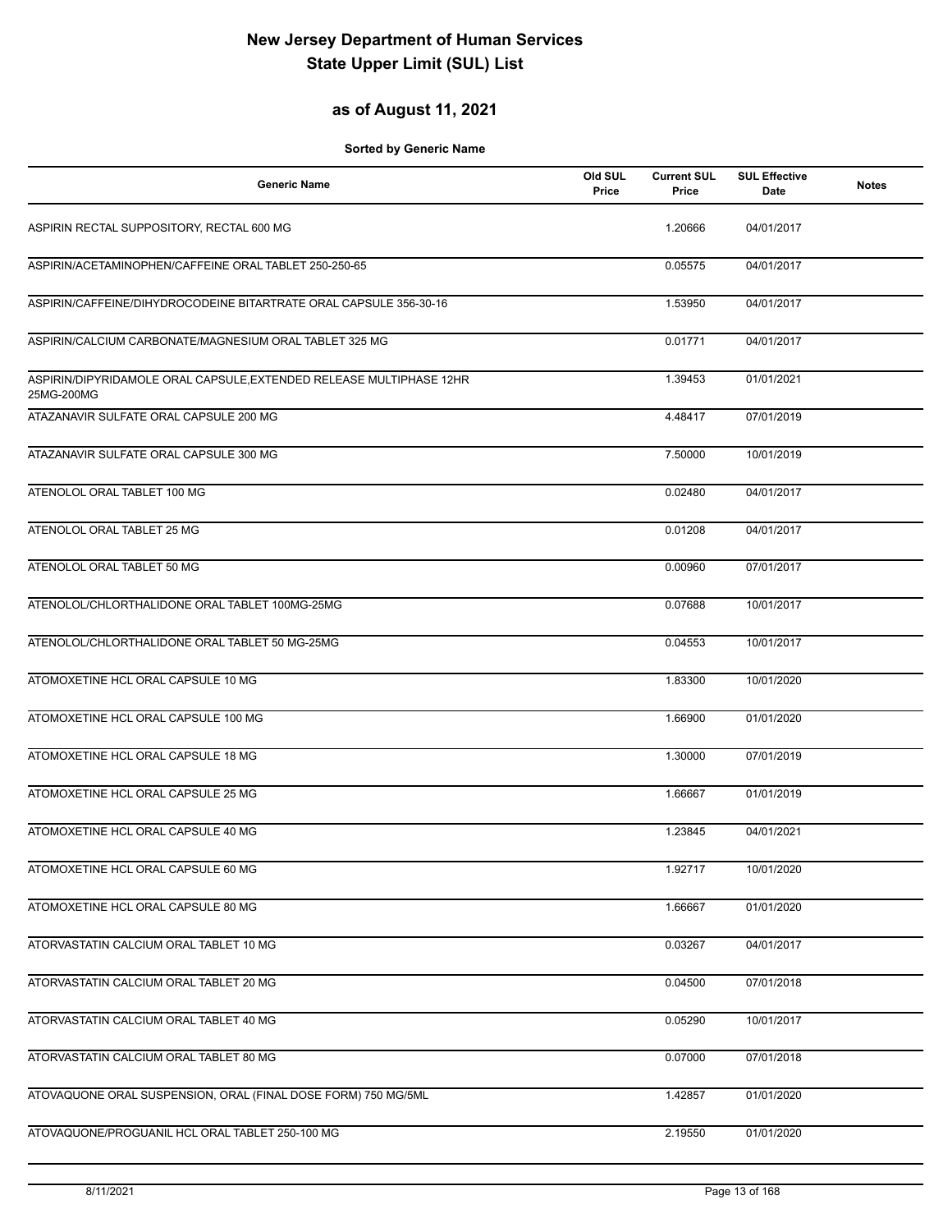# New Jersey Department of Human Services
# State Upper Limit (SUL) List

## as of August 11, 2021

**Sorted by Generic Name**

| Generic Name | Old SUL Price | Current SUL Price | SUL Effective Date | Notes |
|---|---|---|---|---|
| ASPIRIN RECTAL SUPPOSITORY, RECTAL 600 MG | | 1.20666 | 04/01/2017 | |
| ASPIRIN/ACETAMINOPHEN/CAFFEINE ORAL TABLET 250-250-65 | | 0.05575 | 04/01/2017 | |
| ASPIRIN/CAFFEINE/DIHYDROCODEINE BITARTRATE ORAL CAPSULE 356-30-16 | | 1.53950 | 04/01/2017 | |
| ASPIRIN/CALCIUM CARBONATE/MAGNESIUM ORAL TABLET 325 MG | | 0.01771 | 04/01/2017 | |
| ASPIRIN/DIPYRIDAMOLE ORAL CAPSULE,EXTENDED RELEASE MULTIPHASE 12HR 25MG-200MG | | 1.39453 | 01/01/2021 | |
| ATAZANAVIR SULFATE ORAL CAPSULE 200 MG | | 4.48417 | 07/01/2019 | |
| ATAZANAVIR SULFATE ORAL CAPSULE 300 MG | | 7.50000 | 10/01/2019 | |
| ATENOLOL ORAL TABLET 100 MG | | 0.02480 | 04/01/2017 | |
| ATENOLOL ORAL TABLET 25 MG | | 0.01208 | 04/01/2017 | |
| ATENOLOL ORAL TABLET 50 MG | | 0.00960 | 07/01/2017 | |
| ATENOLOL/CHLORTHALIDONE ORAL TABLET 100MG-25MG | | 0.07688 | 10/01/2017 | |
| ATENOLOL/CHLORTHALIDONE ORAL TABLET 50 MG-25MG | | 0.04553 | 10/01/2017 | |
| ATOMOXETINE HCL ORAL CAPSULE 10 MG | | 1.83300 | 10/01/2020 | |
| ATOMOXETINE HCL ORAL CAPSULE 100 MG | | 1.66900 | 01/01/2020 | |
| ATOMOXETINE HCL ORAL CAPSULE 18 MG | | 1.30000 | 07/01/2019 | |
| ATOMOXETINE HCL ORAL CAPSULE 25 MG | | 1.66667 | 01/01/2019 | |
| ATOMOXETINE HCL ORAL CAPSULE 40 MG | | 1.23845 | 04/01/2021 | |
| ATOMOXETINE HCL ORAL CAPSULE 60 MG | | 1.92717 | 10/01/2020 | |
| ATOMOXETINE HCL ORAL CAPSULE 80 MG | | 1.66667 | 01/01/2020 | |
| ATORVASTATIN CALCIUM ORAL TABLET 10 MG | | 0.03267 | 04/01/2017 | |
| ATORVASTATIN CALCIUM ORAL TABLET 20 MG | | 0.04500 | 07/01/2018 | |
| ATORVASTATIN CALCIUM ORAL TABLET 40 MG | | 0.05290 | 10/01/2017 | |
| ATORVASTATIN CALCIUM ORAL TABLET 80 MG | | 0.07000 | 07/01/2018 | |
| ATOVAQUONE ORAL SUSPENSION, ORAL (FINAL DOSE FORM) 750 MG/5ML | | 1.42857 | 01/01/2020 | |
| ATOVAQUONE/PROGUANIL HCL ORAL TABLET 250-100 MG | | 2.19550 | 01/01/2020 | |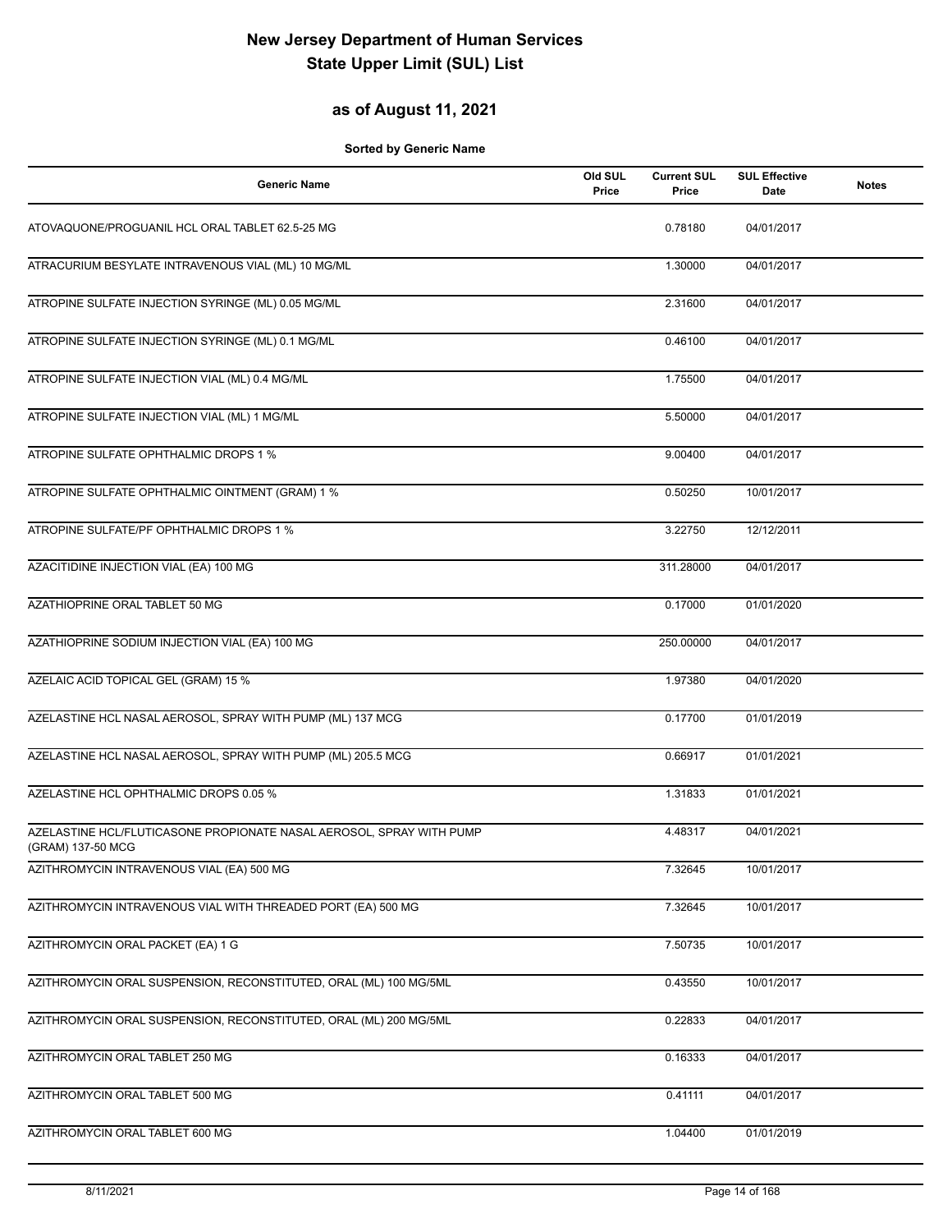# New Jersey Department of Human Services
# State Upper Limit (SUL) List

## as of August 11, 2021

**Sorted by Generic Name**

| Generic Name | Old SUL Price | Current SUL Price | SUL Effective Date | Notes |
|---|---|---|---|---|
| ATOVAQUONE/PROGUANIL HCL ORAL TABLET 62.5-25 MG | | 0.78180 | 04/01/2017 | |
| ATRACURIUM BESYLATE INTRAVENOUS VIAL (ML) 10 MG/ML | | 1.30000 | 04/01/2017 | |
| ATROPINE SULFATE INJECTION SYRINGE (ML) 0.05 MG/ML | | 2.31600 | 04/01/2017 | |
| ATROPINE SULFATE INJECTION SYRINGE (ML) 0.1 MG/ML | | 0.46100 | 04/01/2017 | |
| ATROPINE SULFATE INJECTION VIAL (ML) 0.4 MG/ML | | 1.75500 | 04/01/2017 | |
| ATROPINE SULFATE INJECTION VIAL (ML) 1 MG/ML | | 5.50000 | 04/01/2017 | |
| ATROPINE SULFATE OPHTHALMIC DROPS 1 % | | 9.00400 | 04/01/2017 | |
| ATROPINE SULFATE OPHTHALMIC OINTMENT (GRAM) 1 % | | 0.50250 | 10/01/2017 | |
| ATROPINE SULFATE/PF OPHTHALMIC DROPS 1 % | | 3.22750 | 12/12/2011 | |
| AZACITIDINE INJECTION VIAL (EA) 100 MG | | 311.28000 | 04/01/2017 | |
| AZATHIOPRINE ORAL TABLET 50 MG | | 0.17000 | 01/01/2020 | |
| AZATHIOPRINE SODIUM INJECTION VIAL (EA) 100 MG | | 250.00000 | 04/01/2017 | |
| AZELAIC ACID TOPICAL GEL (GRAM) 15 % | | 1.97380 | 04/01/2020 | |
| AZELASTINE HCL NASAL AEROSOL, SPRAY WITH PUMP (ML) 137 MCG | | 0.17700 | 01/01/2019 | |
| AZELASTINE HCL NASAL AEROSOL, SPRAY WITH PUMP (ML) 205.5 MCG | | 0.66917 | 01/01/2021 | |
| AZELASTINE HCL OPHTHALMIC DROPS 0.05 % | | 1.31833 | 01/01/2021 | |
| AZELASTINE HCL/FLUTICASONE PROPIONATE NASAL AEROSOL, SPRAY WITH PUMP (GRAM) 137-50 MCG | | 4.48317 | 04/01/2021 | |
| AZITHROMYCIN INTRAVENOUS VIAL (EA) 500 MG | | 7.32645 | 10/01/2017 | |
| AZITHROMYCIN INTRAVENOUS VIAL WITH THREADED PORT (EA) 500 MG | | 7.32645 | 10/01/2017 | |
| AZITHROMYCIN ORAL PACKET (EA) 1 G | | 7.50735 | 10/01/2017 | |
| AZITHROMYCIN ORAL SUSPENSION, RECONSTITUTED, ORAL (ML) 100 MG/5ML | | 0.43550 | 10/01/2017 | |
| AZITHROMYCIN ORAL SUSPENSION, RECONSTITUTED, ORAL (ML) 200 MG/5ML | | 0.22833 | 04/01/2017 | |
| AZITHROMYCIN ORAL TABLET 250 MG | | 0.16333 | 04/01/2017 | |
| AZITHROMYCIN ORAL TABLET 500 MG | | 0.41111 | 04/01/2017 | |
| AZITHROMYCIN ORAL TABLET 600 MG | | 1.04400 | 01/01/2019 | |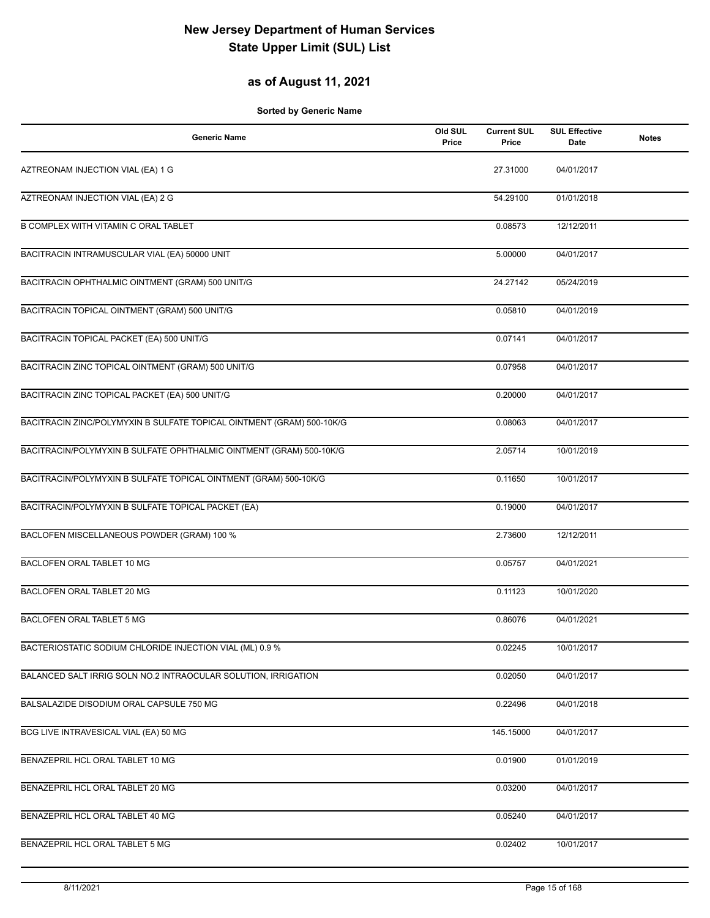# New Jersey Department of Human Services
# State Upper Limit (SUL) List

## as of August 11, 2021

**Sorted by Generic Name**

| Generic Name | Old SUL Price | Current SUL Price | SUL Effective Date | Notes |
|---|---|---|---|---|
| AZTREONAM INJECTION VIAL (EA) 1 G | | 27.31000 | 04/01/2017 | |
| AZTREONAM INJECTION VIAL (EA) 2 G | | 54.29100 | 01/01/2018 | |
| B COMPLEX WITH VITAMIN C ORAL TABLET | | 0.08573 | 12/12/2011 | |
| BACITRACIN INTRAMUSCULAR VIAL (EA) 50000 UNIT | | 5.00000 | 04/01/2017 | |
| BACITRACIN OPHTHALMIC OINTMENT (GRAM) 500 UNIT/G | | 24.27142 | 05/24/2019 | |
| BACITRACIN TOPICAL OINTMENT (GRAM) 500 UNIT/G | | 0.05810 | 04/01/2019 | |
| BACITRACIN TOPICAL PACKET (EA) 500 UNIT/G | | 0.07141 | 04/01/2017 | |
| BACITRACIN ZINC TOPICAL OINTMENT (GRAM) 500 UNIT/G | | 0.07958 | 04/01/2017 | |
| BACITRACIN ZINC TOPICAL PACKET (EA) 500 UNIT/G | | 0.20000 | 04/01/2017 | |
| BACITRACIN ZINC/POLYMYXIN B SULFATE TOPICAL OINTMENT (GRAM) 500-10K/G | | 0.08063 | 04/01/2017 | |
| BACITRACIN/POLYMYXIN B SULFATE OPHTHALMIC OINTMENT (GRAM) 500-10K/G | | 2.05714 | 10/01/2019 | |
| BACITRACIN/POLYMYXIN B SULFATE TOPICAL OINTMENT (GRAM) 500-10K/G | | 0.11650 | 10/01/2017 | |
| BACITRACIN/POLYMYXIN B SULFATE TOPICAL PACKET (EA) | | 0.19000 | 04/01/2017 | |
| BACLOFEN MISCELLANEOUS POWDER (GRAM) 100 % | | 2.73600 | 12/12/2011 | |
| BACLOFEN ORAL TABLET 10 MG | | 0.05757 | 04/01/2021 | |
| BACLOFEN ORAL TABLET 20 MG | | 0.11123 | 10/01/2020 | |
| BACLOFEN ORAL TABLET 5 MG | | 0.86076 | 04/01/2021 | |
| BACTERIOSTATIC SODIUM CHLORIDE INJECTION VIAL (ML) 0.9 % | | 0.02245 | 10/01/2017 | |
| BALANCED SALT IRRIG SOLN NO.2 INTRAOCULAR SOLUTION, IRRIGATION | | 0.02050 | 04/01/2017 | |
| BALSALAZIDE DISODIUM ORAL CAPSULE 750 MG | | 0.22496 | 04/01/2018 | |
| BCG LIVE INTRAVESICAL VIAL (EA) 50 MG | | 145.15000 | 04/01/2017 | |
| BENAZEPRIL HCL ORAL TABLET 10 MG | | 0.01900 | 01/01/2019 | |
| BENAZEPRIL HCL ORAL TABLET 20 MG | | 0.03200 | 04/01/2017 | |
| BENAZEPRIL HCL ORAL TABLET 40 MG | | 0.05240 | 04/01/2017 | |
| BENAZEPRIL HCL ORAL TABLET 5 MG | | 0.02402 | 10/01/2017 | |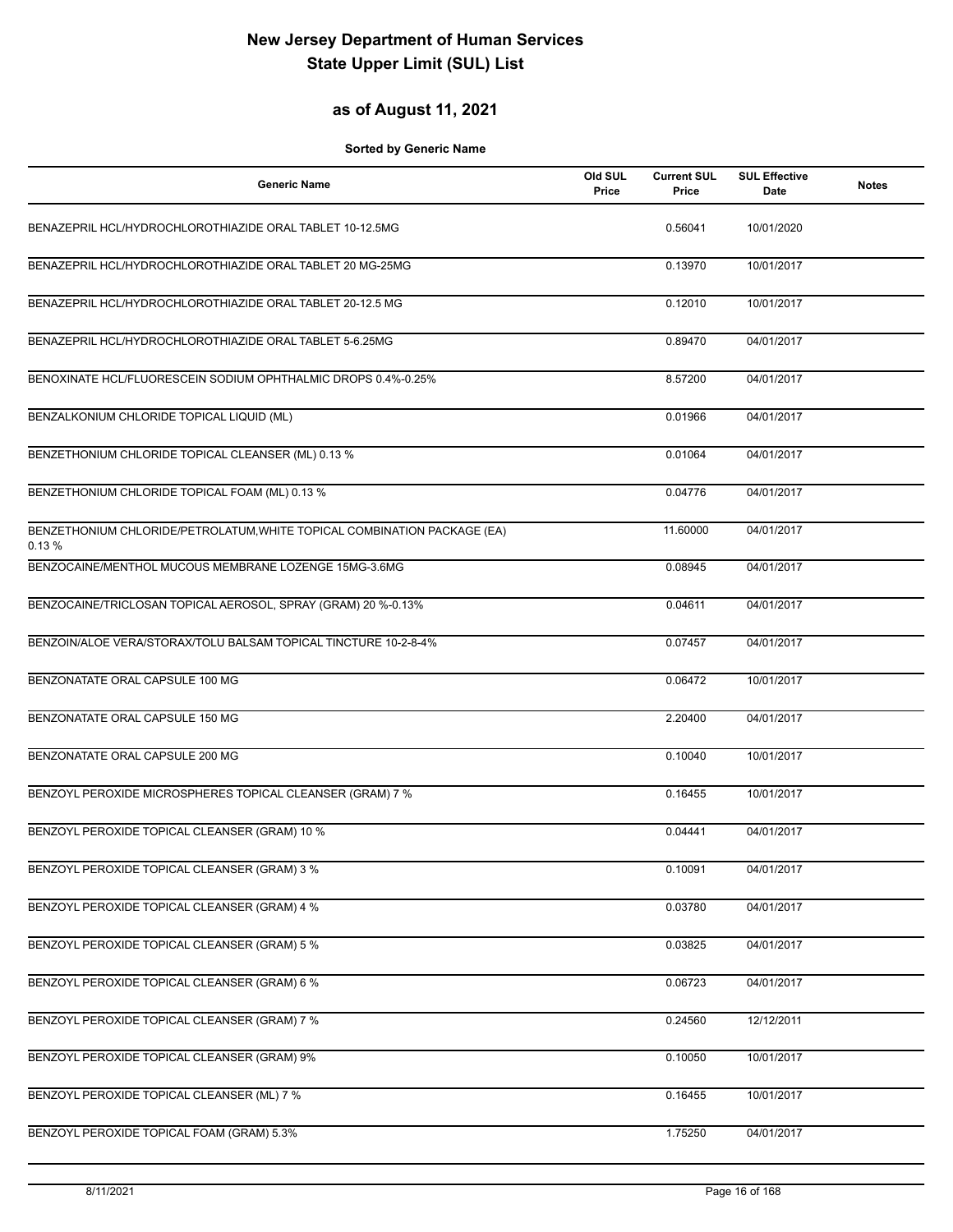# New Jersey Department of Human Services
# State Upper Limit (SUL) List

## as of August 11, 2021

**Sorted by Generic Name**

| Generic Name | Old SUL Price | Current SUL Price | SUL Effective Date | Notes |
|---|---|---|---|---|
| BENAZEPRIL HCL/HYDROCHLOROTHIAZIDE ORAL TABLET 10-12.5MG | | 0.56041 | 10/01/2020 | |
| BENAZEPRIL HCL/HYDROCHLOROTHIAZIDE ORAL TABLET 20 MG-25MG | | 0.13970 | 10/01/2017 | |
| BENAZEPRIL HCL/HYDROCHLOROTHIAZIDE ORAL TABLET 20-12.5 MG | | 0.12010 | 10/01/2017 | |
| BENAZEPRIL HCL/HYDROCHLOROTHIAZIDE ORAL TABLET 5-6.25MG | | 0.89470 | 04/01/2017 | |
| BENOXINATE HCL/FLUORESCEIN SODIUM OPHTHALMIC DROPS 0.4%-0.25% | | 8.57200 | 04/01/2017 | |
| BENZALKONIUM CHLORIDE TOPICAL LIQUID (ML) | | 0.01966 | 04/01/2017 | |
| BENZETHONIUM CHLORIDE TOPICAL CLEANSER (ML) 0.13 % | | 0.01064 | 04/01/2017 | |
| BENZETHONIUM CHLORIDE TOPICAL FOAM (ML) 0.13 % | | 0.04776 | 04/01/2017 | |
| BENZETHONIUM CHLORIDE/PETROLATUM,WHITE TOPICAL COMBINATION PACKAGE (EA) 0.13 % | | 11.60000 | 04/01/2017 | |
| BENZOCAINE/MENTHOL MUCOUS MEMBRANE LOZENGE 15MG-3.6MG | | 0.08945 | 04/01/2017 | |
| BENZOCAINE/TRICLOSAN TOPICAL AEROSOL, SPRAY (GRAM) 20 %-0.13% | | 0.04611 | 04/01/2017 | |
| BENZOIN/ALOE VERA/STORAX/TOLU BALSAM TOPICAL TINCTURE 10-2-8-4% | | 0.07457 | 04/01/2017 | |
| BENZONATATE ORAL CAPSULE 100 MG | | 0.06472 | 10/01/2017 | |
| BENZONATATE ORAL CAPSULE 150 MG | | 2.20400 | 04/01/2017 | |
| BENZONATATE ORAL CAPSULE 200 MG | | 0.10040 | 10/01/2017 | |
| BENZOYL PEROXIDE MICROSPHERES TOPICAL CLEANSER (GRAM) 7 % | | 0.16455 | 10/01/2017 | |
| BENZOYL PEROXIDE TOPICAL CLEANSER (GRAM) 10 % | | 0.04441 | 04/01/2017 | |
| BENZOYL PEROXIDE TOPICAL CLEANSER (GRAM) 3 % | | 0.10091 | 04/01/2017 | |
| BENZOYL PEROXIDE TOPICAL CLEANSER (GRAM) 4 % | | 0.03780 | 04/01/2017 | |
| BENZOYL PEROXIDE TOPICAL CLEANSER (GRAM) 5 % | | 0.03825 | 04/01/2017 | |
| BENZOYL PEROXIDE TOPICAL CLEANSER (GRAM) 6 % | | 0.06723 | 04/01/2017 | |
| BENZOYL PEROXIDE TOPICAL CLEANSER (GRAM) 7 % | | 0.24560 | 12/12/2011 | |
| BENZOYL PEROXIDE TOPICAL CLEANSER (GRAM) 9% | | 0.10050 | 10/01/2017 | |
| BENZOYL PEROXIDE TOPICAL CLEANSER (ML) 7 % | | 0.16455 | 10/01/2017 | |
| BENZOYL PEROXIDE TOPICAL FOAM (GRAM) 5.3% | | 1.75250 | 04/01/2017 | |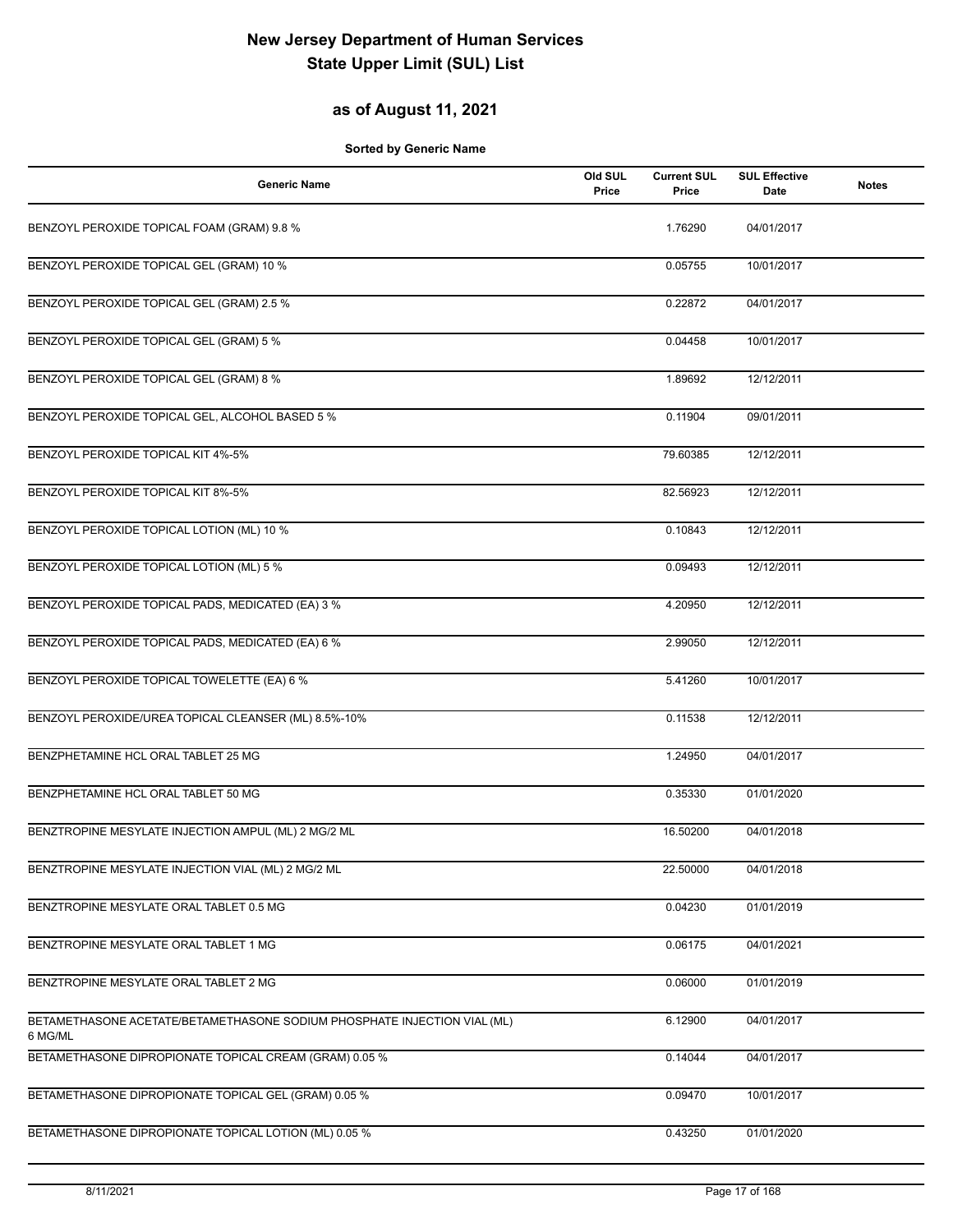# New Jersey Department of Human Services
# State Upper Limit (SUL) List

## as of August 11, 2021

**Sorted by Generic Name**

| Generic Name | Old SUL Price | Current SUL Price | SUL Effective Date | Notes |
|---|---|---|---|---|
| BENZOYL PEROXIDE TOPICAL FOAM (GRAM) 9.8 % | | 1.76290 | 04/01/2017 | |
| BENZOYL PEROXIDE TOPICAL GEL (GRAM) 10 % | | 0.05755 | 10/01/2017 | |
| BENZOYL PEROXIDE TOPICAL GEL (GRAM) 2.5 % | | 0.22872 | 04/01/2017 | |
| BENZOYL PEROXIDE TOPICAL GEL (GRAM) 5 % | | 0.04458 | 10/01/2017 | |
| BENZOYL PEROXIDE TOPICAL GEL (GRAM) 8 % | | 1.89692 | 12/12/2011 | |
| BENZOYL PEROXIDE TOPICAL GEL, ALCOHOL BASED 5 % | | 0.11904 | 09/01/2011 | |
| BENZOYL PEROXIDE TOPICAL KIT 4%-5% | | 79.60385 | 12/12/2011 | |
| BENZOYL PEROXIDE TOPICAL KIT 8%-5% | | 82.56923 | 12/12/2011 | |
| BENZOYL PEROXIDE TOPICAL LOTION (ML) 10 % | | 0.10843 | 12/12/2011 | |
| BENZOYL PEROXIDE TOPICAL LOTION (ML) 5 % | | 0.09493 | 12/12/2011 | |
| BENZOYL PEROXIDE TOPICAL PADS, MEDICATED (EA) 3 % | | 4.20950 | 12/12/2011 | |
| BENZOYL PEROXIDE TOPICAL PADS, MEDICATED (EA) 6 % | | 2.99050 | 12/12/2011 | |
| BENZOYL PEROXIDE TOPICAL TOWELETTE (EA) 6 % | | 5.41260 | 10/01/2017 | |
| BENZOYL PEROXIDE/UREA TOPICAL CLEANSER (ML) 8.5%-10% | | 0.11538 | 12/12/2011 | |
| BENZPHETAMINE HCL ORAL TABLET 25 MG | | 1.24950 | 04/01/2017 | |
| BENZPHETAMINE HCL ORAL TABLET 50 MG | | 0.35330 | 01/01/2020 | |
| BENZTROPINE MESYLATE INJECTION AMPUL (ML) 2 MG/2 ML | | 16.50200 | 04/01/2018 | |
| BENZTROPINE MESYLATE INJECTION VIAL (ML) 2 MG/2 ML | | 22.50000 | 04/01/2018 | |
| BENZTROPINE MESYLATE ORAL TABLET 0.5 MG | | 0.04230 | 01/01/2019 | |
| BENZTROPINE MESYLATE ORAL TABLET 1 MG | | 0.06175 | 04/01/2021 | |
| BENZTROPINE MESYLATE ORAL TABLET 2 MG | | 0.06000 | 01/01/2019 | |
| BETAMETHASONE ACETATE/BETAMETHASONE SODIUM PHOSPHATE INJECTION VIAL (ML) 6 MG/ML | | 6.12900 | 04/01/2017 | |
| BETAMETHASONE DIPROPIONATE TOPICAL CREAM (GRAM) 0.05 % | | 0.14044 | 04/01/2017 | |
| BETAMETHASONE DIPROPIONATE TOPICAL GEL (GRAM) 0.05 % | | 0.09470 | 10/01/2017 | |
| BETAMETHASONE DIPROPIONATE TOPICAL LOTION (ML) 0.05 % | | 0.43250 | 01/01/2020 | |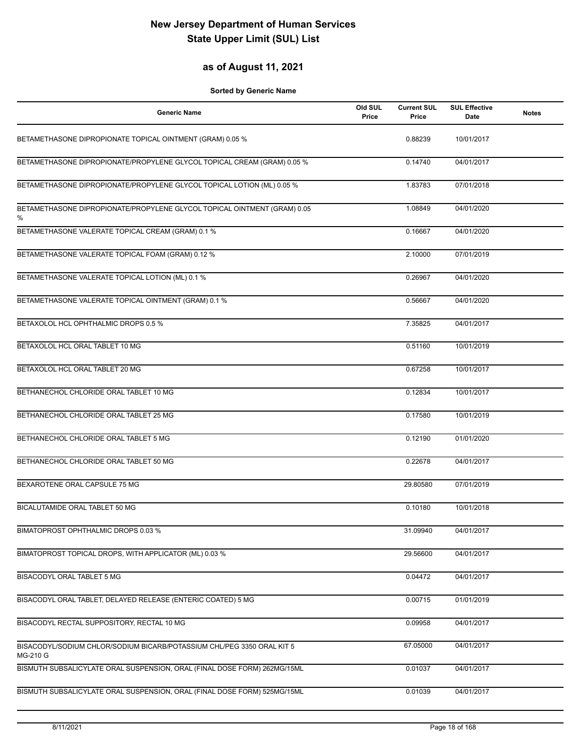# New Jersey Department of Human Services
# State Upper Limit (SUL) List

## as of August 11, 2021

**Sorted by Generic Name**

| Generic Name | Old SUL Price | Current SUL Price | SUL Effective Date | Notes |
|---|---|---|---|---|
| BETAMETHASONE DIPROPIONATE TOPICAL OINTMENT (GRAM) 0.05 % | | 0.88239 | 10/01/2017 | |
| BETAMETHASONE DIPROPIONATE/PROPYLENE GLYCOL TOPICAL CREAM (GRAM) 0.05 % | | 0.14740 | 04/01/2017 | |
| BETAMETHASONE DIPROPIONATE/PROPYLENE GLYCOL TOPICAL LOTION (ML) 0.05 % | | 1.83783 | 07/01/2018 | |
| BETAMETHASONE DIPROPIONATE/PROPYLENE GLYCOL TOPICAL OINTMENT (GRAM) 0.05 % | | 1.08849 | 04/01/2020 | |
| BETAMETHASONE VALERATE TOPICAL CREAM (GRAM) 0.1 % | | 0.16667 | 04/01/2020 | |
| BETAMETHASONE VALERATE TOPICAL FOAM (GRAM) 0.12 % | | 2.10000 | 07/01/2019 | |
| BETAMETHASONE VALERATE TOPICAL LOTION (ML) 0.1 % | | 0.26967 | 04/01/2020 | |
| BETAMETHASONE VALERATE TOPICAL OINTMENT (GRAM) 0.1 % | | 0.56667 | 04/01/2020 | |
| BETAXOLOL HCL OPHTHALMIC DROPS 0.5 % | | 7.35825 | 04/01/2017 | |
| BETAXOLOL HCL ORAL TABLET 10 MG | | 0.51160 | 10/01/2019 | |
| BETAXOLOL HCL ORAL TABLET 20 MG | | 0.67258 | 10/01/2017 | |
| BETHANECHOL CHLORIDE ORAL TABLET 10 MG | | 0.12834 | 10/01/2017 | |
| BETHANECHOL CHLORIDE ORAL TABLET 25 MG | | 0.17580 | 10/01/2019 | |
| BETHANECHOL CHLORIDE ORAL TABLET 5 MG | | 0.12190 | 01/01/2020 | |
| BETHANECHOL CHLORIDE ORAL TABLET 50 MG | | 0.22678 | 04/01/2017 | |
| BEXAROTENE ORAL CAPSULE 75 MG | | 29.80580 | 07/01/2019 | |
| BICALUTAMIDE ORAL TABLET 50 MG | | 0.10180 | 10/01/2018 | |
| BIMATOPROST OPHTHALMIC DROPS 0.03 % | | 31.09940 | 04/01/2017 | |
| BIMATOPROST TOPICAL DROPS, WITH APPLICATOR (ML) 0.03 % | | 29.56600 | 04/01/2017 | |
| BISACODYL ORAL TABLET 5 MG | | 0.04472 | 04/01/2017 | |
| BISACODYL ORAL TABLET, DELAYED RELEASE (ENTERIC COATED) 5 MG | | 0.00715 | 01/01/2019 | |
| BISACODYL RECTAL SUPPOSITORY, RECTAL 10 MG | | 0.09958 | 04/01/2017 | |
| BISACODYL/SODIUM CHLOR/SODIUM BICARB/POTASSIUM CHL/PEG 3350 ORAL KIT 5 MG-210 G | | 67.05000 | 04/01/2017 | |
| BISMUTH SUBSALICYLATE ORAL SUSPENSION, ORAL (FINAL DOSE FORM) 262MG/15ML | | 0.01037 | 04/01/2017 | |
| BISMUTH SUBSALICYLATE ORAL SUSPENSION, ORAL (FINAL DOSE FORM) 525MG/15ML | | 0.01039 | 04/01/2017 | |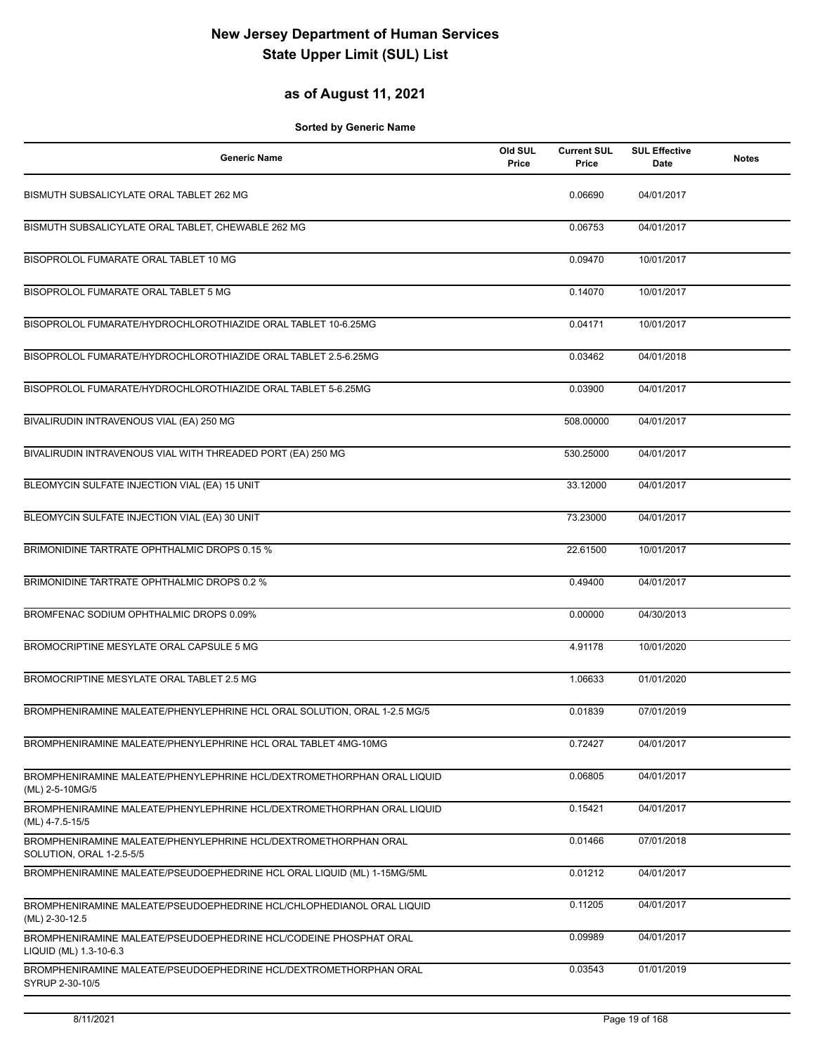# New Jersey Department of Human Services
# State Upper Limit (SUL) List

## as of August 11, 2021

**Sorted by Generic Name**

| Generic Name | Old SUL Price | Current SUL Price | SUL Effective Date | Notes |
|---|---|---|---|---|
| BISMUTH SUBSALICYLATE ORAL TABLET 262 MG | | 0.06690 | 04/01/2017 | |
| BISMUTH SUBSALICYLATE ORAL TABLET, CHEWABLE 262 MG | | 0.06753 | 04/01/2017 | |
| BISOPROLOL FUMARATE ORAL TABLET 10 MG | | 0.09470 | 10/01/2017 | |
| BISOPROLOL FUMARATE ORAL TABLET 5 MG | | 0.14070 | 10/01/2017 | |
| BISOPROLOL FUMARATE/HYDROCHLOROTHIAZIDE ORAL TABLET 10-6.25MG | | 0.04171 | 10/01/2017 | |
| BISOPROLOL FUMARATE/HYDROCHLOROTHIAZIDE ORAL TABLET 2.5-6.25MG | | 0.03462 | 04/01/2018 | |
| BISOPROLOL FUMARATE/HYDROCHLOROTHIAZIDE ORAL TABLET 5-6.25MG | | 0.03900 | 04/01/2017 | |
| BIVALIRUDIN INTRAVENOUS VIAL (EA) 250 MG | | 508.00000 | 04/01/2017 | |
| BIVALIRUDIN INTRAVENOUS VIAL WITH THREADED PORT (EA) 250 MG | | 530.25000 | 04/01/2017 | |
| BLEOMYCIN SULFATE INJECTION VIAL (EA) 15 UNIT | | 33.12000 | 04/01/2017 | |
| BLEOMYCIN SULFATE INJECTION VIAL (EA) 30 UNIT | | 73.23000 | 04/01/2017 | |
| BRIMONIDINE TARTRATE OPHTHALMIC DROPS 0.15 % | | 22.61500 | 10/01/2017 | |
| BRIMONIDINE TARTRATE OPHTHALMIC DROPS 0.2 % | | 0.49400 | 04/01/2017 | |
| BROMFENAC SODIUM OPHTHALMIC DROPS 0.09% | | 0.00000 | 04/30/2013 | |
| BROMOCRIPTINE MESYLATE ORAL CAPSULE 5 MG | | 4.91178 | 10/01/2020 | |
| BROMOCRIPTINE MESYLATE ORAL TABLET 2.5 MG | | 1.06633 | 01/01/2020 | |
| BROMPHENIRAMINE MALEATE/PHENYLEPHRINE HCL ORAL SOLUTION, ORAL 1-2.5 MG/5 | | 0.01839 | 07/01/2019 | |
| BROMPHENIRAMINE MALEATE/PHENYLEPHRINE HCL ORAL TABLET 4MG-10MG | | 0.72427 | 04/01/2017 | |
| BROMPHENIRAMINE MALEATE/PHENYLEPHRINE HCL/DEXTROMETHORPHAN ORAL LIQUID (ML) 2-5-10MG/5 | | 0.06805 | 04/01/2017 | |
| BROMPHENIRAMINE MALEATE/PHENYLEPHRINE HCL/DEXTROMETHORPHAN ORAL LIQUID (ML) 4-7.5-15/5 | | 0.15421 | 04/01/2017 | |
| BROMPHENIRAMINE MALEATE/PHENYLEPHRINE HCL/DEXTROMETHORPHAN ORAL SOLUTION, ORAL 1-2.5-5/5 | | 0.01466 | 07/01/2018 | |
| BROMPHENIRAMINE MALEATE/PSEUDOEPHEDRINE HCL ORAL LIQUID (ML) 1-15MG/5ML | | 0.01212 | 04/01/2017 | |
| BROMPHENIRAMINE MALEATE/PSEUDOEPHEDRINE HCL/CHLOPHEDIANOL ORAL LIQUID (ML) 2-30-12.5 | | 0.11205 | 04/01/2017 | |
| BROMPHENIRAMINE MALEATE/PSEUDOEPHEDRINE HCL/CODEINE PHOSPHAT ORAL LIQUID (ML) 1.3-10-6.3 | | 0.09989 | 04/01/2017 | |
| BROMPHENIRAMINE MALEATE/PSEUDOEPHEDRINE HCL/DEXTROMETHORPHAN ORAL SYRUP 2-30-10/5 | | 0.03543 | 01/01/2019 | |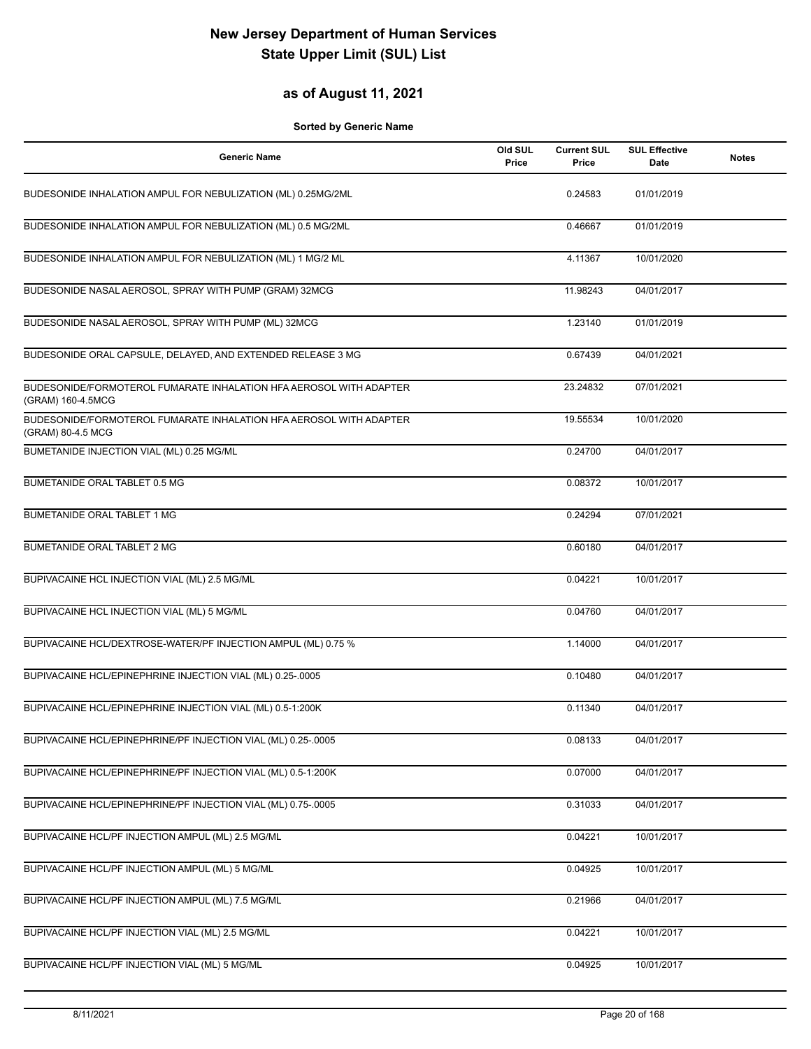# New Jersey Department of Human Services
# State Upper Limit (SUL) List

## as of August 11, 2021

**Sorted by Generic Name**

| Generic Name | Old SUL Price | Current SUL Price | SUL Effective Date | Notes |
|---|---|---|---|---|
| BUDESONIDE INHALATION AMPUL FOR NEBULIZATION (ML) 0.25MG/2ML | | 0.24583 | 01/01/2019 | |
| BUDESONIDE INHALATION AMPUL FOR NEBULIZATION (ML) 0.5 MG/2ML | | 0.46667 | 01/01/2019 | |
| BUDESONIDE INHALATION AMPUL FOR NEBULIZATION (ML) 1 MG/2 ML | | 4.11367 | 10/01/2020 | |
| BUDESONIDE NASAL AEROSOL, SPRAY WITH PUMP (GRAM) 32MCG | | 11.98243 | 04/01/2017 | |
| BUDESONIDE NASAL AEROSOL, SPRAY WITH PUMP (ML) 32MCG | | 1.23140 | 01/01/2019 | |
| BUDESONIDE ORAL CAPSULE, DELAYED, AND EXTENDED RELEASE 3 MG | | 0.67439 | 04/01/2021 | |
| BUDESONIDE/FORMOTEROL FUMARATE INHALATION HFA AEROSOL WITH ADAPTER (GRAM) 160-4.5MCG | | 23.24832 | 07/01/2021 | |
| BUDESONIDE/FORMOTEROL FUMARATE INHALATION HFA AEROSOL WITH ADAPTER (GRAM) 80-4.5 MCG | | 19.55534 | 10/01/2020 | |
| BUMETANIDE INJECTION VIAL (ML) 0.25 MG/ML | | 0.24700 | 04/01/2017 | |
| BUMETANIDE ORAL TABLET 0.5 MG | | 0.08372 | 10/01/2017 | |
| BUMETANIDE ORAL TABLET 1 MG | | 0.24294 | 07/01/2021 | |
| BUMETANIDE ORAL TABLET 2 MG | | 0.60180 | 04/01/2017 | |
| BUPIVACAINE HCL INJECTION VIAL (ML) 2.5 MG/ML | | 0.04221 | 10/01/2017 | |
| BUPIVACAINE HCL INJECTION VIAL (ML) 5 MG/ML | | 0.04760 | 04/01/2017 | |
| BUPIVACAINE HCL/DEXTROSE-WATER/PF INJECTION AMPUL (ML) 0.75 % | | 1.14000 | 04/01/2017 | |
| BUPIVACAINE HCL/EPINEPHRINE INJECTION VIAL (ML) 0.25-.0005 | | 0.10480 | 04/01/2017 | |
| BUPIVACAINE HCL/EPINEPHRINE INJECTION VIAL (ML) 0.5-1:200K | | 0.11340 | 04/01/2017 | |
| BUPIVACAINE HCL/EPINEPHRINE/PF INJECTION VIAL (ML) 0.25-.0005 | | 0.08133 | 04/01/2017 | |
| BUPIVACAINE HCL/EPINEPHRINE/PF INJECTION VIAL (ML) 0.5-1:200K | | 0.07000 | 04/01/2017 | |
| BUPIVACAINE HCL/EPINEPHRINE/PF INJECTION VIAL (ML) 0.75-.0005 | | 0.31033 | 04/01/2017 | |
| BUPIVACAINE HCL/PF INJECTION AMPUL (ML) 2.5 MG/ML | | 0.04221 | 10/01/2017 | |
| BUPIVACAINE HCL/PF INJECTION AMPUL (ML) 5 MG/ML | | 0.04925 | 10/01/2017 | |
| BUPIVACAINE HCL/PF INJECTION AMPUL (ML) 7.5 MG/ML | | 0.21966 | 04/01/2017 | |
| BUPIVACAINE HCL/PF INJECTION VIAL (ML) 2.5 MG/ML | | 0.04221 | 10/01/2017 | |
| BUPIVACAINE HCL/PF INJECTION VIAL (ML) 5 MG/ML | | 0.04925 | 10/01/2017 | |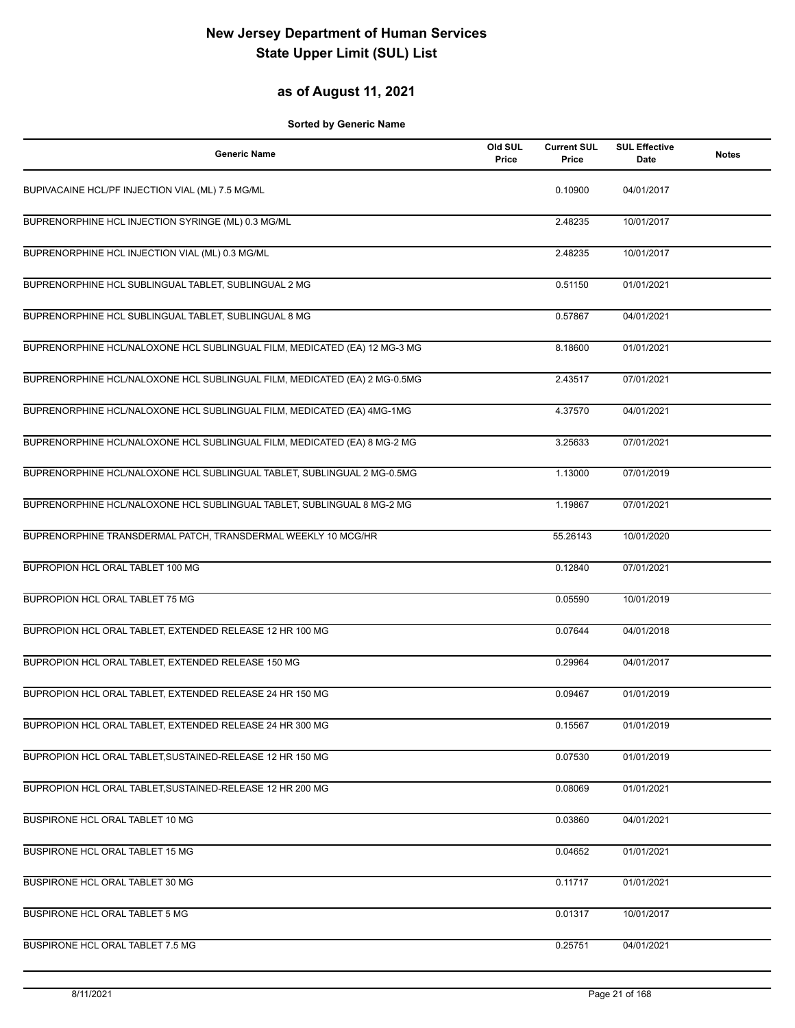# New Jersey Department of Human Services
# State Upper Limit (SUL) List

## as of August 11, 2021

**Sorted by Generic Name**

| Generic Name | Old SUL Price | Current SUL Price | SUL Effective Date | Notes |
|---|---|---|---|---|
| BUPIVACAINE HCL/PF INJECTION VIAL (ML) 7.5 MG/ML | | 0.10900 | 04/01/2017 | |
| BUPRENORPHINE HCL INJECTION SYRINGE (ML) 0.3 MG/ML | | 2.48235 | 10/01/2017 | |
| BUPRENORPHINE HCL INJECTION VIAL (ML) 0.3 MG/ML | | 2.48235 | 10/01/2017 | |
| BUPRENORPHINE HCL SUBLINGUAL TABLET, SUBLINGUAL 2 MG | | 0.51150 | 01/01/2021 | |
| BUPRENORPHINE HCL SUBLINGUAL TABLET, SUBLINGUAL 8 MG | | 0.57867 | 04/01/2021 | |
| BUPRENORPHINE HCL/NALOXONE HCL SUBLINGUAL FILM, MEDICATED (EA) 12 MG-3 MG | | 8.18600 | 01/01/2021 | |
| BUPRENORPHINE HCL/NALOXONE HCL SUBLINGUAL FILM, MEDICATED (EA) 2 MG-0.5MG | | 2.43517 | 07/01/2021 | |
| BUPRENORPHINE HCL/NALOXONE HCL SUBLINGUAL FILM, MEDICATED (EA) 4MG-1MG | | 4.37570 | 04/01/2021 | |
| BUPRENORPHINE HCL/NALOXONE HCL SUBLINGUAL FILM, MEDICATED (EA) 8 MG-2 MG | | 3.25633 | 07/01/2021 | |
| BUPRENORPHINE HCL/NALOXONE HCL SUBLINGUAL TABLET, SUBLINGUAL 2 MG-0.5MG | | 1.13000 | 07/01/2019 | |
| BUPRENORPHINE HCL/NALOXONE HCL SUBLINGUAL TABLET, SUBLINGUAL 8 MG-2 MG | | 1.19867 | 07/01/2021 | |
| BUPRENORPHINE TRANSDERMAL PATCH, TRANSDERMAL WEEKLY 10 MCG/HR | | 55.26143 | 10/01/2020 | |
| BUPROPION HCL ORAL TABLET 100 MG | | 0.12840 | 07/01/2021 | |
| BUPROPION HCL ORAL TABLET 75 MG | | 0.05590 | 10/01/2019 | |
| BUPROPION HCL ORAL TABLET, EXTENDED RELEASE 12 HR 100 MG | | 0.07644 | 04/01/2018 | |
| BUPROPION HCL ORAL TABLET, EXTENDED RELEASE 150 MG | | 0.29964 | 04/01/2017 | |
| BUPROPION HCL ORAL TABLET, EXTENDED RELEASE 24 HR 150 MG | | 0.09467 | 01/01/2019 | |
| BUPROPION HCL ORAL TABLET, EXTENDED RELEASE 24 HR 300 MG | | 0.15567 | 01/01/2019 | |
| BUPROPION HCL ORAL TABLET,SUSTAINED-RELEASE 12 HR 150 MG | | 0.07530 | 01/01/2019 | |
| BUPROPION HCL ORAL TABLET,SUSTAINED-RELEASE 12 HR 200 MG | | 0.08069 | 01/01/2021 | |
| BUSPIRONE HCL ORAL TABLET 10 MG | | 0.03860 | 04/01/2021 | |
| BUSPIRONE HCL ORAL TABLET 15 MG | | 0.04652 | 01/01/2021 | |
| BUSPIRONE HCL ORAL TABLET 30 MG | | 0.11717 | 01/01/2021 | |
| BUSPIRONE HCL ORAL TABLET 5 MG | | 0.01317 | 10/01/2017 | |
| BUSPIRONE HCL ORAL TABLET 7.5 MG | | 0.25751 | 04/01/2021 | |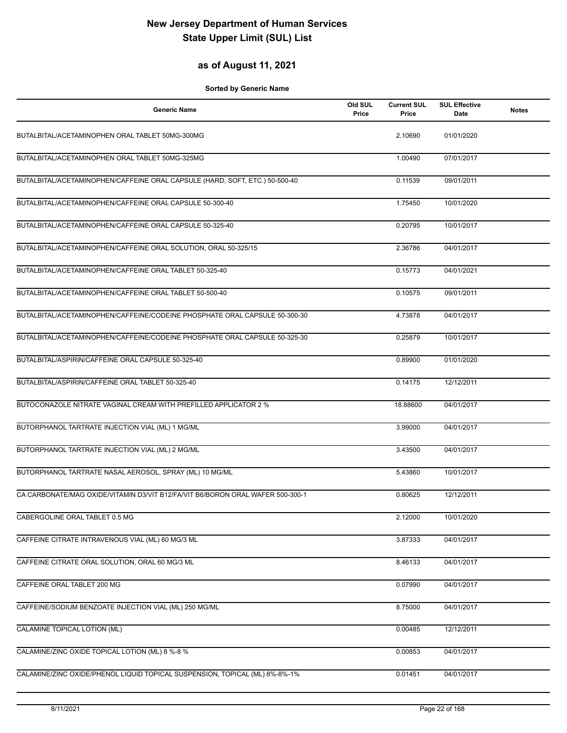# New Jersey Department of Human Services
# State Upper Limit (SUL) List

## as of August 11, 2021

**Sorted by Generic Name**

| Generic Name | Old SUL Price | Current SUL Price | SUL Effective Date | Notes |
|---|---|---|---|---|
| BUTALBITAL/ACETAMINOPHEN ORAL TABLET 50MG-300MG | | 2.10690 | 01/01/2020 | |
| BUTALBITAL/ACETAMINOPHEN ORAL TABLET 50MG-325MG | | 1.00490 | 07/01/2017 | |
| BUTALBITAL/ACETAMINOPHEN/CAFFEINE ORAL CAPSULE (HARD, SOFT, ETC.) 50-500-40 | | 0.11539 | 09/01/2011 | |
| BUTALBITAL/ACETAMINOPHEN/CAFFEINE ORAL CAPSULE 50-300-40 | | 1.75450 | 10/01/2020 | |
| BUTALBITAL/ACETAMINOPHEN/CAFFEINE ORAL CAPSULE 50-325-40 | | 0.20795 | 10/01/2017 | |
| BUTALBITAL/ACETAMINOPHEN/CAFFEINE ORAL SOLUTION, ORAL 50-325/15 | | 2.36786 | 04/01/2017 | |
| BUTALBITAL/ACETAMINOPHEN/CAFFEINE ORAL TABLET 50-325-40 | | 0.15773 | 04/01/2021 | |
| BUTALBITAL/ACETAMINOPHEN/CAFFEINE ORAL TABLET 50-500-40 | | 0.10575 | 09/01/2011 | |
| BUTALBITAL/ACETAMINOPHEN/CAFFEINE/CODEINE PHOSPHATE ORAL CAPSULE 50-300-30 | | 4.73878 | 04/01/2017 | |
| BUTALBITAL/ACETAMINOPHEN/CAFFEINE/CODEINE PHOSPHATE ORAL CAPSULE 50-325-30 | | 0.25879 | 10/01/2017 | |
| BUTALBITAL/ASPIRIN/CAFFEINE ORAL CAPSULE 50-325-40 | | 0.89900 | 01/01/2020 | |
| BUTALBITAL/ASPIRIN/CAFFEINE ORAL TABLET 50-325-40 | | 0.14175 | 12/12/2011 | |
| BUTOCONAZOLE NITRATE VAGINAL CREAM WITH PREFILLED APPLICATOR 2 % | | 18.88600 | 04/01/2017 | |
| BUTORPHANOL TARTRATE INJECTION VIAL (ML) 1 MG/ML | | 3.99000 | 04/01/2017 | |
| BUTORPHANOL TARTRATE INJECTION VIAL (ML) 2 MG/ML | | 3.43500 | 04/01/2017 | |
| BUTORPHANOL TARTRATE NASAL AEROSOL, SPRAY (ML) 10 MG/ML | | 5.43860 | 10/01/2017 | |
| CA CARBONATE/MAG OXIDE/VITAMIN D3/VIT B12/FA/VIT B6/BORON ORAL WAFER 500-300-1 | | 0.80625 | 12/12/2011 | |
| CABERGOLINE ORAL TABLET 0.5 MG | | 2.12000 | 10/01/2020 | |
| CAFFEINE CITRATE INTRAVENOUS VIAL (ML) 60 MG/3 ML | | 3.87333 | 04/01/2017 | |
| CAFFEINE CITRATE ORAL SOLUTION, ORAL 60 MG/3 ML | | 8.46133 | 04/01/2017 | |
| CAFFEINE ORAL TABLET 200 MG | | 0.07990 | 04/01/2017 | |
| CAFFEINE/SODIUM BENZOATE INJECTION VIAL (ML) 250 MG/ML | | 8.75000 | 04/01/2017 | |
| CALAMINE TOPICAL LOTION (ML) | | 0.00485 | 12/12/2011 | |
| CALAMINE/ZINC OXIDE TOPICAL LOTION (ML) 8 %-8 % | | 0.00853 | 04/01/2017 | |
| CALAMINE/ZINC OXIDE/PHENOL LIQUID TOPICAL SUSPENSION, TOPICAL (ML) 8%-8%-1% | | 0.01451 | 04/01/2017 | |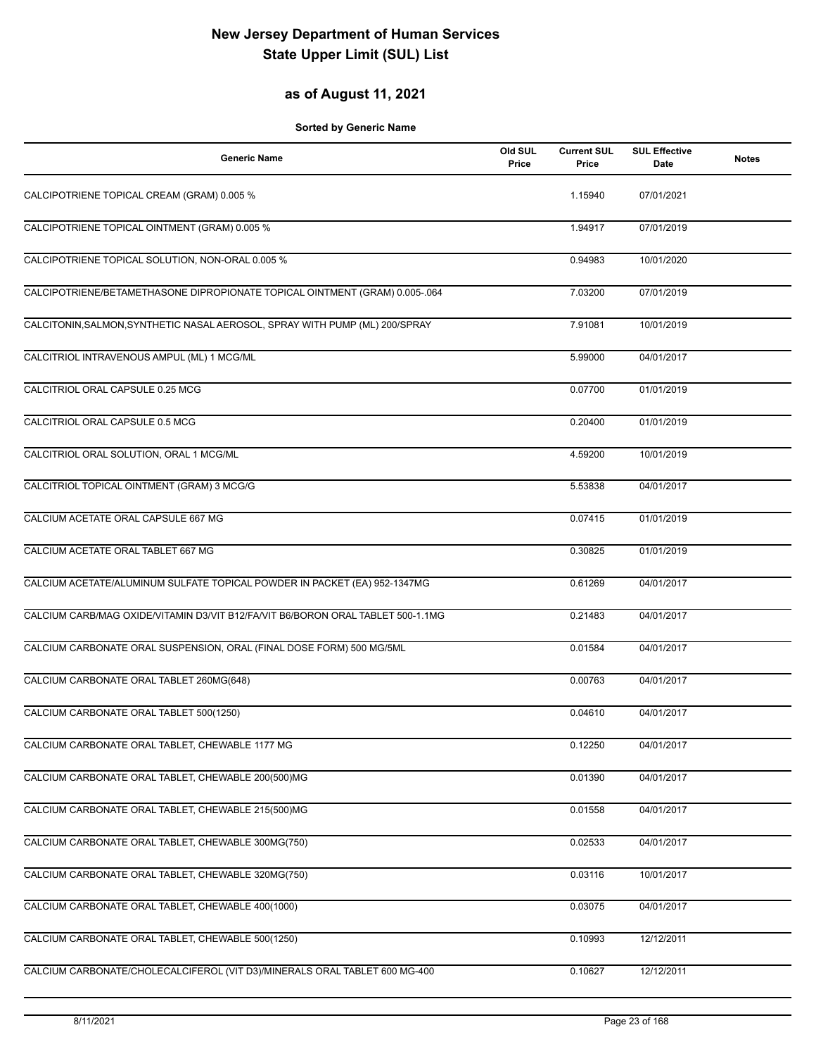# New Jersey Department of Human Services
# State Upper Limit (SUL) List

## as of August 11, 2021

**Sorted by Generic Name**

| Generic Name | Old SUL Price | Current SUL Price | SUL Effective Date | Notes |
|---|---|---|---|---|
| CALCIPOTRIENE TOPICAL CREAM (GRAM) 0.005 % | | 1.15940 | 07/01/2021 | |
| CALCIPOTRIENE TOPICAL OINTMENT (GRAM) 0.005 % | | 1.94917 | 07/01/2019 | |
| CALCIPOTRIENE TOPICAL SOLUTION, NON-ORAL 0.005 % | | 0.94983 | 10/01/2020 | |
| CALCIPOTRIENE/BETAMETHASONE DIPROPIONATE TOPICAL OINTMENT (GRAM) 0.005-.064 | | 7.03200 | 07/01/2019 | |
| CALCITONIN,SALMON,SYNTHETIC NASAL AEROSOL, SPRAY WITH PUMP (ML) 200/SPRAY | | 7.91081 | 10/01/2019 | |
| CALCITRIOL INTRAVENOUS AMPUL (ML) 1 MCG/ML | | 5.99000 | 04/01/2017 | |
| CALCITRIOL ORAL CAPSULE 0.25 MCG | | 0.07700 | 01/01/2019 | |
| CALCITRIOL ORAL CAPSULE 0.5 MCG | | 0.20400 | 01/01/2019 | |
| CALCITRIOL ORAL SOLUTION, ORAL 1 MCG/ML | | 4.59200 | 10/01/2019 | |
| CALCITRIOL TOPICAL OINTMENT (GRAM) 3 MCG/G | | 5.53838 | 04/01/2017 | |
| CALCIUM ACETATE ORAL CAPSULE 667 MG | | 0.07415 | 01/01/2019 | |
| CALCIUM ACETATE ORAL TABLET 667 MG | | 0.30825 | 01/01/2019 | |
| CALCIUM ACETATE/ALUMINUM SULFATE TOPICAL POWDER IN PACKET (EA) 952-1347MG | | 0.61269 | 04/01/2017 | |
| CALCIUM CARB/MAG OXIDE/VITAMIN D3/VIT B12/FA/VIT B6/BORON ORAL TABLET 500-1.1MG | | 0.21483 | 04/01/2017 | |
| CALCIUM CARBONATE ORAL SUSPENSION, ORAL (FINAL DOSE FORM) 500 MG/5ML | | 0.01584 | 04/01/2017 | |
| CALCIUM CARBONATE ORAL TABLET 260MG(648) | | 0.00763 | 04/01/2017 | |
| CALCIUM CARBONATE ORAL TABLET 500(1250) | | 0.04610 | 04/01/2017 | |
| CALCIUM CARBONATE ORAL TABLET, CHEWABLE 1177 MG | | 0.12250 | 04/01/2017 | |
| CALCIUM CARBONATE ORAL TABLET, CHEWABLE 200(500)MG | | 0.01390 | 04/01/2017 | |
| CALCIUM CARBONATE ORAL TABLET, CHEWABLE 215(500)MG | | 0.01558 | 04/01/2017 | |
| CALCIUM CARBONATE ORAL TABLET, CHEWABLE 300MG(750) | | 0.02533 | 04/01/2017 | |
| CALCIUM CARBONATE ORAL TABLET, CHEWABLE 320MG(750) | | 0.03116 | 10/01/2017 | |
| CALCIUM CARBONATE ORAL TABLET, CHEWABLE 400(1000) | | 0.03075 | 04/01/2017 | |
| CALCIUM CARBONATE ORAL TABLET, CHEWABLE 500(1250) | | 0.10993 | 12/12/2011 | |
| CALCIUM CARBONATE/CHOLECALCIFEROL (VIT D3)/MINERALS ORAL TABLET 600 MG-400 | | 0.10627 | 12/12/2011 | |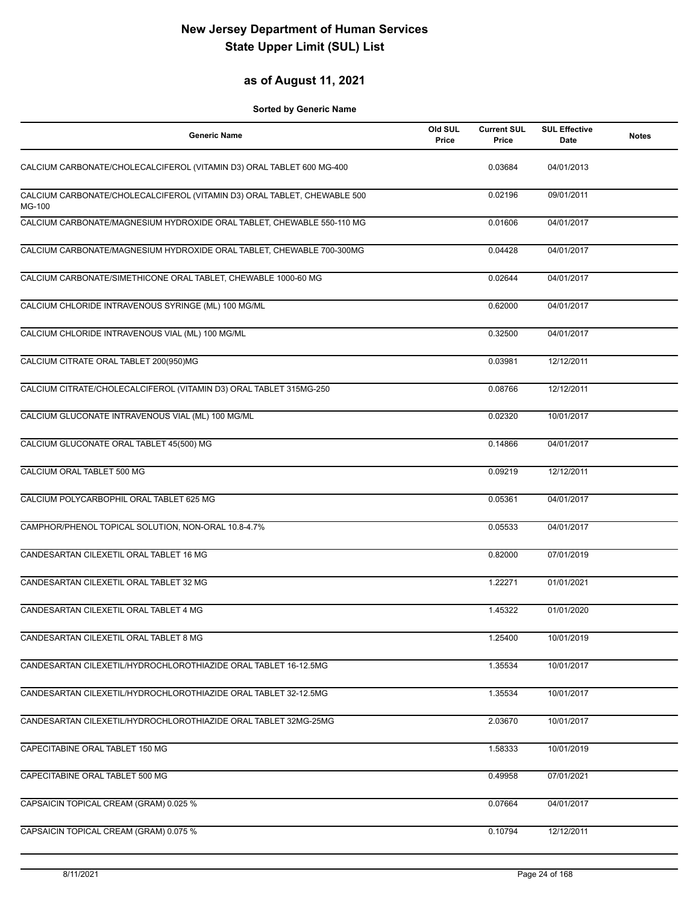# New Jersey Department of Human Services
# State Upper Limit (SUL) List

## as of August 11, 2021

**Sorted by Generic Name**

| Generic Name | Old SUL Price | Current SUL Price | SUL Effective Date | Notes |
|---|---|---|---|---|
| CALCIUM CARBONATE/CHOLECALCIFEROL (VITAMIN D3) ORAL TABLET 600 MG-400 | | 0.03684 | 04/01/2013 | |
| CALCIUM CARBONATE/CHOLECALCIFEROL (VITAMIN D3) ORAL TABLET, CHEWABLE 500 MG-100 | | 0.02196 | 09/01/2011 | |
| CALCIUM CARBONATE/MAGNESIUM HYDROXIDE ORAL TABLET, CHEWABLE 550-110 MG | | 0.01606 | 04/01/2017 | |
| CALCIUM CARBONATE/MAGNESIUM HYDROXIDE ORAL TABLET, CHEWABLE 700-300MG | | 0.04428 | 04/01/2017 | |
| CALCIUM CARBONATE/SIMETHICONE ORAL TABLET, CHEWABLE 1000-60 MG | | 0.02644 | 04/01/2017 | |
| CALCIUM CHLORIDE INTRAVENOUS SYRINGE (ML) 100 MG/ML | | 0.62000 | 04/01/2017 | |
| CALCIUM CHLORIDE INTRAVENOUS VIAL (ML) 100 MG/ML | | 0.32500 | 04/01/2017 | |
| CALCIUM CITRATE ORAL TABLET 200(950)MG | | 0.03981 | 12/12/2011 | |
| CALCIUM CITRATE/CHOLECALCIFEROL (VITAMIN D3) ORAL TABLET 315MG-250 | | 0.08766 | 12/12/2011 | |
| CALCIUM GLUCONATE INTRAVENOUS VIAL (ML) 100 MG/ML | | 0.02320 | 10/01/2017 | |
| CALCIUM GLUCONATE ORAL TABLET 45(500) MG | | 0.14866 | 04/01/2017 | |
| CALCIUM ORAL TABLET 500 MG | | 0.09219 | 12/12/2011 | |
| CALCIUM POLYCARBOPHIL ORAL TABLET 625 MG | | 0.05361 | 04/01/2017 | |
| CAMPHOR/PHENOL TOPICAL SOLUTION, NON-ORAL 10.8-4.7% | | 0.05533 | 04/01/2017 | |
| CANDESARTAN CILEXETIL ORAL TABLET 16 MG | | 0.82000 | 07/01/2019 | |
| CANDESARTAN CILEXETIL ORAL TABLET 32 MG | | 1.22271 | 01/01/2021 | |
| CANDESARTAN CILEXETIL ORAL TABLET 4 MG | | 1.45322 | 01/01/2020 | |
| CANDESARTAN CILEXETIL ORAL TABLET 8 MG | | 1.25400 | 10/01/2019 | |
| CANDESARTAN CILEXETIL/HYDROCHLOROTHIAZIDE ORAL TABLET 16-12.5MG | | 1.35534 | 10/01/2017 | |
| CANDESARTAN CILEXETIL/HYDROCHLOROTHIAZIDE ORAL TABLET 32-12.5MG | | 1.35534 | 10/01/2017 | |
| CANDESARTAN CILEXETIL/HYDROCHLOROTHIAZIDE ORAL TABLET 32MG-25MG | | 2.03670 | 10/01/2017 | |
| CAPECITABINE ORAL TABLET 150 MG | | 1.58333 | 10/01/2019 | |
| CAPECITABINE ORAL TABLET 500 MG | | 0.49958 | 07/01/2021 | |
| CAPSAICIN TOPICAL CREAM (GRAM) 0.025 % | | 0.07664 | 04/01/2017 | |
| CAPSAICIN TOPICAL CREAM (GRAM) 0.075 % | | 0.10794 | 12/12/2011 | |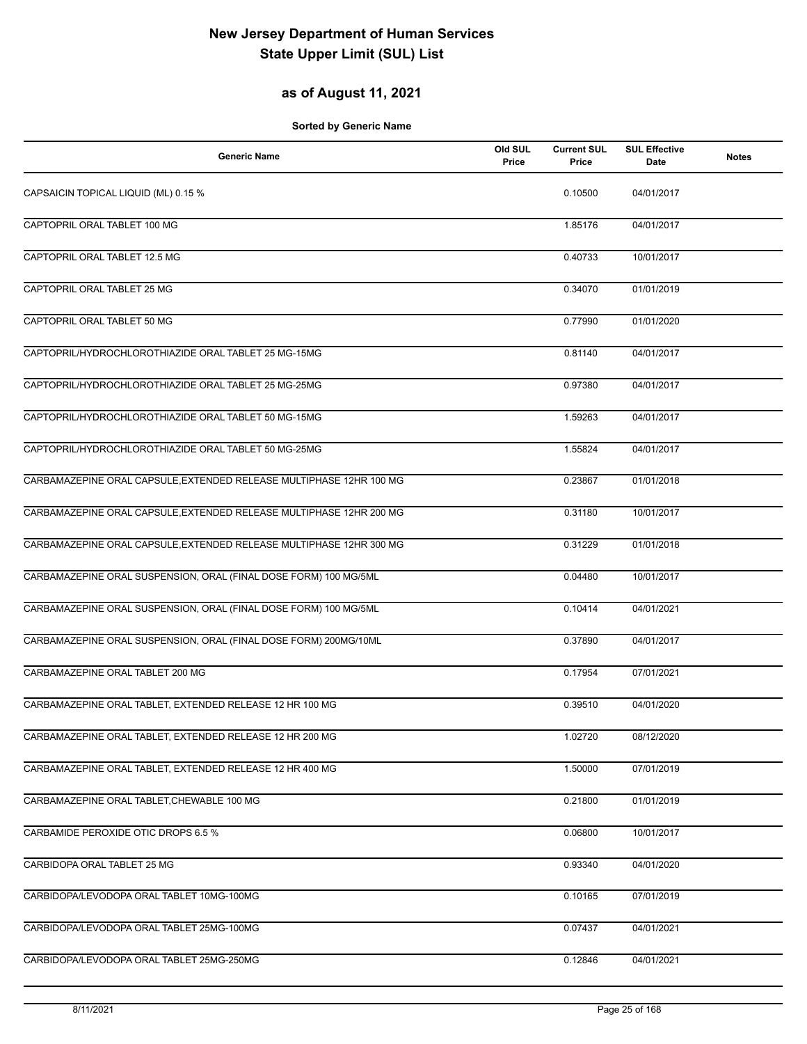# New Jersey Department of Human Services
# State Upper Limit (SUL) List

## as of August 11, 2021

**Sorted by Generic Name**

| Generic Name | Old SUL Price | Current SUL Price | SUL Effective Date | Notes |
|---|---|---|---|---|
| CAPSAICIN TOPICAL LIQUID (ML) 0.15 % | | 0.10500 | 04/01/2017 | |
| CAPTOPRIL ORAL TABLET 100 MG | | 1.85176 | 04/01/2017 | |
| CAPTOPRIL ORAL TABLET 12.5 MG | | 0.40733 | 10/01/2017 | |
| CAPTOPRIL ORAL TABLET 25 MG | | 0.34070 | 01/01/2019 | |
| CAPTOPRIL ORAL TABLET 50 MG | | 0.77990 | 01/01/2020 | |
| CAPTOPRIL/HYDROCHLOROTHIAZIDE ORAL TABLET 25 MG-15MG | | 0.81140 | 04/01/2017 | |
| CAPTOPRIL/HYDROCHLOROTHIAZIDE ORAL TABLET 25 MG-25MG | | 0.97380 | 04/01/2017 | |
| CAPTOPRIL/HYDROCHLOROTHIAZIDE ORAL TABLET 50 MG-15MG | | 1.59263 | 04/01/2017 | |
| CAPTOPRIL/HYDROCHLOROTHIAZIDE ORAL TABLET 50 MG-25MG | | 1.55824 | 04/01/2017 | |
| CARBAMAZEPINE ORAL CAPSULE,EXTENDED RELEASE MULTIPHASE 12HR 100 MG | | 0.23867 | 01/01/2018 | |
| CARBAMAZEPINE ORAL CAPSULE,EXTENDED RELEASE MULTIPHASE 12HR 200 MG | | 0.31180 | 10/01/2017 | |
| CARBAMAZEPINE ORAL CAPSULE,EXTENDED RELEASE MULTIPHASE 12HR 300 MG | | 0.31229 | 01/01/2018 | |
| CARBAMAZEPINE ORAL SUSPENSION, ORAL (FINAL DOSE FORM) 100 MG/5ML | | 0.04480 | 10/01/2017 | |
| CARBAMAZEPINE ORAL SUSPENSION, ORAL (FINAL DOSE FORM) 100 MG/5ML | | 0.10414 | 04/01/2021 | |
| CARBAMAZEPINE ORAL SUSPENSION, ORAL (FINAL DOSE FORM) 200MG/10ML | | 0.37890 | 04/01/2017 | |
| CARBAMAZEPINE ORAL TABLET 200 MG | | 0.17954 | 07/01/2021 | |
| CARBAMAZEPINE ORAL TABLET, EXTENDED RELEASE 12 HR 100 MG | | 0.39510 | 04/01/2020 | |
| CARBAMAZEPINE ORAL TABLET, EXTENDED RELEASE 12 HR 200 MG | | 1.02720 | 08/12/2020 | |
| CARBAMAZEPINE ORAL TABLET, EXTENDED RELEASE 12 HR 400 MG | | 1.50000 | 07/01/2019 | |
| CARBAMAZEPINE ORAL TABLET,CHEWABLE 100 MG | | 0.21800 | 01/01/2019 | |
| CARBAMIDE PEROXIDE OTIC DROPS 6.5 % | | 0.06800 | 10/01/2017 | |
| CARBIDOPA ORAL TABLET 25 MG | | 0.93340 | 04/01/2020 | |
| CARBIDOPA/LEVODOPA ORAL TABLET 10MG-100MG | | 0.10165 | 07/01/2019 | |
| CARBIDOPA/LEVODOPA ORAL TABLET 25MG-100MG | | 0.07437 | 04/01/2021 | |
| CARBIDOPA/LEVODOPA ORAL TABLET 25MG-250MG | | 0.12846 | 04/01/2021 | |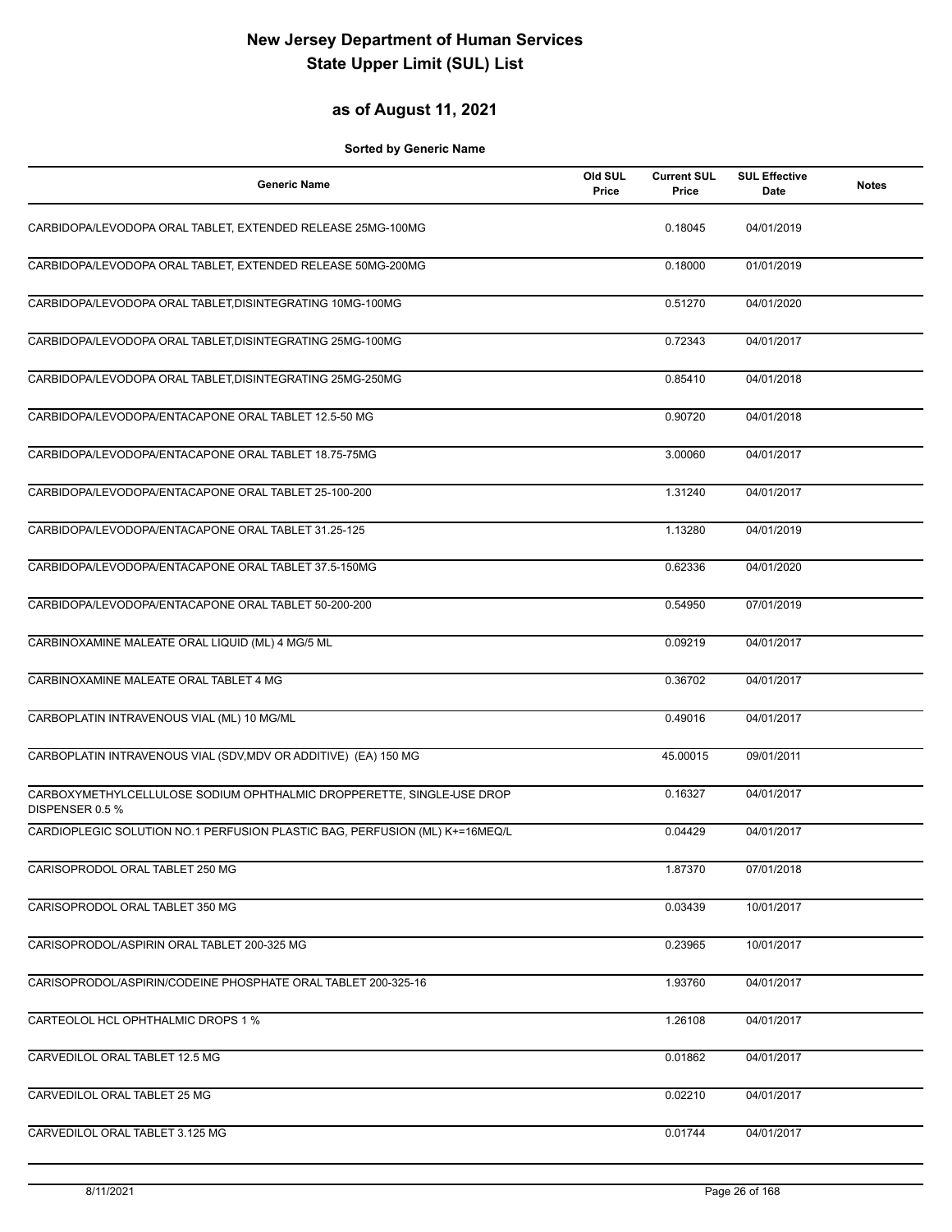# New Jersey Department of Human Services
# State Upper Limit (SUL) List

## as of August 11, 2021

**Sorted by Generic Name**

| Generic Name | Old SUL Price | Current SUL Price | SUL Effective Date | Notes |
|---|---|---|---|---|
| CARBIDOPA/LEVODOPA ORAL TABLET, EXTENDED RELEASE 25MG-100MG | | 0.18045 | 04/01/2019 | |
| CARBIDOPA/LEVODOPA ORAL TABLET, EXTENDED RELEASE 50MG-200MG | | 0.18000 | 01/01/2019 | |
| CARBIDOPA/LEVODOPA ORAL TABLET,DISINTEGRATING 10MG-100MG | | 0.51270 | 04/01/2020 | |
| CARBIDOPA/LEVODOPA ORAL TABLET,DISINTEGRATING 25MG-100MG | | 0.72343 | 04/01/2017 | |
| CARBIDOPA/LEVODOPA ORAL TABLET,DISINTEGRATING 25MG-250MG | | 0.85410 | 04/01/2018 | |
| CARBIDOPA/LEVODOPA/ENTACAPONE ORAL TABLET 12.5-50 MG | | 0.90720 | 04/01/2018 | |
| CARBIDOPA/LEVODOPA/ENTACAPONE ORAL TABLET 18.75-75MG | | 3.00060 | 04/01/2017 | |
| CARBIDOPA/LEVODOPA/ENTACAPONE ORAL TABLET 25-100-200 | | 1.31240 | 04/01/2017 | |
| CARBIDOPA/LEVODOPA/ENTACAPONE ORAL TABLET 31.25-125 | | 1.13280 | 04/01/2019 | |
| CARBIDOPA/LEVODOPA/ENTACAPONE ORAL TABLET 37.5-150MG | | 0.62336 | 04/01/2020 | |
| CARBIDOPA/LEVODOPA/ENTACAPONE ORAL TABLET 50-200-200 | | 0.54950 | 07/01/2019 | |
| CARBINOXAMINE MALEATE ORAL LIQUID (ML) 4 MG/5 ML | | 0.09219 | 04/01/2017 | |
| CARBINOXAMINE MALEATE ORAL TABLET 4 MG | | 0.36702 | 04/01/2017 | |
| CARBOPLATIN INTRAVENOUS VIAL (ML) 10 MG/ML | | 0.49016 | 04/01/2017 | |
| CARBOPLATIN INTRAVENOUS VIAL (SDV,MDV OR ADDITIVE) (EA) 150 MG | | 45.00015 | 09/01/2011 | |
| CARBOXYMETHYLCELLULOSE SODIUM OPHTHALMIC DROPPERETTE, SINGLE-USE DROP DISPENSER 0.5 % | | 0.16327 | 04/01/2017 | |
| CARDIOPLEGIC SOLUTION NO.1 PERFUSION PLASTIC BAG, PERFUSION (ML) K+=16MEQ/L | | 0.04429 | 04/01/2017 | |
| CARISOPRODOL ORAL TABLET 250 MG | | 1.87370 | 07/01/2018 | |
| CARISOPRODOL ORAL TABLET 350 MG | | 0.03439 | 10/01/2017 | |
| CARISOPRODOL/ASPIRIN ORAL TABLET 200-325 MG | | 0.23965 | 10/01/2017 | |
| CARISOPRODOL/ASPIRIN/CODEINE PHOSPHATE ORAL TABLET 200-325-16 | | 1.93760 | 04/01/2017 | |
| CARTEOLOL HCL OPHTHALMIC DROPS 1 % | | 1.26108 | 04/01/2017 | |
| CARVEDILOL ORAL TABLET 12.5 MG | | 0.01862 | 04/01/2017 | |
| CARVEDILOL ORAL TABLET 25 MG | | 0.02210 | 04/01/2017 | |
| CARVEDILOL ORAL TABLET 3.125 MG | | 0.01744 | 04/01/2017 | |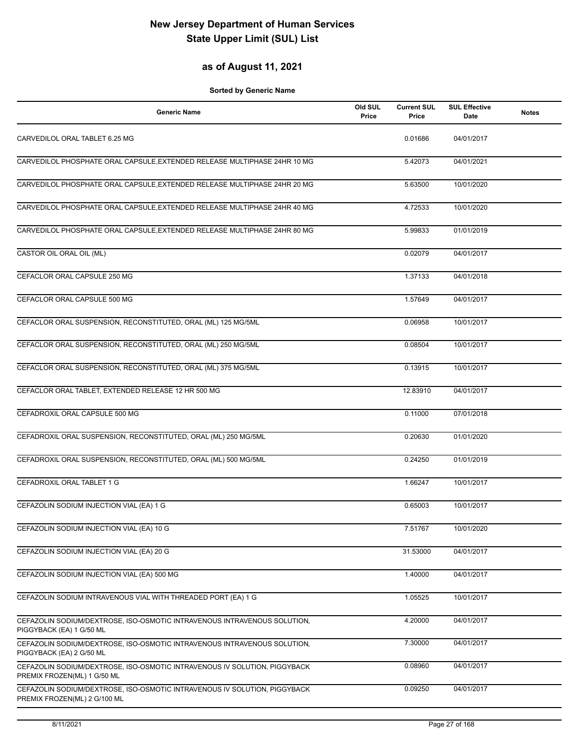# New Jersey Department of Human Services
# State Upper Limit (SUL) List

## as of August 11, 2021

**Sorted by Generic Name**

| Generic Name | Old SUL Price | Current SUL Price | SUL Effective Date | Notes |
|---|---|---|---|---|
| CARVEDILOL ORAL TABLET 6.25 MG | | 0.01686 | 04/01/2017 | |
| CARVEDILOL PHOSPHATE ORAL CAPSULE,EXTENDED RELEASE MULTIPHASE 24HR 10 MG | | 5.42073 | 04/01/2021 | |
| CARVEDILOL PHOSPHATE ORAL CAPSULE,EXTENDED RELEASE MULTIPHASE 24HR 20 MG | | 5.63500 | 10/01/2020 | |
| CARVEDILOL PHOSPHATE ORAL CAPSULE,EXTENDED RELEASE MULTIPHASE 24HR 40 MG | | 4.72533 | 10/01/2020 | |
| CARVEDILOL PHOSPHATE ORAL CAPSULE,EXTENDED RELEASE MULTIPHASE 24HR 80 MG | | 5.99833 | 01/01/2019 | |
| CASTOR OIL ORAL OIL (ML) | | 0.02079 | 04/01/2017 | |
| CEFACLOR ORAL CAPSULE 250 MG | | 1.37133 | 04/01/2018 | |
| CEFACLOR ORAL CAPSULE 500 MG | | 1.57649 | 04/01/2017 | |
| CEFACLOR ORAL SUSPENSION, RECONSTITUTED, ORAL (ML) 125 MG/5ML | | 0.06958 | 10/01/2017 | |
| CEFACLOR ORAL SUSPENSION, RECONSTITUTED, ORAL (ML) 250 MG/5ML | | 0.08504 | 10/01/2017 | |
| CEFACLOR ORAL SUSPENSION, RECONSTITUTED, ORAL (ML) 375 MG/5ML | | 0.13915 | 10/01/2017 | |
| CEFACLOR ORAL TABLET, EXTENDED RELEASE 12 HR 500 MG | | 12.83910 | 04/01/2017 | |
| CEFADROXIL ORAL CAPSULE 500 MG | | 0.11000 | 07/01/2018 | |
| CEFADROXIL ORAL SUSPENSION, RECONSTITUTED, ORAL (ML) 250 MG/5ML | | 0.20630 | 01/01/2020 | |
| CEFADROXIL ORAL SUSPENSION, RECONSTITUTED, ORAL (ML) 500 MG/5ML | | 0.24250 | 01/01/2019 | |
| CEFADROXIL ORAL TABLET 1 G | | 1.66247 | 10/01/2017 | |
| CEFAZOLIN SODIUM INJECTION VIAL (EA) 1 G | | 0.65003 | 10/01/2017 | |
| CEFAZOLIN SODIUM INJECTION VIAL (EA) 10 G | | 7.51767 | 10/01/2020 | |
| CEFAZOLIN SODIUM INJECTION VIAL (EA) 20 G | | 31.53000 | 04/01/2017 | |
| CEFAZOLIN SODIUM INJECTION VIAL (EA) 500 MG | | 1.40000 | 04/01/2017 | |
| CEFAZOLIN SODIUM INTRAVENOUS VIAL WITH THREADED PORT (EA) 1 G | | 1.05525 | 10/01/2017 | |
| CEFAZOLIN SODIUM/DEXTROSE, ISO-OSMOTIC INTRAVENOUS INTRAVENOUS SOLUTION, PIGGYBACK (EA) 1 G/50 ML | | 4.20000 | 04/01/2017 | |
| CEFAZOLIN SODIUM/DEXTROSE, ISO-OSMOTIC INTRAVENOUS INTRAVENOUS SOLUTION, PIGGYBACK (EA) 2 G/50 ML | | 7.30000 | 04/01/2017 | |
| CEFAZOLIN SODIUM/DEXTROSE, ISO-OSMOTIC INTRAVENOUS IV SOLUTION, PIGGYBACK PREMIX FROZEN(ML) 1 G/50 ML | | 0.08960 | 04/01/2017 | |
| CEFAZOLIN SODIUM/DEXTROSE, ISO-OSMOTIC INTRAVENOUS IV SOLUTION, PIGGYBACK PREMIX FROZEN(ML) 2 G/100 ML | | 0.09250 | 04/01/2017 | |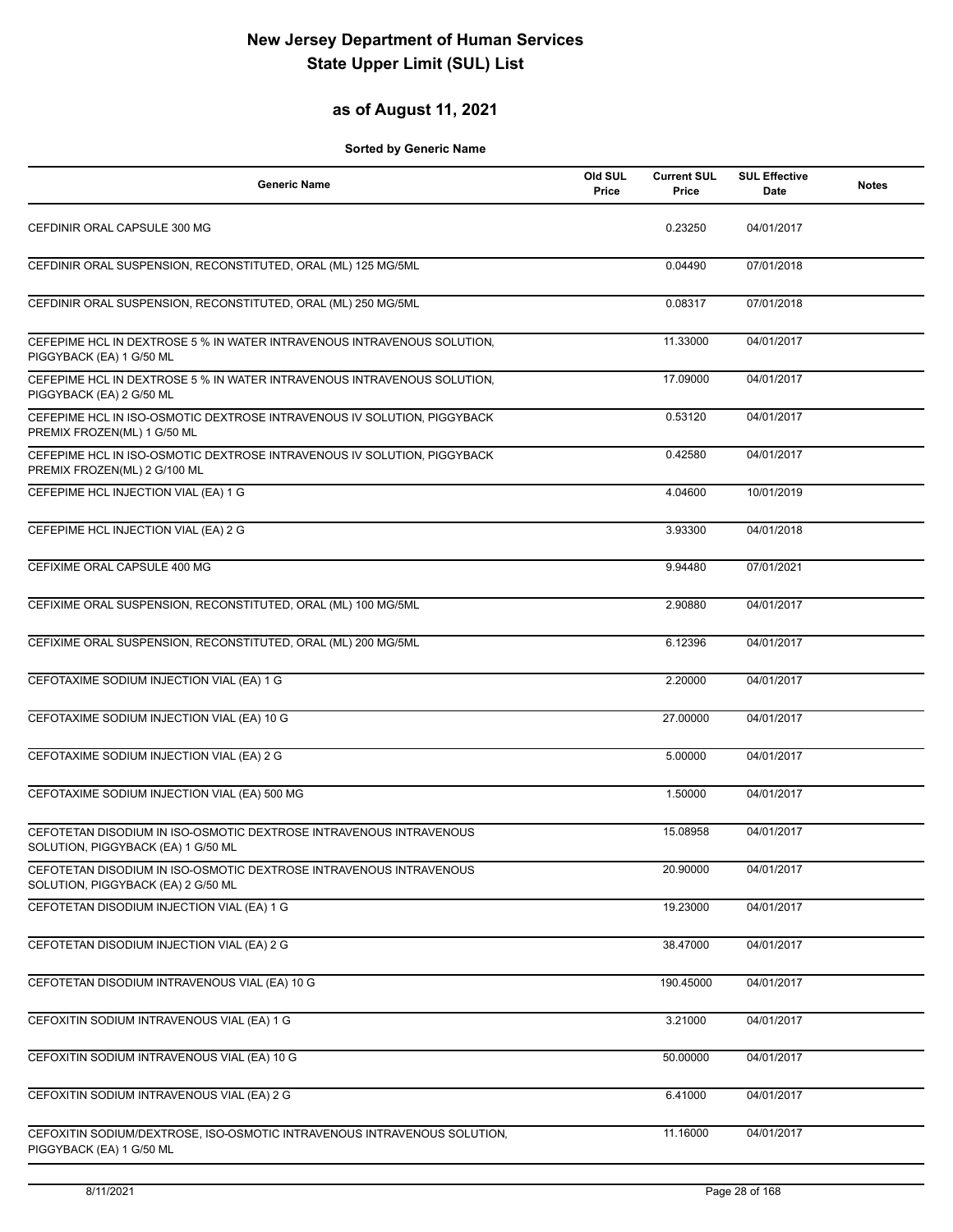# New Jersey Department of Human Services
# State Upper Limit (SUL) List

## as of August 11, 2021

**Sorted by Generic Name**

| Generic Name | Old SUL Price | Current SUL Price | SUL Effective Date | Notes |
|---|---|---|---|---|
| CEFDINIR ORAL CAPSULE 300 MG | | 0.23250 | 04/01/2017 | |
| CEFDINIR ORAL SUSPENSION, RECONSTITUTED, ORAL (ML) 125 MG/5ML | | 0.04490 | 07/01/2018 | |
| CEFDINIR ORAL SUSPENSION, RECONSTITUTED, ORAL (ML) 250 MG/5ML | | 0.08317 | 07/01/2018 | |
| CEFEPIME HCL IN DEXTROSE 5 % IN WATER INTRAVENOUS INTRAVENOUS SOLUTION, PIGGYBACK (EA) 1 G/50 ML | | 11.33000 | 04/01/2017 | |
| CEFEPIME HCL IN DEXTROSE 5 % IN WATER INTRAVENOUS INTRAVENOUS SOLUTION, PIGGYBACK (EA) 2 G/50 ML | | 17.09000 | 04/01/2017 | |
| CEFEPIME HCL IN ISO-OSMOTIC DEXTROSE INTRAVENOUS IV SOLUTION, PIGGYBACK PREMIX FROZEN(ML) 1 G/50 ML | | 0.53120 | 04/01/2017 | |
| CEFEPIME HCL IN ISO-OSMOTIC DEXTROSE INTRAVENOUS IV SOLUTION, PIGGYBACK PREMIX FROZEN(ML) 2 G/100 ML | | 0.42580 | 04/01/2017 | |
| CEFEPIME HCL INJECTION VIAL (EA) 1 G | | 4.04600 | 10/01/2019 | |
| CEFEPIME HCL INJECTION VIAL (EA) 2 G | | 3.93300 | 04/01/2018 | |
| CEFIXIME ORAL CAPSULE 400 MG | | 9.94480 | 07/01/2021 | |
| CEFIXIME ORAL SUSPENSION, RECONSTITUTED, ORAL (ML) 100 MG/5ML | | 2.90880 | 04/01/2017 | |
| CEFIXIME ORAL SUSPENSION, RECONSTITUTED, ORAL (ML) 200 MG/5ML | | 6.12396 | 04/01/2017 | |
| CEFOTAXIME SODIUM INJECTION VIAL (EA) 1 G | | 2.20000 | 04/01/2017 | |
| CEFOTAXIME SODIUM INJECTION VIAL (EA) 10 G | | 27.00000 | 04/01/2017 | |
| CEFOTAXIME SODIUM INJECTION VIAL (EA) 2 G | | 5.00000 | 04/01/2017 | |
| CEFOTAXIME SODIUM INJECTION VIAL (EA) 500 MG | | 1.50000 | 04/01/2017 | |
| CEFOTETAN DISODIUM IN ISO-OSMOTIC DEXTROSE INTRAVENOUS INTRAVENOUS SOLUTION, PIGGYBACK (EA) 1 G/50 ML | | 15.08958 | 04/01/2017 | |
| CEFOTETAN DISODIUM IN ISO-OSMOTIC DEXTROSE INTRAVENOUS INTRAVENOUS SOLUTION, PIGGYBACK (EA) 2 G/50 ML | | 20.90000 | 04/01/2017 | |
| CEFOTETAN DISODIUM INJECTION VIAL (EA) 1 G | | 19.23000 | 04/01/2017 | |
| CEFOTETAN DISODIUM INJECTION VIAL (EA) 2 G | | 38.47000 | 04/01/2017 | |
| CEFOTETAN DISODIUM INTRAVENOUS VIAL (EA) 10 G | | 190.45000 | 04/01/2017 | |
| CEFOXITIN SODIUM INTRAVENOUS VIAL (EA) 1 G | | 3.21000 | 04/01/2017 | |
| CEFOXITIN SODIUM INTRAVENOUS VIAL (EA) 10 G | | 50.00000 | 04/01/2017 | |
| CEFOXITIN SODIUM INTRAVENOUS VIAL (EA) 2 G | | 6.41000 | 04/01/2017 | |
| CEFOXITIN SODIUM/DEXTROSE, ISO-OSMOTIC INTRAVENOUS INTRAVENOUS SOLUTION, PIGGYBACK (EA) 1 G/50 ML | | 11.16000 | 04/01/2017 | |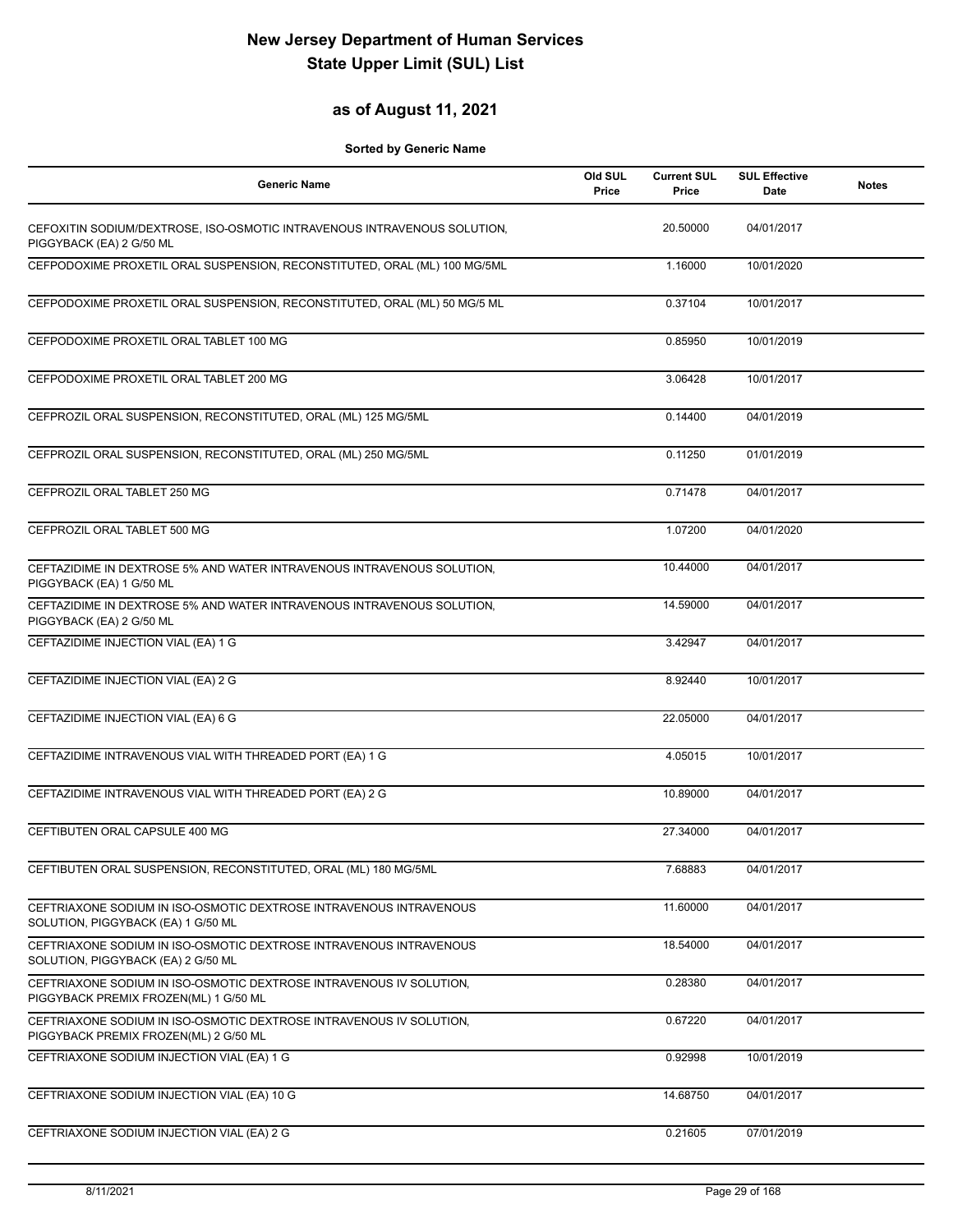# New Jersey Department of Human Services
# State Upper Limit (SUL) List

## as of August 11, 2021

**Sorted by Generic Name**

| Generic Name | Old SUL Price | Current SUL Price | SUL Effective Date | Notes |
|---|---|---|---|---|
| CEFOXITIN SODIUM/DEXTROSE, ISO-OSMOTIC INTRAVENOUS INTRAVENOUS SOLUTION, PIGGYBACK (EA) 2 G/50 ML | | 20.50000 | 04/01/2017 | |
| CEFPODOXIME PROXETIL ORAL SUSPENSION, RECONSTITUTED, ORAL (ML) 100 MG/5ML | | 1.16000 | 10/01/2020 | |
| CEFPODOXIME PROXETIL ORAL SUSPENSION, RECONSTITUTED, ORAL (ML) 50 MG/5 ML | | 0.37104 | 10/01/2017 | |
| CEFPODOXIME PROXETIL ORAL TABLET 100 MG | | 0.85950 | 10/01/2019 | |
| CEFPODOXIME PROXETIL ORAL TABLET 200 MG | | 3.06428 | 10/01/2017 | |
| CEFPROZIL ORAL SUSPENSION, RECONSTITUTED, ORAL (ML) 125 MG/5ML | | 0.14400 | 04/01/2019 | |
| CEFPROZIL ORAL SUSPENSION, RECONSTITUTED, ORAL (ML) 250 MG/5ML | | 0.11250 | 01/01/2019 | |
| CEFPROZIL ORAL TABLET 250 MG | | 0.71478 | 04/01/2017 | |
| CEFPROZIL ORAL TABLET 500 MG | | 1.07200 | 04/01/2020 | |
| CEFTAZIDIME IN DEXTROSE 5% AND WATER INTRAVENOUS INTRAVENOUS SOLUTION, PIGGYBACK (EA) 1 G/50 ML | | 10.44000 | 04/01/2017 | |
| CEFTAZIDIME IN DEXTROSE 5% AND WATER INTRAVENOUS INTRAVENOUS SOLUTION, PIGGYBACK (EA) 2 G/50 ML | | 14.59000 | 04/01/2017 | |
| CEFTAZIDIME INJECTION VIAL (EA) 1 G | | 3.42947 | 04/01/2017 | |
| CEFTAZIDIME INJECTION VIAL (EA) 2 G | | 8.92440 | 10/01/2017 | |
| CEFTAZIDIME INJECTION VIAL (EA) 6 G | | 22.05000 | 04/01/2017 | |
| CEFTAZIDIME INTRAVENOUS VIAL WITH THREADED PORT (EA) 1 G | | 4.05015 | 10/01/2017 | |
| CEFTAZIDIME INTRAVENOUS VIAL WITH THREADED PORT (EA) 2 G | | 10.89000 | 04/01/2017 | |
| CEFTIBUTEN ORAL CAPSULE 400 MG | | 27.34000 | 04/01/2017 | |
| CEFTIBUTEN ORAL SUSPENSION, RECONSTITUTED, ORAL (ML) 180 MG/5ML | | 7.68883 | 04/01/2017 | |
| CEFTRIAXONE SODIUM IN ISO-OSMOTIC DEXTROSE INTRAVENOUS INTRAVENOUS SOLUTION, PIGGYBACK (EA) 1 G/50 ML | | 11.60000 | 04/01/2017 | |
| CEFTRIAXONE SODIUM IN ISO-OSMOTIC DEXTROSE INTRAVENOUS INTRAVENOUS SOLUTION, PIGGYBACK (EA) 2 G/50 ML | | 18.54000 | 04/01/2017 | |
| CEFTRIAXONE SODIUM IN ISO-OSMOTIC DEXTROSE INTRAVENOUS IV SOLUTION, PIGGYBACK PREMIX FROZEN(ML) 1 G/50 ML | | 0.28380 | 04/01/2017 | |
| CEFTRIAXONE SODIUM IN ISO-OSMOTIC DEXTROSE INTRAVENOUS IV SOLUTION, PIGGYBACK PREMIX FROZEN(ML) 2 G/50 ML | | 0.67220 | 04/01/2017 | |
| CEFTRIAXONE SODIUM INJECTION VIAL (EA) 1 G | | 0.92998 | 10/01/2019 | |
| CEFTRIAXONE SODIUM INJECTION VIAL (EA) 10 G | | 14.68750 | 04/01/2017 | |
| CEFTRIAXONE SODIUM INJECTION VIAL (EA) 2 G | | 0.21605 | 07/01/2019 | |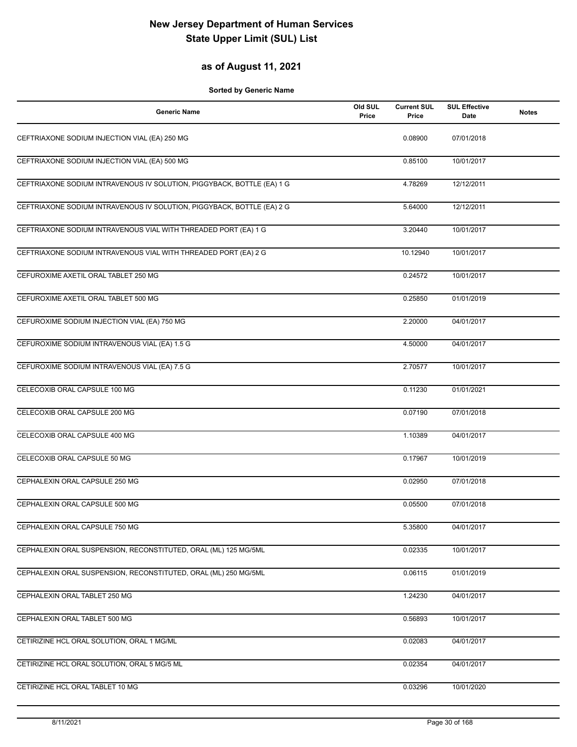# New Jersey Department of Human Services
# State Upper Limit (SUL) List

## as of August 11, 2021

**Sorted by Generic Name**

| Generic Name | Old SUL Price | Current SUL Price | SUL Effective Date | Notes |
|---|---|---|---|---|
| CEFTRIAXONE SODIUM INJECTION VIAL (EA) 250 MG | | 0.08900 | 07/01/2018 | |
| CEFTRIAXONE SODIUM INJECTION VIAL (EA) 500 MG | | 0.85100 | 10/01/2017 | |
| CEFTRIAXONE SODIUM INTRAVENOUS IV SOLUTION, PIGGYBACK, BOTTLE (EA) 1 G | | 4.78269 | 12/12/2011 | |
| CEFTRIAXONE SODIUM INTRAVENOUS IV SOLUTION, PIGGYBACK, BOTTLE (EA) 2 G | | 5.64000 | 12/12/2011 | |
| CEFTRIAXONE SODIUM INTRAVENOUS VIAL WITH THREADED PORT (EA) 1 G | | 3.20440 | 10/01/2017 | |
| CEFTRIAXONE SODIUM INTRAVENOUS VIAL WITH THREADED PORT (EA) 2 G | | 10.12940 | 10/01/2017 | |
| CEFUROXIME AXETIL ORAL TABLET 250 MG | | 0.24572 | 10/01/2017 | |
| CEFUROXIME AXETIL ORAL TABLET 500 MG | | 0.25850 | 01/01/2019 | |
| CEFUROXIME SODIUM INJECTION VIAL (EA) 750 MG | | 2.20000 | 04/01/2017 | |
| CEFUROXIME SODIUM INTRAVENOUS VIAL (EA) 1.5 G | | 4.50000 | 04/01/2017 | |
| CEFUROXIME SODIUM INTRAVENOUS VIAL (EA) 7.5 G | | 2.70577 | 10/01/2017 | |
| CELECOXIB ORAL CAPSULE 100 MG | | 0.11230 | 01/01/2021 | |
| CELECOXIB ORAL CAPSULE 200 MG | | 0.07190 | 07/01/2018 | |
| CELECOXIB ORAL CAPSULE 400 MG | | 1.10389 | 04/01/2017 | |
| CELECOXIB ORAL CAPSULE 50 MG | | 0.17967 | 10/01/2019 | |
| CEPHALEXIN ORAL CAPSULE 250 MG | | 0.02950 | 07/01/2018 | |
| CEPHALEXIN ORAL CAPSULE 500 MG | | 0.05500 | 07/01/2018 | |
| CEPHALEXIN ORAL CAPSULE 750 MG | | 5.35800 | 04/01/2017 | |
| CEPHALEXIN ORAL SUSPENSION, RECONSTITUTED, ORAL (ML) 125 MG/5ML | | 0.02335 | 10/01/2017 | |
| CEPHALEXIN ORAL SUSPENSION, RECONSTITUTED, ORAL (ML) 250 MG/5ML | | 0.06115 | 01/01/2019 | |
| CEPHALEXIN ORAL TABLET 250 MG | | 1.24230 | 04/01/2017 | |
| CEPHALEXIN ORAL TABLET 500 MG | | 0.56893 | 10/01/2017 | |
| CETIRIZINE HCL ORAL SOLUTION, ORAL 1 MG/ML | | 0.02083 | 04/01/2017 | |
| CETIRIZINE HCL ORAL SOLUTION, ORAL 5 MG/5 ML | | 0.02354 | 04/01/2017 | |
| CETIRIZINE HCL ORAL TABLET 10 MG | | 0.03296 | 10/01/2020 | |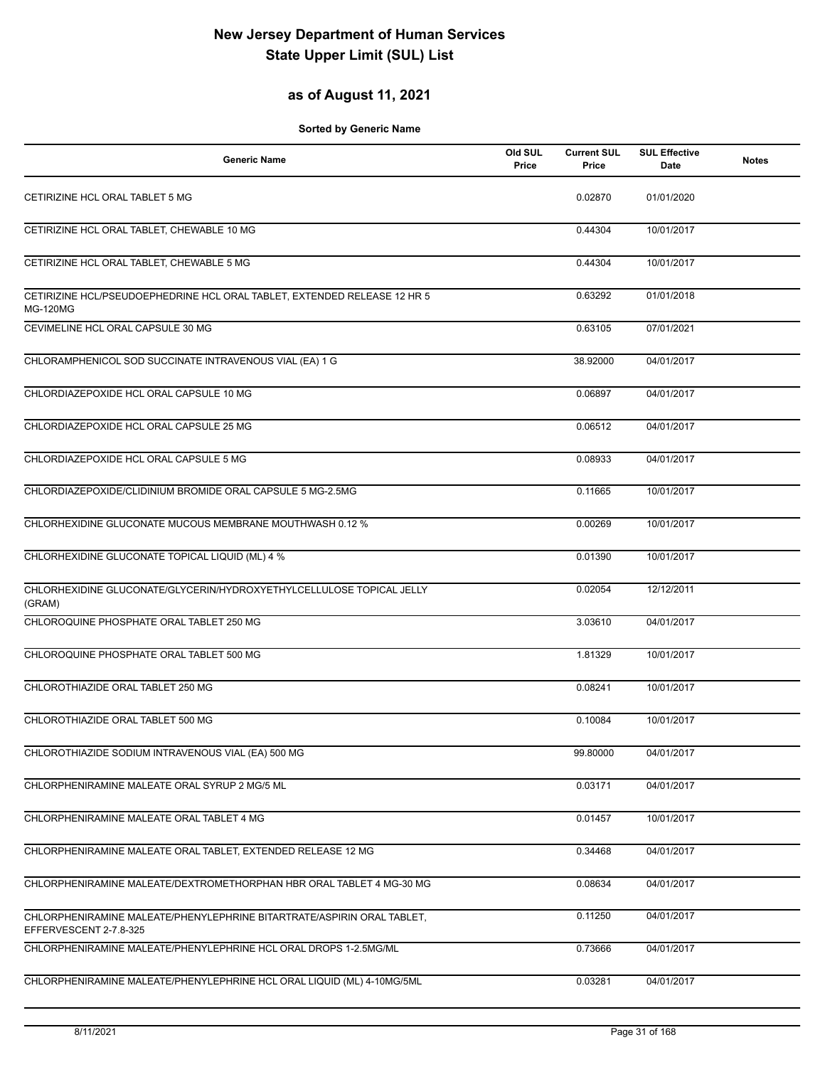# New Jersey Department of Human Services
# State Upper Limit (SUL) List

## as of August 11, 2021

**Sorted by Generic Name**

| Generic Name | Old SUL Price | Current SUL Price | SUL Effective Date | Notes |
|---|---|---|---|---|
| CETIRIZINE HCL ORAL TABLET 5 MG | | 0.02870 | 01/01/2020 | |
| CETIRIZINE HCL ORAL TABLET, CHEWABLE 10 MG | | 0.44304 | 10/01/2017 | |
| CETIRIZINE HCL ORAL TABLET, CHEWABLE 5 MG | | 0.44304 | 10/01/2017 | |
| CETIRIZINE HCL/PSEUDOEPHEDRINE HCL ORAL TABLET, EXTENDED RELEASE 12 HR 5 MG-120MG | | 0.63292 | 01/01/2018 | |
| CEVIMELINE HCL ORAL CAPSULE 30 MG | | 0.63105 | 07/01/2021 | |
| CHLORAMPHENICOL SOD SUCCINATE INTRAVENOUS VIAL (EA) 1 G | | 38.92000 | 04/01/2017 | |
| CHLORDIAZEPOXIDE HCL ORAL CAPSULE 10 MG | | 0.06897 | 04/01/2017 | |
| CHLORDIAZEPOXIDE HCL ORAL CAPSULE 25 MG | | 0.06512 | 04/01/2017 | |
| CHLORDIAZEPOXIDE HCL ORAL CAPSULE 5 MG | | 0.08933 | 04/01/2017 | |
| CHLORDIAZEPOXIDE/CLIDINIUM BROMIDE ORAL CAPSULE 5 MG-2.5MG | | 0.11665 | 10/01/2017 | |
| CHLORHEXIDINE GLUCONATE MUCOUS MEMBRANE MOUTHWASH 0.12 % | | 0.00269 | 10/01/2017 | |
| CHLORHEXIDINE GLUCONATE TOPICAL LIQUID (ML) 4 % | | 0.01390 | 10/01/2017 | |
| CHLORHEXIDINE GLUCONATE/GLYCERIN/HYDROXYETHYLCELLULOSE TOPICAL JELLY (GRAM) | | 0.02054 | 12/12/2011 | |
| CHLOROQUINE PHOSPHATE ORAL TABLET 250 MG | | 3.03610 | 04/01/2017 | |
| CHLOROQUINE PHOSPHATE ORAL TABLET 500 MG | | 1.81329 | 10/01/2017 | |
| CHLOROTHIAZIDE ORAL TABLET 250 MG | | 0.08241 | 10/01/2017 | |
| CHLOROTHIAZIDE ORAL TABLET 500 MG | | 0.10084 | 10/01/2017 | |
| CHLOROTHIAZIDE SODIUM INTRAVENOUS VIAL (EA) 500 MG | | 99.80000 | 04/01/2017 | |
| CHLORPHENIRAMINE MALEATE ORAL SYRUP 2 MG/5 ML | | 0.03171 | 04/01/2017 | |
| CHLORPHENIRAMINE MALEATE ORAL TABLET 4 MG | | 0.01457 | 10/01/2017 | |
| CHLORPHENIRAMINE MALEATE ORAL TABLET, EXTENDED RELEASE 12 MG | | 0.34468 | 04/01/2017 | |
| CHLORPHENIRAMINE MALEATE/DEXTROMETHORPHAN HBR ORAL TABLET 4 MG-30 MG | | 0.08634 | 04/01/2017 | |
| CHLORPHENIRAMINE MALEATE/PHENYLEPHRINE BITARTRATE/ASPIRIN ORAL TABLET, EFFERVESCENT 2-7.8-325 | | 0.11250 | 04/01/2017 | |
| CHLORPHENIRAMINE MALEATE/PHENYLEPHRINE HCL ORAL DROPS 1-2.5MG/ML | | 0.73666 | 04/01/2017 | |
| CHLORPHENIRAMINE MALEATE/PHENYLEPHRINE HCL ORAL LIQUID (ML) 4-10MG/5ML | | 0.03281 | 04/01/2017 | |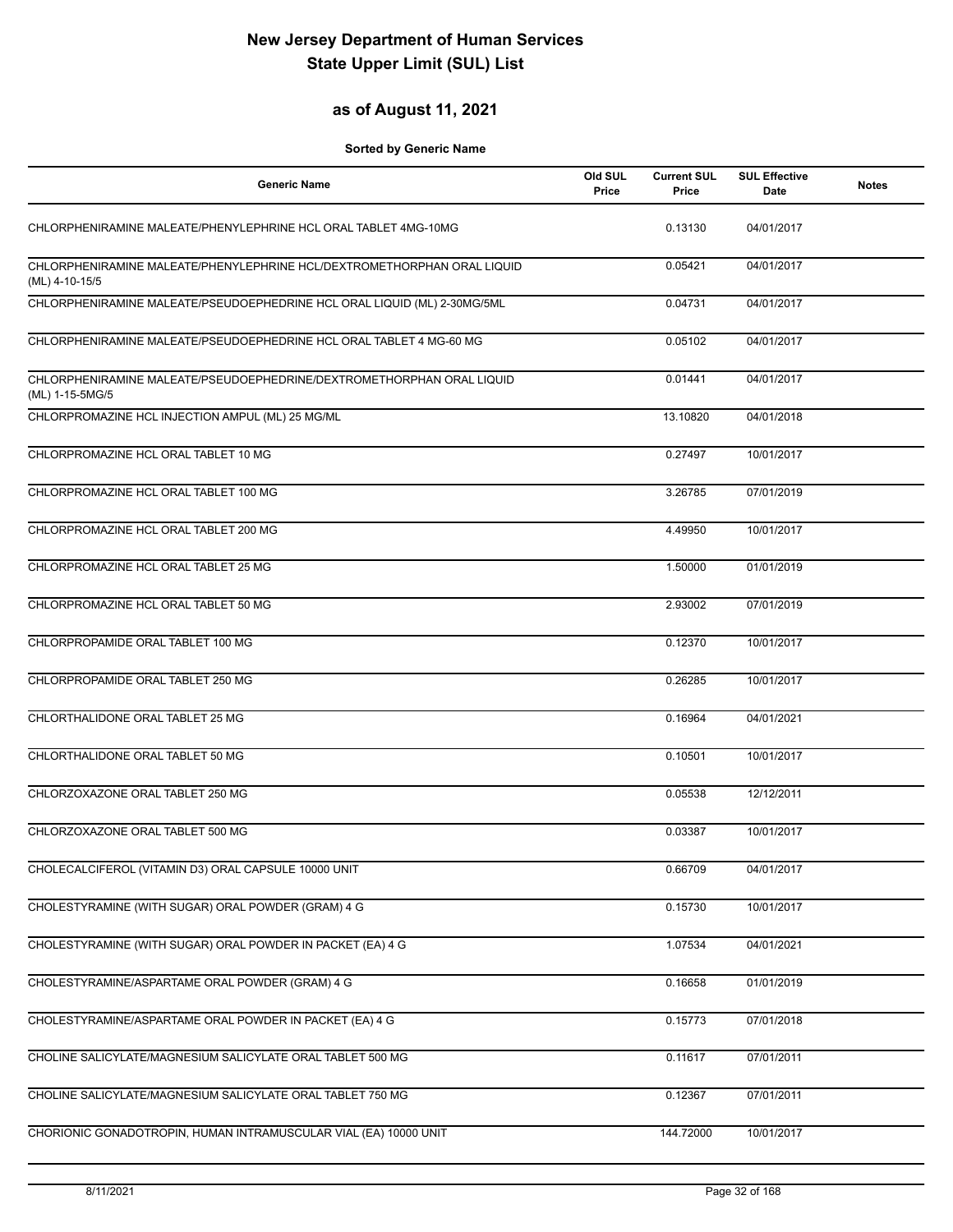# New Jersey Department of Human Services
# State Upper Limit (SUL) List

## as of August 11, 2021

**Sorted by Generic Name**

| Generic Name | Old SUL Price | Current SUL Price | SUL Effective Date | Notes |
|---|---|---|---|---|
| CHLORPHENIRAMINE MALEATE/PHENYLEPHRINE HCL ORAL TABLET 4MG-10MG | | 0.13130 | 04/01/2017 | |
| CHLORPHENIRAMINE MALEATE/PHENYLEPHRINE HCL/DEXTROMETHORPHAN ORAL LIQUID (ML) 4-10-15/5 | | 0.05421 | 04/01/2017 | |
| CHLORPHENIRAMINE MALEATE/PSEUDOEPHEDRINE HCL ORAL LIQUID (ML) 2-30MG/5ML | | 0.04731 | 04/01/2017 | |
| CHLORPHENIRAMINE MALEATE/PSEUDOEPHEDRINE HCL ORAL TABLET 4 MG-60 MG | | 0.05102 | 04/01/2017 | |
| CHLORPHENIRAMINE MALEATE/PSEUDOEPHEDRINE/DEXTROMETHORPHAN ORAL LIQUID (ML) 1-15-5MG/5 | | 0.01441 | 04/01/2017 | |
| CHLORPROMAZINE HCL INJECTION AMPUL (ML) 25 MG/ML | | 13.10820 | 04/01/2018 | |
| CHLORPROMAZINE HCL ORAL TABLET 10 MG | | 0.27497 | 10/01/2017 | |
| CHLORPROMAZINE HCL ORAL TABLET 100 MG | | 3.26785 | 07/01/2019 | |
| CHLORPROMAZINE HCL ORAL TABLET 200 MG | | 4.49950 | 10/01/2017 | |
| CHLORPROMAZINE HCL ORAL TABLET 25 MG | | 1.50000 | 01/01/2019 | |
| CHLORPROMAZINE HCL ORAL TABLET 50 MG | | 2.93002 | 07/01/2019 | |
| CHLORPROPAMIDE ORAL TABLET 100 MG | | 0.12370 | 10/01/2017 | |
| CHLORPROPAMIDE ORAL TABLET 250 MG | | 0.26285 | 10/01/2017 | |
| CHLORTHALIDONE ORAL TABLET 25 MG | | 0.16964 | 04/01/2021 | |
| CHLORTHALIDONE ORAL TABLET 50 MG | | 0.10501 | 10/01/2017 | |
| CHLORZOXAZONE ORAL TABLET 250 MG | | 0.05538 | 12/12/2011 | |
| CHLORZOXAZONE ORAL TABLET 500 MG | | 0.03387 | 10/01/2017 | |
| CHOLECALCIFEROL (VITAMIN D3) ORAL CAPSULE 10000 UNIT | | 0.66709 | 04/01/2017 | |
| CHOLESTYRAMINE (WITH SUGAR) ORAL POWDER (GRAM) 4 G | | 0.15730 | 10/01/2017 | |
| CHOLESTYRAMINE (WITH SUGAR) ORAL POWDER IN PACKET (EA) 4 G | | 1.07534 | 04/01/2021 | |
| CHOLESTYRAMINE/ASPARTAME ORAL POWDER (GRAM) 4 G | | 0.16658 | 01/01/2019 | |
| CHOLESTYRAMINE/ASPARTAME ORAL POWDER IN PACKET (EA) 4 G | | 0.15773 | 07/01/2018 | |
| CHOLINE SALICYLATE/MAGNESIUM SALICYLATE ORAL TABLET 500 MG | | 0.11617 | 07/01/2011 | |
| CHOLINE SALICYLATE/MAGNESIUM SALICYLATE ORAL TABLET 750 MG | | 0.12367 | 07/01/2011 | |
| CHORIONIC GONADOTROPIN, HUMAN INTRAMUSCULAR VIAL (EA) 10000 UNIT | | 144.72000 | 10/01/2017 | |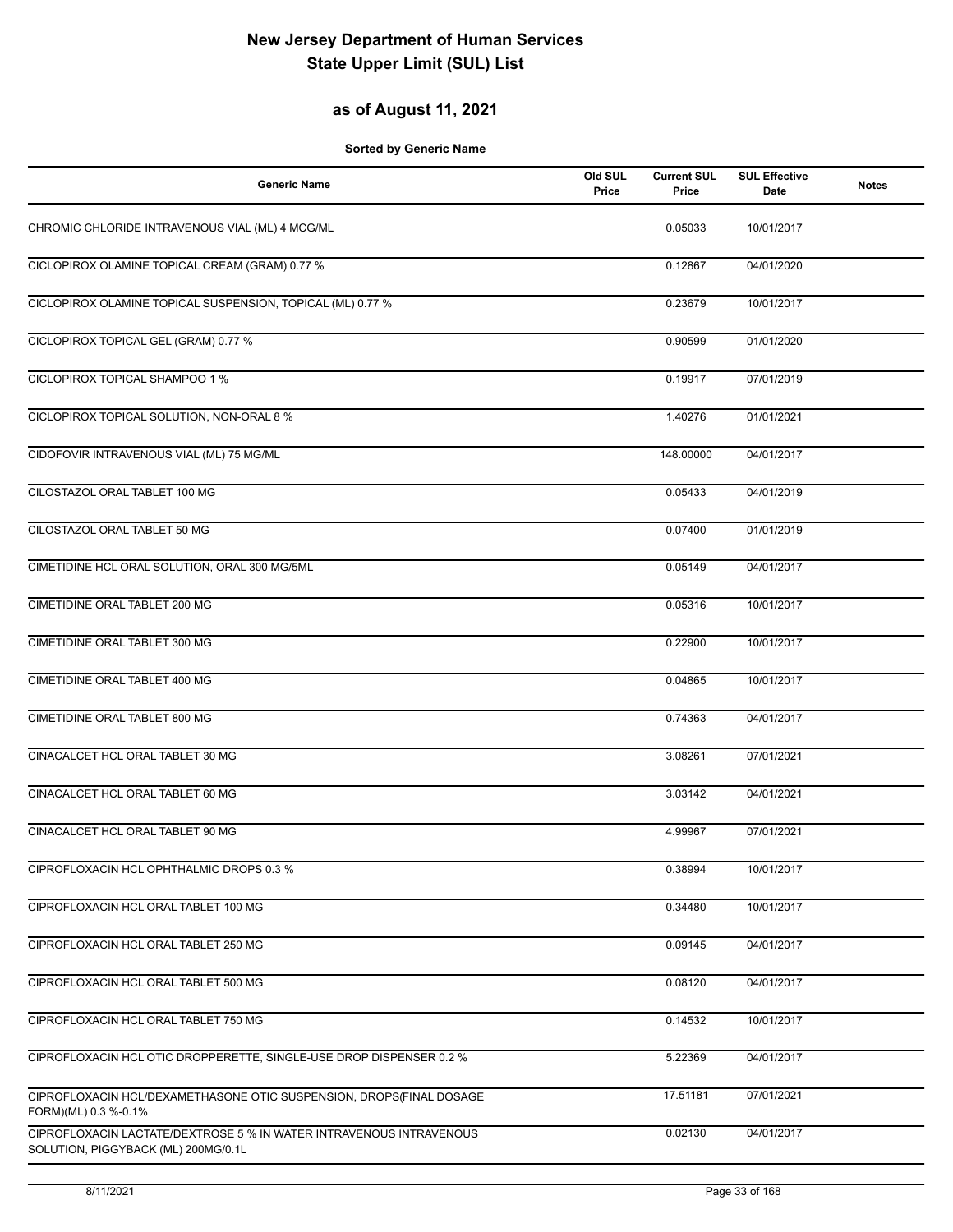# New Jersey Department of Human Services
# State Upper Limit (SUL) List

## as of August 11, 2021

**Sorted by Generic Name**

| Generic Name | Old SUL Price | Current SUL Price | SUL Effective Date | Notes |
|---|---|---|---|---|
| CHROMIC CHLORIDE INTRAVENOUS VIAL (ML) 4 MCG/ML | | 0.05033 | 10/01/2017 | |
| CICLOPIROX OLAMINE TOPICAL CREAM (GRAM) 0.77 % | | 0.12867 | 04/01/2020 | |
| CICLOPIROX OLAMINE TOPICAL SUSPENSION, TOPICAL (ML) 0.77 % | | 0.23679 | 10/01/2017 | |
| CICLOPIROX TOPICAL GEL (GRAM) 0.77 % | | 0.90599 | 01/01/2020 | |
| CICLOPIROX TOPICAL SHAMPOO 1 % | | 0.19917 | 07/01/2019 | |
| CICLOPIROX TOPICAL SOLUTION, NON-ORAL 8 % | | 1.40276 | 01/01/2021 | |
| CIDOFOVIR INTRAVENOUS VIAL (ML) 75 MG/ML | | 148.00000 | 04/01/2017 | |
| CILOSTAZOL ORAL TABLET 100 MG | | 0.05433 | 04/01/2019 | |
| CILOSTAZOL ORAL TABLET 50 MG | | 0.07400 | 01/01/2019 | |
| CIMETIDINE HCL ORAL SOLUTION, ORAL 300 MG/5ML | | 0.05149 | 04/01/2017 | |
| CIMETIDINE ORAL TABLET 200 MG | | 0.05316 | 10/01/2017 | |
| CIMETIDINE ORAL TABLET 300 MG | | 0.22900 | 10/01/2017 | |
| CIMETIDINE ORAL TABLET 400 MG | | 0.04865 | 10/01/2017 | |
| CIMETIDINE ORAL TABLET 800 MG | | 0.74363 | 04/01/2017 | |
| CINACALCET HCL ORAL TABLET 30 MG | | 3.08261 | 07/01/2021 | |
| CINACALCET HCL ORAL TABLET 60 MG | | 3.03142 | 04/01/2021 | |
| CINACALCET HCL ORAL TABLET 90 MG | | 4.99967 | 07/01/2021 | |
| CIPROFLOXACIN HCL OPHTHALMIC DROPS 0.3 % | | 0.38994 | 10/01/2017 | |
| CIPROFLOXACIN HCL ORAL TABLET 100 MG | | 0.34480 | 10/01/2017 | |
| CIPROFLOXACIN HCL ORAL TABLET 250 MG | | 0.09145 | 04/01/2017 | |
| CIPROFLOXACIN HCL ORAL TABLET 500 MG | | 0.08120 | 04/01/2017 | |
| CIPROFLOXACIN HCL ORAL TABLET 750 MG | | 0.14532 | 10/01/2017 | |
| CIPROFLOXACIN HCL OTIC DROPPERETTE, SINGLE-USE DROP DISPENSER 0.2 % | | 5.22369 | 04/01/2017 | |
| CIPROFLOXACIN HCL/DEXAMETHASONE OTIC SUSPENSION, DROPS(FINAL DOSAGE FORM)(ML) 0.3 %-0.1% | | 17.51181 | 07/01/2021 | |
| CIPROFLOXACIN LACTATE/DEXTROSE 5 % IN WATER INTRAVENOUS INTRAVENOUS SOLUTION, PIGGYBACK (ML) 200MG/0.1L | | 0.02130 | 04/01/2017 | |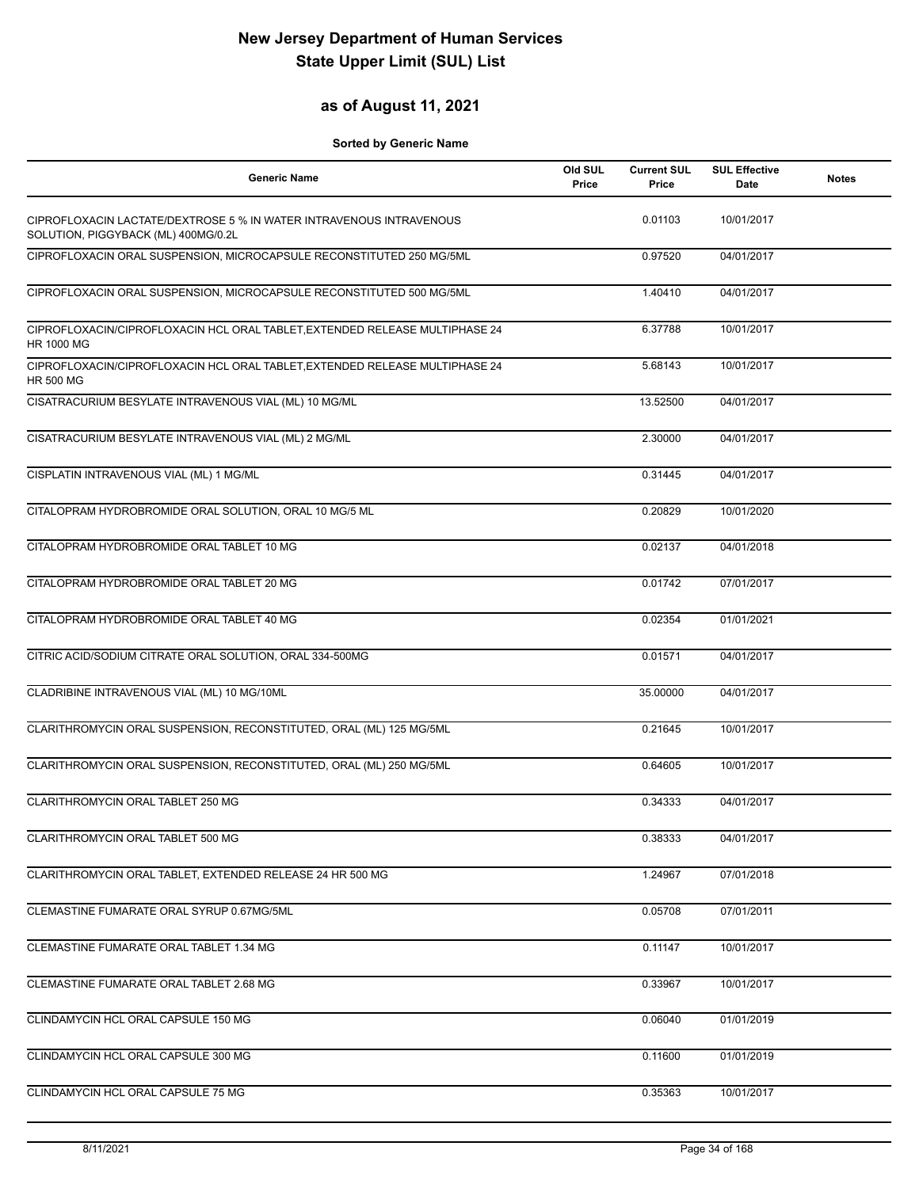# New Jersey Department of Human Services
# State Upper Limit (SUL) List

## as of August 11, 2021

**Sorted by Generic Name**

| Generic Name | Old SUL Price | Current SUL Price | SUL Effective Date | Notes |
|---|---|---|---|---|
| CIPROFLOXACIN LACTATE/DEXTROSE 5 % IN WATER INTRAVENOUS INTRAVENOUS SOLUTION, PIGGYBACK (ML) 400MG/0.2L | | 0.01103 | 10/01/2017 | |
| CIPROFLOXACIN ORAL SUSPENSION, MICROCAPSULE RECONSTITUTED 250 MG/5ML | | 0.97520 | 04/01/2017 | |
| CIPROFLOXACIN ORAL SUSPENSION, MICROCAPSULE RECONSTITUTED 500 MG/5ML | | 1.40410 | 04/01/2017 | |
| CIPROFLOXACIN/CIPROFLOXACIN HCL ORAL TABLET,EXTENDED RELEASE MULTIPHASE 24 HR 1000 MG | | 6.37788 | 10/01/2017 | |
| CIPROFLOXACIN/CIPROFLOXACIN HCL ORAL TABLET,EXTENDED RELEASE MULTIPHASE 24 HR 500 MG | | 5.68143 | 10/01/2017 | |
| CISATRACURIUM BESYLATE INTRAVENOUS VIAL (ML) 10 MG/ML | | 13.52500 | 04/01/2017 | |
| CISATRACURIUM BESYLATE INTRAVENOUS VIAL (ML) 2 MG/ML | | 2.30000 | 04/01/2017 | |
| CISPLATIN INTRAVENOUS VIAL (ML) 1 MG/ML | | 0.31445 | 04/01/2017 | |
| CITALOPRAM HYDROBROMIDE ORAL SOLUTION, ORAL 10 MG/5 ML | | 0.20829 | 10/01/2020 | |
| CITALOPRAM HYDROBROMIDE ORAL TABLET 10 MG | | 0.02137 | 04/01/2018 | |
| CITALOPRAM HYDROBROMIDE ORAL TABLET 20 MG | | 0.01742 | 07/01/2017 | |
| CITALOPRAM HYDROBROMIDE ORAL TABLET 40 MG | | 0.02354 | 01/01/2021 | |
| CITRIC ACID/SODIUM CITRATE ORAL SOLUTION, ORAL 334-500MG | | 0.01571 | 04/01/2017 | |
| CLADRIBINE INTRAVENOUS VIAL (ML) 10 MG/10ML | | 35.00000 | 04/01/2017 | |
| CLARITHROMYCIN ORAL SUSPENSION, RECONSTITUTED, ORAL (ML) 125 MG/5ML | | 0.21645 | 10/01/2017 | |
| CLARITHROMYCIN ORAL SUSPENSION, RECONSTITUTED, ORAL (ML) 250 MG/5ML | | 0.64605 | 10/01/2017 | |
| CLARITHROMYCIN ORAL TABLET 250 MG | | 0.34333 | 04/01/2017 | |
| CLARITHROMYCIN ORAL TABLET 500 MG | | 0.38333 | 04/01/2017 | |
| CLARITHROMYCIN ORAL TABLET, EXTENDED RELEASE 24 HR 500 MG | | 1.24967 | 07/01/2018 | |
| CLEMASTINE FUMARATE ORAL SYRUP 0.67MG/5ML | | 0.05708 | 07/01/2011 | |
| CLEMASTINE FUMARATE ORAL TABLET 1.34 MG | | 0.11147 | 10/01/2017 | |
| CLEMASTINE FUMARATE ORAL TABLET 2.68 MG | | 0.33967 | 10/01/2017 | |
| CLINDAMYCIN HCL ORAL CAPSULE 150 MG | | 0.06040 | 01/01/2019 | |
| CLINDAMYCIN HCL ORAL CAPSULE 300 MG | | 0.11600 | 01/01/2019 | |
| CLINDAMYCIN HCL ORAL CAPSULE 75 MG | | 0.35363 | 10/01/2017 | |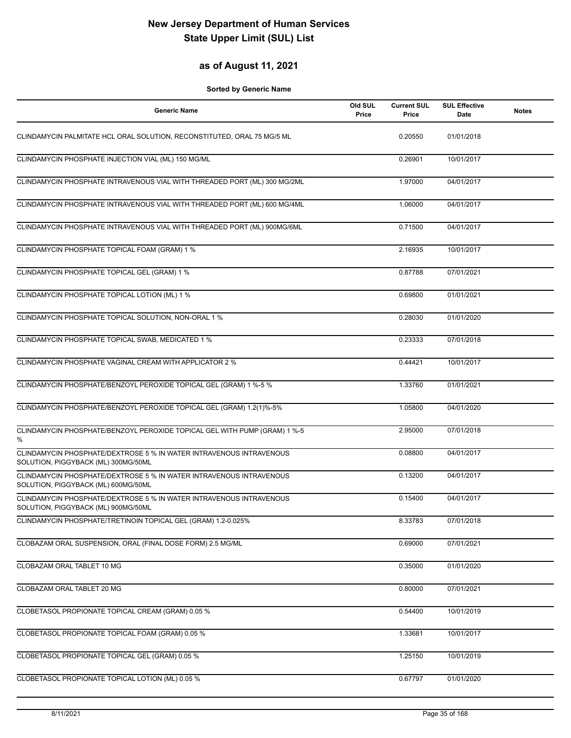# New Jersey Department of Human Services
# State Upper Limit (SUL) List

## as of August 11, 2021

**Sorted by Generic Name**

| Generic Name | Old SUL Price | Current SUL Price | SUL Effective Date | Notes |
|---|---|---|---|---|
| CLINDAMYCIN PALMITATE HCL ORAL SOLUTION, RECONSTITUTED, ORAL 75 MG/5 ML | | 0.20550 | 01/01/2018 | |
| CLINDAMYCIN PHOSPHATE INJECTION VIAL (ML) 150 MG/ML | | 0.26901 | 10/01/2017 | |
| CLINDAMYCIN PHOSPHATE INTRAVENOUS VIAL WITH THREADED PORT (ML) 300 MG/2ML | | 1.97000 | 04/01/2017 | |
| CLINDAMYCIN PHOSPHATE INTRAVENOUS VIAL WITH THREADED PORT (ML) 600 MG/4ML | | 1.06000 | 04/01/2017 | |
| CLINDAMYCIN PHOSPHATE INTRAVENOUS VIAL WITH THREADED PORT (ML) 900MG/6ML | | 0.71500 | 04/01/2017 | |
| CLINDAMYCIN PHOSPHATE TOPICAL FOAM (GRAM) 1 % | | 2.16935 | 10/01/2017 | |
| CLINDAMYCIN PHOSPHATE TOPICAL GEL (GRAM) 1 % | | 0.87788 | 07/01/2021 | |
| CLINDAMYCIN PHOSPHATE TOPICAL LOTION (ML) 1 % | | 0.69800 | 01/01/2021 | |
| CLINDAMYCIN PHOSPHATE TOPICAL SOLUTION, NON-ORAL 1 % | | 0.28030 | 01/01/2020 | |
| CLINDAMYCIN PHOSPHATE TOPICAL SWAB, MEDICATED 1 % | | 0.23333 | 07/01/2018 | |
| CLINDAMYCIN PHOSPHATE VAGINAL CREAM WITH APPLICATOR 2 % | | 0.44421 | 10/01/2017 | |
| CLINDAMYCIN PHOSPHATE/BENZOYL PEROXIDE TOPICAL GEL (GRAM) 1 %-5 % | | 1.33760 | 01/01/2021 | |
| CLINDAMYCIN PHOSPHATE/BENZOYL PEROXIDE TOPICAL GEL (GRAM) 1.2(1)%-5% | | 1.05800 | 04/01/2020 | |
| CLINDAMYCIN PHOSPHATE/BENZOYL PEROXIDE TOPICAL GEL WITH PUMP (GRAM) 1 %-5 % | | 2.95000 | 07/01/2018 | |
| CLINDAMYCIN PHOSPHATE/DEXTROSE 5 % IN WATER INTRAVENOUS INTRAVENOUS SOLUTION, PIGGYBACK (ML) 300MG/50ML | | 0.08800 | 04/01/2017 | |
| CLINDAMYCIN PHOSPHATE/DEXTROSE 5 % IN WATER INTRAVENOUS INTRAVENOUS SOLUTION, PIGGYBACK (ML) 600MG/50ML | | 0.13200 | 04/01/2017 | |
| CLINDAMYCIN PHOSPHATE/DEXTROSE 5 % IN WATER INTRAVENOUS INTRAVENOUS SOLUTION, PIGGYBACK (ML) 900MG/50ML | | 0.15400 | 04/01/2017 | |
| CLINDAMYCIN PHOSPHATE/TRETINOIN TOPICAL GEL (GRAM) 1.2-0.025% | | 8.33783 | 07/01/2018 | |
| CLOBAZAM ORAL SUSPENSION, ORAL (FINAL DOSE FORM) 2.5 MG/ML | | 0.69000 | 07/01/2021 | |
| CLOBAZAM ORAL TABLET 10 MG | | 0.35000 | 01/01/2020 | |
| CLOBAZAM ORAL TABLET 20 MG | | 0.80000 | 07/01/2021 | |
| CLOBETASOL PROPIONATE TOPICAL CREAM (GRAM) 0.05 % | | 0.54400 | 10/01/2019 | |
| CLOBETASOL PROPIONATE TOPICAL FOAM (GRAM) 0.05 % | | 1.33681 | 10/01/2017 | |
| CLOBETASOL PROPIONATE TOPICAL GEL (GRAM) 0.05 % | | 1.25150 | 10/01/2019 | |
| CLOBETASOL PROPIONATE TOPICAL LOTION (ML) 0.05 % | | 0.67797 | 01/01/2020 | |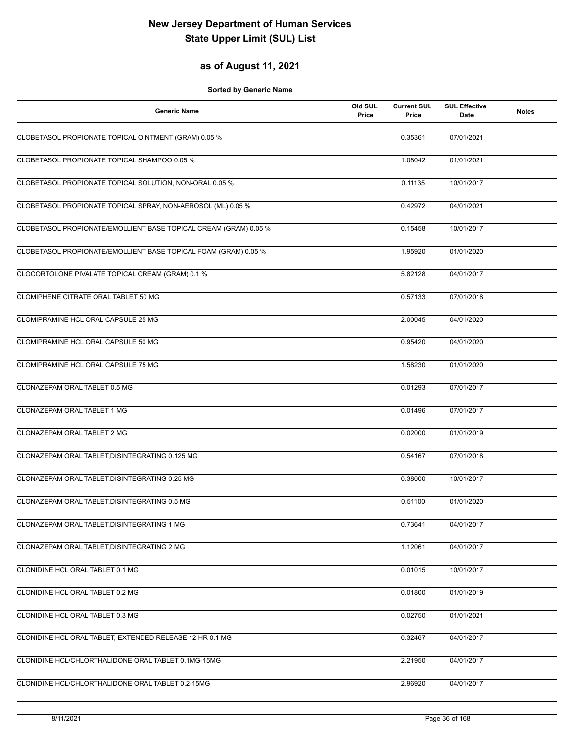# New Jersey Department of Human Services
# State Upper Limit (SUL) List

## as of August 11, 2021

**Sorted by Generic Name**

| Generic Name | Old SUL Price | Current SUL Price | SUL Effective Date | Notes |
|---|---|---|---|---|
| CLOBETASOL PROPIONATE TOPICAL OINTMENT (GRAM) 0.05 % | | 0.35361 | 07/01/2021 | |
| CLOBETASOL PROPIONATE TOPICAL SHAMPOO 0.05 % | | 1.08042 | 01/01/2021 | |
| CLOBETASOL PROPIONATE TOPICAL SOLUTION, NON-ORAL 0.05 % | | 0.11135 | 10/01/2017 | |
| CLOBETASOL PROPIONATE TOPICAL SPRAY, NON-AEROSOL (ML) 0.05 % | | 0.42972 | 04/01/2021 | |
| CLOBETASOL PROPIONATE/EMOLLIENT BASE TOPICAL CREAM (GRAM) 0.05 % | | 0.15458 | 10/01/2017 | |
| CLOBETASOL PROPIONATE/EMOLLIENT BASE TOPICAL FOAM (GRAM) 0.05 % | | 1.95920 | 01/01/2020 | |
| CLOCORTOLONE PIVALATE TOPICAL CREAM (GRAM) 0.1 % | | 5.82128 | 04/01/2017 | |
| CLOMIPHENE CITRATE ORAL TABLET 50 MG | | 0.57133 | 07/01/2018 | |
| CLOMIPRAMINE HCL ORAL CAPSULE 25 MG | | 2.00045 | 04/01/2020 | |
| CLOMIPRAMINE HCL ORAL CAPSULE 50 MG | | 0.95420 | 04/01/2020 | |
| CLOMIPRAMINE HCL ORAL CAPSULE 75 MG | | 1.58230 | 01/01/2020 | |
| CLONAZEPAM ORAL TABLET 0.5 MG | | 0.01293 | 07/01/2017 | |
| CLONAZEPAM ORAL TABLET 1 MG | | 0.01496 | 07/01/2017 | |
| CLONAZEPAM ORAL TABLET 2 MG | | 0.02000 | 01/01/2019 | |
| CLONAZEPAM ORAL TABLET,DISINTEGRATING 0.125 MG | | 0.54167 | 07/01/2018 | |
| CLONAZEPAM ORAL TABLET,DISINTEGRATING 0.25 MG | | 0.38000 | 10/01/2017 | |
| CLONAZEPAM ORAL TABLET,DISINTEGRATING 0.5 MG | | 0.51100 | 01/01/2020 | |
| CLONAZEPAM ORAL TABLET,DISINTEGRATING 1 MG | | 0.73641 | 04/01/2017 | |
| CLONAZEPAM ORAL TABLET,DISINTEGRATING 2 MG | | 1.12061 | 04/01/2017 | |
| CLONIDINE HCL ORAL TABLET 0.1 MG | | 0.01015 | 10/01/2017 | |
| CLONIDINE HCL ORAL TABLET 0.2 MG | | 0.01800 | 01/01/2019 | |
| CLONIDINE HCL ORAL TABLET 0.3 MG | | 0.02750 | 01/01/2021 | |
| CLONIDINE HCL ORAL TABLET, EXTENDED RELEASE 12 HR 0.1 MG | | 0.32467 | 04/01/2017 | |
| CLONIDINE HCL/CHLORTHALIDONE ORAL TABLET 0.1MG-15MG | | 2.21950 | 04/01/2017 | |
| CLONIDINE HCL/CHLORTHALIDONE ORAL TABLET 0.2-15MG | | 2.96920 | 04/01/2017 | |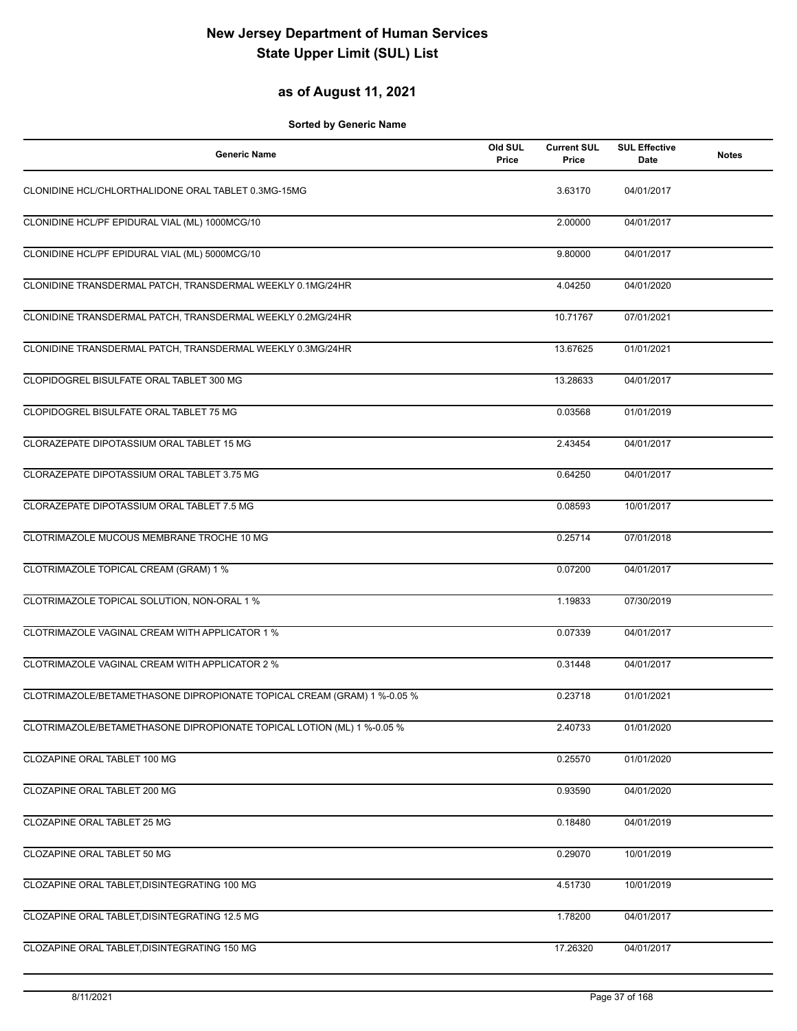# New Jersey Department of Human Services
# State Upper Limit (SUL) List

## as of August 11, 2021

**Sorted by Generic Name**

| Generic Name | Old SUL Price | Current SUL Price | SUL Effective Date | Notes |
|---|---|---|---|---|
| CLONIDINE HCL/CHLORTHALIDONE ORAL TABLET 0.3MG-15MG | | 3.63170 | 04/01/2017 | |
| CLONIDINE HCL/PF EPIDURAL VIAL (ML) 1000MCG/10 | | 2.00000 | 04/01/2017 | |
| CLONIDINE HCL/PF EPIDURAL VIAL (ML) 5000MCG/10 | | 9.80000 | 04/01/2017 | |
| CLONIDINE TRANSDERMAL PATCH, TRANSDERMAL WEEKLY 0.1MG/24HR | | 4.04250 | 04/01/2020 | |
| CLONIDINE TRANSDERMAL PATCH, TRANSDERMAL WEEKLY 0.2MG/24HR | | 10.71767 | 07/01/2021 | |
| CLONIDINE TRANSDERMAL PATCH, TRANSDERMAL WEEKLY 0.3MG/24HR | | 13.67625 | 01/01/2021 | |
| CLOPIDOGREL BISULFATE ORAL TABLET 300 MG | | 13.28633 | 04/01/2017 | |
| CLOPIDOGREL BISULFATE ORAL TABLET 75 MG | | 0.03568 | 01/01/2019 | |
| CLORAZEPATE DIPOTASSIUM ORAL TABLET 15 MG | | 2.43454 | 04/01/2017 | |
| CLORAZEPATE DIPOTASSIUM ORAL TABLET 3.75 MG | | 0.64250 | 04/01/2017 | |
| CLORAZEPATE DIPOTASSIUM ORAL TABLET 7.5 MG | | 0.08593 | 10/01/2017 | |
| CLOTRIMAZOLE MUCOUS MEMBRANE TROCHE 10 MG | | 0.25714 | 07/01/2018 | |
| CLOTRIMAZOLE TOPICAL CREAM (GRAM) 1 % | | 0.07200 | 04/01/2017 | |
| CLOTRIMAZOLE TOPICAL SOLUTION, NON-ORAL 1 % | | 1.19833 | 07/30/2019 | |
| CLOTRIMAZOLE VAGINAL CREAM WITH APPLICATOR 1 % | | 0.07339 | 04/01/2017 | |
| CLOTRIMAZOLE VAGINAL CREAM WITH APPLICATOR 2 % | | 0.31448 | 04/01/2017 | |
| CLOTRIMAZOLE/BETAMETHASONE DIPROPIONATE TOPICAL CREAM (GRAM) 1 %-0.05 % | | 0.23718 | 01/01/2021 | |
| CLOTRIMAZOLE/BETAMETHASONE DIPROPIONATE TOPICAL LOTION (ML) 1 %-0.05 % | | 2.40733 | 01/01/2020 | |
| CLOZAPINE ORAL TABLET 100 MG | | 0.25570 | 01/01/2020 | |
| CLOZAPINE ORAL TABLET 200 MG | | 0.93590 | 04/01/2020 | |
| CLOZAPINE ORAL TABLET 25 MG | | 0.18480 | 04/01/2019 | |
| CLOZAPINE ORAL TABLET 50 MG | | 0.29070 | 10/01/2019 | |
| CLOZAPINE ORAL TABLET,DISINTEGRATING 100 MG | | 4.51730 | 10/01/2019 | |
| CLOZAPINE ORAL TABLET,DISINTEGRATING 12.5 MG | | 1.78200 | 04/01/2017 | |
| CLOZAPINE ORAL TABLET,DISINTEGRATING 150 MG | | 17.26320 | 04/01/2017 | |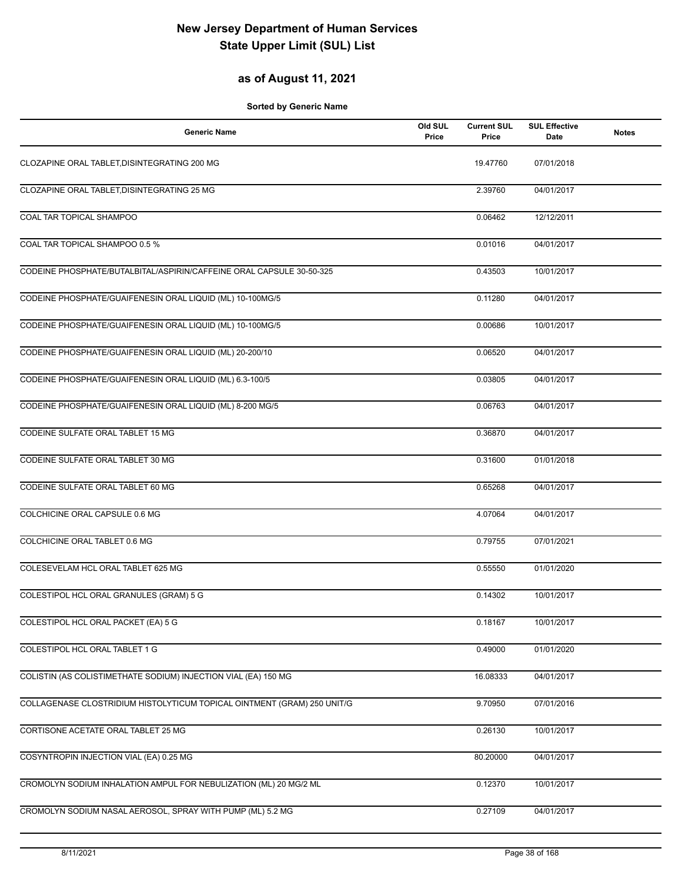# New Jersey Department of Human Services
# State Upper Limit (SUL) List

## as of August 11, 2021

**Sorted by Generic Name**

| Generic Name | Old SUL Price | Current SUL Price | SUL Effective Date | Notes |
|---|---|---|---|---|
| CLOZAPINE ORAL TABLET,DISINTEGRATING 200 MG | | 19.47760 | 07/01/2018 | |
| CLOZAPINE ORAL TABLET,DISINTEGRATING 25 MG | | 2.39760 | 04/01/2017 | |
| COAL TAR TOPICAL SHAMPOO | | 0.06462 | 12/12/2011 | |
| COAL TAR TOPICAL SHAMPOO 0.5 % | | 0.01016 | 04/01/2017 | |
| CODEINE PHOSPHATE/BUTALBITAL/ASPIRIN/CAFFEINE ORAL CAPSULE 30-50-325 | | 0.43503 | 10/01/2017 | |
| CODEINE PHOSPHATE/GUAIFENESIN ORAL LIQUID (ML) 10-100MG/5 | | 0.11280 | 04/01/2017 | |
| CODEINE PHOSPHATE/GUAIFENESIN ORAL LIQUID (ML) 10-100MG/5 | | 0.00686 | 10/01/2017 | |
| CODEINE PHOSPHATE/GUAIFENESIN ORAL LIQUID (ML) 20-200/10 | | 0.06520 | 04/01/2017 | |
| CODEINE PHOSPHATE/GUAIFENESIN ORAL LIQUID (ML) 6.3-100/5 | | 0.03805 | 04/01/2017 | |
| CODEINE PHOSPHATE/GUAIFENESIN ORAL LIQUID (ML) 8-200 MG/5 | | 0.06763 | 04/01/2017 | |
| CODEINE SULFATE ORAL TABLET 15 MG | | 0.36870 | 04/01/2017 | |
| CODEINE SULFATE ORAL TABLET 30 MG | | 0.31600 | 01/01/2018 | |
| CODEINE SULFATE ORAL TABLET 60 MG | | 0.65268 | 04/01/2017 | |
| COLCHICINE ORAL CAPSULE 0.6 MG | | 4.07064 | 04/01/2017 | |
| COLCHICINE ORAL TABLET 0.6 MG | | 0.79755 | 07/01/2021 | |
| COLESEVELAM HCL ORAL TABLET 625 MG | | 0.55550 | 01/01/2020 | |
| COLESTIPOL HCL ORAL GRANULES (GRAM) 5 G | | 0.14302 | 10/01/2017 | |
| COLESTIPOL HCL ORAL PACKET (EA) 5 G | | 0.18167 | 10/01/2017 | |
| COLESTIPOL HCL ORAL TABLET 1 G | | 0.49000 | 01/01/2020 | |
| COLISTIN (AS COLISTIMETHATE SODIUM) INJECTION VIAL (EA) 150 MG | | 16.08333 | 04/01/2017 | |
| COLLAGENASE CLOSTRIDIUM HISTOLYTICUM TOPICAL OINTMENT (GRAM) 250 UNIT/G | | 9.70950 | 07/01/2016 | |
| CORTISONE ACETATE ORAL TABLET 25 MG | | 0.26130 | 10/01/2017 | |
| COSYNTROPIN INJECTION VIAL (EA) 0.25 MG | | 80.20000 | 04/01/2017 | |
| CROMOLYN SODIUM INHALATION AMPUL FOR NEBULIZATION (ML) 20 MG/2 ML | | 0.12370 | 10/01/2017 | |
| CROMOLYN SODIUM NASAL AEROSOL, SPRAY WITH PUMP (ML) 5.2 MG | | 0.27109 | 04/01/2017 | |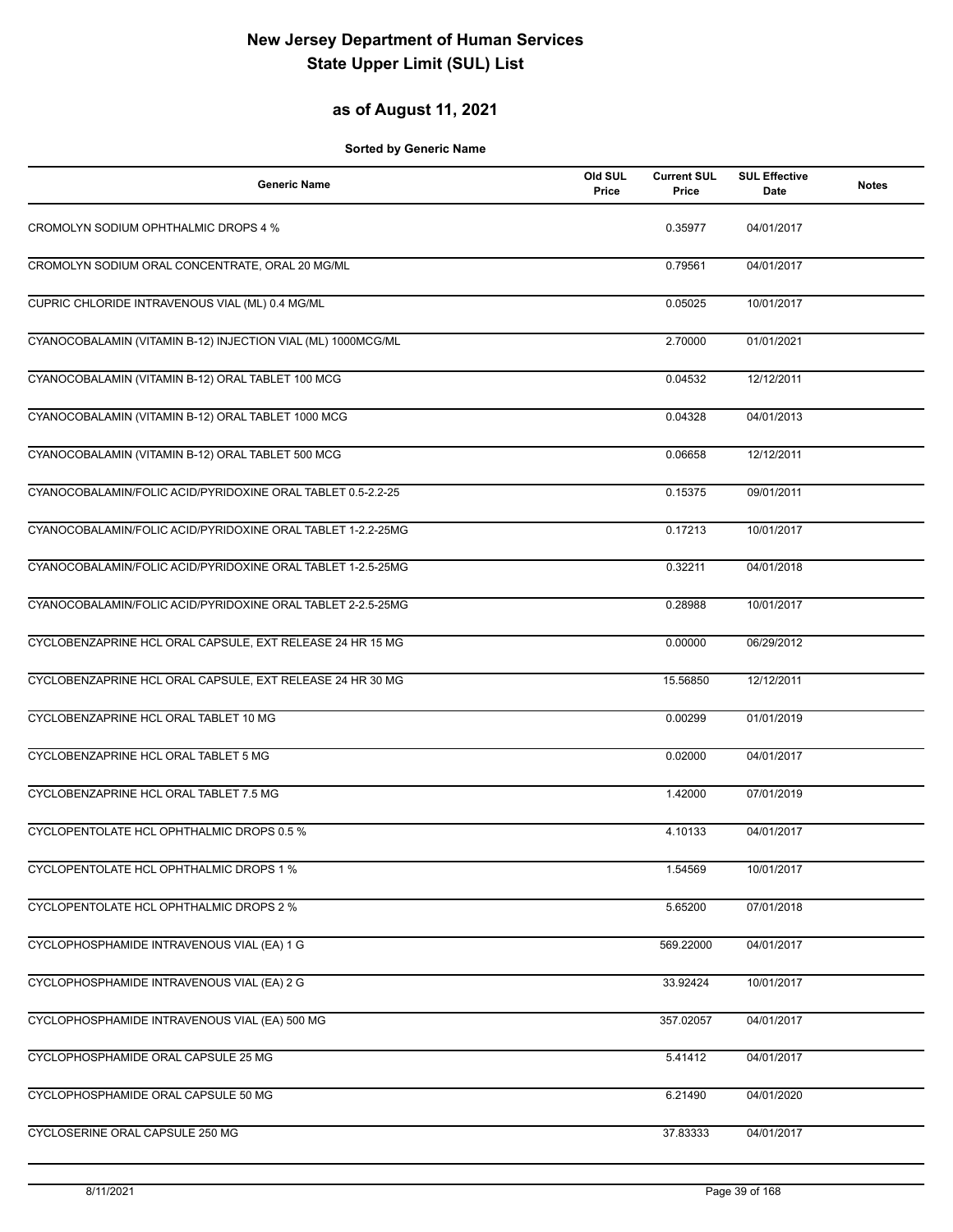# New Jersey Department of Human Services
# State Upper Limit (SUL) List

## as of August 11, 2021

**Sorted by Generic Name**

| Generic Name | Old SUL Price | Current SUL Price | SUL Effective Date | Notes |
|---|---|---|---|---|
| CROMOLYN SODIUM OPHTHALMIC DROPS 4 % | | 0.35977 | 04/01/2017 | |
| CROMOLYN SODIUM ORAL CONCENTRATE, ORAL 20 MG/ML | | 0.79561 | 04/01/2017 | |
| CUPRIC CHLORIDE INTRAVENOUS VIAL (ML) 0.4 MG/ML | | 0.05025 | 10/01/2017 | |
| CYANOCOBALAMIN (VITAMIN B-12) INJECTION VIAL (ML) 1000MCG/ML | | 2.70000 | 01/01/2021 | |
| CYANOCOBALAMIN (VITAMIN B-12) ORAL TABLET 100 MCG | | 0.04532 | 12/12/2011 | |
| CYANOCOBALAMIN (VITAMIN B-12) ORAL TABLET 1000 MCG | | 0.04328 | 04/01/2013 | |
| CYANOCOBALAMIN (VITAMIN B-12) ORAL TABLET 500 MCG | | 0.06658 | 12/12/2011 | |
| CYANOCOBALAMIN/FOLIC ACID/PYRIDOXINE ORAL TABLET 0.5-2.2-25 | | 0.15375 | 09/01/2011 | |
| CYANOCOBALAMIN/FOLIC ACID/PYRIDOXINE ORAL TABLET 1-2.2-25MG | | 0.17213 | 10/01/2017 | |
| CYANOCOBALAMIN/FOLIC ACID/PYRIDOXINE ORAL TABLET 1-2.5-25MG | | 0.32211 | 04/01/2018 | |
| CYANOCOBALAMIN/FOLIC ACID/PYRIDOXINE ORAL TABLET 2-2.5-25MG | | 0.28988 | 10/01/2017 | |
| CYCLOBENZAPRINE HCL ORAL CAPSULE, EXT RELEASE 24 HR 15 MG | | 0.00000 | 06/29/2012 | |
| CYCLOBENZAPRINE HCL ORAL CAPSULE, EXT RELEASE 24 HR 30 MG | | 15.56850 | 12/12/2011 | |
| CYCLOBENZAPRINE HCL ORAL TABLET 10 MG | | 0.00299 | 01/01/2019 | |
| CYCLOBENZAPRINE HCL ORAL TABLET 5 MG | | 0.02000 | 04/01/2017 | |
| CYCLOBENZAPRINE HCL ORAL TABLET 7.5 MG | | 1.42000 | 07/01/2019 | |
| CYCLOPENTOLATE HCL OPHTHALMIC DROPS 0.5 % | | 4.10133 | 04/01/2017 | |
| CYCLOPENTOLATE HCL OPHTHALMIC DROPS 1 % | | 1.54569 | 10/01/2017 | |
| CYCLOPENTOLATE HCL OPHTHALMIC DROPS 2 % | | 5.65200 | 07/01/2018 | |
| CYCLOPHOSPHAMIDE INTRAVENOUS VIAL (EA) 1 G | | 569.22000 | 04/01/2017 | |
| CYCLOPHOSPHAMIDE INTRAVENOUS VIAL (EA) 2 G | | 33.92424 | 10/01/2017 | |
| CYCLOPHOSPHAMIDE INTRAVENOUS VIAL (EA) 500 MG | | 357.02057 | 04/01/2017 | |
| CYCLOPHOSPHAMIDE ORAL CAPSULE 25 MG | | 5.41412 | 04/01/2017 | |
| CYCLOPHOSPHAMIDE ORAL CAPSULE 50 MG | | 6.21490 | 04/01/2020 | |
| CYCLOSERINE ORAL CAPSULE 250 MG | | 37.83333 | 04/01/2017 | |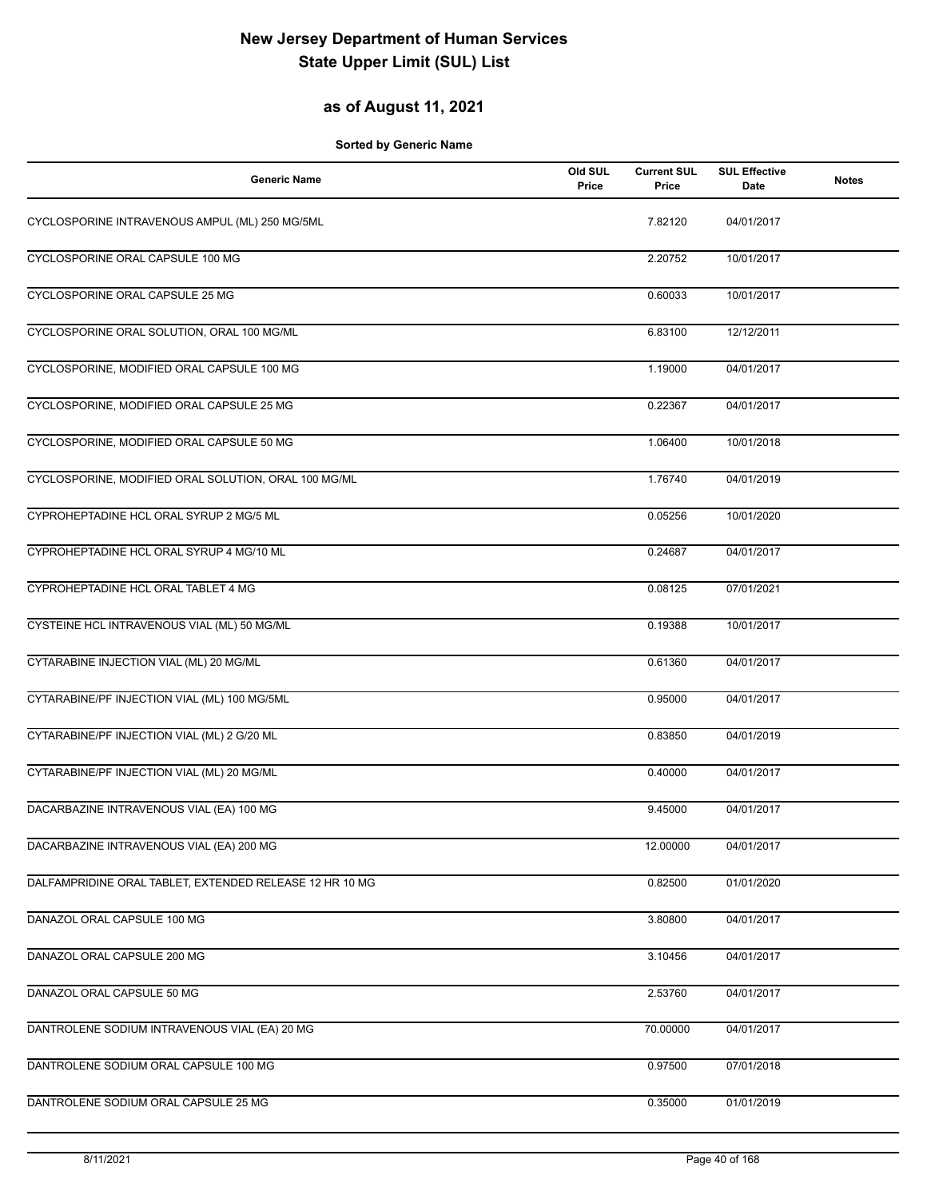# New Jersey Department of Human Services
# State Upper Limit (SUL) List

## as of August 11, 2021

**Sorted by Generic Name**

| Generic Name | Old SUL Price | Current SUL Price | SUL Effective Date | Notes |
|---|---|---|---|---|
| CYCLOSPORINE INTRAVENOUS AMPUL (ML) 250 MG/5ML | | 7.82120 | 04/01/2017 | |
| CYCLOSPORINE ORAL CAPSULE 100 MG | | 2.20752 | 10/01/2017 | |
| CYCLOSPORINE ORAL CAPSULE 25 MG | | 0.60033 | 10/01/2017 | |
| CYCLOSPORINE ORAL SOLUTION, ORAL 100 MG/ML | | 6.83100 | 12/12/2011 | |
| CYCLOSPORINE, MODIFIED ORAL CAPSULE 100 MG | | 1.19000 | 04/01/2017 | |
| CYCLOSPORINE, MODIFIED ORAL CAPSULE 25 MG | | 0.22367 | 04/01/2017 | |
| CYCLOSPORINE, MODIFIED ORAL CAPSULE 50 MG | | 1.06400 | 10/01/2018 | |
| CYCLOSPORINE, MODIFIED ORAL SOLUTION, ORAL 100 MG/ML | | 1.76740 | 04/01/2019 | |
| CYPROHEPTADINE HCL ORAL SYRUP 2 MG/5 ML | | 0.05256 | 10/01/2020 | |
| CYPROHEPTADINE HCL ORAL SYRUP 4 MG/10 ML | | 0.24687 | 04/01/2017 | |
| CYPROHEPTADINE HCL ORAL TABLET 4 MG | | 0.08125 | 07/01/2021 | |
| CYSTEINE HCL INTRAVENOUS VIAL (ML) 50 MG/ML | | 0.19388 | 10/01/2017 | |
| CYTARABINE INJECTION VIAL (ML) 20 MG/ML | | 0.61360 | 04/01/2017 | |
| CYTARABINE/PF INJECTION VIAL (ML) 100 MG/5ML | | 0.95000 | 04/01/2017 | |
| CYTARABINE/PF INJECTION VIAL (ML) 2 G/20 ML | | 0.83850 | 04/01/2019 | |
| CYTARABINE/PF INJECTION VIAL (ML) 20 MG/ML | | 0.40000 | 04/01/2017 | |
| DACARBAZINE INTRAVENOUS VIAL (EA) 100 MG | | 9.45000 | 04/01/2017 | |
| DACARBAZINE INTRAVENOUS VIAL (EA) 200 MG | | 12.00000 | 04/01/2017 | |
| DALFAMPRIDINE ORAL TABLET, EXTENDED RELEASE 12 HR 10 MG | | 0.82500 | 01/01/2020 | |
| DANAZOL ORAL CAPSULE 100 MG | | 3.80800 | 04/01/2017 | |
| DANAZOL ORAL CAPSULE 200 MG | | 3.10456 | 04/01/2017 | |
| DANAZOL ORAL CAPSULE 50 MG | | 2.53760 | 04/01/2017 | |
| DANTROLENE SODIUM INTRAVENOUS VIAL (EA) 20 MG | | 70.00000 | 04/01/2017 | |
| DANTROLENE SODIUM ORAL CAPSULE 100 MG | | 0.97500 | 07/01/2018 | |
| DANTROLENE SODIUM ORAL CAPSULE 25 MG | | 0.35000 | 01/01/2019 | |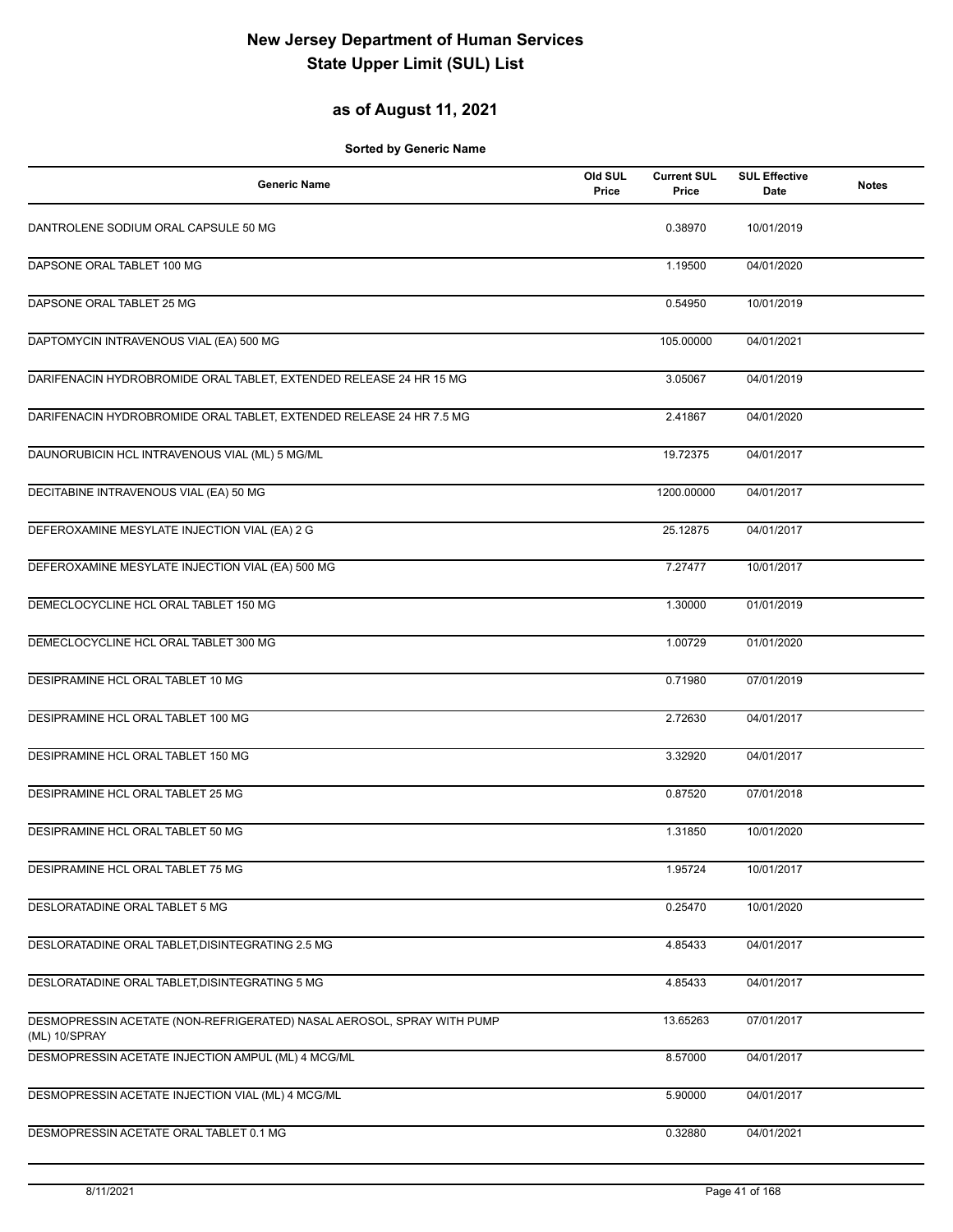# New Jersey Department of Human Services
# State Upper Limit (SUL) List

## as of August 11, 2021

**Sorted by Generic Name**

| Generic Name | Old SUL Price | Current SUL Price | SUL Effective Date | Notes |
|---|---|---|---|---|
| DANTROLENE SODIUM ORAL CAPSULE 50 MG | | 0.38970 | 10/01/2019 | |
| DAPSONE ORAL TABLET 100 MG | | 1.19500 | 04/01/2020 | |
| DAPSONE ORAL TABLET 25 MG | | 0.54950 | 10/01/2019 | |
| DAPTOMYCIN INTRAVENOUS VIAL (EA) 500 MG | | 105.00000 | 04/01/2021 | |
| DARIFENACIN HYDROBROMIDE ORAL TABLET, EXTENDED RELEASE 24 HR 15 MG | | 3.05067 | 04/01/2019 | |
| DARIFENACIN HYDROBROMIDE ORAL TABLET, EXTENDED RELEASE 24 HR 7.5 MG | | 2.41867 | 04/01/2020 | |
| DAUNORUBICIN HCL INTRAVENOUS VIAL (ML) 5 MG/ML | | 19.72375 | 04/01/2017 | |
| DECITABINE INTRAVENOUS VIAL (EA) 50 MG | | 1200.00000 | 04/01/2017 | |
| DEFEROXAMINE MESYLATE INJECTION VIAL (EA) 2 G | | 25.12875 | 04/01/2017 | |
| DEFEROXAMINE MESYLATE INJECTION VIAL (EA) 500 MG | | 7.27477 | 10/01/2017 | |
| DEMECLOCYCLINE HCL ORAL TABLET 150 MG | | 1.30000 | 01/01/2019 | |
| DEMECLOCYCLINE HCL ORAL TABLET 300 MG | | 1.00729 | 01/01/2020 | |
| DESIPRAMINE HCL ORAL TABLET 10 MG | | 0.71980 | 07/01/2019 | |
| DESIPRAMINE HCL ORAL TABLET 100 MG | | 2.72630 | 04/01/2017 | |
| DESIPRAMINE HCL ORAL TABLET 150 MG | | 3.32920 | 04/01/2017 | |
| DESIPRAMINE HCL ORAL TABLET 25 MG | | 0.87520 | 07/01/2018 | |
| DESIPRAMINE HCL ORAL TABLET 50 MG | | 1.31850 | 10/01/2020 | |
| DESIPRAMINE HCL ORAL TABLET 75 MG | | 1.95724 | 10/01/2017 | |
| DESLORATADINE ORAL TABLET 5 MG | | 0.25470 | 10/01/2020 | |
| DESLORATADINE ORAL TABLET,DISINTEGRATING 2.5 MG | | 4.85433 | 04/01/2017 | |
| DESLORATADINE ORAL TABLET,DISINTEGRATING 5 MG | | 4.85433 | 04/01/2017 | |
| DESMOPRESSIN ACETATE (NON-REFRIGERATED) NASAL AEROSOL, SPRAY WITH PUMP (ML) 10/SPRAY | | 13.65263 | 07/01/2017 | |
| DESMOPRESSIN ACETATE INJECTION AMPUL (ML) 4 MCG/ML | | 8.57000 | 04/01/2017 | |
| DESMOPRESSIN ACETATE INJECTION VIAL (ML) 4 MCG/ML | | 5.90000 | 04/01/2017 | |
| DESMOPRESSIN ACETATE ORAL TABLET 0.1 MG | | 0.32880 | 04/01/2021 | |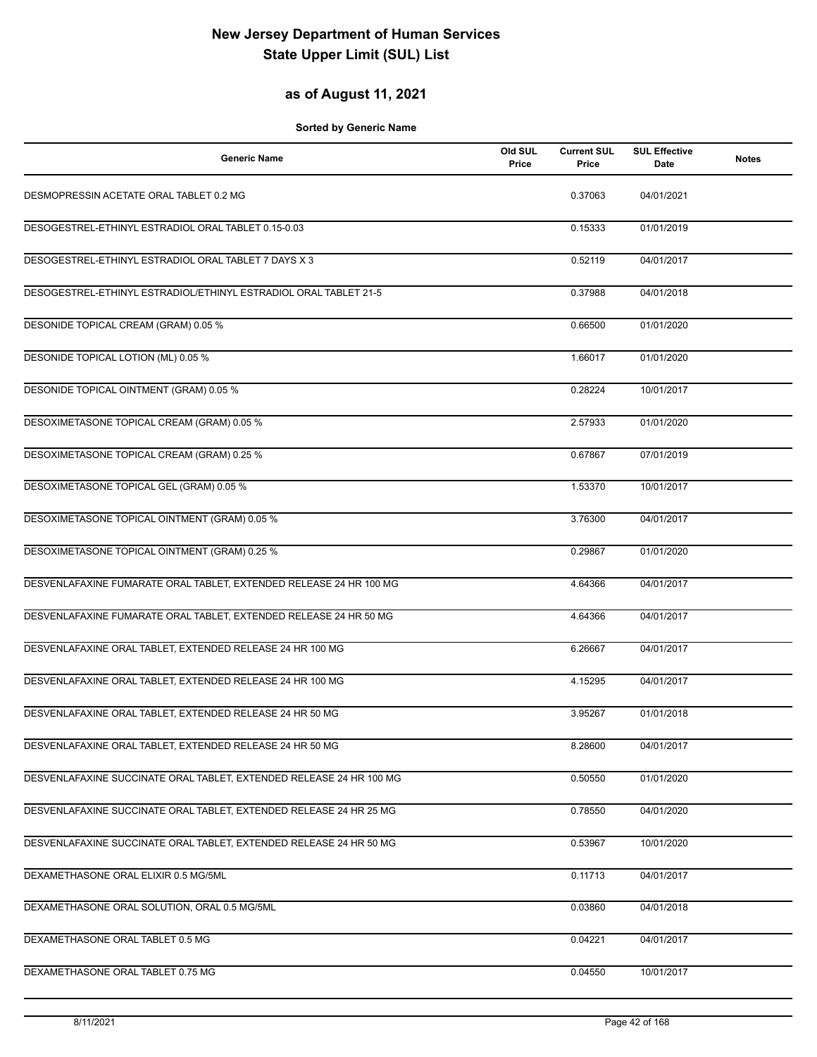# New Jersey Department of Human Services
# State Upper Limit (SUL) List

## as of August 11, 2021

**Sorted by Generic Name**

| Generic Name | Old SUL Price | Current SUL Price | SUL Effective Date | Notes |
|---|---|---|---|---|
| DESMOPRESSIN ACETATE ORAL TABLET 0.2 MG | | 0.37063 | 04/01/2021 | |
| DESOGESTREL-ETHINYL ESTRADIOL ORAL TABLET 0.15-0.03 | | 0.15333 | 01/01/2019 | |
| DESOGESTREL-ETHINYL ESTRADIOL ORAL TABLET 7 DAYS X 3 | | 0.52119 | 04/01/2017 | |
| DESOGESTREL-ETHINYL ESTRADIOL/ETHINYL ESTRADIOL ORAL TABLET 21-5 | | 0.37988 | 04/01/2018 | |
| DESONIDE TOPICAL CREAM (GRAM) 0.05 % | | 0.66500 | 01/01/2020 | |
| DESONIDE TOPICAL LOTION (ML) 0.05 % | | 1.66017 | 01/01/2020 | |
| DESONIDE TOPICAL OINTMENT (GRAM) 0.05 % | | 0.28224 | 10/01/2017 | |
| DESOXIMETASONE TOPICAL CREAM (GRAM) 0.05 % | | 2.57933 | 01/01/2020 | |
| DESOXIMETASONE TOPICAL CREAM (GRAM) 0.25 % | | 0.67867 | 07/01/2019 | |
| DESOXIMETASONE TOPICAL GEL (GRAM) 0.05 % | | 1.53370 | 10/01/2017 | |
| DESOXIMETASONE TOPICAL OINTMENT (GRAM) 0.05 % | | 3.76300 | 04/01/2017 | |
| DESOXIMETASONE TOPICAL OINTMENT (GRAM) 0.25 % | | 0.29867 | 01/01/2020 | |
| DESVENLAFAXINE FUMARATE ORAL TABLET, EXTENDED RELEASE 24 HR 100 MG | | 4.64366 | 04/01/2017 | |
| DESVENLAFAXINE FUMARATE ORAL TABLET, EXTENDED RELEASE 24 HR 50 MG | | 4.64366 | 04/01/2017 | |
| DESVENLAFAXINE ORAL TABLET, EXTENDED RELEASE 24 HR 100 MG | | 6.26667 | 04/01/2017 | |
| DESVENLAFAXINE ORAL TABLET, EXTENDED RELEASE 24 HR 100 MG | | 4.15295 | 04/01/2017 | |
| DESVENLAFAXINE ORAL TABLET, EXTENDED RELEASE 24 HR 50 MG | | 3.95267 | 01/01/2018 | |
| DESVENLAFAXINE ORAL TABLET, EXTENDED RELEASE 24 HR 50 MG | | 8.28600 | 04/01/2017 | |
| DESVENLAFAXINE SUCCINATE ORAL TABLET, EXTENDED RELEASE 24 HR 100 MG | | 0.50550 | 01/01/2020 | |
| DESVENLAFAXINE SUCCINATE ORAL TABLET, EXTENDED RELEASE 24 HR 25 MG | | 0.78550 | 04/01/2020 | |
| DESVENLAFAXINE SUCCINATE ORAL TABLET, EXTENDED RELEASE 24 HR 50 MG | | 0.53967 | 10/01/2020 | |
| DEXAMETHASONE ORAL ELIXIR 0.5 MG/5ML | | 0.11713 | 04/01/2017 | |
| DEXAMETHASONE ORAL SOLUTION, ORAL 0.5 MG/5ML | | 0.03860 | 04/01/2018 | |
| DEXAMETHASONE ORAL TABLET 0.5 MG | | 0.04221 | 04/01/2017 | |
| DEXAMETHASONE ORAL TABLET 0.75 MG | | 0.04550 | 10/01/2017 | |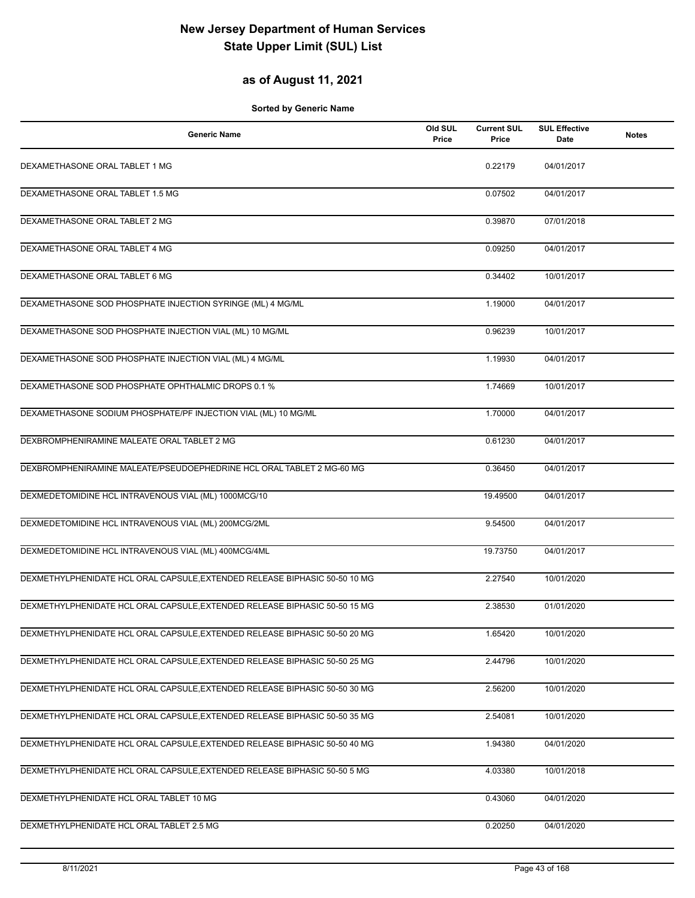# New Jersey Department of Human Services
# State Upper Limit (SUL) List

## as of August 11, 2021

**Sorted by Generic Name**

| Generic Name | Old SUL Price | Current SUL Price | SUL Effective Date | Notes |
|---|---|---|---|---|
| DEXAMETHASONE ORAL TABLET 1 MG | | 0.22179 | 04/01/2017 | |
| DEXAMETHASONE ORAL TABLET 1.5 MG | | 0.07502 | 04/01/2017 | |
| DEXAMETHASONE ORAL TABLET 2 MG | | 0.39870 | 07/01/2018 | |
| DEXAMETHASONE ORAL TABLET 4 MG | | 0.09250 | 04/01/2017 | |
| DEXAMETHASONE ORAL TABLET 6 MG | | 0.34402 | 10/01/2017 | |
| DEXAMETHASONE SOD PHOSPHATE INJECTION SYRINGE (ML) 4 MG/ML | | 1.19000 | 04/01/2017 | |
| DEXAMETHASONE SOD PHOSPHATE INJECTION VIAL (ML) 10 MG/ML | | 0.96239 | 10/01/2017 | |
| DEXAMETHASONE SOD PHOSPHATE INJECTION VIAL (ML) 4 MG/ML | | 1.19930 | 04/01/2017 | |
| DEXAMETHASONE SOD PHOSPHATE OPHTHALMIC DROPS 0.1 % | | 1.74669 | 10/01/2017 | |
| DEXAMETHASONE SODIUM PHOSPHATE/PF INJECTION VIAL (ML) 10 MG/ML | | 1.70000 | 04/01/2017 | |
| DEXBROMPHENIRAMINE MALEATE ORAL TABLET 2 MG | | 0.61230 | 04/01/2017 | |
| DEXBROMPHENIRAMINE MALEATE/PSEUDOEPHEDRINE HCL ORAL TABLET 2 MG-60 MG | | 0.36450 | 04/01/2017 | |
| DEXMEDETOMIDINE HCL INTRAVENOUS VIAL (ML) 1000MCG/10 | | 19.49500 | 04/01/2017 | |
| DEXMEDETOMIDINE HCL INTRAVENOUS VIAL (ML) 200MCG/2ML | | 9.54500 | 04/01/2017 | |
| DEXMEDETOMIDINE HCL INTRAVENOUS VIAL (ML) 400MCG/4ML | | 19.73750 | 04/01/2017 | |
| DEXMETHYLPHENIDATE HCL ORAL CAPSULE,EXTENDED RELEASE BIPHASIC 50-50 10 MG | | 2.27540 | 10/01/2020 | |
| DEXMETHYLPHENIDATE HCL ORAL CAPSULE,EXTENDED RELEASE BIPHASIC 50-50 15 MG | | 2.38530 | 01/01/2020 | |
| DEXMETHYLPHENIDATE HCL ORAL CAPSULE,EXTENDED RELEASE BIPHASIC 50-50 20 MG | | 1.65420 | 10/01/2020 | |
| DEXMETHYLPHENIDATE HCL ORAL CAPSULE,EXTENDED RELEASE BIPHASIC 50-50 25 MG | | 2.44796 | 10/01/2020 | |
| DEXMETHYLPHENIDATE HCL ORAL CAPSULE,EXTENDED RELEASE BIPHASIC 50-50 30 MG | | 2.56200 | 10/01/2020 | |
| DEXMETHYLPHENIDATE HCL ORAL CAPSULE,EXTENDED RELEASE BIPHASIC 50-50 35 MG | | 2.54081 | 10/01/2020 | |
| DEXMETHYLPHENIDATE HCL ORAL CAPSULE,EXTENDED RELEASE BIPHASIC 50-50 40 MG | | 1.94380 | 04/01/2020 | |
| DEXMETHYLPHENIDATE HCL ORAL CAPSULE,EXTENDED RELEASE BIPHASIC 50-50 5 MG | | 4.03380 | 10/01/2018 | |
| DEXMETHYLPHENIDATE HCL ORAL TABLET 10 MG | | 0.43060 | 04/01/2020 | |
| DEXMETHYLPHENIDATE HCL ORAL TABLET 2.5 MG | | 0.20250 | 04/01/2020 | |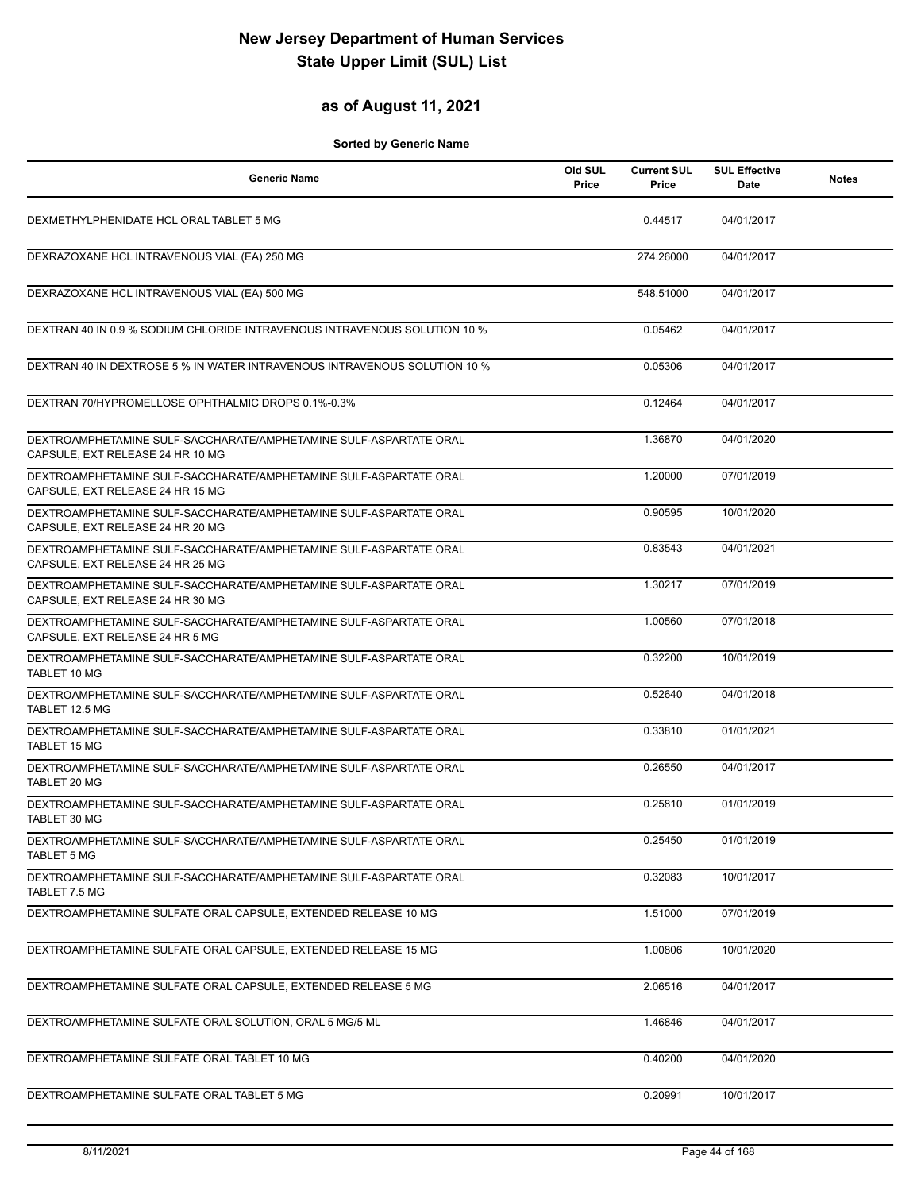# New Jersey Department of Human Services
# State Upper Limit (SUL) List

## as of August 11, 2021

**Sorted by Generic Name**

| Generic Name | Old SUL Price | Current SUL Price | SUL Effective Date | Notes |
|---|---|---|---|---|
| DEXMETHYLPHENIDATE HCL ORAL TABLET 5 MG | | 0.44517 | 04/01/2017 | |
| DEXRAZOXANE HCL INTRAVENOUS VIAL (EA) 250 MG | | 274.26000 | 04/01/2017 | |
| DEXRAZOXANE HCL INTRAVENOUS VIAL (EA) 500 MG | | 548.51000 | 04/01/2017 | |
| DEXTRAN 40 IN 0.9 % SODIUM CHLORIDE INTRAVENOUS INTRAVENOUS SOLUTION 10 % | | 0.05462 | 04/01/2017 | |
| DEXTRAN 40 IN DEXTROSE 5 % IN WATER INTRAVENOUS INTRAVENOUS SOLUTION 10 % | | 0.05306 | 04/01/2017 | |
| DEXTRAN 70/HYPROMELLOSE OPHTHALMIC DROPS 0.1%-0.3% | | 0.12464 | 04/01/2017 | |
| DEXTROAMPHETAMINE SULF-SACCHARATE/AMPHETAMINE SULF-ASPARTATE ORAL CAPSULE, EXT RELEASE 24 HR 10 MG | | 1.36870 | 04/01/2020 | |
| DEXTROAMPHETAMINE SULF-SACCHARATE/AMPHETAMINE SULF-ASPARTATE ORAL CAPSULE, EXT RELEASE 24 HR 15 MG | | 1.20000 | 07/01/2019 | |
| DEXTROAMPHETAMINE SULF-SACCHARATE/AMPHETAMINE SULF-ASPARTATE ORAL CAPSULE, EXT RELEASE 24 HR 20 MG | | 0.90595 | 10/01/2020 | |
| DEXTROAMPHETAMINE SULF-SACCHARATE/AMPHETAMINE SULF-ASPARTATE ORAL CAPSULE, EXT RELEASE 24 HR 25 MG | | 0.83543 | 04/01/2021 | |
| DEXTROAMPHETAMINE SULF-SACCHARATE/AMPHETAMINE SULF-ASPARTATE ORAL CAPSULE, EXT RELEASE 24 HR 30 MG | | 1.30217 | 07/01/2019 | |
| DEXTROAMPHETAMINE SULF-SACCHARATE/AMPHETAMINE SULF-ASPARTATE ORAL CAPSULE, EXT RELEASE 24 HR 5 MG | | 1.00560 | 07/01/2018 | |
| DEXTROAMPHETAMINE SULF-SACCHARATE/AMPHETAMINE SULF-ASPARTATE ORAL TABLET 10 MG | | 0.32200 | 10/01/2019 | |
| DEXTROAMPHETAMINE SULF-SACCHARATE/AMPHETAMINE SULF-ASPARTATE ORAL TABLET 12.5 MG | | 0.52640 | 04/01/2018 | |
| DEXTROAMPHETAMINE SULF-SACCHARATE/AMPHETAMINE SULF-ASPARTATE ORAL TABLET 15 MG | | 0.33810 | 01/01/2021 | |
| DEXTROAMPHETAMINE SULF-SACCHARATE/AMPHETAMINE SULF-ASPARTATE ORAL TABLET 20 MG | | 0.26550 | 04/01/2017 | |
| DEXTROAMPHETAMINE SULF-SACCHARATE/AMPHETAMINE SULF-ASPARTATE ORAL TABLET 30 MG | | 0.25810 | 01/01/2019 | |
| DEXTROAMPHETAMINE SULF-SACCHARATE/AMPHETAMINE SULF-ASPARTATE ORAL TABLET 5 MG | | 0.25450 | 01/01/2019 | |
| DEXTROAMPHETAMINE SULF-SACCHARATE/AMPHETAMINE SULF-ASPARTATE ORAL TABLET 7.5 MG | | 0.32083 | 10/01/2017 | |
| DEXTROAMPHETAMINE SULFATE ORAL CAPSULE, EXTENDED RELEASE 10 MG | | 1.51000 | 07/01/2019 | |
| DEXTROAMPHETAMINE SULFATE ORAL CAPSULE, EXTENDED RELEASE 15 MG | | 1.00806 | 10/01/2020 | |
| DEXTROAMPHETAMINE SULFATE ORAL CAPSULE, EXTENDED RELEASE 5 MG | | 2.06516 | 04/01/2017 | |
| DEXTROAMPHETAMINE SULFATE ORAL SOLUTION, ORAL 5 MG/5 ML | | 1.46846 | 04/01/2017 | |
| DEXTROAMPHETAMINE SULFATE ORAL TABLET 10 MG | | 0.40200 | 04/01/2020 | |
| DEXTROAMPHETAMINE SULFATE ORAL TABLET 5 MG | | 0.20991 | 10/01/2017 | |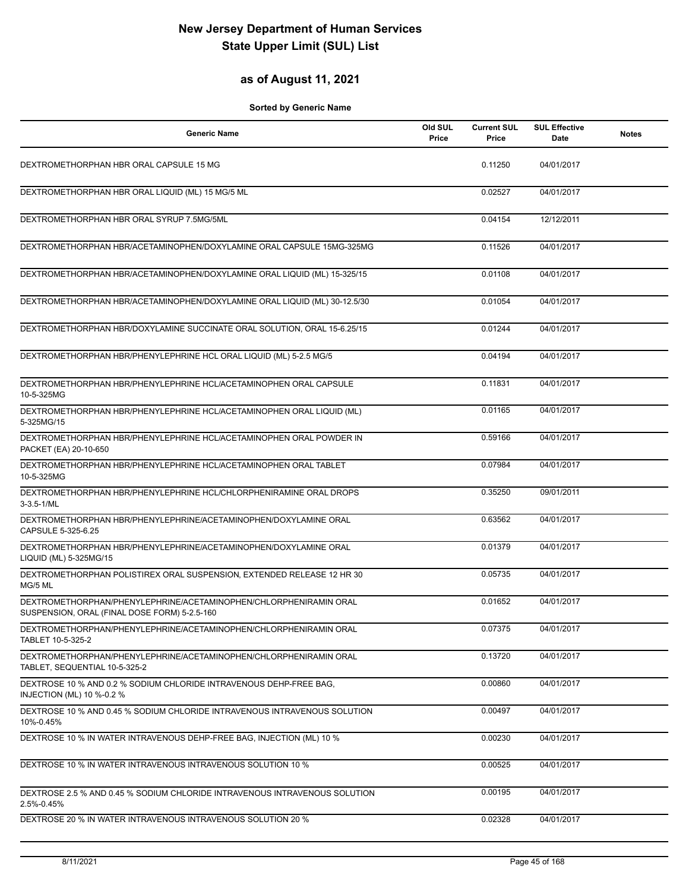# New Jersey Department of Human Services State Upper Limit (SUL) List

## as of August 11, 2021

**Sorted by Generic Name**

| Generic Name | Old SUL Price | Current SUL Price | SUL Effective Date | Notes |
|---|---|---|---|---|
| DEXTROMETHORPHAN HBR ORAL CAPSULE 15 MG | | 0.11250 | 04/01/2017 | |
| DEXTROMETHORPHAN HBR ORAL LIQUID (ML) 15 MG/5 ML | | 0.02527 | 04/01/2017 | |
| DEXTROMETHORPHAN HBR ORAL SYRUP 7.5MG/5ML | | 0.04154 | 12/12/2011 | |
| DEXTROMETHORPHAN HBR/ACETAMINOPHEN/DOXYLAMINE ORAL CAPSULE 15MG-325MG | | 0.11526 | 04/01/2017 | |
| DEXTROMETHORPHAN HBR/ACETAMINOPHEN/DOXYLAMINE ORAL LIQUID (ML) 15-325/15 | | 0.01108 | 04/01/2017 | |
| DEXTROMETHORPHAN HBR/ACETAMINOPHEN/DOXYLAMINE ORAL LIQUID (ML) 30-12.5/30 | | 0.01054 | 04/01/2017 | |
| DEXTROMETHORPHAN HBR/DOXYLAMINE SUCCINATE ORAL SOLUTION, ORAL 15-6.25/15 | | 0.01244 | 04/01/2017 | |
| DEXTROMETHORPHAN HBR/PHENYLEPHRINE HCL ORAL LIQUID (ML) 5-2.5 MG/5 | | 0.04194 | 04/01/2017 | |
| DEXTROMETHORPHAN HBR/PHENYLEPHRINE HCL/ACETAMINOPHEN ORAL CAPSULE 10-5-325MG | | 0.11831 | 04/01/2017 | |
| DEXTROMETHORPHAN HBR/PHENYLEPHRINE HCL/ACETAMINOPHEN ORAL LIQUID (ML) 5-325MG/15 | | 0.01165 | 04/01/2017 | |
| DEXTROMETHORPHAN HBR/PHENYLEPHRINE HCL/ACETAMINOPHEN ORAL POWDER IN PACKET (EA) 20-10-650 | | 0.59166 | 04/01/2017 | |
| DEXTROMETHORPHAN HBR/PHENYLEPHRINE HCL/ACETAMINOPHEN ORAL TABLET 10-5-325MG | | 0.07984 | 04/01/2017 | |
| DEXTROMETHORPHAN HBR/PHENYLEPHRINE HCL/CHLORPHENIRAMINE ORAL DROPS 3-3.5-1/ML | | 0.35250 | 09/01/2011 | |
| DEXTROMETHORPHAN HBR/PHENYLEPHRINE/ACETAMINOPHEN/DOXYLAMINE ORAL CAPSULE 5-325-6.25 | | 0.63562 | 04/01/2017 | |
| DEXTROMETHORPHAN HBR/PHENYLEPHRINE/ACETAMINOPHEN/DOXYLAMINE ORAL LIQUID (ML) 5-325MG/15 | | 0.01379 | 04/01/2017 | |
| DEXTROMETHORPHAN POLISTIREX ORAL SUSPENSION, EXTENDED RELEASE 12 HR 30 MG/5 ML | | 0.05735 | 04/01/2017 | |
| DEXTROMETHORPHAN/PHENYLEPHRINE/ACETAMINOPHEN/CHLORPHENIRAMIN ORAL SUSPENSION, ORAL (FINAL DOSE FORM) 5-2.5-160 | | 0.01652 | 04/01/2017 | |
| DEXTROMETHORPHAN/PHENYLEPHRINE/ACETAMINOPHEN/CHLORPHENIRAMIN ORAL TABLET 10-5-325-2 | | 0.07375 | 04/01/2017 | |
| DEXTROMETHORPHAN/PHENYLEPHRINE/ACETAMINOPHEN/CHLORPHENIRAMIN ORAL TABLET, SEQUENTIAL 10-5-325-2 | | 0.13720 | 04/01/2017 | |
| DEXTROSE 10 % AND 0.2 % SODIUM CHLORIDE INTRAVENOUS DEHP-FREE BAG, INJECTION (ML) 10 %-0.2 % | | 0.00860 | 04/01/2017 | |
| DEXTROSE 10 % AND 0.45 % SODIUM CHLORIDE INTRAVENOUS INTRAVENOUS SOLUTION 10%-0.45% | | 0.00497 | 04/01/2017 | |
| DEXTROSE 10 % IN WATER INTRAVENOUS DEHP-FREE BAG, INJECTION (ML) 10 % | | 0.00230 | 04/01/2017 | |
| DEXTROSE 10 % IN WATER INTRAVENOUS INTRAVENOUS SOLUTION 10 % | | 0.00525 | 04/01/2017 | |
| DEXTROSE 2.5 % AND 0.45 % SODIUM CHLORIDE INTRAVENOUS INTRAVENOUS SOLUTION 2.5%-0.45% | | 0.00195 | 04/01/2017 | |
| DEXTROSE 20 % IN WATER INTRAVENOUS INTRAVENOUS SOLUTION 20 % | | 0.02328 | 04/01/2017 | |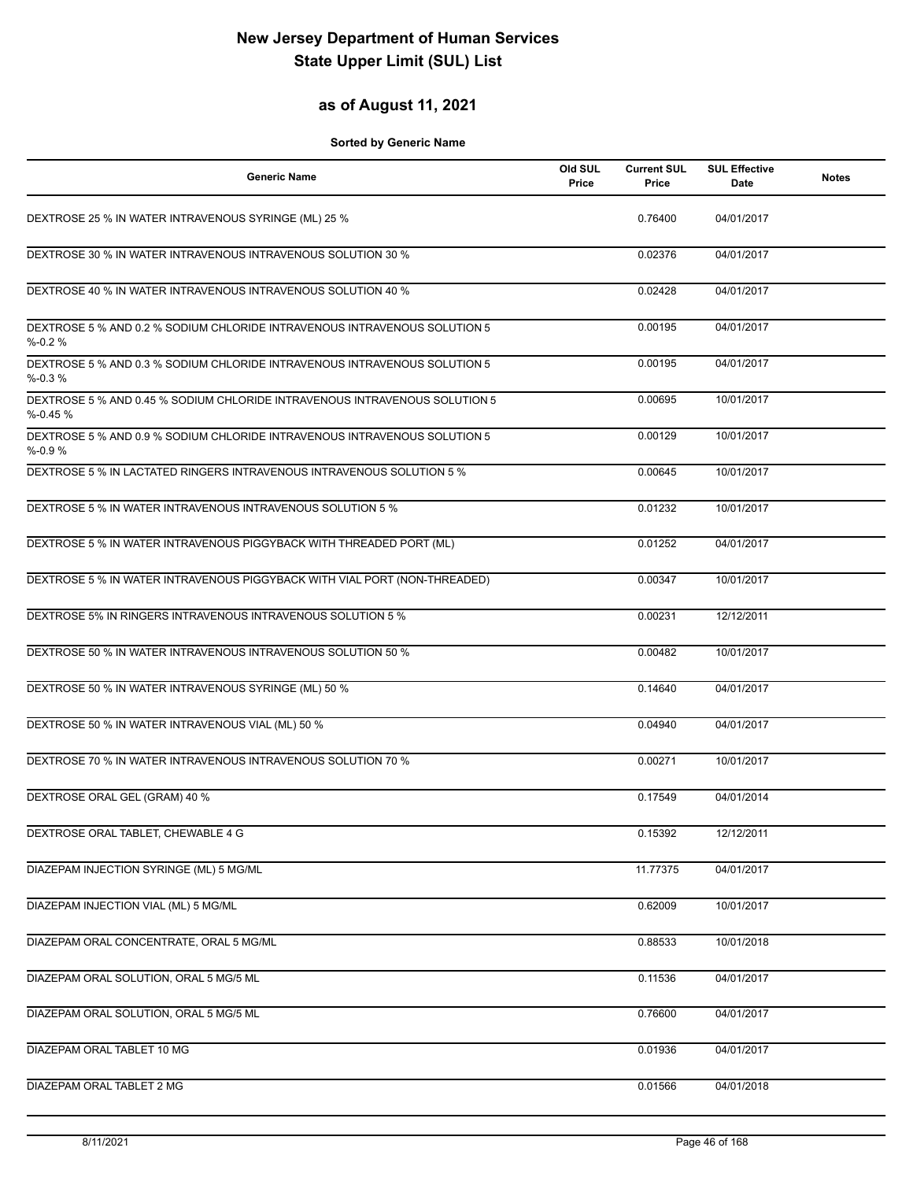# New Jersey Department of Human Services
# State Upper Limit (SUL) List

## as of August 11, 2021

**Sorted by Generic Name**

| Generic Name | Old SUL Price | Current SUL Price | SUL Effective Date | Notes |
|---|---|---|---|---|
| DEXTROSE 25 % IN WATER INTRAVENOUS SYRINGE (ML) 25 % | | 0.76400 | 04/01/2017 | |
| DEXTROSE 30 % IN WATER INTRAVENOUS INTRAVENOUS SOLUTION 30 % | | 0.02376 | 04/01/2017 | |
| DEXTROSE 40 % IN WATER INTRAVENOUS INTRAVENOUS SOLUTION 40 % | | 0.02428 | 04/01/2017 | |
| DEXTROSE 5 % AND 0.2 % SODIUM CHLORIDE INTRAVENOUS INTRAVENOUS SOLUTION 5 %-0.2 % | | 0.00195 | 04/01/2017 | |
| DEXTROSE 5 % AND 0.3 % SODIUM CHLORIDE INTRAVENOUS INTRAVENOUS SOLUTION 5 %-0.3 % | | 0.00195 | 04/01/2017 | |
| DEXTROSE 5 % AND 0.45 % SODIUM CHLORIDE INTRAVENOUS INTRAVENOUS SOLUTION 5 %-0.45 % | | 0.00695 | 10/01/2017 | |
| DEXTROSE 5 % AND 0.9 % SODIUM CHLORIDE INTRAVENOUS INTRAVENOUS SOLUTION 5 %-0.9 % | | 0.00129 | 10/01/2017 | |
| DEXTROSE 5 % IN LACTATED RINGERS INTRAVENOUS INTRAVENOUS SOLUTION 5 % | | 0.00645 | 10/01/2017 | |
| DEXTROSE 5 % IN WATER INTRAVENOUS INTRAVENOUS SOLUTION 5 % | | 0.01232 | 10/01/2017 | |
| DEXTROSE 5 % IN WATER INTRAVENOUS PIGGYBACK WITH THREADED PORT (ML) | | 0.01252 | 04/01/2017 | |
| DEXTROSE 5 % IN WATER INTRAVENOUS PIGGYBACK WITH VIAL PORT (NON-THREADED) | | 0.00347 | 10/01/2017 | |
| DEXTROSE 5% IN RINGERS INTRAVENOUS INTRAVENOUS SOLUTION 5 % | | 0.00231 | 12/12/2011 | |
| DEXTROSE 50 % IN WATER INTRAVENOUS INTRAVENOUS SOLUTION 50 % | | 0.00482 | 10/01/2017 | |
| DEXTROSE 50 % IN WATER INTRAVENOUS SYRINGE (ML) 50 % | | 0.14640 | 04/01/2017 | |
| DEXTROSE 50 % IN WATER INTRAVENOUS VIAL (ML) 50 % | | 0.04940 | 04/01/2017 | |
| DEXTROSE 70 % IN WATER INTRAVENOUS INTRAVENOUS SOLUTION 70 % | | 0.00271 | 10/01/2017 | |
| DEXTROSE ORAL GEL (GRAM) 40 % | | 0.17549 | 04/01/2014 | |
| DEXTROSE ORAL TABLET, CHEWABLE 4 G | | 0.15392 | 12/12/2011 | |
| DIAZEPAM INJECTION SYRINGE (ML) 5 MG/ML | | 11.77375 | 04/01/2017 | |
| DIAZEPAM INJECTION VIAL (ML) 5 MG/ML | | 0.62009 | 10/01/2017 | |
| DIAZEPAM ORAL CONCENTRATE, ORAL 5 MG/ML | | 0.88533 | 10/01/2018 | |
| DIAZEPAM ORAL SOLUTION, ORAL 5 MG/5 ML | | 0.11536 | 04/01/2017 | |
| DIAZEPAM ORAL SOLUTION, ORAL 5 MG/5 ML | | 0.76600 | 04/01/2017 | |
| DIAZEPAM ORAL TABLET 10 MG | | 0.01936 | 04/01/2017 | |
| DIAZEPAM ORAL TABLET 2 MG | | 0.01566 | 04/01/2018 | |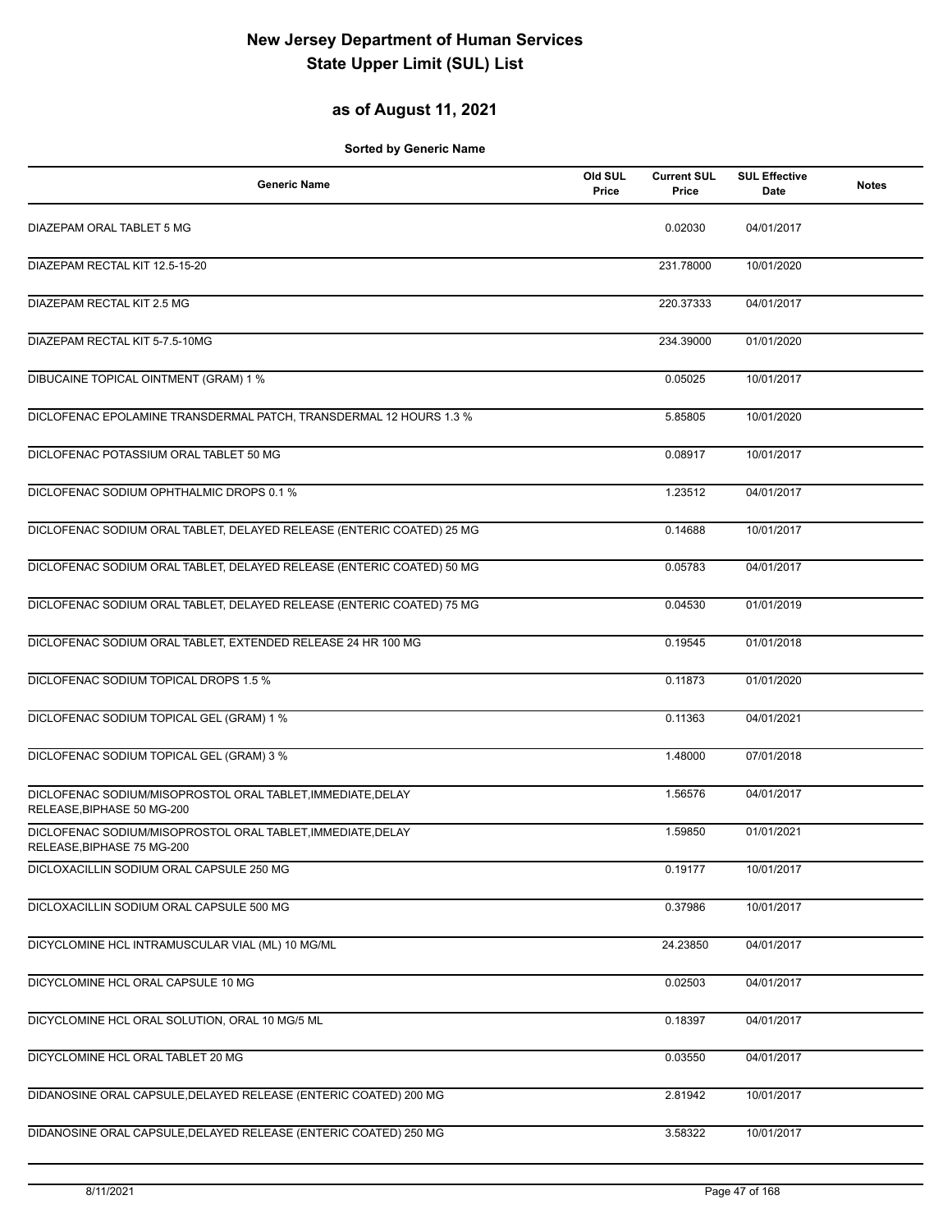# New Jersey Department of Human Services
# State Upper Limit (SUL) List

## as of August 11, 2021

**Sorted by Generic Name**

| Generic Name | Old SUL Price | Current SUL Price | SUL Effective Date | Notes |
|---|---|---|---|---|
| DIAZEPAM ORAL TABLET 5 MG | | 0.02030 | 04/01/2017 | |
| DIAZEPAM RECTAL KIT 12.5-15-20 | | 231.78000 | 10/01/2020 | |
| DIAZEPAM RECTAL KIT 2.5 MG | | 220.37333 | 04/01/2017 | |
| DIAZEPAM RECTAL KIT 5-7.5-10MG | | 234.39000 | 01/01/2020 | |
| DIBUCAINE TOPICAL OINTMENT (GRAM) 1 % | | 0.05025 | 10/01/2017 | |
| DICLOFENAC EPOLAMINE TRANSDERMAL PATCH, TRANSDERMAL 12 HOURS 1.3 % | | 5.85805 | 10/01/2020 | |
| DICLOFENAC POTASSIUM ORAL TABLET 50 MG | | 0.08917 | 10/01/2017 | |
| DICLOFENAC SODIUM OPHTHALMIC DROPS 0.1 % | | 1.23512 | 04/01/2017 | |
| DICLOFENAC SODIUM ORAL TABLET, DELAYED RELEASE (ENTERIC COATED) 25 MG | | 0.14688 | 10/01/2017 | |
| DICLOFENAC SODIUM ORAL TABLET, DELAYED RELEASE (ENTERIC COATED) 50 MG | | 0.05783 | 04/01/2017 | |
| DICLOFENAC SODIUM ORAL TABLET, DELAYED RELEASE (ENTERIC COATED) 75 MG | | 0.04530 | 01/01/2019 | |
| DICLOFENAC SODIUM ORAL TABLET, EXTENDED RELEASE 24 HR 100 MG | | 0.19545 | 01/01/2018 | |
| DICLOFENAC SODIUM TOPICAL DROPS 1.5 % | | 0.11873 | 01/01/2020 | |
| DICLOFENAC SODIUM TOPICAL GEL (GRAM) 1 % | | 0.11363 | 04/01/2021 | |
| DICLOFENAC SODIUM TOPICAL GEL (GRAM) 3 % | | 1.48000 | 07/01/2018 | |
| DICLOFENAC SODIUM/MISOPROSTOL ORAL TABLET,IMMEDIATE,DELAY RELEASE,BIPHASE 50 MG-200 | | 1.56576 | 04/01/2017 | |
| DICLOFENAC SODIUM/MISOPROSTOL ORAL TABLET,IMMEDIATE,DELAY RELEASE,BIPHASE 75 MG-200 | | 1.59850 | 01/01/2021 | |
| DICLOXACILLIN SODIUM ORAL CAPSULE 250 MG | | 0.19177 | 10/01/2017 | |
| DICLOXACILLIN SODIUM ORAL CAPSULE 500 MG | | 0.37986 | 10/01/2017 | |
| DICYCLOMINE HCL INTRAMUSCULAR VIAL (ML) 10 MG/ML | | 24.23850 | 04/01/2017 | |
| DICYCLOMINE HCL ORAL CAPSULE 10 MG | | 0.02503 | 04/01/2017 | |
| DICYCLOMINE HCL ORAL SOLUTION, ORAL 10 MG/5 ML | | 0.18397 | 04/01/2017 | |
| DICYCLOMINE HCL ORAL TABLET 20 MG | | 0.03550 | 04/01/2017 | |
| DIDANOSINE ORAL CAPSULE,DELAYED RELEASE (ENTERIC COATED) 200 MG | | 2.81942 | 10/01/2017 | |
| DIDANOSINE ORAL CAPSULE,DELAYED RELEASE (ENTERIC COATED) 250 MG | | 3.58322 | 10/01/2017 | |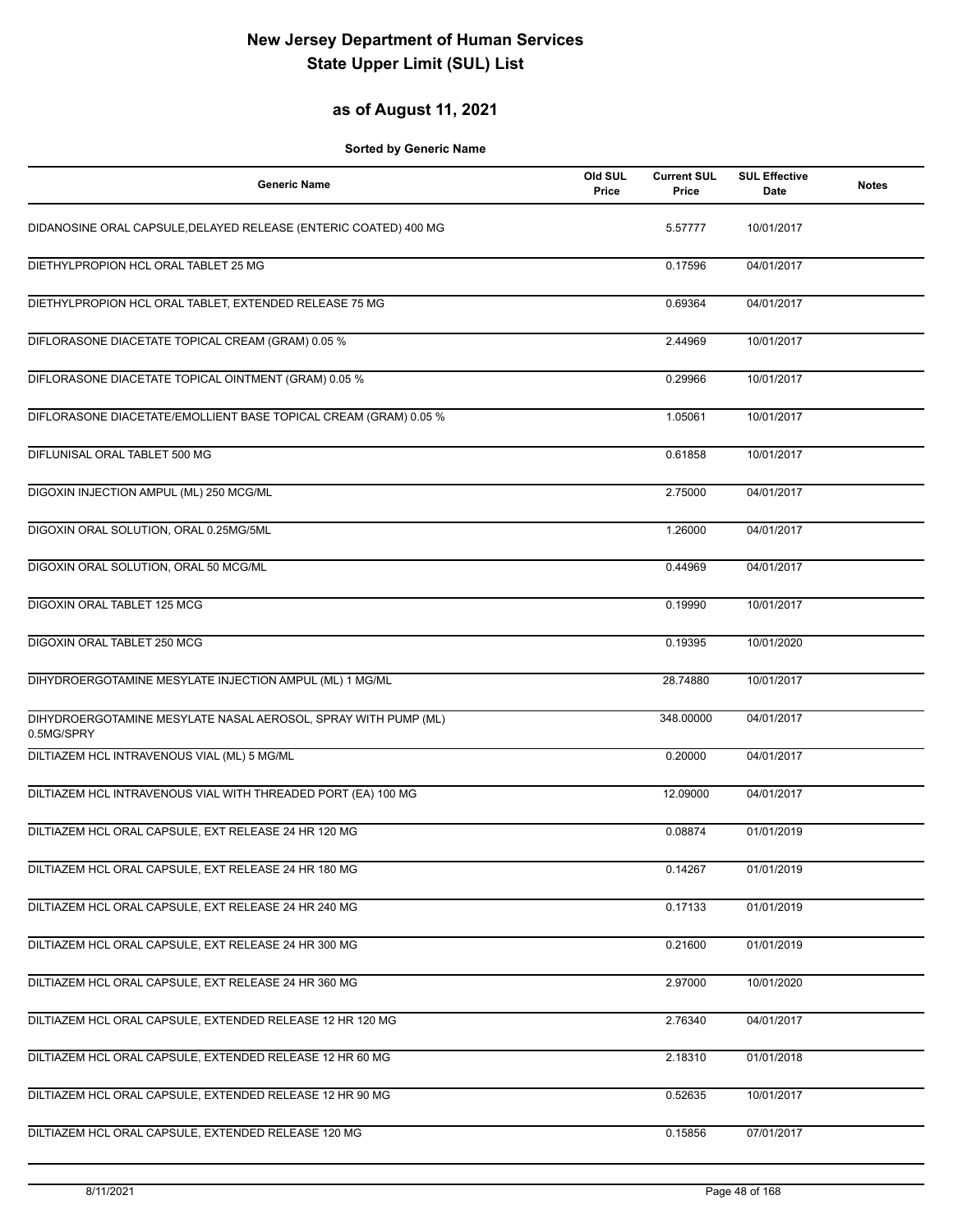# New Jersey Department of Human Services
# State Upper Limit (SUL) List

## as of August 11, 2021

**Sorted by Generic Name**

| Generic Name | Old SUL Price | Current SUL Price | SUL Effective Date | Notes |
|---|---|---|---|---|
| DIDANOSINE ORAL CAPSULE,DELAYED RELEASE (ENTERIC COATED) 400 MG | | 5.57777 | 10/01/2017 | |
| DIETHYLPROPION HCL ORAL TABLET 25 MG | | 0.17596 | 04/01/2017 | |
| DIETHYLPROPION HCL ORAL TABLET, EXTENDED RELEASE 75 MG | | 0.69364 | 04/01/2017 | |
| DIFLORASONE DIACETATE TOPICAL CREAM (GRAM) 0.05 % | | 2.44969 | 10/01/2017 | |
| DIFLORASONE DIACETATE TOPICAL OINTMENT (GRAM) 0.05 % | | 0.29966 | 10/01/2017 | |
| DIFLORASONE DIACETATE/EMOLLIENT BASE TOPICAL CREAM (GRAM) 0.05 % | | 1.05061 | 10/01/2017 | |
| DIFLUNISAL ORAL TABLET 500 MG | | 0.61858 | 10/01/2017 | |
| DIGOXIN INJECTION AMPUL (ML) 250 MCG/ML | | 2.75000 | 04/01/2017 | |
| DIGOXIN ORAL SOLUTION, ORAL 0.25MG/5ML | | 1.26000 | 04/01/2017 | |
| DIGOXIN ORAL SOLUTION, ORAL 50 MCG/ML | | 0.44969 | 04/01/2017 | |
| DIGOXIN ORAL TABLET 125 MCG | | 0.19990 | 10/01/2017 | |
| DIGOXIN ORAL TABLET 250 MCG | | 0.19395 | 10/01/2020 | |
| DIHYDROERGOTAMINE MESYLATE INJECTION AMPUL (ML) 1 MG/ML | | 28.74880 | 10/01/2017 | |
| DIHYDROERGOTAMINE MESYLATE NASAL AEROSOL, SPRAY WITH PUMP (ML) 0.5MG/SPRY | | 348.00000 | 04/01/2017 | |
| DILTIAZEM HCL INTRAVENOUS VIAL (ML) 5 MG/ML | | 0.20000 | 04/01/2017 | |
| DILTIAZEM HCL INTRAVENOUS VIAL WITH THREADED PORT (EA) 100 MG | | 12.09000 | 04/01/2017 | |
| DILTIAZEM HCL ORAL CAPSULE, EXT RELEASE 24 HR 120 MG | | 0.08874 | 01/01/2019 | |
| DILTIAZEM HCL ORAL CAPSULE, EXT RELEASE 24 HR 180 MG | | 0.14267 | 01/01/2019 | |
| DILTIAZEM HCL ORAL CAPSULE, EXT RELEASE 24 HR 240 MG | | 0.17133 | 01/01/2019 | |
| DILTIAZEM HCL ORAL CAPSULE, EXT RELEASE 24 HR 300 MG | | 0.21600 | 01/01/2019 | |
| DILTIAZEM HCL ORAL CAPSULE, EXT RELEASE 24 HR 360 MG | | 2.97000 | 10/01/2020 | |
| DILTIAZEM HCL ORAL CAPSULE, EXTENDED RELEASE 12 HR 120 MG | | 2.76340 | 04/01/2017 | |
| DILTIAZEM HCL ORAL CAPSULE, EXTENDED RELEASE 12 HR 60 MG | | 2.18310 | 01/01/2018 | |
| DILTIAZEM HCL ORAL CAPSULE, EXTENDED RELEASE 12 HR 90 MG | | 0.52635 | 10/01/2017 | |
| DILTIAZEM HCL ORAL CAPSULE, EXTENDED RELEASE 120 MG | | 0.15856 | 07/01/2017 | |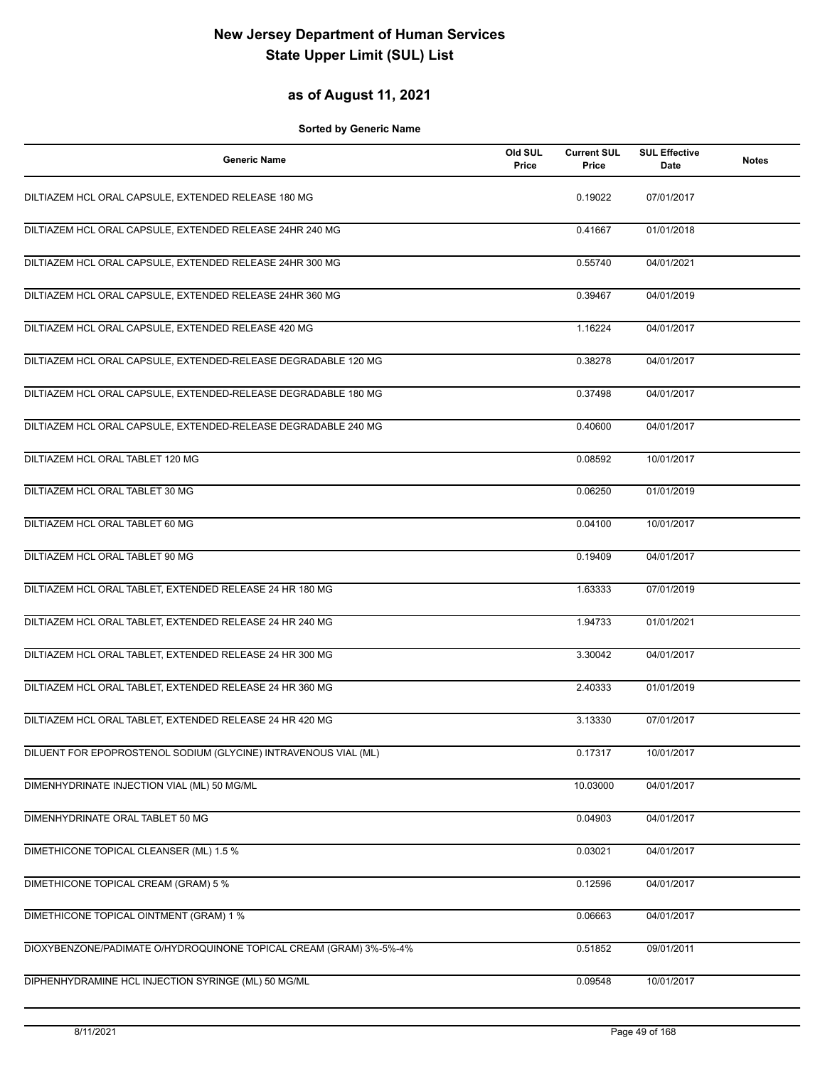# New Jersey Department of Human Services
# State Upper Limit (SUL) List

## as of August 11, 2021

**Sorted by Generic Name**

| Generic Name | Old SUL Price | Current SUL Price | SUL Effective Date | Notes |
|---|---|---|---|---|
| DILTIAZEM HCL ORAL CAPSULE, EXTENDED RELEASE 180 MG | | 0.19022 | 07/01/2017 | |
| DILTIAZEM HCL ORAL CAPSULE, EXTENDED RELEASE 24HR 240 MG | | 0.41667 | 01/01/2018 | |
| DILTIAZEM HCL ORAL CAPSULE, EXTENDED RELEASE 24HR 300 MG | | 0.55740 | 04/01/2021 | |
| DILTIAZEM HCL ORAL CAPSULE, EXTENDED RELEASE 24HR 360 MG | | 0.39467 | 04/01/2019 | |
| DILTIAZEM HCL ORAL CAPSULE, EXTENDED RELEASE 420 MG | | 1.16224 | 04/01/2017 | |
| DILTIAZEM HCL ORAL CAPSULE, EXTENDED-RELEASE DEGRADABLE 120 MG | | 0.38278 | 04/01/2017 | |
| DILTIAZEM HCL ORAL CAPSULE, EXTENDED-RELEASE DEGRADABLE 180 MG | | 0.37498 | 04/01/2017 | |
| DILTIAZEM HCL ORAL CAPSULE, EXTENDED-RELEASE DEGRADABLE 240 MG | | 0.40600 | 04/01/2017 | |
| DILTIAZEM HCL ORAL TABLET 120 MG | | 0.08592 | 10/01/2017 | |
| DILTIAZEM HCL ORAL TABLET 30 MG | | 0.06250 | 01/01/2019 | |
| DILTIAZEM HCL ORAL TABLET 60 MG | | 0.04100 | 10/01/2017 | |
| DILTIAZEM HCL ORAL TABLET 90 MG | | 0.19409 | 04/01/2017 | |
| DILTIAZEM HCL ORAL TABLET, EXTENDED RELEASE 24 HR 180 MG | | 1.63333 | 07/01/2019 | |
| DILTIAZEM HCL ORAL TABLET, EXTENDED RELEASE 24 HR 240 MG | | 1.94733 | 01/01/2021 | |
| DILTIAZEM HCL ORAL TABLET, EXTENDED RELEASE 24 HR 300 MG | | 3.30042 | 04/01/2017 | |
| DILTIAZEM HCL ORAL TABLET, EXTENDED RELEASE 24 HR 360 MG | | 2.40333 | 01/01/2019 | |
| DILTIAZEM HCL ORAL TABLET, EXTENDED RELEASE 24 HR 420 MG | | 3.13330 | 07/01/2017 | |
| DILUENT FOR EPOPROSTENOL SODIUM (GLYCINE) INTRAVENOUS VIAL (ML) | | 0.17317 | 10/01/2017 | |
| DIMENHYDRINATE INJECTION VIAL (ML) 50 MG/ML | | 10.03000 | 04/01/2017 | |
| DIMENHYDRINATE ORAL TABLET 50 MG | | 0.04903 | 04/01/2017 | |
| DIMETHICONE TOPICAL CLEANSER (ML) 1.5 % | | 0.03021 | 04/01/2017 | |
| DIMETHICONE TOPICAL CREAM (GRAM) 5 % | | 0.12596 | 04/01/2017 | |
| DIMETHICONE TOPICAL OINTMENT (GRAM) 1 % | | 0.06663 | 04/01/2017 | |
| DIOXYBENZONE/PADIMATE O/HYDROQUINONE TOPICAL CREAM (GRAM) 3%-5%-4% | | 0.51852 | 09/01/2011 | |
| DIPHENHYDRAMINE HCL INJECTION SYRINGE (ML) 50 MG/ML | | 0.09548 | 10/01/2017 | |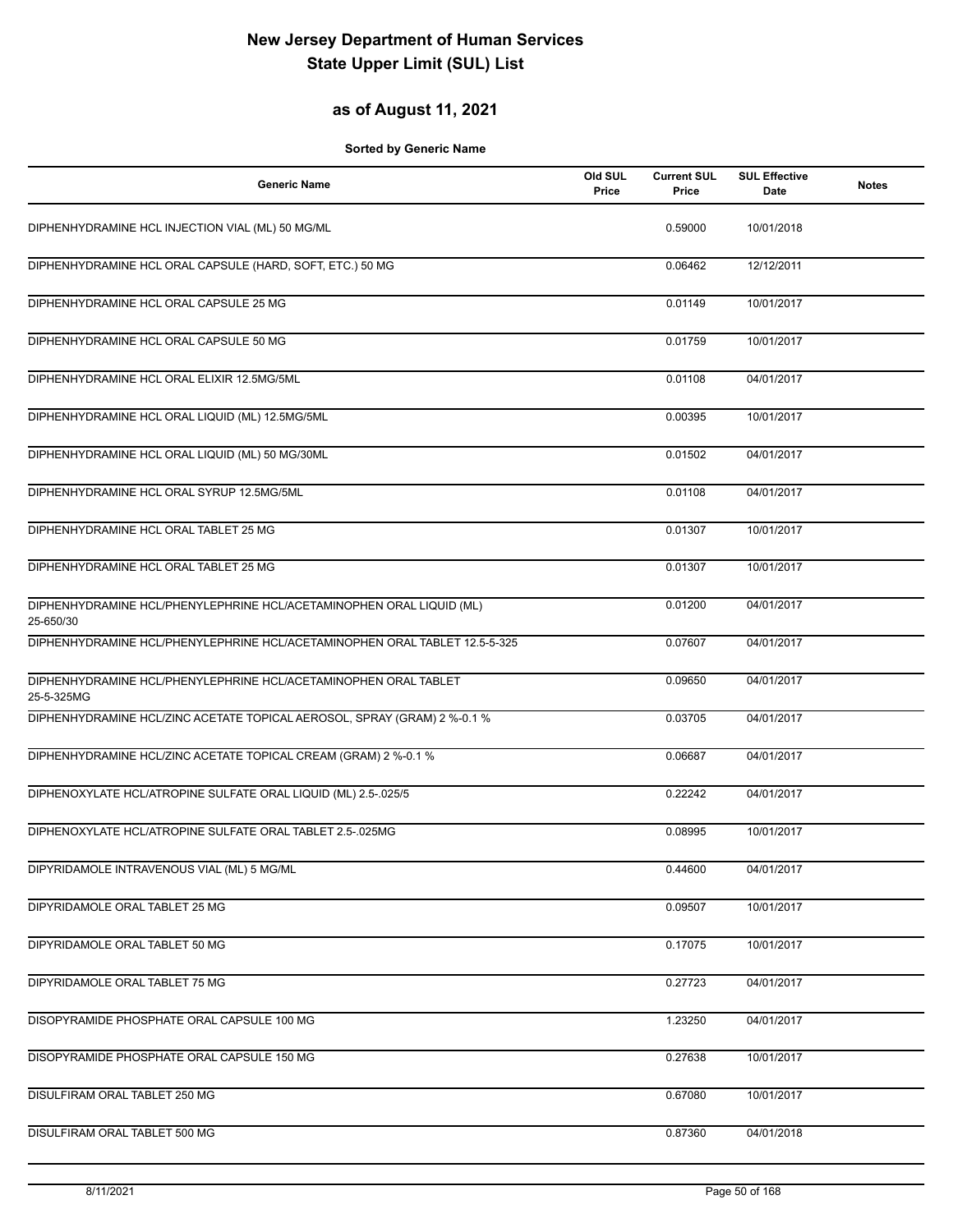# New Jersey Department of Human Services
# State Upper Limit (SUL) List

## as of August 11, 2021

**Sorted by Generic Name**

| Generic Name | Old SUL Price | Current SUL Price | SUL Effective Date | Notes |
|---|---|---|---|---|
| DIPHENHYDRAMINE HCL INJECTION VIAL (ML) 50 MG/ML | | 0.59000 | 10/01/2018 | |
| DIPHENHYDRAMINE HCL ORAL CAPSULE (HARD, SOFT, ETC.) 50 MG | | 0.06462 | 12/12/2011 | |
| DIPHENHYDRAMINE HCL ORAL CAPSULE 25 MG | | 0.01149 | 10/01/2017 | |
| DIPHENHYDRAMINE HCL ORAL CAPSULE 50 MG | | 0.01759 | 10/01/2017 | |
| DIPHENHYDRAMINE HCL ORAL ELIXIR 12.5MG/5ML | | 0.01108 | 04/01/2017 | |
| DIPHENHYDRAMINE HCL ORAL LIQUID (ML) 12.5MG/5ML | | 0.00395 | 10/01/2017 | |
| DIPHENHYDRAMINE HCL ORAL LIQUID (ML) 50 MG/30ML | | 0.01502 | 04/01/2017 | |
| DIPHENHYDRAMINE HCL ORAL SYRUP 12.5MG/5ML | | 0.01108 | 04/01/2017 | |
| DIPHENHYDRAMINE HCL ORAL TABLET 25 MG | | 0.01307 | 10/01/2017 | |
| DIPHENHYDRAMINE HCL ORAL TABLET 25 MG | | 0.01307 | 10/01/2017 | |
| DIPHENHYDRAMINE HCL/PHENYLEPHRINE HCL/ACETAMINOPHEN ORAL LIQUID (ML) 25-650/30 | | 0.01200 | 04/01/2017 | |
| DIPHENHYDRAMINE HCL/PHENYLEPHRINE HCL/ACETAMINOPHEN ORAL TABLET 12.5-5-325 | | 0.07607 | 04/01/2017 | |
| DIPHENHYDRAMINE HCL/PHENYLEPHRINE HCL/ACETAMINOPHEN ORAL TABLET 25-5-325MG | | 0.09650 | 04/01/2017 | |
| DIPHENHYDRAMINE HCL/ZINC ACETATE TOPICAL AEROSOL, SPRAY (GRAM) 2 %-0.1 % | | 0.03705 | 04/01/2017 | |
| DIPHENHYDRAMINE HCL/ZINC ACETATE TOPICAL CREAM (GRAM) 2 %-0.1 % | | 0.06687 | 04/01/2017 | |
| DIPHENOXYLATE HCL/ATROPINE SULFATE ORAL LIQUID (ML) 2.5-.025/5 | | 0.22242 | 04/01/2017 | |
| DIPHENOXYLATE HCL/ATROPINE SULFATE ORAL TABLET 2.5-.025MG | | 0.08995 | 10/01/2017 | |
| DIPYRIDAMOLE INTRAVENOUS VIAL (ML) 5 MG/ML | | 0.44600 | 04/01/2017 | |
| DIPYRIDAMOLE ORAL TABLET 25 MG | | 0.09507 | 10/01/2017 | |
| DIPYRIDAMOLE ORAL TABLET 50 MG | | 0.17075 | 10/01/2017 | |
| DIPYRIDAMOLE ORAL TABLET 75 MG | | 0.27723 | 04/01/2017 | |
| DISOPYRAMIDE PHOSPHATE ORAL CAPSULE 100 MG | | 1.23250 | 04/01/2017 | |
| DISOPYRAMIDE PHOSPHATE ORAL CAPSULE 150 MG | | 0.27638 | 10/01/2017 | |
| DISULFIRAM ORAL TABLET 250 MG | | 0.67080 | 10/01/2017 | |
| DISULFIRAM ORAL TABLET 500 MG | | 0.87360 | 04/01/2018 | |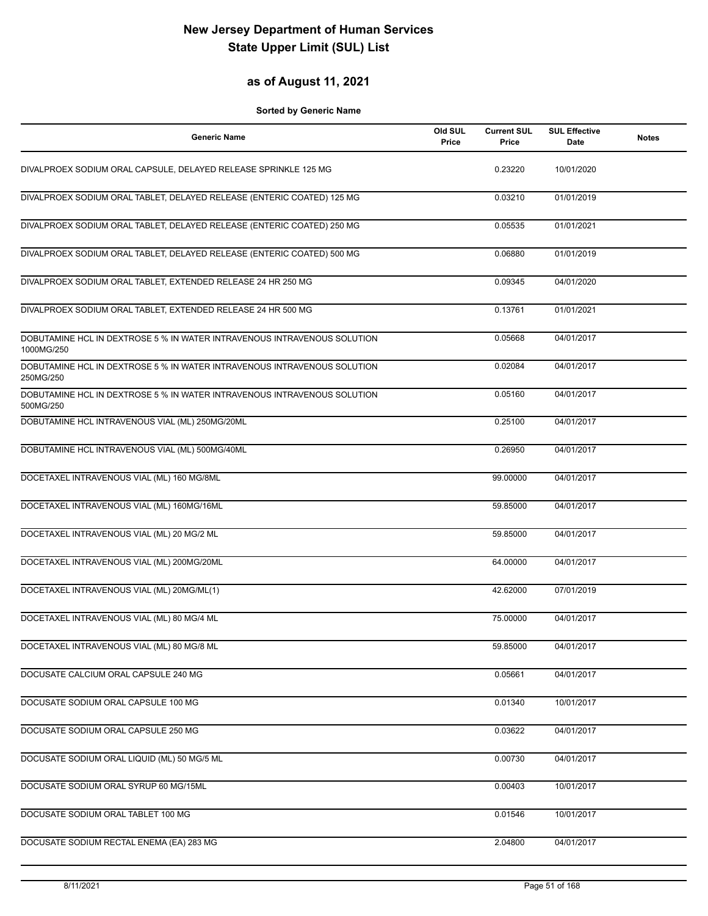# New Jersey Department of Human Services State Upper Limit (SUL) List

## as of August 11, 2021

**Sorted by Generic Name**

| Generic Name | Old SUL Price | Current SUL Price | SUL Effective Date | Notes |
|---|---|---|---|---|
| DIVALPROEX SODIUM ORAL CAPSULE, DELAYED RELEASE SPRINKLE 125 MG | | 0.23220 | 10/01/2020 | |
| DIVALPROEX SODIUM ORAL TABLET, DELAYED RELEASE (ENTERIC COATED) 125 MG | | 0.03210 | 01/01/2019 | |
| DIVALPROEX SODIUM ORAL TABLET, DELAYED RELEASE (ENTERIC COATED) 250 MG | | 0.05535 | 01/01/2021 | |
| DIVALPROEX SODIUM ORAL TABLET, DELAYED RELEASE (ENTERIC COATED) 500 MG | | 0.06880 | 01/01/2019 | |
| DIVALPROEX SODIUM ORAL TABLET, EXTENDED RELEASE 24 HR 250 MG | | 0.09345 | 04/01/2020 | |
| DIVALPROEX SODIUM ORAL TABLET, EXTENDED RELEASE 24 HR 500 MG | | 0.13761 | 01/01/2021 | |
| DOBUTAMINE HCL IN DEXTROSE 5 % IN WATER INTRAVENOUS INTRAVENOUS SOLUTION 1000MG/250 | | 0.05668 | 04/01/2017 | |
| DOBUTAMINE HCL IN DEXTROSE 5 % IN WATER INTRAVENOUS INTRAVENOUS SOLUTION 250MG/250 | | 0.02084 | 04/01/2017 | |
| DOBUTAMINE HCL IN DEXTROSE 5 % IN WATER INTRAVENOUS INTRAVENOUS SOLUTION 500MG/250 | | 0.05160 | 04/01/2017 | |
| DOBUTAMINE HCL INTRAVENOUS VIAL (ML) 250MG/20ML | | 0.25100 | 04/01/2017 | |
| DOBUTAMINE HCL INTRAVENOUS VIAL (ML) 500MG/40ML | | 0.26950 | 04/01/2017 | |
| DOCETAXEL INTRAVENOUS VIAL (ML) 160 MG/8ML | | 99.00000 | 04/01/2017 | |
| DOCETAXEL INTRAVENOUS VIAL (ML) 160MG/16ML | | 59.85000 | 04/01/2017 | |
| DOCETAXEL INTRAVENOUS VIAL (ML) 20 MG/2 ML | | 59.85000 | 04/01/2017 | |
| DOCETAXEL INTRAVENOUS VIAL (ML) 200MG/20ML | | 64.00000 | 04/01/2017 | |
| DOCETAXEL INTRAVENOUS VIAL (ML) 20MG/ML(1) | | 42.62000 | 07/01/2019 | |
| DOCETAXEL INTRAVENOUS VIAL (ML) 80 MG/4 ML | | 75.00000 | 04/01/2017 | |
| DOCETAXEL INTRAVENOUS VIAL (ML) 80 MG/8 ML | | 59.85000 | 04/01/2017 | |
| DOCUSATE CALCIUM ORAL CAPSULE 240 MG | | 0.05661 | 04/01/2017 | |
| DOCUSATE SODIUM ORAL CAPSULE 100 MG | | 0.01340 | 10/01/2017 | |
| DOCUSATE SODIUM ORAL CAPSULE 250 MG | | 0.03622 | 04/01/2017 | |
| DOCUSATE SODIUM ORAL LIQUID (ML) 50 MG/5 ML | | 0.00730 | 04/01/2017 | |
| DOCUSATE SODIUM ORAL SYRUP 60 MG/15ML | | 0.00403 | 10/01/2017 | |
| DOCUSATE SODIUM ORAL TABLET 100 MG | | 0.01546 | 10/01/2017 | |
| DOCUSATE SODIUM RECTAL ENEMA (EA) 283 MG | | 2.04800 | 04/01/2017 | |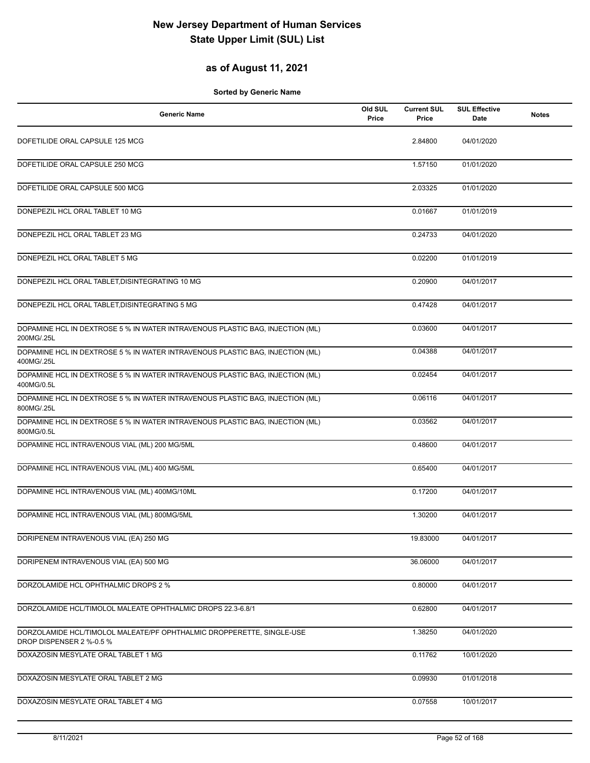# New Jersey Department of Human Services
# State Upper Limit (SUL) List

## as of August 11, 2021

**Sorted by Generic Name**

| Generic Name | Old SUL Price | Current SUL Price | SUL Effective Date | Notes |
|---|---|---|---|---|
| DOFETILIDE ORAL CAPSULE 125 MCG | | 2.84800 | 04/01/2020 | |
| DOFETILIDE ORAL CAPSULE 250 MCG | | 1.57150 | 01/01/2020 | |
| DOFETILIDE ORAL CAPSULE 500 MCG | | 2.03325 | 01/01/2020 | |
| DONEPEZIL HCL ORAL TABLET 10 MG | | 0.01667 | 01/01/2019 | |
| DONEPEZIL HCL ORAL TABLET 23 MG | | 0.24733 | 04/01/2020 | |
| DONEPEZIL HCL ORAL TABLET 5 MG | | 0.02200 | 01/01/2019 | |
| DONEPEZIL HCL ORAL TABLET,DISINTEGRATING 10 MG | | 0.20900 | 04/01/2017 | |
| DONEPEZIL HCL ORAL TABLET,DISINTEGRATING 5 MG | | 0.47428 | 04/01/2017 | |
| DOPAMINE HCL IN DEXTROSE 5 % IN WATER INTRAVENOUS PLASTIC BAG, INJECTION (ML) 200MG/.25L | | 0.03600 | 04/01/2017 | |
| DOPAMINE HCL IN DEXTROSE 5 % IN WATER INTRAVENOUS PLASTIC BAG, INJECTION (ML) 400MG/.25L | | 0.04388 | 04/01/2017 | |
| DOPAMINE HCL IN DEXTROSE 5 % IN WATER INTRAVENOUS PLASTIC BAG, INJECTION (ML) 400MG/0.5L | | 0.02454 | 04/01/2017 | |
| DOPAMINE HCL IN DEXTROSE 5 % IN WATER INTRAVENOUS PLASTIC BAG, INJECTION (ML) 800MG/.25L | | 0.06116 | 04/01/2017 | |
| DOPAMINE HCL IN DEXTROSE 5 % IN WATER INTRAVENOUS PLASTIC BAG, INJECTION (ML) 800MG/0.5L | | 0.03562 | 04/01/2017 | |
| DOPAMINE HCL INTRAVENOUS VIAL (ML) 200 MG/5ML | | 0.48600 | 04/01/2017 | |
| DOPAMINE HCL INTRAVENOUS VIAL (ML) 400 MG/5ML | | 0.65400 | 04/01/2017 | |
| DOPAMINE HCL INTRAVENOUS VIAL (ML) 400MG/10ML | | 0.17200 | 04/01/2017 | |
| DOPAMINE HCL INTRAVENOUS VIAL (ML) 800MG/5ML | | 1.30200 | 04/01/2017 | |
| DORIPENEM INTRAVENOUS VIAL (EA) 250 MG | | 19.83000 | 04/01/2017 | |
| DORIPENEM INTRAVENOUS VIAL (EA) 500 MG | | 36.06000 | 04/01/2017 | |
| DORZOLAMIDE HCL OPHTHALMIC DROPS 2 % | | 0.80000 | 04/01/2017 | |
| DORZOLAMIDE HCL/TIMOLOL MALEATE OPHTHALMIC DROPS 22.3-6.8/1 | | 0.62800 | 04/01/2017 | |
| DORZOLAMIDE HCL/TIMOLOL MALEATE/PF OPHTHALMIC DROPPERETTE, SINGLE-USE DROP DISPENSER 2 %-0.5 % | | 1.38250 | 04/01/2020 | |
| DOXAZOSIN MESYLATE ORAL TABLET 1 MG | | 0.11762 | 10/01/2020 | |
| DOXAZOSIN MESYLATE ORAL TABLET 2 MG | | 0.09930 | 01/01/2018 | |
| DOXAZOSIN MESYLATE ORAL TABLET 4 MG | | 0.07558 | 10/01/2017 | |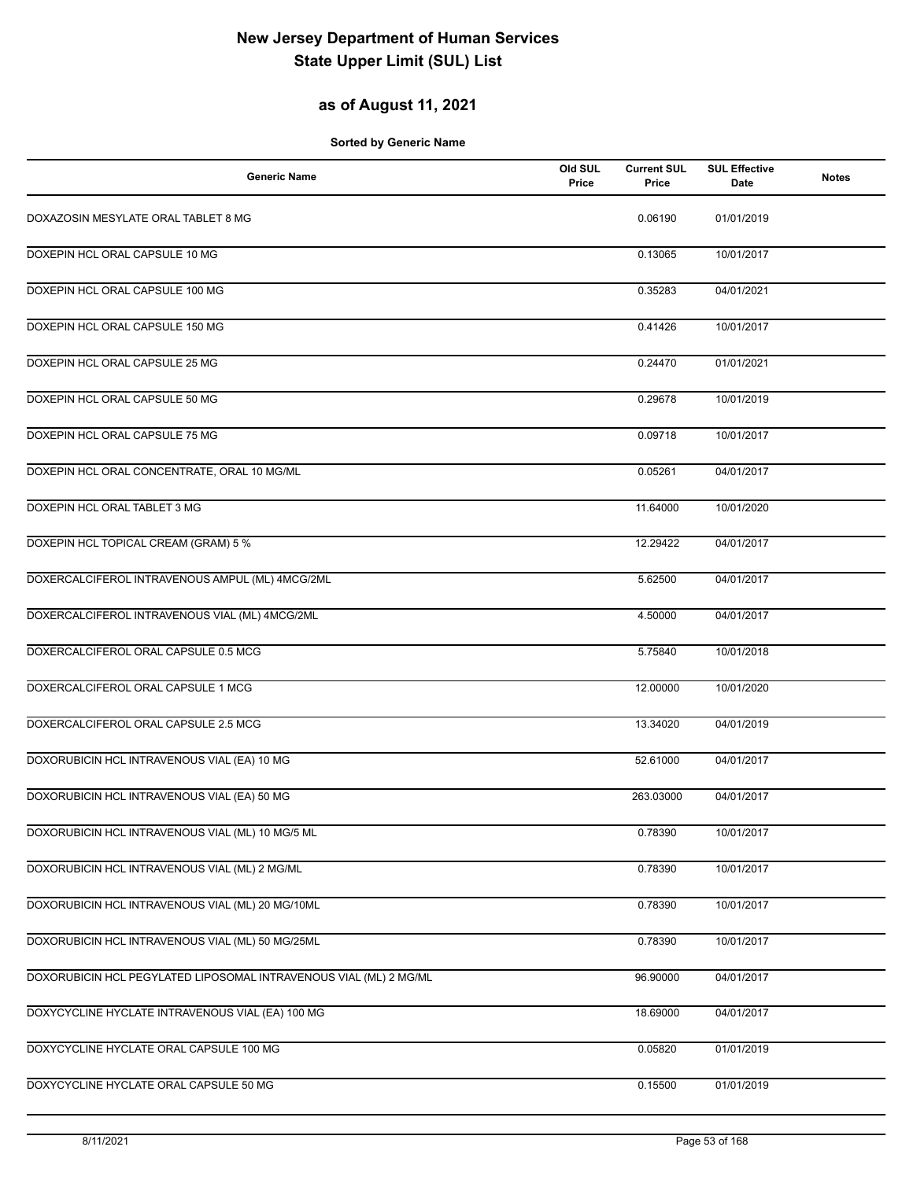# New Jersey Department of Human Services
# State Upper Limit (SUL) List

## as of August 11, 2021

**Sorted by Generic Name**

| Generic Name | Old SUL Price | Current SUL Price | SUL Effective Date | Notes |
|---|---|---|---|---|
| DOXAZOSIN MESYLATE ORAL TABLET 8 MG | | 0.06190 | 01/01/2019 | |
| DOXEPIN HCL ORAL CAPSULE 10 MG | | 0.13065 | 10/01/2017 | |
| DOXEPIN HCL ORAL CAPSULE 100 MG | | 0.35283 | 04/01/2021 | |
| DOXEPIN HCL ORAL CAPSULE 150 MG | | 0.41426 | 10/01/2017 | |
| DOXEPIN HCL ORAL CAPSULE 25 MG | | 0.24470 | 01/01/2021 | |
| DOXEPIN HCL ORAL CAPSULE 50 MG | | 0.29678 | 10/01/2019 | |
| DOXEPIN HCL ORAL CAPSULE 75 MG | | 0.09718 | 10/01/2017 | |
| DOXEPIN HCL ORAL CONCENTRATE, ORAL 10 MG/ML | | 0.05261 | 04/01/2017 | |
| DOXEPIN HCL ORAL TABLET 3 MG | | 11.64000 | 10/01/2020 | |
| DOXEPIN HCL TOPICAL CREAM (GRAM) 5 % | | 12.29422 | 04/01/2017 | |
| DOXERCALCIFEROL INTRAVENOUS AMPUL (ML) 4MCG/2ML | | 5.62500 | 04/01/2017 | |
| DOXERCALCIFEROL INTRAVENOUS VIAL (ML) 4MCG/2ML | | 4.50000 | 04/01/2017 | |
| DOXERCALCIFEROL ORAL CAPSULE 0.5 MCG | | 5.75840 | 10/01/2018 | |
| DOXERCALCIFEROL ORAL CAPSULE 1 MCG | | 12.00000 | 10/01/2020 | |
| DOXERCALCIFEROL ORAL CAPSULE 2.5 MCG | | 13.34020 | 04/01/2019 | |
| DOXORUBICIN HCL INTRAVENOUS VIAL (EA) 10 MG | | 52.61000 | 04/01/2017 | |
| DOXORUBICIN HCL INTRAVENOUS VIAL (EA) 50 MG | | 263.03000 | 04/01/2017 | |
| DOXORUBICIN HCL INTRAVENOUS VIAL (ML) 10 MG/5 ML | | 0.78390 | 10/01/2017 | |
| DOXORUBICIN HCL INTRAVENOUS VIAL (ML) 2 MG/ML | | 0.78390 | 10/01/2017 | |
| DOXORUBICIN HCL INTRAVENOUS VIAL (ML) 20 MG/10ML | | 0.78390 | 10/01/2017 | |
| DOXORUBICIN HCL INTRAVENOUS VIAL (ML) 50 MG/25ML | | 0.78390 | 10/01/2017 | |
| DOXORUBICIN HCL PEGYLATED LIPOSOMAL INTRAVENOUS VIAL (ML) 2 MG/ML | | 96.90000 | 04/01/2017 | |
| DOXYCYCLINE HYCLATE INTRAVENOUS VIAL (EA) 100 MG | | 18.69000 | 04/01/2017 | |
| DOXYCYCLINE HYCLATE ORAL CAPSULE 100 MG | | 0.05820 | 01/01/2019 | |
| DOXYCYCLINE HYCLATE ORAL CAPSULE 50 MG | | 0.15500 | 01/01/2019 | |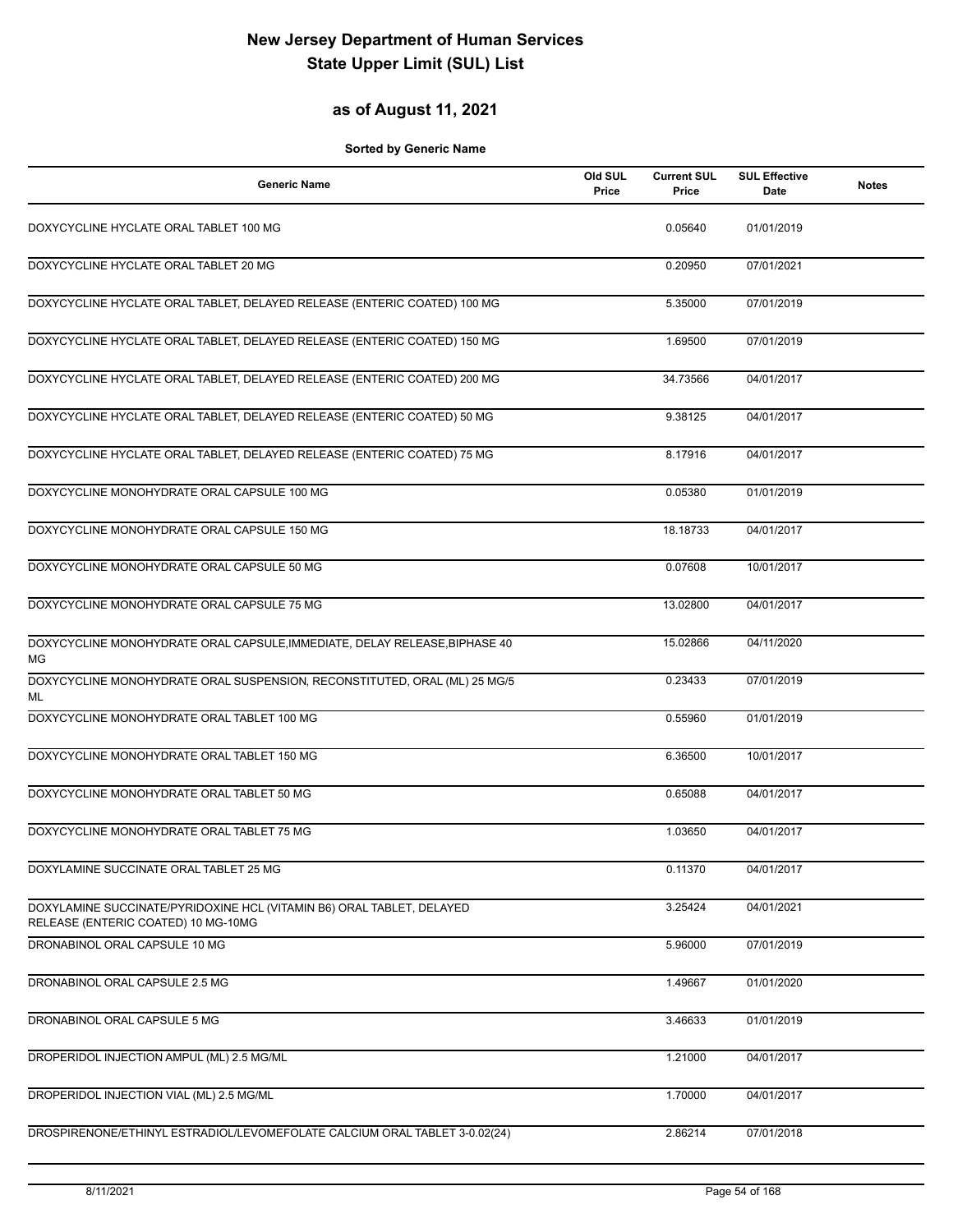# New Jersey Department of Human Services
# State Upper Limit (SUL) List

## as of August 11, 2021

**Sorted by Generic Name**

| Generic Name | Old SUL Price | Current SUL Price | SUL Effective Date | Notes |
|---|---|---|---|---|
| DOXYCYCLINE HYCLATE ORAL TABLET 100 MG | | 0.05640 | 01/01/2019 | |
| DOXYCYCLINE HYCLATE ORAL TABLET 20 MG | | 0.20950 | 07/01/2021 | |
| DOXYCYCLINE HYCLATE ORAL TABLET, DELAYED RELEASE (ENTERIC COATED) 100 MG | | 5.35000 | 07/01/2019 | |
| DOXYCYCLINE HYCLATE ORAL TABLET, DELAYED RELEASE (ENTERIC COATED) 150 MG | | 1.69500 | 07/01/2019 | |
| DOXYCYCLINE HYCLATE ORAL TABLET, DELAYED RELEASE (ENTERIC COATED) 200 MG | | 34.73566 | 04/01/2017 | |
| DOXYCYCLINE HYCLATE ORAL TABLET, DELAYED RELEASE (ENTERIC COATED) 50 MG | | 9.38125 | 04/01/2017 | |
| DOXYCYCLINE HYCLATE ORAL TABLET, DELAYED RELEASE (ENTERIC COATED) 75 MG | | 8.17916 | 04/01/2017 | |
| DOXYCYCLINE MONOHYDRATE ORAL CAPSULE 100 MG | | 0.05380 | 01/01/2019 | |
| DOXYCYCLINE MONOHYDRATE ORAL CAPSULE 150 MG | | 18.18733 | 04/01/2017 | |
| DOXYCYCLINE MONOHYDRATE ORAL CAPSULE 50 MG | | 0.07608 | 10/01/2017 | |
| DOXYCYCLINE MONOHYDRATE ORAL CAPSULE 75 MG | | 13.02800 | 04/01/2017 | |
| DOXYCYCLINE MONOHYDRATE ORAL CAPSULE,IMMEDIATE, DELAY RELEASE,BIPHASE 40 MG | | 15.02866 | 04/11/2020 | |
| DOXYCYCLINE MONOHYDRATE ORAL SUSPENSION, RECONSTITUTED, ORAL (ML) 25 MG/5 ML | | 0.23433 | 07/01/2019 | |
| DOXYCYCLINE MONOHYDRATE ORAL TABLET 100 MG | | 0.55960 | 01/01/2019 | |
| DOXYCYCLINE MONOHYDRATE ORAL TABLET 150 MG | | 6.36500 | 10/01/2017 | |
| DOXYCYCLINE MONOHYDRATE ORAL TABLET 50 MG | | 0.65088 | 04/01/2017 | |
| DOXYCYCLINE MONOHYDRATE ORAL TABLET 75 MG | | 1.03650 | 04/01/2017 | |
| DOXYLAMINE SUCCINATE ORAL TABLET 25 MG | | 0.11370 | 04/01/2017 | |
| DOXYLAMINE SUCCINATE/PYRIDOXINE HCL (VITAMIN B6) ORAL TABLET, DELAYED RELEASE (ENTERIC COATED) 10 MG-10MG | | 3.25424 | 04/01/2021 | |
| DRONABINOL ORAL CAPSULE 10 MG | | 5.96000 | 07/01/2019 | |
| DRONABINOL ORAL CAPSULE 2.5 MG | | 1.49667 | 01/01/2020 | |
| DRONABINOL ORAL CAPSULE 5 MG | | 3.46633 | 01/01/2019 | |
| DROPERIDOL INJECTION AMPUL (ML) 2.5 MG/ML | | 1.21000 | 04/01/2017 | |
| DROPERIDOL INJECTION VIAL (ML) 2.5 MG/ML | | 1.70000 | 04/01/2017 | |
| DROSPIRENONE/ETHINYL ESTRADIOL/LEVOMEFOLATE CALCIUM ORAL TABLET 3-0.02(24) | | 2.86214 | 07/01/2018 | |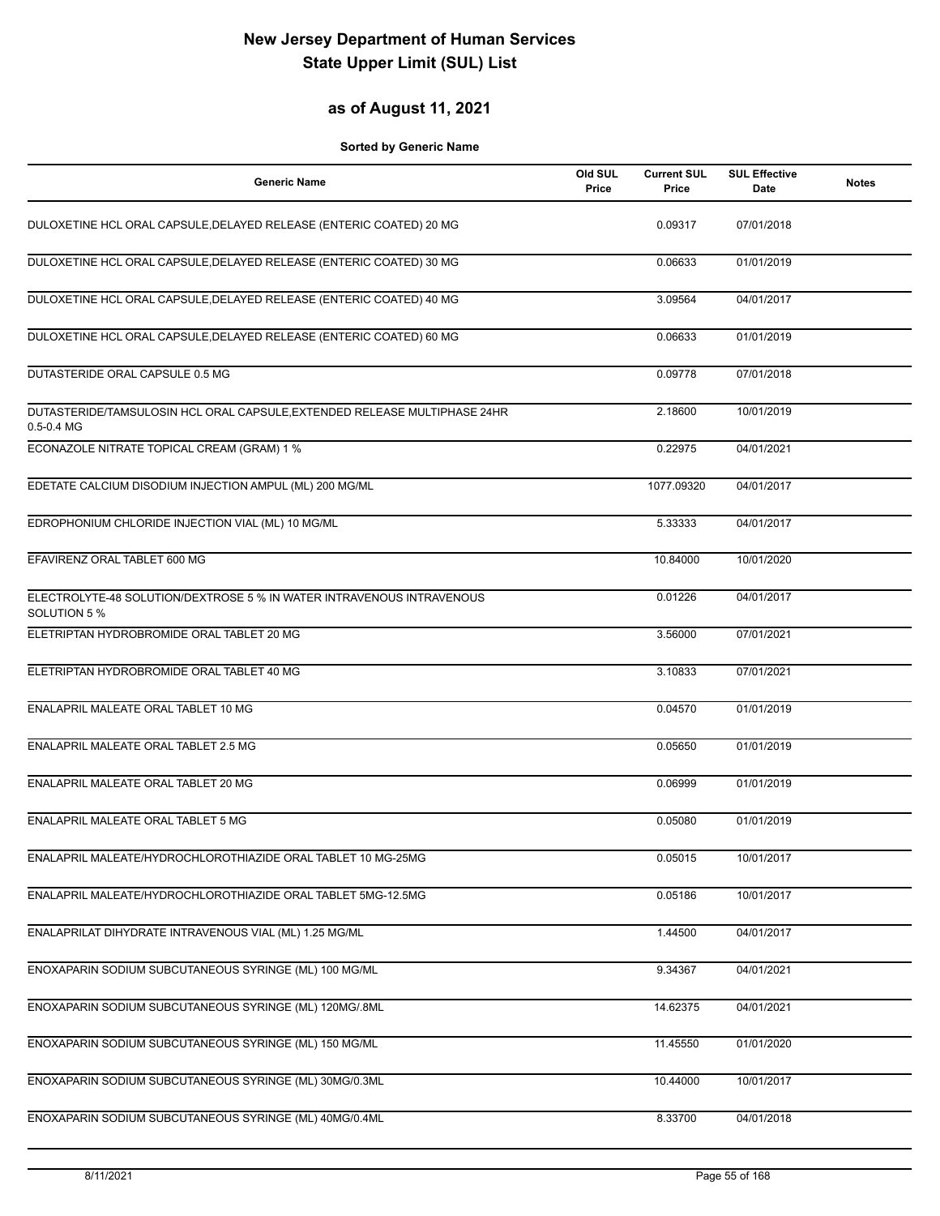# New Jersey Department of Human Services
# State Upper Limit (SUL) List

## as of August 11, 2021

**Sorted by Generic Name**

| Generic Name | Old SUL Price | Current SUL Price | SUL Effective Date | Notes |
|---|---|---|---|---|
| DULOXETINE HCL ORAL CAPSULE,DELAYED RELEASE (ENTERIC COATED) 20 MG | | 0.09317 | 07/01/2018 | |
| DULOXETINE HCL ORAL CAPSULE,DELAYED RELEASE (ENTERIC COATED) 30 MG | | 0.06633 | 01/01/2019 | |
| DULOXETINE HCL ORAL CAPSULE,DELAYED RELEASE (ENTERIC COATED) 40 MG | | 3.09564 | 04/01/2017 | |
| DULOXETINE HCL ORAL CAPSULE,DELAYED RELEASE (ENTERIC COATED) 60 MG | | 0.06633 | 01/01/2019 | |
| DUTASTERIDE ORAL CAPSULE 0.5 MG | | 0.09778 | 07/01/2018 | |
| DUTASTERIDE/TAMSULOSIN HCL ORAL CAPSULE,EXTENDED RELEASE MULTIPHASE 24HR 0.5-0.4 MG | | 2.18600 | 10/01/2019 | |
| ECONAZOLE NITRATE TOPICAL CREAM (GRAM) 1 % | | 0.22975 | 04/01/2021 | |
| EDETATE CALCIUM DISODIUM INJECTION AMPUL (ML) 200 MG/ML | | 1077.09320 | 04/01/2017 | |
| EDROPHONIUM CHLORIDE INJECTION VIAL (ML) 10 MG/ML | | 5.33333 | 04/01/2017 | |
| EFAVIRENZ ORAL TABLET 600 MG | | 10.84000 | 10/01/2020 | |
| ELECTROLYTE-48 SOLUTION/DEXTROSE 5 % IN WATER INTRAVENOUS INTRAVENOUS SOLUTION 5 % | | 0.01226 | 04/01/2017 | |
| ELETRIPTAN HYDROBROMIDE ORAL TABLET 20 MG | | 3.56000 | 07/01/2021 | |
| ELETRIPTAN HYDROBROMIDE ORAL TABLET 40 MG | | 3.10833 | 07/01/2021 | |
| ENALAPRIL MALEATE ORAL TABLET 10 MG | | 0.04570 | 01/01/2019 | |
| ENALAPRIL MALEATE ORAL TABLET 2.5 MG | | 0.05650 | 01/01/2019 | |
| ENALAPRIL MALEATE ORAL TABLET 20 MG | | 0.06999 | 01/01/2019 | |
| ENALAPRIL MALEATE ORAL TABLET 5 MG | | 0.05080 | 01/01/2019 | |
| ENALAPRIL MALEATE/HYDROCHLOROTHIAZIDE ORAL TABLET 10 MG-25MG | | 0.05015 | 10/01/2017 | |
| ENALAPRIL MALEATE/HYDROCHLOROTHIAZIDE ORAL TABLET 5MG-12.5MG | | 0.05186 | 10/01/2017 | |
| ENALAPRILAT DIHYDRATE INTRAVENOUS VIAL (ML) 1.25 MG/ML | | 1.44500 | 04/01/2017 | |
| ENOXAPARIN SODIUM SUBCUTANEOUS SYRINGE (ML) 100 MG/ML | | 9.34367 | 04/01/2021 | |
| ENOXAPARIN SODIUM SUBCUTANEOUS SYRINGE (ML) 120MG/.8ML | | 14.62375 | 04/01/2021 | |
| ENOXAPARIN SODIUM SUBCUTANEOUS SYRINGE (ML) 150 MG/ML | | 11.45550 | 01/01/2020 | |
| ENOXAPARIN SODIUM SUBCUTANEOUS SYRINGE (ML) 30MG/0.3ML | | 10.44000 | 10/01/2017 | |
| ENOXAPARIN SODIUM SUBCUTANEOUS SYRINGE (ML) 40MG/0.4ML | | 8.33700 | 04/01/2018 | |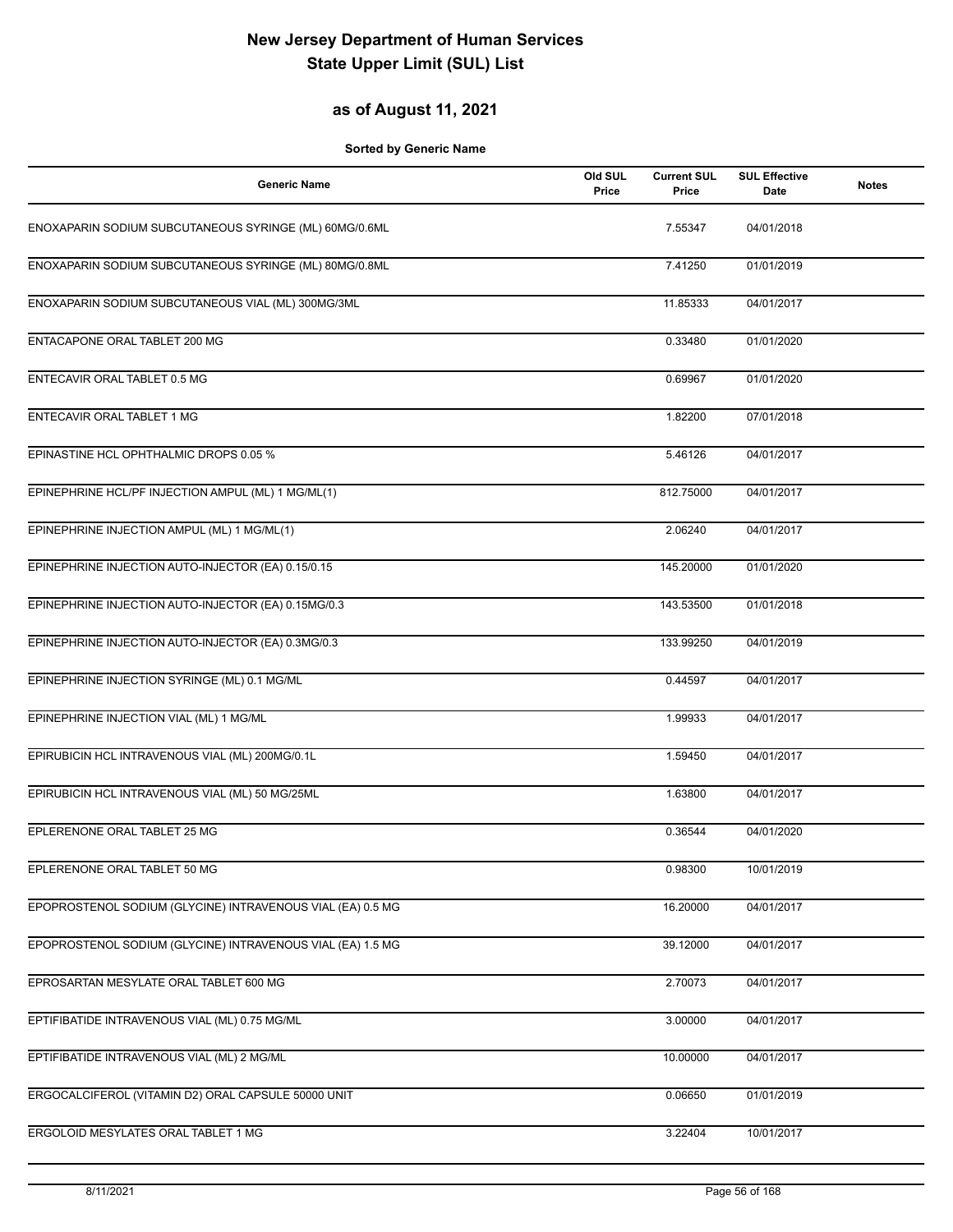# New Jersey Department of Human Services
# State Upper Limit (SUL) List

## as of August 11, 2021

**Sorted by Generic Name**

| Generic Name | Old SUL Price | Current SUL Price | SUL Effective Date | Notes |
|---|---|---|---|---|
| ENOXAPARIN SODIUM SUBCUTANEOUS SYRINGE (ML) 60MG/0.6ML | | 7.55347 | 04/01/2018 | |
| ENOXAPARIN SODIUM SUBCUTANEOUS SYRINGE (ML) 80MG/0.8ML | | 7.41250 | 01/01/2019 | |
| ENOXAPARIN SODIUM SUBCUTANEOUS VIAL (ML) 300MG/3ML | | 11.85333 | 04/01/2017 | |
| ENTACAPONE ORAL TABLET 200 MG | | 0.33480 | 01/01/2020 | |
| ENTECAVIR ORAL TABLET 0.5 MG | | 0.69967 | 01/01/2020 | |
| ENTECAVIR ORAL TABLET 1 MG | | 1.82200 | 07/01/2018 | |
| EPINASTINE HCL OPHTHALMIC DROPS 0.05 % | | 5.46126 | 04/01/2017 | |
| EPINEPHRINE HCL/PF INJECTION AMPUL (ML) 1 MG/ML(1) | | 812.75000 | 04/01/2017 | |
| EPINEPHRINE INJECTION AMPUL (ML) 1 MG/ML(1) | | 2.06240 | 04/01/2017 | |
| EPINEPHRINE INJECTION AUTO-INJECTOR (EA) 0.15/0.15 | | 145.20000 | 01/01/2020 | |
| EPINEPHRINE INJECTION AUTO-INJECTOR (EA) 0.15MG/0.3 | | 143.53500 | 01/01/2018 | |
| EPINEPHRINE INJECTION AUTO-INJECTOR (EA) 0.3MG/0.3 | | 133.99250 | 04/01/2019 | |
| EPINEPHRINE INJECTION SYRINGE (ML) 0.1 MG/ML | | 0.44597 | 04/01/2017 | |
| EPINEPHRINE INJECTION VIAL (ML) 1 MG/ML | | 1.99933 | 04/01/2017 | |
| EPIRUBICIN HCL INTRAVENOUS VIAL (ML) 200MG/0.1L | | 1.59450 | 04/01/2017 | |
| EPIRUBICIN HCL INTRAVENOUS VIAL (ML) 50 MG/25ML | | 1.63800 | 04/01/2017 | |
| EPLERENONE ORAL TABLET 25 MG | | 0.36544 | 04/01/2020 | |
| EPLERENONE ORAL TABLET 50 MG | | 0.98300 | 10/01/2019 | |
| EPOPROSTENOL SODIUM (GLYCINE) INTRAVENOUS VIAL (EA) 0.5 MG | | 16.20000 | 04/01/2017 | |
| EPOPROSTENOL SODIUM (GLYCINE) INTRAVENOUS VIAL (EA) 1.5 MG | | 39.12000 | 04/01/2017 | |
| EPROSARTAN MESYLATE ORAL TABLET 600 MG | | 2.70073 | 04/01/2017 | |
| EPTIFIBATIDE INTRAVENOUS VIAL (ML) 0.75 MG/ML | | 3.00000 | 04/01/2017 | |
| EPTIFIBATIDE INTRAVENOUS VIAL (ML) 2 MG/ML | | 10.00000 | 04/01/2017 | |
| ERGOCALCIFEROL (VITAMIN D2) ORAL CAPSULE 50000 UNIT | | 0.06650 | 01/01/2019 | |
| ERGOLOID MESYLATES ORAL TABLET 1 MG | | 3.22404 | 10/01/2017 | |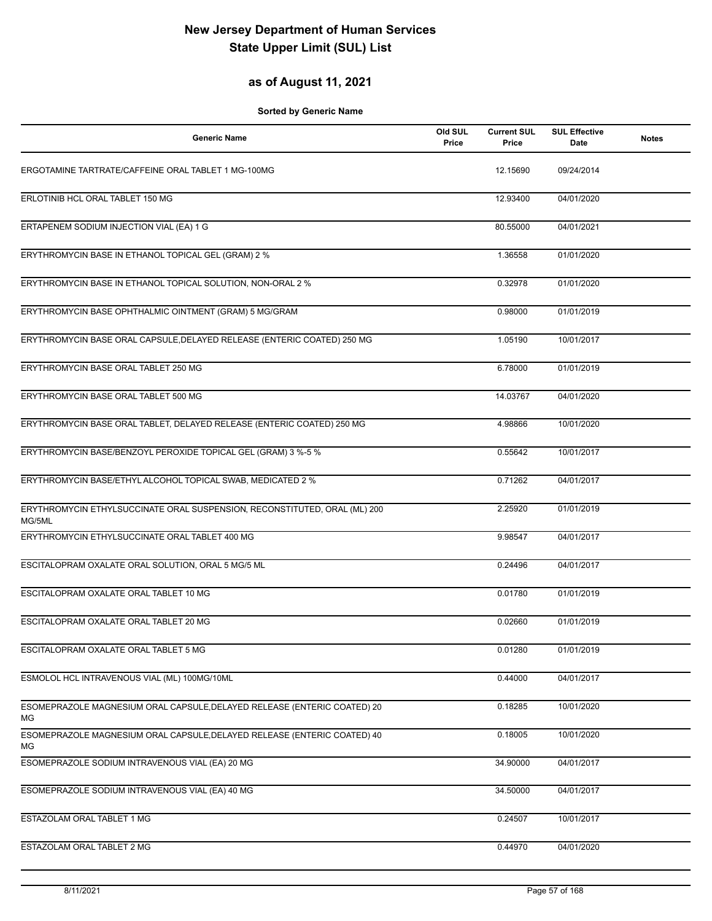# New Jersey Department of Human Services
# State Upper Limit (SUL) List

## as of August 11, 2021

**Sorted by Generic Name**

| Generic Name | Old SUL Price | Current SUL Price | SUL Effective Date | Notes |
|---|---|---|---|---|
| ERGOTAMINE TARTRATE/CAFFEINE ORAL TABLET 1 MG-100MG | | 12.15690 | 09/24/2014 | |
| ERLOTINIB HCL ORAL TABLET 150 MG | | 12.93400 | 04/01/2020 | |
| ERTAPENEM SODIUM INJECTION VIAL (EA) 1 G | | 80.55000 | 04/01/2021 | |
| ERYTHROMYCIN BASE IN ETHANOL TOPICAL GEL (GRAM) 2 % | | 1.36558 | 01/01/2020 | |
| ERYTHROMYCIN BASE IN ETHANOL TOPICAL SOLUTION, NON-ORAL 2 % | | 0.32978 | 01/01/2020 | |
| ERYTHROMYCIN BASE OPHTHALMIC OINTMENT (GRAM) 5 MG/GRAM | | 0.98000 | 01/01/2019 | |
| ERYTHROMYCIN BASE ORAL CAPSULE,DELAYED RELEASE (ENTERIC COATED) 250 MG | | 1.05190 | 10/01/2017 | |
| ERYTHROMYCIN BASE ORAL TABLET 250 MG | | 6.78000 | 01/01/2019 | |
| ERYTHROMYCIN BASE ORAL TABLET 500 MG | | 14.03767 | 04/01/2020 | |
| ERYTHROMYCIN BASE ORAL TABLET, DELAYED RELEASE (ENTERIC COATED) 250 MG | | 4.98866 | 10/01/2020 | |
| ERYTHROMYCIN BASE/BENZOYL PEROXIDE TOPICAL GEL (GRAM) 3 %-5 % | | 0.55642 | 10/01/2017 | |
| ERYTHROMYCIN BASE/ETHYL ALCOHOL TOPICAL SWAB, MEDICATED 2 % | | 0.71262 | 04/01/2017 | |
| ERYTHROMYCIN ETHYLSUCCINATE ORAL SUSPENSION, RECONSTITUTED, ORAL (ML) 200 MG/5ML | | 2.25920 | 01/01/2019 | |
| ERYTHROMYCIN ETHYLSUCCINATE ORAL TABLET 400 MG | | 9.98547 | 04/01/2017 | |
| ESCITALOPRAM OXALATE ORAL SOLUTION, ORAL 5 MG/5 ML | | 0.24496 | 04/01/2017 | |
| ESCITALOPRAM OXALATE ORAL TABLET 10 MG | | 0.01780 | 01/01/2019 | |
| ESCITALOPRAM OXALATE ORAL TABLET 20 MG | | 0.02660 | 01/01/2019 | |
| ESCITALOPRAM OXALATE ORAL TABLET 5 MG | | 0.01280 | 01/01/2019 | |
| ESMOLOL HCL INTRAVENOUS VIAL (ML) 100MG/10ML | | 0.44000 | 04/01/2017 | |
| ESOMEPRAZOLE MAGNESIUM ORAL CAPSULE,DELAYED RELEASE (ENTERIC COATED) 20 MG | | 0.18285 | 10/01/2020 | |
| ESOMEPRAZOLE MAGNESIUM ORAL CAPSULE,DELAYED RELEASE (ENTERIC COATED) 40 MG | | 0.18005 | 10/01/2020 | |
| ESOMEPRAZOLE SODIUM INTRAVENOUS VIAL (EA) 20 MG | | 34.90000 | 04/01/2017 | |
| ESOMEPRAZOLE SODIUM INTRAVENOUS VIAL (EA) 40 MG | | 34.50000 | 04/01/2017 | |
| ESTAZOLAM ORAL TABLET 1 MG | | 0.24507 | 10/01/2017 | |
| ESTAZOLAM ORAL TABLET 2 MG | | 0.44970 | 04/01/2020 | |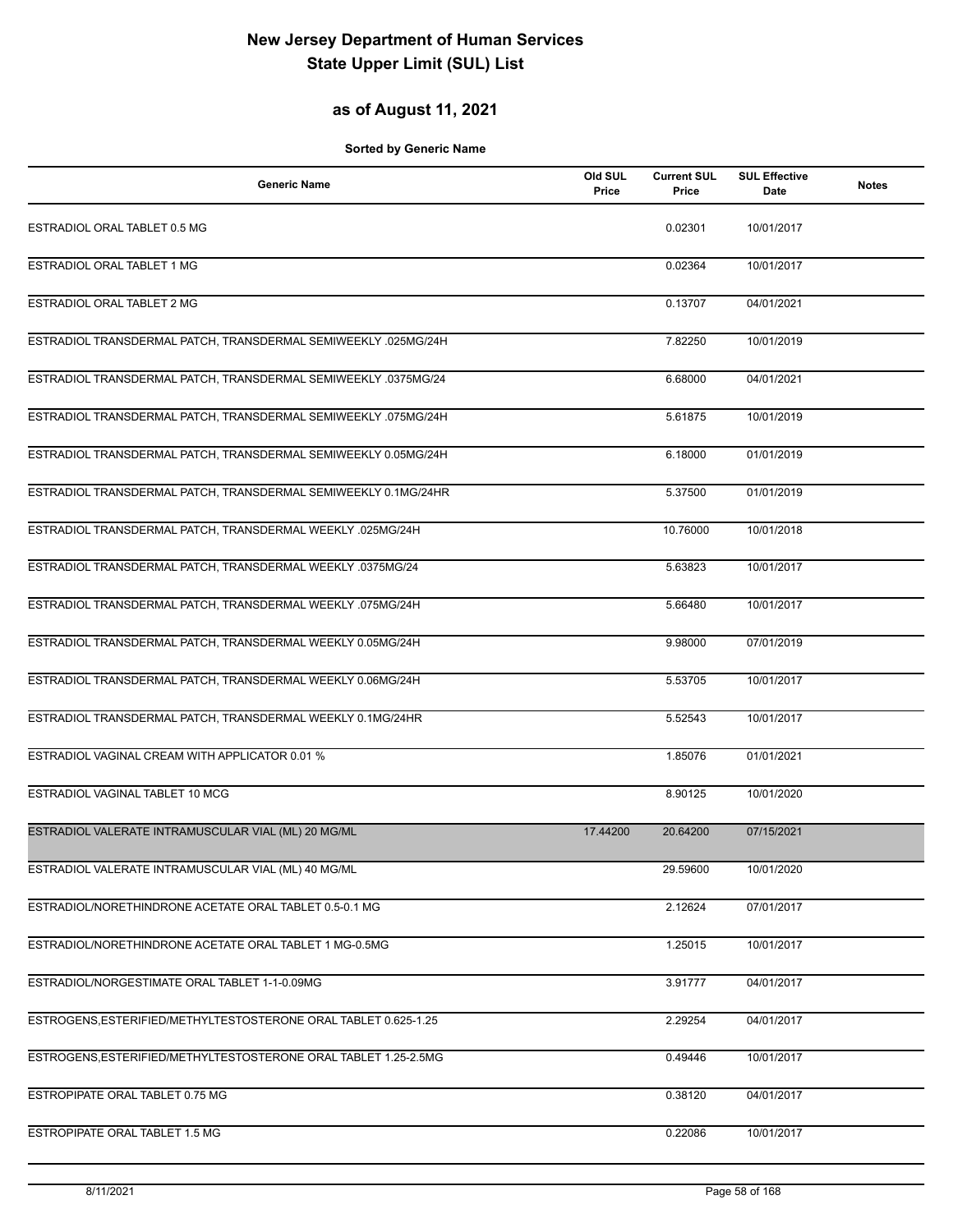# New Jersey Department of Human Services
# State Upper Limit (SUL) List

## as of August 11, 2021

**Sorted by Generic Name**

| Generic Name | Old SUL Price | Current SUL Price | SUL Effective Date | Notes |
|---|---|---|---|---|
| ESTRADIOL ORAL TABLET 0.5 MG | | 0.02301 | 10/01/2017 | |
| ESTRADIOL ORAL TABLET 1 MG | | 0.02364 | 10/01/2017 | |
| ESTRADIOL ORAL TABLET 2 MG | | 0.13707 | 04/01/2021 | |
| ESTRADIOL TRANSDERMAL PATCH, TRANSDERMAL SEMIWEEKLY .025MG/24H | | 7.82250 | 10/01/2019 | |
| ESTRADIOL TRANSDERMAL PATCH, TRANSDERMAL SEMIWEEKLY .0375MG/24 | | 6.68000 | 04/01/2021 | |
| ESTRADIOL TRANSDERMAL PATCH, TRANSDERMAL SEMIWEEKLY .075MG/24H | | 5.61875 | 10/01/2019 | |
| ESTRADIOL TRANSDERMAL PATCH, TRANSDERMAL SEMIWEEKLY 0.05MG/24H | | 6.18000 | 01/01/2019 | |
| ESTRADIOL TRANSDERMAL PATCH, TRANSDERMAL SEMIWEEKLY 0.1MG/24HR | | 5.37500 | 01/01/2019 | |
| ESTRADIOL TRANSDERMAL PATCH, TRANSDERMAL WEEKLY .025MG/24H | | 10.76000 | 10/01/2018 | |
| ESTRADIOL TRANSDERMAL PATCH, TRANSDERMAL WEEKLY .0375MG/24 | | 5.63823 | 10/01/2017 | |
| ESTRADIOL TRANSDERMAL PATCH, TRANSDERMAL WEEKLY .075MG/24H | | 5.66480 | 10/01/2017 | |
| ESTRADIOL TRANSDERMAL PATCH, TRANSDERMAL WEEKLY 0.05MG/24H | | 9.98000 | 07/01/2019 | |
| ESTRADIOL TRANSDERMAL PATCH, TRANSDERMAL WEEKLY 0.06MG/24H | | 5.53705 | 10/01/2017 | |
| ESTRADIOL TRANSDERMAL PATCH, TRANSDERMAL WEEKLY 0.1MG/24HR | | 5.52543 | 10/01/2017 | |
| ESTRADIOL VAGINAL CREAM WITH APPLICATOR 0.01 % | | 1.85076 | 01/01/2021 | |
| ESTRADIOL VAGINAL TABLET 10 MCG | | 8.90125 | 10/01/2020 | |
| ESTRADIOL VALERATE INTRAMUSCULAR VIAL (ML) 20 MG/ML | 17.44200 | 20.64200 | 07/15/2021 | |
| ESTRADIOL VALERATE INTRAMUSCULAR VIAL (ML) 40 MG/ML | | 29.59600 | 10/01/2020 | |
| ESTRADIOL/NORETHINDRONE ACETATE ORAL TABLET 0.5-0.1 MG | | 2.12624 | 07/01/2017 | |
| ESTRADIOL/NORETHINDRONE ACETATE ORAL TABLET 1 MG-0.5MG | | 1.25015 | 10/01/2017 | |
| ESTRADIOL/NORGESTIMATE ORAL TABLET 1-1-0.09MG | | 3.91777 | 04/01/2017 | |
| ESTROGENS,ESTERIFIED/METHYLTESTOSTERONE ORAL TABLET 0.625-1.25 | | 2.29254 | 04/01/2017 | |
| ESTROGENS,ESTERIFIED/METHYLTESTOSTERONE ORAL TABLET 1.25-2.5MG | | 0.49446 | 10/01/2017 | |
| ESTROPIPATE ORAL TABLET 0.75 MG | | 0.38120 | 04/01/2017 | |
| ESTROPIPATE ORAL TABLET 1.5 MG | | 0.22086 | 10/01/2017 | |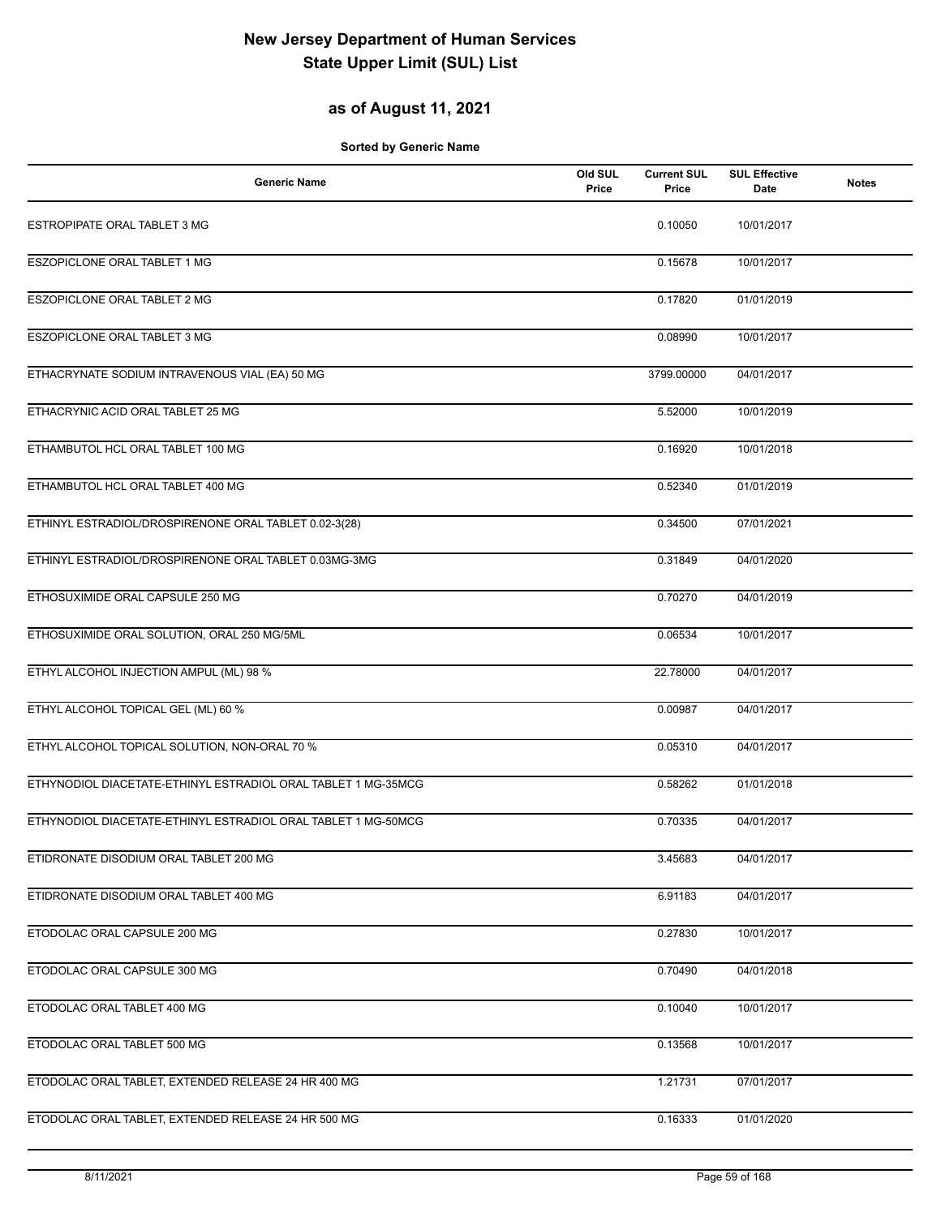# New Jersey Department of Human Services
# State Upper Limit (SUL) List

## as of August 11, 2021

**Sorted by Generic Name**

| Generic Name | Old SUL Price | Current SUL Price | SUL Effective Date | Notes |
|---|---|---|---|---|
| ESTROPIPATE ORAL TABLET 3 MG | | 0.10050 | 10/01/2017 | |
| ESZOPICLONE ORAL TABLET 1 MG | | 0.15678 | 10/01/2017 | |
| ESZOPICLONE ORAL TABLET 2 MG | | 0.17820 | 01/01/2019 | |
| ESZOPICLONE ORAL TABLET 3 MG | | 0.08990 | 10/01/2017 | |
| ETHACRYNATE SODIUM INTRAVENOUS VIAL (EA) 50 MG | | 3799.00000 | 04/01/2017 | |
| ETHACRYNIC ACID ORAL TABLET 25 MG | | 5.52000 | 10/01/2019 | |
| ETHAMBUTOL HCL ORAL TABLET 100 MG | | 0.16920 | 10/01/2018 | |
| ETHAMBUTOL HCL ORAL TABLET 400 MG | | 0.52340 | 01/01/2019 | |
| ETHINYL ESTRADIOL/DROSPIRENONE ORAL TABLET 0.02-3(28) | | 0.34500 | 07/01/2021 | |
| ETHINYL ESTRADIOL/DROSPIRENONE ORAL TABLET 0.03MG-3MG | | 0.31849 | 04/01/2020 | |
| ETHOSUXIMIDE ORAL CAPSULE 250 MG | | 0.70270 | 04/01/2019 | |
| ETHOSUXIMIDE ORAL SOLUTION, ORAL 250 MG/5ML | | 0.06534 | 10/01/2017 | |
| ETHYL ALCOHOL INJECTION AMPUL (ML) 98 % | | 22.78000 | 04/01/2017 | |
| ETHYL ALCOHOL TOPICAL GEL (ML) 60 % | | 0.00987 | 04/01/2017 | |
| ETHYL ALCOHOL TOPICAL SOLUTION, NON-ORAL 70 % | | 0.05310 | 04/01/2017 | |
| ETHYNODIOL DIACETATE-ETHINYL ESTRADIOL ORAL TABLET 1 MG-35MCG | | 0.58262 | 01/01/2018 | |
| ETHYNODIOL DIACETATE-ETHINYL ESTRADIOL ORAL TABLET 1 MG-50MCG | | 0.70335 | 04/01/2017 | |
| ETIDRONATE DISODIUM ORAL TABLET 200 MG | | 3.45683 | 04/01/2017 | |
| ETIDRONATE DISODIUM ORAL TABLET 400 MG | | 6.91183 | 04/01/2017 | |
| ETODOLAC ORAL CAPSULE 200 MG | | 0.27830 | 10/01/2017 | |
| ETODOLAC ORAL CAPSULE 300 MG | | 0.70490 | 04/01/2018 | |
| ETODOLAC ORAL TABLET 400 MG | | 0.10040 | 10/01/2017 | |
| ETODOLAC ORAL TABLET 500 MG | | 0.13568 | 10/01/2017 | |
| ETODOLAC ORAL TABLET, EXTENDED RELEASE 24 HR 400 MG | | 1.21731 | 07/01/2017 | |
| ETODOLAC ORAL TABLET, EXTENDED RELEASE 24 HR 500 MG | | 0.16333 | 01/01/2020 | |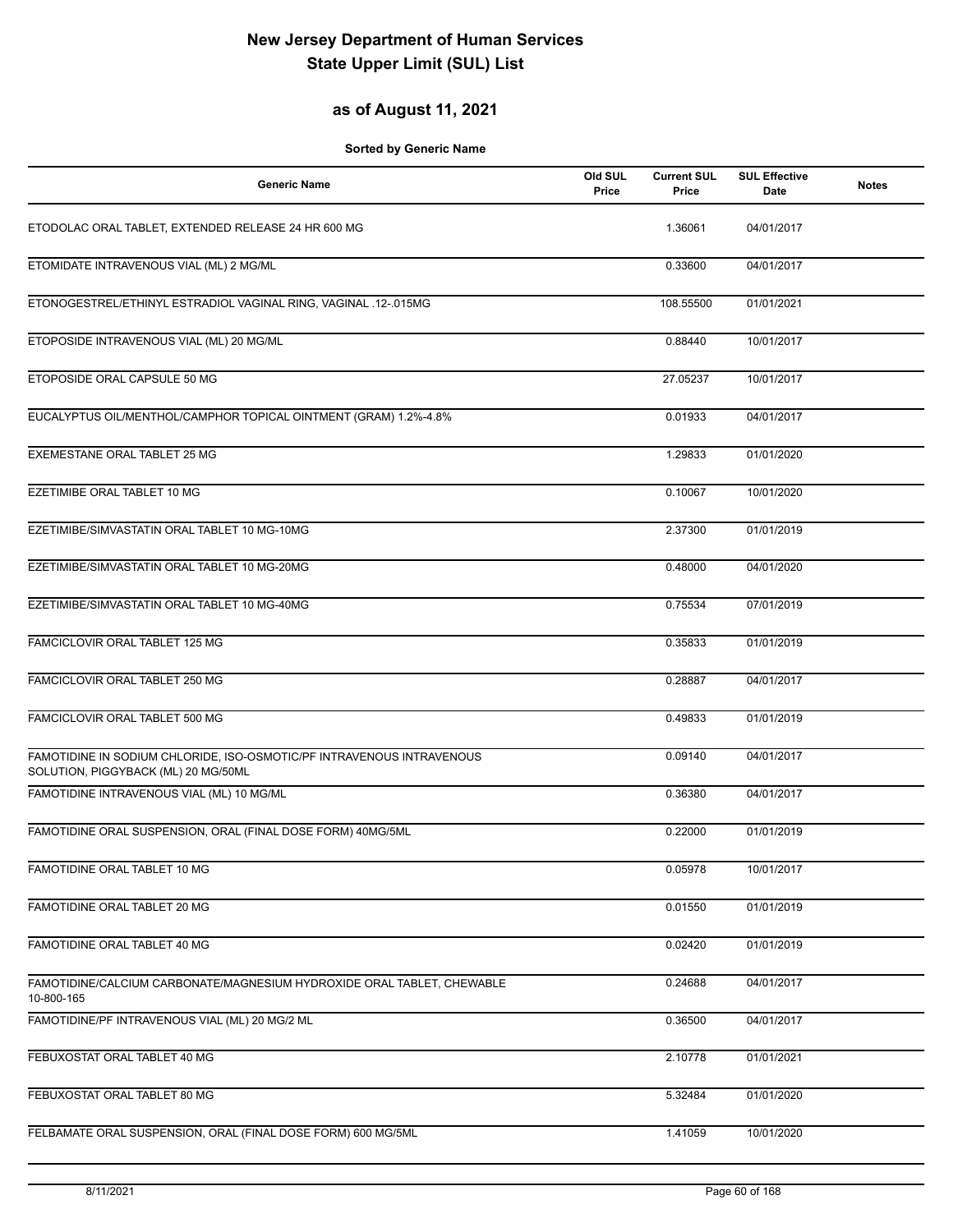# New Jersey Department of Human Services
# State Upper Limit (SUL) List

## as of August 11, 2021

**Sorted by Generic Name**

| Generic Name | Old SUL Price | Current SUL Price | SUL Effective Date | Notes |
|---|---|---|---|---|
| ETODOLAC ORAL TABLET, EXTENDED RELEASE 24 HR 600 MG | | 1.36061 | 04/01/2017 | |
| ETOMIDATE INTRAVENOUS VIAL (ML) 2 MG/ML | | 0.33600 | 04/01/2017 | |
| ETONOGESTREL/ETHINYL ESTRADIOL VAGINAL RING, VAGINAL .12-.015MG | | 108.55500 | 01/01/2021 | |
| ETOPOSIDE INTRAVENOUS VIAL (ML) 20 MG/ML | | 0.88440 | 10/01/2017 | |
| ETOPOSIDE ORAL CAPSULE 50 MG | | 27.05237 | 10/01/2017 | |
| EUCALYPTUS OIL/MENTHOL/CAMPHOR TOPICAL OINTMENT (GRAM) 1.2%-4.8% | | 0.01933 | 04/01/2017 | |
| EXEMESTANE ORAL TABLET 25 MG | | 1.29833 | 01/01/2020 | |
| EZETIMIBE ORAL TABLET 10 MG | | 0.10067 | 10/01/2020 | |
| EZETIMIBE/SIMVASTATIN ORAL TABLET 10 MG-10MG | | 2.37300 | 01/01/2019 | |
| EZETIMIBE/SIMVASTATIN ORAL TABLET 10 MG-20MG | | 0.48000 | 04/01/2020 | |
| EZETIMIBE/SIMVASTATIN ORAL TABLET 10 MG-40MG | | 0.75534 | 07/01/2019 | |
| FAMCICLOVIR ORAL TABLET 125 MG | | 0.35833 | 01/01/2019 | |
| FAMCICLOVIR ORAL TABLET 250 MG | | 0.28887 | 04/01/2017 | |
| FAMCICLOVIR ORAL TABLET 500 MG | | 0.49833 | 01/01/2019 | |
| FAMOTIDINE IN SODIUM CHLORIDE, ISO-OSMOTIC/PF INTRAVENOUS INTRAVENOUS SOLUTION, PIGGYBACK (ML) 20 MG/50ML | | 0.09140 | 04/01/2017 | |
| FAMOTIDINE INTRAVENOUS VIAL (ML) 10 MG/ML | | 0.36380 | 04/01/2017 | |
| FAMOTIDINE ORAL SUSPENSION, ORAL (FINAL DOSE FORM) 40MG/5ML | | 0.22000 | 01/01/2019 | |
| FAMOTIDINE ORAL TABLET 10 MG | | 0.05978 | 10/01/2017 | |
| FAMOTIDINE ORAL TABLET 20 MG | | 0.01550 | 01/01/2019 | |
| FAMOTIDINE ORAL TABLET 40 MG | | 0.02420 | 01/01/2019 | |
| FAMOTIDINE/CALCIUM CARBONATE/MAGNESIUM HYDROXIDE ORAL TABLET, CHEWABLE 10-800-165 | | 0.24688 | 04/01/2017 | |
| FAMOTIDINE/PF INTRAVENOUS VIAL (ML) 20 MG/2 ML | | 0.36500 | 04/01/2017 | |
| FEBUXOSTAT ORAL TABLET 40 MG | | 2.10778 | 01/01/2021 | |
| FEBUXOSTAT ORAL TABLET 80 MG | | 5.32484 | 01/01/2020 | |
| FELBAMATE ORAL SUSPENSION, ORAL (FINAL DOSE FORM) 600 MG/5ML | | 1.41059 | 10/01/2020 | |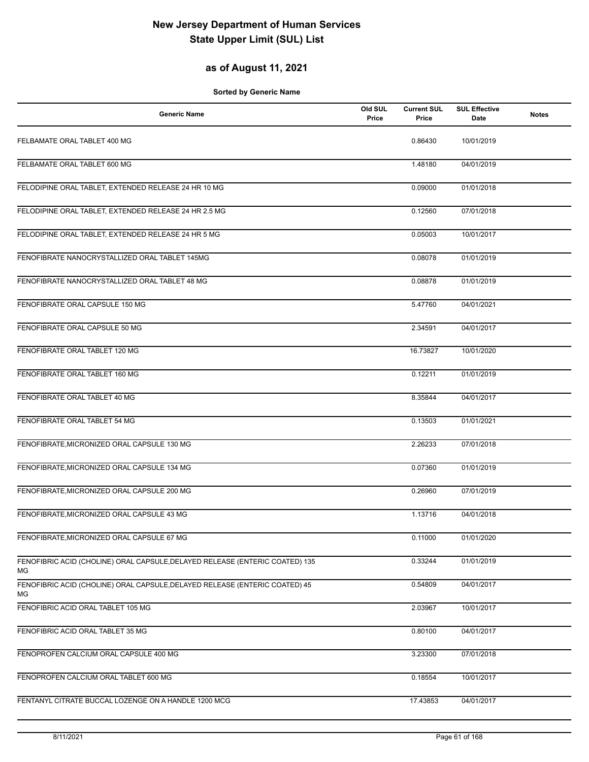# New Jersey Department of Human Services
# State Upper Limit (SUL) List

## as of August 11, 2021

**Sorted by Generic Name**

| Generic Name | Old SUL Price | Current SUL Price | SUL Effective Date | Notes |
|---|---|---|---|---|
| FELBAMATE ORAL TABLET 400 MG | | 0.86430 | 10/01/2019 | |
| FELBAMATE ORAL TABLET 600 MG | | 1.48180 | 04/01/2019 | |
| FELODIPINE ORAL TABLET, EXTENDED RELEASE 24 HR 10 MG | | 0.09000 | 01/01/2018 | |
| FELODIPINE ORAL TABLET, EXTENDED RELEASE 24 HR 2.5 MG | | 0.12560 | 07/01/2018 | |
| FELODIPINE ORAL TABLET, EXTENDED RELEASE 24 HR 5 MG | | 0.05003 | 10/01/2017 | |
| FENOFIBRATE NANOCRYSTALLIZED ORAL TABLET 145MG | | 0.08078 | 01/01/2019 | |
| FENOFIBRATE NANOCRYSTALLIZED ORAL TABLET 48 MG | | 0.08878 | 01/01/2019 | |
| FENOFIBRATE ORAL CAPSULE 150 MG | | 5.47760 | 04/01/2021 | |
| FENOFIBRATE ORAL CAPSULE 50 MG | | 2.34591 | 04/01/2017 | |
| FENOFIBRATE ORAL TABLET 120 MG | | 16.73827 | 10/01/2020 | |
| FENOFIBRATE ORAL TABLET 160 MG | | 0.12211 | 01/01/2019 | |
| FENOFIBRATE ORAL TABLET 40 MG | | 8.35844 | 04/01/2017 | |
| FENOFIBRATE ORAL TABLET 54 MG | | 0.13503 | 01/01/2021 | |
| FENOFIBRATE,MICRONIZED ORAL CAPSULE 130 MG | | 2.26233 | 07/01/2018 | |
| FENOFIBRATE,MICRONIZED ORAL CAPSULE 134 MG | | 0.07360 | 01/01/2019 | |
| FENOFIBRATE,MICRONIZED ORAL CAPSULE 200 MG | | 0.26960 | 07/01/2019 | |
| FENOFIBRATE,MICRONIZED ORAL CAPSULE 43 MG | | 1.13716 | 04/01/2018 | |
| FENOFIBRATE,MICRONIZED ORAL CAPSULE 67 MG | | 0.11000 | 01/01/2020 | |
| FENOFIBRIC ACID (CHOLINE) ORAL CAPSULE,DELAYED RELEASE (ENTERIC COATED) 135 MG | | 0.33244 | 01/01/2019 | |
| FENOFIBRIC ACID (CHOLINE) ORAL CAPSULE,DELAYED RELEASE (ENTERIC COATED) 45 MG | | 0.54809 | 04/01/2017 | |
| FENOFIBRIC ACID ORAL TABLET 105 MG | | 2.03967 | 10/01/2017 | |
| FENOFIBRIC ACID ORAL TABLET 35 MG | | 0.80100 | 04/01/2017 | |
| FENOPROFEN CALCIUM ORAL CAPSULE 400 MG | | 3.23300 | 07/01/2018 | |
| FENOPROFEN CALCIUM ORAL TABLET 600 MG | | 0.18554 | 10/01/2017 | |
| FENTANYL CITRATE BUCCAL LOZENGE ON A HANDLE 1200 MCG | | 17.43853 | 04/01/2017 | |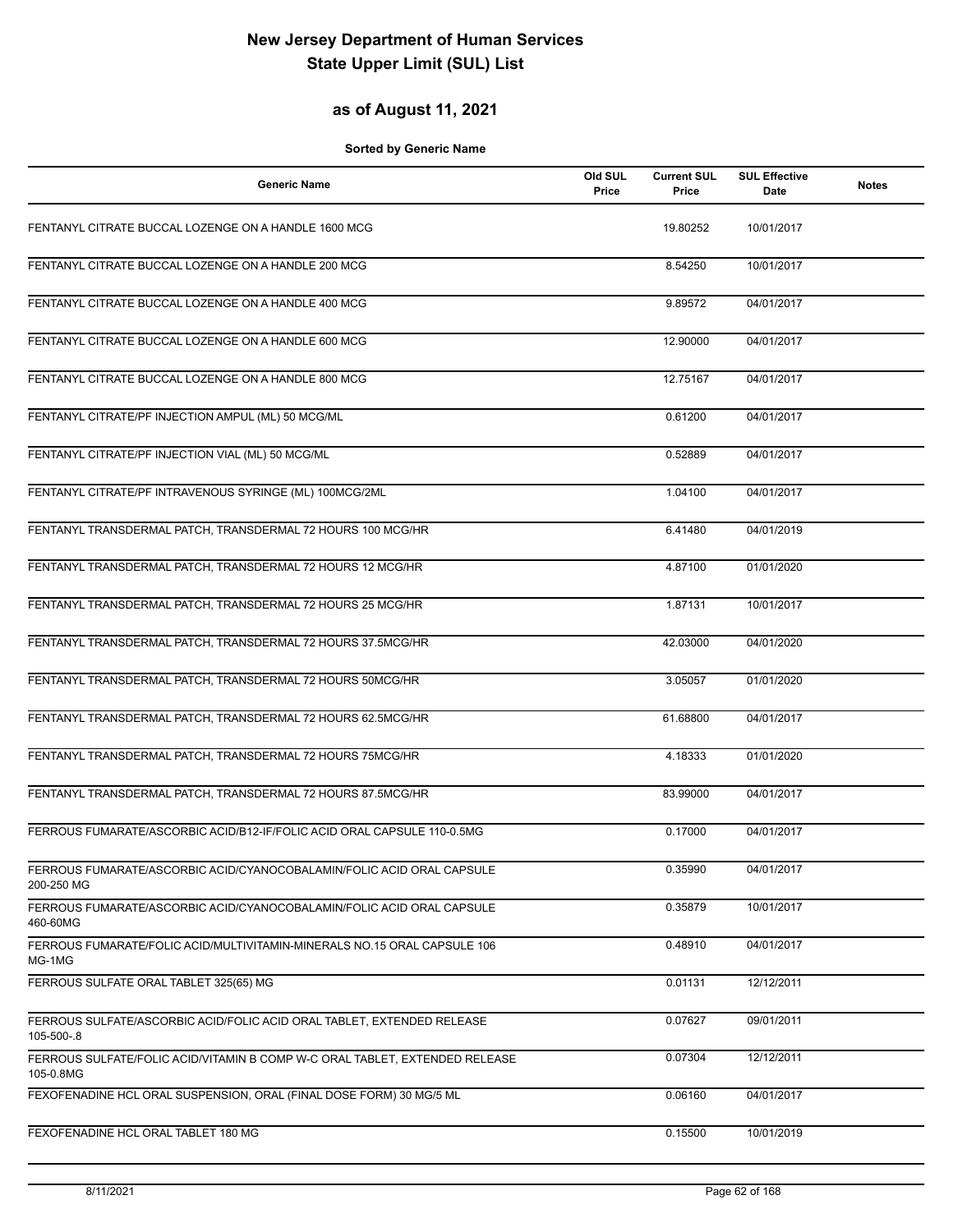# New Jersey Department of Human Services
# State Upper Limit (SUL) List

## as of August 11, 2021

**Sorted by Generic Name**

| Generic Name | Old SUL Price | Current SUL Price | SUL Effective Date | Notes |
|---|---|---|---|---|
| FENTANYL CITRATE BUCCAL LOZENGE ON A HANDLE 1600 MCG | | 19.80252 | 10/01/2017 | |
| FENTANYL CITRATE BUCCAL LOZENGE ON A HANDLE 200 MCG | | 8.54250 | 10/01/2017 | |
| FENTANYL CITRATE BUCCAL LOZENGE ON A HANDLE 400 MCG | | 9.89572 | 04/01/2017 | |
| FENTANYL CITRATE BUCCAL LOZENGE ON A HANDLE 600 MCG | | 12.90000 | 04/01/2017 | |
| FENTANYL CITRATE BUCCAL LOZENGE ON A HANDLE 800 MCG | | 12.75167 | 04/01/2017 | |
| FENTANYL CITRATE/PF INJECTION AMPUL (ML) 50 MCG/ML | | 0.61200 | 04/01/2017 | |
| FENTANYL CITRATE/PF INJECTION VIAL (ML) 50 MCG/ML | | 0.52889 | 04/01/2017 | |
| FENTANYL CITRATE/PF INTRAVENOUS SYRINGE (ML) 100MCG/2ML | | 1.04100 | 04/01/2017 | |
| FENTANYL TRANSDERMAL PATCH, TRANSDERMAL 72 HOURS 100 MCG/HR | | 6.41480 | 04/01/2019 | |
| FENTANYL TRANSDERMAL PATCH, TRANSDERMAL 72 HOURS 12 MCG/HR | | 4.87100 | 01/01/2020 | |
| FENTANYL TRANSDERMAL PATCH, TRANSDERMAL 72 HOURS 25 MCG/HR | | 1.87131 | 10/01/2017 | |
| FENTANYL TRANSDERMAL PATCH, TRANSDERMAL 72 HOURS 37.5MCG/HR | | 42.03000 | 04/01/2020 | |
| FENTANYL TRANSDERMAL PATCH, TRANSDERMAL 72 HOURS 50MCG/HR | | 3.05057 | 01/01/2020 | |
| FENTANYL TRANSDERMAL PATCH, TRANSDERMAL 72 HOURS 62.5MCG/HR | | 61.68800 | 04/01/2017 | |
| FENTANYL TRANSDERMAL PATCH, TRANSDERMAL 72 HOURS 75MCG/HR | | 4.18333 | 01/01/2020 | |
| FENTANYL TRANSDERMAL PATCH, TRANSDERMAL 72 HOURS 87.5MCG/HR | | 83.99000 | 04/01/2017 | |
| FERROUS FUMARATE/ASCORBIC ACID/B12-IF/FOLIC ACID ORAL CAPSULE 110-0.5MG | | 0.17000 | 04/01/2017 | |
| FERROUS FUMARATE/ASCORBIC ACID/CYANOCOBALAMIN/FOLIC ACID ORAL CAPSULE 200-250 MG | | 0.35990 | 04/01/2017 | |
| FERROUS FUMARATE/ASCORBIC ACID/CYANOCOBALAMIN/FOLIC ACID ORAL CAPSULE 460-60MG | | 0.35879 | 10/01/2017 | |
| FERROUS FUMARATE/FOLIC ACID/MULTIVITAMIN-MINERALS NO.15 ORAL CAPSULE 106 MG-1MG | | 0.48910 | 04/01/2017 | |
| FERROUS SULFATE ORAL TABLET 325(65) MG | | 0.01131 | 12/12/2011 | |
| FERROUS SULFATE/ASCORBIC ACID/FOLIC ACID ORAL TABLET, EXTENDED RELEASE 105-500-.8 | | 0.07627 | 09/01/2011 | |
| FERROUS SULFATE/FOLIC ACID/VITAMIN B COMP W-C ORAL TABLET, EXTENDED RELEASE 105-0.8MG | | 0.07304 | 12/12/2011 | |
| FEXOFENADINE HCL ORAL SUSPENSION, ORAL (FINAL DOSE FORM) 30 MG/5 ML | | 0.06160 | 04/01/2017 | |
| FEXOFENADINE HCL ORAL TABLET 180 MG | | 0.15500 | 10/01/2019 | |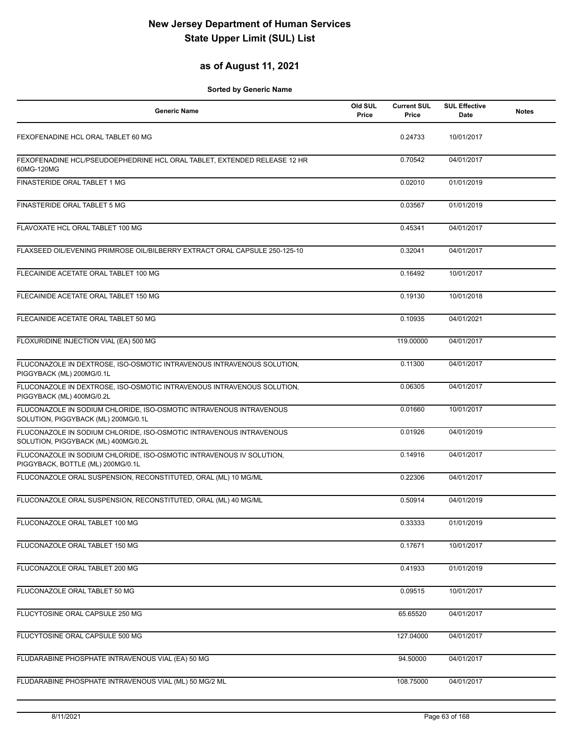# New Jersey Department of Human Services
# State Upper Limit (SUL) List

## as of August 11, 2021

**Sorted by Generic Name**

| Generic Name | Old SUL Price | Current SUL Price | SUL Effective Date | Notes |
|---|---|---|---|---|
| FEXOFENADINE HCL ORAL TABLET 60 MG | | 0.24733 | 10/01/2017 | |
| FEXOFENADINE HCL/PSEUDOEPHEDRINE HCL ORAL TABLET, EXTENDED RELEASE 12 HR 60MG-120MG | | 0.70542 | 04/01/2017 | |
| FINASTERIDE ORAL TABLET 1 MG | | 0.02010 | 01/01/2019 | |
| FINASTERIDE ORAL TABLET 5 MG | | 0.03567 | 01/01/2019 | |
| FLAVOXATE HCL ORAL TABLET 100 MG | | 0.45341 | 04/01/2017 | |
| FLAXSEED OIL/EVENING PRIMROSE OIL/BILBERRY EXTRACT ORAL CAPSULE 250-125-10 | | 0.32041 | 04/01/2017 | |
| FLECAINIDE ACETATE ORAL TABLET 100 MG | | 0.16492 | 10/01/2017 | |
| FLECAINIDE ACETATE ORAL TABLET 150 MG | | 0.19130 | 10/01/2018 | |
| FLECAINIDE ACETATE ORAL TABLET 50 MG | | 0.10935 | 04/01/2021 | |
| FLOXURIDINE INJECTION VIAL (EA) 500 MG | | 119.00000 | 04/01/2017 | |
| FLUCONAZOLE IN DEXTROSE, ISO-OSMOTIC INTRAVENOUS INTRAVENOUS SOLUTION, PIGGYBACK (ML) 200MG/0.1L | | 0.11300 | 04/01/2017 | |
| FLUCONAZOLE IN DEXTROSE, ISO-OSMOTIC INTRAVENOUS INTRAVENOUS SOLUTION, PIGGYBACK (ML) 400MG/0.2L | | 0.06305 | 04/01/2017 | |
| FLUCONAZOLE IN SODIUM CHLORIDE, ISO-OSMOTIC INTRAVENOUS INTRAVENOUS SOLUTION, PIGGYBACK (ML) 200MG/0.1L | | 0.01660 | 10/01/2017 | |
| FLUCONAZOLE IN SODIUM CHLORIDE, ISO-OSMOTIC INTRAVENOUS INTRAVENOUS SOLUTION, PIGGYBACK (ML) 400MG/0.2L | | 0.01926 | 04/01/2019 | |
| FLUCONAZOLE IN SODIUM CHLORIDE, ISO-OSMOTIC INTRAVENOUS IV SOLUTION, PIGGYBACK, BOTTLE (ML) 200MG/0.1L | | 0.14916 | 04/01/2017 | |
| FLUCONAZOLE ORAL SUSPENSION, RECONSTITUTED, ORAL (ML) 10 MG/ML | | 0.22306 | 04/01/2017 | |
| FLUCONAZOLE ORAL SUSPENSION, RECONSTITUTED, ORAL (ML) 40 MG/ML | | 0.50914 | 04/01/2019 | |
| FLUCONAZOLE ORAL TABLET 100 MG | | 0.33333 | 01/01/2019 | |
| FLUCONAZOLE ORAL TABLET 150 MG | | 0.17671 | 10/01/2017 | |
| FLUCONAZOLE ORAL TABLET 200 MG | | 0.41933 | 01/01/2019 | |
| FLUCONAZOLE ORAL TABLET 50 MG | | 0.09515 | 10/01/2017 | |
| FLUCYTOSINE ORAL CAPSULE 250 MG | | 65.65520 | 04/01/2017 | |
| FLUCYTOSINE ORAL CAPSULE 500 MG | | 127.04000 | 04/01/2017 | |
| FLUDARABINE PHOSPHATE INTRAVENOUS VIAL (EA) 50 MG | | 94.50000 | 04/01/2017 | |
| FLUDARABINE PHOSPHATE INTRAVENOUS VIAL (ML) 50 MG/2 ML | | 108.75000 | 04/01/2017 | |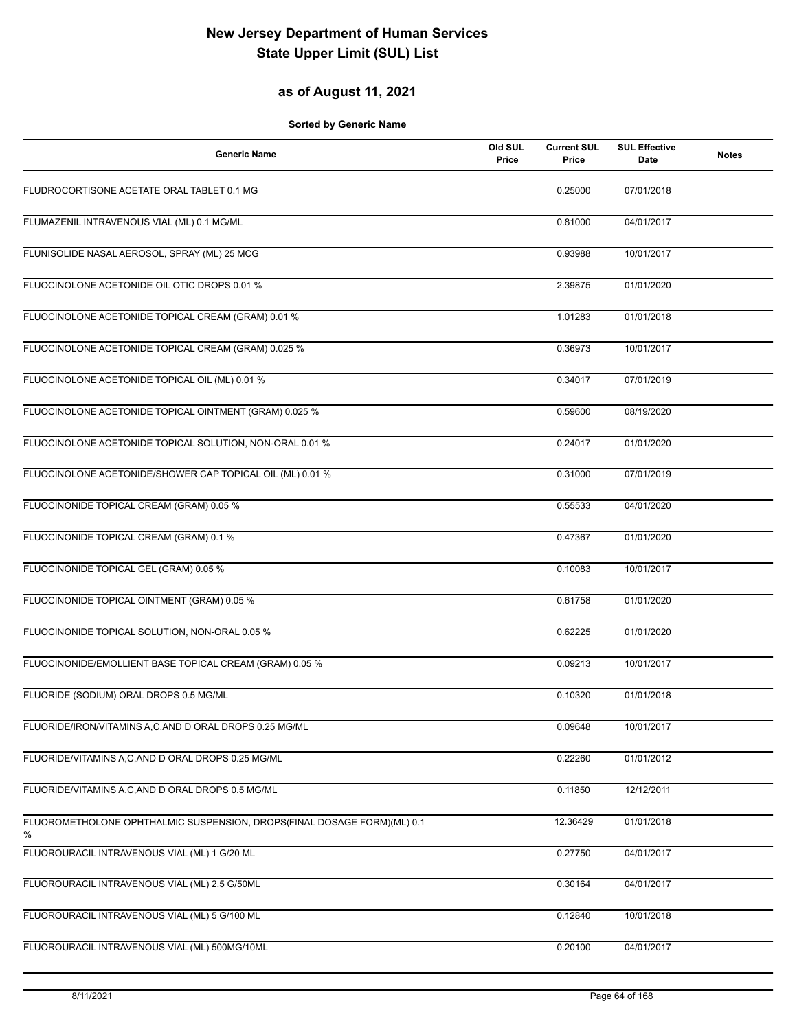# New Jersey Department of Human Services
# State Upper Limit (SUL) List

## as of August 11, 2021

**Sorted by Generic Name**

| Generic Name | Old SUL Price | Current SUL Price | SUL Effective Date | Notes |
|---|---|---|---|---|
| FLUDROCORTISONE ACETATE ORAL TABLET 0.1 MG | | 0.25000 | 07/01/2018 | |
| FLUMAZENIL INTRAVENOUS VIAL (ML) 0.1 MG/ML | | 0.81000 | 04/01/2017 | |
| FLUNISOLIDE NASAL AEROSOL, SPRAY (ML) 25 MCG | | 0.93988 | 10/01/2017 | |
| FLUOCINOLONE ACETONIDE OIL OTIC DROPS 0.01 % | | 2.39875 | 01/01/2020 | |
| FLUOCINOLONE ACETONIDE TOPICAL CREAM (GRAM) 0.01 % | | 1.01283 | 01/01/2018 | |
| FLUOCINOLONE ACETONIDE TOPICAL CREAM (GRAM) 0.025 % | | 0.36973 | 10/01/2017 | |
| FLUOCINOLONE ACETONIDE TOPICAL OIL (ML) 0.01 % | | 0.34017 | 07/01/2019 | |
| FLUOCINOLONE ACETONIDE TOPICAL OINTMENT (GRAM) 0.025 % | | 0.59600 | 08/19/2020 | |
| FLUOCINOLONE ACETONIDE TOPICAL SOLUTION, NON-ORAL 0.01 % | | 0.24017 | 01/01/2020 | |
| FLUOCINOLONE ACETONIDE/SHOWER CAP TOPICAL OIL (ML) 0.01 % | | 0.31000 | 07/01/2019 | |
| FLUOCINONIDE TOPICAL CREAM (GRAM) 0.05 % | | 0.55533 | 04/01/2020 | |
| FLUOCINONIDE TOPICAL CREAM (GRAM) 0.1 % | | 0.47367 | 01/01/2020 | |
| FLUOCINONIDE TOPICAL GEL (GRAM) 0.05 % | | 0.10083 | 10/01/2017 | |
| FLUOCINONIDE TOPICAL OINTMENT (GRAM) 0.05 % | | 0.61758 | 01/01/2020 | |
| FLUOCINONIDE TOPICAL SOLUTION, NON-ORAL 0.05 % | | 0.62225 | 01/01/2020 | |
| FLUOCINONIDE/EMOLLIENT BASE TOPICAL CREAM (GRAM) 0.05 % | | 0.09213 | 10/01/2017 | |
| FLUORIDE (SODIUM) ORAL DROPS 0.5 MG/ML | | 0.10320 | 01/01/2018 | |
| FLUORIDE/IRON/VITAMINS A,C,AND D ORAL DROPS 0.25 MG/ML | | 0.09648 | 10/01/2017 | |
| FLUORIDE/VITAMINS A,C,AND D ORAL DROPS 0.25 MG/ML | | 0.22260 | 01/01/2012 | |
| FLUORIDE/VITAMINS A,C,AND D ORAL DROPS 0.5 MG/ML | | 0.11850 | 12/12/2011 | |
| FLUOROMETHOLONE OPHTHALMIC SUSPENSION, DROPS(FINAL DOSAGE FORM)(ML) 0.1 % | | 12.36429 | 01/01/2018 | |
| FLUOROURACIL INTRAVENOUS VIAL (ML) 1 G/20 ML | | 0.27750 | 04/01/2017 | |
| FLUOROURACIL INTRAVENOUS VIAL (ML) 2.5 G/50ML | | 0.30164 | 04/01/2017 | |
| FLUOROURACIL INTRAVENOUS VIAL (ML) 5 G/100 ML | | 0.12840 | 10/01/2018 | |
| FLUOROURACIL INTRAVENOUS VIAL (ML) 500MG/10ML | | 0.20100 | 04/01/2017 | |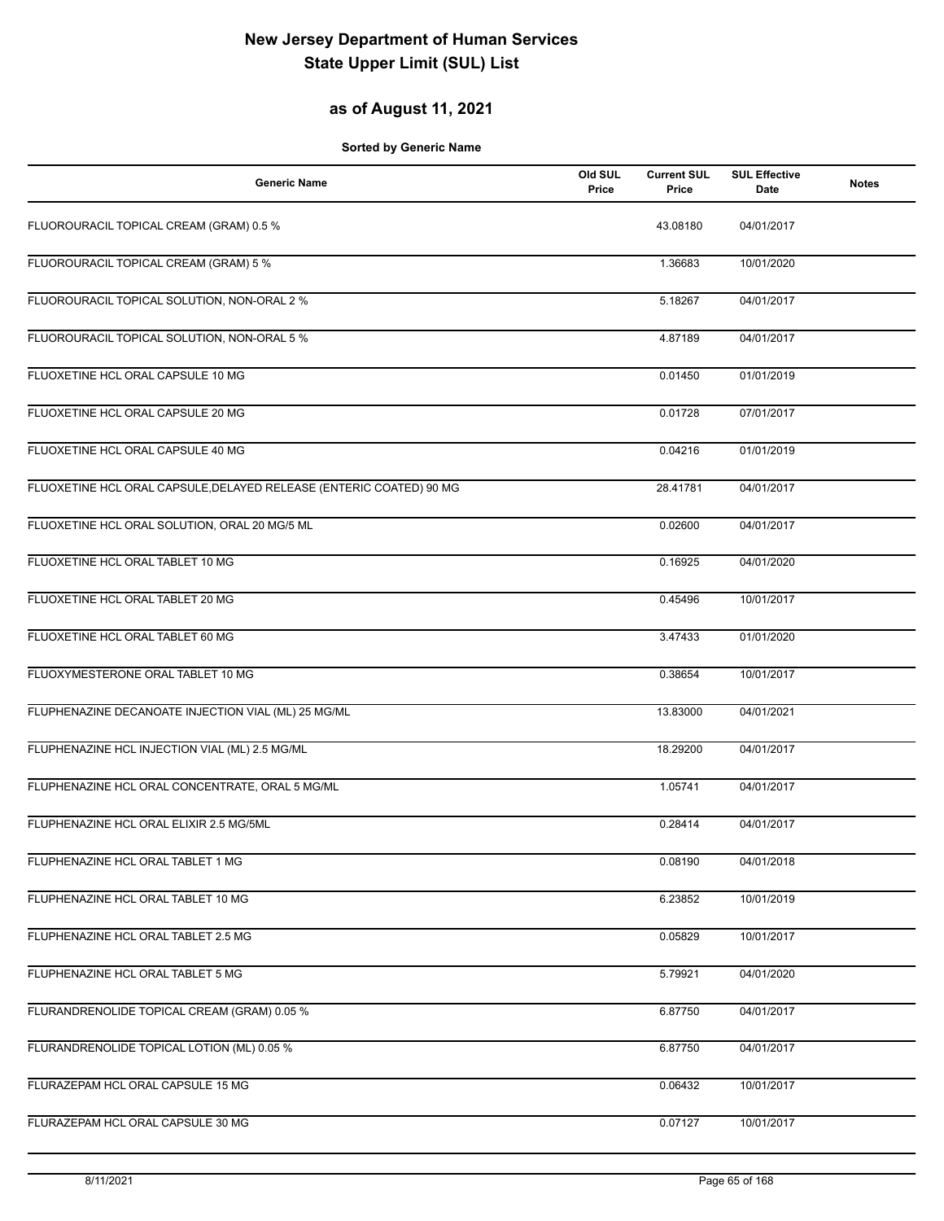# New Jersey Department of Human Services
# State Upper Limit (SUL) List

## as of August 11, 2021

**Sorted by Generic Name**

| Generic Name | Old SUL Price | Current SUL Price | SUL Effective Date | Notes |
|---|---|---|---|---|
| FLUOROURACIL TOPICAL CREAM (GRAM) 0.5 % | | 43.08180 | 04/01/2017 | |
| FLUOROURACIL TOPICAL CREAM (GRAM) 5 % | | 1.36683 | 10/01/2020 | |
| FLUOROURACIL TOPICAL SOLUTION, NON-ORAL 2 % | | 5.18267 | 04/01/2017 | |
| FLUOROURACIL TOPICAL SOLUTION, NON-ORAL 5 % | | 4.87189 | 04/01/2017 | |
| FLUOXETINE HCL ORAL CAPSULE 10 MG | | 0.01450 | 01/01/2019 | |
| FLUOXETINE HCL ORAL CAPSULE 20 MG | | 0.01728 | 07/01/2017 | |
| FLUOXETINE HCL ORAL CAPSULE 40 MG | | 0.04216 | 01/01/2019 | |
| FLUOXETINE HCL ORAL CAPSULE,DELAYED RELEASE (ENTERIC COATED) 90 MG | | 28.41781 | 04/01/2017 | |
| FLUOXETINE HCL ORAL SOLUTION, ORAL 20 MG/5 ML | | 0.02600 | 04/01/2017 | |
| FLUOXETINE HCL ORAL TABLET 10 MG | | 0.16925 | 04/01/2020 | |
| FLUOXETINE HCL ORAL TABLET 20 MG | | 0.45496 | 10/01/2017 | |
| FLUOXETINE HCL ORAL TABLET 60 MG | | 3.47433 | 01/01/2020 | |
| FLUOXYMESTERONE ORAL TABLET 10 MG | | 0.38654 | 10/01/2017 | |
| FLUPHENAZINE DECANOATE INJECTION VIAL (ML) 25 MG/ML | | 13.83000 | 04/01/2021 | |
| FLUPHENAZINE HCL INJECTION VIAL (ML) 2.5 MG/ML | | 18.29200 | 04/01/2017 | |
| FLUPHENAZINE HCL ORAL CONCENTRATE, ORAL 5 MG/ML | | 1.05741 | 04/01/2017 | |
| FLUPHENAZINE HCL ORAL ELIXIR 2.5 MG/5ML | | 0.28414 | 04/01/2017 | |
| FLUPHENAZINE HCL ORAL TABLET 1 MG | | 0.08190 | 04/01/2018 | |
| FLUPHENAZINE HCL ORAL TABLET 10 MG | | 6.23852 | 10/01/2019 | |
| FLUPHENAZINE HCL ORAL TABLET 2.5 MG | | 0.05829 | 10/01/2017 | |
| FLUPHENAZINE HCL ORAL TABLET 5 MG | | 5.79921 | 04/01/2020 | |
| FLURANDRENOLIDE TOPICAL CREAM (GRAM) 0.05 % | | 6.87750 | 04/01/2017 | |
| FLURANDRENOLIDE TOPICAL LOTION (ML) 0.05 % | | 6.87750 | 04/01/2017 | |
| FLURAZEPAM HCL ORAL CAPSULE 15 MG | | 0.06432 | 10/01/2017 | |
| FLURAZEPAM HCL ORAL CAPSULE 30 MG | | 0.07127 | 10/01/2017 | |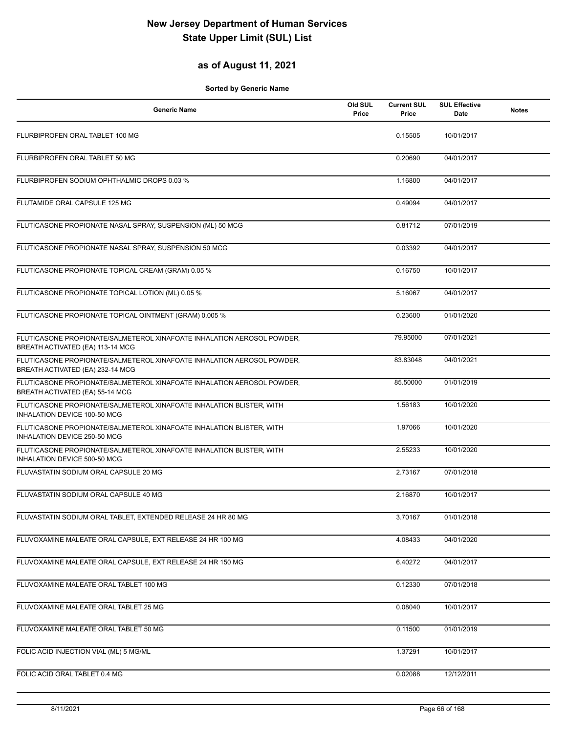# New Jersey Department of Human Services
# State Upper Limit (SUL) List

## as of August 11, 2021

**Sorted by Generic Name**

| Generic Name | Old SUL Price | Current SUL Price | SUL Effective Date | Notes |
|---|---|---|---|---|
| FLURBIPROFEN ORAL TABLET 100 MG | | 0.15505 | 10/01/2017 | |
| FLURBIPROFEN ORAL TABLET 50 MG | | 0.20690 | 04/01/2017 | |
| FLURBIPROFEN SODIUM OPHTHALMIC DROPS 0.03 % | | 1.16800 | 04/01/2017 | |
| FLUTAMIDE ORAL CAPSULE 125 MG | | 0.49094 | 04/01/2017 | |
| FLUTICASONE PROPIONATE NASAL SPRAY, SUSPENSION (ML) 50 MCG | | 0.81712 | 07/01/2019 | |
| FLUTICASONE PROPIONATE NASAL SPRAY, SUSPENSION 50 MCG | | 0.03392 | 04/01/2017 | |
| FLUTICASONE PROPIONATE TOPICAL CREAM (GRAM) 0.05 % | | 0.16750 | 10/01/2017 | |
| FLUTICASONE PROPIONATE TOPICAL LOTION (ML) 0.05 % | | 5.16067 | 04/01/2017 | |
| FLUTICASONE PROPIONATE TOPICAL OINTMENT (GRAM) 0.005 % | | 0.23600 | 01/01/2020 | |
| FLUTICASONE PROPIONATE/SALMETEROL XINAFOATE INHALATION AEROSOL POWDER, BREATH ACTIVATED (EA) 113-14 MCG | | 79.95000 | 07/01/2021 | |
| FLUTICASONE PROPIONATE/SALMETEROL XINAFOATE INHALATION AEROSOL POWDER, BREATH ACTIVATED (EA) 232-14 MCG | | 83.83048 | 04/01/2021 | |
| FLUTICASONE PROPIONATE/SALMETEROL XINAFOATE INHALATION AEROSOL POWDER, BREATH ACTIVATED (EA) 55-14 MCG | | 85.50000 | 01/01/2019 | |
| FLUTICASONE PROPIONATE/SALMETEROL XINAFOATE INHALATION BLISTER, WITH INHALATION DEVICE 100-50 MCG | | 1.56183 | 10/01/2020 | |
| FLUTICASONE PROPIONATE/SALMETEROL XINAFOATE INHALATION BLISTER, WITH INHALATION DEVICE 250-50 MCG | | 1.97066 | 10/01/2020 | |
| FLUTICASONE PROPIONATE/SALMETEROL XINAFOATE INHALATION BLISTER, WITH INHALATION DEVICE 500-50 MCG | | 2.55233 | 10/01/2020 | |
| FLUVASTATIN SODIUM ORAL CAPSULE 20 MG | | 2.73167 | 07/01/2018 | |
| FLUVASTATIN SODIUM ORAL CAPSULE 40 MG | | 2.16870 | 10/01/2017 | |
| FLUVASTATIN SODIUM ORAL TABLET, EXTENDED RELEASE 24 HR 80 MG | | 3.70167 | 01/01/2018 | |
| FLUVOXAMINE MALEATE ORAL CAPSULE, EXT RELEASE 24 HR 100 MG | | 4.08433 | 04/01/2020 | |
| FLUVOXAMINE MALEATE ORAL CAPSULE, EXT RELEASE 24 HR 150 MG | | 6.40272 | 04/01/2017 | |
| FLUVOXAMINE MALEATE ORAL TABLET 100 MG | | 0.12330 | 07/01/2018 | |
| FLUVOXAMINE MALEATE ORAL TABLET 25 MG | | 0.08040 | 10/01/2017 | |
| FLUVOXAMINE MALEATE ORAL TABLET 50 MG | | 0.11500 | 01/01/2019 | |
| FOLIC ACID INJECTION VIAL (ML) 5 MG/ML | | 1.37291 | 10/01/2017 | |
| FOLIC ACID ORAL TABLET 0.4 MG | | 0.02088 | 12/12/2011 | |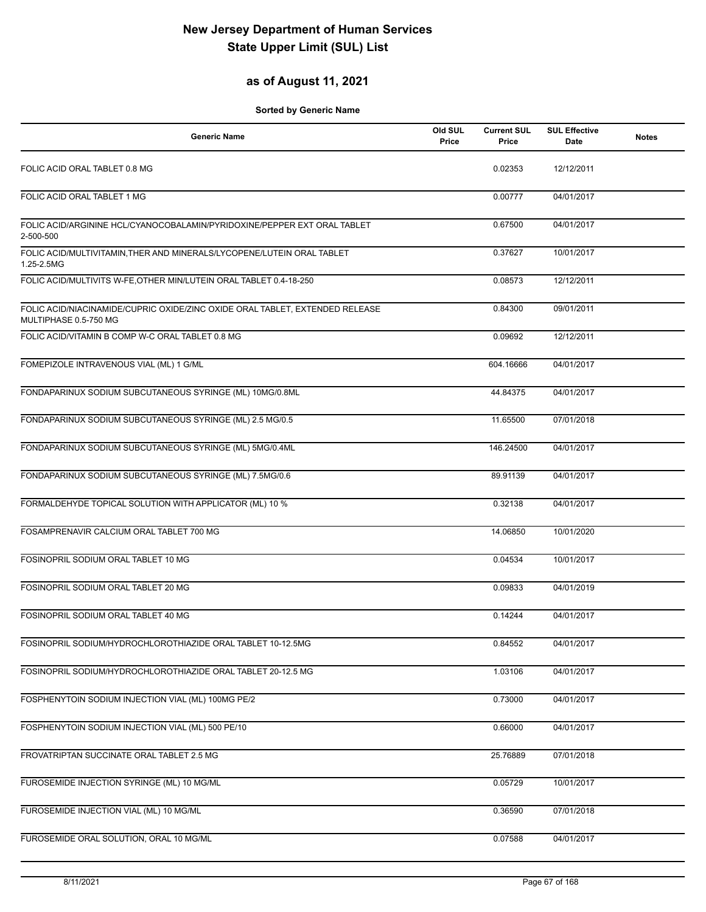# New Jersey Department of Human Services
# State Upper Limit (SUL) List

## as of August 11, 2021

**Sorted by Generic Name**

| Generic Name | Old SUL Price | Current SUL Price | SUL Effective Date | Notes |
|---|---|---|---|---|
| FOLIC ACID ORAL TABLET 0.8 MG | | 0.02353 | 12/12/2011 | |
| FOLIC ACID ORAL TABLET 1 MG | | 0.00777 | 04/01/2017 | |
| FOLIC ACID/ARGININE HCL/CYANOCOBALAMIN/PYRIDOXINE/PEPPER EXT ORAL TABLET 2-500-500 | | 0.67500 | 04/01/2017 | |
| FOLIC ACID/MULTIVITAMIN,THER AND MINERALS/LYCOPENE/LUTEIN ORAL TABLET 1.25-2.5MG | | 0.37627 | 10/01/2017 | |
| FOLIC ACID/MULTIVITS W-FE,OTHER MIN/LUTEIN ORAL TABLET 0.4-18-250 | | 0.08573 | 12/12/2011 | |
| FOLIC ACID/NIACINAMIDE/CUPRIC OXIDE/ZINC OXIDE ORAL TABLET, EXTENDED RELEASE MULTIPHASE 0.5-750 MG | | 0.84300 | 09/01/2011 | |
| FOLIC ACID/VITAMIN B COMP W-C ORAL TABLET 0.8 MG | | 0.09692 | 12/12/2011 | |
| FOMEPIZOLE INTRAVENOUS VIAL (ML) 1 G/ML | | 604.16666 | 04/01/2017 | |
| FONDAPARINUX SODIUM SUBCUTANEOUS SYRINGE (ML) 10MG/0.8ML | | 44.84375 | 04/01/2017 | |
| FONDAPARINUX SODIUM SUBCUTANEOUS SYRINGE (ML) 2.5 MG/0.5 | | 11.65500 | 07/01/2018 | |
| FONDAPARINUX SODIUM SUBCUTANEOUS SYRINGE (ML) 5MG/0.4ML | | 146.24500 | 04/01/2017 | |
| FONDAPARINUX SODIUM SUBCUTANEOUS SYRINGE (ML) 7.5MG/0.6 | | 89.91139 | 04/01/2017 | |
| FORMALDEHYDE TOPICAL SOLUTION WITH APPLICATOR (ML) 10 % | | 0.32138 | 04/01/2017 | |
| FOSAMPRENAVIR CALCIUM ORAL TABLET 700 MG | | 14.06850 | 10/01/2020 | |
| FOSINOPRIL SODIUM ORAL TABLET 10 MG | | 0.04534 | 10/01/2017 | |
| FOSINOPRIL SODIUM ORAL TABLET 20 MG | | 0.09833 | 04/01/2019 | |
| FOSINOPRIL SODIUM ORAL TABLET 40 MG | | 0.14244 | 04/01/2017 | |
| FOSINOPRIL SODIUM/HYDROCHLOROTHIAZIDE ORAL TABLET 10-12.5MG | | 0.84552 | 04/01/2017 | |
| FOSINOPRIL SODIUM/HYDROCHLOROTHIAZIDE ORAL TABLET 20-12.5 MG | | 1.03106 | 04/01/2017 | |
| FOSPHENYTOIN SODIUM INJECTION VIAL (ML) 100MG PE/2 | | 0.73000 | 04/01/2017 | |
| FOSPHENYTOIN SODIUM INJECTION VIAL (ML) 500 PE/10 | | 0.66000 | 04/01/2017 | |
| FROVATRIPTAN SUCCINATE ORAL TABLET 2.5 MG | | 25.76889 | 07/01/2018 | |
| FUROSEMIDE INJECTION SYRINGE (ML) 10 MG/ML | | 0.05729 | 10/01/2017 | |
| FUROSEMIDE INJECTION VIAL (ML) 10 MG/ML | | 0.36590 | 07/01/2018 | |
| FUROSEMIDE ORAL SOLUTION, ORAL 10 MG/ML | | 0.07588 | 04/01/2017 | |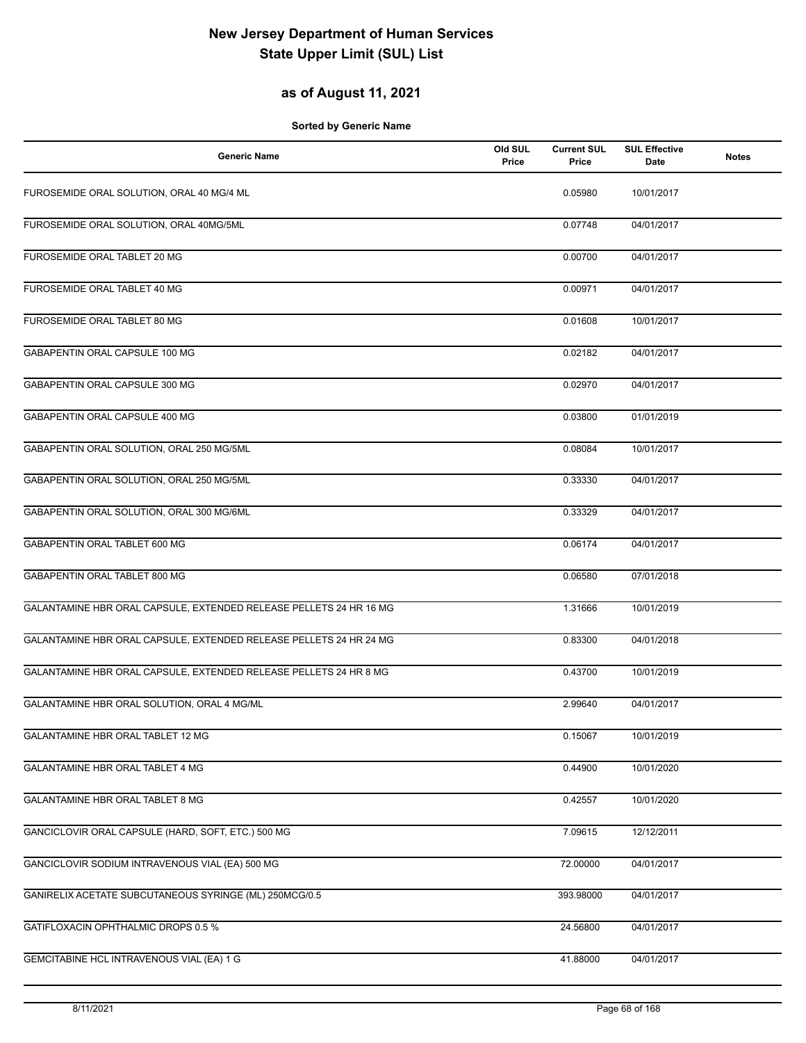# New Jersey Department of Human Services
# State Upper Limit (SUL) List

## as of August 11, 2021

**Sorted by Generic Name**

| Generic Name | Old SUL Price | Current SUL Price | SUL Effective Date | Notes |
|---|---|---|---|---|
| FUROSEMIDE ORAL SOLUTION, ORAL 40 MG/4 ML | | 0.05980 | 10/01/2017 | |
| FUROSEMIDE ORAL SOLUTION, ORAL 40MG/5ML | | 0.07748 | 04/01/2017 | |
| FUROSEMIDE ORAL TABLET 20 MG | | 0.00700 | 04/01/2017 | |
| FUROSEMIDE ORAL TABLET 40 MG | | 0.00971 | 04/01/2017 | |
| FUROSEMIDE ORAL TABLET 80 MG | | 0.01608 | 10/01/2017 | |
| GABAPENTIN ORAL CAPSULE 100 MG | | 0.02182 | 04/01/2017 | |
| GABAPENTIN ORAL CAPSULE 300 MG | | 0.02970 | 04/01/2017 | |
| GABAPENTIN ORAL CAPSULE 400 MG | | 0.03800 | 01/01/2019 | |
| GABAPENTIN ORAL SOLUTION, ORAL 250 MG/5ML | | 0.08084 | 10/01/2017 | |
| GABAPENTIN ORAL SOLUTION, ORAL 250 MG/5ML | | 0.33330 | 04/01/2017 | |
| GABAPENTIN ORAL SOLUTION, ORAL 300 MG/6ML | | 0.33329 | 04/01/2017 | |
| GABAPENTIN ORAL TABLET 600 MG | | 0.06174 | 04/01/2017 | |
| GABAPENTIN ORAL TABLET 800 MG | | 0.06580 | 07/01/2018 | |
| GALANTAMINE HBR ORAL CAPSULE, EXTENDED RELEASE PELLETS 24 HR 16 MG | | 1.31666 | 10/01/2019 | |
| GALANTAMINE HBR ORAL CAPSULE, EXTENDED RELEASE PELLETS 24 HR 24 MG | | 0.83300 | 04/01/2018 | |
| GALANTAMINE HBR ORAL CAPSULE, EXTENDED RELEASE PELLETS 24 HR 8 MG | | 0.43700 | 10/01/2019 | |
| GALANTAMINE HBR ORAL SOLUTION, ORAL 4 MG/ML | | 2.99640 | 04/01/2017 | |
| GALANTAMINE HBR ORAL TABLET 12 MG | | 0.15067 | 10/01/2019 | |
| GALANTAMINE HBR ORAL TABLET 4 MG | | 0.44900 | 10/01/2020 | |
| GALANTAMINE HBR ORAL TABLET 8 MG | | 0.42557 | 10/01/2020 | |
| GANCICLOVIR ORAL CAPSULE (HARD, SOFT, ETC.) 500 MG | | 7.09615 | 12/12/2011 | |
| GANCICLOVIR SODIUM INTRAVENOUS VIAL (EA) 500 MG | | 72.00000 | 04/01/2017 | |
| GANIRELIX ACETATE SUBCUTANEOUS SYRINGE (ML) 250MCG/0.5 | | 393.98000 | 04/01/2017 | |
| GATIFLOXACIN OPHTHALMIC DROPS 0.5 % | | 24.56800 | 04/01/2017 | |
| GEMCITABINE HCL INTRAVENOUS VIAL (EA) 1 G | | 41.88000 | 04/01/2017 | |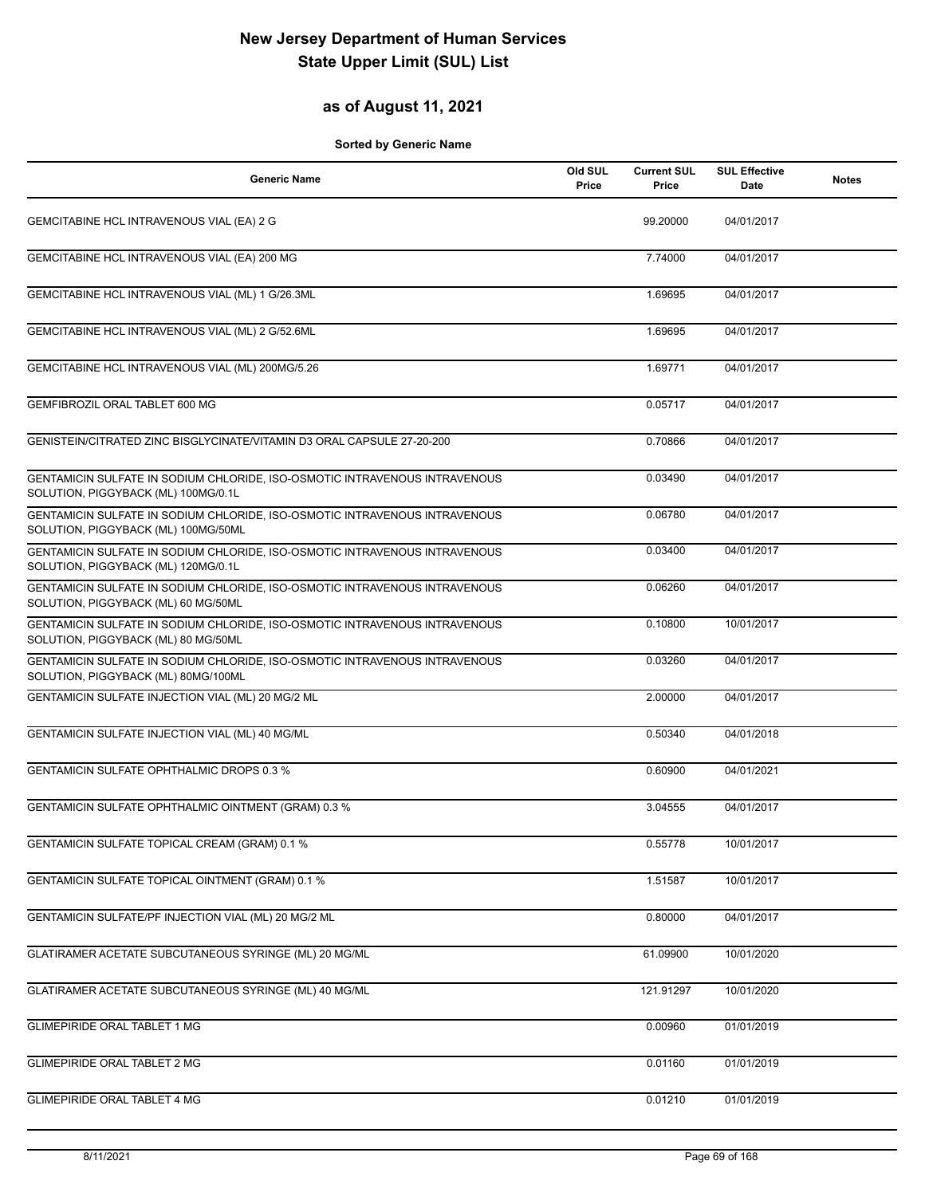# New Jersey Department of Human Services
# State Upper Limit (SUL) List

## as of August 11, 2021

**Sorted by Generic Name**

| Generic Name | Old SUL Price | Current SUL Price | SUL Effective Date | Notes |
|---|---|---|---|---|
| GEMCITABINE HCL INTRAVENOUS VIAL (EA) 2 G | | 99.20000 | 04/01/2017 | |
| GEMCITABINE HCL INTRAVENOUS VIAL (EA) 200 MG | | 7.74000 | 04/01/2017 | |
| GEMCITABINE HCL INTRAVENOUS VIAL (ML) 1 G/26.3ML | | 1.69695 | 04/01/2017 | |
| GEMCITABINE HCL INTRAVENOUS VIAL (ML) 2 G/52.6ML | | 1.69695 | 04/01/2017 | |
| GEMCITABINE HCL INTRAVENOUS VIAL (ML) 200MG/5.26 | | 1.69771 | 04/01/2017 | |
| GEMFIBROZIL ORAL TABLET 600 MG | | 0.05717 | 04/01/2017 | |
| GENISTEIN/CITRATED ZINC BISGLYCINATE/VITAMIN D3 ORAL CAPSULE 27-20-200 | | 0.70866 | 04/01/2017 | |
| GENTAMICIN SULFATE IN SODIUM CHLORIDE, ISO-OSMOTIC INTRAVENOUS INTRAVENOUS SOLUTION, PIGGYBACK (ML) 100MG/0.1L | | 0.03490 | 04/01/2017 | |
| GENTAMICIN SULFATE IN SODIUM CHLORIDE, ISO-OSMOTIC INTRAVENOUS INTRAVENOUS SOLUTION, PIGGYBACK (ML) 100MG/50ML | | 0.06780 | 04/01/2017 | |
| GENTAMICIN SULFATE IN SODIUM CHLORIDE, ISO-OSMOTIC INTRAVENOUS INTRAVENOUS SOLUTION, PIGGYBACK (ML) 120MG/0.1L | | 0.03400 | 04/01/2017 | |
| GENTAMICIN SULFATE IN SODIUM CHLORIDE, ISO-OSMOTIC INTRAVENOUS INTRAVENOUS SOLUTION, PIGGYBACK (ML) 60 MG/50ML | | 0.06260 | 04/01/2017 | |
| GENTAMICIN SULFATE IN SODIUM CHLORIDE, ISO-OSMOTIC INTRAVENOUS INTRAVENOUS SOLUTION, PIGGYBACK (ML) 80 MG/50ML | | 0.10800 | 10/01/2017 | |
| GENTAMICIN SULFATE IN SODIUM CHLORIDE, ISO-OSMOTIC INTRAVENOUS INTRAVENOUS SOLUTION, PIGGYBACK (ML) 80MG/100ML | | 0.03260 | 04/01/2017 | |
| GENTAMICIN SULFATE INJECTION VIAL (ML) 20 MG/2 ML | | 2.00000 | 04/01/2017 | |
| GENTAMICIN SULFATE INJECTION VIAL (ML) 40 MG/ML | | 0.50340 | 04/01/2018 | |
| GENTAMICIN SULFATE OPHTHALMIC DROPS 0.3 % | | 0.60900 | 04/01/2021 | |
| GENTAMICIN SULFATE OPHTHALMIC OINTMENT (GRAM) 0.3 % | | 3.04555 | 04/01/2017 | |
| GENTAMICIN SULFATE TOPICAL CREAM (GRAM) 0.1 % | | 0.55778 | 10/01/2017 | |
| GENTAMICIN SULFATE TOPICAL OINTMENT (GRAM) 0.1 % | | 1.51587 | 10/01/2017 | |
| GENTAMICIN SULFATE/PF INJECTION VIAL (ML) 20 MG/2 ML | | 0.80000 | 04/01/2017 | |
| GLATIRAMER ACETATE SUBCUTANEOUS SYRINGE (ML) 20 MG/ML | | 61.09900 | 10/01/2020 | |
| GLATIRAMER ACETATE SUBCUTANEOUS SYRINGE (ML) 40 MG/ML | | 121.91297 | 10/01/2020 | |
| GLIMEPIRIDE ORAL TABLET 1 MG | | 0.00960 | 01/01/2019 | |
| GLIMEPIRIDE ORAL TABLET 2 MG | | 0.01160 | 01/01/2019 | |
| GLIMEPIRIDE ORAL TABLET 4 MG | | 0.01210 | 01/01/2019 | |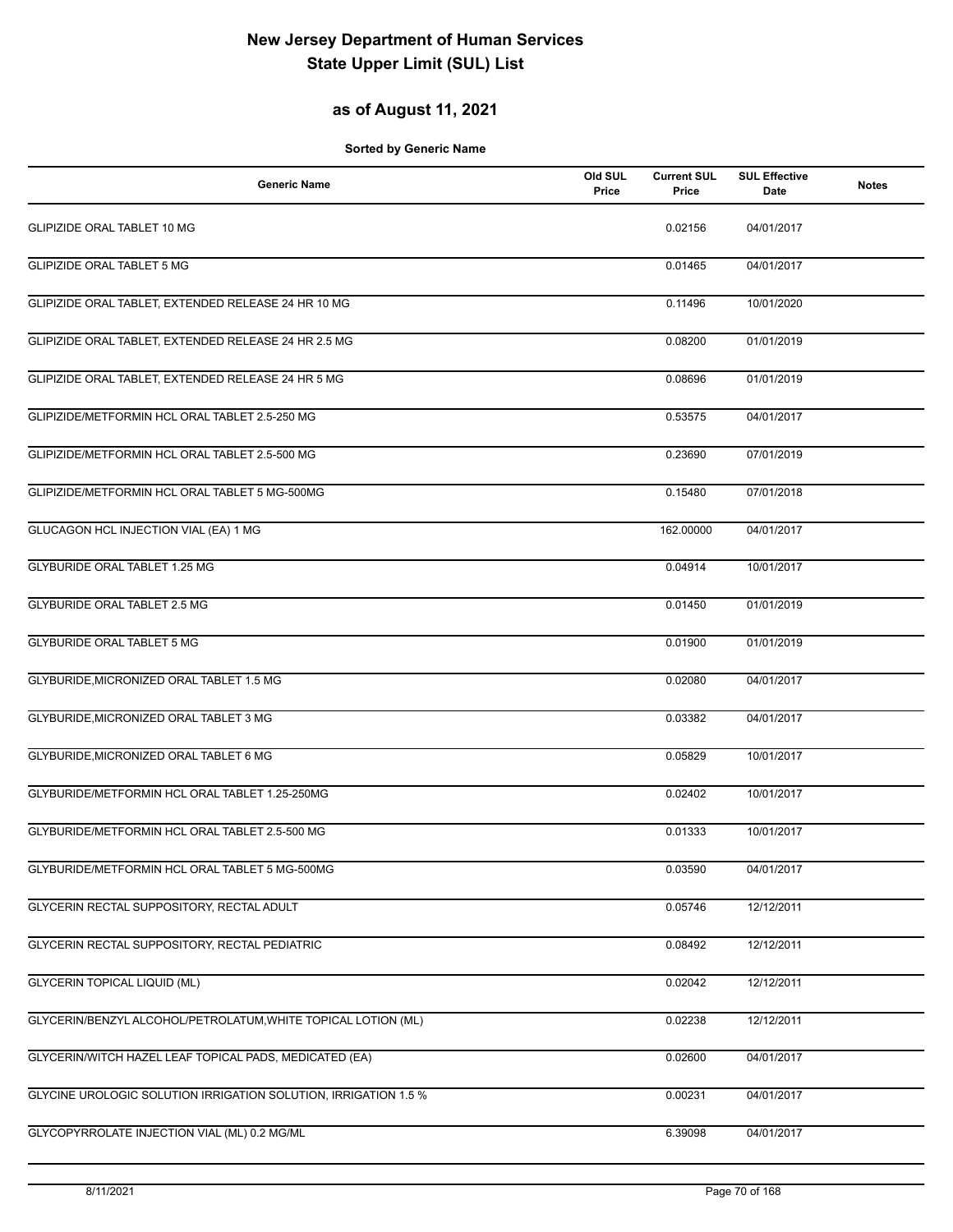# New Jersey Department of Human Services
# State Upper Limit (SUL) List

## as of August 11, 2021

**Sorted by Generic Name**

| Generic Name | Old SUL Price | Current SUL Price | SUL Effective Date | Notes |
|---|---|---|---|---|
| GLIPIZIDE ORAL TABLET 10 MG | | 0.02156 | 04/01/2017 | |
| GLIPIZIDE ORAL TABLET 5 MG | | 0.01465 | 04/01/2017 | |
| GLIPIZIDE ORAL TABLET, EXTENDED RELEASE 24 HR 10 MG | | 0.11496 | 10/01/2020 | |
| GLIPIZIDE ORAL TABLET, EXTENDED RELEASE 24 HR 2.5 MG | | 0.08200 | 01/01/2019 | |
| GLIPIZIDE ORAL TABLET, EXTENDED RELEASE 24 HR 5 MG | | 0.08696 | 01/01/2019 | |
| GLIPIZIDE/METFORMIN HCL ORAL TABLET 2.5-250 MG | | 0.53575 | 04/01/2017 | |
| GLIPIZIDE/METFORMIN HCL ORAL TABLET 2.5-500 MG | | 0.23690 | 07/01/2019 | |
| GLIPIZIDE/METFORMIN HCL ORAL TABLET 5 MG-500MG | | 0.15480 | 07/01/2018 | |
| GLUCAGON HCL INJECTION VIAL (EA) 1 MG | | 162.00000 | 04/01/2017 | |
| GLYBURIDE ORAL TABLET 1.25 MG | | 0.04914 | 10/01/2017 | |
| GLYBURIDE ORAL TABLET 2.5 MG | | 0.01450 | 01/01/2019 | |
| GLYBURIDE ORAL TABLET 5 MG | | 0.01900 | 01/01/2019 | |
| GLYBURIDE,MICRONIZED ORAL TABLET 1.5 MG | | 0.02080 | 04/01/2017 | |
| GLYBURIDE,MICRONIZED ORAL TABLET 3 MG | | 0.03382 | 04/01/2017 | |
| GLYBURIDE,MICRONIZED ORAL TABLET 6 MG | | 0.05829 | 10/01/2017 | |
| GLYBURIDE/METFORMIN HCL ORAL TABLET 1.25-250MG | | 0.02402 | 10/01/2017 | |
| GLYBURIDE/METFORMIN HCL ORAL TABLET 2.5-500 MG | | 0.01333 | 10/01/2017 | |
| GLYBURIDE/METFORMIN HCL ORAL TABLET 5 MG-500MG | | 0.03590 | 04/01/2017 | |
| GLYCERIN RECTAL SUPPOSITORY, RECTAL ADULT | | 0.05746 | 12/12/2011 | |
| GLYCERIN RECTAL SUPPOSITORY, RECTAL PEDIATRIC | | 0.08492 | 12/12/2011 | |
| GLYCERIN TOPICAL LIQUID (ML) | | 0.02042 | 12/12/2011 | |
| GLYCERIN/BENZYL ALCOHOL/PETROLATUM,WHITE TOPICAL LOTION (ML) | | 0.02238 | 12/12/2011 | |
| GLYCERIN/WITCH HAZEL LEAF TOPICAL PADS, MEDICATED (EA) | | 0.02600 | 04/01/2017 | |
| GLYCINE UROLOGIC SOLUTION IRRIGATION SOLUTION, IRRIGATION 1.5 % | | 0.00231 | 04/01/2017 | |
| GLYCOPYRROLATE INJECTION VIAL (ML) 0.2 MG/ML | | 6.39098 | 04/01/2017 | |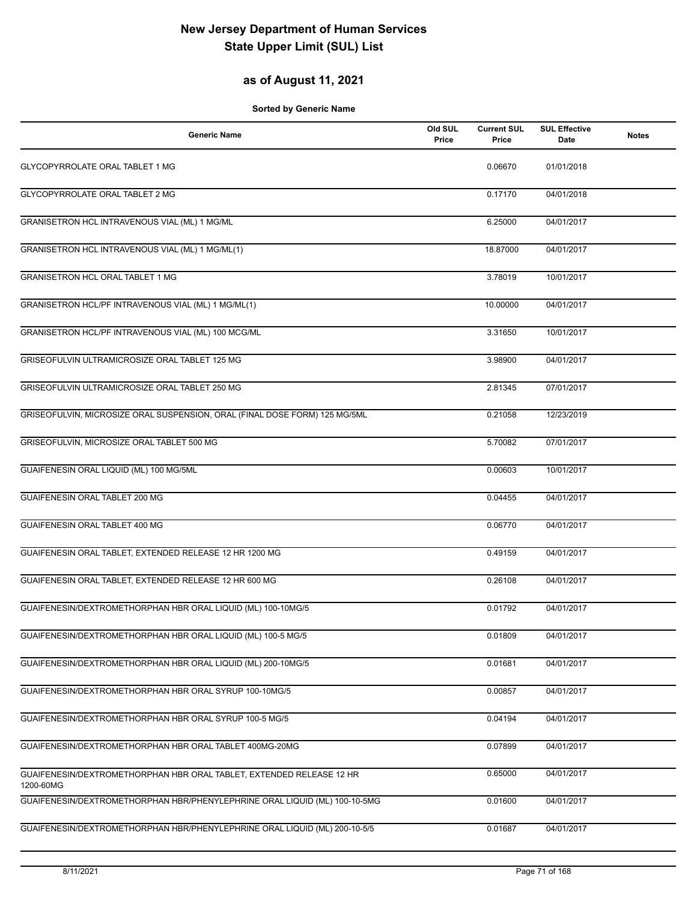# New Jersey Department of Human Services
# State Upper Limit (SUL) List

## as of August 11, 2021

**Sorted by Generic Name**

| Generic Name | Old SUL Price | Current SUL Price | SUL Effective Date | Notes |
|---|---|---|---|---|
| GLYCOPYRROLATE ORAL TABLET 1 MG | | 0.06670 | 01/01/2018 | |
| GLYCOPYRROLATE ORAL TABLET 2 MG | | 0.17170 | 04/01/2018 | |
| GRANISETRON HCL INTRAVENOUS VIAL (ML) 1 MG/ML | | 6.25000 | 04/01/2017 | |
| GRANISETRON HCL INTRAVENOUS VIAL (ML) 1 MG/ML(1) | | 18.87000 | 04/01/2017 | |
| GRANISETRON HCL ORAL TABLET 1 MG | | 3.78019 | 10/01/2017 | |
| GRANISETRON HCL/PF INTRAVENOUS VIAL (ML) 1 MG/ML(1) | | 10.00000 | 04/01/2017 | |
| GRANISETRON HCL/PF INTRAVENOUS VIAL (ML) 100 MCG/ML | | 3.31650 | 10/01/2017 | |
| GRISEOFULVIN ULTRAMICROSIZE ORAL TABLET 125 MG | | 3.98900 | 04/01/2017 | |
| GRISEOFULVIN ULTRAMICROSIZE ORAL TABLET 250 MG | | 2.81345 | 07/01/2017 | |
| GRISEOFULVIN, MICROSIZE ORAL SUSPENSION, ORAL (FINAL DOSE FORM) 125 MG/5ML | | 0.21058 | 12/23/2019 | |
| GRISEOFULVIN, MICROSIZE ORAL TABLET 500 MG | | 5.70082 | 07/01/2017 | |
| GUAIFENESIN ORAL LIQUID (ML) 100 MG/5ML | | 0.00603 | 10/01/2017 | |
| GUAIFENESIN ORAL TABLET 200 MG | | 0.04455 | 04/01/2017 | |
| GUAIFENESIN ORAL TABLET 400 MG | | 0.06770 | 04/01/2017 | |
| GUAIFENESIN ORAL TABLET, EXTENDED RELEASE 12 HR 1200 MG | | 0.49159 | 04/01/2017 | |
| GUAIFENESIN ORAL TABLET, EXTENDED RELEASE 12 HR 600 MG | | 0.26108 | 04/01/2017 | |
| GUAIFENESIN/DEXTROMETHORPHAN HBR ORAL LIQUID (ML) 100-10MG/5 | | 0.01792 | 04/01/2017 | |
| GUAIFENESIN/DEXTROMETHORPHAN HBR ORAL LIQUID (ML) 100-5 MG/5 | | 0.01809 | 04/01/2017 | |
| GUAIFENESIN/DEXTROMETHORPHAN HBR ORAL LIQUID (ML) 200-10MG/5 | | 0.01681 | 04/01/2017 | |
| GUAIFENESIN/DEXTROMETHORPHAN HBR ORAL SYRUP 100-10MG/5 | | 0.00857 | 04/01/2017 | |
| GUAIFENESIN/DEXTROMETHORPHAN HBR ORAL SYRUP 100-5 MG/5 | | 0.04194 | 04/01/2017 | |
| GUAIFENESIN/DEXTROMETHORPHAN HBR ORAL TABLET 400MG-20MG | | 0.07899 | 04/01/2017 | |
| GUAIFENESIN/DEXTROMETHORPHAN HBR ORAL TABLET, EXTENDED RELEASE 12 HR 1200-60MG | | 0.65000 | 04/01/2017 | |
| GUAIFENESIN/DEXTROMETHORPHAN HBR/PHENYLEPHRINE ORAL LIQUID (ML) 100-10-5MG | | 0.01600 | 04/01/2017 | |
| GUAIFENESIN/DEXTROMETHORPHAN HBR/PHENYLEPHRINE ORAL LIQUID (ML) 200-10-5/5 | | 0.01687 | 04/01/2017 | |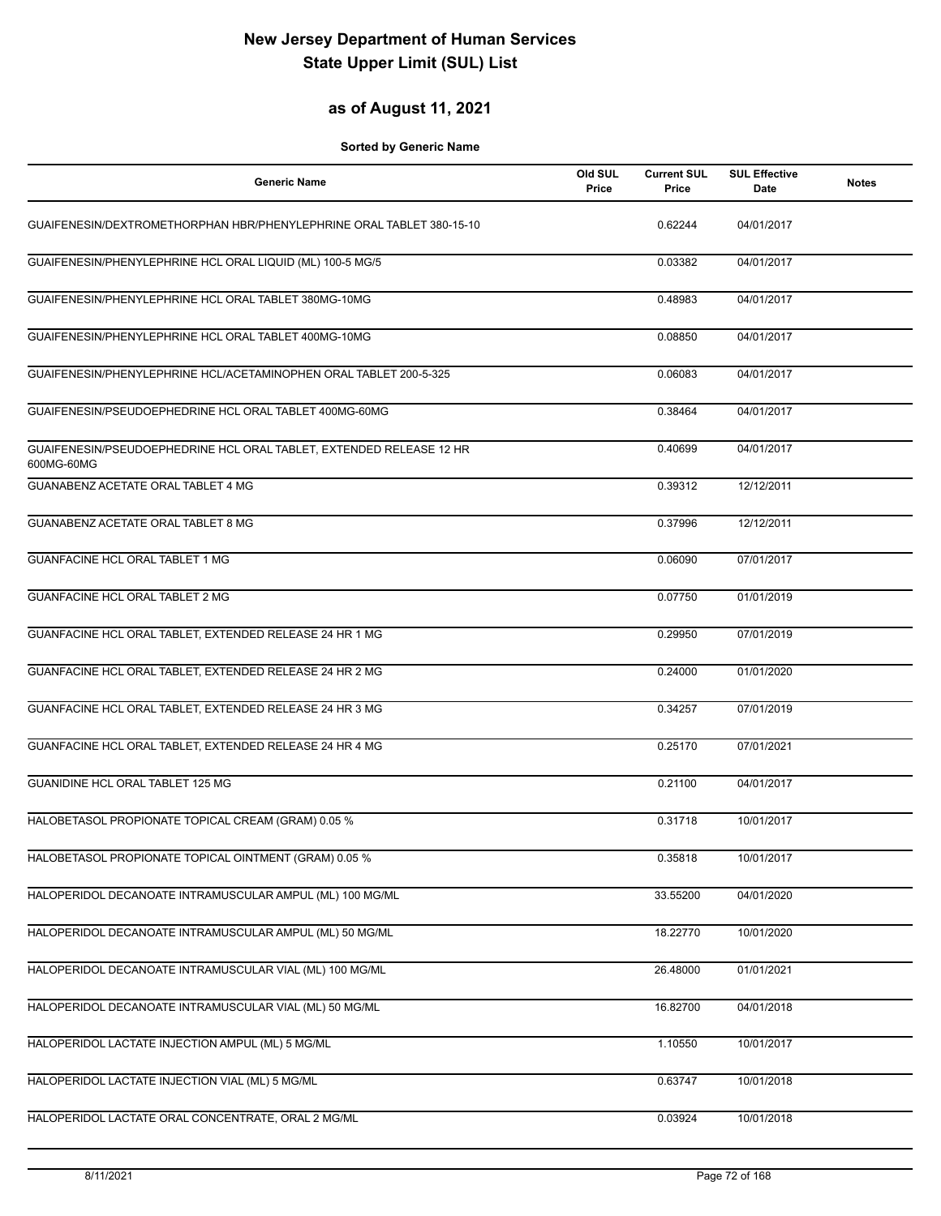# New Jersey Department of Human Services
# State Upper Limit (SUL) List

## as of August 11, 2021

**Sorted by Generic Name**

| Generic Name | Old SUL Price | Current SUL Price | SUL Effective Date | Notes |
|---|---|---|---|---|
| GUAIFENESIN/DEXTROMETHORPHAN HBR/PHENYLEPHRINE ORAL TABLET 380-15-10 | | 0.62244 | 04/01/2017 | |
| GUAIFENESIN/PHENYLEPHRINE HCL ORAL LIQUID (ML) 100-5 MG/5 | | 0.03382 | 04/01/2017 | |
| GUAIFENESIN/PHENYLEPHRINE HCL ORAL TABLET 380MG-10MG | | 0.48983 | 04/01/2017 | |
| GUAIFENESIN/PHENYLEPHRINE HCL ORAL TABLET 400MG-10MG | | 0.08850 | 04/01/2017 | |
| GUAIFENESIN/PHENYLEPHRINE HCL/ACETAMINOPHEN ORAL TABLET 200-5-325 | | 0.06083 | 04/01/2017 | |
| GUAIFENESIN/PSEUDOEPHEDRINE HCL ORAL TABLET 400MG-60MG | | 0.38464 | 04/01/2017 | |
| GUAIFENESIN/PSEUDOEPHEDRINE HCL ORAL TABLET, EXTENDED RELEASE 12 HR 600MG-60MG | | 0.40699 | 04/01/2017 | |
| GUANABENZ ACETATE ORAL TABLET 4 MG | | 0.39312 | 12/12/2011 | |
| GUANABENZ ACETATE ORAL TABLET 8 MG | | 0.37996 | 12/12/2011 | |
| GUANFACINE HCL ORAL TABLET 1 MG | | 0.06090 | 07/01/2017 | |
| GUANFACINE HCL ORAL TABLET 2 MG | | 0.07750 | 01/01/2019 | |
| GUANFACINE HCL ORAL TABLET, EXTENDED RELEASE 24 HR 1 MG | | 0.29950 | 07/01/2019 | |
| GUANFACINE HCL ORAL TABLET, EXTENDED RELEASE 24 HR 2 MG | | 0.24000 | 01/01/2020 | |
| GUANFACINE HCL ORAL TABLET, EXTENDED RELEASE 24 HR 3 MG | | 0.34257 | 07/01/2019 | |
| GUANFACINE HCL ORAL TABLET, EXTENDED RELEASE 24 HR 4 MG | | 0.25170 | 07/01/2021 | |
| GUANIDINE HCL ORAL TABLET 125 MG | | 0.21100 | 04/01/2017 | |
| HALOBETASOL PROPIONATE TOPICAL CREAM (GRAM) 0.05 % | | 0.31718 | 10/01/2017 | |
| HALOBETASOL PROPIONATE TOPICAL OINTMENT (GRAM) 0.05 % | | 0.35818 | 10/01/2017 | |
| HALOPERIDOL DECANOATE INTRAMUSCULAR AMPUL (ML) 100 MG/ML | | 33.55200 | 04/01/2020 | |
| HALOPERIDOL DECANOATE INTRAMUSCULAR AMPUL (ML) 50 MG/ML | | 18.22770 | 10/01/2020 | |
| HALOPERIDOL DECANOATE INTRAMUSCULAR VIAL (ML) 100 MG/ML | | 26.48000 | 01/01/2021 | |
| HALOPERIDOL DECANOATE INTRAMUSCULAR VIAL (ML) 50 MG/ML | | 16.82700 | 04/01/2018 | |
| HALOPERIDOL LACTATE INJECTION AMPUL (ML) 5 MG/ML | | 1.10550 | 10/01/2017 | |
| HALOPERIDOL LACTATE INJECTION VIAL (ML) 5 MG/ML | | 0.63747 | 10/01/2018 | |
| HALOPERIDOL LACTATE ORAL CONCENTRATE, ORAL 2 MG/ML | | 0.03924 | 10/01/2018 | |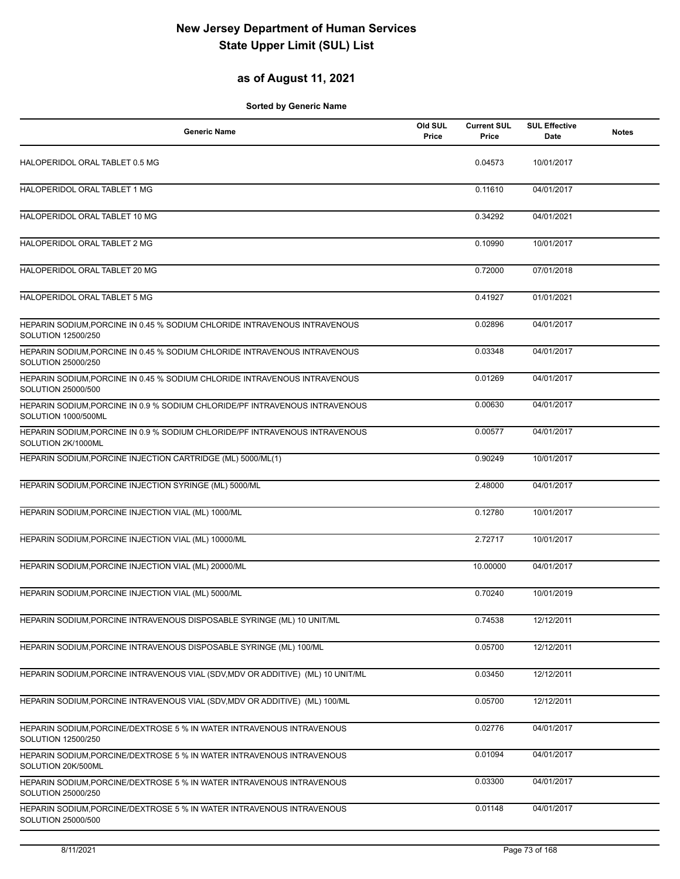# New Jersey Department of Human Services
# State Upper Limit (SUL) List

## as of August 11, 2021

**Sorted by Generic Name**

| Generic Name | Old SUL Price | Current SUL Price | SUL Effective Date | Notes |
|---|---|---|---|---|
| HALOPERIDOL ORAL TABLET 0.5 MG | | 0.04573 | 10/01/2017 | |
| HALOPERIDOL ORAL TABLET 1 MG | | 0.11610 | 04/01/2017 | |
| HALOPERIDOL ORAL TABLET 10 MG | | 0.34292 | 04/01/2021 | |
| HALOPERIDOL ORAL TABLET 2 MG | | 0.10990 | 10/01/2017 | |
| HALOPERIDOL ORAL TABLET 20 MG | | 0.72000 | 07/01/2018 | |
| HALOPERIDOL ORAL TABLET 5 MG | | 0.41927 | 01/01/2021 | |
| HEPARIN SODIUM,PORCINE IN 0.45 % SODIUM CHLORIDE INTRAVENOUS INTRAVENOUS SOLUTION 12500/250 | | 0.02896 | 04/01/2017 | |
| HEPARIN SODIUM,PORCINE IN 0.45 % SODIUM CHLORIDE INTRAVENOUS INTRAVENOUS SOLUTION 25000/250 | | 0.03348 | 04/01/2017 | |
| HEPARIN SODIUM,PORCINE IN 0.45 % SODIUM CHLORIDE INTRAVENOUS INTRAVENOUS SOLUTION 25000/500 | | 0.01269 | 04/01/2017 | |
| HEPARIN SODIUM,PORCINE IN 0.9 % SODIUM CHLORIDE/PF INTRAVENOUS INTRAVENOUS SOLUTION 1000/500ML | | 0.00630 | 04/01/2017 | |
| HEPARIN SODIUM,PORCINE IN 0.9 % SODIUM CHLORIDE/PF INTRAVENOUS INTRAVENOUS SOLUTION 2K/1000ML | | 0.00577 | 04/01/2017 | |
| HEPARIN SODIUM,PORCINE INJECTION CARTRIDGE (ML) 5000/ML(1) | | 0.90249 | 10/01/2017 | |
| HEPARIN SODIUM,PORCINE INJECTION SYRINGE (ML) 5000/ML | | 2.48000 | 04/01/2017 | |
| HEPARIN SODIUM,PORCINE INJECTION VIAL (ML) 1000/ML | | 0.12780 | 10/01/2017 | |
| HEPARIN SODIUM,PORCINE INJECTION VIAL (ML) 10000/ML | | 2.72717 | 10/01/2017 | |
| HEPARIN SODIUM,PORCINE INJECTION VIAL (ML) 20000/ML | | 10.00000 | 04/01/2017 | |
| HEPARIN SODIUM,PORCINE INJECTION VIAL (ML) 5000/ML | | 0.70240 | 10/01/2019 | |
| HEPARIN SODIUM,PORCINE INTRAVENOUS DISPOSABLE SYRINGE (ML) 10 UNIT/ML | | 0.74538 | 12/12/2011 | |
| HEPARIN SODIUM,PORCINE INTRAVENOUS DISPOSABLE SYRINGE (ML) 100/ML | | 0.05700 | 12/12/2011 | |
| HEPARIN SODIUM,PORCINE INTRAVENOUS VIAL (SDV,MDV OR ADDITIVE) (ML) 10 UNIT/ML | | 0.03450 | 12/12/2011 | |
| HEPARIN SODIUM,PORCINE INTRAVENOUS VIAL (SDV,MDV OR ADDITIVE) (ML) 100/ML | | 0.05700 | 12/12/2011 | |
| HEPARIN SODIUM,PORCINE/DEXTROSE 5 % IN WATER INTRAVENOUS INTRAVENOUS SOLUTION 12500/250 | | 0.02776 | 04/01/2017 | |
| HEPARIN SODIUM,PORCINE/DEXTROSE 5 % IN WATER INTRAVENOUS INTRAVENOUS SOLUTION 20K/500ML | | 0.01094 | 04/01/2017 | |
| HEPARIN SODIUM,PORCINE/DEXTROSE 5 % IN WATER INTRAVENOUS INTRAVENOUS SOLUTION 25000/250 | | 0.03300 | 04/01/2017 | |
| HEPARIN SODIUM,PORCINE/DEXTROSE 5 % IN WATER INTRAVENOUS INTRAVENOUS SOLUTION 25000/500 | | 0.01148 | 04/01/2017 | |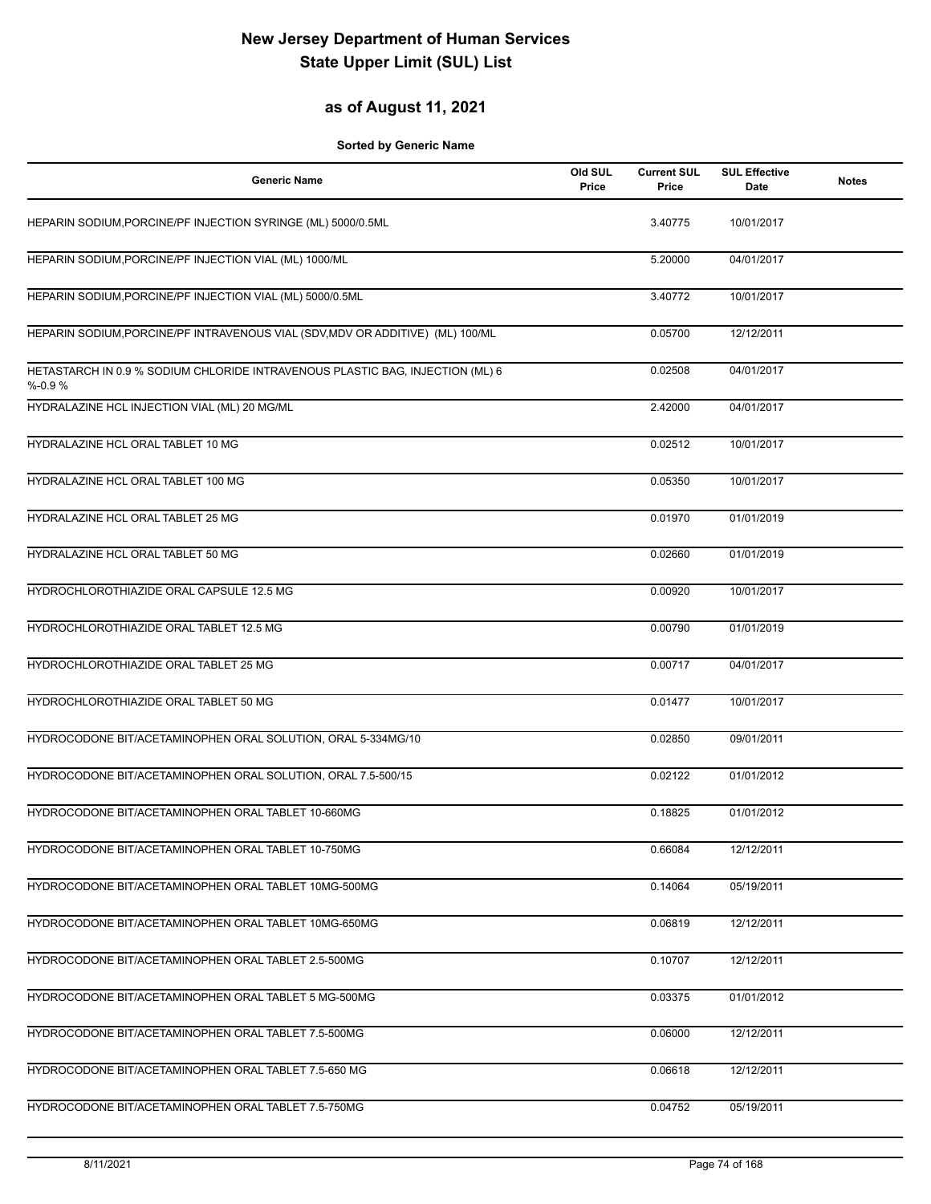# New Jersey Department of Human Services
# State Upper Limit (SUL) List

## as of August 11, 2021

**Sorted by Generic Name**

| Generic Name | Old SUL Price | Current SUL Price | SUL Effective Date | Notes |
|---|---|---|---|---|
| HEPARIN SODIUM,PORCINE/PF INJECTION SYRINGE (ML) 5000/0.5ML | | 3.40775 | 10/01/2017 | |
| HEPARIN SODIUM,PORCINE/PF INJECTION VIAL (ML) 1000/ML | | 5.20000 | 04/01/2017 | |
| HEPARIN SODIUM,PORCINE/PF INJECTION VIAL (ML) 5000/0.5ML | | 3.40772 | 10/01/2017 | |
| HEPARIN SODIUM,PORCINE/PF INTRAVENOUS VIAL (SDV,MDV OR ADDITIVE) (ML) 100/ML | | 0.05700 | 12/12/2011 | |
| HETASTARCH IN 0.9 % SODIUM CHLORIDE INTRAVENOUS PLASTIC BAG, INJECTION (ML) 6 %-0.9 % | | 0.02508 | 04/01/2017 | |
| HYDRALAZINE HCL INJECTION VIAL (ML) 20 MG/ML | | 2.42000 | 04/01/2017 | |
| HYDRALAZINE HCL ORAL TABLET 10 MG | | 0.02512 | 10/01/2017 | |
| HYDRALAZINE HCL ORAL TABLET 100 MG | | 0.05350 | 10/01/2017 | |
| HYDRALAZINE HCL ORAL TABLET 25 MG | | 0.01970 | 01/01/2019 | |
| HYDRALAZINE HCL ORAL TABLET 50 MG | | 0.02660 | 01/01/2019 | |
| HYDROCHLOROTHIAZIDE ORAL CAPSULE 12.5 MG | | 0.00920 | 10/01/2017 | |
| HYDROCHLOROTHIAZIDE ORAL TABLET 12.5 MG | | 0.00790 | 01/01/2019 | |
| HYDROCHLOROTHIAZIDE ORAL TABLET 25 MG | | 0.00717 | 04/01/2017 | |
| HYDROCHLOROTHIAZIDE ORAL TABLET 50 MG | | 0.01477 | 10/01/2017 | |
| HYDROCODONE BIT/ACETAMINOPHEN ORAL SOLUTION, ORAL 5-334MG/10 | | 0.02850 | 09/01/2011 | |
| HYDROCODONE BIT/ACETAMINOPHEN ORAL SOLUTION, ORAL 7.5-500/15 | | 0.02122 | 01/01/2012 | |
| HYDROCODONE BIT/ACETAMINOPHEN ORAL TABLET 10-660MG | | 0.18825 | 01/01/2012 | |
| HYDROCODONE BIT/ACETAMINOPHEN ORAL TABLET 10-750MG | | 0.66084 | 12/12/2011 | |
| HYDROCODONE BIT/ACETAMINOPHEN ORAL TABLET 10MG-500MG | | 0.14064 | 05/19/2011 | |
| HYDROCODONE BIT/ACETAMINOPHEN ORAL TABLET 10MG-650MG | | 0.06819 | 12/12/2011 | |
| HYDROCODONE BIT/ACETAMINOPHEN ORAL TABLET 2.5-500MG | | 0.10707 | 12/12/2011 | |
| HYDROCODONE BIT/ACETAMINOPHEN ORAL TABLET 5 MG-500MG | | 0.03375 | 01/01/2012 | |
| HYDROCODONE BIT/ACETAMINOPHEN ORAL TABLET 7.5-500MG | | 0.06000 | 12/12/2011 | |
| HYDROCODONE BIT/ACETAMINOPHEN ORAL TABLET 7.5-650 MG | | 0.06618 | 12/12/2011 | |
| HYDROCODONE BIT/ACETAMINOPHEN ORAL TABLET 7.5-750MG | | 0.04752 | 05/19/2011 | |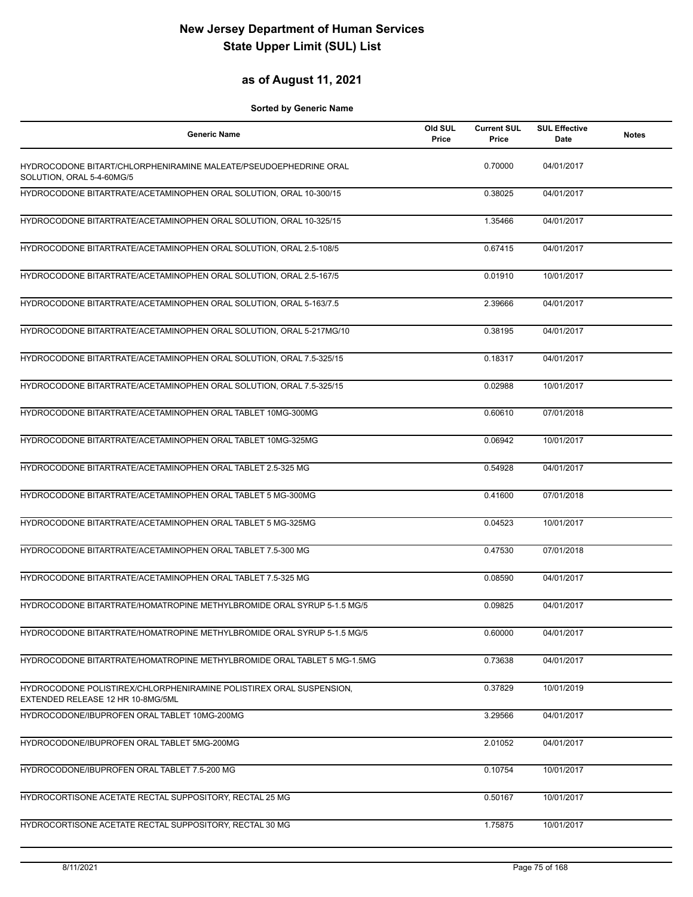# New Jersey Department of Human Services
# State Upper Limit (SUL) List

## as of August 11, 2021

**Sorted by Generic Name**

| Generic Name | Old SUL Price | Current SUL Price | SUL Effective Date | Notes |
|---|---|---|---|---|
| HYDROCODONE BITART/CHLORPHENIRAMINE MALEATE/PSEUDOEPHEDRINE ORAL SOLUTION, ORAL 5-4-60MG/5 | | 0.70000 | 04/01/2017 | |
| HYDROCODONE BITARTRATE/ACETAMINOPHEN ORAL SOLUTION, ORAL 10-300/15 | | 0.38025 | 04/01/2017 | |
| HYDROCODONE BITARTRATE/ACETAMINOPHEN ORAL SOLUTION, ORAL 10-325/15 | | 1.35466 | 04/01/2017 | |
| HYDROCODONE BITARTRATE/ACETAMINOPHEN ORAL SOLUTION, ORAL 2.5-108/5 | | 0.67415 | 04/01/2017 | |
| HYDROCODONE BITARTRATE/ACETAMINOPHEN ORAL SOLUTION, ORAL 2.5-167/5 | | 0.01910 | 10/01/2017 | |
| HYDROCODONE BITARTRATE/ACETAMINOPHEN ORAL SOLUTION, ORAL 5-163/7.5 | | 2.39666 | 04/01/2017 | |
| HYDROCODONE BITARTRATE/ACETAMINOPHEN ORAL SOLUTION, ORAL 5-217MG/10 | | 0.38195 | 04/01/2017 | |
| HYDROCODONE BITARTRATE/ACETAMINOPHEN ORAL SOLUTION, ORAL 7.5-325/15 | | 0.18317 | 04/01/2017 | |
| HYDROCODONE BITARTRATE/ACETAMINOPHEN ORAL SOLUTION, ORAL 7.5-325/15 | | 0.02988 | 10/01/2017 | |
| HYDROCODONE BITARTRATE/ACETAMINOPHEN ORAL TABLET 10MG-300MG | | 0.60610 | 07/01/2018 | |
| HYDROCODONE BITARTRATE/ACETAMINOPHEN ORAL TABLET 10MG-325MG | | 0.06942 | 10/01/2017 | |
| HYDROCODONE BITARTRATE/ACETAMINOPHEN ORAL TABLET 2.5-325 MG | | 0.54928 | 04/01/2017 | |
| HYDROCODONE BITARTRATE/ACETAMINOPHEN ORAL TABLET 5 MG-300MG | | 0.41600 | 07/01/2018 | |
| HYDROCODONE BITARTRATE/ACETAMINOPHEN ORAL TABLET 5 MG-325MG | | 0.04523 | 10/01/2017 | |
| HYDROCODONE BITARTRATE/ACETAMINOPHEN ORAL TABLET 7.5-300 MG | | 0.47530 | 07/01/2018 | |
| HYDROCODONE BITARTRATE/ACETAMINOPHEN ORAL TABLET 7.5-325 MG | | 0.08590 | 04/01/2017 | |
| HYDROCODONE BITARTRATE/HOMATROPINE METHYLBROMIDE ORAL SYRUP 5-1.5 MG/5 | | 0.09825 | 04/01/2017 | |
| HYDROCODONE BITARTRATE/HOMATROPINE METHYLBROMIDE ORAL SYRUP 5-1.5 MG/5 | | 0.60000 | 04/01/2017 | |
| HYDROCODONE BITARTRATE/HOMATROPINE METHYLBROMIDE ORAL TABLET 5 MG-1.5MG | | 0.73638 | 04/01/2017 | |
| HYDROCODONE POLISTIREX/CHLORPHENIRAMINE POLISTIREX ORAL SUSPENSION, EXTENDED RELEASE 12 HR 10-8MG/5ML | | 0.37829 | 10/01/2019 | |
| HYDROCODONE/IBUPROFEN ORAL TABLET 10MG-200MG | | 3.29566 | 04/01/2017 | |
| HYDROCODONE/IBUPROFEN ORAL TABLET 5MG-200MG | | 2.01052 | 04/01/2017 | |
| HYDROCODONE/IBUPROFEN ORAL TABLET 7.5-200 MG | | 0.10754 | 10/01/2017 | |
| HYDROCORTISONE ACETATE RECTAL SUPPOSITORY, RECTAL 25 MG | | 0.50167 | 10/01/2017 | |
| HYDROCORTISONE ACETATE RECTAL SUPPOSITORY, RECTAL 30 MG | | 1.75875 | 10/01/2017 | |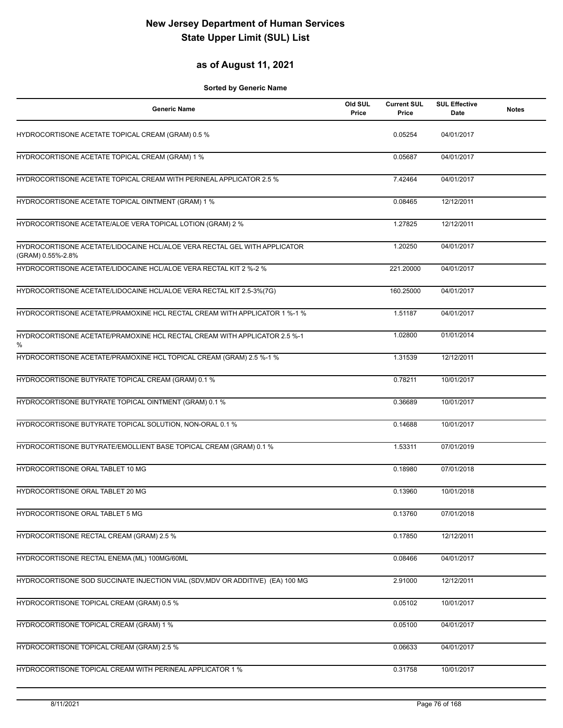# New Jersey Department of Human Services
# State Upper Limit (SUL) List

## as of August 11, 2021

**Sorted by Generic Name**

| Generic Name | Old SUL Price | Current SUL Price | SUL Effective Date | Notes |
|---|---|---|---|---|
| HYDROCORTISONE ACETATE TOPICAL CREAM (GRAM) 0.5 % | | 0.05254 | 04/01/2017 | |
| HYDROCORTISONE ACETATE TOPICAL CREAM (GRAM) 1 % | | 0.05687 | 04/01/2017 | |
| HYDROCORTISONE ACETATE TOPICAL CREAM WITH PERINEAL APPLICATOR 2.5 % | | 7.42464 | 04/01/2017 | |
| HYDROCORTISONE ACETATE TOPICAL OINTMENT (GRAM) 1 % | | 0.08465 | 12/12/2011 | |
| HYDROCORTISONE ACETATE/ALOE VERA TOPICAL LOTION (GRAM) 2 % | | 1.27825 | 12/12/2011 | |
| HYDROCORTISONE ACETATE/LIDOCAINE HCL/ALOE VERA RECTAL GEL WITH APPLICATOR (GRAM) 0.55%-2.8% | | 1.20250 | 04/01/2017 | |
| HYDROCORTISONE ACETATE/LIDOCAINE HCL/ALOE VERA RECTAL KIT 2 %-2 % | | 221.20000 | 04/01/2017 | |
| HYDROCORTISONE ACETATE/LIDOCAINE HCL/ALOE VERA RECTAL KIT 2.5-3%(7G) | | 160.25000 | 04/01/2017 | |
| HYDROCORTISONE ACETATE/PRAMOXINE HCL RECTAL CREAM WITH APPLICATOR 1 %-1 % | | 1.51187 | 04/01/2017 | |
| HYDROCORTISONE ACETATE/PRAMOXINE HCL RECTAL CREAM WITH APPLICATOR 2.5 %-1 % | | 1.02800 | 01/01/2014 | |
| HYDROCORTISONE ACETATE/PRAMOXINE HCL TOPICAL CREAM (GRAM) 2.5 %-1 % | | 1.31539 | 12/12/2011 | |
| HYDROCORTISONE BUTYRATE TOPICAL CREAM (GRAM) 0.1 % | | 0.78211 | 10/01/2017 | |
| HYDROCORTISONE BUTYRATE TOPICAL OINTMENT (GRAM) 0.1 % | | 0.36689 | 10/01/2017 | |
| HYDROCORTISONE BUTYRATE TOPICAL SOLUTION, NON-ORAL 0.1 % | | 0.14688 | 10/01/2017 | |
| HYDROCORTISONE BUTYRATE/EMOLLIENT BASE TOPICAL CREAM (GRAM) 0.1 % | | 1.53311 | 07/01/2019 | |
| HYDROCORTISONE ORAL TABLET 10 MG | | 0.18980 | 07/01/2018 | |
| HYDROCORTISONE ORAL TABLET 20 MG | | 0.13960 | 10/01/2018 | |
| HYDROCORTISONE ORAL TABLET 5 MG | | 0.13760 | 07/01/2018 | |
| HYDROCORTISONE RECTAL CREAM (GRAM) 2.5 % | | 0.17850 | 12/12/2011 | |
| HYDROCORTISONE RECTAL ENEMA (ML) 100MG/60ML | | 0.08466 | 04/01/2017 | |
| HYDROCORTISONE SOD SUCCINATE INJECTION VIAL (SDV,MDV OR ADDITIVE) (EA) 100 MG | | 2.91000 | 12/12/2011 | |
| HYDROCORTISONE TOPICAL CREAM (GRAM) 0.5 % | | 0.05102 | 10/01/2017 | |
| HYDROCORTISONE TOPICAL CREAM (GRAM) 1 % | | 0.05100 | 04/01/2017 | |
| HYDROCORTISONE TOPICAL CREAM (GRAM) 2.5 % | | 0.06633 | 04/01/2017 | |
| HYDROCORTISONE TOPICAL CREAM WITH PERINEAL APPLICATOR 1 % | | 0.31758 | 10/01/2017 | |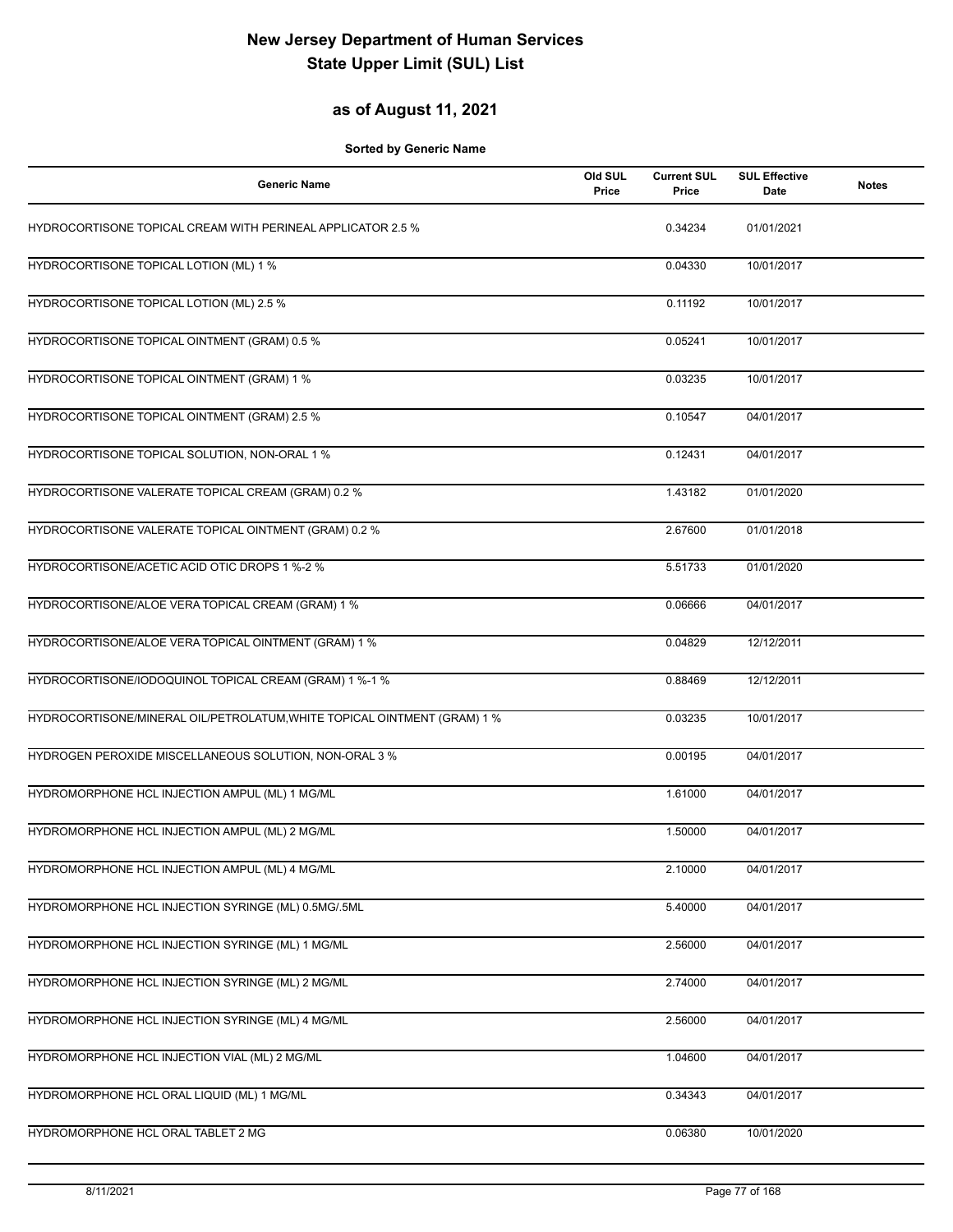# New Jersey Department of Human Services
# State Upper Limit (SUL) List

## as of August 11, 2021

**Sorted by Generic Name**

| Generic Name | Old SUL Price | Current SUL Price | SUL Effective Date | Notes |
|---|---|---|---|---|
| HYDROCORTISONE TOPICAL CREAM WITH PERINEAL APPLICATOR 2.5 % | | 0.34234 | 01/01/2021 | |
| HYDROCORTISONE TOPICAL LOTION (ML) 1 % | | 0.04330 | 10/01/2017 | |
| HYDROCORTISONE TOPICAL LOTION (ML) 2.5 % | | 0.11192 | 10/01/2017 | |
| HYDROCORTISONE TOPICAL OINTMENT (GRAM) 0.5 % | | 0.05241 | 10/01/2017 | |
| HYDROCORTISONE TOPICAL OINTMENT (GRAM) 1 % | | 0.03235 | 10/01/2017 | |
| HYDROCORTISONE TOPICAL OINTMENT (GRAM) 2.5 % | | 0.10547 | 04/01/2017 | |
| HYDROCORTISONE TOPICAL SOLUTION, NON-ORAL 1 % | | 0.12431 | 04/01/2017 | |
| HYDROCORTISONE VALERATE TOPICAL CREAM (GRAM) 0.2 % | | 1.43182 | 01/01/2020 | |
| HYDROCORTISONE VALERATE TOPICAL OINTMENT (GRAM) 0.2 % | | 2.67600 | 01/01/2018 | |
| HYDROCORTISONE/ACETIC ACID OTIC DROPS 1 %-2 % | | 5.51733 | 01/01/2020 | |
| HYDROCORTISONE/ALOE VERA TOPICAL CREAM (GRAM) 1 % | | 0.06666 | 04/01/2017 | |
| HYDROCORTISONE/ALOE VERA TOPICAL OINTMENT (GRAM) 1 % | | 0.04829 | 12/12/2011 | |
| HYDROCORTISONE/IODOQUINOL TOPICAL CREAM (GRAM) 1 %-1 % | | 0.88469 | 12/12/2011 | |
| HYDROCORTISONE/MINERAL OIL/PETROLATUM,WHITE TOPICAL OINTMENT (GRAM) 1 % | | 0.03235 | 10/01/2017 | |
| HYDROGEN PEROXIDE MISCELLANEOUS SOLUTION, NON-ORAL 3 % | | 0.00195 | 04/01/2017 | |
| HYDROMORPHONE HCL INJECTION AMPUL (ML) 1 MG/ML | | 1.61000 | 04/01/2017 | |
| HYDROMORPHONE HCL INJECTION AMPUL (ML) 2 MG/ML | | 1.50000 | 04/01/2017 | |
| HYDROMORPHONE HCL INJECTION AMPUL (ML) 4 MG/ML | | 2.10000 | 04/01/2017 | |
| HYDROMORPHONE HCL INJECTION SYRINGE (ML) 0.5MG/.5ML | | 5.40000 | 04/01/2017 | |
| HYDROMORPHONE HCL INJECTION SYRINGE (ML) 1 MG/ML | | 2.56000 | 04/01/2017 | |
| HYDROMORPHONE HCL INJECTION SYRINGE (ML) 2 MG/ML | | 2.74000 | 04/01/2017 | |
| HYDROMORPHONE HCL INJECTION SYRINGE (ML) 4 MG/ML | | 2.56000 | 04/01/2017 | |
| HYDROMORPHONE HCL INJECTION VIAL (ML) 2 MG/ML | | 1.04600 | 04/01/2017 | |
| HYDROMORPHONE HCL ORAL LIQUID (ML) 1 MG/ML | | 0.34343 | 04/01/2017 | |
| HYDROMORPHONE HCL ORAL TABLET 2 MG | | 0.06380 | 10/01/2020 | |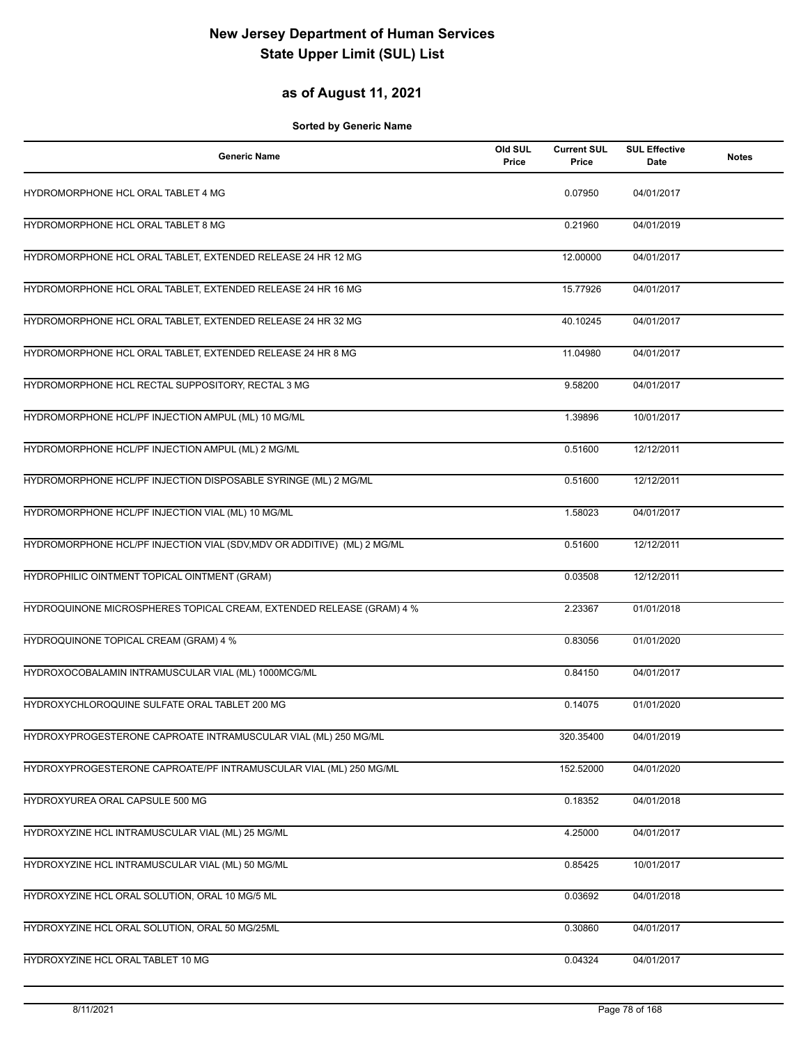# New Jersey Department of Human Services
# State Upper Limit (SUL) List

## as of August 11, 2021

**Sorted by Generic Name**

| Generic Name | Old SUL Price | Current SUL Price | SUL Effective Date | Notes |
|---|---|---|---|---|
| HYDROMORPHONE HCL ORAL TABLET 4 MG | | 0.07950 | 04/01/2017 | |
| HYDROMORPHONE HCL ORAL TABLET 8 MG | | 0.21960 | 04/01/2019 | |
| HYDROMORPHONE HCL ORAL TABLET, EXTENDED RELEASE 24 HR 12 MG | | 12.00000 | 04/01/2017 | |
| HYDROMORPHONE HCL ORAL TABLET, EXTENDED RELEASE 24 HR 16 MG | | 15.77926 | 04/01/2017 | |
| HYDROMORPHONE HCL ORAL TABLET, EXTENDED RELEASE 24 HR 32 MG | | 40.10245 | 04/01/2017 | |
| HYDROMORPHONE HCL ORAL TABLET, EXTENDED RELEASE 24 HR 8 MG | | 11.04980 | 04/01/2017 | |
| HYDROMORPHONE HCL RECTAL SUPPOSITORY, RECTAL 3 MG | | 9.58200 | 04/01/2017 | |
| HYDROMORPHONE HCL/PF INJECTION AMPUL (ML) 10 MG/ML | | 1.39896 | 10/01/2017 | |
| HYDROMORPHONE HCL/PF INJECTION AMPUL (ML) 2 MG/ML | | 0.51600 | 12/12/2011 | |
| HYDROMORPHONE HCL/PF INJECTION DISPOSABLE SYRINGE (ML) 2 MG/ML | | 0.51600 | 12/12/2011 | |
| HYDROMORPHONE HCL/PF INJECTION VIAL (ML) 10 MG/ML | | 1.58023 | 04/01/2017 | |
| HYDROMORPHONE HCL/PF INJECTION VIAL (SDV,MDV OR ADDITIVE) (ML) 2 MG/ML | | 0.51600 | 12/12/2011 | |
| HYDROPHILIC OINTMENT TOPICAL OINTMENT (GRAM) | | 0.03508 | 12/12/2011 | |
| HYDROQUINONE MICROSPHERES TOPICAL CREAM, EXTENDED RELEASE (GRAM) 4 % | | 2.23367 | 01/01/2018 | |
| HYDROQUINONE TOPICAL CREAM (GRAM) 4 % | | 0.83056 | 01/01/2020 | |
| HYDROXOCOBALAMIN INTRAMUSCULAR VIAL (ML) 1000MCG/ML | | 0.84150 | 04/01/2017 | |
| HYDROXYCHLOROQUINE SULFATE ORAL TABLET 200 MG | | 0.14075 | 01/01/2020 | |
| HYDROXYPROGESTERONE CAPROATE INTRAMUSCULAR VIAL (ML) 250 MG/ML | | 320.35400 | 04/01/2019 | |
| HYDROXYPROGESTERONE CAPROATE/PF INTRAMUSCULAR VIAL (ML) 250 MG/ML | | 152.52000 | 04/01/2020 | |
| HYDROXYUREA ORAL CAPSULE 500 MG | | 0.18352 | 04/01/2018 | |
| HYDROXYZINE HCL INTRAMUSCULAR VIAL (ML) 25 MG/ML | | 4.25000 | 04/01/2017 | |
| HYDROXYZINE HCL INTRAMUSCULAR VIAL (ML) 50 MG/ML | | 0.85425 | 10/01/2017 | |
| HYDROXYZINE HCL ORAL SOLUTION, ORAL 10 MG/5 ML | | 0.03692 | 04/01/2018 | |
| HYDROXYZINE HCL ORAL SOLUTION, ORAL 50 MG/25ML | | 0.30860 | 04/01/2017 | |
| HYDROXYZINE HCL ORAL TABLET 10 MG | | 0.04324 | 04/01/2017 | |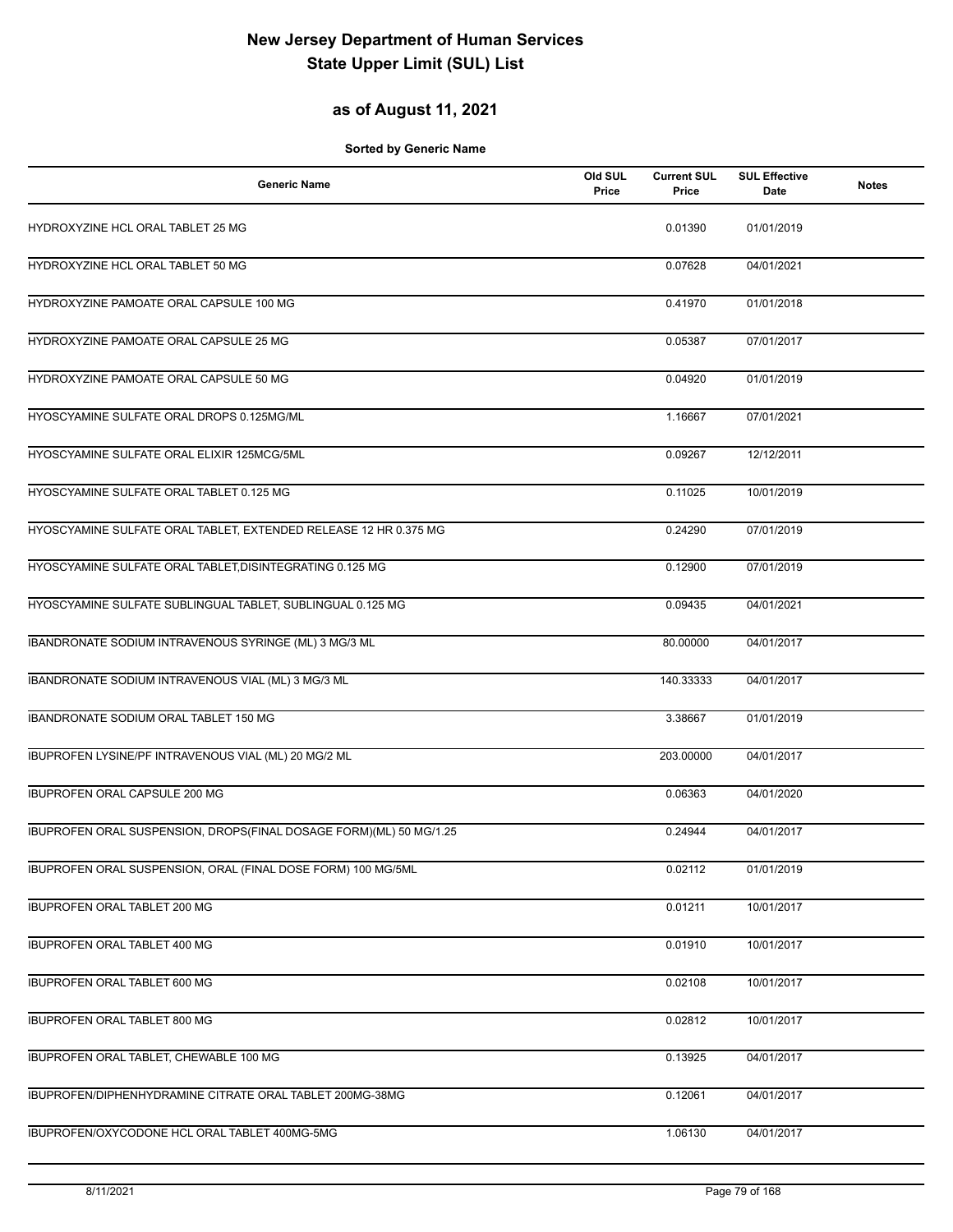# New Jersey Department of Human Services
# State Upper Limit (SUL) List

## as of August 11, 2021

**Sorted by Generic Name**

| Generic Name | Old SUL Price | Current SUL Price | SUL Effective Date | Notes |
|---|---|---|---|---|
| HYDROXYZINE HCL ORAL TABLET 25 MG | | 0.01390 | 01/01/2019 | |
| HYDROXYZINE HCL ORAL TABLET 50 MG | | 0.07628 | 04/01/2021 | |
| HYDROXYZINE PAMOATE ORAL CAPSULE 100 MG | | 0.41970 | 01/01/2018 | |
| HYDROXYZINE PAMOATE ORAL CAPSULE 25 MG | | 0.05387 | 07/01/2017 | |
| HYDROXYZINE PAMOATE ORAL CAPSULE 50 MG | | 0.04920 | 01/01/2019 | |
| HYOSCYAMINE SULFATE ORAL DROPS 0.125MG/ML | | 1.16667 | 07/01/2021 | |
| HYOSCYAMINE SULFATE ORAL ELIXIR 125MCG/5ML | | 0.09267 | 12/12/2011 | |
| HYOSCYAMINE SULFATE ORAL TABLET 0.125 MG | | 0.11025 | 10/01/2019 | |
| HYOSCYAMINE SULFATE ORAL TABLET, EXTENDED RELEASE 12 HR 0.375 MG | | 0.24290 | 07/01/2019 | |
| HYOSCYAMINE SULFATE ORAL TABLET,DISINTEGRATING 0.125 MG | | 0.12900 | 07/01/2019 | |
| HYOSCYAMINE SULFATE SUBLINGUAL TABLET, SUBLINGUAL 0.125 MG | | 0.09435 | 04/01/2021 | |
| IBANDRONATE SODIUM INTRAVENOUS SYRINGE (ML) 3 MG/3 ML | | 80.00000 | 04/01/2017 | |
| IBANDRONATE SODIUM INTRAVENOUS VIAL (ML) 3 MG/3 ML | | 140.33333 | 04/01/2017 | |
| IBANDRONATE SODIUM ORAL TABLET 150 MG | | 3.38667 | 01/01/2019 | |
| IBUPROFEN LYSINE/PF INTRAVENOUS VIAL (ML) 20 MG/2 ML | | 203.00000 | 04/01/2017 | |
| IBUPROFEN ORAL CAPSULE 200 MG | | 0.06363 | 04/01/2020 | |
| IBUPROFEN ORAL SUSPENSION, DROPS(FINAL DOSAGE FORM)(ML) 50 MG/1.25 | | 0.24944 | 04/01/2017 | |
| IBUPROFEN ORAL SUSPENSION, ORAL (FINAL DOSE FORM) 100 MG/5ML | | 0.02112 | 01/01/2019 | |
| IBUPROFEN ORAL TABLET 200 MG | | 0.01211 | 10/01/2017 | |
| IBUPROFEN ORAL TABLET 400 MG | | 0.01910 | 10/01/2017 | |
| IBUPROFEN ORAL TABLET 600 MG | | 0.02108 | 10/01/2017 | |
| IBUPROFEN ORAL TABLET 800 MG | | 0.02812 | 10/01/2017 | |
| IBUPROFEN ORAL TABLET, CHEWABLE 100 MG | | 0.13925 | 04/01/2017 | |
| IBUPROFEN/DIPHENHYDRAMINE CITRATE ORAL TABLET 200MG-38MG | | 0.12061 | 04/01/2017 | |
| IBUPROFEN/OXYCODONE HCL ORAL TABLET 400MG-5MG | | 1.06130 | 04/01/2017 | |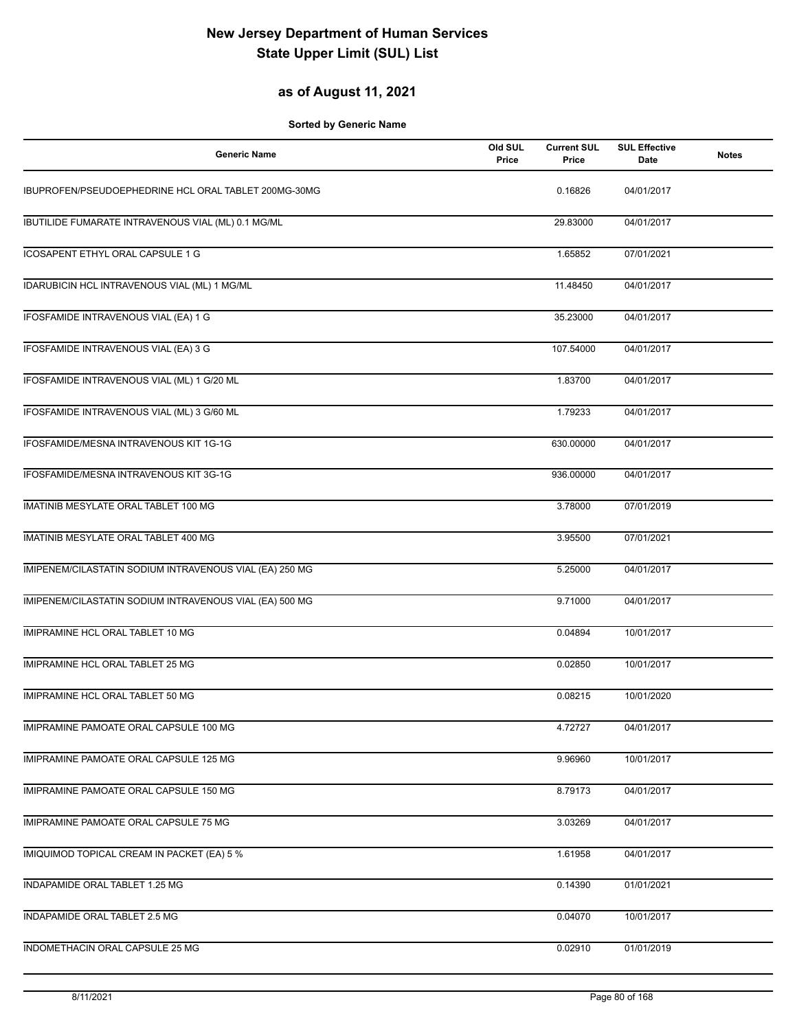# New Jersey Department of Human Services
# State Upper Limit (SUL) List

## as of August 11, 2021

**Sorted by Generic Name**

| Generic Name | Old SUL Price | Current SUL Price | SUL Effective Date | Notes |
|---|---|---|---|---|
| IBUPROFEN/PSEUDOEPHEDRINE HCL ORAL TABLET 200MG-30MG | | 0.16826 | 04/01/2017 | |
| IBUTILIDE FUMARATE INTRAVENOUS VIAL (ML) 0.1 MG/ML | | 29.83000 | 04/01/2017 | |
| ICOSAPENT ETHYL ORAL CAPSULE 1 G | | 1.65852 | 07/01/2021 | |
| IDARUBICIN HCL INTRAVENOUS VIAL (ML) 1 MG/ML | | 11.48450 | 04/01/2017 | |
| IFOSFAMIDE INTRAVENOUS VIAL (EA) 1 G | | 35.23000 | 04/01/2017 | |
| IFOSFAMIDE INTRAVENOUS VIAL (EA) 3 G | | 107.54000 | 04/01/2017 | |
| IFOSFAMIDE INTRAVENOUS VIAL (ML) 1 G/20 ML | | 1.83700 | 04/01/2017 | |
| IFOSFAMIDE INTRAVENOUS VIAL (ML) 3 G/60 ML | | 1.79233 | 04/01/2017 | |
| IFOSFAMIDE/MESNA INTRAVENOUS KIT 1G-1G | | 630.00000 | 04/01/2017 | |
| IFOSFAMIDE/MESNA INTRAVENOUS KIT 3G-1G | | 936.00000 | 04/01/2017 | |
| IMATINIB MESYLATE ORAL TABLET 100 MG | | 3.78000 | 07/01/2019 | |
| IMATINIB MESYLATE ORAL TABLET 400 MG | | 3.95500 | 07/01/2021 | |
| IMIPENEM/CILASTATIN SODIUM INTRAVENOUS VIAL (EA) 250 MG | | 5.25000 | 04/01/2017 | |
| IMIPENEM/CILASTATIN SODIUM INTRAVENOUS VIAL (EA) 500 MG | | 9.71000 | 04/01/2017 | |
| IMIPRAMINE HCL ORAL TABLET 10 MG | | 0.04894 | 10/01/2017 | |
| IMIPRAMINE HCL ORAL TABLET 25 MG | | 0.02850 | 10/01/2017 | |
| IMIPRAMINE HCL ORAL TABLET 50 MG | | 0.08215 | 10/01/2020 | |
| IMIPRAMINE PAMOATE ORAL CAPSULE 100 MG | | 4.72727 | 04/01/2017 | |
| IMIPRAMINE PAMOATE ORAL CAPSULE 125 MG | | 9.96960 | 10/01/2017 | |
| IMIPRAMINE PAMOATE ORAL CAPSULE 150 MG | | 8.79173 | 04/01/2017 | |
| IMIPRAMINE PAMOATE ORAL CAPSULE 75 MG | | 3.03269 | 04/01/2017 | |
| IMIQUIMOD TOPICAL CREAM IN PACKET (EA) 5 % | | 1.61958 | 04/01/2017 | |
| INDAPAMIDE ORAL TABLET 1.25 MG | | 0.14390 | 01/01/2021 | |
| INDAPAMIDE ORAL TABLET 2.5 MG | | 0.04070 | 10/01/2017 | |
| INDOMETHACIN ORAL CAPSULE 25 MG | | 0.02910 | 01/01/2019 | |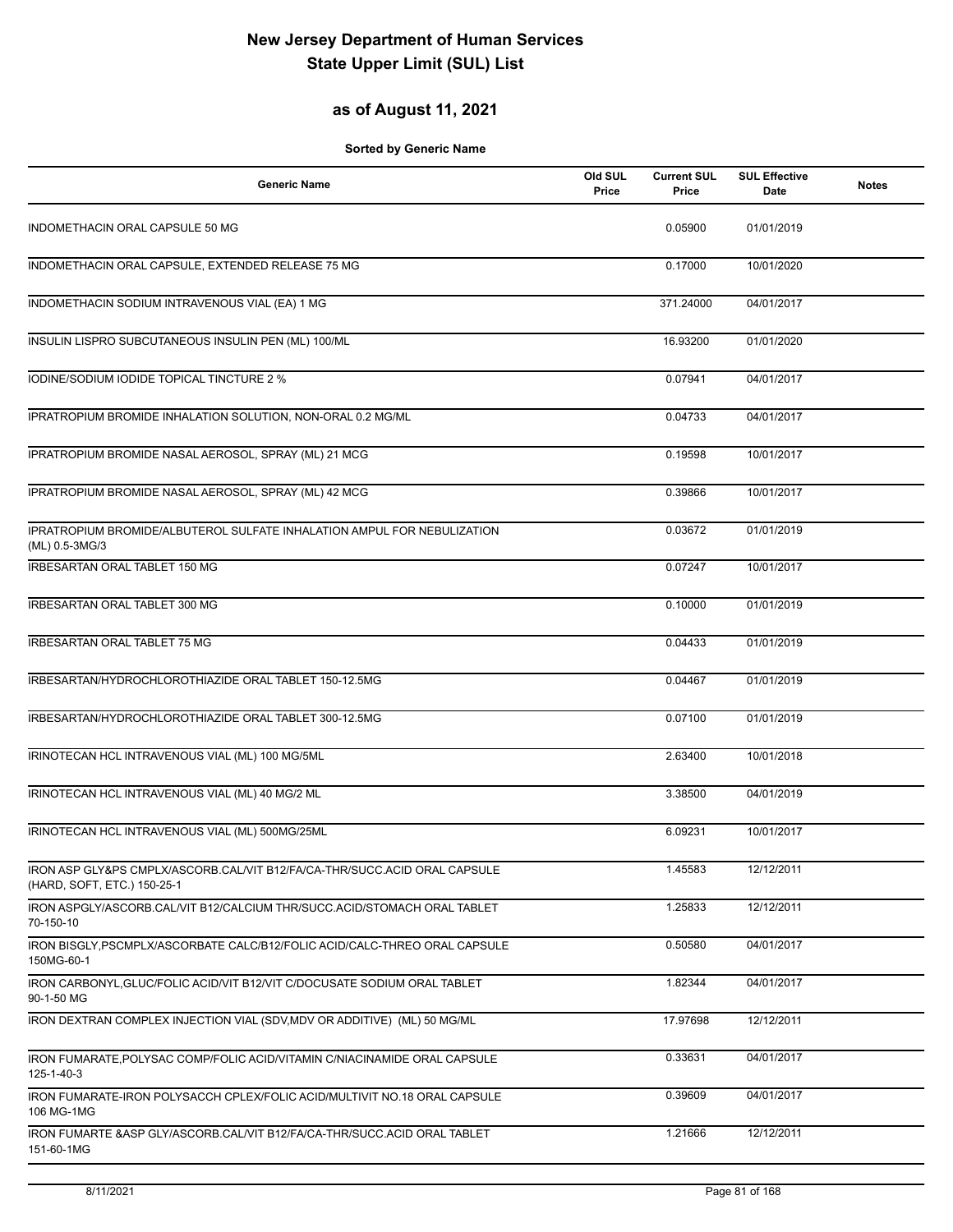# New Jersey Department of Human Services
# State Upper Limit (SUL) List

## as of August 11, 2021

**Sorted by Generic Name**

| Generic Name | Old SUL Price | Current SUL Price | SUL Effective Date | Notes |
|---|---|---|---|---|
| INDOMETHACIN ORAL CAPSULE 50 MG | | 0.05900 | 01/01/2019 | |
| INDOMETHACIN ORAL CAPSULE, EXTENDED RELEASE 75 MG | | 0.17000 | 10/01/2020 | |
| INDOMETHACIN SODIUM INTRAVENOUS VIAL (EA) 1 MG | | 371.24000 | 04/01/2017 | |
| INSULIN LISPRO SUBCUTANEOUS INSULIN PEN (ML) 100/ML | | 16.93200 | 01/01/2020 | |
| IODINE/SODIUM IODIDE TOPICAL TINCTURE 2 % | | 0.07941 | 04/01/2017 | |
| IPRATROPIUM BROMIDE INHALATION SOLUTION, NON-ORAL 0.2 MG/ML | | 0.04733 | 04/01/2017 | |
| IPRATROPIUM BROMIDE NASAL AEROSOL, SPRAY (ML) 21 MCG | | 0.19598 | 10/01/2017 | |
| IPRATROPIUM BROMIDE NASAL AEROSOL, SPRAY (ML) 42 MCG | | 0.39866 | 10/01/2017 | |
| IPRATROPIUM BROMIDE/ALBUTEROL SULFATE INHALATION AMPUL FOR NEBULIZATION (ML) 0.5-3MG/3 | | 0.03672 | 01/01/2019 | |
| IRBESARTAN ORAL TABLET 150 MG | | 0.07247 | 10/01/2017 | |
| IRBESARTAN ORAL TABLET 300 MG | | 0.10000 | 01/01/2019 | |
| IRBESARTAN ORAL TABLET 75 MG | | 0.04433 | 01/01/2019 | |
| IRBESARTAN/HYDROCHLOROTHIAZIDE ORAL TABLET 150-12.5MG | | 0.04467 | 01/01/2019 | |
| IRBESARTAN/HYDROCHLOROTHIAZIDE ORAL TABLET 300-12.5MG | | 0.07100 | 01/01/2019 | |
| IRINOTECAN HCL INTRAVENOUS VIAL (ML) 100 MG/5ML | | 2.63400 | 10/01/2018 | |
| IRINOTECAN HCL INTRAVENOUS VIAL (ML) 40 MG/2 ML | | 3.38500 | 04/01/2019 | |
| IRINOTECAN HCL INTRAVENOUS VIAL (ML) 500MG/25ML | | 6.09231 | 10/01/2017 | |
| IRON ASP GLY&PS CMPLX/ASCORB.CAL/VIT B12/FA/CA-THR/SUCC.ACID ORAL CAPSULE (HARD, SOFT, ETC.) 150-25-1 | | 1.45583 | 12/12/2011 | |
| IRON ASPGLY/ASCORB.CAL/VIT B12/CALCIUM THR/SUCC.ACID/STOMACH ORAL TABLET 70-150-10 | | 1.25833 | 12/12/2011 | |
| IRON BISGLY,PSCMPLX/ASCORBATE CALC/B12/FOLIC ACID/CALC-THREO ORAL CAPSULE 150MG-60-1 | | 0.50580 | 04/01/2017 | |
| IRON CARBONYL,GLUC/FOLIC ACID/VIT B12/VIT C/DOCUSATE SODIUM ORAL TABLET 90-1-50 MG | | 1.82344 | 04/01/2017 | |
| IRON DEXTRAN COMPLEX INJECTION VIAL (SDV,MDV OR ADDITIVE) (ML) 50 MG/ML | | 17.97698 | 12/12/2011 | |
| IRON FUMARATE,POLYSAC COMP/FOLIC ACID/VITAMIN C/NIACINAMIDE ORAL CAPSULE 125-1-40-3 | | 0.33631 | 04/01/2017 | |
| IRON FUMARATE-IRON POLYSACCH CPLEX/FOLIC ACID/MULTIVIT NO.18 ORAL CAPSULE 106 MG-1MG | | 0.39609 | 04/01/2017 | |
| IRON FUMARTE &ASP GLY/ASCORB.CAL/VIT B12/FA/CA-THR/SUCC.ACID ORAL TABLET 151-60-1MG | | 1.21666 | 12/12/2011 | |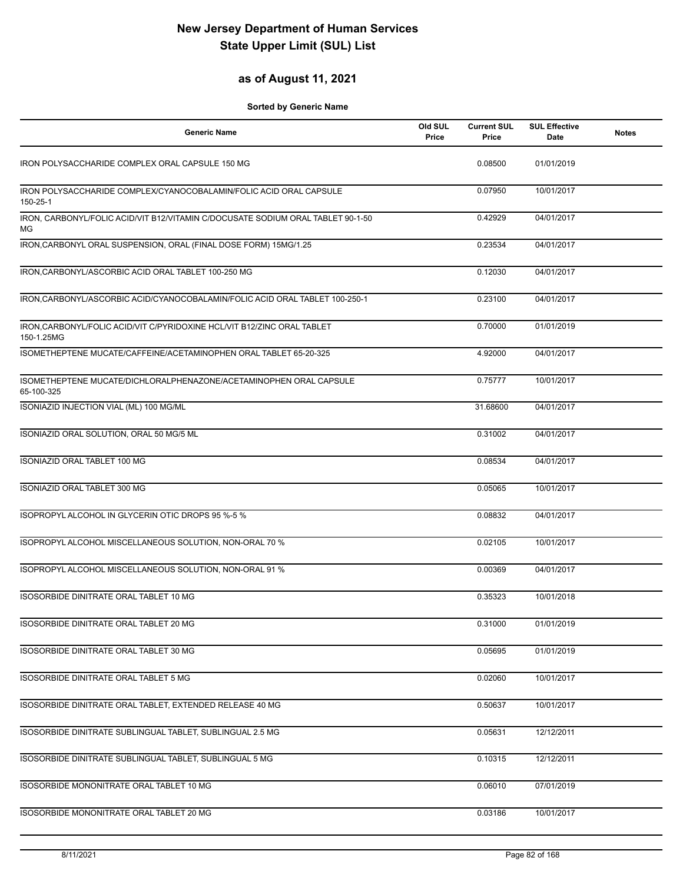# New Jersey Department of Human Services
# State Upper Limit (SUL) List

## as of August 11, 2021

**Sorted by Generic Name**

| Generic Name | Old SUL Price | Current SUL Price | SUL Effective Date | Notes |
|---|---|---|---|---|
| IRON POLYSACCHARIDE COMPLEX ORAL CAPSULE 150 MG | | 0.08500 | 01/01/2019 | |
| IRON POLYSACCHARIDE COMPLEX/CYANOCOBALAMIN/FOLIC ACID ORAL CAPSULE 150-25-1 | | 0.07950 | 10/01/2017 | |
| IRON, CARBONYL/FOLIC ACID/VIT B12/VITAMIN C/DOCUSATE SODIUM ORAL TABLET 90-1-50 MG | | 0.42929 | 04/01/2017 | |
| IRON,CARBONYL ORAL SUSPENSION, ORAL (FINAL DOSE FORM) 15MG/1.25 | | 0.23534 | 04/01/2017 | |
| IRON,CARBONYL/ASCORBIC ACID ORAL TABLET 100-250 MG | | 0.12030 | 04/01/2017 | |
| IRON,CARBONYL/ASCORBIC ACID/CYANOCOBALAMIN/FOLIC ACID ORAL TABLET 100-250-1 | | 0.23100 | 04/01/2017 | |
| IRON,CARBONYL/FOLIC ACID/VIT C/PYRIDOXINE HCL/VIT B12/ZINC ORAL TABLET 150-1.25MG | | 0.70000 | 01/01/2019 | |
| ISOMETHEPTENE MUCATE/CAFFEINE/ACETAMINOPHEN ORAL TABLET 65-20-325 | | 4.92000 | 04/01/2017 | |
| ISOMETHEPTENE MUCATE/DICHLORALPHENAZONE/ACETAMINOPHEN ORAL CAPSULE 65-100-325 | | 0.75777 | 10/01/2017 | |
| ISONIAZID INJECTION VIAL (ML) 100 MG/ML | | 31.68600 | 04/01/2017 | |
| ISONIAZID ORAL SOLUTION, ORAL 50 MG/5 ML | | 0.31002 | 04/01/2017 | |
| ISONIAZID ORAL TABLET 100 MG | | 0.08534 | 04/01/2017 | |
| ISONIAZID ORAL TABLET 300 MG | | 0.05065 | 10/01/2017 | |
| ISOPROPYL ALCOHOL IN GLYCERIN OTIC DROPS 95 %-5 % | | 0.08832 | 04/01/2017 | |
| ISOPROPYL ALCOHOL MISCELLANEOUS SOLUTION, NON-ORAL 70 % | | 0.02105 | 10/01/2017 | |
| ISOPROPYL ALCOHOL MISCELLANEOUS SOLUTION, NON-ORAL 91 % | | 0.00369 | 04/01/2017 | |
| ISOSORBIDE DINITRATE ORAL TABLET 10 MG | | 0.35323 | 10/01/2018 | |
| ISOSORBIDE DINITRATE ORAL TABLET 20 MG | | 0.31000 | 01/01/2019 | |
| ISOSORBIDE DINITRATE ORAL TABLET 30 MG | | 0.05695 | 01/01/2019 | |
| ISOSORBIDE DINITRATE ORAL TABLET 5 MG | | 0.02060 | 10/01/2017 | |
| ISOSORBIDE DINITRATE ORAL TABLET, EXTENDED RELEASE 40 MG | | 0.50637 | 10/01/2017 | |
| ISOSORBIDE DINITRATE SUBLINGUAL TABLET, SUBLINGUAL 2.5 MG | | 0.05631 | 12/12/2011 | |
| ISOSORBIDE DINITRATE SUBLINGUAL TABLET, SUBLINGUAL 5 MG | | 0.10315 | 12/12/2011 | |
| ISOSORBIDE MONONITRATE ORAL TABLET 10 MG | | 0.06010 | 07/01/2019 | |
| ISOSORBIDE MONONITRATE ORAL TABLET 20 MG | | 0.03186 | 10/01/2017 | |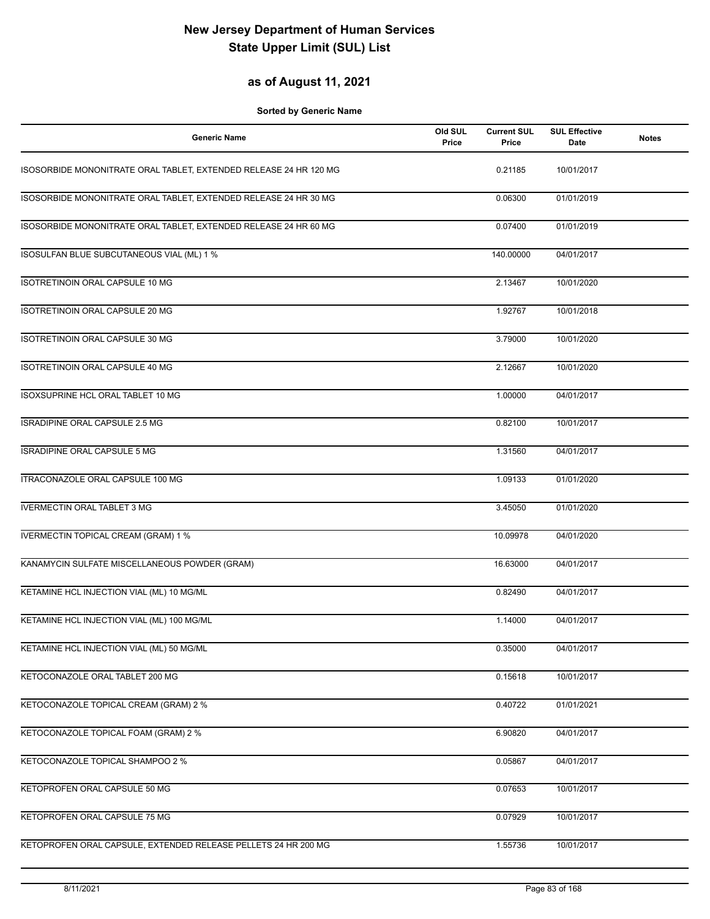# New Jersey Department of Human Services
# State Upper Limit (SUL) List

## as of August 11, 2021

**Sorted by Generic Name**

| Generic Name | Old SUL Price | Current SUL Price | SUL Effective Date | Notes |
|---|---|---|---|---|
| ISOSORBIDE MONONITRATE ORAL TABLET, EXTENDED RELEASE 24 HR 120 MG | | 0.21185 | 10/01/2017 | |
| ISOSORBIDE MONONITRATE ORAL TABLET, EXTENDED RELEASE 24 HR 30 MG | | 0.06300 | 01/01/2019 | |
| ISOSORBIDE MONONITRATE ORAL TABLET, EXTENDED RELEASE 24 HR 60 MG | | 0.07400 | 01/01/2019 | |
| ISOSULFAN BLUE SUBCUTANEOUS VIAL (ML) 1 % | | 140.00000 | 04/01/2017 | |
| ISOTRETINOIN ORAL CAPSULE 10 MG | | 2.13467 | 10/01/2020 | |
| ISOTRETINOIN ORAL CAPSULE 20 MG | | 1.92767 | 10/01/2018 | |
| ISOTRETINOIN ORAL CAPSULE 30 MG | | 3.79000 | 10/01/2020 | |
| ISOTRETINOIN ORAL CAPSULE 40 MG | | 2.12667 | 10/01/2020 | |
| ISOXSUPRINE HCL ORAL TABLET 10 MG | | 1.00000 | 04/01/2017 | |
| ISRADIPINE ORAL CAPSULE 2.5 MG | | 0.82100 | 10/01/2017 | |
| ISRADIPINE ORAL CAPSULE 5 MG | | 1.31560 | 04/01/2017 | |
| ITRACONAZOLE ORAL CAPSULE 100 MG | | 1.09133 | 01/01/2020 | |
| IVERMECTIN ORAL TABLET 3 MG | | 3.45050 | 01/01/2020 | |
| IVERMECTIN TOPICAL CREAM (GRAM) 1 % | | 10.09978 | 04/01/2020 | |
| KANAMYCIN SULFATE MISCELLANEOUS POWDER (GRAM) | | 16.63000 | 04/01/2017 | |
| KETAMINE HCL INJECTION VIAL (ML) 10 MG/ML | | 0.82490 | 04/01/2017 | |
| KETAMINE HCL INJECTION VIAL (ML) 100 MG/ML | | 1.14000 | 04/01/2017 | |
| KETAMINE HCL INJECTION VIAL (ML) 50 MG/ML | | 0.35000 | 04/01/2017 | |
| KETOCONAZOLE ORAL TABLET 200 MG | | 0.15618 | 10/01/2017 | |
| KETOCONAZOLE TOPICAL CREAM (GRAM) 2 % | | 0.40722 | 01/01/2021 | |
| KETOCONAZOLE TOPICAL FOAM (GRAM) 2 % | | 6.90820 | 04/01/2017 | |
| KETOCONAZOLE TOPICAL SHAMPOO 2 % | | 0.05867 | 04/01/2017 | |
| KETOPROFEN ORAL CAPSULE 50 MG | | 0.07653 | 10/01/2017 | |
| KETOPROFEN ORAL CAPSULE 75 MG | | 0.07929 | 10/01/2017 | |
| KETOPROFEN ORAL CAPSULE, EXTENDED RELEASE PELLETS 24 HR 200 MG | | 1.55736 | 10/01/2017 | |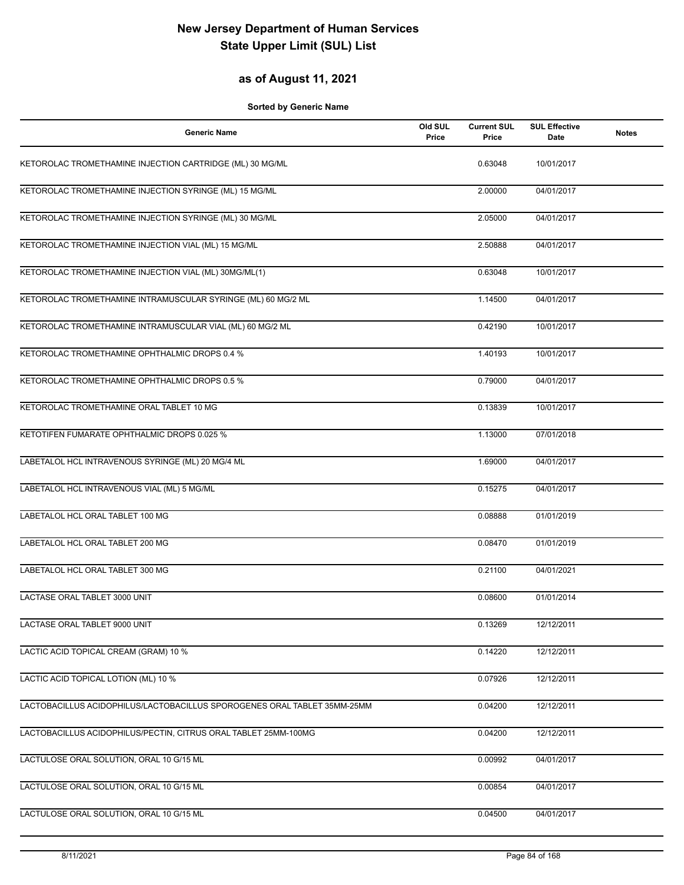# New Jersey Department of Human Services
# State Upper Limit (SUL) List

## as of August 11, 2021

**Sorted by Generic Name**

| Generic Name | Old SUL Price | Current SUL Price | SUL Effective Date | Notes |
|---|---|---|---|---|
| KETOROLAC TROMETHAMINE INJECTION CARTRIDGE (ML) 30 MG/ML | | 0.63048 | 10/01/2017 | |
| KETOROLAC TROMETHAMINE INJECTION SYRINGE (ML) 15 MG/ML | | 2.00000 | 04/01/2017 | |
| KETOROLAC TROMETHAMINE INJECTION SYRINGE (ML) 30 MG/ML | | 2.05000 | 04/01/2017 | |
| KETOROLAC TROMETHAMINE INJECTION VIAL (ML) 15 MG/ML | | 2.50888 | 04/01/2017 | |
| KETOROLAC TROMETHAMINE INJECTION VIAL (ML) 30MG/ML(1) | | 0.63048 | 10/01/2017 | |
| KETOROLAC TROMETHAMINE INTRAMUSCULAR SYRINGE (ML) 60 MG/2 ML | | 1.14500 | 04/01/2017 | |
| KETOROLAC TROMETHAMINE INTRAMUSCULAR VIAL (ML) 60 MG/2 ML | | 0.42190 | 10/01/2017 | |
| KETOROLAC TROMETHAMINE OPHTHALMIC DROPS 0.4 % | | 1.40193 | 10/01/2017 | |
| KETOROLAC TROMETHAMINE OPHTHALMIC DROPS 0.5 % | | 0.79000 | 04/01/2017 | |
| KETOROLAC TROMETHAMINE ORAL TABLET 10 MG | | 0.13839 | 10/01/2017 | |
| KETOTIFEN FUMARATE OPHTHALMIC DROPS 0.025 % | | 1.13000 | 07/01/2018 | |
| LABETALOL HCL INTRAVENOUS SYRINGE (ML) 20 MG/4 ML | | 1.69000 | 04/01/2017 | |
| LABETALOL HCL INTRAVENOUS VIAL (ML) 5 MG/ML | | 0.15275 | 04/01/2017 | |
| LABETALOL HCL ORAL TABLET 100 MG | | 0.08888 | 01/01/2019 | |
| LABETALOL HCL ORAL TABLET 200 MG | | 0.08470 | 01/01/2019 | |
| LABETALOL HCL ORAL TABLET 300 MG | | 0.21100 | 04/01/2021 | |
| LACTASE ORAL TABLET 3000 UNIT | | 0.08600 | 01/01/2014 | |
| LACTASE ORAL TABLET 9000 UNIT | | 0.13269 | 12/12/2011 | |
| LACTIC ACID TOPICAL CREAM (GRAM) 10 % | | 0.14220 | 12/12/2011 | |
| LACTIC ACID TOPICAL LOTION (ML) 10 % | | 0.07926 | 12/12/2011 | |
| LACTOBACILLUS ACIDOPHILUS/LACTOBACILLUS SPOROGENES ORAL TABLET 35MM-25MM | | 0.04200 | 12/12/2011 | |
| LACTOBACILLUS ACIDOPHILUS/PECTIN, CITRUS ORAL TABLET 25MM-100MG | | 0.04200 | 12/12/2011 | |
| LACTULOSE ORAL SOLUTION, ORAL 10 G/15 ML | | 0.00992 | 04/01/2017 | |
| LACTULOSE ORAL SOLUTION, ORAL 10 G/15 ML | | 0.00854 | 04/01/2017 | |
| LACTULOSE ORAL SOLUTION, ORAL 10 G/15 ML | | 0.04500 | 04/01/2017 | |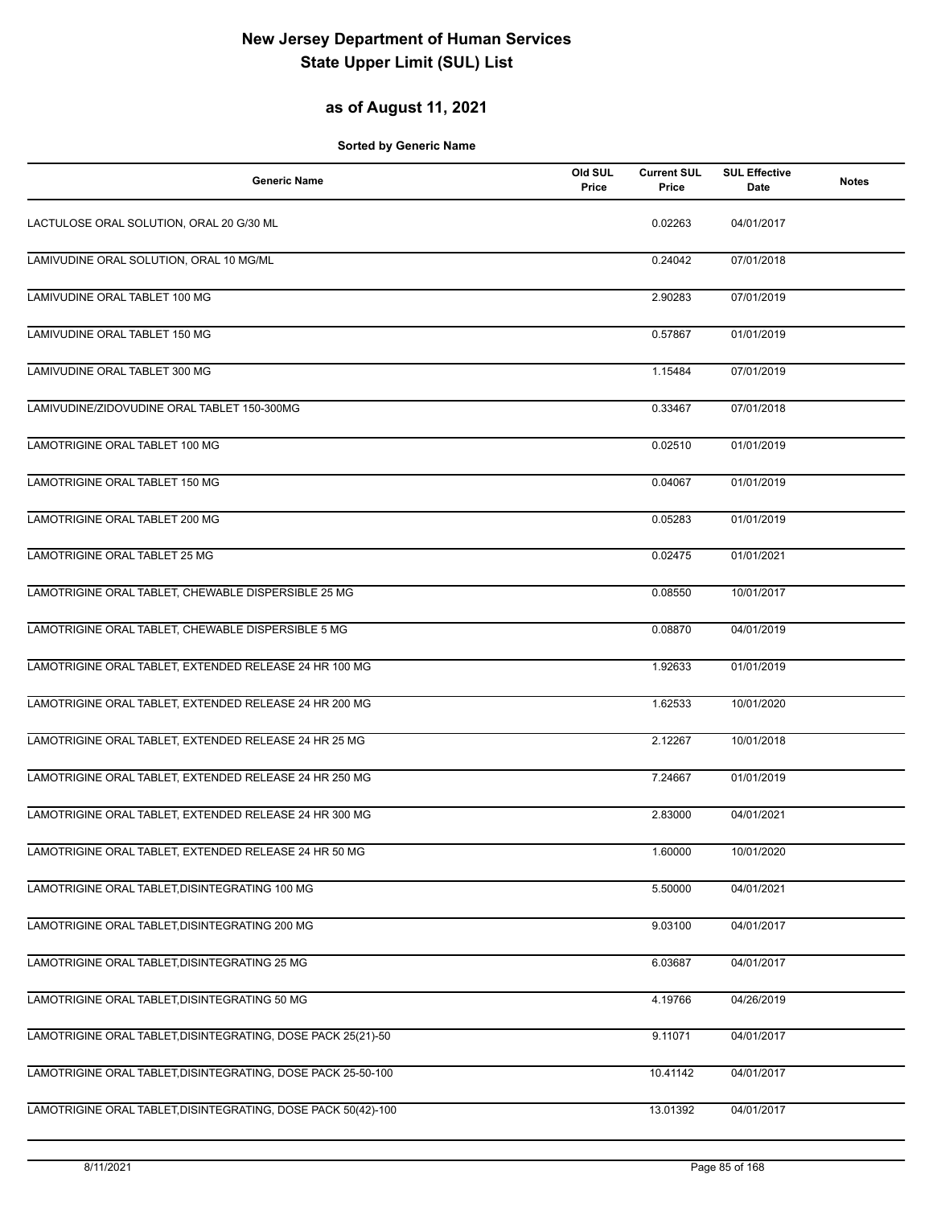# New Jersey Department of Human Services
# State Upper Limit (SUL) List

## as of August 11, 2021

**Sorted by Generic Name**

| Generic Name | Old SUL Price | Current SUL Price | SUL Effective Date | Notes |
|---|---|---|---|---|
| LACTULOSE ORAL SOLUTION, ORAL 20 G/30 ML | | 0.02263 | 04/01/2017 | |
| LAMIVUDINE ORAL SOLUTION, ORAL 10 MG/ML | | 0.24042 | 07/01/2018 | |
| LAMIVUDINE ORAL TABLET 100 MG | | 2.90283 | 07/01/2019 | |
| LAMIVUDINE ORAL TABLET 150 MG | | 0.57867 | 01/01/2019 | |
| LAMIVUDINE ORAL TABLET 300 MG | | 1.15484 | 07/01/2019 | |
| LAMIVUDINE/ZIDOVUDINE ORAL TABLET 150-300MG | | 0.33467 | 07/01/2018 | |
| LAMOTRIGINE ORAL TABLET 100 MG | | 0.02510 | 01/01/2019 | |
| LAMOTRIGINE ORAL TABLET 150 MG | | 0.04067 | 01/01/2019 | |
| LAMOTRIGINE ORAL TABLET 200 MG | | 0.05283 | 01/01/2019 | |
| LAMOTRIGINE ORAL TABLET 25 MG | | 0.02475 | 01/01/2021 | |
| LAMOTRIGINE ORAL TABLET, CHEWABLE DISPERSIBLE 25 MG | | 0.08550 | 10/01/2017 | |
| LAMOTRIGINE ORAL TABLET, CHEWABLE DISPERSIBLE 5 MG | | 0.08870 | 04/01/2019 | |
| LAMOTRIGINE ORAL TABLET, EXTENDED RELEASE 24 HR 100 MG | | 1.92633 | 01/01/2019 | |
| LAMOTRIGINE ORAL TABLET, EXTENDED RELEASE 24 HR 200 MG | | 1.62533 | 10/01/2020 | |
| LAMOTRIGINE ORAL TABLET, EXTENDED RELEASE 24 HR 25 MG | | 2.12267 | 10/01/2018 | |
| LAMOTRIGINE ORAL TABLET, EXTENDED RELEASE 24 HR 250 MG | | 7.24667 | 01/01/2019 | |
| LAMOTRIGINE ORAL TABLET, EXTENDED RELEASE 24 HR 300 MG | | 2.83000 | 04/01/2021 | |
| LAMOTRIGINE ORAL TABLET, EXTENDED RELEASE 24 HR 50 MG | | 1.60000 | 10/01/2020 | |
| LAMOTRIGINE ORAL TABLET,DISINTEGRATING 100 MG | | 5.50000 | 04/01/2021 | |
| LAMOTRIGINE ORAL TABLET,DISINTEGRATING 200 MG | | 9.03100 | 04/01/2017 | |
| LAMOTRIGINE ORAL TABLET,DISINTEGRATING 25 MG | | 6.03687 | 04/01/2017 | |
| LAMOTRIGINE ORAL TABLET,DISINTEGRATING 50 MG | | 4.19766 | 04/26/2019 | |
| LAMOTRIGINE ORAL TABLET,DISINTEGRATING, DOSE PACK 25(21)-50 | | 9.11071 | 04/01/2017 | |
| LAMOTRIGINE ORAL TABLET,DISINTEGRATING, DOSE PACK 25-50-100 | | 10.41142 | 04/01/2017 | |
| LAMOTRIGINE ORAL TABLET,DISINTEGRATING, DOSE PACK 50(42)-100 | | 13.01392 | 04/01/2017 | |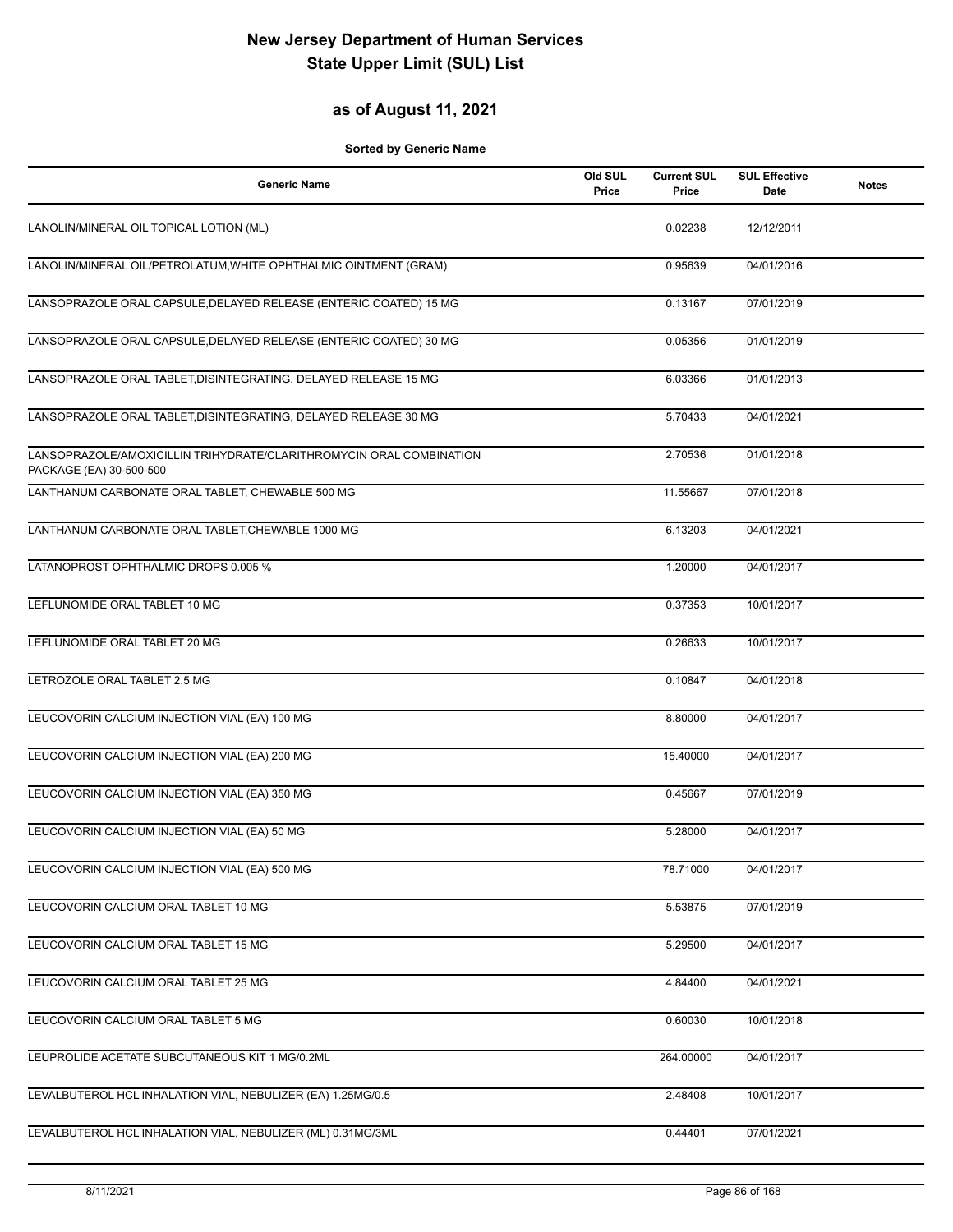# New Jersey Department of Human Services
# State Upper Limit (SUL) List

## as of August 11, 2021

**Sorted by Generic Name**

| Generic Name | Old SUL Price | Current SUL Price | SUL Effective Date | Notes |
|---|---|---|---|---|
| LANOLIN/MINERAL OIL TOPICAL LOTION (ML) | | 0.02238 | 12/12/2011 | |
| LANOLIN/MINERAL OIL/PETROLATUM,WHITE OPHTHALMIC OINTMENT (GRAM) | | 0.95639 | 04/01/2016 | |
| LANSOPRAZOLE ORAL CAPSULE,DELAYED RELEASE (ENTERIC COATED) 15 MG | | 0.13167 | 07/01/2019 | |
| LANSOPRAZOLE ORAL CAPSULE,DELAYED RELEASE (ENTERIC COATED) 30 MG | | 0.05356 | 01/01/2019 | |
| LANSOPRAZOLE ORAL TABLET,DISINTEGRATING, DELAYED RELEASE 15 MG | | 6.03366 | 01/01/2013 | |
| LANSOPRAZOLE ORAL TABLET,DISINTEGRATING, DELAYED RELEASE 30 MG | | 5.70433 | 04/01/2021 | |
| LANSOPRAZOLE/AMOXICILLIN TRIHYDRATE/CLARITHROMYCIN ORAL COMBINATION PACKAGE (EA) 30-500-500 | | 2.70536 | 01/01/2018 | |
| LANTHANUM CARBONATE ORAL TABLET, CHEWABLE 500 MG | | 11.55667 | 07/01/2018 | |
| LANTHANUM CARBONATE ORAL TABLET,CHEWABLE 1000 MG | | 6.13203 | 04/01/2021 | |
| LATANOPROST OPHTHALMIC DROPS 0.005 % | | 1.20000 | 04/01/2017 | |
| LEFLUNOMIDE ORAL TABLET 10 MG | | 0.37353 | 10/01/2017 | |
| LEFLUNOMIDE ORAL TABLET 20 MG | | 0.26633 | 10/01/2017 | |
| LETROZOLE ORAL TABLET 2.5 MG | | 0.10847 | 04/01/2018 | |
| LEUCOVORIN CALCIUM INJECTION VIAL (EA) 100 MG | | 8.80000 | 04/01/2017 | |
| LEUCOVORIN CALCIUM INJECTION VIAL (EA) 200 MG | | 15.40000 | 04/01/2017 | |
| LEUCOVORIN CALCIUM INJECTION VIAL (EA) 350 MG | | 0.45667 | 07/01/2019 | |
| LEUCOVORIN CALCIUM INJECTION VIAL (EA) 50 MG | | 5.28000 | 04/01/2017 | |
| LEUCOVORIN CALCIUM INJECTION VIAL (EA) 500 MG | | 78.71000 | 04/01/2017 | |
| LEUCOVORIN CALCIUM ORAL TABLET 10 MG | | 5.53875 | 07/01/2019 | |
| LEUCOVORIN CALCIUM ORAL TABLET 15 MG | | 5.29500 | 04/01/2017 | |
| LEUCOVORIN CALCIUM ORAL TABLET 25 MG | | 4.84400 | 04/01/2021 | |
| LEUCOVORIN CALCIUM ORAL TABLET 5 MG | | 0.60030 | 10/01/2018 | |
| LEUPROLIDE ACETATE SUBCUTANEOUS KIT 1 MG/0.2ML | | 264.00000 | 04/01/2017 | |
| LEVALBUTEROL HCL INHALATION VIAL, NEBULIZER (EA) 1.25MG/0.5 | | 2.48408 | 10/01/2017 | |
| LEVALBUTEROL HCL INHALATION VIAL, NEBULIZER (ML) 0.31MG/3ML | | 0.44401 | 07/01/2021 | |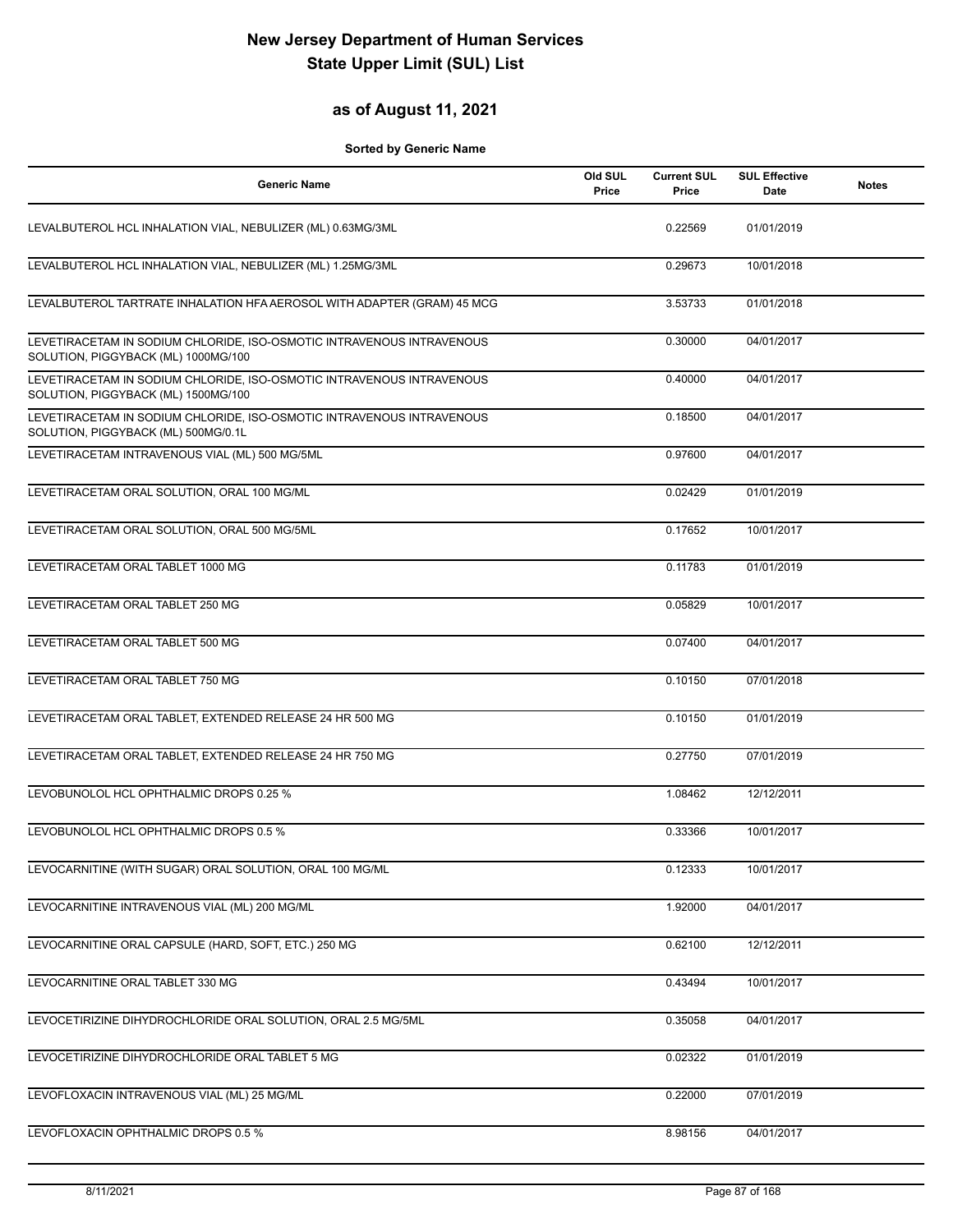# New Jersey Department of Human Services
# State Upper Limit (SUL) List

## as of August 11, 2021

**Sorted by Generic Name**

| Generic Name | Old SUL Price | Current SUL Price | SUL Effective Date | Notes |
|---|---|---|---|---|
| LEVALBUTEROL HCL INHALATION VIAL, NEBULIZER (ML) 0.63MG/3ML | | 0.22569 | 01/01/2019 | |
| LEVALBUTEROL HCL INHALATION VIAL, NEBULIZER (ML) 1.25MG/3ML | | 0.29673 | 10/01/2018 | |
| LEVALBUTEROL TARTRATE INHALATION HFA AEROSOL WITH ADAPTER (GRAM) 45 MCG | | 3.53733 | 01/01/2018 | |
| LEVETIRACETAM IN SODIUM CHLORIDE, ISO-OSMOTIC INTRAVENOUS INTRAVENOUS SOLUTION, PIGGYBACK (ML) 1000MG/100 | | 0.30000 | 04/01/2017 | |
| LEVETIRACETAM IN SODIUM CHLORIDE, ISO-OSMOTIC INTRAVENOUS INTRAVENOUS SOLUTION, PIGGYBACK (ML) 1500MG/100 | | 0.40000 | 04/01/2017 | |
| LEVETIRACETAM IN SODIUM CHLORIDE, ISO-OSMOTIC INTRAVENOUS INTRAVENOUS SOLUTION, PIGGYBACK (ML) 500MG/0.1L | | 0.18500 | 04/01/2017 | |
| LEVETIRACETAM INTRAVENOUS VIAL (ML) 500 MG/5ML | | 0.97600 | 04/01/2017 | |
| LEVETIRACETAM ORAL SOLUTION, ORAL 100 MG/ML | | 0.02429 | 01/01/2019 | |
| LEVETIRACETAM ORAL SOLUTION, ORAL 500 MG/5ML | | 0.17652 | 10/01/2017 | |
| LEVETIRACETAM ORAL TABLET 1000 MG | | 0.11783 | 01/01/2019 | |
| LEVETIRACETAM ORAL TABLET 250 MG | | 0.05829 | 10/01/2017 | |
| LEVETIRACETAM ORAL TABLET 500 MG | | 0.07400 | 04/01/2017 | |
| LEVETIRACETAM ORAL TABLET 750 MG | | 0.10150 | 07/01/2018 | |
| LEVETIRACETAM ORAL TABLET, EXTENDED RELEASE 24 HR 500 MG | | 0.10150 | 01/01/2019 | |
| LEVETIRACETAM ORAL TABLET, EXTENDED RELEASE 24 HR 750 MG | | 0.27750 | 07/01/2019 | |
| LEVOBUNOLOL HCL OPHTHALMIC DROPS 0.25 % | | 1.08462 | 12/12/2011 | |
| LEVOBUNOLOL HCL OPHTHALMIC DROPS 0.5 % | | 0.33366 | 10/01/2017 | |
| LEVOCARNITINE (WITH SUGAR) ORAL SOLUTION, ORAL 100 MG/ML | | 0.12333 | 10/01/2017 | |
| LEVOCARNITINE INTRAVENOUS VIAL (ML) 200 MG/ML | | 1.92000 | 04/01/2017 | |
| LEVOCARNITINE ORAL CAPSULE (HARD, SOFT, ETC.) 250 MG | | 0.62100 | 12/12/2011 | |
| LEVOCARNITINE ORAL TABLET 330 MG | | 0.43494 | 10/01/2017 | |
| LEVOCETIRIZINE DIHYDROCHLORIDE ORAL SOLUTION, ORAL 2.5 MG/5ML | | 0.35058 | 04/01/2017 | |
| LEVOCETIRIZINE DIHYDROCHLORIDE ORAL TABLET 5 MG | | 0.02322 | 01/01/2019 | |
| LEVOFLOXACIN INTRAVENOUS VIAL (ML) 25 MG/ML | | 0.22000 | 07/01/2019 | |
| LEVOFLOXACIN OPHTHALMIC DROPS 0.5 % | | 8.98156 | 04/01/2017 | |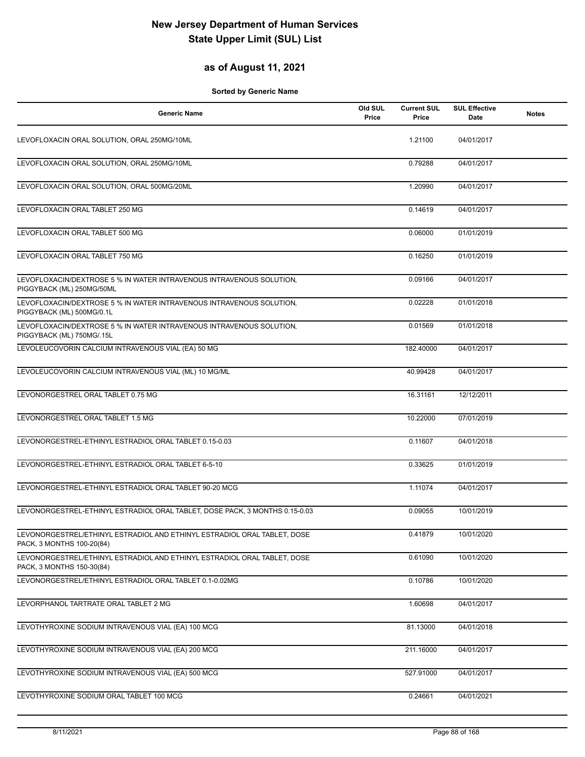# New Jersey Department of Human Services
# State Upper Limit (SUL) List

## as of August 11, 2021

**Sorted by Generic Name**

| Generic Name | Old SUL Price | Current SUL Price | SUL Effective Date | Notes |
|---|---|---|---|---|
| LEVOFLOXACIN ORAL SOLUTION, ORAL 250MG/10ML | | 1.21100 | 04/01/2017 | |
| LEVOFLOXACIN ORAL SOLUTION, ORAL 250MG/10ML | | 0.79288 | 04/01/2017 | |
| LEVOFLOXACIN ORAL SOLUTION, ORAL 500MG/20ML | | 1.20990 | 04/01/2017 | |
| LEVOFLOXACIN ORAL TABLET 250 MG | | 0.14619 | 04/01/2017 | |
| LEVOFLOXACIN ORAL TABLET 500 MG | | 0.06000 | 01/01/2019 | |
| LEVOFLOXACIN ORAL TABLET 750 MG | | 0.16250 | 01/01/2019 | |
| LEVOFLOXACIN/DEXTROSE 5 % IN WATER INTRAVENOUS INTRAVENOUS SOLUTION, PIGGYBACK (ML) 250MG/50ML | | 0.09166 | 04/01/2017 | |
| LEVOFLOXACIN/DEXTROSE 5 % IN WATER INTRAVENOUS INTRAVENOUS SOLUTION, PIGGYBACK (ML) 500MG/0.1L | | 0.02228 | 01/01/2018 | |
| LEVOFLOXACIN/DEXTROSE 5 % IN WATER INTRAVENOUS INTRAVENOUS SOLUTION, PIGGYBACK (ML) 750MG/.15L | | 0.01569 | 01/01/2018 | |
| LEVOLEUCOVORIN CALCIUM INTRAVENOUS VIAL (EA) 50 MG | | 182.40000 | 04/01/2017 | |
| LEVOLEUCOVORIN CALCIUM INTRAVENOUS VIAL (ML) 10 MG/ML | | 40.99428 | 04/01/2017 | |
| LEVONORGESTREL ORAL TABLET 0.75 MG | | 16.31161 | 12/12/2011 | |
| LEVONORGESTREL ORAL TABLET 1.5 MG | | 10.22000 | 07/01/2019 | |
| LEVONORGESTREL-ETHINYL ESTRADIOL ORAL TABLET 0.15-0.03 | | 0.11607 | 04/01/2018 | |
| LEVONORGESTREL-ETHINYL ESTRADIOL ORAL TABLET 6-5-10 | | 0.33625 | 01/01/2019 | |
| LEVONORGESTREL-ETHINYL ESTRADIOL ORAL TABLET 90-20 MCG | | 1.11074 | 04/01/2017 | |
| LEVONORGESTREL-ETHINYL ESTRADIOL ORAL TABLET, DOSE PACK, 3 MONTHS 0.15-0.03 | | 0.09055 | 10/01/2019 | |
| LEVONORGESTREL/ETHINYL ESTRADIOL AND ETHINYL ESTRADIOL ORAL TABLET, DOSE PACK, 3 MONTHS 100-20(84) | | 0.41879 | 10/01/2020 | |
| LEVONORGESTREL/ETHINYL ESTRADIOL AND ETHINYL ESTRADIOL ORAL TABLET, DOSE PACK, 3 MONTHS 150-30(84) | | 0.61090 | 10/01/2020 | |
| LEVONORGESTREL/ETHINYL ESTRADIOL ORAL TABLET 0.1-0.02MG | | 0.10786 | 10/01/2020 | |
| LEVORPHANOL TARTRATE ORAL TABLET 2 MG | | 1.60698 | 04/01/2017 | |
| LEVOTHYROXINE SODIUM INTRAVENOUS VIAL (EA) 100 MCG | | 81.13000 | 04/01/2018 | |
| LEVOTHYROXINE SODIUM INTRAVENOUS VIAL (EA) 200 MCG | | 211.16000 | 04/01/2017 | |
| LEVOTHYROXINE SODIUM INTRAVENOUS VIAL (EA) 500 MCG | | 527.91000 | 04/01/2017 | |
| LEVOTHYROXINE SODIUM ORAL TABLET 100 MCG | | 0.24661 | 04/01/2021 | |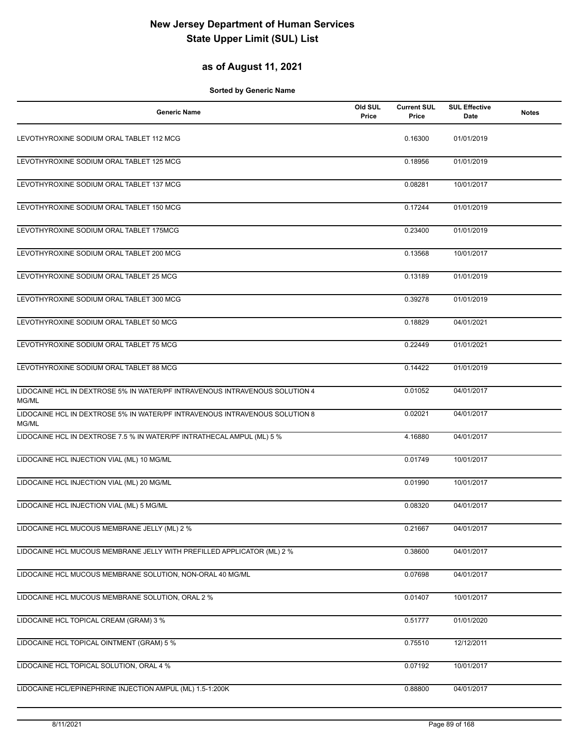# New Jersey Department of Human Services
# State Upper Limit (SUL) List

## as of August 11, 2021

**Sorted by Generic Name**

| Generic Name | Old SUL Price | Current SUL Price | SUL Effective Date | Notes |
|---|---|---|---|---|
| LEVOTHYROXINE SODIUM ORAL TABLET 112 MCG | | 0.16300 | 01/01/2019 | |
| LEVOTHYROXINE SODIUM ORAL TABLET 125 MCG | | 0.18956 | 01/01/2019 | |
| LEVOTHYROXINE SODIUM ORAL TABLET 137 MCG | | 0.08281 | 10/01/2017 | |
| LEVOTHYROXINE SODIUM ORAL TABLET 150 MCG | | 0.17244 | 01/01/2019 | |
| LEVOTHYROXINE SODIUM ORAL TABLET 175MCG | | 0.23400 | 01/01/2019 | |
| LEVOTHYROXINE SODIUM ORAL TABLET 200 MCG | | 0.13568 | 10/01/2017 | |
| LEVOTHYROXINE SODIUM ORAL TABLET 25 MCG | | 0.13189 | 01/01/2019 | |
| LEVOTHYROXINE SODIUM ORAL TABLET 300 MCG | | 0.39278 | 01/01/2019 | |
| LEVOTHYROXINE SODIUM ORAL TABLET 50 MCG | | 0.18829 | 04/01/2021 | |
| LEVOTHYROXINE SODIUM ORAL TABLET 75 MCG | | 0.22449 | 01/01/2021 | |
| LEVOTHYROXINE SODIUM ORAL TABLET 88 MCG | | 0.14422 | 01/01/2019 | |
| LIDOCAINE HCL IN DEXTROSE 5% IN WATER/PF INTRAVENOUS INTRAVENOUS SOLUTION 4 MG/ML | | 0.01052 | 04/01/2017 | |
| LIDOCAINE HCL IN DEXTROSE 5% IN WATER/PF INTRAVENOUS INTRAVENOUS SOLUTION 8 MG/ML | | 0.02021 | 04/01/2017 | |
| LIDOCAINE HCL IN DEXTROSE 7.5 % IN WATER/PF INTRATHECAL AMPUL (ML) 5 % | | 4.16880 | 04/01/2017 | |
| LIDOCAINE HCL INJECTION VIAL (ML) 10 MG/ML | | 0.01749 | 10/01/2017 | |
| LIDOCAINE HCL INJECTION VIAL (ML) 20 MG/ML | | 0.01990 | 10/01/2017 | |
| LIDOCAINE HCL INJECTION VIAL (ML) 5 MG/ML | | 0.08320 | 04/01/2017 | |
| LIDOCAINE HCL MUCOUS MEMBRANE JELLY (ML) 2 % | | 0.21667 | 04/01/2017 | |
| LIDOCAINE HCL MUCOUS MEMBRANE JELLY WITH PREFILLED APPLICATOR (ML) 2 % | | 0.38600 | 04/01/2017 | |
| LIDOCAINE HCL MUCOUS MEMBRANE SOLUTION, NON-ORAL 40 MG/ML | | 0.07698 | 04/01/2017 | |
| LIDOCAINE HCL MUCOUS MEMBRANE SOLUTION, ORAL 2 % | | 0.01407 | 10/01/2017 | |
| LIDOCAINE HCL TOPICAL CREAM (GRAM) 3 % | | 0.51777 | 01/01/2020 | |
| LIDOCAINE HCL TOPICAL OINTMENT (GRAM) 5 % | | 0.75510 | 12/12/2011 | |
| LIDOCAINE HCL TOPICAL SOLUTION, ORAL 4 % | | 0.07192 | 10/01/2017 | |
| LIDOCAINE HCL/EPINEPHRINE INJECTION AMPUL (ML) 1.5-1:200K | | 0.88800 | 04/01/2017 | |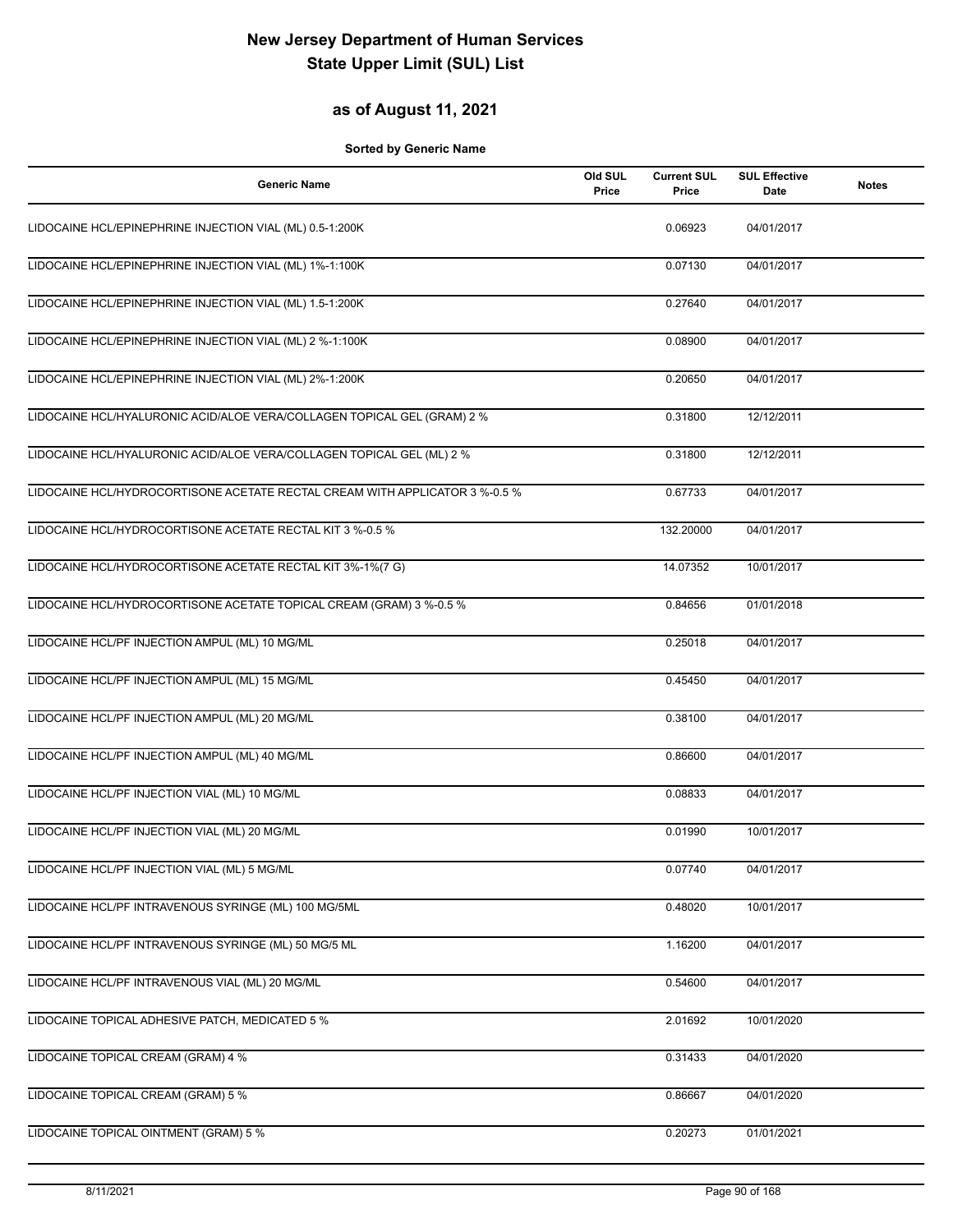# New Jersey Department of Human Services
# State Upper Limit (SUL) List

## as of August 11, 2021

**Sorted by Generic Name**

| Generic Name | Old SUL Price | Current SUL Price | SUL Effective Date | Notes |
|---|---|---|---|---|
| LIDOCAINE HCL/EPINEPHRINE INJECTION VIAL (ML) 0.5-1:200K | | 0.06923 | 04/01/2017 | |
| LIDOCAINE HCL/EPINEPHRINE INJECTION VIAL (ML) 1%-1:100K | | 0.07130 | 04/01/2017 | |
| LIDOCAINE HCL/EPINEPHRINE INJECTION VIAL (ML) 1.5-1:200K | | 0.27640 | 04/01/2017 | |
| LIDOCAINE HCL/EPINEPHRINE INJECTION VIAL (ML) 2 %-1:100K | | 0.08900 | 04/01/2017 | |
| LIDOCAINE HCL/EPINEPHRINE INJECTION VIAL (ML) 2%-1:200K | | 0.20650 | 04/01/2017 | |
| LIDOCAINE HCL/HYALURONIC ACID/ALOE VERA/COLLAGEN TOPICAL GEL (GRAM) 2 % | | 0.31800 | 12/12/2011 | |
| LIDOCAINE HCL/HYALURONIC ACID/ALOE VERA/COLLAGEN TOPICAL GEL (ML) 2 % | | 0.31800 | 12/12/2011 | |
| LIDOCAINE HCL/HYDROCORTISONE ACETATE RECTAL CREAM WITH APPLICATOR 3 %-0.5 % | | 0.67733 | 04/01/2017 | |
| LIDOCAINE HCL/HYDROCORTISONE ACETATE RECTAL KIT 3 %-0.5 % | | 132.20000 | 04/01/2017 | |
| LIDOCAINE HCL/HYDROCORTISONE ACETATE RECTAL KIT 3%-1%(7 G) | | 14.07352 | 10/01/2017 | |
| LIDOCAINE HCL/HYDROCORTISONE ACETATE TOPICAL CREAM (GRAM) 3 %-0.5 % | | 0.84656 | 01/01/2018 | |
| LIDOCAINE HCL/PF INJECTION AMPUL (ML) 10 MG/ML | | 0.25018 | 04/01/2017 | |
| LIDOCAINE HCL/PF INJECTION AMPUL (ML) 15 MG/ML | | 0.45450 | 04/01/2017 | |
| LIDOCAINE HCL/PF INJECTION AMPUL (ML) 20 MG/ML | | 0.38100 | 04/01/2017 | |
| LIDOCAINE HCL/PF INJECTION AMPUL (ML) 40 MG/ML | | 0.86600 | 04/01/2017 | |
| LIDOCAINE HCL/PF INJECTION VIAL (ML) 10 MG/ML | | 0.08833 | 04/01/2017 | |
| LIDOCAINE HCL/PF INJECTION VIAL (ML) 20 MG/ML | | 0.01990 | 10/01/2017 | |
| LIDOCAINE HCL/PF INJECTION VIAL (ML) 5 MG/ML | | 0.07740 | 04/01/2017 | |
| LIDOCAINE HCL/PF INTRAVENOUS SYRINGE (ML) 100 MG/5ML | | 0.48020 | 10/01/2017 | |
| LIDOCAINE HCL/PF INTRAVENOUS SYRINGE (ML) 50 MG/5 ML | | 1.16200 | 04/01/2017 | |
| LIDOCAINE HCL/PF INTRAVENOUS VIAL (ML) 20 MG/ML | | 0.54600 | 04/01/2017 | |
| LIDOCAINE TOPICAL ADHESIVE PATCH, MEDICATED 5 % | | 2.01692 | 10/01/2020 | |
| LIDOCAINE TOPICAL CREAM (GRAM) 4 % | | 0.31433 | 04/01/2020 | |
| LIDOCAINE TOPICAL CREAM (GRAM) 5 % | | 0.86667 | 04/01/2020 | |
| LIDOCAINE TOPICAL OINTMENT (GRAM) 5 % | | 0.20273 | 01/01/2021 | |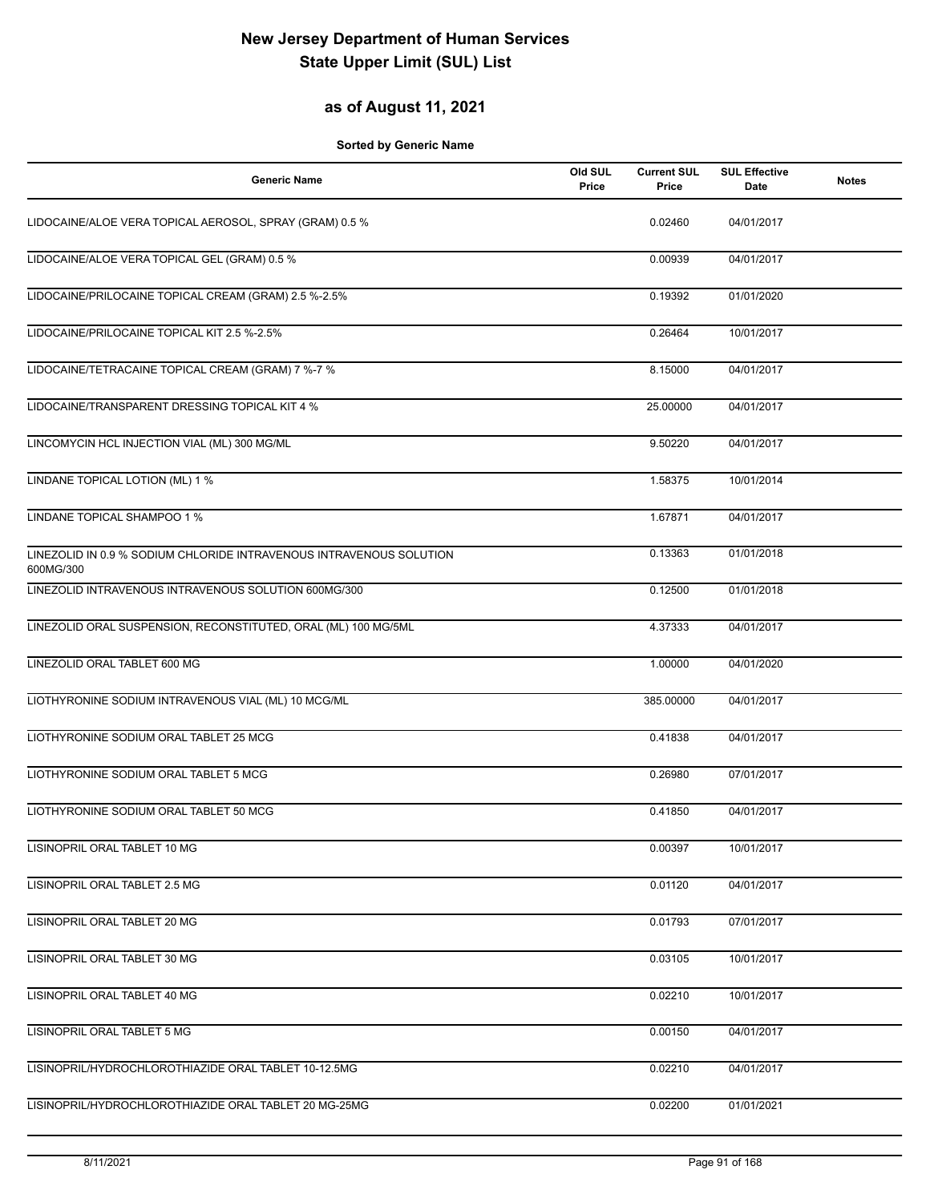# New Jersey Department of Human Services
# State Upper Limit (SUL) List

## as of August 11, 2021

**Sorted by Generic Name**

| Generic Name | Old SUL Price | Current SUL Price | SUL Effective Date | Notes |
|---|---|---|---|---|
| LIDOCAINE/ALOE VERA TOPICAL AEROSOL, SPRAY (GRAM) 0.5 % | | 0.02460 | 04/01/2017 | |
| LIDOCAINE/ALOE VERA TOPICAL GEL (GRAM) 0.5 % | | 0.00939 | 04/01/2017 | |
| LIDOCAINE/PRILOCAINE TOPICAL CREAM (GRAM) 2.5 %-2.5% | | 0.19392 | 01/01/2020 | |
| LIDOCAINE/PRILOCAINE TOPICAL KIT 2.5 %-2.5% | | 0.26464 | 10/01/2017 | |
| LIDOCAINE/TETRACAINE TOPICAL CREAM (GRAM) 7 %-7 % | | 8.15000 | 04/01/2017 | |
| LIDOCAINE/TRANSPARENT DRESSING TOPICAL KIT 4 % | | 25.00000 | 04/01/2017 | |
| LINCOMYCIN HCL INJECTION VIAL (ML) 300 MG/ML | | 9.50220 | 04/01/2017 | |
| LINDANE TOPICAL LOTION (ML) 1 % | | 1.58375 | 10/01/2014 | |
| LINDANE TOPICAL SHAMPOO 1 % | | 1.67871 | 04/01/2017 | |
| LINEZOLID IN 0.9 % SODIUM CHLORIDE INTRAVENOUS INTRAVENOUS SOLUTION 600MG/300 | | 0.13363 | 01/01/2018 | |
| LINEZOLID INTRAVENOUS INTRAVENOUS SOLUTION 600MG/300 | | 0.12500 | 01/01/2018 | |
| LINEZOLID ORAL SUSPENSION, RECONSTITUTED, ORAL (ML) 100 MG/5ML | | 4.37333 | 04/01/2017 | |
| LINEZOLID ORAL TABLET 600 MG | | 1.00000 | 04/01/2020 | |
| LIOTHYRONINE SODIUM INTRAVENOUS VIAL (ML) 10 MCG/ML | | 385.00000 | 04/01/2017 | |
| LIOTHYRONINE SODIUM ORAL TABLET 25 MCG | | 0.41838 | 04/01/2017 | |
| LIOTHYRONINE SODIUM ORAL TABLET 5 MCG | | 0.26980 | 07/01/2017 | |
| LIOTHYRONINE SODIUM ORAL TABLET 50 MCG | | 0.41850 | 04/01/2017 | |
| LISINOPRIL ORAL TABLET 10 MG | | 0.00397 | 10/01/2017 | |
| LISINOPRIL ORAL TABLET 2.5 MG | | 0.01120 | 04/01/2017 | |
| LISINOPRIL ORAL TABLET 20 MG | | 0.01793 | 07/01/2017 | |
| LISINOPRIL ORAL TABLET 30 MG | | 0.03105 | 10/01/2017 | |
| LISINOPRIL ORAL TABLET 40 MG | | 0.02210 | 10/01/2017 | |
| LISINOPRIL ORAL TABLET 5 MG | | 0.00150 | 04/01/2017 | |
| LISINOPRIL/HYDROCHLOROTHIAZIDE ORAL TABLET 10-12.5MG | | 0.02210 | 04/01/2017 | |
| LISINOPRIL/HYDROCHLOROTHIAZIDE ORAL TABLET 20 MG-25MG | | 0.02200 | 01/01/2021 | |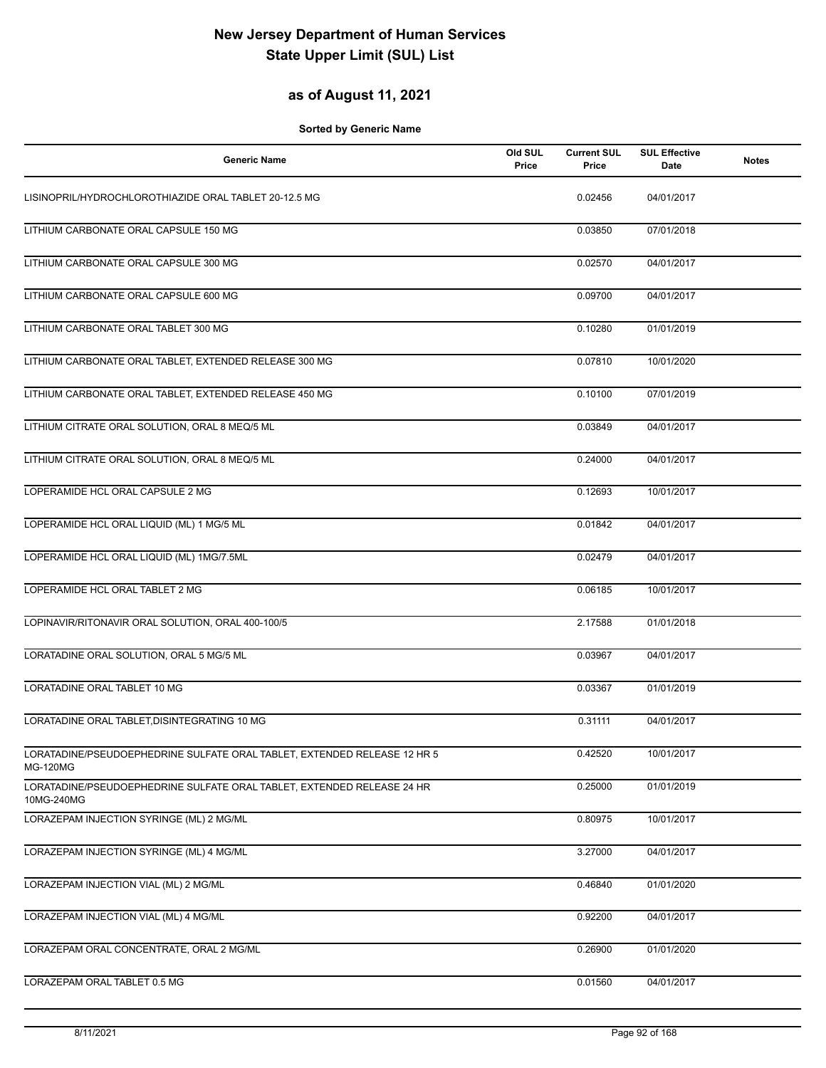# New Jersey Department of Human Services
# State Upper Limit (SUL) List

## as of August 11, 2021

**Sorted by Generic Name**

| Generic Name | Old SUL Price | Current SUL Price | SUL Effective Date | Notes |
|---|---|---|---|---|
| LISINOPRIL/HYDROCHLOROTHIAZIDE ORAL TABLET 20-12.5 MG | | 0.02456 | 04/01/2017 | |
| LITHIUM CARBONATE ORAL CAPSULE 150 MG | | 0.03850 | 07/01/2018 | |
| LITHIUM CARBONATE ORAL CAPSULE 300 MG | | 0.02570 | 04/01/2017 | |
| LITHIUM CARBONATE ORAL CAPSULE 600 MG | | 0.09700 | 04/01/2017 | |
| LITHIUM CARBONATE ORAL TABLET 300 MG | | 0.10280 | 01/01/2019 | |
| LITHIUM CARBONATE ORAL TABLET, EXTENDED RELEASE 300 MG | | 0.07810 | 10/01/2020 | |
| LITHIUM CARBONATE ORAL TABLET, EXTENDED RELEASE 450 MG | | 0.10100 | 07/01/2019 | |
| LITHIUM CITRATE ORAL SOLUTION, ORAL 8 MEQ/5 ML | | 0.03849 | 04/01/2017 | |
| LITHIUM CITRATE ORAL SOLUTION, ORAL 8 MEQ/5 ML | | 0.24000 | 04/01/2017 | |
| LOPERAMIDE HCL ORAL CAPSULE 2 MG | | 0.12693 | 10/01/2017 | |
| LOPERAMIDE HCL ORAL LIQUID (ML) 1 MG/5 ML | | 0.01842 | 04/01/2017 | |
| LOPERAMIDE HCL ORAL LIQUID (ML) 1MG/7.5ML | | 0.02479 | 04/01/2017 | |
| LOPERAMIDE HCL ORAL TABLET 2 MG | | 0.06185 | 10/01/2017 | |
| LOPINAVIR/RITONAVIR ORAL SOLUTION, ORAL 400-100/5 | | 2.17588 | 01/01/2018 | |
| LORATADINE ORAL SOLUTION, ORAL 5 MG/5 ML | | 0.03967 | 04/01/2017 | |
| LORATADINE ORAL TABLET 10 MG | | 0.03367 | 01/01/2019 | |
| LORATADINE ORAL TABLET,DISINTEGRATING 10 MG | | 0.31111 | 04/01/2017 | |
| LORATADINE/PSEUDOEPHEDRINE SULFATE ORAL TABLET, EXTENDED RELEASE 12 HR 5 MG-120MG | | 0.42520 | 10/01/2017 | |
| LORATADINE/PSEUDOEPHEDRINE SULFATE ORAL TABLET, EXTENDED RELEASE 24 HR 10MG-240MG | | 0.25000 | 01/01/2019 | |
| LORAZEPAM INJECTION SYRINGE (ML) 2 MG/ML | | 0.80975 | 10/01/2017 | |
| LORAZEPAM INJECTION SYRINGE (ML) 4 MG/ML | | 3.27000 | 04/01/2017 | |
| LORAZEPAM INJECTION VIAL (ML) 2 MG/ML | | 0.46840 | 01/01/2020 | |
| LORAZEPAM INJECTION VIAL (ML) 4 MG/ML | | 0.92200 | 04/01/2017 | |
| LORAZEPAM ORAL CONCENTRATE, ORAL 2 MG/ML | | 0.26900 | 01/01/2020 | |
| LORAZEPAM ORAL TABLET 0.5 MG | | 0.01560 | 04/01/2017 | |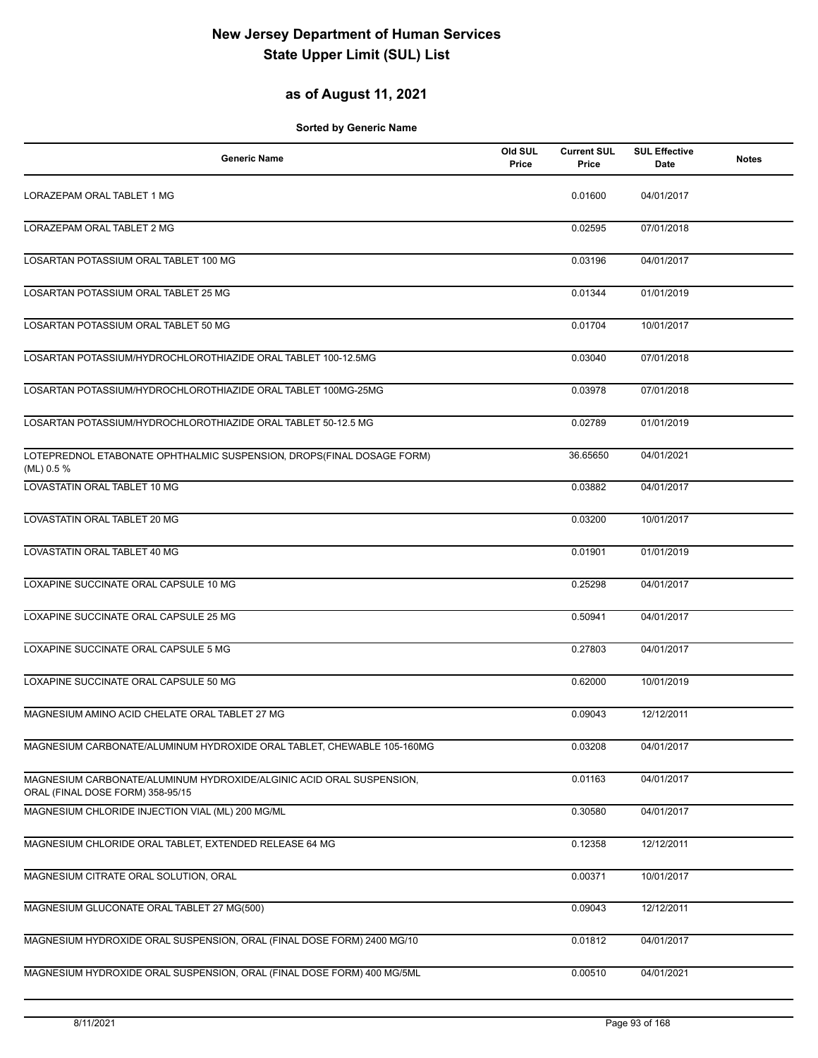# New Jersey Department of Human Services
# State Upper Limit (SUL) List

## as of August 11, 2021

**Sorted by Generic Name**

| Generic Name | Old SUL Price | Current SUL Price | SUL Effective Date | Notes |
|---|---|---|---|---|
| LORAZEPAM ORAL TABLET 1 MG | | 0.01600 | 04/01/2017 | |
| LORAZEPAM ORAL TABLET 2 MG | | 0.02595 | 07/01/2018 | |
| LOSARTAN POTASSIUM ORAL TABLET 100 MG | | 0.03196 | 04/01/2017 | |
| LOSARTAN POTASSIUM ORAL TABLET 25 MG | | 0.01344 | 01/01/2019 | |
| LOSARTAN POTASSIUM ORAL TABLET 50 MG | | 0.01704 | 10/01/2017 | |
| LOSARTAN POTASSIUM/HYDROCHLOROTHIAZIDE ORAL TABLET 100-12.5MG | | 0.03040 | 07/01/2018 | |
| LOSARTAN POTASSIUM/HYDROCHLOROTHIAZIDE ORAL TABLET 100MG-25MG | | 0.03978 | 07/01/2018 | |
| LOSARTAN POTASSIUM/HYDROCHLOROTHIAZIDE ORAL TABLET 50-12.5 MG | | 0.02789 | 01/01/2019 | |
| LOTEPREDNOL ETABONATE OPHTHALMIC SUSPENSION, DROPS(FINAL DOSAGE FORM) (ML) 0.5 % | | 36.65650 | 04/01/2021 | |
| LOVASTATIN ORAL TABLET 10 MG | | 0.03882 | 04/01/2017 | |
| LOVASTATIN ORAL TABLET 20 MG | | 0.03200 | 10/01/2017 | |
| LOVASTATIN ORAL TABLET 40 MG | | 0.01901 | 01/01/2019 | |
| LOXAPINE SUCCINATE ORAL CAPSULE 10 MG | | 0.25298 | 04/01/2017 | |
| LOXAPINE SUCCINATE ORAL CAPSULE 25 MG | | 0.50941 | 04/01/2017 | |
| LOXAPINE SUCCINATE ORAL CAPSULE 5 MG | | 0.27803 | 04/01/2017 | |
| LOXAPINE SUCCINATE ORAL CAPSULE 50 MG | | 0.62000 | 10/01/2019 | |
| MAGNESIUM AMINO ACID CHELATE ORAL TABLET 27 MG | | 0.09043 | 12/12/2011 | |
| MAGNESIUM CARBONATE/ALUMINUM HYDROXIDE ORAL TABLET, CHEWABLE 105-160MG | | 0.03208 | 04/01/2017 | |
| MAGNESIUM CARBONATE/ALUMINUM HYDROXIDE/ALGINIC ACID ORAL SUSPENSION, ORAL (FINAL DOSE FORM) 358-95/15 | | 0.01163 | 04/01/2017 | |
| MAGNESIUM CHLORIDE INJECTION VIAL (ML) 200 MG/ML | | 0.30580 | 04/01/2017 | |
| MAGNESIUM CHLORIDE ORAL TABLET, EXTENDED RELEASE 64 MG | | 0.12358 | 12/12/2011 | |
| MAGNESIUM CITRATE ORAL SOLUTION, ORAL | | 0.00371 | 10/01/2017 | |
| MAGNESIUM GLUCONATE ORAL TABLET 27 MG(500) | | 0.09043 | 12/12/2011 | |
| MAGNESIUM HYDROXIDE ORAL SUSPENSION, ORAL (FINAL DOSE FORM) 2400 MG/10 | | 0.01812 | 04/01/2017 | |
| MAGNESIUM HYDROXIDE ORAL SUSPENSION, ORAL (FINAL DOSE FORM) 400 MG/5ML | | 0.00510 | 04/01/2021 | |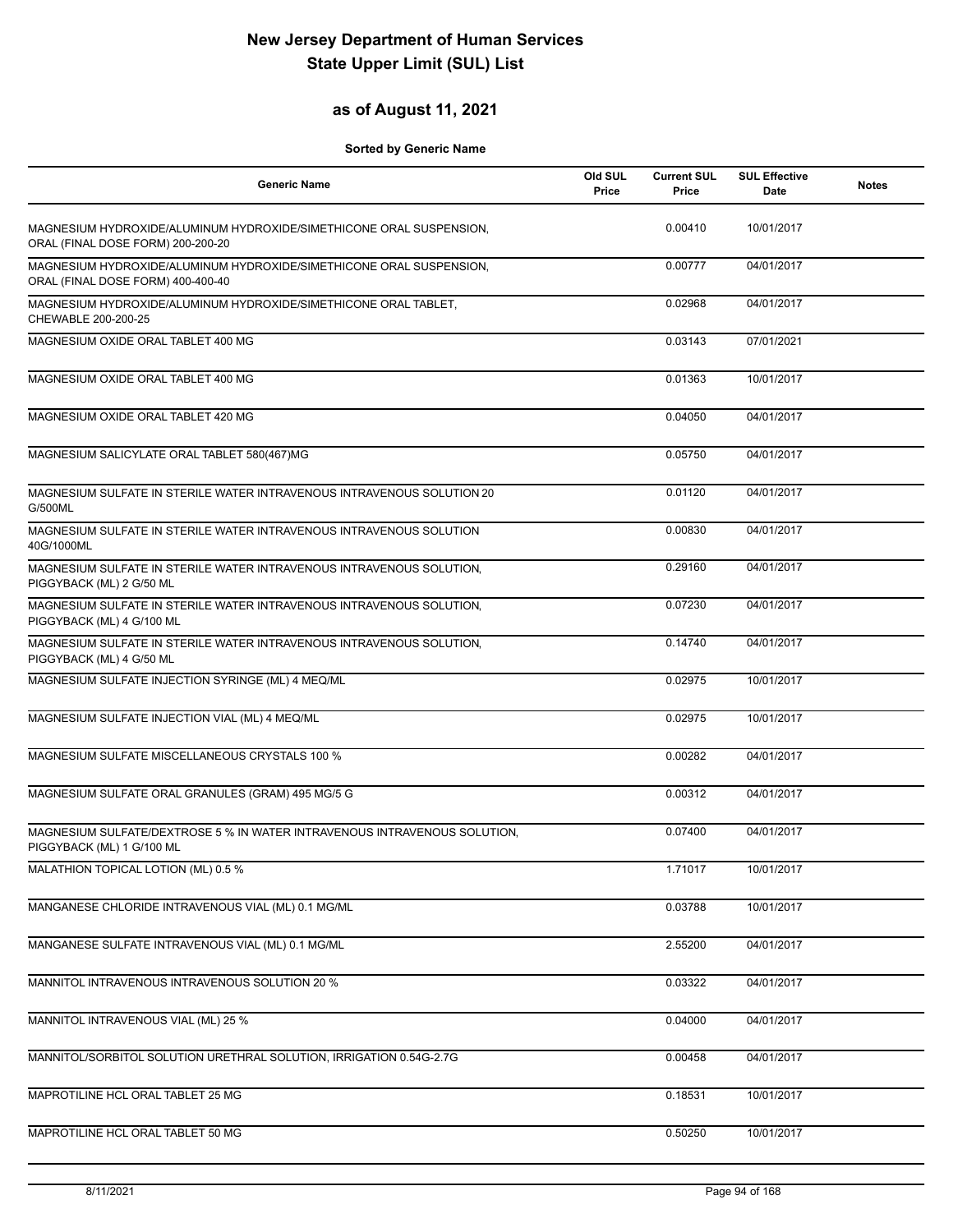# New Jersey Department of Human Services
# State Upper Limit (SUL) List

## as of August 11, 2021

**Sorted by Generic Name**

| Generic Name | Old SUL Price | Current SUL Price | SUL Effective Date | Notes |
|---|---|---|---|---|
| MAGNESIUM HYDROXIDE/ALUMINUM HYDROXIDE/SIMETHICONE ORAL SUSPENSION, ORAL (FINAL DOSE FORM) 200-200-20 | | 0.00410 | 10/01/2017 | |
| MAGNESIUM HYDROXIDE/ALUMINUM HYDROXIDE/SIMETHICONE ORAL SUSPENSION, ORAL (FINAL DOSE FORM) 400-400-40 | | 0.00777 | 04/01/2017 | |
| MAGNESIUM HYDROXIDE/ALUMINUM HYDROXIDE/SIMETHICONE ORAL TABLET, CHEWABLE 200-200-25 | | 0.02968 | 04/01/2017 | |
| MAGNESIUM OXIDE ORAL TABLET 400 MG | | 0.03143 | 07/01/2021 | |
| MAGNESIUM OXIDE ORAL TABLET 400 MG | | 0.01363 | 10/01/2017 | |
| MAGNESIUM OXIDE ORAL TABLET 420 MG | | 0.04050 | 04/01/2017 | |
| MAGNESIUM SALICYLATE ORAL TABLET 580(467)MG | | 0.05750 | 04/01/2017 | |
| MAGNESIUM SULFATE IN STERILE WATER INTRAVENOUS INTRAVENOUS SOLUTION 20 G/500ML | | 0.01120 | 04/01/2017 | |
| MAGNESIUM SULFATE IN STERILE WATER INTRAVENOUS INTRAVENOUS SOLUTION 40G/1000ML | | 0.00830 | 04/01/2017 | |
| MAGNESIUM SULFATE IN STERILE WATER INTRAVENOUS INTRAVENOUS SOLUTION, PIGGYBACK (ML) 2 G/50 ML | | 0.29160 | 04/01/2017 | |
| MAGNESIUM SULFATE IN STERILE WATER INTRAVENOUS INTRAVENOUS SOLUTION, PIGGYBACK (ML) 4 G/100 ML | | 0.07230 | 04/01/2017 | |
| MAGNESIUM SULFATE IN STERILE WATER INTRAVENOUS INTRAVENOUS SOLUTION, PIGGYBACK (ML) 4 G/50 ML | | 0.14740 | 04/01/2017 | |
| MAGNESIUM SULFATE INJECTION SYRINGE (ML) 4 MEQ/ML | | 0.02975 | 10/01/2017 | |
| MAGNESIUM SULFATE INJECTION VIAL (ML) 4 MEQ/ML | | 0.02975 | 10/01/2017 | |
| MAGNESIUM SULFATE MISCELLANEOUS CRYSTALS 100 % | | 0.00282 | 04/01/2017 | |
| MAGNESIUM SULFATE ORAL GRANULES (GRAM) 495 MG/5 G | | 0.00312 | 04/01/2017 | |
| MAGNESIUM SULFATE/DEXTROSE 5 % IN WATER INTRAVENOUS INTRAVENOUS SOLUTION, PIGGYBACK (ML) 1 G/100 ML | | 0.07400 | 04/01/2017 | |
| MALATHION TOPICAL LOTION (ML) 0.5 % | | 1.71017 | 10/01/2017 | |
| MANGANESE CHLORIDE INTRAVENOUS VIAL (ML) 0.1 MG/ML | | 0.03788 | 10/01/2017 | |
| MANGANESE SULFATE INTRAVENOUS VIAL (ML) 0.1 MG/ML | | 2.55200 | 04/01/2017 | |
| MANNITOL INTRAVENOUS INTRAVENOUS SOLUTION 20 % | | 0.03322 | 04/01/2017 | |
| MANNITOL INTRAVENOUS VIAL (ML) 25 % | | 0.04000 | 04/01/2017 | |
| MANNITOL/SORBITOL SOLUTION URETHRAL SOLUTION, IRRIGATION 0.54G-2.7G | | 0.00458 | 04/01/2017 | |
| MAPROTILINE HCL ORAL TABLET 25 MG | | 0.18531 | 10/01/2017 | |
| MAPROTILINE HCL ORAL TABLET 50 MG | | 0.50250 | 10/01/2017 | |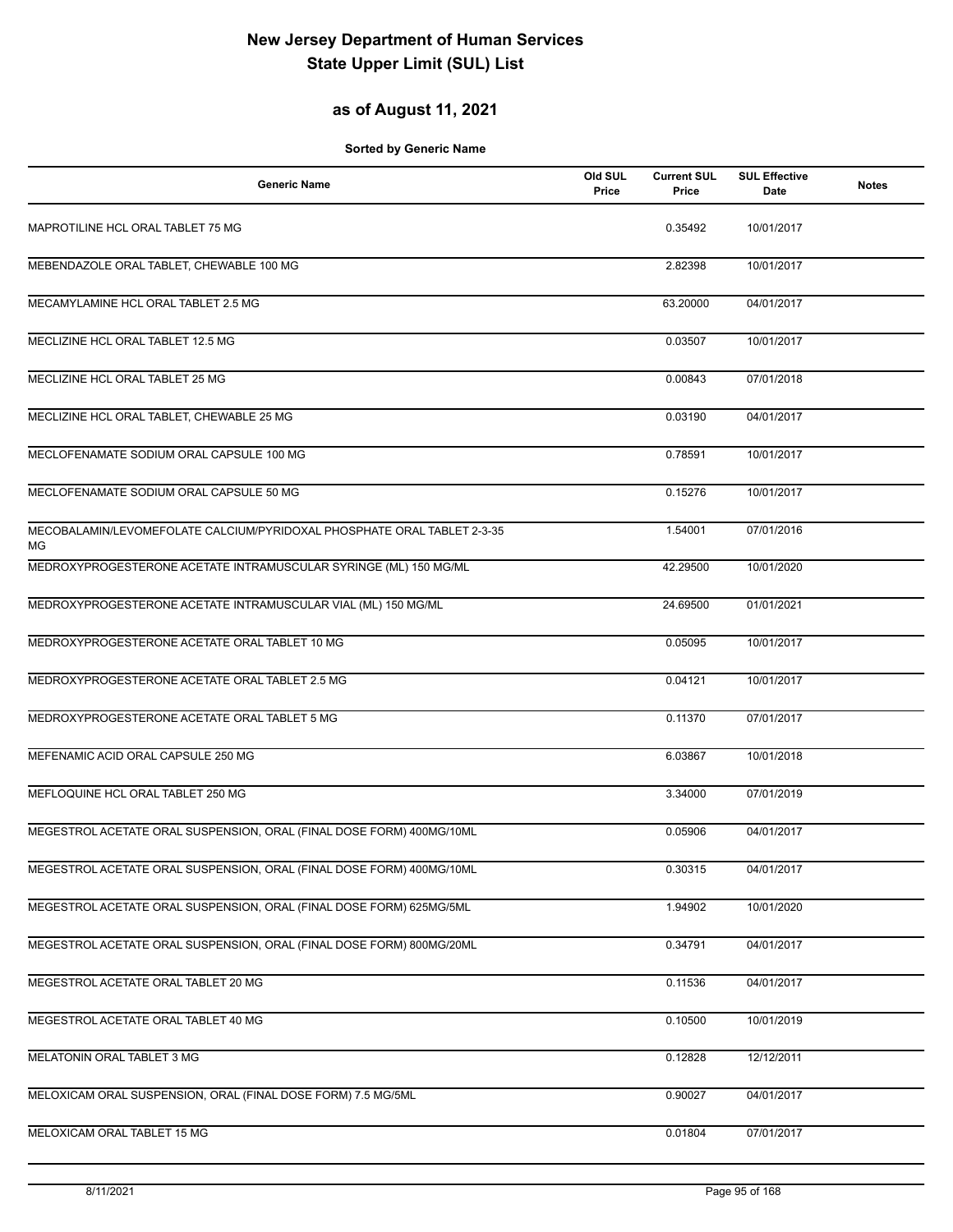# New Jersey Department of Human Services
# State Upper Limit (SUL) List

## as of August 11, 2021

**Sorted by Generic Name**

| Generic Name | Old SUL Price | Current SUL Price | SUL Effective Date | Notes |
|---|---|---|---|---|
| MAPROTILINE HCL ORAL TABLET 75 MG | | 0.35492 | 10/01/2017 | |
| MEBENDAZOLE ORAL TABLET, CHEWABLE 100 MG | | 2.82398 | 10/01/2017 | |
| MECAMYLAMINE HCL ORAL TABLET 2.5 MG | | 63.20000 | 04/01/2017 | |
| MECLIZINE HCL ORAL TABLET 12.5 MG | | 0.03507 | 10/01/2017 | |
| MECLIZINE HCL ORAL TABLET 25 MG | | 0.00843 | 07/01/2018 | |
| MECLIZINE HCL ORAL TABLET, CHEWABLE 25 MG | | 0.03190 | 04/01/2017 | |
| MECLOFENAMATE SODIUM ORAL CAPSULE 100 MG | | 0.78591 | 10/01/2017 | |
| MECLOFENAMATE SODIUM ORAL CAPSULE 50 MG | | 0.15276 | 10/01/2017 | |
| MECOBALAMIN/LEVOMEFOLATE CALCIUM/PYRIDOXAL PHOSPHATE ORAL TABLET 2-3-35 MG | | 1.54001 | 07/01/2016 | |
| MEDROXYPROGESTERONE ACETATE INTRAMUSCULAR SYRINGE (ML) 150 MG/ML | | 42.29500 | 10/01/2020 | |
| MEDROXYPROGESTERONE ACETATE INTRAMUSCULAR VIAL (ML) 150 MG/ML | | 24.69500 | 01/01/2021 | |
| MEDROXYPROGESTERONE ACETATE ORAL TABLET 10 MG | | 0.05095 | 10/01/2017 | |
| MEDROXYPROGESTERONE ACETATE ORAL TABLET 2.5 MG | | 0.04121 | 10/01/2017 | |
| MEDROXYPROGESTERONE ACETATE ORAL TABLET 5 MG | | 0.11370 | 07/01/2017 | |
| MEFENAMIC ACID ORAL CAPSULE 250 MG | | 6.03867 | 10/01/2018 | |
| MEFLOQUINE HCL ORAL TABLET 250 MG | | 3.34000 | 07/01/2019 | |
| MEGESTROL ACETATE ORAL SUSPENSION, ORAL (FINAL DOSE FORM) 400MG/10ML | | 0.05906 | 04/01/2017 | |
| MEGESTROL ACETATE ORAL SUSPENSION, ORAL (FINAL DOSE FORM) 400MG/10ML | | 0.30315 | 04/01/2017 | |
| MEGESTROL ACETATE ORAL SUSPENSION, ORAL (FINAL DOSE FORM) 625MG/5ML | | 1.94902 | 10/01/2020 | |
| MEGESTROL ACETATE ORAL SUSPENSION, ORAL (FINAL DOSE FORM) 800MG/20ML | | 0.34791 | 04/01/2017 | |
| MEGESTROL ACETATE ORAL TABLET 20 MG | | 0.11536 | 04/01/2017 | |
| MEGESTROL ACETATE ORAL TABLET 40 MG | | 0.10500 | 10/01/2019 | |
| MELATONIN ORAL TABLET 3 MG | | 0.12828 | 12/12/2011 | |
| MELOXICAM ORAL SUSPENSION, ORAL (FINAL DOSE FORM) 7.5 MG/5ML | | 0.90027 | 04/01/2017 | |
| MELOXICAM ORAL TABLET 15 MG | | 0.01804 | 07/01/2017 | |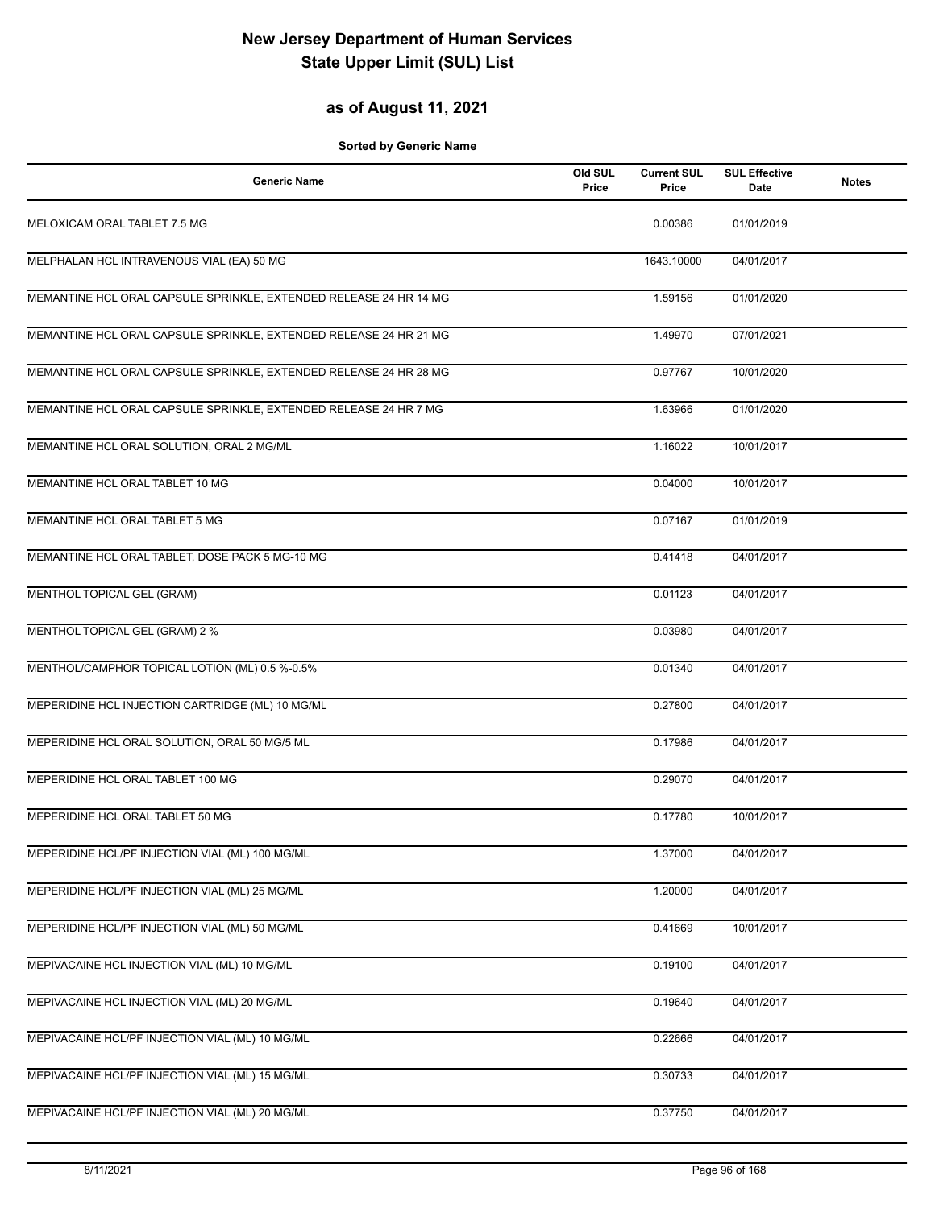# New Jersey Department of Human Services
# State Upper Limit (SUL) List

## as of August 11, 2021

**Sorted by Generic Name**

| Generic Name | Old SUL Price | Current SUL Price | SUL Effective Date | Notes |
|---|---|---|---|---|
| MELOXICAM ORAL TABLET 7.5 MG | | 0.00386 | 01/01/2019 | |
| MELPHALAN HCL INTRAVENOUS VIAL (EA) 50 MG | | 1643.10000 | 04/01/2017 | |
| MEMANTINE HCL ORAL CAPSULE SPRINKLE, EXTENDED RELEASE 24 HR 14 MG | | 1.59156 | 01/01/2020 | |
| MEMANTINE HCL ORAL CAPSULE SPRINKLE, EXTENDED RELEASE 24 HR 21 MG | | 1.49970 | 07/01/2021 | |
| MEMANTINE HCL ORAL CAPSULE SPRINKLE, EXTENDED RELEASE 24 HR 28 MG | | 0.97767 | 10/01/2020 | |
| MEMANTINE HCL ORAL CAPSULE SPRINKLE, EXTENDED RELEASE 24 HR 7 MG | | 1.63966 | 01/01/2020 | |
| MEMANTINE HCL ORAL SOLUTION, ORAL 2 MG/ML | | 1.16022 | 10/01/2017 | |
| MEMANTINE HCL ORAL TABLET 10 MG | | 0.04000 | 10/01/2017 | |
| MEMANTINE HCL ORAL TABLET 5 MG | | 0.07167 | 01/01/2019 | |
| MEMANTINE HCL ORAL TABLET, DOSE PACK 5 MG-10 MG | | 0.41418 | 04/01/2017 | |
| MENTHOL TOPICAL GEL (GRAM) | | 0.01123 | 04/01/2017 | |
| MENTHOL TOPICAL GEL (GRAM) 2 % | | 0.03980 | 04/01/2017 | |
| MENTHOL/CAMPHOR TOPICAL LOTION (ML) 0.5 %-0.5% | | 0.01340 | 04/01/2017 | |
| MEPERIDINE HCL INJECTION CARTRIDGE (ML) 10 MG/ML | | 0.27800 | 04/01/2017 | |
| MEPERIDINE HCL ORAL SOLUTION, ORAL 50 MG/5 ML | | 0.17986 | 04/01/2017 | |
| MEPERIDINE HCL ORAL TABLET 100 MG | | 0.29070 | 04/01/2017 | |
| MEPERIDINE HCL ORAL TABLET 50 MG | | 0.17780 | 10/01/2017 | |
| MEPERIDINE HCL/PF INJECTION VIAL (ML) 100 MG/ML | | 1.37000 | 04/01/2017 | |
| MEPERIDINE HCL/PF INJECTION VIAL (ML) 25 MG/ML | | 1.20000 | 04/01/2017 | |
| MEPERIDINE HCL/PF INJECTION VIAL (ML) 50 MG/ML | | 0.41669 | 10/01/2017 | |
| MEPIVACAINE HCL INJECTION VIAL (ML) 10 MG/ML | | 0.19100 | 04/01/2017 | |
| MEPIVACAINE HCL INJECTION VIAL (ML) 20 MG/ML | | 0.19640 | 04/01/2017 | |
| MEPIVACAINE HCL/PF INJECTION VIAL (ML) 10 MG/ML | | 0.22666 | 04/01/2017 | |
| MEPIVACAINE HCL/PF INJECTION VIAL (ML) 15 MG/ML | | 0.30733 | 04/01/2017 | |
| MEPIVACAINE HCL/PF INJECTION VIAL (ML) 20 MG/ML | | 0.37750 | 04/01/2017 | |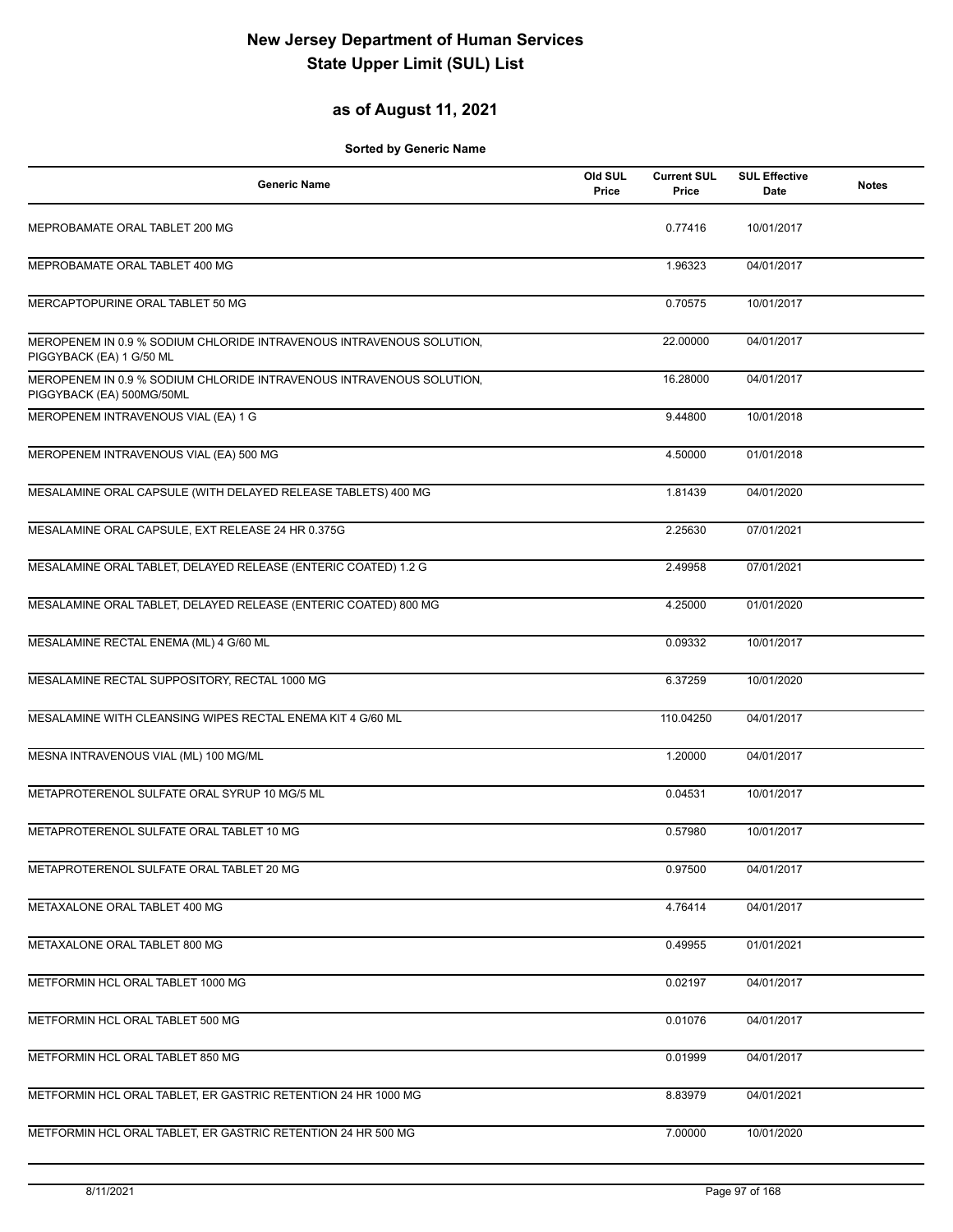# New Jersey Department of Human Services
# State Upper Limit (SUL) List

## as of August 11, 2021

**Sorted by Generic Name**

| Generic Name | Old SUL Price | Current SUL Price | SUL Effective Date | Notes |
|---|---|---|---|---|
| MEPROBAMATE ORAL TABLET 200 MG | | 0.77416 | 10/01/2017 | |
| MEPROBAMATE ORAL TABLET 400 MG | | 1.96323 | 04/01/2017 | |
| MERCAPTOPURINE ORAL TABLET 50 MG | | 0.70575 | 10/01/2017 | |
| MEROPENEM IN 0.9 % SODIUM CHLORIDE INTRAVENOUS INTRAVENOUS SOLUTION, PIGGYBACK (EA) 1 G/50 ML | | 22.00000 | 04/01/2017 | |
| MEROPENEM IN 0.9 % SODIUM CHLORIDE INTRAVENOUS INTRAVENOUS SOLUTION, PIGGYBACK (EA) 500MG/50ML | | 16.28000 | 04/01/2017 | |
| MEROPENEM INTRAVENOUS VIAL (EA) 1 G | | 9.44800 | 10/01/2018 | |
| MEROPENEM INTRAVENOUS VIAL (EA) 500 MG | | 4.50000 | 01/01/2018 | |
| MESALAMINE ORAL CAPSULE (WITH DELAYED RELEASE TABLETS) 400 MG | | 1.81439 | 04/01/2020 | |
| MESALAMINE ORAL CAPSULE, EXT RELEASE 24 HR 0.375G | | 2.25630 | 07/01/2021 | |
| MESALAMINE ORAL TABLET, DELAYED RELEASE (ENTERIC COATED) 1.2 G | | 2.49958 | 07/01/2021 | |
| MESALAMINE ORAL TABLET, DELAYED RELEASE (ENTERIC COATED) 800 MG | | 4.25000 | 01/01/2020 | |
| MESALAMINE RECTAL ENEMA (ML) 4 G/60 ML | | 0.09332 | 10/01/2017 | |
| MESALAMINE RECTAL SUPPOSITORY, RECTAL 1000 MG | | 6.37259 | 10/01/2020 | |
| MESALAMINE WITH CLEANSING WIPES RECTAL ENEMA KIT 4 G/60 ML | | 110.04250 | 04/01/2017 | |
| MESNA INTRAVENOUS VIAL (ML) 100 MG/ML | | 1.20000 | 04/01/2017 | |
| METAPROTERENOL SULFATE ORAL SYRUP 10 MG/5 ML | | 0.04531 | 10/01/2017 | |
| METAPROTERENOL SULFATE ORAL TABLET 10 MG | | 0.57980 | 10/01/2017 | |
| METAPROTERENOL SULFATE ORAL TABLET 20 MG | | 0.97500 | 04/01/2017 | |
| METAXALONE ORAL TABLET 400 MG | | 4.76414 | 04/01/2017 | |
| METAXALONE ORAL TABLET 800 MG | | 0.49955 | 01/01/2021 | |
| METFORMIN HCL ORAL TABLET 1000 MG | | 0.02197 | 04/01/2017 | |
| METFORMIN HCL ORAL TABLET 500 MG | | 0.01076 | 04/01/2017 | |
| METFORMIN HCL ORAL TABLET 850 MG | | 0.01999 | 04/01/2017 | |
| METFORMIN HCL ORAL TABLET, ER GASTRIC RETENTION 24 HR 1000 MG | | 8.83979 | 04/01/2021 | |
| METFORMIN HCL ORAL TABLET, ER GASTRIC RETENTION 24 HR 500 MG | | 7.00000 | 10/01/2020 | |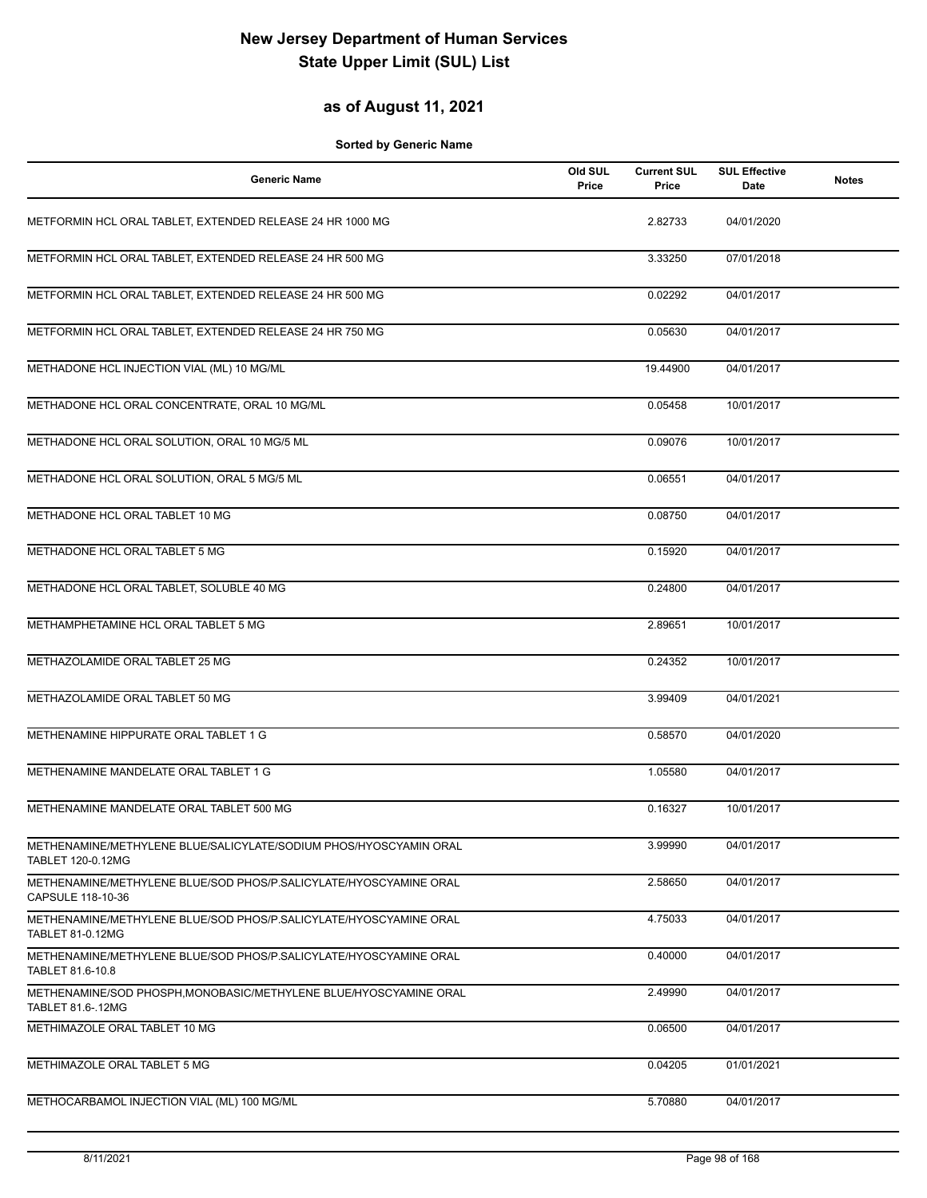# New Jersey Department of Human Services
# State Upper Limit (SUL) List

## as of August 11, 2021

**Sorted by Generic Name**

| Generic Name | Old SUL Price | Current SUL Price | SUL Effective Date | Notes |
|---|---|---|---|---|
| METFORMIN HCL ORAL TABLET, EXTENDED RELEASE 24 HR 1000 MG | | 2.82733 | 04/01/2020 | |
| METFORMIN HCL ORAL TABLET, EXTENDED RELEASE 24 HR 500 MG | | 3.33250 | 07/01/2018 | |
| METFORMIN HCL ORAL TABLET, EXTENDED RELEASE 24 HR 500 MG | | 0.02292 | 04/01/2017 | |
| METFORMIN HCL ORAL TABLET, EXTENDED RELEASE 24 HR 750 MG | | 0.05630 | 04/01/2017 | |
| METHADONE HCL INJECTION VIAL (ML) 10 MG/ML | | 19.44900 | 04/01/2017 | |
| METHADONE HCL ORAL CONCENTRATE, ORAL 10 MG/ML | | 0.05458 | 10/01/2017 | |
| METHADONE HCL ORAL SOLUTION, ORAL 10 MG/5 ML | | 0.09076 | 10/01/2017 | |
| METHADONE HCL ORAL SOLUTION, ORAL 5 MG/5 ML | | 0.06551 | 04/01/2017 | |
| METHADONE HCL ORAL TABLET 10 MG | | 0.08750 | 04/01/2017 | |
| METHADONE HCL ORAL TABLET 5 MG | | 0.15920 | 04/01/2017 | |
| METHADONE HCL ORAL TABLET, SOLUBLE 40 MG | | 0.24800 | 04/01/2017 | |
| METHAMPHETAMINE HCL ORAL TABLET 5 MG | | 2.89651 | 10/01/2017 | |
| METHAZOLAMIDE ORAL TABLET 25 MG | | 0.24352 | 10/01/2017 | |
| METHAZOLAMIDE ORAL TABLET 50 MG | | 3.99409 | 04/01/2021 | |
| METHENAMINE HIPPURATE ORAL TABLET 1 G | | 0.58570 | 04/01/2020 | |
| METHENAMINE MANDELATE ORAL TABLET 1 G | | 1.05580 | 04/01/2017 | |
| METHENAMINE MANDELATE ORAL TABLET 500 MG | | 0.16327 | 10/01/2017 | |
| METHENAMINE/METHYLENE BLUE/SALICYLATE/SODIUM PHOS/HYOSCYAMIN ORAL TABLET 120-0.12MG | | 3.99990 | 04/01/2017 | |
| METHENAMINE/METHYLENE BLUE/SOD PHOS/P.SALICYLATE/HYOSCYAMINE ORAL CAPSULE 118-10-36 | | 2.58650 | 04/01/2017 | |
| METHENAMINE/METHYLENE BLUE/SOD PHOS/P.SALICYLATE/HYOSCYAMINE ORAL TABLET 81-0.12MG | | 4.75033 | 04/01/2017 | |
| METHENAMINE/METHYLENE BLUE/SOD PHOS/P.SALICYLATE/HYOSCYAMINE ORAL TABLET 81.6-10.8 | | 0.40000 | 04/01/2017 | |
| METHENAMINE/SOD PHOSPH,MONOBASIC/METHYLENE BLUE/HYOSCYAMINE ORAL TABLET 81.6-.12MG | | 2.49990 | 04/01/2017 | |
| METHIMAZOLE ORAL TABLET 10 MG | | 0.06500 | 04/01/2017 | |
| METHIMAZOLE ORAL TABLET 5 MG | | 0.04205 | 01/01/2021 | |
| METHOCARBAMOL INJECTION VIAL (ML) 100 MG/ML | | 5.70880 | 04/01/2017 | |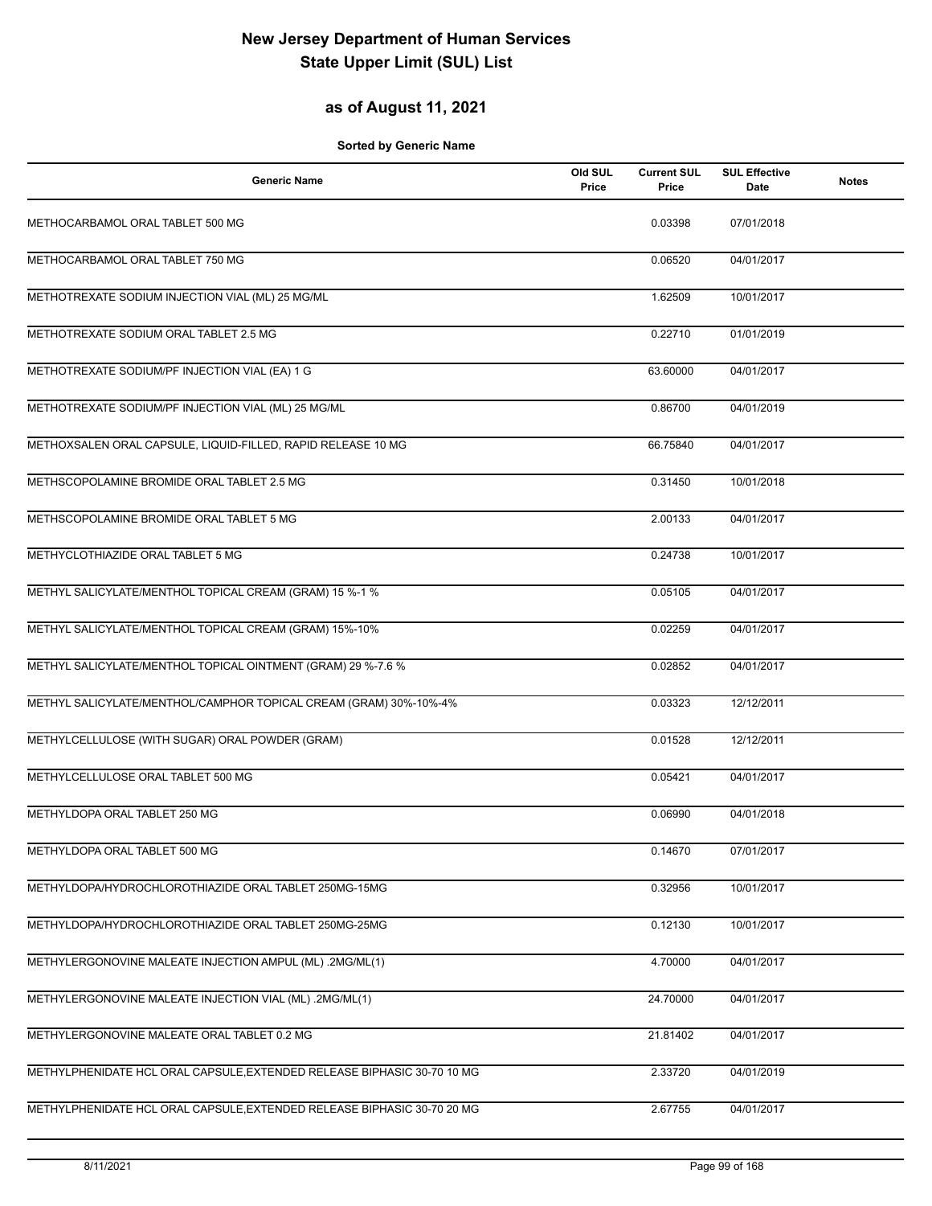# New Jersey Department of Human Services
# State Upper Limit (SUL) List

## as of August 11, 2021

**Sorted by Generic Name**

| Generic Name | Old SUL Price | Current SUL Price | SUL Effective Date | Notes |
|---|---|---|---|---|
| METHOCARBAMOL ORAL TABLET 500 MG | | 0.03398 | 07/01/2018 | |
| METHOCARBAMOL ORAL TABLET 750 MG | | 0.06520 | 04/01/2017 | |
| METHOTREXATE SODIUM INJECTION VIAL (ML) 25 MG/ML | | 1.62509 | 10/01/2017 | |
| METHOTREXATE SODIUM ORAL TABLET 2.5 MG | | 0.22710 | 01/01/2019 | |
| METHOTREXATE SODIUM/PF INJECTION VIAL (EA) 1 G | | 63.60000 | 04/01/2017 | |
| METHOTREXATE SODIUM/PF INJECTION VIAL (ML) 25 MG/ML | | 0.86700 | 04/01/2019 | |
| METHOXSALEN ORAL CAPSULE, LIQUID-FILLED, RAPID RELEASE 10 MG | | 66.75840 | 04/01/2017 | |
| METHSCOPOLAMINE BROMIDE ORAL TABLET 2.5 MG | | 0.31450 | 10/01/2018 | |
| METHSCOPOLAMINE BROMIDE ORAL TABLET 5 MG | | 2.00133 | 04/01/2017 | |
| METHYCLOTHIAZIDE ORAL TABLET 5 MG | | 0.24738 | 10/01/2017 | |
| METHYL SALICYLATE/MENTHOL TOPICAL CREAM (GRAM) 15 %-1 % | | 0.05105 | 04/01/2017 | |
| METHYL SALICYLATE/MENTHOL TOPICAL CREAM (GRAM) 15%-10% | | 0.02259 | 04/01/2017 | |
| METHYL SALICYLATE/MENTHOL TOPICAL OINTMENT (GRAM) 29 %-7.6 % | | 0.02852 | 04/01/2017 | |
| METHYL SALICYLATE/MENTHOL/CAMPHOR TOPICAL CREAM (GRAM) 30%-10%-4% | | 0.03323 | 12/12/2011 | |
| METHYLCELLULOSE (WITH SUGAR) ORAL POWDER (GRAM) | | 0.01528 | 12/12/2011 | |
| METHYLCELLULOSE ORAL TABLET 500 MG | | 0.05421 | 04/01/2017 | |
| METHYLDOPA ORAL TABLET 250 MG | | 0.06990 | 04/01/2018 | |
| METHYLDOPA ORAL TABLET 500 MG | | 0.14670 | 07/01/2017 | |
| METHYLDOPA/HYDROCHLOROTHIAZIDE ORAL TABLET 250MG-15MG | | 0.32956 | 10/01/2017 | |
| METHYLDOPA/HYDROCHLOROTHIAZIDE ORAL TABLET 250MG-25MG | | 0.12130 | 10/01/2017 | |
| METHYLERGONOVINE MALEATE INJECTION AMPUL (ML) .2MG/ML(1) | | 4.70000 | 04/01/2017 | |
| METHYLERGONOVINE MALEATE INJECTION VIAL (ML) .2MG/ML(1) | | 24.70000 | 04/01/2017 | |
| METHYLERGONOVINE MALEATE ORAL TABLET 0.2 MG | | 21.81402 | 04/01/2017 | |
| METHYLPHENIDATE HCL ORAL CAPSULE,EXTENDED RELEASE BIPHASIC 30-70 10 MG | | 2.33720 | 04/01/2019 | |
| METHYLPHENIDATE HCL ORAL CAPSULE,EXTENDED RELEASE BIPHASIC 30-70 20 MG | | 2.67755 | 04/01/2017 | |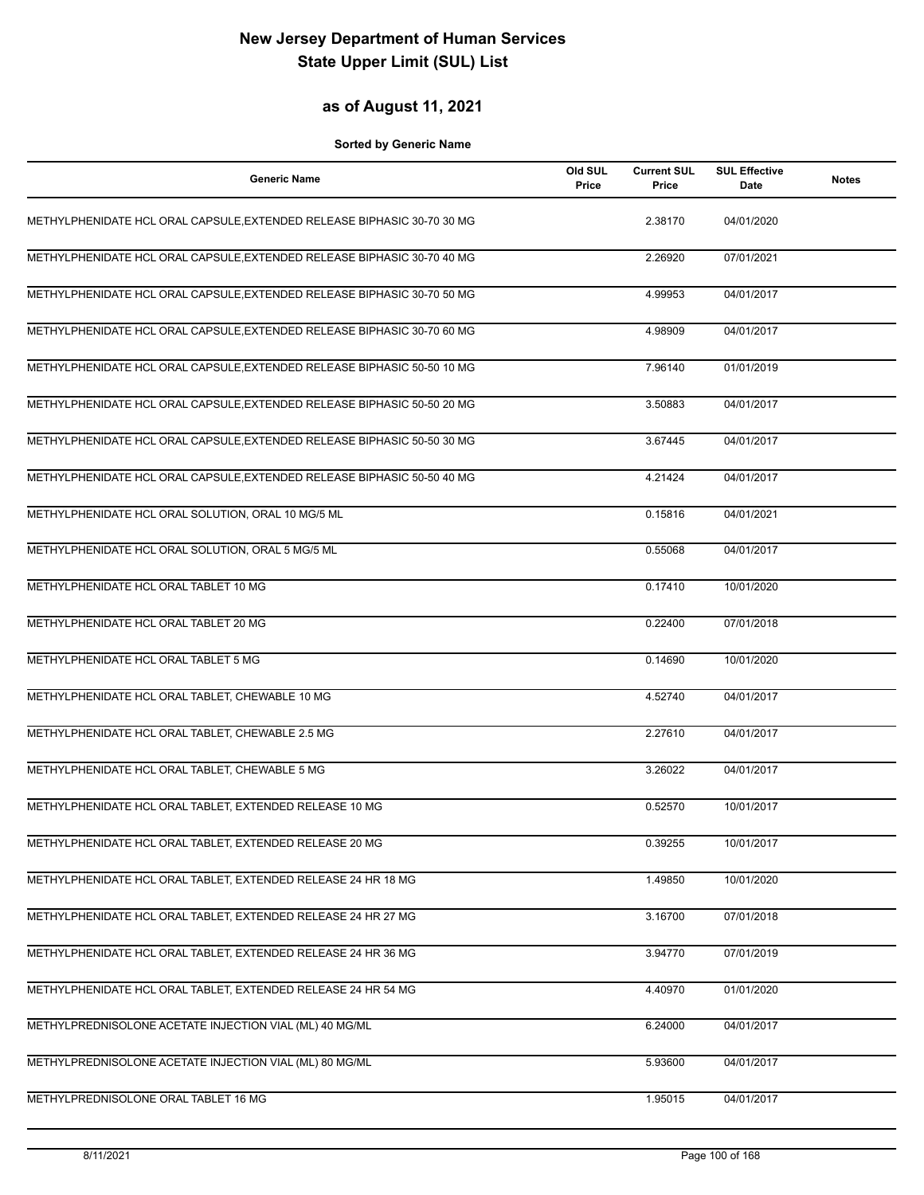# New Jersey Department of Human Services
# State Upper Limit (SUL) List

## as of August 11, 2021

**Sorted by Generic Name**

| Generic Name | Old SUL Price | Current SUL Price | SUL Effective Date | Notes |
|---|---|---|---|---|
| METHYLPHENIDATE HCL ORAL CAPSULE,EXTENDED RELEASE BIPHASIC 30-70 30 MG | | 2.38170 | 04/01/2020 | |
| METHYLPHENIDATE HCL ORAL CAPSULE,EXTENDED RELEASE BIPHASIC 30-70 40 MG | | 2.26920 | 07/01/2021 | |
| METHYLPHENIDATE HCL ORAL CAPSULE,EXTENDED RELEASE BIPHASIC 30-70 50 MG | | 4.99953 | 04/01/2017 | |
| METHYLPHENIDATE HCL ORAL CAPSULE,EXTENDED RELEASE BIPHASIC 30-70 60 MG | | 4.98909 | 04/01/2017 | |
| METHYLPHENIDATE HCL ORAL CAPSULE,EXTENDED RELEASE BIPHASIC 50-50 10 MG | | 7.96140 | 01/01/2019 | |
| METHYLPHENIDATE HCL ORAL CAPSULE,EXTENDED RELEASE BIPHASIC 50-50 20 MG | | 3.50883 | 04/01/2017 | |
| METHYLPHENIDATE HCL ORAL CAPSULE,EXTENDED RELEASE BIPHASIC 50-50 30 MG | | 3.67445 | 04/01/2017 | |
| METHYLPHENIDATE HCL ORAL CAPSULE,EXTENDED RELEASE BIPHASIC 50-50 40 MG | | 4.21424 | 04/01/2017 | |
| METHYLPHENIDATE HCL ORAL SOLUTION, ORAL 10 MG/5 ML | | 0.15816 | 04/01/2021 | |
| METHYLPHENIDATE HCL ORAL SOLUTION, ORAL 5 MG/5 ML | | 0.55068 | 04/01/2017 | |
| METHYLPHENIDATE HCL ORAL TABLET 10 MG | | 0.17410 | 10/01/2020 | |
| METHYLPHENIDATE HCL ORAL TABLET 20 MG | | 0.22400 | 07/01/2018 | |
| METHYLPHENIDATE HCL ORAL TABLET 5 MG | | 0.14690 | 10/01/2020 | |
| METHYLPHENIDATE HCL ORAL TABLET, CHEWABLE 10 MG | | 4.52740 | 04/01/2017 | |
| METHYLPHENIDATE HCL ORAL TABLET, CHEWABLE 2.5 MG | | 2.27610 | 04/01/2017 | |
| METHYLPHENIDATE HCL ORAL TABLET, CHEWABLE 5 MG | | 3.26022 | 04/01/2017 | |
| METHYLPHENIDATE HCL ORAL TABLET, EXTENDED RELEASE 10 MG | | 0.52570 | 10/01/2017 | |
| METHYLPHENIDATE HCL ORAL TABLET, EXTENDED RELEASE 20 MG | | 0.39255 | 10/01/2017 | |
| METHYLPHENIDATE HCL ORAL TABLET, EXTENDED RELEASE 24 HR 18 MG | | 1.49850 | 10/01/2020 | |
| METHYLPHENIDATE HCL ORAL TABLET, EXTENDED RELEASE 24 HR 27 MG | | 3.16700 | 07/01/2018 | |
| METHYLPHENIDATE HCL ORAL TABLET, EXTENDED RELEASE 24 HR 36 MG | | 3.94770 | 07/01/2019 | |
| METHYLPHENIDATE HCL ORAL TABLET, EXTENDED RELEASE 24 HR 54 MG | | 4.40970 | 01/01/2020 | |
| METHYLPREDNISOLONE ACETATE INJECTION VIAL (ML) 40 MG/ML | | 6.24000 | 04/01/2017 | |
| METHYLPREDNISOLONE ACETATE INJECTION VIAL (ML) 80 MG/ML | | 5.93600 | 04/01/2017 | |
| METHYLPREDNISOLONE ORAL TABLET 16 MG | | 1.95015 | 04/01/2017 | |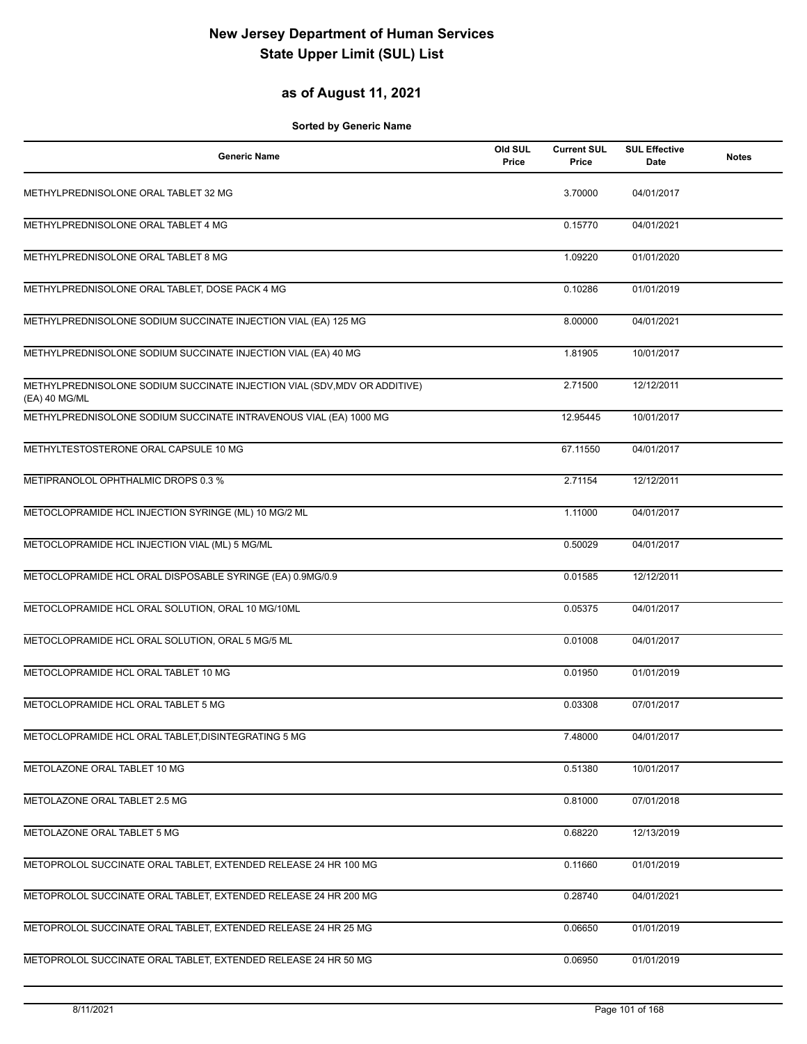# New Jersey Department of Human Services
# State Upper Limit (SUL) List

## as of August 11, 2021

**Sorted by Generic Name**

| Generic Name | Old SUL Price | Current SUL Price | SUL Effective Date | Notes |
|---|---|---|---|---|
| METHYLPREDNISOLONE ORAL TABLET 32 MG | | 3.70000 | 04/01/2017 | |
| METHYLPREDNISOLONE ORAL TABLET 4 MG | | 0.15770 | 04/01/2021 | |
| METHYLPREDNISOLONE ORAL TABLET 8 MG | | 1.09220 | 01/01/2020 | |
| METHYLPREDNISOLONE ORAL TABLET, DOSE PACK 4 MG | | 0.10286 | 01/01/2019 | |
| METHYLPREDNISOLONE SODIUM SUCCINATE INJECTION VIAL (EA) 125 MG | | 8.00000 | 04/01/2021 | |
| METHYLPREDNISOLONE SODIUM SUCCINATE INJECTION VIAL (EA) 40 MG | | 1.81905 | 10/01/2017 | |
| METHYLPREDNISOLONE SODIUM SUCCINATE INJECTION VIAL (SDV,MDV OR ADDITIVE) (EA) 40 MG/ML | | 2.71500 | 12/12/2011 | |
| METHYLPREDNISOLONE SODIUM SUCCINATE INTRAVENOUS VIAL (EA) 1000 MG | | 12.95445 | 10/01/2017 | |
| METHYLTESTOSTERONE ORAL CAPSULE 10 MG | | 67.11550 | 04/01/2017 | |
| METIPRANOLOL OPHTHALMIC DROPS 0.3 % | | 2.71154 | 12/12/2011 | |
| METOCLOPRAMIDE HCL INJECTION SYRINGE (ML) 10 MG/2 ML | | 1.11000 | 04/01/2017 | |
| METOCLOPRAMIDE HCL INJECTION VIAL (ML) 5 MG/ML | | 0.50029 | 04/01/2017 | |
| METOCLOPRAMIDE HCL ORAL DISPOSABLE SYRINGE (EA) 0.9MG/0.9 | | 0.01585 | 12/12/2011 | |
| METOCLOPRAMIDE HCL ORAL SOLUTION, ORAL 10 MG/10ML | | 0.05375 | 04/01/2017 | |
| METOCLOPRAMIDE HCL ORAL SOLUTION, ORAL 5 MG/5 ML | | 0.01008 | 04/01/2017 | |
| METOCLOPRAMIDE HCL ORAL TABLET 10 MG | | 0.01950 | 01/01/2019 | |
| METOCLOPRAMIDE HCL ORAL TABLET 5 MG | | 0.03308 | 07/01/2017 | |
| METOCLOPRAMIDE HCL ORAL TABLET,DISINTEGRATING 5 MG | | 7.48000 | 04/01/2017 | |
| METOLAZONE ORAL TABLET 10 MG | | 0.51380 | 10/01/2017 | |
| METOLAZONE ORAL TABLET 2.5 MG | | 0.81000 | 07/01/2018 | |
| METOLAZONE ORAL TABLET 5 MG | | 0.68220 | 12/13/2019 | |
| METOPROLOL SUCCINATE ORAL TABLET, EXTENDED RELEASE 24 HR 100 MG | | 0.11660 | 01/01/2019 | |
| METOPROLOL SUCCINATE ORAL TABLET, EXTENDED RELEASE 24 HR 200 MG | | 0.28740 | 04/01/2021 | |
| METOPROLOL SUCCINATE ORAL TABLET, EXTENDED RELEASE 24 HR 25 MG | | 0.06650 | 01/01/2019 | |
| METOPROLOL SUCCINATE ORAL TABLET, EXTENDED RELEASE 24 HR 50 MG | | 0.06950 | 01/01/2019 | |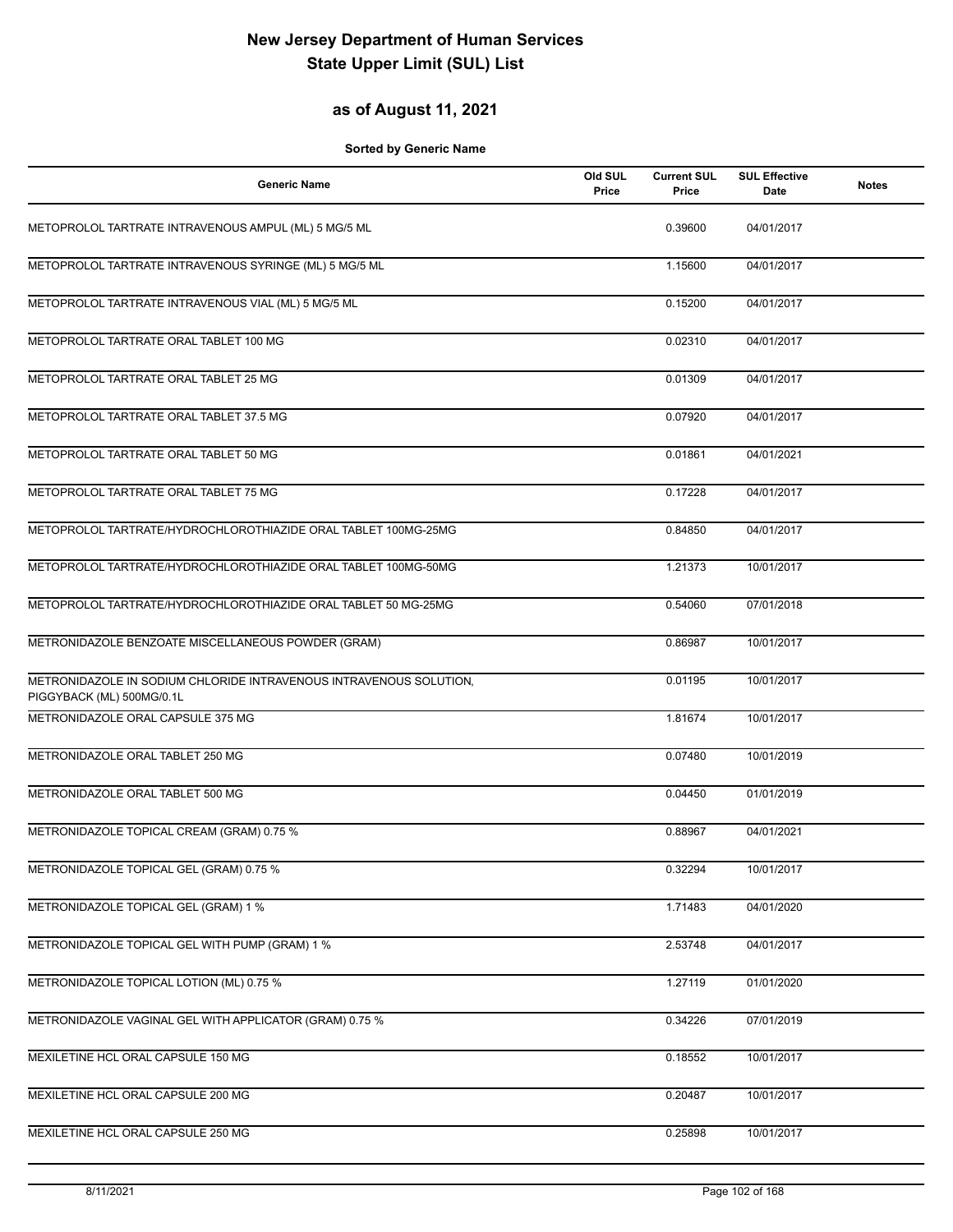# New Jersey Department of Human Services
# State Upper Limit (SUL) List

## as of August 11, 2021

**Sorted by Generic Name**

| Generic Name | Old SUL Price | Current SUL Price | SUL Effective Date | Notes |
|---|---|---|---|---|
| METOPROLOL TARTRATE INTRAVENOUS AMPUL (ML) 5 MG/5 ML | | 0.39600 | 04/01/2017 | |
| METOPROLOL TARTRATE INTRAVENOUS SYRINGE (ML) 5 MG/5 ML | | 1.15600 | 04/01/2017 | |
| METOPROLOL TARTRATE INTRAVENOUS VIAL (ML) 5 MG/5 ML | | 0.15200 | 04/01/2017 | |
| METOPROLOL TARTRATE ORAL TABLET 100 MG | | 0.02310 | 04/01/2017 | |
| METOPROLOL TARTRATE ORAL TABLET 25 MG | | 0.01309 | 04/01/2017 | |
| METOPROLOL TARTRATE ORAL TABLET 37.5 MG | | 0.07920 | 04/01/2017 | |
| METOPROLOL TARTRATE ORAL TABLET 50 MG | | 0.01861 | 04/01/2021 | |
| METOPROLOL TARTRATE ORAL TABLET 75 MG | | 0.17228 | 04/01/2017 | |
| METOPROLOL TARTRATE/HYDROCHLOROTHIAZIDE ORAL TABLET 100MG-25MG | | 0.84850 | 04/01/2017 | |
| METOPROLOL TARTRATE/HYDROCHLOROTHIAZIDE ORAL TABLET 100MG-50MG | | 1.21373 | 10/01/2017 | |
| METOPROLOL TARTRATE/HYDROCHLOROTHIAZIDE ORAL TABLET 50 MG-25MG | | 0.54060 | 07/01/2018 | |
| METRONIDAZOLE BENZOATE MISCELLANEOUS POWDER (GRAM) | | 0.86987 | 10/01/2017 | |
| METRONIDAZOLE IN SODIUM CHLORIDE INTRAVENOUS INTRAVENOUS SOLUTION, PIGGYBACK (ML) 500MG/0.1L | | 0.01195 | 10/01/2017 | |
| METRONIDAZOLE ORAL CAPSULE 375 MG | | 1.81674 | 10/01/2017 | |
| METRONIDAZOLE ORAL TABLET 250 MG | | 0.07480 | 10/01/2019 | |
| METRONIDAZOLE ORAL TABLET 500 MG | | 0.04450 | 01/01/2019 | |
| METRONIDAZOLE TOPICAL CREAM (GRAM) 0.75 % | | 0.88967 | 04/01/2021 | |
| METRONIDAZOLE TOPICAL GEL (GRAM) 0.75 % | | 0.32294 | 10/01/2017 | |
| METRONIDAZOLE TOPICAL GEL (GRAM) 1 % | | 1.71483 | 04/01/2020 | |
| METRONIDAZOLE TOPICAL GEL WITH PUMP (GRAM) 1 % | | 2.53748 | 04/01/2017 | |
| METRONIDAZOLE TOPICAL LOTION (ML) 0.75 % | | 1.27119 | 01/01/2020 | |
| METRONIDAZOLE VAGINAL GEL WITH APPLICATOR (GRAM) 0.75 % | | 0.34226 | 07/01/2019 | |
| MEXILETINE HCL ORAL CAPSULE 150 MG | | 0.18552 | 10/01/2017 | |
| MEXILETINE HCL ORAL CAPSULE 200 MG | | 0.20487 | 10/01/2017 | |
| MEXILETINE HCL ORAL CAPSULE 250 MG | | 0.25898 | 10/01/2017 | |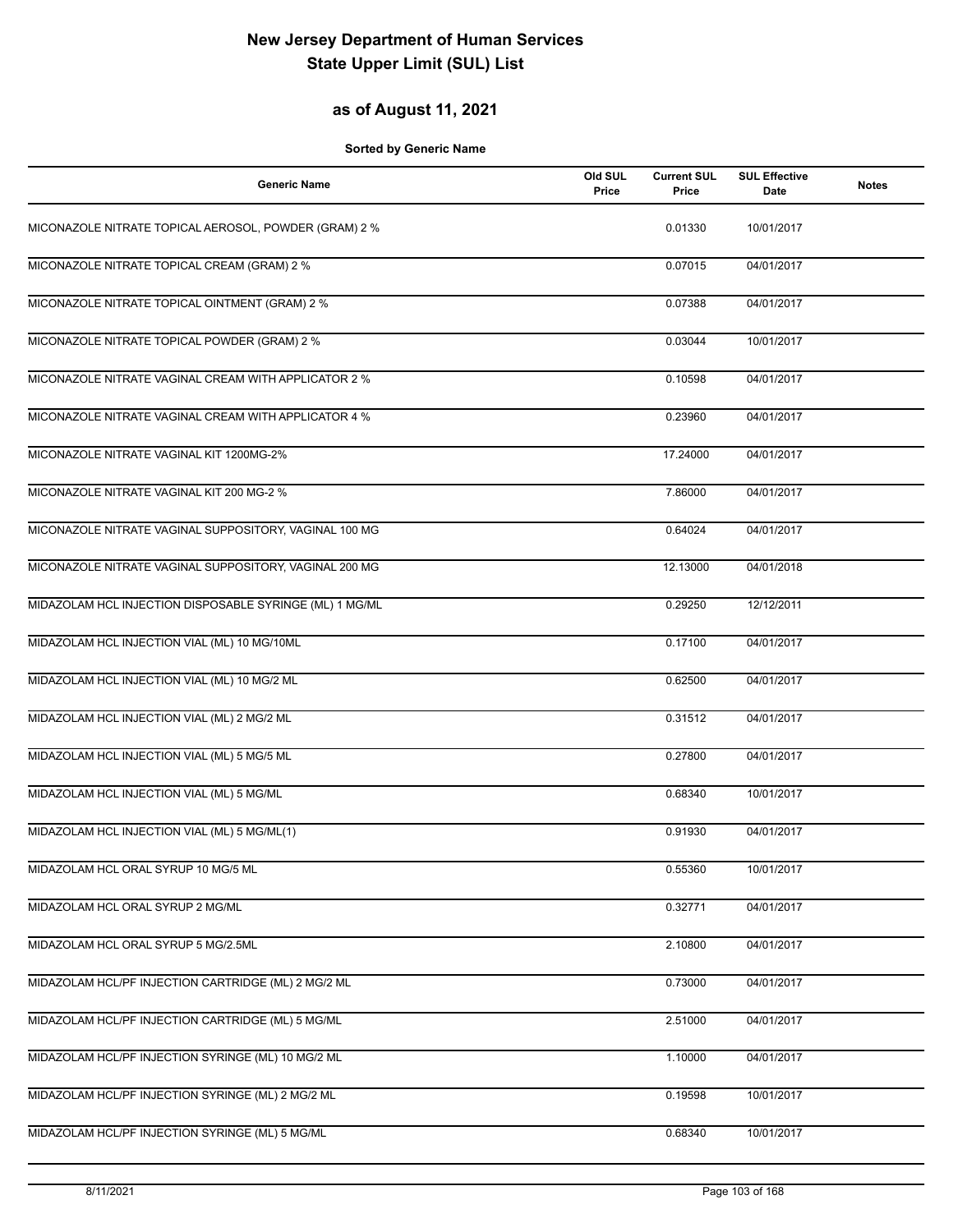# New Jersey Department of Human Services
# State Upper Limit (SUL) List

## as of August 11, 2021

**Sorted by Generic Name**

| Generic Name | Old SUL Price | Current SUL Price | SUL Effective Date | Notes |
|---|---|---|---|---|
| MICONAZOLE NITRATE TOPICAL AEROSOL, POWDER (GRAM) 2 % | | 0.01330 | 10/01/2017 | |
| MICONAZOLE NITRATE TOPICAL CREAM (GRAM) 2 % | | 0.07015 | 04/01/2017 | |
| MICONAZOLE NITRATE TOPICAL OINTMENT (GRAM) 2 % | | 0.07388 | 04/01/2017 | |
| MICONAZOLE NITRATE TOPICAL POWDER (GRAM) 2 % | | 0.03044 | 10/01/2017 | |
| MICONAZOLE NITRATE VAGINAL CREAM WITH APPLICATOR 2 % | | 0.10598 | 04/01/2017 | |
| MICONAZOLE NITRATE VAGINAL CREAM WITH APPLICATOR 4 % | | 0.23960 | 04/01/2017 | |
| MICONAZOLE NITRATE VAGINAL KIT 1200MG-2% | | 17.24000 | 04/01/2017 | |
| MICONAZOLE NITRATE VAGINAL KIT 200 MG-2 % | | 7.86000 | 04/01/2017 | |
| MICONAZOLE NITRATE VAGINAL SUPPOSITORY, VAGINAL 100 MG | | 0.64024 | 04/01/2017 | |
| MICONAZOLE NITRATE VAGINAL SUPPOSITORY, VAGINAL 200 MG | | 12.13000 | 04/01/2018 | |
| MIDAZOLAM HCL INJECTION DISPOSABLE SYRINGE (ML) 1 MG/ML | | 0.29250 | 12/12/2011 | |
| MIDAZOLAM HCL INJECTION VIAL (ML) 10 MG/10ML | | 0.17100 | 04/01/2017 | |
| MIDAZOLAM HCL INJECTION VIAL (ML) 10 MG/2 ML | | 0.62500 | 04/01/2017 | |
| MIDAZOLAM HCL INJECTION VIAL (ML) 2 MG/2 ML | | 0.31512 | 04/01/2017 | |
| MIDAZOLAM HCL INJECTION VIAL (ML) 5 MG/5 ML | | 0.27800 | 04/01/2017 | |
| MIDAZOLAM HCL INJECTION VIAL (ML) 5 MG/ML | | 0.68340 | 10/01/2017 | |
| MIDAZOLAM HCL INJECTION VIAL (ML) 5 MG/ML(1) | | 0.91930 | 04/01/2017 | |
| MIDAZOLAM HCL ORAL SYRUP 10 MG/5 ML | | 0.55360 | 10/01/2017 | |
| MIDAZOLAM HCL ORAL SYRUP 2 MG/ML | | 0.32771 | 04/01/2017 | |
| MIDAZOLAM HCL ORAL SYRUP 5 MG/2.5ML | | 2.10800 | 04/01/2017 | |
| MIDAZOLAM HCL/PF INJECTION CARTRIDGE (ML) 2 MG/2 ML | | 0.73000 | 04/01/2017 | |
| MIDAZOLAM HCL/PF INJECTION CARTRIDGE (ML) 5 MG/ML | | 2.51000 | 04/01/2017 | |
| MIDAZOLAM HCL/PF INJECTION SYRINGE (ML) 10 MG/2 ML | | 1.10000 | 04/01/2017 | |
| MIDAZOLAM HCL/PF INJECTION SYRINGE (ML) 2 MG/2 ML | | 0.19598 | 10/01/2017 | |
| MIDAZOLAM HCL/PF INJECTION SYRINGE (ML) 5 MG/ML | | 0.68340 | 10/01/2017 | |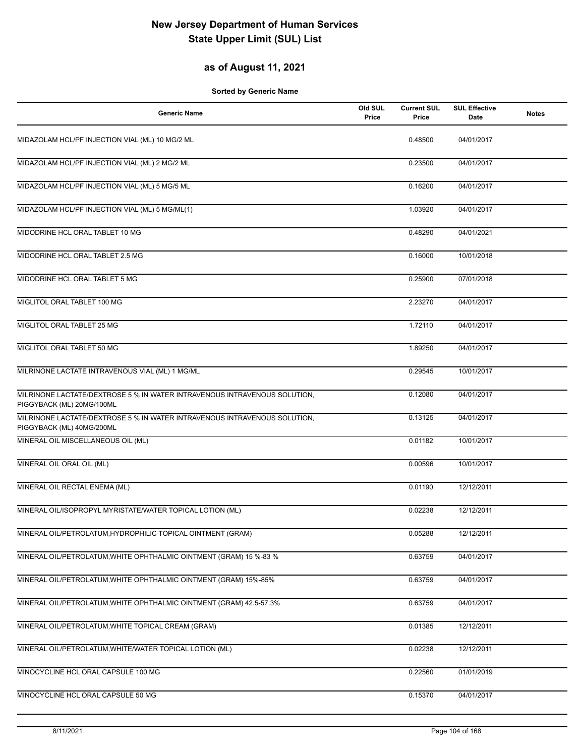# New Jersey Department of Human Services
# State Upper Limit (SUL) List

## as of August 11, 2021

**Sorted by Generic Name**

| Generic Name | Old SUL Price | Current SUL Price | SUL Effective Date | Notes |
|---|---|---|---|---|
| MIDAZOLAM HCL/PF INJECTION VIAL (ML) 10 MG/2 ML | | 0.48500 | 04/01/2017 | |
| MIDAZOLAM HCL/PF INJECTION VIAL (ML) 2 MG/2 ML | | 0.23500 | 04/01/2017 | |
| MIDAZOLAM HCL/PF INJECTION VIAL (ML) 5 MG/5 ML | | 0.16200 | 04/01/2017 | |
| MIDAZOLAM HCL/PF INJECTION VIAL (ML) 5 MG/ML(1) | | 1.03920 | 04/01/2017 | |
| MIDODRINE HCL ORAL TABLET 10 MG | | 0.48290 | 04/01/2021 | |
| MIDODRINE HCL ORAL TABLET 2.5 MG | | 0.16000 | 10/01/2018 | |
| MIDODRINE HCL ORAL TABLET 5 MG | | 0.25900 | 07/01/2018 | |
| MIGLITOL ORAL TABLET 100 MG | | 2.23270 | 04/01/2017 | |
| MIGLITOL ORAL TABLET 25 MG | | 1.72110 | 04/01/2017 | |
| MIGLITOL ORAL TABLET 50 MG | | 1.89250 | 04/01/2017 | |
| MILRINONE LACTATE INTRAVENOUS VIAL (ML) 1 MG/ML | | 0.29545 | 10/01/2017 | |
| MILRINONE LACTATE/DEXTROSE 5 % IN WATER INTRAVENOUS INTRAVENOUS SOLUTION, PIGGYBACK (ML) 20MG/100ML | | 0.12080 | 04/01/2017 | |
| MILRINONE LACTATE/DEXTROSE 5 % IN WATER INTRAVENOUS INTRAVENOUS SOLUTION, PIGGYBACK (ML) 40MG/200ML | | 0.13125 | 04/01/2017 | |
| MINERAL OIL MISCELLANEOUS OIL (ML) | | 0.01182 | 10/01/2017 | |
| MINERAL OIL ORAL OIL (ML) | | 0.00596 | 10/01/2017 | |
| MINERAL OIL RECTAL ENEMA (ML) | | 0.01190 | 12/12/2011 | |
| MINERAL OIL/ISOPROPYL MYRISTATE/WATER TOPICAL LOTION (ML) | | 0.02238 | 12/12/2011 | |
| MINERAL OIL/PETROLATUM,HYDROPHILIC TOPICAL OINTMENT (GRAM) | | 0.05288 | 12/12/2011 | |
| MINERAL OIL/PETROLATUM,WHITE OPHTHALMIC OINTMENT (GRAM) 15 %-83 % | | 0.63759 | 04/01/2017 | |
| MINERAL OIL/PETROLATUM,WHITE OPHTHALMIC OINTMENT (GRAM) 15%-85% | | 0.63759 | 04/01/2017 | |
| MINERAL OIL/PETROLATUM,WHITE OPHTHALMIC OINTMENT (GRAM) 42.5-57.3% | | 0.63759 | 04/01/2017 | |
| MINERAL OIL/PETROLATUM,WHITE TOPICAL CREAM (GRAM) | | 0.01385 | 12/12/2011 | |
| MINERAL OIL/PETROLATUM,WHITE/WATER TOPICAL LOTION (ML) | | 0.02238 | 12/12/2011 | |
| MINOCYCLINE HCL ORAL CAPSULE 100 MG | | 0.22560 | 01/01/2019 | |
| MINOCYCLINE HCL ORAL CAPSULE 50 MG | | 0.15370 | 04/01/2017 | |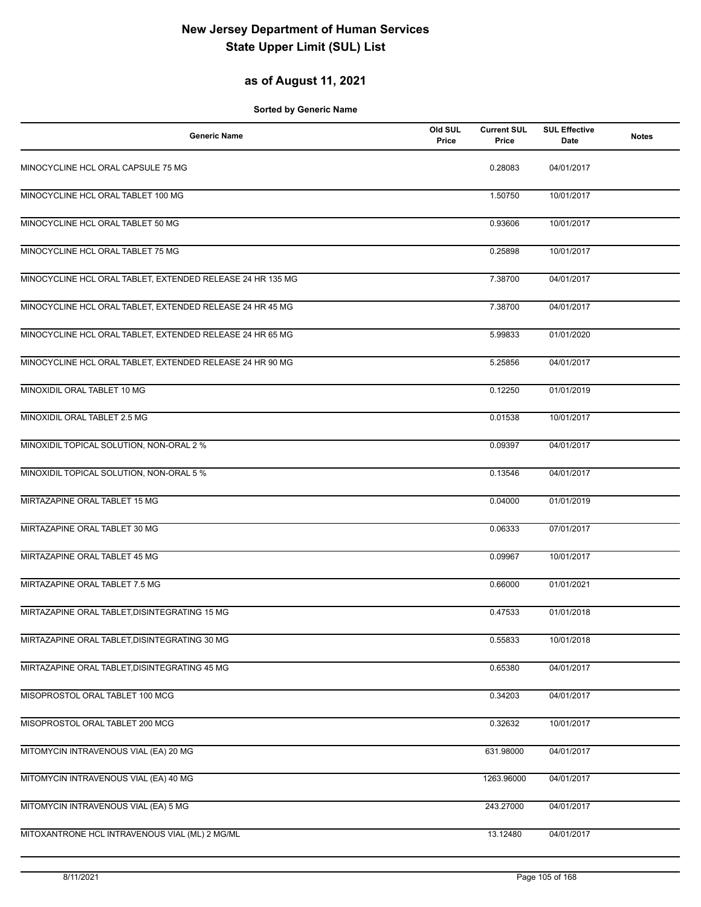# New Jersey Department of Human Services
# State Upper Limit (SUL) List

## as of August 11, 2021

**Sorted by Generic Name**

| Generic Name | Old SUL Price | Current SUL Price | SUL Effective Date | Notes |
|---|---|---|---|---|
| MINOCYCLINE HCL ORAL CAPSULE 75 MG | | 0.28083 | 04/01/2017 | |
| MINOCYCLINE HCL ORAL TABLET 100 MG | | 1.50750 | 10/01/2017 | |
| MINOCYCLINE HCL ORAL TABLET 50 MG | | 0.93606 | 10/01/2017 | |
| MINOCYCLINE HCL ORAL TABLET 75 MG | | 0.25898 | 10/01/2017 | |
| MINOCYCLINE HCL ORAL TABLET, EXTENDED RELEASE 24 HR 135 MG | | 7.38700 | 04/01/2017 | |
| MINOCYCLINE HCL ORAL TABLET, EXTENDED RELEASE 24 HR 45 MG | | 7.38700 | 04/01/2017 | |
| MINOCYCLINE HCL ORAL TABLET, EXTENDED RELEASE 24 HR 65 MG | | 5.99833 | 01/01/2020 | |
| MINOCYCLINE HCL ORAL TABLET, EXTENDED RELEASE 24 HR 90 MG | | 5.25856 | 04/01/2017 | |
| MINOXIDIL ORAL TABLET 10 MG | | 0.12250 | 01/01/2019 | |
| MINOXIDIL ORAL TABLET 2.5 MG | | 0.01538 | 10/01/2017 | |
| MINOXIDIL TOPICAL SOLUTION, NON-ORAL 2 % | | 0.09397 | 04/01/2017 | |
| MINOXIDIL TOPICAL SOLUTION, NON-ORAL 5 % | | 0.13546 | 04/01/2017 | |
| MIRTAZAPINE ORAL TABLET 15 MG | | 0.04000 | 01/01/2019 | |
| MIRTAZAPINE ORAL TABLET 30 MG | | 0.06333 | 07/01/2017 | |
| MIRTAZAPINE ORAL TABLET 45 MG | | 0.09967 | 10/01/2017 | |
| MIRTAZAPINE ORAL TABLET 7.5 MG | | 0.66000 | 01/01/2021 | |
| MIRTAZAPINE ORAL TABLET,DISINTEGRATING 15 MG | | 0.47533 | 01/01/2018 | |
| MIRTAZAPINE ORAL TABLET,DISINTEGRATING 30 MG | | 0.55833 | 10/01/2018 | |
| MIRTAZAPINE ORAL TABLET,DISINTEGRATING 45 MG | | 0.65380 | 04/01/2017 | |
| MISOPROSTOL ORAL TABLET 100 MCG | | 0.34203 | 04/01/2017 | |
| MISOPROSTOL ORAL TABLET 200 MCG | | 0.32632 | 10/01/2017 | |
| MITOMYCIN INTRAVENOUS VIAL (EA) 20 MG | | 631.98000 | 04/01/2017 | |
| MITOMYCIN INTRAVENOUS VIAL (EA) 40 MG | | 1263.96000 | 04/01/2017 | |
| MITOMYCIN INTRAVENOUS VIAL (EA) 5 MG | | 243.27000 | 04/01/2017 | |
| MITOXANTRONE HCL INTRAVENOUS VIAL (ML) 2 MG/ML | | 13.12480 | 04/01/2017 | |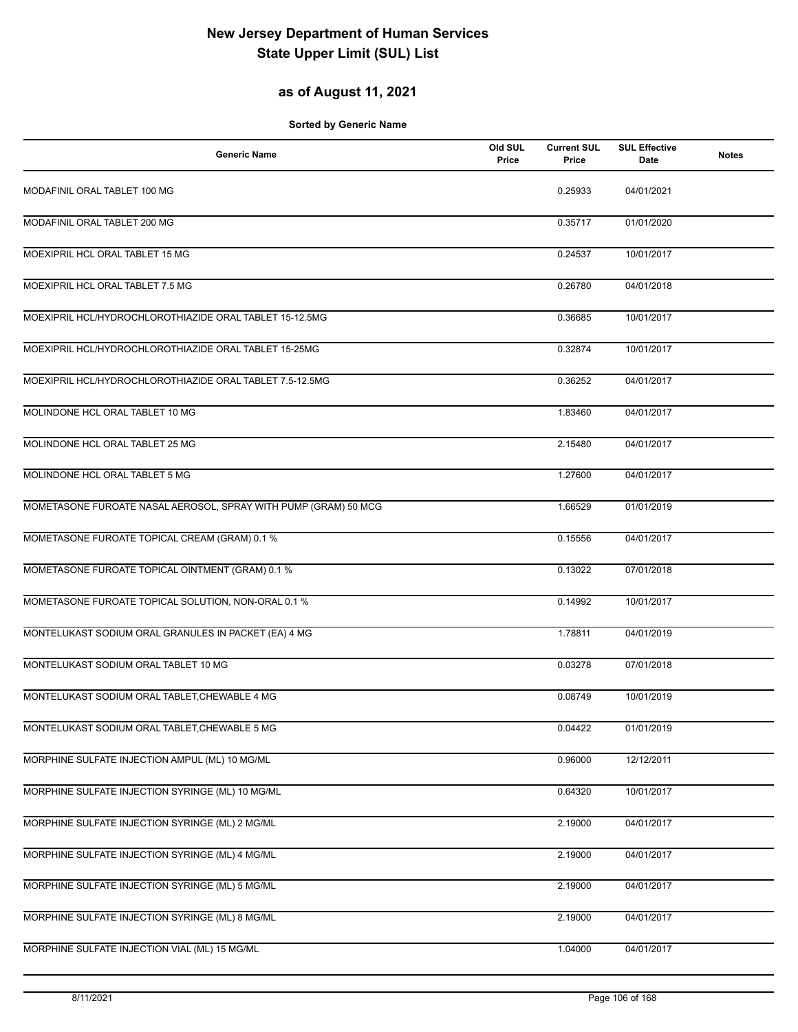# New Jersey Department of Human Services
# State Upper Limit (SUL) List

## as of August 11, 2021

**Sorted by Generic Name**

| Generic Name | Old SUL Price | Current SUL Price | SUL Effective Date | Notes |
|---|---|---|---|---|
| MODAFINIL ORAL TABLET 100 MG | | 0.25933 | 04/01/2021 | |
| MODAFINIL ORAL TABLET 200 MG | | 0.35717 | 01/01/2020 | |
| MOEXIPRIL HCL ORAL TABLET 15 MG | | 0.24537 | 10/01/2017 | |
| MOEXIPRIL HCL ORAL TABLET 7.5 MG | | 0.26780 | 04/01/2018 | |
| MOEXIPRIL HCL/HYDROCHLOROTHIAZIDE ORAL TABLET 15-12.5MG | | 0.36685 | 10/01/2017 | |
| MOEXIPRIL HCL/HYDROCHLOROTHIAZIDE ORAL TABLET 15-25MG | | 0.32874 | 10/01/2017 | |
| MOEXIPRIL HCL/HYDROCHLOROTHIAZIDE ORAL TABLET 7.5-12.5MG | | 0.36252 | 04/01/2017 | |
| MOLINDONE HCL ORAL TABLET 10 MG | | 1.83460 | 04/01/2017 | |
| MOLINDONE HCL ORAL TABLET 25 MG | | 2.15480 | 04/01/2017 | |
| MOLINDONE HCL ORAL TABLET 5 MG | | 1.27600 | 04/01/2017 | |
| MOMETASONE FUROATE NASAL AEROSOL, SPRAY WITH PUMP (GRAM) 50 MCG | | 1.66529 | 01/01/2019 | |
| MOMETASONE FUROATE TOPICAL CREAM (GRAM) 0.1 % | | 0.15556 | 04/01/2017 | |
| MOMETASONE FUROATE TOPICAL OINTMENT (GRAM) 0.1 % | | 0.13022 | 07/01/2018 | |
| MOMETASONE FUROATE TOPICAL SOLUTION, NON-ORAL 0.1 % | | 0.14992 | 10/01/2017 | |
| MONTELUKAST SODIUM ORAL GRANULES IN PACKET (EA) 4 MG | | 1.78811 | 04/01/2019 | |
| MONTELUKAST SODIUM ORAL TABLET 10 MG | | 0.03278 | 07/01/2018 | |
| MONTELUKAST SODIUM ORAL TABLET,CHEWABLE 4 MG | | 0.08749 | 10/01/2019 | |
| MONTELUKAST SODIUM ORAL TABLET,CHEWABLE 5 MG | | 0.04422 | 01/01/2019 | |
| MORPHINE SULFATE INJECTION AMPUL (ML) 10 MG/ML | | 0.96000 | 12/12/2011 | |
| MORPHINE SULFATE INJECTION SYRINGE (ML) 10 MG/ML | | 0.64320 | 10/01/2017 | |
| MORPHINE SULFATE INJECTION SYRINGE (ML) 2 MG/ML | | 2.19000 | 04/01/2017 | |
| MORPHINE SULFATE INJECTION SYRINGE (ML) 4 MG/ML | | 2.19000 | 04/01/2017 | |
| MORPHINE SULFATE INJECTION SYRINGE (ML) 5 MG/ML | | 2.19000 | 04/01/2017 | |
| MORPHINE SULFATE INJECTION SYRINGE (ML) 8 MG/ML | | 2.19000 | 04/01/2017 | |
| MORPHINE SULFATE INJECTION VIAL (ML) 15 MG/ML | | 1.04000 | 04/01/2017 | |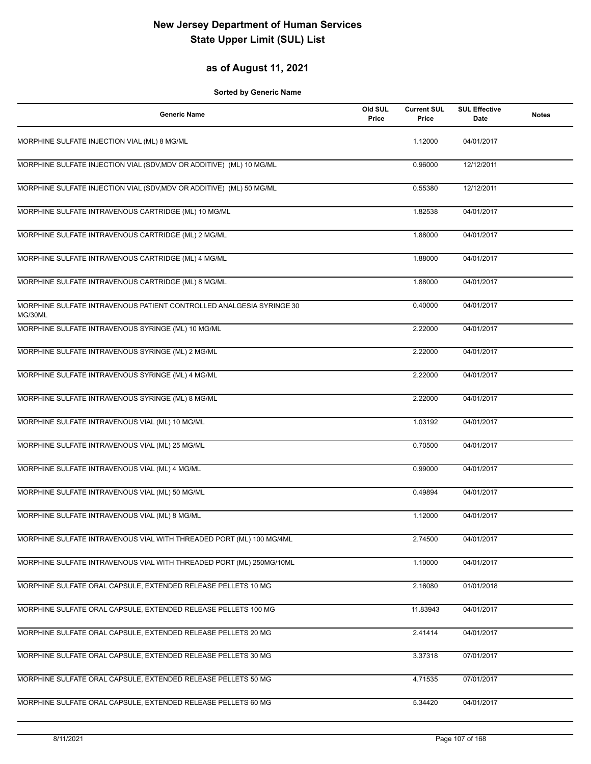# New Jersey Department of Human Services
# State Upper Limit (SUL) List

## as of August 11, 2021

**Sorted by Generic Name**

| Generic Name | Old SUL Price | Current SUL Price | SUL Effective Date | Notes |
|---|---|---|---|---|
| MORPHINE SULFATE INJECTION VIAL (ML) 8 MG/ML | | 1.12000 | 04/01/2017 | |
| MORPHINE SULFATE INJECTION VIAL (SDV,MDV OR ADDITIVE) (ML) 10 MG/ML | | 0.96000 | 12/12/2011 | |
| MORPHINE SULFATE INJECTION VIAL (SDV,MDV OR ADDITIVE) (ML) 50 MG/ML | | 0.55380 | 12/12/2011 | |
| MORPHINE SULFATE INTRAVENOUS CARTRIDGE (ML) 10 MG/ML | | 1.82538 | 04/01/2017 | |
| MORPHINE SULFATE INTRAVENOUS CARTRIDGE (ML) 2 MG/ML | | 1.88000 | 04/01/2017 | |
| MORPHINE SULFATE INTRAVENOUS CARTRIDGE (ML) 4 MG/ML | | 1.88000 | 04/01/2017 | |
| MORPHINE SULFATE INTRAVENOUS CARTRIDGE (ML) 8 MG/ML | | 1.88000 | 04/01/2017 | |
| MORPHINE SULFATE INTRAVENOUS PATIENT CONTROLLED ANALGESIA SYRINGE 30 MG/30ML | | 0.40000 | 04/01/2017 | |
| MORPHINE SULFATE INTRAVENOUS SYRINGE (ML) 10 MG/ML | | 2.22000 | 04/01/2017 | |
| MORPHINE SULFATE INTRAVENOUS SYRINGE (ML) 2 MG/ML | | 2.22000 | 04/01/2017 | |
| MORPHINE SULFATE INTRAVENOUS SYRINGE (ML) 4 MG/ML | | 2.22000 | 04/01/2017 | |
| MORPHINE SULFATE INTRAVENOUS SYRINGE (ML) 8 MG/ML | | 2.22000 | 04/01/2017 | |
| MORPHINE SULFATE INTRAVENOUS VIAL (ML) 10 MG/ML | | 1.03192 | 04/01/2017 | |
| MORPHINE SULFATE INTRAVENOUS VIAL (ML) 25 MG/ML | | 0.70500 | 04/01/2017 | |
| MORPHINE SULFATE INTRAVENOUS VIAL (ML) 4 MG/ML | | 0.99000 | 04/01/2017 | |
| MORPHINE SULFATE INTRAVENOUS VIAL (ML) 50 MG/ML | | 0.49894 | 04/01/2017 | |
| MORPHINE SULFATE INTRAVENOUS VIAL (ML) 8 MG/ML | | 1.12000 | 04/01/2017 | |
| MORPHINE SULFATE INTRAVENOUS VIAL WITH THREADED PORT (ML) 100 MG/4ML | | 2.74500 | 04/01/2017 | |
| MORPHINE SULFATE INTRAVENOUS VIAL WITH THREADED PORT (ML) 250MG/10ML | | 1.10000 | 04/01/2017 | |
| MORPHINE SULFATE ORAL CAPSULE, EXTENDED RELEASE PELLETS 10 MG | | 2.16080 | 01/01/2018 | |
| MORPHINE SULFATE ORAL CAPSULE, EXTENDED RELEASE PELLETS 100 MG | | 11.83943 | 04/01/2017 | |
| MORPHINE SULFATE ORAL CAPSULE, EXTENDED RELEASE PELLETS 20 MG | | 2.41414 | 04/01/2017 | |
| MORPHINE SULFATE ORAL CAPSULE, EXTENDED RELEASE PELLETS 30 MG | | 3.37318 | 07/01/2017 | |
| MORPHINE SULFATE ORAL CAPSULE, EXTENDED RELEASE PELLETS 50 MG | | 4.71535 | 07/01/2017 | |
| MORPHINE SULFATE ORAL CAPSULE, EXTENDED RELEASE PELLETS 60 MG | | 5.34420 | 04/01/2017 | |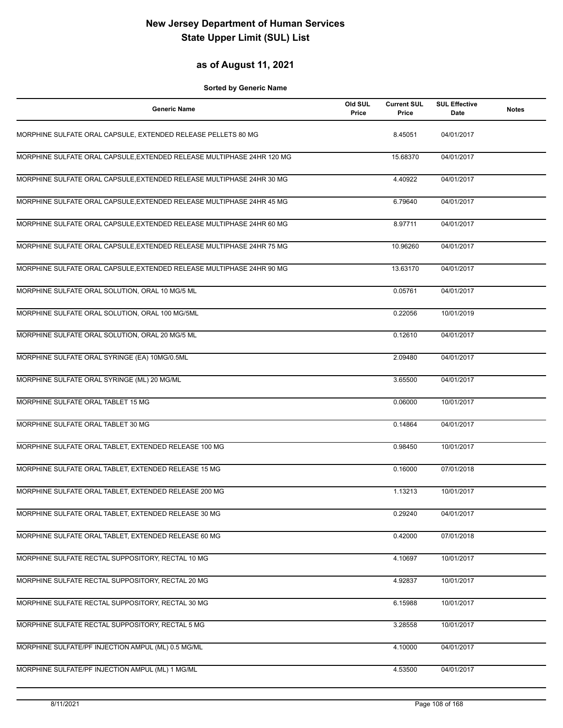# New Jersey Department of Human Services
# State Upper Limit (SUL) List

## as of August 11, 2021

**Sorted by Generic Name**

| Generic Name | Old SUL Price | Current SUL Price | SUL Effective Date | Notes |
|---|---|---|---|---|
| MORPHINE SULFATE ORAL CAPSULE, EXTENDED RELEASE PELLETS 80 MG | | 8.45051 | 04/01/2017 | |
| MORPHINE SULFATE ORAL CAPSULE,EXTENDED RELEASE MULTIPHASE 24HR 120 MG | | 15.68370 | 04/01/2017 | |
| MORPHINE SULFATE ORAL CAPSULE,EXTENDED RELEASE MULTIPHASE 24HR 30 MG | | 4.40922 | 04/01/2017 | |
| MORPHINE SULFATE ORAL CAPSULE,EXTENDED RELEASE MULTIPHASE 24HR 45 MG | | 6.79640 | 04/01/2017 | |
| MORPHINE SULFATE ORAL CAPSULE,EXTENDED RELEASE MULTIPHASE 24HR 60 MG | | 8.97711 | 04/01/2017 | |
| MORPHINE SULFATE ORAL CAPSULE,EXTENDED RELEASE MULTIPHASE 24HR 75 MG | | 10.96260 | 04/01/2017 | |
| MORPHINE SULFATE ORAL CAPSULE,EXTENDED RELEASE MULTIPHASE 24HR 90 MG | | 13.63170 | 04/01/2017 | |
| MORPHINE SULFATE ORAL SOLUTION, ORAL 10 MG/5 ML | | 0.05761 | 04/01/2017 | |
| MORPHINE SULFATE ORAL SOLUTION, ORAL 100 MG/5ML | | 0.22056 | 10/01/2019 | |
| MORPHINE SULFATE ORAL SOLUTION, ORAL 20 MG/5 ML | | 0.12610 | 04/01/2017 | |
| MORPHINE SULFATE ORAL SYRINGE (EA) 10MG/0.5ML | | 2.09480 | 04/01/2017 | |
| MORPHINE SULFATE ORAL SYRINGE (ML) 20 MG/ML | | 3.65500 | 04/01/2017 | |
| MORPHINE SULFATE ORAL TABLET 15 MG | | 0.06000 | 10/01/2017 | |
| MORPHINE SULFATE ORAL TABLET 30 MG | | 0.14864 | 04/01/2017 | |
| MORPHINE SULFATE ORAL TABLET, EXTENDED RELEASE 100 MG | | 0.98450 | 10/01/2017 | |
| MORPHINE SULFATE ORAL TABLET, EXTENDED RELEASE 15 MG | | 0.16000 | 07/01/2018 | |
| MORPHINE SULFATE ORAL TABLET, EXTENDED RELEASE 200 MG | | 1.13213 | 10/01/2017 | |
| MORPHINE SULFATE ORAL TABLET, EXTENDED RELEASE 30 MG | | 0.29240 | 04/01/2017 | |
| MORPHINE SULFATE ORAL TABLET, EXTENDED RELEASE 60 MG | | 0.42000 | 07/01/2018 | |
| MORPHINE SULFATE RECTAL SUPPOSITORY, RECTAL 10 MG | | 4.10697 | 10/01/2017 | |
| MORPHINE SULFATE RECTAL SUPPOSITORY, RECTAL 20 MG | | 4.92837 | 10/01/2017 | |
| MORPHINE SULFATE RECTAL SUPPOSITORY, RECTAL 30 MG | | 6.15988 | 10/01/2017 | |
| MORPHINE SULFATE RECTAL SUPPOSITORY, RECTAL 5 MG | | 3.28558 | 10/01/2017 | |
| MORPHINE SULFATE/PF INJECTION AMPUL (ML) 0.5 MG/ML | | 4.10000 | 04/01/2017 | |
| MORPHINE SULFATE/PF INJECTION AMPUL (ML) 1 MG/ML | | 4.53500 | 04/01/2017 | |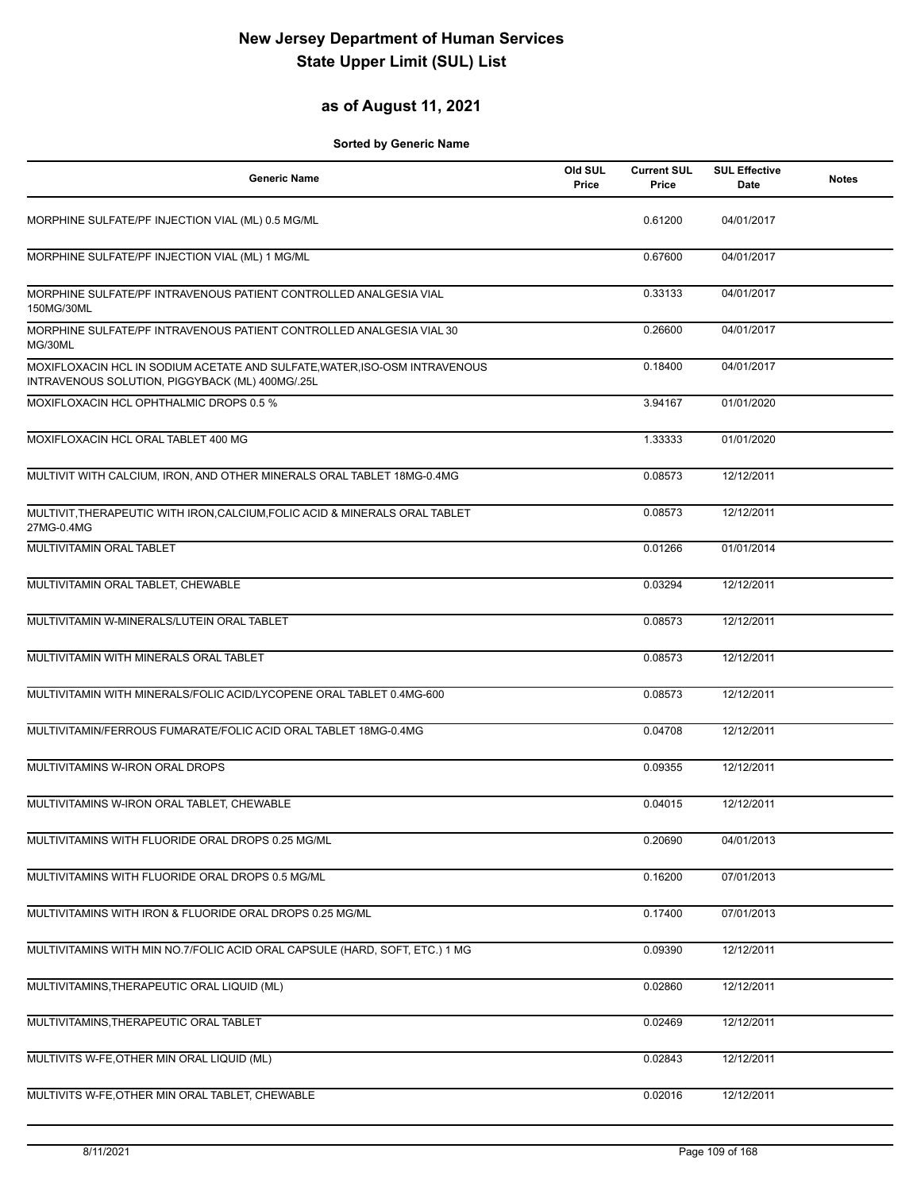# New Jersey Department of Human Services
# State Upper Limit (SUL) List

## as of August 11, 2021

**Sorted by Generic Name**

| Generic Name | Old SUL Price | Current SUL Price | SUL Effective Date | Notes |
|---|---|---|---|---|
| MORPHINE SULFATE/PF INJECTION VIAL (ML) 0.5 MG/ML | | 0.61200 | 04/01/2017 | |
| MORPHINE SULFATE/PF INJECTION VIAL (ML) 1 MG/ML | | 0.67600 | 04/01/2017 | |
| MORPHINE SULFATE/PF INTRAVENOUS PATIENT CONTROLLED ANALGESIA VIAL 150MG/30ML | | 0.33133 | 04/01/2017 | |
| MORPHINE SULFATE/PF INTRAVENOUS PATIENT CONTROLLED ANALGESIA VIAL 30 MG/30ML | | 0.26600 | 04/01/2017 | |
| MOXIFLOXACIN HCL IN SODIUM ACETATE AND SULFATE,WATER,ISO-OSM INTRAVENOUS INTRAVENOUS SOLUTION, PIGGYBACK (ML) 400MG/.25L | | 0.18400 | 04/01/2017 | |
| MOXIFLOXACIN HCL OPHTHALMIC DROPS 0.5 % | | 3.94167 | 01/01/2020 | |
| MOXIFLOXACIN HCL ORAL TABLET 400 MG | | 1.33333 | 01/01/2020 | |
| MULTIVIT WITH CALCIUM, IRON, AND OTHER MINERALS ORAL TABLET 18MG-0.4MG | | 0.08573 | 12/12/2011 | |
| MULTIVIT,THERAPEUTIC WITH IRON,CALCIUM,FOLIC ACID & MINERALS ORAL TABLET 27MG-0.4MG | | 0.08573 | 12/12/2011 | |
| MULTIVITAMIN ORAL TABLET | | 0.01266 | 01/01/2014 | |
| MULTIVITAMIN ORAL TABLET, CHEWABLE | | 0.03294 | 12/12/2011 | |
| MULTIVITAMIN W-MINERALS/LUTEIN ORAL TABLET | | 0.08573 | 12/12/2011 | |
| MULTIVITAMIN WITH MINERALS ORAL TABLET | | 0.08573 | 12/12/2011 | |
| MULTIVITAMIN WITH MINERALS/FOLIC ACID/LYCOPENE ORAL TABLET 0.4MG-600 | | 0.08573 | 12/12/2011 | |
| MULTIVITAMIN/FERROUS FUMARATE/FOLIC ACID ORAL TABLET 18MG-0.4MG | | 0.04708 | 12/12/2011 | |
| MULTIVITAMINS W-IRON ORAL DROPS | | 0.09355 | 12/12/2011 | |
| MULTIVITAMINS W-IRON ORAL TABLET, CHEWABLE | | 0.04015 | 12/12/2011 | |
| MULTIVITAMINS WITH FLUORIDE ORAL DROPS 0.25 MG/ML | | 0.20690 | 04/01/2013 | |
| MULTIVITAMINS WITH FLUORIDE ORAL DROPS 0.5 MG/ML | | 0.16200 | 07/01/2013 | |
| MULTIVITAMINS WITH IRON & FLUORIDE ORAL DROPS 0.25 MG/ML | | 0.17400 | 07/01/2013 | |
| MULTIVITAMINS WITH MIN NO.7/FOLIC ACID ORAL CAPSULE (HARD, SOFT, ETC.) 1 MG | | 0.09390 | 12/12/2011 | |
| MULTIVITAMINS,THERAPEUTIC ORAL LIQUID (ML) | | 0.02860 | 12/12/2011 | |
| MULTIVITAMINS,THERAPEUTIC ORAL TABLET | | 0.02469 | 12/12/2011 | |
| MULTIVITS W-FE,OTHER MIN ORAL LIQUID (ML) | | 0.02843 | 12/12/2011 | |
| MULTIVITS W-FE,OTHER MIN ORAL TABLET, CHEWABLE | | 0.02016 | 12/12/2011 | |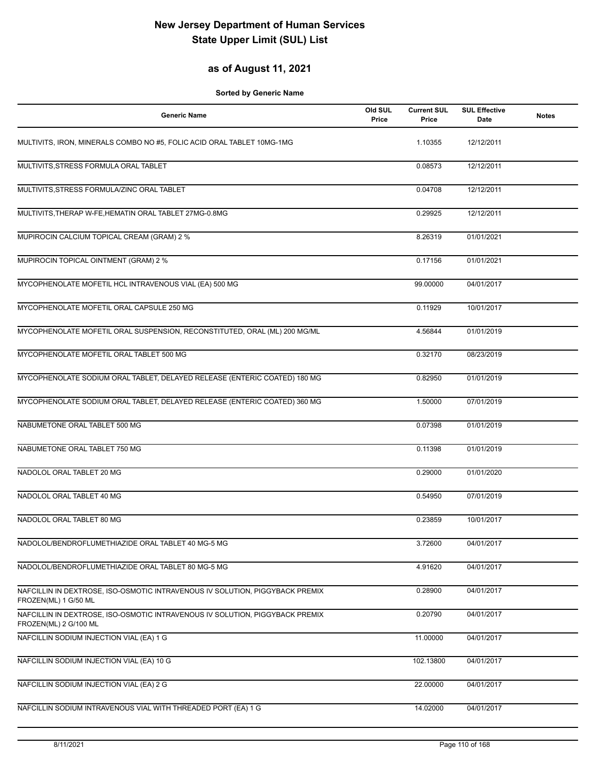# New Jersey Department of Human Services
# State Upper Limit (SUL) List

## as of August 11, 2021

**Sorted by Generic Name**

| Generic Name | Old SUL Price | Current SUL Price | SUL Effective Date | Notes |
|---|---|---|---|---|
| MULTIVITS, IRON, MINERALS COMBO NO #5, FOLIC ACID ORAL TABLET 10MG-1MG | | 1.10355 | 12/12/2011 | |
| MULTIVITS,STRESS FORMULA ORAL TABLET | | 0.08573 | 12/12/2011 | |
| MULTIVITS,STRESS FORMULA/ZINC ORAL TABLET | | 0.04708 | 12/12/2011 | |
| MULTIVITS,THERAP W-FE,HEMATIN ORAL TABLET 27MG-0.8MG | | 0.29925 | 12/12/2011 | |
| MUPIROCIN CALCIUM TOPICAL CREAM (GRAM) 2 % | | 8.26319 | 01/01/2021 | |
| MUPIROCIN TOPICAL OINTMENT (GRAM) 2 % | | 0.17156 | 01/01/2021 | |
| MYCOPHENOLATE MOFETIL HCL INTRAVENOUS VIAL (EA) 500 MG | | 99.00000 | 04/01/2017 | |
| MYCOPHENOLATE MOFETIL ORAL CAPSULE 250 MG | | 0.11929 | 10/01/2017 | |
| MYCOPHENOLATE MOFETIL ORAL SUSPENSION, RECONSTITUTED, ORAL (ML) 200 MG/ML | | 4.56844 | 01/01/2019 | |
| MYCOPHENOLATE MOFETIL ORAL TABLET 500 MG | | 0.32170 | 08/23/2019 | |
| MYCOPHENOLATE SODIUM ORAL TABLET, DELAYED RELEASE (ENTERIC COATED) 180 MG | | 0.82950 | 01/01/2019 | |
| MYCOPHENOLATE SODIUM ORAL TABLET, DELAYED RELEASE (ENTERIC COATED) 360 MG | | 1.50000 | 07/01/2019 | |
| NABUMETONE ORAL TABLET 500 MG | | 0.07398 | 01/01/2019 | |
| NABUMETONE ORAL TABLET 750 MG | | 0.11398 | 01/01/2019 | |
| NADOLOL ORAL TABLET 20 MG | | 0.29000 | 01/01/2020 | |
| NADOLOL ORAL TABLET 40 MG | | 0.54950 | 07/01/2019 | |
| NADOLOL ORAL TABLET 80 MG | | 0.23859 | 10/01/2017 | |
| NADOLOL/BENDROFLUMETHIAZIDE ORAL TABLET 40 MG-5 MG | | 3.72600 | 04/01/2017 | |
| NADOLOL/BENDROFLUMETHIAZIDE ORAL TABLET 80 MG-5 MG | | 4.91620 | 04/01/2017 | |
| NAFCILLIN IN DEXTROSE, ISO-OSMOTIC INTRAVENOUS IV SOLUTION, PIGGYBACK PREMIX FROZEN(ML) 1 G/50 ML | | 0.28900 | 04/01/2017 | |
| NAFCILLIN IN DEXTROSE, ISO-OSMOTIC INTRAVENOUS IV SOLUTION, PIGGYBACK PREMIX FROZEN(ML) 2 G/100 ML | | 0.20790 | 04/01/2017 | |
| NAFCILLIN SODIUM INJECTION VIAL (EA) 1 G | | 11.00000 | 04/01/2017 | |
| NAFCILLIN SODIUM INJECTION VIAL (EA) 10 G | | 102.13800 | 04/01/2017 | |
| NAFCILLIN SODIUM INJECTION VIAL (EA) 2 G | | 22.00000 | 04/01/2017 | |
| NAFCILLIN SODIUM INTRAVENOUS VIAL WITH THREADED PORT (EA) 1 G | | 14.02000 | 04/01/2017 | |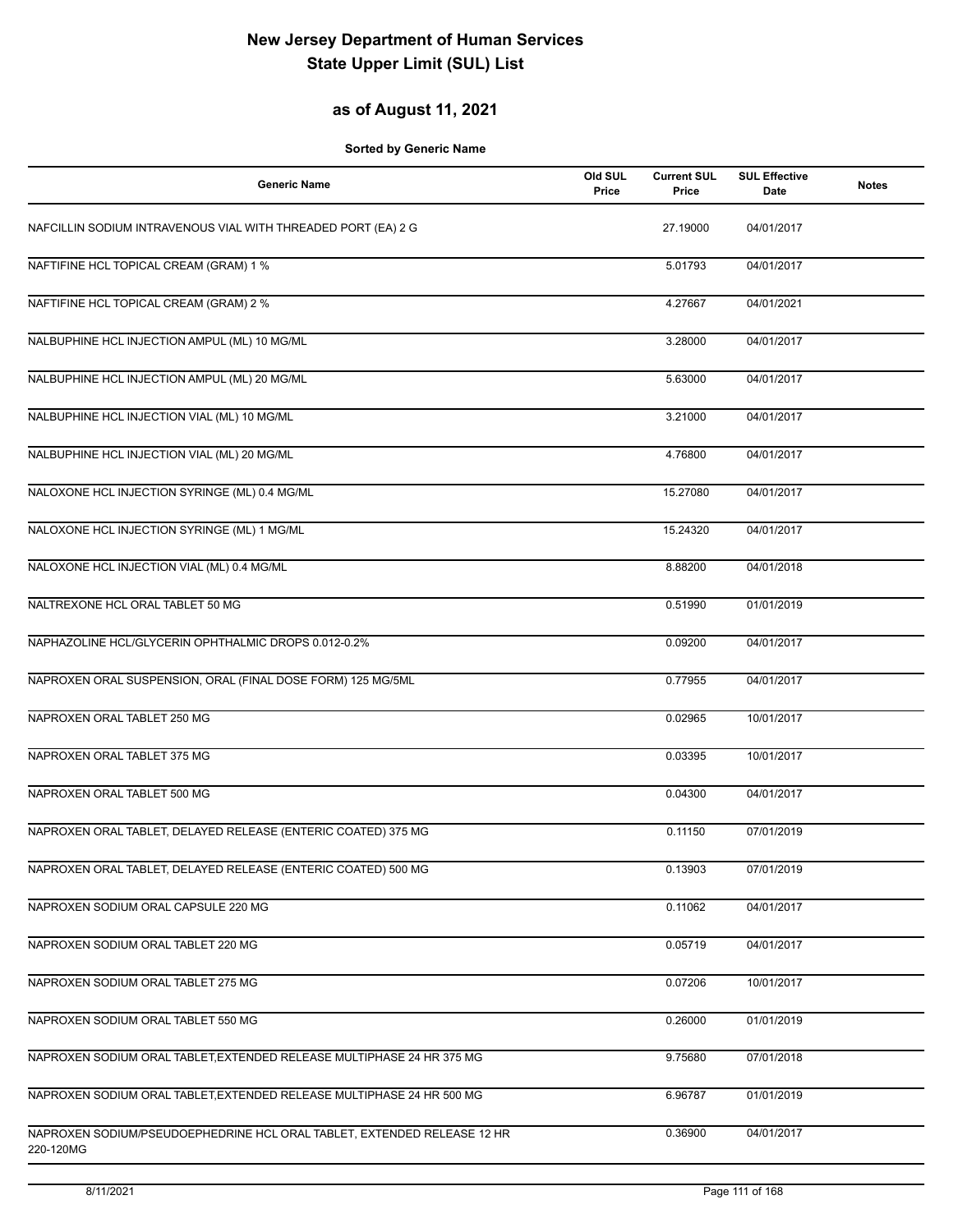# New Jersey Department of Human Services
# State Upper Limit (SUL) List

## as of August 11, 2021

**Sorted by Generic Name**

| Generic Name | Old SUL Price | Current SUL Price | SUL Effective Date | Notes |
|---|---|---|---|---|
| NAFCILLIN SODIUM INTRAVENOUS VIAL WITH THREADED PORT (EA) 2 G | | 27.19000 | 04/01/2017 | |
| NAFTIFINE HCL TOPICAL CREAM (GRAM) 1 % | | 5.01793 | 04/01/2017 | |
| NAFTIFINE HCL TOPICAL CREAM (GRAM) 2 % | | 4.27667 | 04/01/2021 | |
| NALBUPHINE HCL INJECTION AMPUL (ML) 10 MG/ML | | 3.28000 | 04/01/2017 | |
| NALBUPHINE HCL INJECTION AMPUL (ML) 20 MG/ML | | 5.63000 | 04/01/2017 | |
| NALBUPHINE HCL INJECTION VIAL (ML) 10 MG/ML | | 3.21000 | 04/01/2017 | |
| NALBUPHINE HCL INJECTION VIAL (ML) 20 MG/ML | | 4.76800 | 04/01/2017 | |
| NALOXONE HCL INJECTION SYRINGE (ML) 0.4 MG/ML | | 15.27080 | 04/01/2017 | |
| NALOXONE HCL INJECTION SYRINGE (ML) 1 MG/ML | | 15.24320 | 04/01/2017 | |
| NALOXONE HCL INJECTION VIAL (ML) 0.4 MG/ML | | 8.88200 | 04/01/2018 | |
| NALTREXONE HCL ORAL TABLET 50 MG | | 0.51990 | 01/01/2019 | |
| NAPHAZOLINE HCL/GLYCERIN OPHTHALMIC DROPS 0.012-0.2% | | 0.09200 | 04/01/2017 | |
| NAPROXEN ORAL SUSPENSION, ORAL (FINAL DOSE FORM) 125 MG/5ML | | 0.77955 | 04/01/2017 | |
| NAPROXEN ORAL TABLET 250 MG | | 0.02965 | 10/01/2017 | |
| NAPROXEN ORAL TABLET 375 MG | | 0.03395 | 10/01/2017 | |
| NAPROXEN ORAL TABLET 500 MG | | 0.04300 | 04/01/2017 | |
| NAPROXEN ORAL TABLET, DELAYED RELEASE (ENTERIC COATED) 375 MG | | 0.11150 | 07/01/2019 | |
| NAPROXEN ORAL TABLET, DELAYED RELEASE (ENTERIC COATED) 500 MG | | 0.13903 | 07/01/2019 | |
| NAPROXEN SODIUM ORAL CAPSULE 220 MG | | 0.11062 | 04/01/2017 | |
| NAPROXEN SODIUM ORAL TABLET 220 MG | | 0.05719 | 04/01/2017 | |
| NAPROXEN SODIUM ORAL TABLET 275 MG | | 0.07206 | 10/01/2017 | |
| NAPROXEN SODIUM ORAL TABLET 550 MG | | 0.26000 | 01/01/2019 | |
| NAPROXEN SODIUM ORAL TABLET,EXTENDED RELEASE MULTIPHASE 24 HR 375 MG | | 9.75680 | 07/01/2018 | |
| NAPROXEN SODIUM ORAL TABLET,EXTENDED RELEASE MULTIPHASE 24 HR 500 MG | | 6.96787 | 01/01/2019 | |
| NAPROXEN SODIUM/PSEUDOEPHEDRINE HCL ORAL TABLET, EXTENDED RELEASE 12 HR 220-120MG | | 0.36900 | 04/01/2017 | |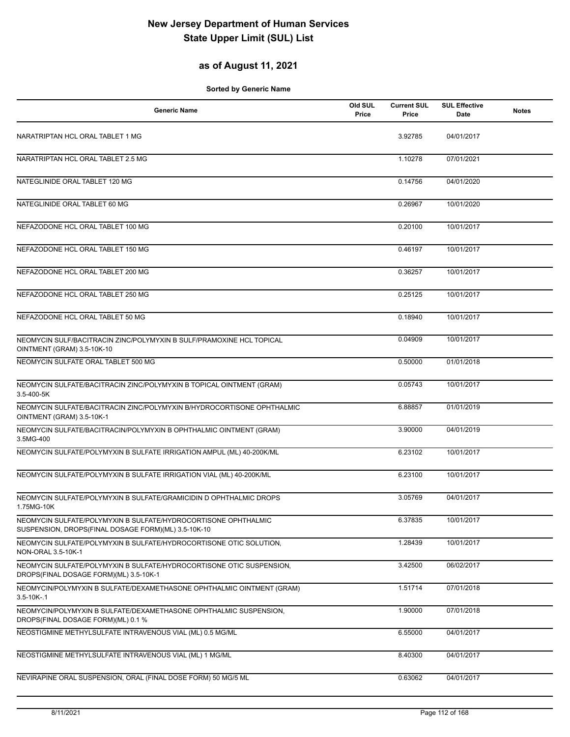# New Jersey Department of Human Services
# State Upper Limit (SUL) List

## as of August 11, 2021

**Sorted by Generic Name**

| Generic Name | Old SUL Price | Current SUL Price | SUL Effective Date | Notes |
|---|---|---|---|---|
| NARATRIPTAN HCL ORAL TABLET 1 MG | | 3.92785 | 04/01/2017 | |
| NARATRIPTAN HCL ORAL TABLET 2.5 MG | | 1.10278 | 07/01/2021 | |
| NATEGLINIDE ORAL TABLET 120 MG | | 0.14756 | 04/01/2020 | |
| NATEGLINIDE ORAL TABLET 60 MG | | 0.26967 | 10/01/2020 | |
| NEFAZODONE HCL ORAL TABLET 100 MG | | 0.20100 | 10/01/2017 | |
| NEFAZODONE HCL ORAL TABLET 150 MG | | 0.46197 | 10/01/2017 | |
| NEFAZODONE HCL ORAL TABLET 200 MG | | 0.36257 | 10/01/2017 | |
| NEFAZODONE HCL ORAL TABLET 250 MG | | 0.25125 | 10/01/2017 | |
| NEFAZODONE HCL ORAL TABLET 50 MG | | 0.18940 | 10/01/2017 | |
| NEOMYCIN SULF/BACITRACIN ZINC/POLYMYXIN B SULF/PRAMOXINE HCL TOPICAL OINTMENT (GRAM) 3.5-10K-10 | | 0.04909 | 10/01/2017 | |
| NEOMYCIN SULFATE ORAL TABLET 500 MG | | 0.50000 | 01/01/2018 | |
| NEOMYCIN SULFATE/BACITRACIN ZINC/POLYMYXIN B TOPICAL OINTMENT (GRAM) 3.5-400-5K | | 0.05743 | 10/01/2017 | |
| NEOMYCIN SULFATE/BACITRACIN ZINC/POLYMYXIN B/HYDROCORTISONE OPHTHALMIC OINTMENT (GRAM) 3.5-10K-1 | | 6.88857 | 01/01/2019 | |
| NEOMYCIN SULFATE/BACITRACIN/POLYMYXIN B OPHTHALMIC OINTMENT (GRAM) 3.5MG-400 | | 3.90000 | 04/01/2019 | |
| NEOMYCIN SULFATE/POLYMYXIN B SULFATE IRRIGATION AMPUL (ML) 40-200K/ML | | 6.23102 | 10/01/2017 | |
| NEOMYCIN SULFATE/POLYMYXIN B SULFATE IRRIGATION VIAL (ML) 40-200K/ML | | 6.23100 | 10/01/2017 | |
| NEOMYCIN SULFATE/POLYMYXIN B SULFATE/GRAMICIDIN D OPHTHALMIC DROPS 1.75MG-10K | | 3.05769 | 04/01/2017 | |
| NEOMYCIN SULFATE/POLYMYXIN B SULFATE/HYDROCORTISONE OPHTHALMIC SUSPENSION, DROPS(FINAL DOSAGE FORM)(ML) 3.5-10K-10 | | 6.37835 | 10/01/2017 | |
| NEOMYCIN SULFATE/POLYMYXIN B SULFATE/HYDROCORTISONE OTIC SOLUTION, NON-ORAL 3.5-10K-1 | | 1.28439 | 10/01/2017 | |
| NEOMYCIN SULFATE/POLYMYXIN B SULFATE/HYDROCORTISONE OTIC SUSPENSION, DROPS(FINAL DOSAGE FORM)(ML) 3.5-10K-1 | | 3.42500 | 06/02/2017 | |
| NEOMYCIN/POLYMYXIN B SULFATE/DEXAMETHASONE OPHTHALMIC OINTMENT (GRAM) 3.5-10K-.1 | | 1.51714 | 07/01/2018 | |
| NEOMYCIN/POLYMYXIN B SULFATE/DEXAMETHASONE OPHTHALMIC SUSPENSION, DROPS(FINAL DOSAGE FORM)(ML) 0.1 % | | 1.90000 | 07/01/2018 | |
| NEOSTIGMINE METHYLSULFATE INTRAVENOUS VIAL (ML) 0.5 MG/ML | | 6.55000 | 04/01/2017 | |
| NEOSTIGMINE METHYLSULFATE INTRAVENOUS VIAL (ML) 1 MG/ML | | 8.40300 | 04/01/2017 | |
| NEVIRAPINE ORAL SUSPENSION, ORAL (FINAL DOSE FORM) 50 MG/5 ML | | 0.63062 | 04/01/2017 | |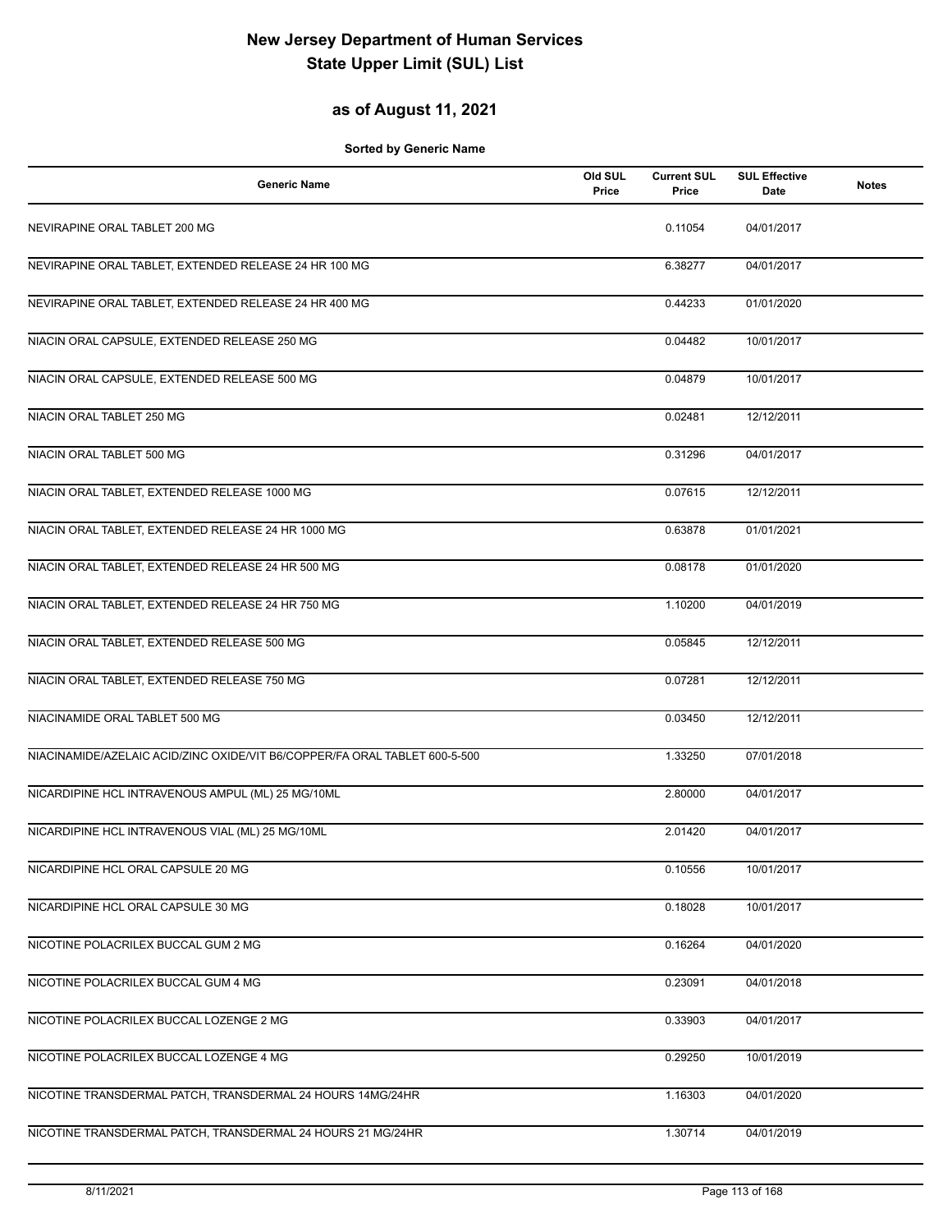# New Jersey Department of Human Services
# State Upper Limit (SUL) List

## as of August 11, 2021

**Sorted by Generic Name**

| Generic Name | Old SUL Price | Current SUL Price | SUL Effective Date | Notes |
|---|---|---|---|---|
| NEVIRAPINE ORAL TABLET 200 MG | | 0.11054 | 04/01/2017 | |
| NEVIRAPINE ORAL TABLET, EXTENDED RELEASE 24 HR 100 MG | | 6.38277 | 04/01/2017 | |
| NEVIRAPINE ORAL TABLET, EXTENDED RELEASE 24 HR 400 MG | | 0.44233 | 01/01/2020 | |
| NIACIN ORAL CAPSULE, EXTENDED RELEASE 250 MG | | 0.04482 | 10/01/2017 | |
| NIACIN ORAL CAPSULE, EXTENDED RELEASE 500 MG | | 0.04879 | 10/01/2017 | |
| NIACIN ORAL TABLET 250 MG | | 0.02481 | 12/12/2011 | |
| NIACIN ORAL TABLET 500 MG | | 0.31296 | 04/01/2017 | |
| NIACIN ORAL TABLET, EXTENDED RELEASE 1000 MG | | 0.07615 | 12/12/2011 | |
| NIACIN ORAL TABLET, EXTENDED RELEASE 24 HR 1000 MG | | 0.63878 | 01/01/2021 | |
| NIACIN ORAL TABLET, EXTENDED RELEASE 24 HR 500 MG | | 0.08178 | 01/01/2020 | |
| NIACIN ORAL TABLET, EXTENDED RELEASE 24 HR 750 MG | | 1.10200 | 04/01/2019 | |
| NIACIN ORAL TABLET, EXTENDED RELEASE 500 MG | | 0.05845 | 12/12/2011 | |
| NIACIN ORAL TABLET, EXTENDED RELEASE 750 MG | | 0.07281 | 12/12/2011 | |
| NIACINAMIDE ORAL TABLET 500 MG | | 0.03450 | 12/12/2011 | |
| NIACINAMIDE/AZELAIC ACID/ZINC OXIDE/VIT B6/COPPER/FA ORAL TABLET 600-5-500 | | 1.33250 | 07/01/2018 | |
| NICARDIPINE HCL INTRAVENOUS AMPUL (ML) 25 MG/10ML | | 2.80000 | 04/01/2017 | |
| NICARDIPINE HCL INTRAVENOUS VIAL (ML) 25 MG/10ML | | 2.01420 | 04/01/2017 | |
| NICARDIPINE HCL ORAL CAPSULE 20 MG | | 0.10556 | 10/01/2017 | |
| NICARDIPINE HCL ORAL CAPSULE 30 MG | | 0.18028 | 10/01/2017 | |
| NICOTINE POLACRILEX BUCCAL GUM 2 MG | | 0.16264 | 04/01/2020 | |
| NICOTINE POLACRILEX BUCCAL GUM 4 MG | | 0.23091 | 04/01/2018 | |
| NICOTINE POLACRILEX BUCCAL LOZENGE 2 MG | | 0.33903 | 04/01/2017 | |
| NICOTINE POLACRILEX BUCCAL LOZENGE 4 MG | | 0.29250 | 10/01/2019 | |
| NICOTINE TRANSDERMAL PATCH, TRANSDERMAL 24 HOURS 14MG/24HR | | 1.16303 | 04/01/2020 | |
| NICOTINE TRANSDERMAL PATCH, TRANSDERMAL 24 HOURS 21 MG/24HR | | 1.30714 | 04/01/2019 | |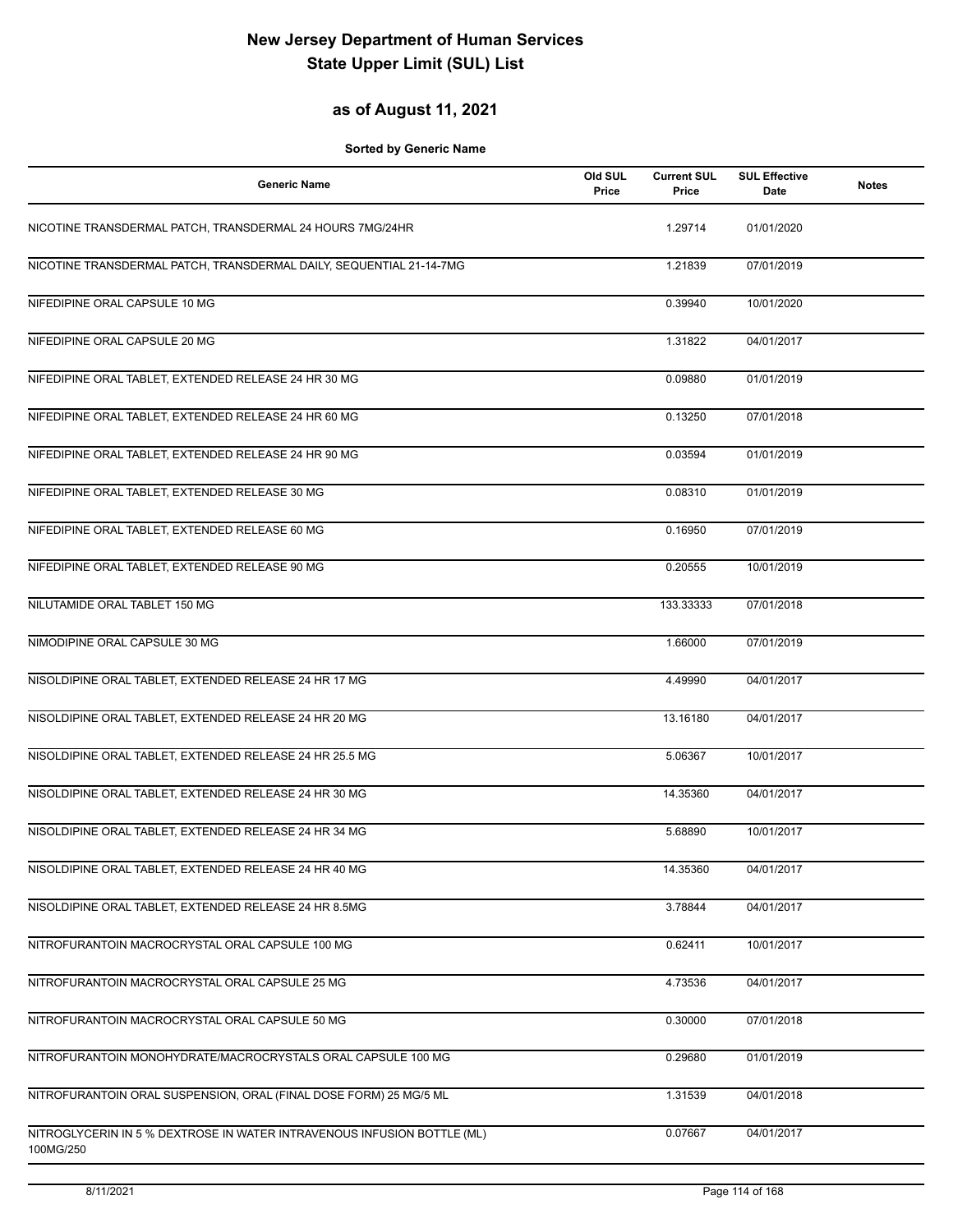# New Jersey Department of Human Services
# State Upper Limit (SUL) List

## as of August 11, 2021

**Sorted by Generic Name**

| Generic Name | Old SUL Price | Current SUL Price | SUL Effective Date | Notes |
|---|---|---|---|---|
| NICOTINE TRANSDERMAL PATCH, TRANSDERMAL 24 HOURS 7MG/24HR | | 1.29714 | 01/01/2020 | |
| NICOTINE TRANSDERMAL PATCH, TRANSDERMAL DAILY, SEQUENTIAL 21-14-7MG | | 1.21839 | 07/01/2019 | |
| NIFEDIPINE ORAL CAPSULE 10 MG | | 0.39940 | 10/01/2020 | |
| NIFEDIPINE ORAL CAPSULE 20 MG | | 1.31822 | 04/01/2017 | |
| NIFEDIPINE ORAL TABLET, EXTENDED RELEASE 24 HR 30 MG | | 0.09880 | 01/01/2019 | |
| NIFEDIPINE ORAL TABLET, EXTENDED RELEASE 24 HR 60 MG | | 0.13250 | 07/01/2018 | |
| NIFEDIPINE ORAL TABLET, EXTENDED RELEASE 24 HR 90 MG | | 0.03594 | 01/01/2019 | |
| NIFEDIPINE ORAL TABLET, EXTENDED RELEASE 30 MG | | 0.08310 | 01/01/2019 | |
| NIFEDIPINE ORAL TABLET, EXTENDED RELEASE 60 MG | | 0.16950 | 07/01/2019 | |
| NIFEDIPINE ORAL TABLET, EXTENDED RELEASE 90 MG | | 0.20555 | 10/01/2019 | |
| NILUTAMIDE ORAL TABLET 150 MG | | 133.33333 | 07/01/2018 | |
| NIMODIPINE ORAL CAPSULE 30 MG | | 1.66000 | 07/01/2019 | |
| NISOLDIPINE ORAL TABLET, EXTENDED RELEASE 24 HR 17 MG | | 4.49990 | 04/01/2017 | |
| NISOLDIPINE ORAL TABLET, EXTENDED RELEASE 24 HR 20 MG | | 13.16180 | 04/01/2017 | |
| NISOLDIPINE ORAL TABLET, EXTENDED RELEASE 24 HR 25.5 MG | | 5.06367 | 10/01/2017 | |
| NISOLDIPINE ORAL TABLET, EXTENDED RELEASE 24 HR 30 MG | | 14.35360 | 04/01/2017 | |
| NISOLDIPINE ORAL TABLET, EXTENDED RELEASE 24 HR 34 MG | | 5.68890 | 10/01/2017 | |
| NISOLDIPINE ORAL TABLET, EXTENDED RELEASE 24 HR 40 MG | | 14.35360 | 04/01/2017 | |
| NISOLDIPINE ORAL TABLET, EXTENDED RELEASE 24 HR 8.5MG | | 3.78844 | 04/01/2017 | |
| NITROFURANTOIN MACROCRYSTAL ORAL CAPSULE 100 MG | | 0.62411 | 10/01/2017 | |
| NITROFURANTOIN MACROCRYSTAL ORAL CAPSULE 25 MG | | 4.73536 | 04/01/2017 | |
| NITROFURANTOIN MACROCRYSTAL ORAL CAPSULE 50 MG | | 0.30000 | 07/01/2018 | |
| NITROFURANTOIN MONOHYDRATE/MACROCRYSTALS ORAL CAPSULE 100 MG | | 0.29680 | 01/01/2019 | |
| NITROFURANTOIN ORAL SUSPENSION, ORAL (FINAL DOSE FORM) 25 MG/5 ML | | 1.31539 | 04/01/2018 | |
| NITROGLYCERIN IN 5 % DEXTROSE IN WATER INTRAVENOUS INFUSION BOTTLE (ML) 100MG/250 | | 0.07667 | 04/01/2017 | |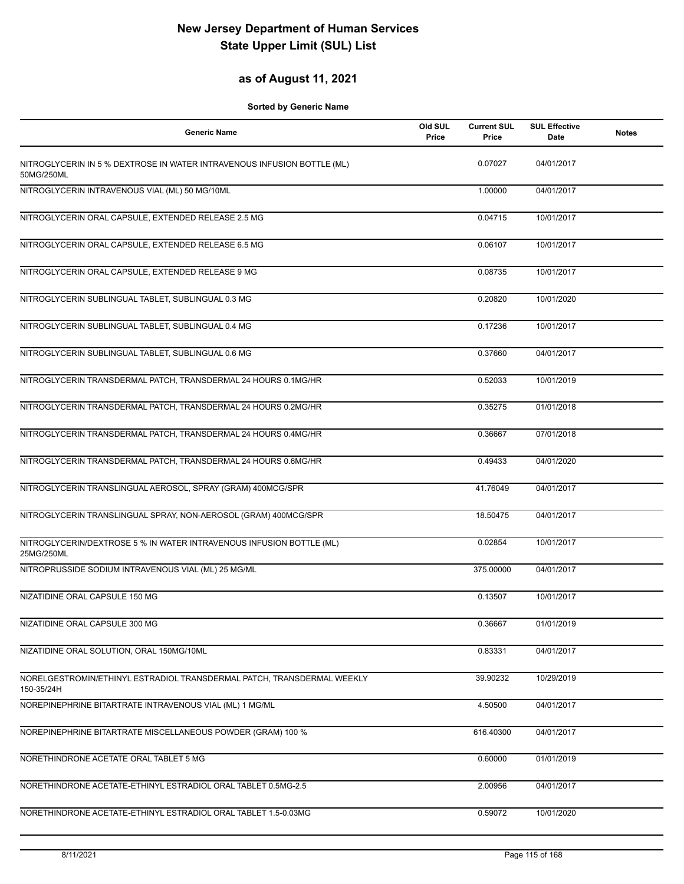# New Jersey Department of Human Services
# State Upper Limit (SUL) List

## as of August 11, 2021

**Sorted by Generic Name**

| Generic Name | Old SUL Price | Current SUL Price | SUL Effective Date | Notes |
|---|---|---|---|---|
| NITROGLYCERIN IN 5 % DEXTROSE IN WATER INTRAVENOUS INFUSION BOTTLE (ML) 50MG/250ML | | 0.07027 | 04/01/2017 | |
| NITROGLYCERIN INTRAVENOUS VIAL (ML) 50 MG/10ML | | 1.00000 | 04/01/2017 | |
| NITROGLYCERIN ORAL CAPSULE, EXTENDED RELEASE 2.5 MG | | 0.04715 | 10/01/2017 | |
| NITROGLYCERIN ORAL CAPSULE, EXTENDED RELEASE 6.5 MG | | 0.06107 | 10/01/2017 | |
| NITROGLYCERIN ORAL CAPSULE, EXTENDED RELEASE 9 MG | | 0.08735 | 10/01/2017 | |
| NITROGLYCERIN SUBLINGUAL TABLET, SUBLINGUAL 0.3 MG | | 0.20820 | 10/01/2020 | |
| NITROGLYCERIN SUBLINGUAL TABLET, SUBLINGUAL 0.4 MG | | 0.17236 | 10/01/2017 | |
| NITROGLYCERIN SUBLINGUAL TABLET, SUBLINGUAL 0.6 MG | | 0.37660 | 04/01/2017 | |
| NITROGLYCERIN TRANSDERMAL PATCH, TRANSDERMAL 24 HOURS 0.1MG/HR | | 0.52033 | 10/01/2019 | |
| NITROGLYCERIN TRANSDERMAL PATCH, TRANSDERMAL 24 HOURS 0.2MG/HR | | 0.35275 | 01/01/2018 | |
| NITROGLYCERIN TRANSDERMAL PATCH, TRANSDERMAL 24 HOURS 0.4MG/HR | | 0.36667 | 07/01/2018 | |
| NITROGLYCERIN TRANSDERMAL PATCH, TRANSDERMAL 24 HOURS 0.6MG/HR | | 0.49433 | 04/01/2020 | |
| NITROGLYCERIN TRANSLINGUAL AEROSOL, SPRAY (GRAM) 400MCG/SPR | | 41.76049 | 04/01/2017 | |
| NITROGLYCERIN TRANSLINGUAL SPRAY, NON-AEROSOL (GRAM) 400MCG/SPR | | 18.50475 | 04/01/2017 | |
| NITROGLYCERIN/DEXTROSE 5 % IN WATER INTRAVENOUS INFUSION BOTTLE (ML) 25MG/250ML | | 0.02854 | 10/01/2017 | |
| NITROPRUSSIDE SODIUM INTRAVENOUS VIAL (ML) 25 MG/ML | | 375.00000 | 04/01/2017 | |
| NIZATIDINE ORAL CAPSULE 150 MG | | 0.13507 | 10/01/2017 | |
| NIZATIDINE ORAL CAPSULE 300 MG | | 0.36667 | 01/01/2019 | |
| NIZATIDINE ORAL SOLUTION, ORAL 150MG/10ML | | 0.83331 | 04/01/2017 | |
| NORELGESTROMIN/ETHINYL ESTRADIOL TRANSDERMAL PATCH, TRANSDERMAL WEEKLY 150-35/24H | | 39.90232 | 10/29/2019 | |
| NOREPINEPHRINE BITARTRATE INTRAVENOUS VIAL (ML) 1 MG/ML | | 4.50500 | 04/01/2017 | |
| NOREPINEPHRINE BITARTRATE MISCELLANEOUS POWDER (GRAM) 100 % | | 616.40300 | 04/01/2017 | |
| NORETHINDRONE ACETATE ORAL TABLET 5 MG | | 0.60000 | 01/01/2019 | |
| NORETHINDRONE ACETATE-ETHINYL ESTRADIOL ORAL TABLET 0.5MG-2.5 | | 2.00956 | 04/01/2017 | |
| NORETHINDRONE ACETATE-ETHINYL ESTRADIOL ORAL TABLET 1.5-0.03MG | | 0.59072 | 10/01/2020 | |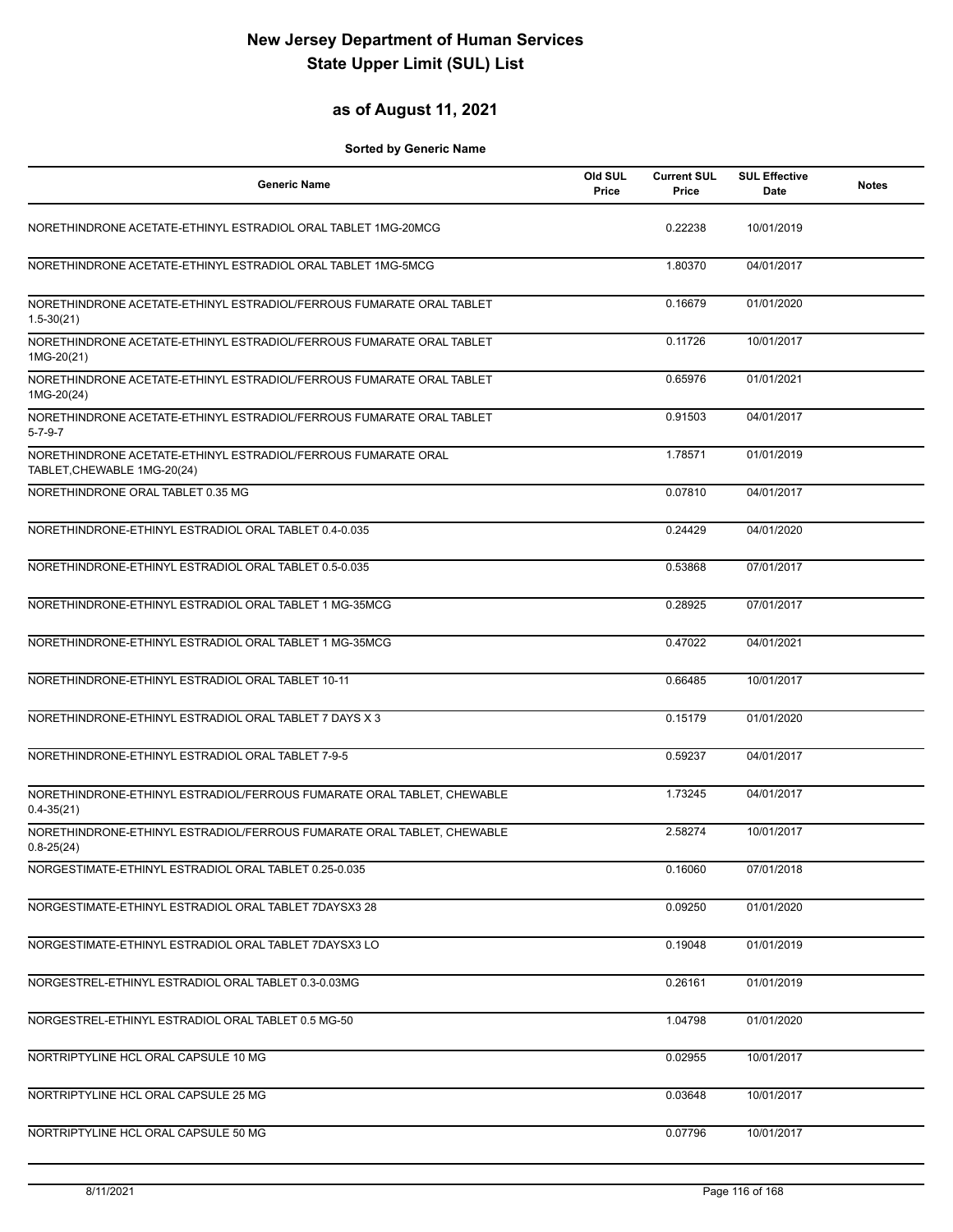# New Jersey Department of Human Services
# State Upper Limit (SUL) List

## as of August 11, 2021

**Sorted by Generic Name**

| Generic Name | Old SUL Price | Current SUL Price | SUL Effective Date | Notes |
|---|---|---|---|---|
| NORETHINDRONE ACETATE-ETHINYL ESTRADIOL ORAL TABLET 1MG-20MCG | | 0.22238 | 10/01/2019 | |
| NORETHINDRONE ACETATE-ETHINYL ESTRADIOL ORAL TABLET 1MG-5MCG | | 1.80370 | 04/01/2017 | |
| NORETHINDRONE ACETATE-ETHINYL ESTRADIOL/FERROUS FUMARATE ORAL TABLET 1.5-30(21) | | 0.16679 | 01/01/2020 | |
| NORETHINDRONE ACETATE-ETHINYL ESTRADIOL/FERROUS FUMARATE ORAL TABLET 1MG-20(21) | | 0.11726 | 10/01/2017 | |
| NORETHINDRONE ACETATE-ETHINYL ESTRADIOL/FERROUS FUMARATE ORAL TABLET 1MG-20(24) | | 0.65976 | 01/01/2021 | |
| NORETHINDRONE ACETATE-ETHINYL ESTRADIOL/FERROUS FUMARATE ORAL TABLET 5-7-9-7 | | 0.91503 | 04/01/2017 | |
| NORETHINDRONE ACETATE-ETHINYL ESTRADIOL/FERROUS FUMARATE ORAL TABLET,CHEWABLE 1MG-20(24) | | 1.78571 | 01/01/2019 | |
| NORETHINDRONE ORAL TABLET 0.35 MG | | 0.07810 | 04/01/2017 | |
| NORETHINDRONE-ETHINYL ESTRADIOL ORAL TABLET 0.4-0.035 | | 0.24429 | 04/01/2020 | |
| NORETHINDRONE-ETHINYL ESTRADIOL ORAL TABLET 0.5-0.035 | | 0.53868 | 07/01/2017 | |
| NORETHINDRONE-ETHINYL ESTRADIOL ORAL TABLET 1 MG-35MCG | | 0.28925 | 07/01/2017 | |
| NORETHINDRONE-ETHINYL ESTRADIOL ORAL TABLET 1 MG-35MCG | | 0.47022 | 04/01/2021 | |
| NORETHINDRONE-ETHINYL ESTRADIOL ORAL TABLET 10-11 | | 0.66485 | 10/01/2017 | |
| NORETHINDRONE-ETHINYL ESTRADIOL ORAL TABLET 7 DAYS X 3 | | 0.15179 | 01/01/2020 | |
| NORETHINDRONE-ETHINYL ESTRADIOL ORAL TABLET 7-9-5 | | 0.59237 | 04/01/2017 | |
| NORETHINDRONE-ETHINYL ESTRADIOL/FERROUS FUMARATE ORAL TABLET, CHEWABLE 0.4-35(21) | | 1.73245 | 04/01/2017 | |
| NORETHINDRONE-ETHINYL ESTRADIOL/FERROUS FUMARATE ORAL TABLET, CHEWABLE 0.8-25(24) | | 2.58274 | 10/01/2017 | |
| NORGESTIMATE-ETHINYL ESTRADIOL ORAL TABLET 0.25-0.035 | | 0.16060 | 07/01/2018 | |
| NORGESTIMATE-ETHINYL ESTRADIOL ORAL TABLET 7DAYSX3 28 | | 0.09250 | 01/01/2020 | |
| NORGESTIMATE-ETHINYL ESTRADIOL ORAL TABLET 7DAYSX3 LO | | 0.19048 | 01/01/2019 | |
| NORGESTREL-ETHINYL ESTRADIOL ORAL TABLET 0.3-0.03MG | | 0.26161 | 01/01/2019 | |
| NORGESTREL-ETHINYL ESTRADIOL ORAL TABLET 0.5 MG-50 | | 1.04798 | 01/01/2020 | |
| NORTRIPTYLINE HCL ORAL CAPSULE 10 MG | | 0.02955 | 10/01/2017 | |
| NORTRIPTYLINE HCL ORAL CAPSULE 25 MG | | 0.03648 | 10/01/2017 | |
| NORTRIPTYLINE HCL ORAL CAPSULE 50 MG | | 0.07796 | 10/01/2017 | |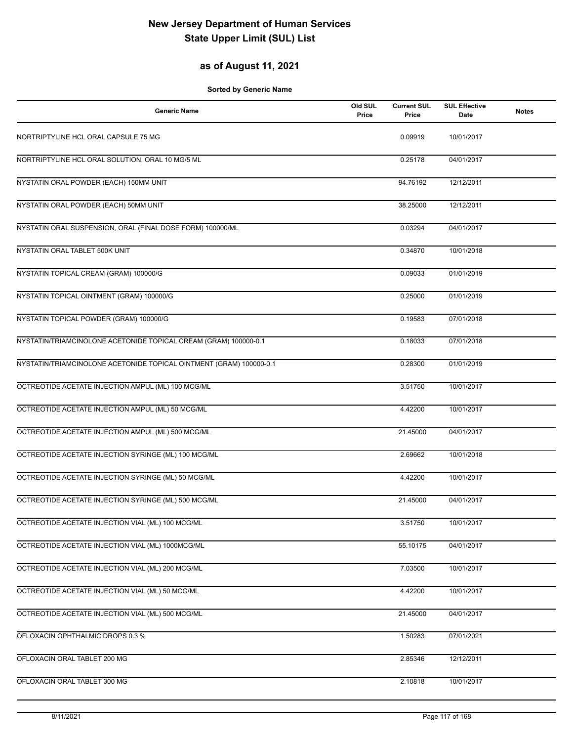# New Jersey Department of Human Services
# State Upper Limit (SUL) List

## as of August 11, 2021

**Sorted by Generic Name**

| Generic Name | Old SUL Price | Current SUL Price | SUL Effective Date | Notes |
|---|---|---|---|---|
| NORTRIPTYLINE HCL ORAL CAPSULE 75 MG | | 0.09919 | 10/01/2017 | |
| NORTRIPTYLINE HCL ORAL SOLUTION, ORAL 10 MG/5 ML | | 0.25178 | 04/01/2017 | |
| NYSTATIN ORAL POWDER (EACH) 150MM UNIT | | 94.76192 | 12/12/2011 | |
| NYSTATIN ORAL POWDER (EACH) 50MM UNIT | | 38.25000 | 12/12/2011 | |
| NYSTATIN ORAL SUSPENSION, ORAL (FINAL DOSE FORM) 100000/ML | | 0.03294 | 04/01/2017 | |
| NYSTATIN ORAL TABLET 500K UNIT | | 0.34870 | 10/01/2018 | |
| NYSTATIN TOPICAL CREAM (GRAM) 100000/G | | 0.09033 | 01/01/2019 | |
| NYSTATIN TOPICAL OINTMENT (GRAM) 100000/G | | 0.25000 | 01/01/2019 | |
| NYSTATIN TOPICAL POWDER (GRAM) 100000/G | | 0.19583 | 07/01/2018 | |
| NYSTATIN/TRIAMCINOLONE ACETONIDE TOPICAL CREAM (GRAM) 100000-0.1 | | 0.18033 | 07/01/2018 | |
| NYSTATIN/TRIAMCINOLONE ACETONIDE TOPICAL OINTMENT (GRAM) 100000-0.1 | | 0.28300 | 01/01/2019 | |
| OCTREOTIDE ACETATE INJECTION AMPUL (ML) 100 MCG/ML | | 3.51750 | 10/01/2017 | |
| OCTREOTIDE ACETATE INJECTION AMPUL (ML) 50 MCG/ML | | 4.42200 | 10/01/2017 | |
| OCTREOTIDE ACETATE INJECTION AMPUL (ML) 500 MCG/ML | | 21.45000 | 04/01/2017 | |
| OCTREOTIDE ACETATE INJECTION SYRINGE (ML) 100 MCG/ML | | 2.69662 | 10/01/2018 | |
| OCTREOTIDE ACETATE INJECTION SYRINGE (ML) 50 MCG/ML | | 4.42200 | 10/01/2017 | |
| OCTREOTIDE ACETATE INJECTION SYRINGE (ML) 500 MCG/ML | | 21.45000 | 04/01/2017 | |
| OCTREOTIDE ACETATE INJECTION VIAL (ML) 100 MCG/ML | | 3.51750 | 10/01/2017 | |
| OCTREOTIDE ACETATE INJECTION VIAL (ML) 1000MCG/ML | | 55.10175 | 04/01/2017 | |
| OCTREOTIDE ACETATE INJECTION VIAL (ML) 200 MCG/ML | | 7.03500 | 10/01/2017 | |
| OCTREOTIDE ACETATE INJECTION VIAL (ML) 50 MCG/ML | | 4.42200 | 10/01/2017 | |
| OCTREOTIDE ACETATE INJECTION VIAL (ML) 500 MCG/ML | | 21.45000 | 04/01/2017 | |
| OFLOXACIN OPHTHALMIC DROPS 0.3 % | | 1.50283 | 07/01/2021 | |
| OFLOXACIN ORAL TABLET 200 MG | | 2.85346 | 12/12/2011 | |
| OFLOXACIN ORAL TABLET 300 MG | | 2.10818 | 10/01/2017 | |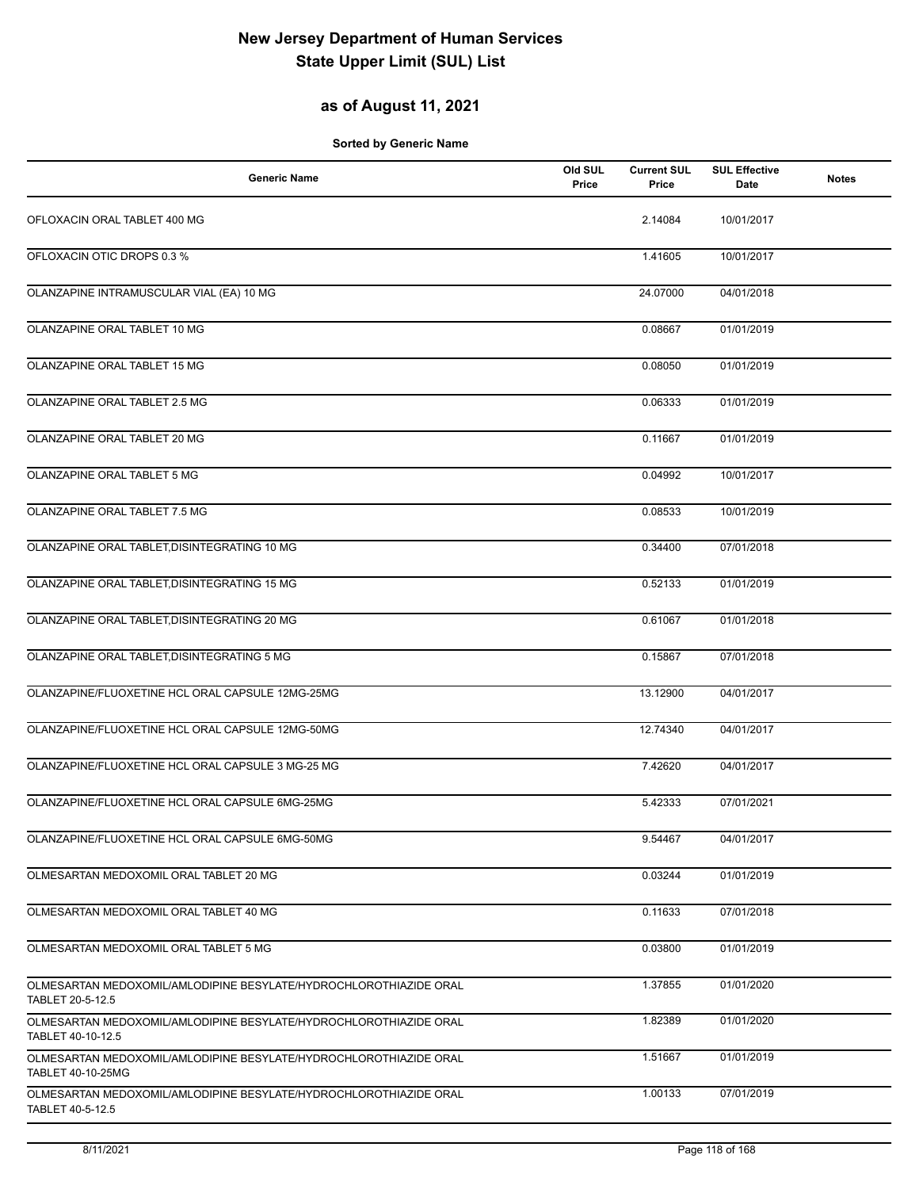# New Jersey Department of Human Services
# State Upper Limit (SUL) List

## as of August 11, 2021

**Sorted by Generic Name**

| Generic Name | Old SUL Price | Current SUL Price | SUL Effective Date | Notes |
|---|---|---|---|---|
| OFLOXACIN ORAL TABLET 400 MG | | 2.14084 | 10/01/2017 | |
| OFLOXACIN OTIC DROPS 0.3 % | | 1.41605 | 10/01/2017 | |
| OLANZAPINE INTRAMUSCULAR VIAL (EA) 10 MG | | 24.07000 | 04/01/2018 | |
| OLANZAPINE ORAL TABLET 10 MG | | 0.08667 | 01/01/2019 | |
| OLANZAPINE ORAL TABLET 15 MG | | 0.08050 | 01/01/2019 | |
| OLANZAPINE ORAL TABLET 2.5 MG | | 0.06333 | 01/01/2019 | |
| OLANZAPINE ORAL TABLET 20 MG | | 0.11667 | 01/01/2019 | |
| OLANZAPINE ORAL TABLET 5 MG | | 0.04992 | 10/01/2017 | |
| OLANZAPINE ORAL TABLET 7.5 MG | | 0.08533 | 10/01/2019 | |
| OLANZAPINE ORAL TABLET,DISINTEGRATING 10 MG | | 0.34400 | 07/01/2018 | |
| OLANZAPINE ORAL TABLET,DISINTEGRATING 15 MG | | 0.52133 | 01/01/2019 | |
| OLANZAPINE ORAL TABLET,DISINTEGRATING 20 MG | | 0.61067 | 01/01/2018 | |
| OLANZAPINE ORAL TABLET,DISINTEGRATING 5 MG | | 0.15867 | 07/01/2018 | |
| OLANZAPINE/FLUOXETINE HCL ORAL CAPSULE 12MG-25MG | | 13.12900 | 04/01/2017 | |
| OLANZAPINE/FLUOXETINE HCL ORAL CAPSULE 12MG-50MG | | 12.74340 | 04/01/2017 | |
| OLANZAPINE/FLUOXETINE HCL ORAL CAPSULE 3 MG-25 MG | | 7.42620 | 04/01/2017 | |
| OLANZAPINE/FLUOXETINE HCL ORAL CAPSULE 6MG-25MG | | 5.42333 | 07/01/2021 | |
| OLANZAPINE/FLUOXETINE HCL ORAL CAPSULE 6MG-50MG | | 9.54467 | 04/01/2017 | |
| OLMESARTAN MEDOXOMIL ORAL TABLET 20 MG | | 0.03244 | 01/01/2019 | |
| OLMESARTAN MEDOXOMIL ORAL TABLET 40 MG | | 0.11633 | 07/01/2018 | |
| OLMESARTAN MEDOXOMIL ORAL TABLET 5 MG | | 0.03800 | 01/01/2019 | |
| OLMESARTAN MEDOXOMIL/AMLODIPINE BESYLATE/HYDROCHLOROTHIAZIDE ORAL TABLET 20-5-12.5 | | 1.37855 | 01/01/2020 | |
| OLMESARTAN MEDOXOMIL/AMLODIPINE BESYLATE/HYDROCHLOROTHIAZIDE ORAL TABLET 40-10-12.5 | | 1.82389 | 01/01/2020 | |
| OLMESARTAN MEDOXOMIL/AMLODIPINE BESYLATE/HYDROCHLOROTHIAZIDE ORAL TABLET 40-10-25MG | | 1.51667 | 01/01/2019 | |
| OLMESARTAN MEDOXOMIL/AMLODIPINE BESYLATE/HYDROCHLOROTHIAZIDE ORAL TABLET 40-5-12.5 | | 1.00133 | 07/01/2019 | |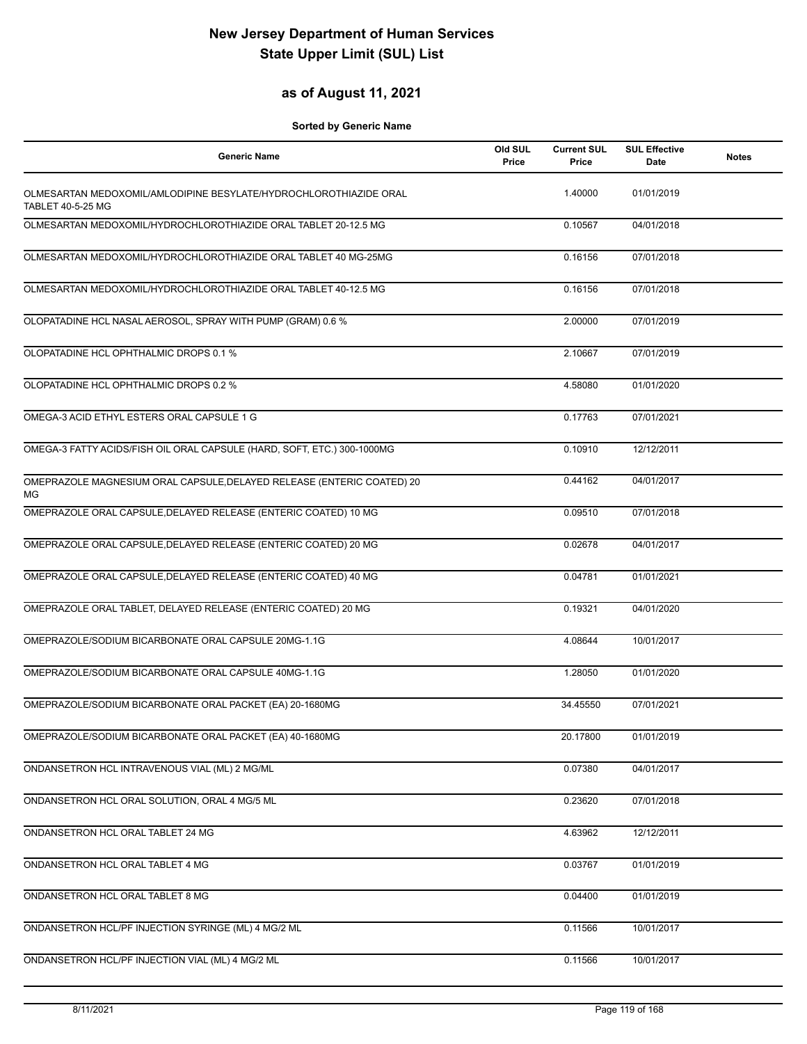# New Jersey Department of Human Services
# State Upper Limit (SUL) List

## as of August 11, 2021

**Sorted by Generic Name**

| Generic Name | Old SUL Price | Current SUL Price | SUL Effective Date | Notes |
|---|---|---|---|---|
| OLMESARTAN MEDOXOMIL/AMLODIPINE BESYLATE/HYDROCHLOROTHIAZIDE ORAL TABLET 40-5-25 MG | | 1.40000 | 01/01/2019 | |
| OLMESARTAN MEDOXOMIL/HYDROCHLOROTHIAZIDE ORAL TABLET 20-12.5 MG | | 0.10567 | 04/01/2018 | |
| OLMESARTAN MEDOXOMIL/HYDROCHLOROTHIAZIDE ORAL TABLET 40 MG-25MG | | 0.16156 | 07/01/2018 | |
| OLMESARTAN MEDOXOMIL/HYDROCHLOROTHIAZIDE ORAL TABLET 40-12.5 MG | | 0.16156 | 07/01/2018 | |
| OLOPATADINE HCL NASAL AEROSOL, SPRAY WITH PUMP (GRAM) 0.6 % | | 2.00000 | 07/01/2019 | |
| OLOPATADINE HCL OPHTHALMIC DROPS 0.1 % | | 2.10667 | 07/01/2019 | |
| OLOPATADINE HCL OPHTHALMIC DROPS 0.2 % | | 4.58080 | 01/01/2020 | |
| OMEGA-3 ACID ETHYL ESTERS ORAL CAPSULE 1 G | | 0.17763 | 07/01/2021 | |
| OMEGA-3 FATTY ACIDS/FISH OIL ORAL CAPSULE (HARD, SOFT, ETC.) 300-1000MG | | 0.10910 | 12/12/2011 | |
| OMEPRAZOLE MAGNESIUM ORAL CAPSULE,DELAYED RELEASE (ENTERIC COATED) 20 MG | | 0.44162 | 04/01/2017 | |
| OMEPRAZOLE ORAL CAPSULE,DELAYED RELEASE (ENTERIC COATED) 10 MG | | 0.09510 | 07/01/2018 | |
| OMEPRAZOLE ORAL CAPSULE,DELAYED RELEASE (ENTERIC COATED) 20 MG | | 0.02678 | 04/01/2017 | |
| OMEPRAZOLE ORAL CAPSULE,DELAYED RELEASE (ENTERIC COATED) 40 MG | | 0.04781 | 01/01/2021 | |
| OMEPRAZOLE ORAL TABLET, DELAYED RELEASE (ENTERIC COATED) 20 MG | | 0.19321 | 04/01/2020 | |
| OMEPRAZOLE/SODIUM BICARBONATE ORAL CAPSULE 20MG-1.1G | | 4.08644 | 10/01/2017 | |
| OMEPRAZOLE/SODIUM BICARBONATE ORAL CAPSULE 40MG-1.1G | | 1.28050 | 01/01/2020 | |
| OMEPRAZOLE/SODIUM BICARBONATE ORAL PACKET (EA) 20-1680MG | | 34.45550 | 07/01/2021 | |
| OMEPRAZOLE/SODIUM BICARBONATE ORAL PACKET (EA) 40-1680MG | | 20.17800 | 01/01/2019 | |
| ONDANSETRON HCL INTRAVENOUS VIAL (ML) 2 MG/ML | | 0.07380 | 04/01/2017 | |
| ONDANSETRON HCL ORAL SOLUTION, ORAL 4 MG/5 ML | | 0.23620 | 07/01/2018 | |
| ONDANSETRON HCL ORAL TABLET 24 MG | | 4.63962 | 12/12/2011 | |
| ONDANSETRON HCL ORAL TABLET 4 MG | | 0.03767 | 01/01/2019 | |
| ONDANSETRON HCL ORAL TABLET 8 MG | | 0.04400 | 01/01/2019 | |
| ONDANSETRON HCL/PF INJECTION SYRINGE (ML) 4 MG/2 ML | | 0.11566 | 10/01/2017 | |
| ONDANSETRON HCL/PF INJECTION VIAL (ML) 4 MG/2 ML | | 0.11566 | 10/01/2017 | |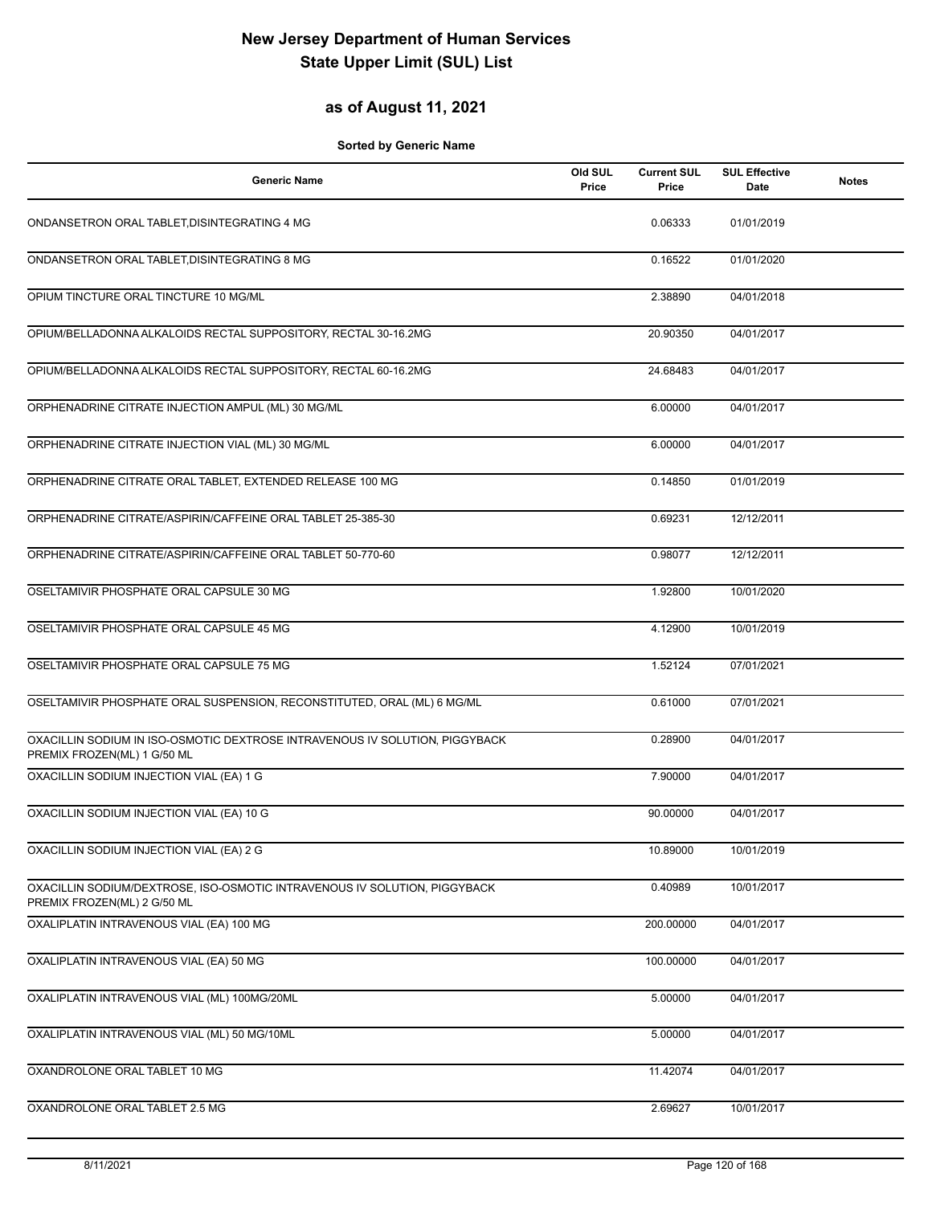# New Jersey Department of Human Services
# State Upper Limit (SUL) List

## as of August 11, 2021

**Sorted by Generic Name**

| Generic Name | Old SUL Price | Current SUL Price | SUL Effective Date | Notes |
|---|---|---|---|---|
| ONDANSETRON ORAL TABLET,DISINTEGRATING 4 MG | | 0.06333 | 01/01/2019 | |
| ONDANSETRON ORAL TABLET,DISINTEGRATING 8 MG | | 0.16522 | 01/01/2020 | |
| OPIUM TINCTURE ORAL TINCTURE 10 MG/ML | | 2.38890 | 04/01/2018 | |
| OPIUM/BELLADONNA ALKALOIDS RECTAL SUPPOSITORY, RECTAL 30-16.2MG | | 20.90350 | 04/01/2017 | |
| OPIUM/BELLADONNA ALKALOIDS RECTAL SUPPOSITORY, RECTAL 60-16.2MG | | 24.68483 | 04/01/2017 | |
| ORPHENADRINE CITRATE INJECTION AMPUL (ML) 30 MG/ML | | 6.00000 | 04/01/2017 | |
| ORPHENADRINE CITRATE INJECTION VIAL (ML) 30 MG/ML | | 6.00000 | 04/01/2017 | |
| ORPHENADRINE CITRATE ORAL TABLET, EXTENDED RELEASE 100 MG | | 0.14850 | 01/01/2019 | |
| ORPHENADRINE CITRATE/ASPIRIN/CAFFEINE ORAL TABLET 25-385-30 | | 0.69231 | 12/12/2011 | |
| ORPHENADRINE CITRATE/ASPIRIN/CAFFEINE ORAL TABLET 50-770-60 | | 0.98077 | 12/12/2011 | |
| OSELTAMIVIR PHOSPHATE ORAL CAPSULE 30 MG | | 1.92800 | 10/01/2020 | |
| OSELTAMIVIR PHOSPHATE ORAL CAPSULE 45 MG | | 4.12900 | 10/01/2019 | |
| OSELTAMIVIR PHOSPHATE ORAL CAPSULE 75 MG | | 1.52124 | 07/01/2021 | |
| OSELTAMIVIR PHOSPHATE ORAL SUSPENSION, RECONSTITUTED, ORAL (ML) 6 MG/ML | | 0.61000 | 07/01/2021 | |
| OXACILLIN SODIUM IN ISO-OSMOTIC DEXTROSE INTRAVENOUS IV SOLUTION, PIGGYBACK PREMIX FROZEN(ML) 1 G/50 ML | | 0.28900 | 04/01/2017 | |
| OXACILLIN SODIUM INJECTION VIAL (EA) 1 G | | 7.90000 | 04/01/2017 | |
| OXACILLIN SODIUM INJECTION VIAL (EA) 10 G | | 90.00000 | 04/01/2017 | |
| OXACILLIN SODIUM INJECTION VIAL (EA) 2 G | | 10.89000 | 10/01/2019 | |
| OXACILLIN SODIUM/DEXTROSE, ISO-OSMOTIC INTRAVENOUS IV SOLUTION, PIGGYBACK PREMIX FROZEN(ML) 2 G/50 ML | | 0.40989 | 10/01/2017 | |
| OXALIPLATIN INTRAVENOUS VIAL (EA) 100 MG | | 200.00000 | 04/01/2017 | |
| OXALIPLATIN INTRAVENOUS VIAL (EA) 50 MG | | 100.00000 | 04/01/2017 | |
| OXALIPLATIN INTRAVENOUS VIAL (ML) 100MG/20ML | | 5.00000 | 04/01/2017 | |
| OXALIPLATIN INTRAVENOUS VIAL (ML) 50 MG/10ML | | 5.00000 | 04/01/2017 | |
| OXANDROLONE ORAL TABLET 10 MG | | 11.42074 | 04/01/2017 | |
| OXANDROLONE ORAL TABLET 2.5 MG | | 2.69627 | 10/01/2017 | |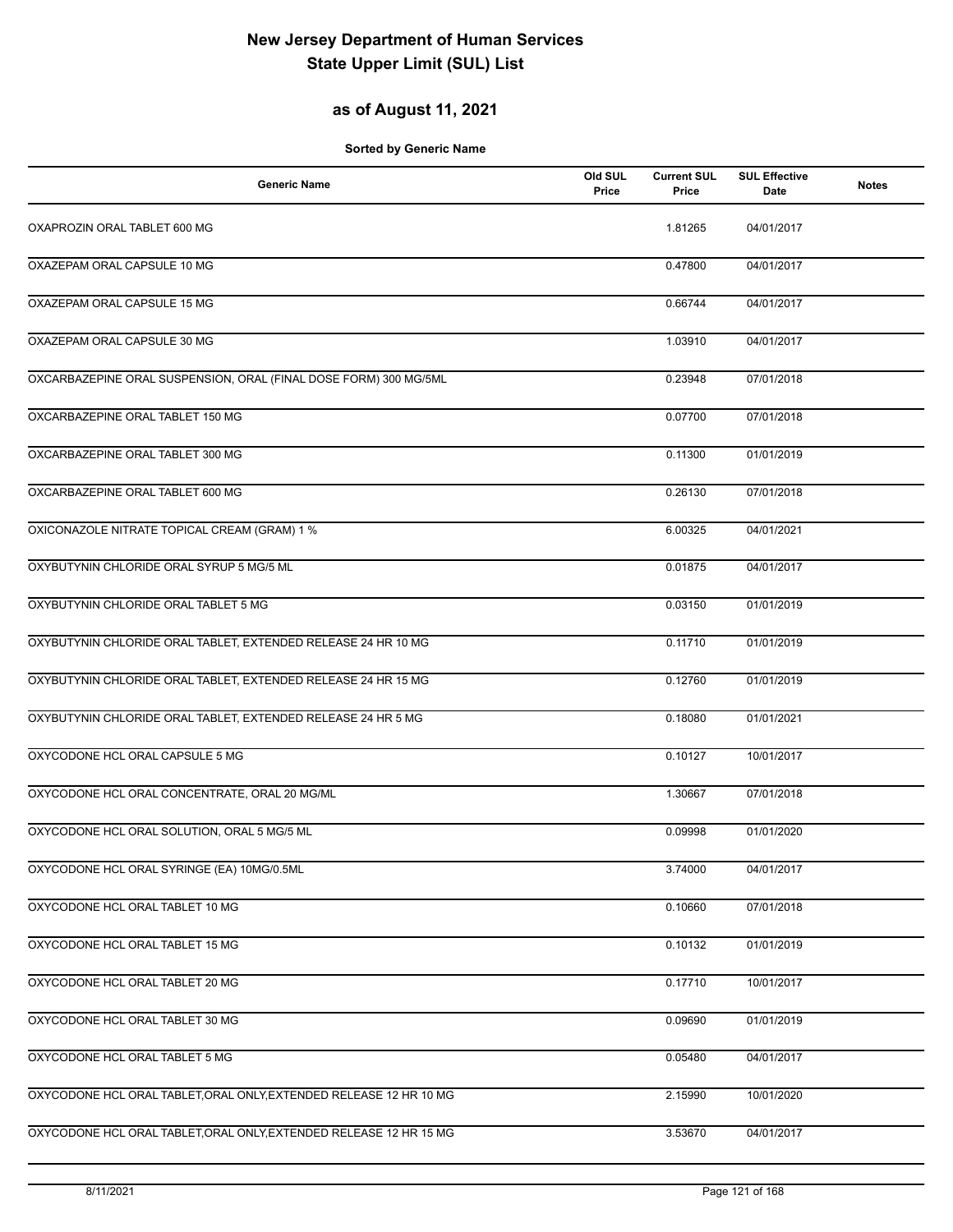# New Jersey Department of Human Services
# State Upper Limit (SUL) List

## as of August 11, 2021

**Sorted by Generic Name**

| Generic Name | Old SUL Price | Current SUL Price | SUL Effective Date | Notes |
|---|---|---|---|---|
| OXAPROZIN ORAL TABLET 600 MG | | 1.81265 | 04/01/2017 | |
| OXAZEPAM ORAL CAPSULE 10 MG | | 0.47800 | 04/01/2017 | |
| OXAZEPAM ORAL CAPSULE 15 MG | | 0.66744 | 04/01/2017 | |
| OXAZEPAM ORAL CAPSULE 30 MG | | 1.03910 | 04/01/2017 | |
| OXCARBAZEPINE ORAL SUSPENSION, ORAL (FINAL DOSE FORM) 300 MG/5ML | | 0.23948 | 07/01/2018 | |
| OXCARBAZEPINE ORAL TABLET 150 MG | | 0.07700 | 07/01/2018 | |
| OXCARBAZEPINE ORAL TABLET 300 MG | | 0.11300 | 01/01/2019 | |
| OXCARBAZEPINE ORAL TABLET 600 MG | | 0.26130 | 07/01/2018 | |
| OXICONAZOLE NITRATE TOPICAL CREAM (GRAM) 1 % | | 6.00325 | 04/01/2021 | |
| OXYBUTYNIN CHLORIDE ORAL SYRUP 5 MG/5 ML | | 0.01875 | 04/01/2017 | |
| OXYBUTYNIN CHLORIDE ORAL TABLET 5 MG | | 0.03150 | 01/01/2019 | |
| OXYBUTYNIN CHLORIDE ORAL TABLET, EXTENDED RELEASE 24 HR 10 MG | | 0.11710 | 01/01/2019 | |
| OXYBUTYNIN CHLORIDE ORAL TABLET, EXTENDED RELEASE 24 HR 15 MG | | 0.12760 | 01/01/2019 | |
| OXYBUTYNIN CHLORIDE ORAL TABLET, EXTENDED RELEASE 24 HR 5 MG | | 0.18080 | 01/01/2021 | |
| OXYCODONE HCL ORAL CAPSULE 5 MG | | 0.10127 | 10/01/2017 | |
| OXYCODONE HCL ORAL CONCENTRATE, ORAL 20 MG/ML | | 1.30667 | 07/01/2018 | |
| OXYCODONE HCL ORAL SOLUTION, ORAL 5 MG/5 ML | | 0.09998 | 01/01/2020 | |
| OXYCODONE HCL ORAL SYRINGE (EA) 10MG/0.5ML | | 3.74000 | 04/01/2017 | |
| OXYCODONE HCL ORAL TABLET 10 MG | | 0.10660 | 07/01/2018 | |
| OXYCODONE HCL ORAL TABLET 15 MG | | 0.10132 | 01/01/2019 | |
| OXYCODONE HCL ORAL TABLET 20 MG | | 0.17710 | 10/01/2017 | |
| OXYCODONE HCL ORAL TABLET 30 MG | | 0.09690 | 01/01/2019 | |
| OXYCODONE HCL ORAL TABLET 5 MG | | 0.05480 | 04/01/2017 | |
| OXYCODONE HCL ORAL TABLET,ORAL ONLY,EXTENDED RELEASE 12 HR 10 MG | | 2.15990 | 10/01/2020 | |
| OXYCODONE HCL ORAL TABLET,ORAL ONLY,EXTENDED RELEASE 12 HR 15 MG | | 3.53670 | 04/01/2017 | |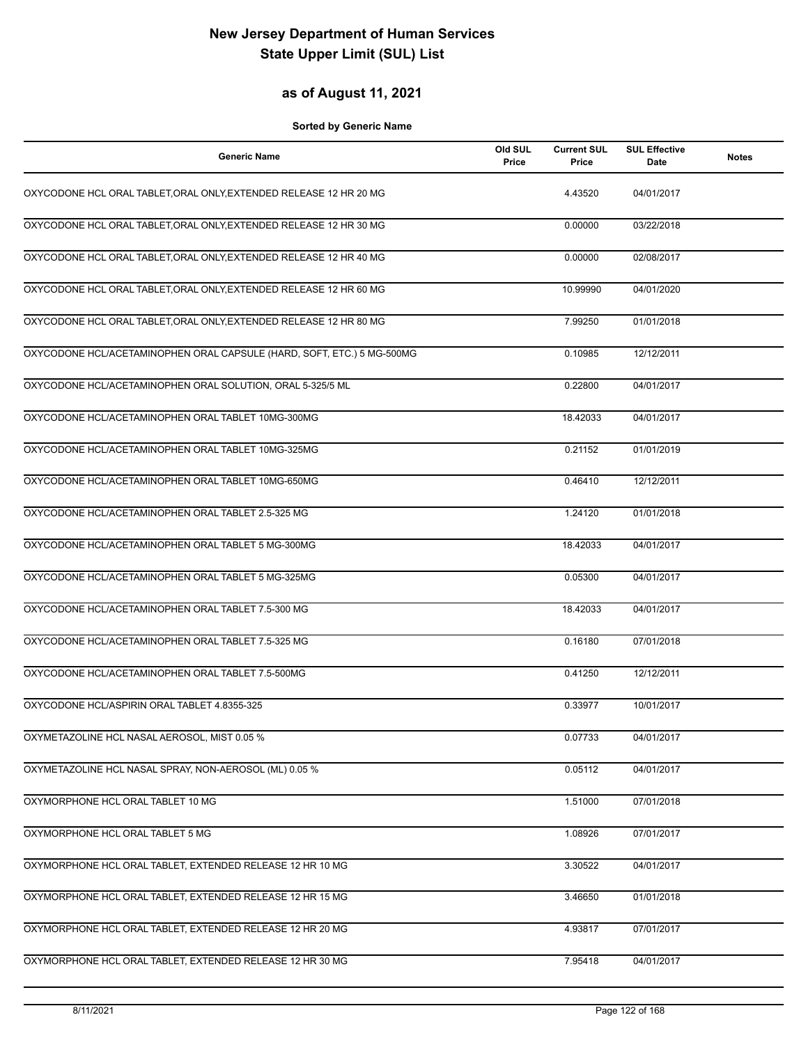# New Jersey Department of Human Services
# State Upper Limit (SUL) List

## as of August 11, 2021

**Sorted by Generic Name**

| Generic Name | Old SUL Price | Current SUL Price | SUL Effective Date | Notes |
|---|---|---|---|---|
| OXYCODONE HCL ORAL TABLET,ORAL ONLY,EXTENDED RELEASE 12 HR 20 MG | | 4.43520 | 04/01/2017 | |
| OXYCODONE HCL ORAL TABLET,ORAL ONLY,EXTENDED RELEASE 12 HR 30 MG | | 0.00000 | 03/22/2018 | |
| OXYCODONE HCL ORAL TABLET,ORAL ONLY,EXTENDED RELEASE 12 HR 40 MG | | 0.00000 | 02/08/2017 | |
| OXYCODONE HCL ORAL TABLET,ORAL ONLY,EXTENDED RELEASE 12 HR 60 MG | | 10.99990 | 04/01/2020 | |
| OXYCODONE HCL ORAL TABLET,ORAL ONLY,EXTENDED RELEASE 12 HR 80 MG | | 7.99250 | 01/01/2018 | |
| OXYCODONE HCL/ACETAMINOPHEN ORAL CAPSULE (HARD, SOFT, ETC.) 5 MG-500MG | | 0.10985 | 12/12/2011 | |
| OXYCODONE HCL/ACETAMINOPHEN ORAL SOLUTION, ORAL 5-325/5 ML | | 0.22800 | 04/01/2017 | |
| OXYCODONE HCL/ACETAMINOPHEN ORAL TABLET 10MG-300MG | | 18.42033 | 04/01/2017 | |
| OXYCODONE HCL/ACETAMINOPHEN ORAL TABLET 10MG-325MG | | 0.21152 | 01/01/2019 | |
| OXYCODONE HCL/ACETAMINOPHEN ORAL TABLET 10MG-650MG | | 0.46410 | 12/12/2011 | |
| OXYCODONE HCL/ACETAMINOPHEN ORAL TABLET 2.5-325 MG | | 1.24120 | 01/01/2018 | |
| OXYCODONE HCL/ACETAMINOPHEN ORAL TABLET 5 MG-300MG | | 18.42033 | 04/01/2017 | |
| OXYCODONE HCL/ACETAMINOPHEN ORAL TABLET 5 MG-325MG | | 0.05300 | 04/01/2017 | |
| OXYCODONE HCL/ACETAMINOPHEN ORAL TABLET 7.5-300 MG | | 18.42033 | 04/01/2017 | |
| OXYCODONE HCL/ACETAMINOPHEN ORAL TABLET 7.5-325 MG | | 0.16180 | 07/01/2018 | |
| OXYCODONE HCL/ACETAMINOPHEN ORAL TABLET 7.5-500MG | | 0.41250 | 12/12/2011 | |
| OXYCODONE HCL/ASPIRIN ORAL TABLET 4.8355-325 | | 0.33977 | 10/01/2017 | |
| OXYMETAZOLINE HCL NASAL AEROSOL, MIST 0.05 % | | 0.07733 | 04/01/2017 | |
| OXYMETAZOLINE HCL NASAL SPRAY, NON-AEROSOL (ML) 0.05 % | | 0.05112 | 04/01/2017 | |
| OXYMORPHONE HCL ORAL TABLET 10 MG | | 1.51000 | 07/01/2018 | |
| OXYMORPHONE HCL ORAL TABLET 5 MG | | 1.08926 | 07/01/2017 | |
| OXYMORPHONE HCL ORAL TABLET, EXTENDED RELEASE 12 HR 10 MG | | 3.30522 | 04/01/2017 | |
| OXYMORPHONE HCL ORAL TABLET, EXTENDED RELEASE 12 HR 15 MG | | 3.46650 | 01/01/2018 | |
| OXYMORPHONE HCL ORAL TABLET, EXTENDED RELEASE 12 HR 20 MG | | 4.93817 | 07/01/2017 | |
| OXYMORPHONE HCL ORAL TABLET, EXTENDED RELEASE 12 HR 30 MG | | 7.95418 | 04/01/2017 | |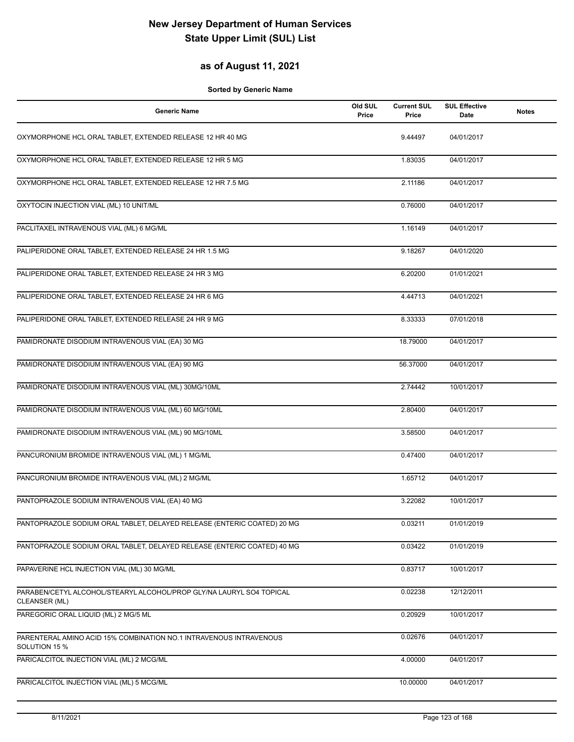# New Jersey Department of Human Services
# State Upper Limit (SUL) List

## as of August 11, 2021

**Sorted by Generic Name**

| Generic Name | Old SUL Price | Current SUL Price | SUL Effective Date | Notes |
|---|---|---|---|---|
| OXYMORPHONE HCL ORAL TABLET, EXTENDED RELEASE 12 HR 40 MG | | 9.44497 | 04/01/2017 | |
| OXYMORPHONE HCL ORAL TABLET, EXTENDED RELEASE 12 HR 5 MG | | 1.83035 | 04/01/2017 | |
| OXYMORPHONE HCL ORAL TABLET, EXTENDED RELEASE 12 HR 7.5 MG | | 2.11186 | 04/01/2017 | |
| OXYTOCIN INJECTION VIAL (ML) 10 UNIT/ML | | 0.76000 | 04/01/2017 | |
| PACLITAXEL INTRAVENOUS VIAL (ML) 6 MG/ML | | 1.16149 | 04/01/2017 | |
| PALIPERIDONE ORAL TABLET, EXTENDED RELEASE 24 HR 1.5 MG | | 9.18267 | 04/01/2020 | |
| PALIPERIDONE ORAL TABLET, EXTENDED RELEASE 24 HR 3 MG | | 6.20200 | 01/01/2021 | |
| PALIPERIDONE ORAL TABLET, EXTENDED RELEASE 24 HR 6 MG | | 4.44713 | 04/01/2021 | |
| PALIPERIDONE ORAL TABLET, EXTENDED RELEASE 24 HR 9 MG | | 8.33333 | 07/01/2018 | |
| PAMIDRONATE DISODIUM INTRAVENOUS VIAL (EA) 30 MG | | 18.79000 | 04/01/2017 | |
| PAMIDRONATE DISODIUM INTRAVENOUS VIAL (EA) 90 MG | | 56.37000 | 04/01/2017 | |
| PAMIDRONATE DISODIUM INTRAVENOUS VIAL (ML) 30MG/10ML | | 2.74442 | 10/01/2017 | |
| PAMIDRONATE DISODIUM INTRAVENOUS VIAL (ML) 60 MG/10ML | | 2.80400 | 04/01/2017 | |
| PAMIDRONATE DISODIUM INTRAVENOUS VIAL (ML) 90 MG/10ML | | 3.58500 | 04/01/2017 | |
| PANCURONIUM BROMIDE INTRAVENOUS VIAL (ML) 1 MG/ML | | 0.47400 | 04/01/2017 | |
| PANCURONIUM BROMIDE INTRAVENOUS VIAL (ML) 2 MG/ML | | 1.65712 | 04/01/2017 | |
| PANTOPRAZOLE SODIUM INTRAVENOUS VIAL (EA) 40 MG | | 3.22082 | 10/01/2017 | |
| PANTOPRAZOLE SODIUM ORAL TABLET, DELAYED RELEASE (ENTERIC COATED) 20 MG | | 0.03211 | 01/01/2019 | |
| PANTOPRAZOLE SODIUM ORAL TABLET, DELAYED RELEASE (ENTERIC COATED) 40 MG | | 0.03422 | 01/01/2019 | |
| PAPAVERINE HCL INJECTION VIAL (ML) 30 MG/ML | | 0.83717 | 10/01/2017 | |
| PARABEN/CETYL ALCOHOL/STEARYL ALCOHOL/PROP GLY/NA LAURYL SO4 TOPICAL CLEANSER (ML) | | 0.02238 | 12/12/2011 | |
| PAREGORIC ORAL LIQUID (ML) 2 MG/5 ML | | 0.20929 | 10/01/2017 | |
| PARENTERAL AMINO ACID 15% COMBINATION NO.1 INTRAVENOUS INTRAVENOUS SOLUTION 15 % | | 0.02676 | 04/01/2017 | |
| PARICALCITOL INJECTION VIAL (ML) 2 MCG/ML | | 4.00000 | 04/01/2017 | |
| PARICALCITOL INJECTION VIAL (ML) 5 MCG/ML | | 10.00000 | 04/01/2017 | |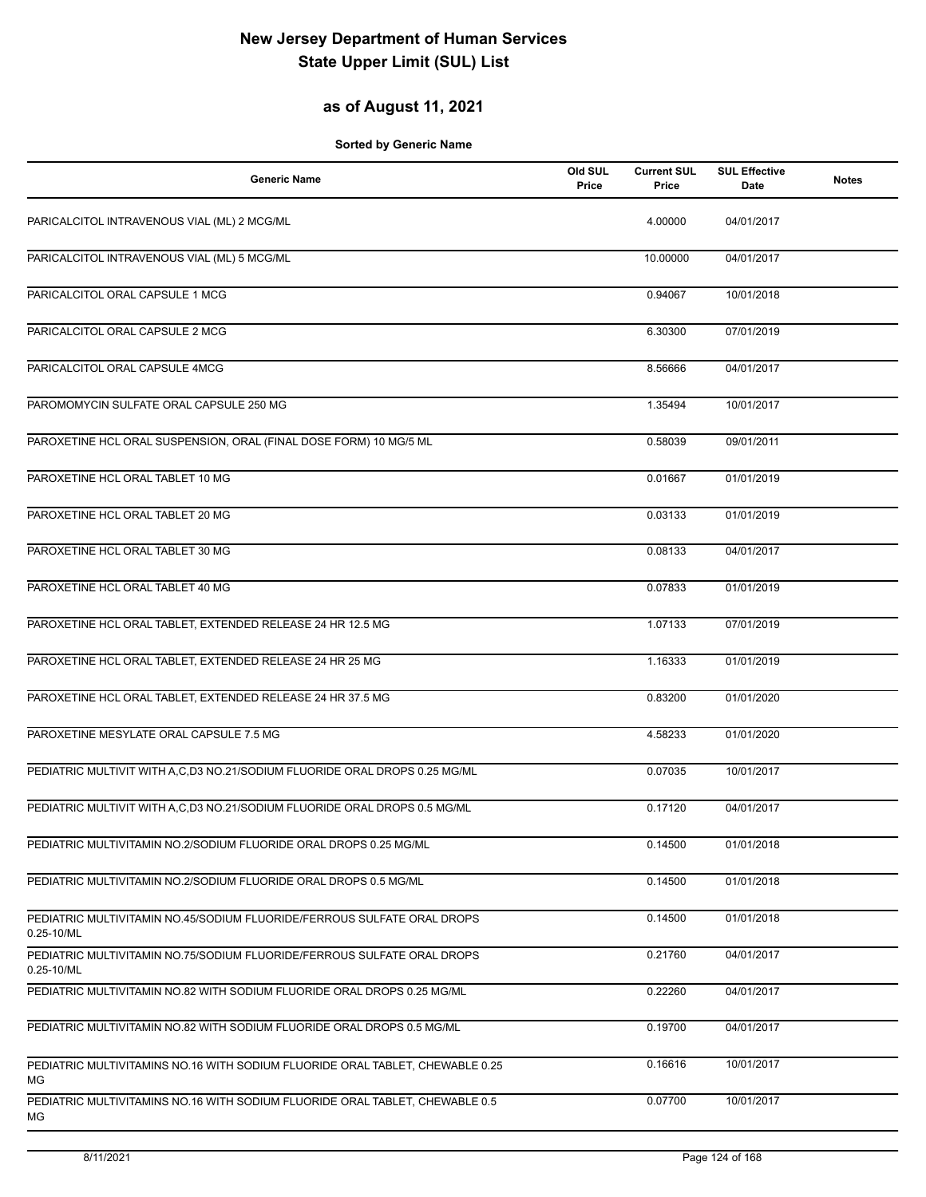# New Jersey Department of Human Services
# State Upper Limit (SUL) List

## as of August 11, 2021

**Sorted by Generic Name**

| Generic Name | Old SUL Price | Current SUL Price | SUL Effective Date | Notes |
|---|---|---|---|---|
| PARICALCITOL INTRAVENOUS VIAL (ML) 2 MCG/ML | | 4.00000 | 04/01/2017 | |
| PARICALCITOL INTRAVENOUS VIAL (ML) 5 MCG/ML | | 10.00000 | 04/01/2017 | |
| PARICALCITOL ORAL CAPSULE 1 MCG | | 0.94067 | 10/01/2018 | |
| PARICALCITOL ORAL CAPSULE 2 MCG | | 6.30300 | 07/01/2019 | |
| PARICALCITOL ORAL CAPSULE 4MCG | | 8.56666 | 04/01/2017 | |
| PAROMOMYCIN SULFATE ORAL CAPSULE 250 MG | | 1.35494 | 10/01/2017 | |
| PAROXETINE HCL ORAL SUSPENSION, ORAL (FINAL DOSE FORM) 10 MG/5 ML | | 0.58039 | 09/01/2011 | |
| PAROXETINE HCL ORAL TABLET 10 MG | | 0.01667 | 01/01/2019 | |
| PAROXETINE HCL ORAL TABLET 20 MG | | 0.03133 | 01/01/2019 | |
| PAROXETINE HCL ORAL TABLET 30 MG | | 0.08133 | 04/01/2017 | |
| PAROXETINE HCL ORAL TABLET 40 MG | | 0.07833 | 01/01/2019 | |
| PAROXETINE HCL ORAL TABLET, EXTENDED RELEASE 24 HR 12.5 MG | | 1.07133 | 07/01/2019 | |
| PAROXETINE HCL ORAL TABLET, EXTENDED RELEASE 24 HR 25 MG | | 1.16333 | 01/01/2019 | |
| PAROXETINE HCL ORAL TABLET, EXTENDED RELEASE 24 HR 37.5 MG | | 0.83200 | 01/01/2020 | |
| PAROXETINE MESYLATE ORAL CAPSULE 7.5 MG | | 4.58233 | 01/01/2020 | |
| PEDIATRIC MULTIVIT WITH A,C,D3 NO.21/SODIUM FLUORIDE ORAL DROPS 0.25 MG/ML | | 0.07035 | 10/01/2017 | |
| PEDIATRIC MULTIVIT WITH A,C,D3 NO.21/SODIUM FLUORIDE ORAL DROPS 0.5 MG/ML | | 0.17120 | 04/01/2017 | |
| PEDIATRIC MULTIVITAMIN NO.2/SODIUM FLUORIDE ORAL DROPS 0.25 MG/ML | | 0.14500 | 01/01/2018 | |
| PEDIATRIC MULTIVITAMIN NO.2/SODIUM FLUORIDE ORAL DROPS 0.5 MG/ML | | 0.14500 | 01/01/2018 | |
| PEDIATRIC MULTIVITAMIN NO.45/SODIUM FLUORIDE/FERROUS SULFATE ORAL DROPS 0.25-10/ML | | 0.14500 | 01/01/2018 | |
| PEDIATRIC MULTIVITAMIN NO.75/SODIUM FLUORIDE/FERROUS SULFATE ORAL DROPS 0.25-10/ML | | 0.21760 | 04/01/2017 | |
| PEDIATRIC MULTIVITAMIN NO.82 WITH SODIUM FLUORIDE ORAL DROPS 0.25 MG/ML | | 0.22260 | 04/01/2017 | |
| PEDIATRIC MULTIVITAMIN NO.82 WITH SODIUM FLUORIDE ORAL DROPS 0.5 MG/ML | | 0.19700 | 04/01/2017 | |
| PEDIATRIC MULTIVITAMINS NO.16 WITH SODIUM FLUORIDE ORAL TABLET, CHEWABLE 0.25 MG | | 0.16616 | 10/01/2017 | |
| PEDIATRIC MULTIVITAMINS NO.16 WITH SODIUM FLUORIDE ORAL TABLET, CHEWABLE 0.5 MG | | 0.07700 | 10/01/2017 | |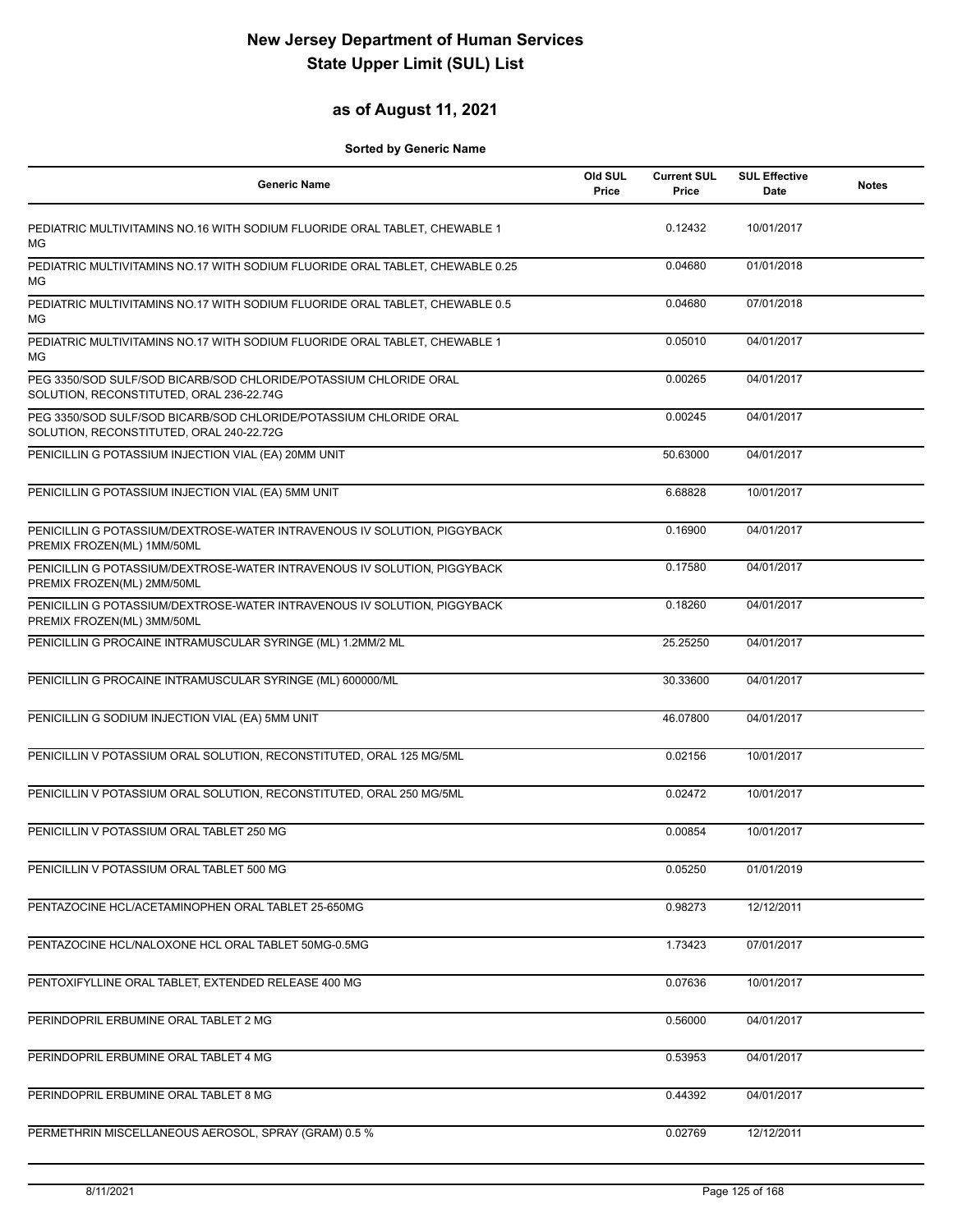# New Jersey Department of Human Services
# State Upper Limit (SUL) List

## as of August 11, 2021

**Sorted by Generic Name**

| Generic Name | Old SUL Price | Current SUL Price | SUL Effective Date | Notes |
|---|---|---|---|---|
| PEDIATRIC MULTIVITAMINS NO.16 WITH SODIUM FLUORIDE ORAL TABLET, CHEWABLE 1 MG | | 0.12432 | 10/01/2017 | |
| PEDIATRIC MULTIVITAMINS NO.17 WITH SODIUM FLUORIDE ORAL TABLET, CHEWABLE 0.25 MG | | 0.04680 | 01/01/2018 | |
| PEDIATRIC MULTIVITAMINS NO.17 WITH SODIUM FLUORIDE ORAL TABLET, CHEWABLE 0.5 MG | | 0.04680 | 07/01/2018 | |
| PEDIATRIC MULTIVITAMINS NO.17 WITH SODIUM FLUORIDE ORAL TABLET, CHEWABLE 1 MG | | 0.05010 | 04/01/2017 | |
| PEG 3350/SOD SULF/SOD BICARB/SOD CHLORIDE/POTASSIUM CHLORIDE ORAL SOLUTION, RECONSTITUTED, ORAL 236-22.74G | | 0.00265 | 04/01/2017 | |
| PEG 3350/SOD SULF/SOD BICARB/SOD CHLORIDE/POTASSIUM CHLORIDE ORAL SOLUTION, RECONSTITUTED, ORAL 240-22.72G | | 0.00245 | 04/01/2017 | |
| PENICILLIN G POTASSIUM INJECTION VIAL (EA) 20MM UNIT | | 50.63000 | 04/01/2017 | |
| PENICILLIN G POTASSIUM INJECTION VIAL (EA) 5MM UNIT | | 6.68828 | 10/01/2017 | |
| PENICILLIN G POTASSIUM/DEXTROSE-WATER INTRAVENOUS IV SOLUTION, PIGGYBACK PREMIX FROZEN(ML) 1MM/50ML | | 0.16900 | 04/01/2017 | |
| PENICILLIN G POTASSIUM/DEXTROSE-WATER INTRAVENOUS IV SOLUTION, PIGGYBACK PREMIX FROZEN(ML) 2MM/50ML | | 0.17580 | 04/01/2017 | |
| PENICILLIN G POTASSIUM/DEXTROSE-WATER INTRAVENOUS IV SOLUTION, PIGGYBACK PREMIX FROZEN(ML) 3MM/50ML | | 0.18260 | 04/01/2017 | |
| PENICILLIN G PROCAINE INTRAMUSCULAR SYRINGE (ML) 1.2MM/2 ML | | 25.25250 | 04/01/2017 | |
| PENICILLIN G PROCAINE INTRAMUSCULAR SYRINGE (ML) 600000/ML | | 30.33600 | 04/01/2017 | |
| PENICILLIN G SODIUM INJECTION VIAL (EA) 5MM UNIT | | 46.07800 | 04/01/2017 | |
| PENICILLIN V POTASSIUM ORAL SOLUTION, RECONSTITUTED, ORAL 125 MG/5ML | | 0.02156 | 10/01/2017 | |
| PENICILLIN V POTASSIUM ORAL SOLUTION, RECONSTITUTED, ORAL 250 MG/5ML | | 0.02472 | 10/01/2017 | |
| PENICILLIN V POTASSIUM ORAL TABLET 250 MG | | 0.00854 | 10/01/2017 | |
| PENICILLIN V POTASSIUM ORAL TABLET 500 MG | | 0.05250 | 01/01/2019 | |
| PENTAZOCINE HCL/ACETAMINOPHEN ORAL TABLET 25-650MG | | 0.98273 | 12/12/2011 | |
| PENTAZOCINE HCL/NALOXONE HCL ORAL TABLET 50MG-0.5MG | | 1.73423 | 07/01/2017 | |
| PENTOXIFYLLINE ORAL TABLET, EXTENDED RELEASE 400 MG | | 0.07636 | 10/01/2017 | |
| PERINDOPRIL ERBUMINE ORAL TABLET 2 MG | | 0.56000 | 04/01/2017 | |
| PERINDOPRIL ERBUMINE ORAL TABLET 4 MG | | 0.53953 | 04/01/2017 | |
| PERINDOPRIL ERBUMINE ORAL TABLET 8 MG | | 0.44392 | 04/01/2017 | |
| PERMETHRIN MISCELLANEOUS AEROSOL, SPRAY (GRAM) 0.5 % | | 0.02769 | 12/12/2011 | |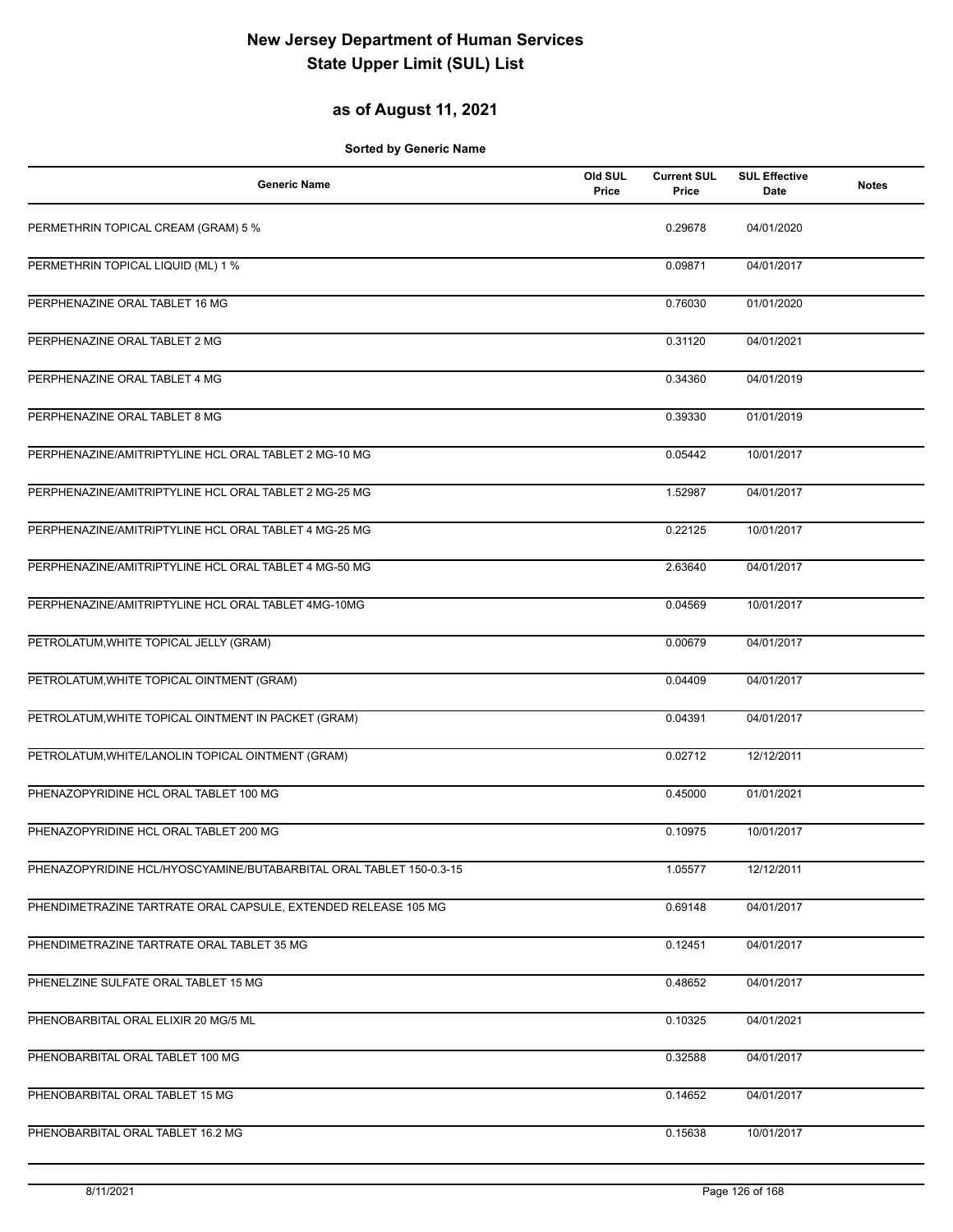# New Jersey Department of Human Services
# State Upper Limit (SUL) List

## as of August 11, 2021

**Sorted by Generic Name**

| Generic Name | Old SUL Price | Current SUL Price | SUL Effective Date | Notes |
|---|---|---|---|---|
| PERMETHRIN TOPICAL CREAM (GRAM) 5 % | | 0.29678 | 04/01/2020 | |
| PERMETHRIN TOPICAL LIQUID (ML) 1 % | | 0.09871 | 04/01/2017 | |
| PERPHENAZINE ORAL TABLET 16 MG | | 0.76030 | 01/01/2020 | |
| PERPHENAZINE ORAL TABLET 2 MG | | 0.31120 | 04/01/2021 | |
| PERPHENAZINE ORAL TABLET 4 MG | | 0.34360 | 04/01/2019 | |
| PERPHENAZINE ORAL TABLET 8 MG | | 0.39330 | 01/01/2019 | |
| PERPHENAZINE/AMITRIPTYLINE HCL ORAL TABLET 2 MG-10 MG | | 0.05442 | 10/01/2017 | |
| PERPHENAZINE/AMITRIPTYLINE HCL ORAL TABLET 2 MG-25 MG | | 1.52987 | 04/01/2017 | |
| PERPHENAZINE/AMITRIPTYLINE HCL ORAL TABLET 4 MG-25 MG | | 0.22125 | 10/01/2017 | |
| PERPHENAZINE/AMITRIPTYLINE HCL ORAL TABLET 4 MG-50 MG | | 2.63640 | 04/01/2017 | |
| PERPHENAZINE/AMITRIPTYLINE HCL ORAL TABLET 4MG-10MG | | 0.04569 | 10/01/2017 | |
| PETROLATUM,WHITE TOPICAL JELLY (GRAM) | | 0.00679 | 04/01/2017 | |
| PETROLATUM,WHITE TOPICAL OINTMENT (GRAM) | | 0.04409 | 04/01/2017 | |
| PETROLATUM,WHITE TOPICAL OINTMENT IN PACKET (GRAM) | | 0.04391 | 04/01/2017 | |
| PETROLATUM,WHITE/LANOLIN TOPICAL OINTMENT (GRAM) | | 0.02712 | 12/12/2011 | |
| PHENAZOPYRIDINE HCL ORAL TABLET 100 MG | | 0.45000 | 01/01/2021 | |
| PHENAZOPYRIDINE HCL ORAL TABLET 200 MG | | 0.10975 | 10/01/2017 | |
| PHENAZOPYRIDINE HCL/HYOSCYAMINE/BUTABARBITAL ORAL TABLET 150-0.3-15 | | 1.05577 | 12/12/2011 | |
| PHENDIMETRAZINE TARTRATE ORAL CAPSULE, EXTENDED RELEASE 105 MG | | 0.69148 | 04/01/2017 | |
| PHENDIMETRAZINE TARTRATE ORAL TABLET 35 MG | | 0.12451 | 04/01/2017 | |
| PHENELZINE SULFATE ORAL TABLET 15 MG | | 0.48652 | 04/01/2017 | |
| PHENOBARBITAL ORAL ELIXIR 20 MG/5 ML | | 0.10325 | 04/01/2021 | |
| PHENOBARBITAL ORAL TABLET 100 MG | | 0.32588 | 04/01/2017 | |
| PHENOBARBITAL ORAL TABLET 15 MG | | 0.14652 | 04/01/2017 | |
| PHENOBARBITAL ORAL TABLET 16.2 MG | | 0.15638 | 10/01/2017 | |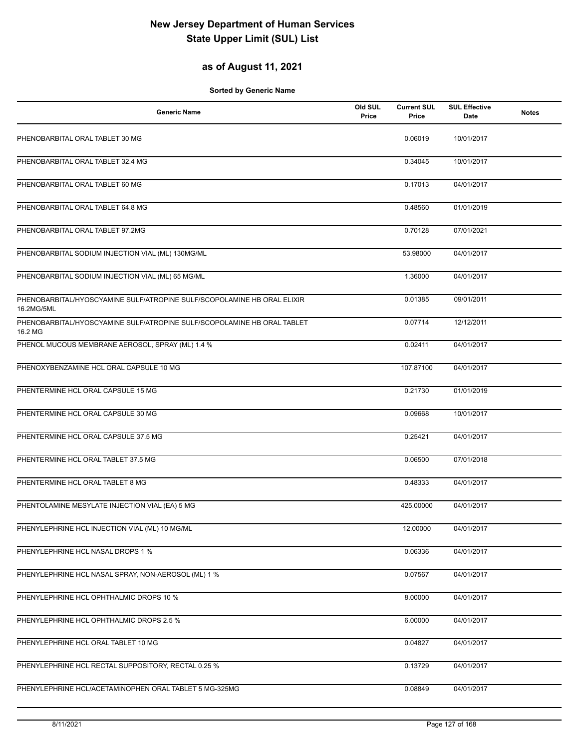# New Jersey Department of Human Services
# State Upper Limit (SUL) List

## as of August 11, 2021

**Sorted by Generic Name**

| Generic Name | Old SUL Price | Current SUL Price | SUL Effective Date | Notes |
|---|---|---|---|---|
| PHENOBARBITAL ORAL TABLET 30 MG | | 0.06019 | 10/01/2017 | |
| PHENOBARBITAL ORAL TABLET 32.4 MG | | 0.34045 | 10/01/2017 | |
| PHENOBARBITAL ORAL TABLET 60 MG | | 0.17013 | 04/01/2017 | |
| PHENOBARBITAL ORAL TABLET 64.8 MG | | 0.48560 | 01/01/2019 | |
| PHENOBARBITAL ORAL TABLET 97.2MG | | 0.70128 | 07/01/2021 | |
| PHENOBARBITAL SODIUM INJECTION VIAL (ML) 130MG/ML | | 53.98000 | 04/01/2017 | |
| PHENOBARBITAL SODIUM INJECTION VIAL (ML) 65 MG/ML | | 1.36000 | 04/01/2017 | |
| PHENOBARBITAL/HYOSCYAMINE SULF/ATROPINE SULF/SCOPOLAMINE HB ORAL ELIXIR 16.2MG/5ML | | 0.01385 | 09/01/2011 | |
| PHENOBARBITAL/HYOSCYAMINE SULF/ATROPINE SULF/SCOPOLAMINE HB ORAL TABLET 16.2 MG | | 0.07714 | 12/12/2011 | |
| PHENOL MUCOUS MEMBRANE AEROSOL, SPRAY (ML) 1.4 % | | 0.02411 | 04/01/2017 | |
| PHENOXYBENZAMINE HCL ORAL CAPSULE 10 MG | | 107.87100 | 04/01/2017 | |
| PHENTERMINE HCL ORAL CAPSULE 15 MG | | 0.21730 | 01/01/2019 | |
| PHENTERMINE HCL ORAL CAPSULE 30 MG | | 0.09668 | 10/01/2017 | |
| PHENTERMINE HCL ORAL CAPSULE 37.5 MG | | 0.25421 | 04/01/2017 | |
| PHENTERMINE HCL ORAL TABLET 37.5 MG | | 0.06500 | 07/01/2018 | |
| PHENTERMINE HCL ORAL TABLET 8 MG | | 0.48333 | 04/01/2017 | |
| PHENTOLAMINE MESYLATE INJECTION VIAL (EA) 5 MG | | 425.00000 | 04/01/2017 | |
| PHENYLEPHRINE HCL INJECTION VIAL (ML) 10 MG/ML | | 12.00000 | 04/01/2017 | |
| PHENYLEPHRINE HCL NASAL DROPS 1 % | | 0.06336 | 04/01/2017 | |
| PHENYLEPHRINE HCL NASAL SPRAY, NON-AEROSOL (ML) 1 % | | 0.07567 | 04/01/2017 | |
| PHENYLEPHRINE HCL OPHTHALMIC DROPS 10 % | | 8.00000 | 04/01/2017 | |
| PHENYLEPHRINE HCL OPHTHALMIC DROPS 2.5 % | | 6.00000 | 04/01/2017 | |
| PHENYLEPHRINE HCL ORAL TABLET 10 MG | | 0.04827 | 04/01/2017 | |
| PHENYLEPHRINE HCL RECTAL SUPPOSITORY, RECTAL 0.25 % | | 0.13729 | 04/01/2017 | |
| PHENYLEPHRINE HCL/ACETAMINOPHEN ORAL TABLET 5 MG-325MG | | 0.08849 | 04/01/2017 | |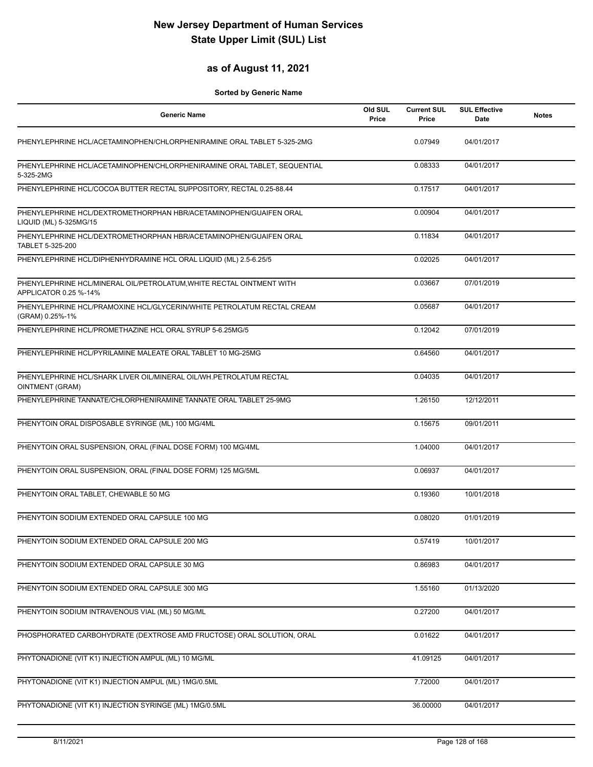# New Jersey Department of Human Services
# State Upper Limit (SUL) List

## as of August 11, 2021

**Sorted by Generic Name**

| Generic Name | Old SUL Price | Current SUL Price | SUL Effective Date | Notes |
|---|---|---|---|---|
| PHENYLEPHRINE HCL/ACETAMINOPHEN/CHLORPHENIRAMINE ORAL TABLET 5-325-2MG | | 0.07949 | 04/01/2017 | |
| PHENYLEPHRINE HCL/ACETAMINOPHEN/CHLORPHENIRAMINE ORAL TABLET, SEQUENTIAL 5-325-2MG | | 0.08333 | 04/01/2017 | |
| PHENYLEPHRINE HCL/COCOA BUTTER RECTAL SUPPOSITORY, RECTAL 0.25-88.44 | | 0.17517 | 04/01/2017 | |
| PHENYLEPHRINE HCL/DEXTROMETHORPHAN HBR/ACETAMINOPHEN/GUAIFEN ORAL LIQUID (ML) 5-325MG/15 | | 0.00904 | 04/01/2017 | |
| PHENYLEPHRINE HCL/DEXTROMETHORPHAN HBR/ACETAMINOPHEN/GUAIFEN ORAL TABLET 5-325-200 | | 0.11834 | 04/01/2017 | |
| PHENYLEPHRINE HCL/DIPHENHYDRAMINE HCL ORAL LIQUID (ML) 2.5-6.25/5 | | 0.02025 | 04/01/2017 | |
| PHENYLEPHRINE HCL/MINERAL OIL/PETROLATUM,WHITE RECTAL OINTMENT WITH APPLICATOR 0.25 %-14% | | 0.03667 | 07/01/2019 | |
| PHENYLEPHRINE HCL/PRAMOXINE HCL/GLYCERIN/WHITE PETROLATUM RECTAL CREAM (GRAM) 0.25%-1% | | 0.05687 | 04/01/2017 | |
| PHENYLEPHRINE HCL/PROMETHAZINE HCL ORAL SYRUP 5-6.25MG/5 | | 0.12042 | 07/01/2019 | |
| PHENYLEPHRINE HCL/PYRILAMINE MALEATE ORAL TABLET 10 MG-25MG | | 0.64560 | 04/01/2017 | |
| PHENYLEPHRINE HCL/SHARK LIVER OIL/MINERAL OIL/WH.PETROLATUM RECTAL OINTMENT (GRAM) | | 0.04035 | 04/01/2017 | |
| PHENYLEPHRINE TANNATE/CHLORPHENIRAMINE TANNATE ORAL TABLET 25-9MG | | 1.26150 | 12/12/2011 | |
| PHENYTOIN ORAL DISPOSABLE SYRINGE (ML) 100 MG/4ML | | 0.15675 | 09/01/2011 | |
| PHENYTOIN ORAL SUSPENSION, ORAL (FINAL DOSE FORM) 100 MG/4ML | | 1.04000 | 04/01/2017 | |
| PHENYTOIN ORAL SUSPENSION, ORAL (FINAL DOSE FORM) 125 MG/5ML | | 0.06937 | 04/01/2017 | |
| PHENYTOIN ORAL TABLET, CHEWABLE 50 MG | | 0.19360 | 10/01/2018 | |
| PHENYTOIN SODIUM EXTENDED ORAL CAPSULE 100 MG | | 0.08020 | 01/01/2019 | |
| PHENYTOIN SODIUM EXTENDED ORAL CAPSULE 200 MG | | 0.57419 | 10/01/2017 | |
| PHENYTOIN SODIUM EXTENDED ORAL CAPSULE 30 MG | | 0.86983 | 04/01/2017 | |
| PHENYTOIN SODIUM EXTENDED ORAL CAPSULE 300 MG | | 1.55160 | 01/13/2020 | |
| PHENYTOIN SODIUM INTRAVENOUS VIAL (ML) 50 MG/ML | | 0.27200 | 04/01/2017 | |
| PHOSPHORATED CARBOHYDRATE (DEXTROSE AMD FRUCTOSE) ORAL SOLUTION, ORAL | | 0.01622 | 04/01/2017 | |
| PHYTONADIONE (VIT K1) INJECTION AMPUL (ML) 10 MG/ML | | 41.09125 | 04/01/2017 | |
| PHYTONADIONE (VIT K1) INJECTION AMPUL (ML) 1MG/0.5ML | | 7.72000 | 04/01/2017 | |
| PHYTONADIONE (VIT K1) INJECTION SYRINGE (ML) 1MG/0.5ML | | 36.00000 | 04/01/2017 | |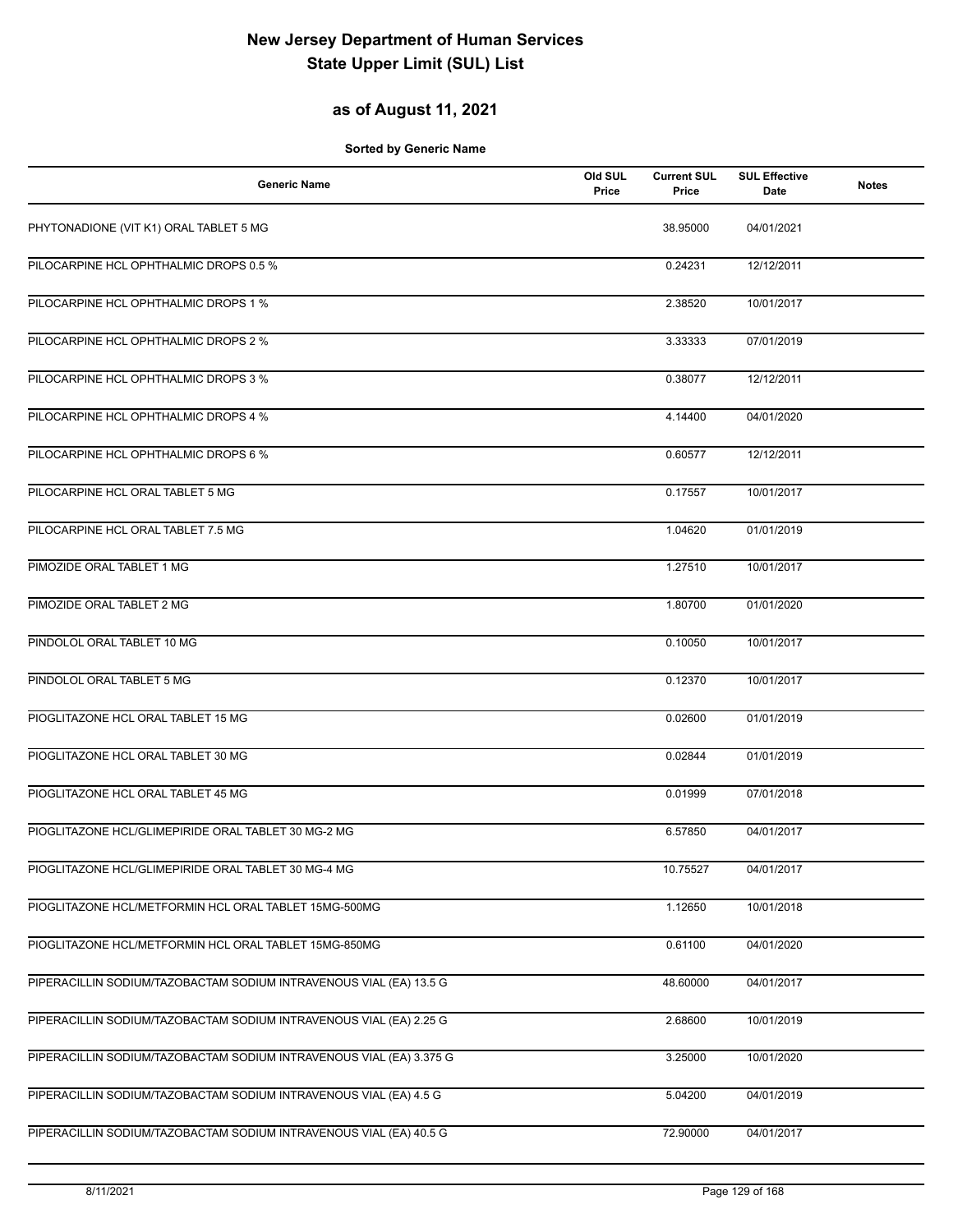# New Jersey Department of Human Services
# State Upper Limit (SUL) List

## as of August 11, 2021

**Sorted by Generic Name**

| Generic Name | Old SUL Price | Current SUL Price | SUL Effective Date | Notes |
|---|---|---|---|---|
| PHYTONADIONE (VIT K1) ORAL TABLET 5 MG | | 38.95000 | 04/01/2021 | |
| PILOCARPINE HCL OPHTHALMIC DROPS 0.5 % | | 0.24231 | 12/12/2011 | |
| PILOCARPINE HCL OPHTHALMIC DROPS 1 % | | 2.38520 | 10/01/2017 | |
| PILOCARPINE HCL OPHTHALMIC DROPS 2 % | | 3.33333 | 07/01/2019 | |
| PILOCARPINE HCL OPHTHALMIC DROPS 3 % | | 0.38077 | 12/12/2011 | |
| PILOCARPINE HCL OPHTHALMIC DROPS 4 % | | 4.14400 | 04/01/2020 | |
| PILOCARPINE HCL OPHTHALMIC DROPS 6 % | | 0.60577 | 12/12/2011 | |
| PILOCARPINE HCL ORAL TABLET 5 MG | | 0.17557 | 10/01/2017 | |
| PILOCARPINE HCL ORAL TABLET 7.5 MG | | 1.04620 | 01/01/2019 | |
| PIMOZIDE ORAL TABLET 1 MG | | 1.27510 | 10/01/2017 | |
| PIMOZIDE ORAL TABLET 2 MG | | 1.80700 | 01/01/2020 | |
| PINDOLOL ORAL TABLET 10 MG | | 0.10050 | 10/01/2017 | |
| PINDOLOL ORAL TABLET 5 MG | | 0.12370 | 10/01/2017 | |
| PIOGLITAZONE HCL ORAL TABLET 15 MG | | 0.02600 | 01/01/2019 | |
| PIOGLITAZONE HCL ORAL TABLET 30 MG | | 0.02844 | 01/01/2019 | |
| PIOGLITAZONE HCL ORAL TABLET 45 MG | | 0.01999 | 07/01/2018 | |
| PIOGLITAZONE HCL/GLIMEPIRIDE ORAL TABLET 30 MG-2 MG | | 6.57850 | 04/01/2017 | |
| PIOGLITAZONE HCL/GLIMEPIRIDE ORAL TABLET 30 MG-4 MG | | 10.75527 | 04/01/2017 | |
| PIOGLITAZONE HCL/METFORMIN HCL ORAL TABLET 15MG-500MG | | 1.12650 | 10/01/2018 | |
| PIOGLITAZONE HCL/METFORMIN HCL ORAL TABLET 15MG-850MG | | 0.61100 | 04/01/2020 | |
| PIPERACILLIN SODIUM/TAZOBACTAM SODIUM INTRAVENOUS VIAL (EA) 13.5 G | | 48.60000 | 04/01/2017 | |
| PIPERACILLIN SODIUM/TAZOBACTAM SODIUM INTRAVENOUS VIAL (EA) 2.25 G | | 2.68600 | 10/01/2019 | |
| PIPERACILLIN SODIUM/TAZOBACTAM SODIUM INTRAVENOUS VIAL (EA) 3.375 G | | 3.25000 | 10/01/2020 | |
| PIPERACILLIN SODIUM/TAZOBACTAM SODIUM INTRAVENOUS VIAL (EA) 4.5 G | | 5.04200 | 04/01/2019 | |
| PIPERACILLIN SODIUM/TAZOBACTAM SODIUM INTRAVENOUS VIAL (EA) 40.5 G | | 72.90000 | 04/01/2017 | |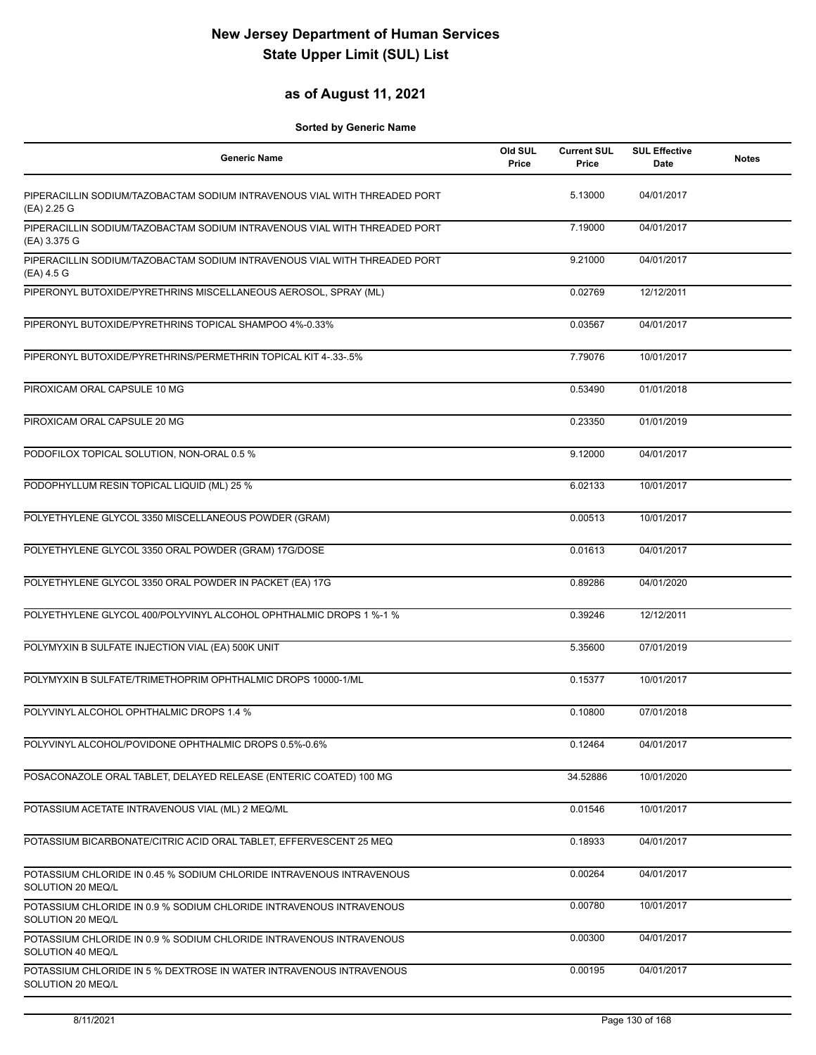# New Jersey Department of Human Services
# State Upper Limit (SUL) List

## as of August 11, 2021

**Sorted by Generic Name**

| Generic Name | Old SUL Price | Current SUL Price | SUL Effective Date | Notes |
|---|---|---|---|---|
| PIPERACILLIN SODIUM/TAZOBACTAM SODIUM INTRAVENOUS VIAL WITH THREADED PORT (EA) 2.25 G | | 5.13000 | 04/01/2017 | |
| PIPERACILLIN SODIUM/TAZOBACTAM SODIUM INTRAVENOUS VIAL WITH THREADED PORT (EA) 3.375 G | | 7.19000 | 04/01/2017 | |
| PIPERACILLIN SODIUM/TAZOBACTAM SODIUM INTRAVENOUS VIAL WITH THREADED PORT (EA) 4.5 G | | 9.21000 | 04/01/2017 | |
| PIPERONYL BUTOXIDE/PYRETHRINS MISCELLANEOUS AEROSOL, SPRAY (ML) | | 0.02769 | 12/12/2011 | |
| PIPERONYL BUTOXIDE/PYRETHRINS TOPICAL SHAMPOO 4%-0.33% | | 0.03567 | 04/01/2017 | |
| PIPERONYL BUTOXIDE/PYRETHRINS/PERMETHRIN TOPICAL KIT 4-.33-.5% | | 7.79076 | 10/01/2017 | |
| PIROXICAM ORAL CAPSULE 10 MG | | 0.53490 | 01/01/2018 | |
| PIROXICAM ORAL CAPSULE 20 MG | | 0.23350 | 01/01/2019 | |
| PODOFILOX TOPICAL SOLUTION, NON-ORAL 0.5 % | | 9.12000 | 04/01/2017 | |
| PODOPHYLLUM RESIN TOPICAL LIQUID (ML) 25 % | | 6.02133 | 10/01/2017 | |
| POLYETHYLENE GLYCOL 3350 MISCELLANEOUS POWDER (GRAM) | | 0.00513 | 10/01/2017 | |
| POLYETHYLENE GLYCOL 3350 ORAL POWDER (GRAM) 17G/DOSE | | 0.01613 | 04/01/2017 | |
| POLYETHYLENE GLYCOL 3350 ORAL POWDER IN PACKET (EA) 17G | | 0.89286 | 04/01/2020 | |
| POLYETHYLENE GLYCOL 400/POLYVINYL ALCOHOL OPHTHALMIC DROPS 1 %-1 % | | 0.39246 | 12/12/2011 | |
| POLYMYXIN B SULFATE INJECTION VIAL (EA) 500K UNIT | | 5.35600 | 07/01/2019 | |
| POLYMYXIN B SULFATE/TRIMETHOPRIM OPHTHALMIC DROPS 10000-1/ML | | 0.15377 | 10/01/2017 | |
| POLYVINYL ALCOHOL OPHTHALMIC DROPS 1.4 % | | 0.10800 | 07/01/2018 | |
| POLYVINYL ALCOHOL/POVIDONE OPHTHALMIC DROPS 0.5%-0.6% | | 0.12464 | 04/01/2017 | |
| POSACONAZOLE ORAL TABLET, DELAYED RELEASE (ENTERIC COATED) 100 MG | | 34.52886 | 10/01/2020 | |
| POTASSIUM ACETATE INTRAVENOUS VIAL (ML) 2 MEQ/ML | | 0.01546 | 10/01/2017 | |
| POTASSIUM BICARBONATE/CITRIC ACID ORAL TABLET, EFFERVESCENT 25 MEQ | | 0.18933 | 04/01/2017 | |
| POTASSIUM CHLORIDE IN 0.45 % SODIUM CHLORIDE INTRAVENOUS INTRAVENOUS SOLUTION 20 MEQ/L | | 0.00264 | 04/01/2017 | |
| POTASSIUM CHLORIDE IN 0.9 % SODIUM CHLORIDE INTRAVENOUS INTRAVENOUS SOLUTION 20 MEQ/L | | 0.00780 | 10/01/2017 | |
| POTASSIUM CHLORIDE IN 0.9 % SODIUM CHLORIDE INTRAVENOUS INTRAVENOUS SOLUTION 40 MEQ/L | | 0.00300 | 04/01/2017 | |
| POTASSIUM CHLORIDE IN 5 % DEXTROSE IN WATER INTRAVENOUS INTRAVENOUS SOLUTION 20 MEQ/L | | 0.00195 | 04/01/2017 | |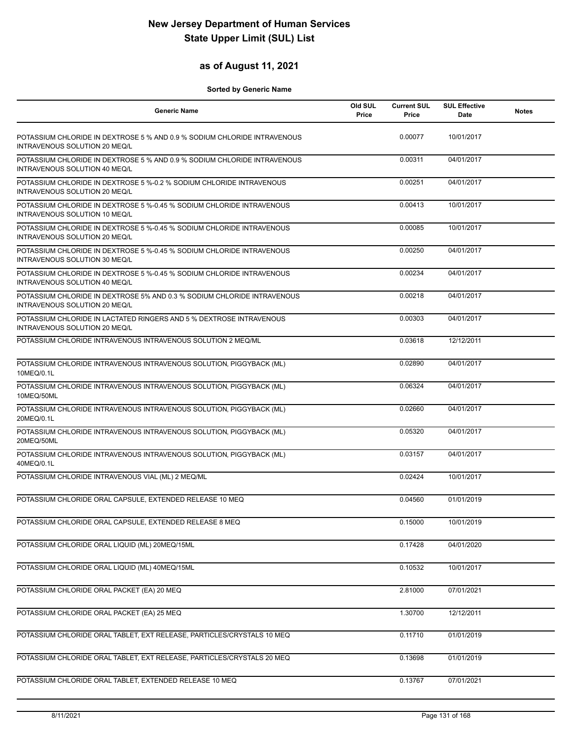# New Jersey Department of Human Services
# State Upper Limit (SUL) List

## as of August 11, 2021

**Sorted by Generic Name**

| Generic Name | Old SUL Price | Current SUL Price | SUL Effective Date | Notes |
|---|---|---|---|---|
| POTASSIUM CHLORIDE IN DEXTROSE 5 % AND 0.9 % SODIUM CHLORIDE INTRAVENOUS INTRAVENOUS SOLUTION 20 MEQ/L | | 0.00077 | 10/01/2017 | |
| POTASSIUM CHLORIDE IN DEXTROSE 5 % AND 0.9 % SODIUM CHLORIDE INTRAVENOUS INTRAVENOUS SOLUTION 40 MEQ/L | | 0.00311 | 04/01/2017 | |
| POTASSIUM CHLORIDE IN DEXTROSE 5 %-0.2 % SODIUM CHLORIDE INTRAVENOUS INTRAVENOUS SOLUTION 20 MEQ/L | | 0.00251 | 04/01/2017 | |
| POTASSIUM CHLORIDE IN DEXTROSE 5 %-0.45 % SODIUM CHLORIDE INTRAVENOUS INTRAVENOUS SOLUTION 10 MEQ/L | | 0.00413 | 10/01/2017 | |
| POTASSIUM CHLORIDE IN DEXTROSE 5 %-0.45 % SODIUM CHLORIDE INTRAVENOUS INTRAVENOUS SOLUTION 20 MEQ/L | | 0.00085 | 10/01/2017 | |
| POTASSIUM CHLORIDE IN DEXTROSE 5 %-0.45 % SODIUM CHLORIDE INTRAVENOUS INTRAVENOUS SOLUTION 30 MEQ/L | | 0.00250 | 04/01/2017 | |
| POTASSIUM CHLORIDE IN DEXTROSE 5 %-0.45 % SODIUM CHLORIDE INTRAVENOUS INTRAVENOUS SOLUTION 40 MEQ/L | | 0.00234 | 04/01/2017 | |
| POTASSIUM CHLORIDE IN DEXTROSE 5% AND 0.3 % SODIUM CHLORIDE INTRAVENOUS INTRAVENOUS SOLUTION 20 MEQ/L | | 0.00218 | 04/01/2017 | |
| POTASSIUM CHLORIDE IN LACTATED RINGERS AND 5 % DEXTROSE INTRAVENOUS INTRAVENOUS SOLUTION 20 MEQ/L | | 0.00303 | 04/01/2017 | |
| POTASSIUM CHLORIDE INTRAVENOUS INTRAVENOUS SOLUTION 2 MEQ/ML | | 0.03618 | 12/12/2011 | |
| POTASSIUM CHLORIDE INTRAVENOUS INTRAVENOUS SOLUTION, PIGGYBACK (ML) 10MEQ/0.1L | | 0.02890 | 04/01/2017 | |
| POTASSIUM CHLORIDE INTRAVENOUS INTRAVENOUS SOLUTION, PIGGYBACK (ML) 10MEQ/50ML | | 0.06324 | 04/01/2017 | |
| POTASSIUM CHLORIDE INTRAVENOUS INTRAVENOUS SOLUTION, PIGGYBACK (ML) 20MEQ/0.1L | | 0.02660 | 04/01/2017 | |
| POTASSIUM CHLORIDE INTRAVENOUS INTRAVENOUS SOLUTION, PIGGYBACK (ML) 20MEQ/50ML | | 0.05320 | 04/01/2017 | |
| POTASSIUM CHLORIDE INTRAVENOUS INTRAVENOUS SOLUTION, PIGGYBACK (ML) 40MEQ/0.1L | | 0.03157 | 04/01/2017 | |
| POTASSIUM CHLORIDE INTRAVENOUS VIAL (ML) 2 MEQ/ML | | 0.02424 | 10/01/2017 | |
| POTASSIUM CHLORIDE ORAL CAPSULE, EXTENDED RELEASE 10 MEQ | | 0.04560 | 01/01/2019 | |
| POTASSIUM CHLORIDE ORAL CAPSULE, EXTENDED RELEASE 8 MEQ | | 0.15000 | 10/01/2019 | |
| POTASSIUM CHLORIDE ORAL LIQUID (ML) 20MEQ/15ML | | 0.17428 | 04/01/2020 | |
| POTASSIUM CHLORIDE ORAL LIQUID (ML) 40MEQ/15ML | | 0.10532 | 10/01/2017 | |
| POTASSIUM CHLORIDE ORAL PACKET (EA) 20 MEQ | | 2.81000 | 07/01/2021 | |
| POTASSIUM CHLORIDE ORAL PACKET (EA) 25 MEQ | | 1.30700 | 12/12/2011 | |
| POTASSIUM CHLORIDE ORAL TABLET, EXT RELEASE, PARTICLES/CRYSTALS 10 MEQ | | 0.11710 | 01/01/2019 | |
| POTASSIUM CHLORIDE ORAL TABLET, EXT RELEASE, PARTICLES/CRYSTALS 20 MEQ | | 0.13698 | 01/01/2019 | |
| POTASSIUM CHLORIDE ORAL TABLET, EXTENDED RELEASE 10 MEQ | | 0.13767 | 07/01/2021 | |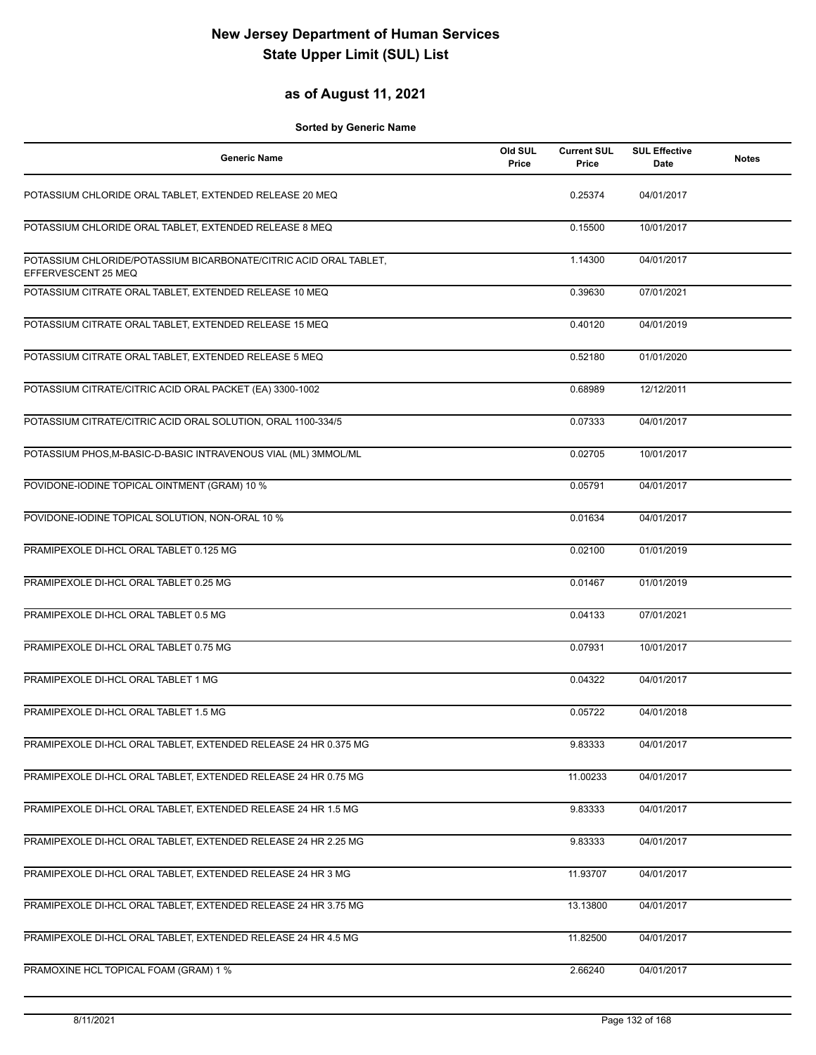# New Jersey Department of Human Services
# State Upper Limit (SUL) List

## as of August 11, 2021

**Sorted by Generic Name**

| Generic Name | Old SUL Price | Current SUL Price | SUL Effective Date | Notes |
|---|---|---|---|---|
| POTASSIUM CHLORIDE ORAL TABLET, EXTENDED RELEASE 20 MEQ | | 0.25374 | 04/01/2017 | |
| POTASSIUM CHLORIDE ORAL TABLET, EXTENDED RELEASE 8 MEQ | | 0.15500 | 10/01/2017 | |
| POTASSIUM CHLORIDE/POTASSIUM BICARBONATE/CITRIC ACID ORAL TABLET, EFFERVESCENT 25 MEQ | | 1.14300 | 04/01/2017 | |
| POTASSIUM CITRATE ORAL TABLET, EXTENDED RELEASE 10 MEQ | | 0.39630 | 07/01/2021 | |
| POTASSIUM CITRATE ORAL TABLET, EXTENDED RELEASE 15 MEQ | | 0.40120 | 04/01/2019 | |
| POTASSIUM CITRATE ORAL TABLET, EXTENDED RELEASE 5 MEQ | | 0.52180 | 01/01/2020 | |
| POTASSIUM CITRATE/CITRIC ACID ORAL PACKET (EA) 3300-1002 | | 0.68989 | 12/12/2011 | |
| POTASSIUM CITRATE/CITRIC ACID ORAL SOLUTION, ORAL 1100-334/5 | | 0.07333 | 04/01/2017 | |
| POTASSIUM PHOS,M-BASIC-D-BASIC INTRAVENOUS VIAL (ML) 3MMOL/ML | | 0.02705 | 10/01/2017 | |
| POVIDONE-IODINE TOPICAL OINTMENT (GRAM) 10 % | | 0.05791 | 04/01/2017 | |
| POVIDONE-IODINE TOPICAL SOLUTION, NON-ORAL 10 % | | 0.01634 | 04/01/2017 | |
| PRAMIPEXOLE DI-HCL ORAL TABLET 0.125 MG | | 0.02100 | 01/01/2019 | |
| PRAMIPEXOLE DI-HCL ORAL TABLET 0.25 MG | | 0.01467 | 01/01/2019 | |
| PRAMIPEXOLE DI-HCL ORAL TABLET 0.5 MG | | 0.04133 | 07/01/2021 | |
| PRAMIPEXOLE DI-HCL ORAL TABLET 0.75 MG | | 0.07931 | 10/01/2017 | |
| PRAMIPEXOLE DI-HCL ORAL TABLET 1 MG | | 0.04322 | 04/01/2017 | |
| PRAMIPEXOLE DI-HCL ORAL TABLET 1.5 MG | | 0.05722 | 04/01/2018 | |
| PRAMIPEXOLE DI-HCL ORAL TABLET, EXTENDED RELEASE 24 HR 0.375 MG | | 9.83333 | 04/01/2017 | |
| PRAMIPEXOLE DI-HCL ORAL TABLET, EXTENDED RELEASE 24 HR 0.75 MG | | 11.00233 | 04/01/2017 | |
| PRAMIPEXOLE DI-HCL ORAL TABLET, EXTENDED RELEASE 24 HR 1.5 MG | | 9.83333 | 04/01/2017 | |
| PRAMIPEXOLE DI-HCL ORAL TABLET, EXTENDED RELEASE 24 HR 2.25 MG | | 9.83333 | 04/01/2017 | |
| PRAMIPEXOLE DI-HCL ORAL TABLET, EXTENDED RELEASE 24 HR 3 MG | | 11.93707 | 04/01/2017 | |
| PRAMIPEXOLE DI-HCL ORAL TABLET, EXTENDED RELEASE 24 HR 3.75 MG | | 13.13800 | 04/01/2017 | |
| PRAMIPEXOLE DI-HCL ORAL TABLET, EXTENDED RELEASE 24 HR 4.5 MG | | 11.82500 | 04/01/2017 | |
| PRAMOXINE HCL TOPICAL FOAM (GRAM) 1 % | | 2.66240 | 04/01/2017 | |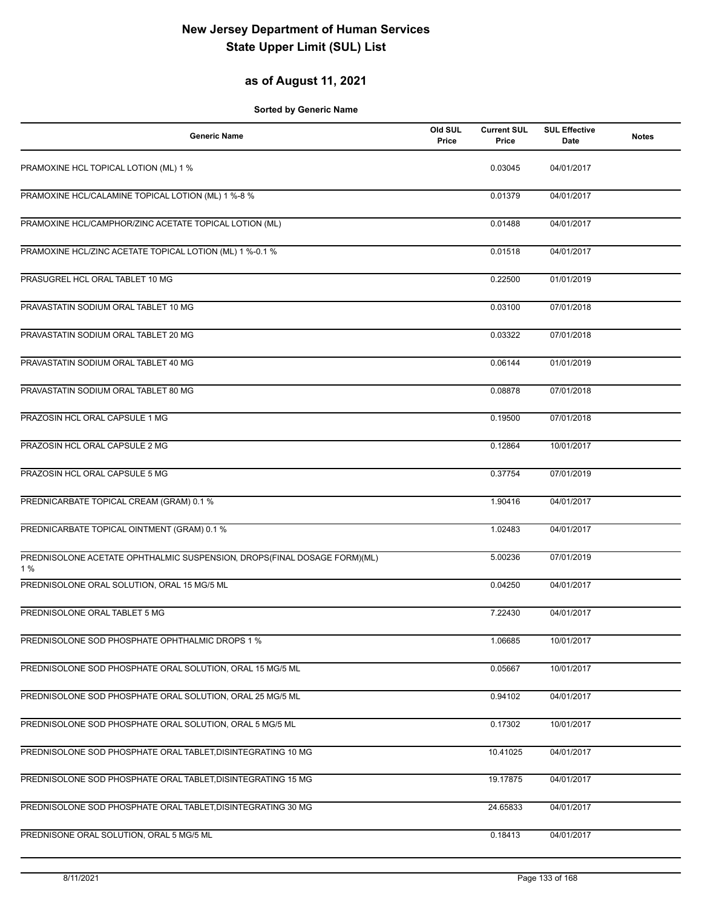# New Jersey Department of Human Services
# State Upper Limit (SUL) List

## as of August 11, 2021

**Sorted by Generic Name**

| Generic Name | Old SUL Price | Current SUL Price | SUL Effective Date | Notes |
|---|---|---|---|---|
| PRAMOXINE HCL TOPICAL LOTION (ML) 1 % | | 0.03045 | 04/01/2017 | |
| PRAMOXINE HCL/CALAMINE TOPICAL LOTION (ML) 1 %-8 % | | 0.01379 | 04/01/2017 | |
| PRAMOXINE HCL/CAMPHOR/ZINC ACETATE TOPICAL LOTION (ML) | | 0.01488 | 04/01/2017 | |
| PRAMOXINE HCL/ZINC ACETATE TOPICAL LOTION (ML) 1 %-0.1 % | | 0.01518 | 04/01/2017 | |
| PRASUGREL HCL ORAL TABLET 10 MG | | 0.22500 | 01/01/2019 | |
| PRAVASTATIN SODIUM ORAL TABLET 10 MG | | 0.03100 | 07/01/2018 | |
| PRAVASTATIN SODIUM ORAL TABLET 20 MG | | 0.03322 | 07/01/2018 | |
| PRAVASTATIN SODIUM ORAL TABLET 40 MG | | 0.06144 | 01/01/2019 | |
| PRAVASTATIN SODIUM ORAL TABLET 80 MG | | 0.08878 | 07/01/2018 | |
| PRAZOSIN HCL ORAL CAPSULE 1 MG | | 0.19500 | 07/01/2018 | |
| PRAZOSIN HCL ORAL CAPSULE 2 MG | | 0.12864 | 10/01/2017 | |
| PRAZOSIN HCL ORAL CAPSULE 5 MG | | 0.37754 | 07/01/2019 | |
| PREDNICARBATE TOPICAL CREAM (GRAM) 0.1 % | | 1.90416 | 04/01/2017 | |
| PREDNICARBATE TOPICAL OINTMENT (GRAM) 0.1 % | | 1.02483 | 04/01/2017 | |
| PREDNISOLONE ACETATE OPHTHALMIC SUSPENSION, DROPS(FINAL DOSAGE FORM)(ML) 1 % | | 5.00236 | 07/01/2019 | |
| PREDNISOLONE ORAL SOLUTION, ORAL 15 MG/5 ML | | 0.04250 | 04/01/2017 | |
| PREDNISOLONE ORAL TABLET 5 MG | | 7.22430 | 04/01/2017 | |
| PREDNISOLONE SOD PHOSPHATE OPHTHALMIC DROPS 1 % | | 1.06685 | 10/01/2017 | |
| PREDNISOLONE SOD PHOSPHATE ORAL SOLUTION, ORAL 15 MG/5 ML | | 0.05667 | 10/01/2017 | |
| PREDNISOLONE SOD PHOSPHATE ORAL SOLUTION, ORAL 25 MG/5 ML | | 0.94102 | 04/01/2017 | |
| PREDNISOLONE SOD PHOSPHATE ORAL SOLUTION, ORAL 5 MG/5 ML | | 0.17302 | 10/01/2017 | |
| PREDNISOLONE SOD PHOSPHATE ORAL TABLET,DISINTEGRATING 10 MG | | 10.41025 | 04/01/2017 | |
| PREDNISOLONE SOD PHOSPHATE ORAL TABLET,DISINTEGRATING 15 MG | | 19.17875 | 04/01/2017 | |
| PREDNISOLONE SOD PHOSPHATE ORAL TABLET,DISINTEGRATING 30 MG | | 24.65833 | 04/01/2017 | |
| PREDNISONE ORAL SOLUTION, ORAL 5 MG/5 ML | | 0.18413 | 04/01/2017 | |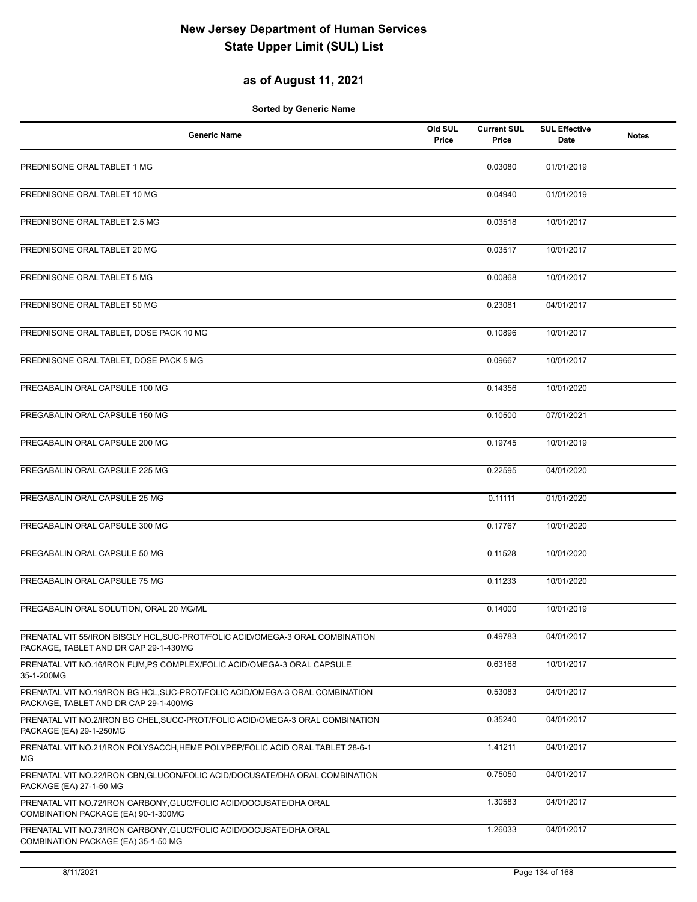# New Jersey Department of Human Services
# State Upper Limit (SUL) List

## as of August 11, 2021

**Sorted by Generic Name**

| Generic Name | Old SUL Price | Current SUL Price | SUL Effective Date | Notes |
|---|---|---|---|---|
| PREDNISONE ORAL TABLET 1 MG | | 0.03080 | 01/01/2019 | |
| PREDNISONE ORAL TABLET 10 MG | | 0.04940 | 01/01/2019 | |
| PREDNISONE ORAL TABLET 2.5 MG | | 0.03518 | 10/01/2017 | |
| PREDNISONE ORAL TABLET 20 MG | | 0.03517 | 10/01/2017 | |
| PREDNISONE ORAL TABLET 5 MG | | 0.00868 | 10/01/2017 | |
| PREDNISONE ORAL TABLET 50 MG | | 0.23081 | 04/01/2017 | |
| PREDNISONE ORAL TABLET, DOSE PACK 10 MG | | 0.10896 | 10/01/2017 | |
| PREDNISONE ORAL TABLET, DOSE PACK 5 MG | | 0.09667 | 10/01/2017 | |
| PREGABALIN ORAL CAPSULE 100 MG | | 0.14356 | 10/01/2020 | |
| PREGABALIN ORAL CAPSULE 150 MG | | 0.10500 | 07/01/2021 | |
| PREGABALIN ORAL CAPSULE 200 MG | | 0.19745 | 10/01/2019 | |
| PREGABALIN ORAL CAPSULE 225 MG | | 0.22595 | 04/01/2020 | |
| PREGABALIN ORAL CAPSULE 25 MG | | 0.11111 | 01/01/2020 | |
| PREGABALIN ORAL CAPSULE 300 MG | | 0.17767 | 10/01/2020 | |
| PREGABALIN ORAL CAPSULE 50 MG | | 0.11528 | 10/01/2020 | |
| PREGABALIN ORAL CAPSULE 75 MG | | 0.11233 | 10/01/2020 | |
| PREGABALIN ORAL SOLUTION, ORAL 20 MG/ML | | 0.14000 | 10/01/2019 | |
| PRENATAL VIT 55/IRON BISGLY HCL,SUC-PROT/FOLIC ACID/OMEGA-3 ORAL COMBINATION PACKAGE, TABLET AND DR CAP 29-1-430MG | | 0.49783 | 04/01/2017 | |
| PRENATAL VIT NO.16/IRON FUM,PS COMPLEX/FOLIC ACID/OMEGA-3 ORAL CAPSULE 35-1-200MG | | 0.63168 | 10/01/2017 | |
| PRENATAL VIT NO.19/IRON BG HCL,SUC-PROT/FOLIC ACID/OMEGA-3 ORAL COMBINATION PACKAGE, TABLET AND DR CAP 29-1-400MG | | 0.53083 | 04/01/2017 | |
| PRENATAL VIT NO.2/IRON BG CHEL,SUCC-PROT/FOLIC ACID/OMEGA-3 ORAL COMBINATION PACKAGE (EA) 29-1-250MG | | 0.35240 | 04/01/2017 | |
| PRENATAL VIT NO.21/IRON POLYSACCH,HEME POLYPEP/FOLIC ACID ORAL TABLET 28-6-1 MG | | 1.41211 | 04/01/2017 | |
| PRENATAL VIT NO.22/IRON CBN,GLUCON/FOLIC ACID/DOCUSATE/DHA ORAL COMBINATION PACKAGE (EA) 27-1-50 MG | | 0.75050 | 04/01/2017 | |
| PRENATAL VIT NO.72/IRON CARBONY,GLUC/FOLIC ACID/DOCUSATE/DHA ORAL COMBINATION PACKAGE (EA) 90-1-300MG | | 1.30583 | 04/01/2017 | |
| PRENATAL VIT NO.73/IRON CARBONY,GLUC/FOLIC ACID/DOCUSATE/DHA ORAL COMBINATION PACKAGE (EA) 35-1-50 MG | | 1.26033 | 04/01/2017 | |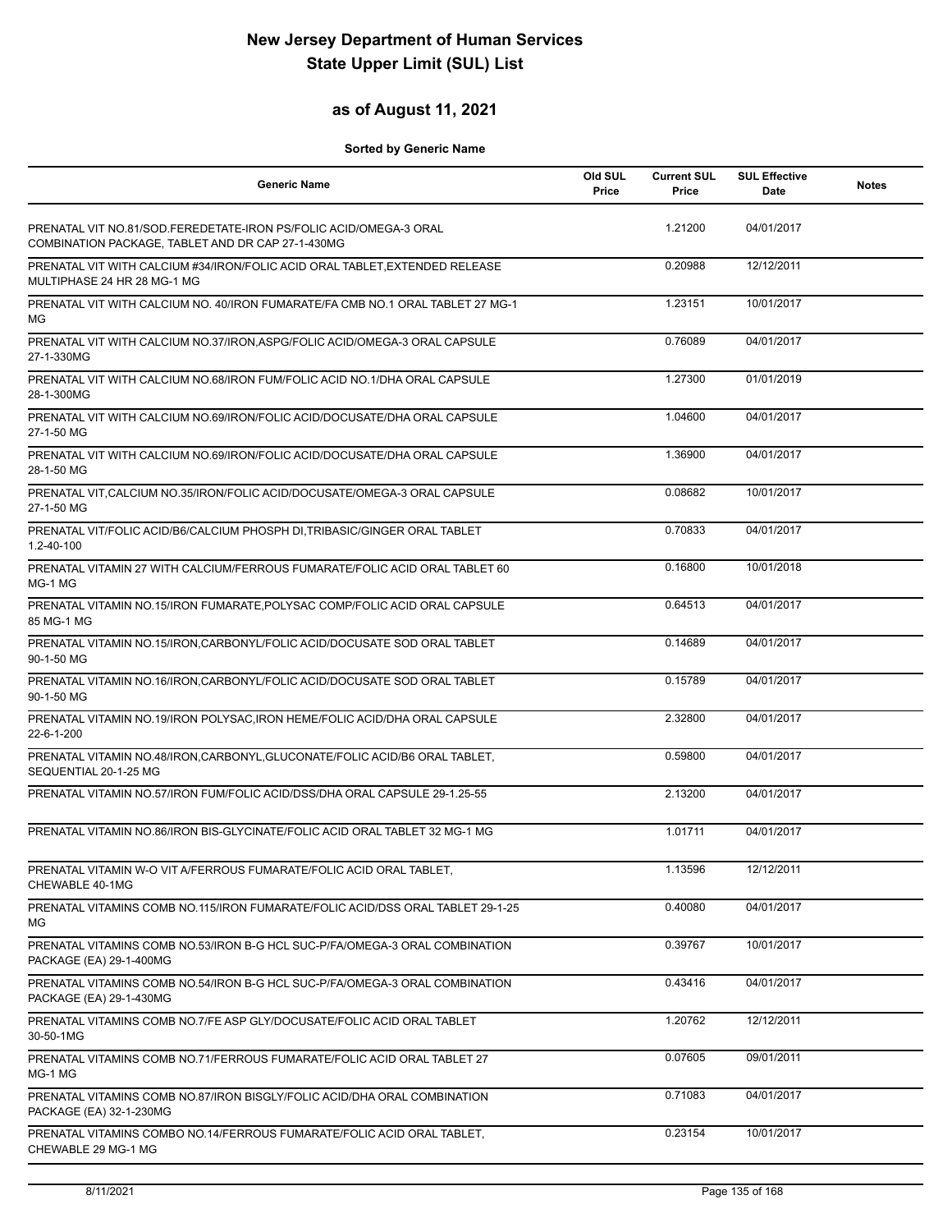# New Jersey Department of Human Services
# State Upper Limit (SUL) List

## as of August 11, 2021

**Sorted by Generic Name**

| Generic Name | Old SUL Price | Current SUL Price | SUL Effective Date | Notes |
|---|---|---|---|---|
| PRENATAL VIT NO.81/SOD.FEREDETATE-IRON PS/FOLIC ACID/OMEGA-3 ORAL COMBINATION PACKAGE, TABLET AND DR CAP 27-1-430MG | | 1.21200 | 04/01/2017 | |
| PRENATAL VIT WITH CALCIUM #34/IRON/FOLIC ACID ORAL TABLET,EXTENDED RELEASE MULTIPHASE 24 HR 28 MG-1 MG | | 0.20988 | 12/12/2011 | |
| PRENATAL VIT WITH CALCIUM NO. 40/IRON FUMARATE/FA CMB NO.1 ORAL TABLET 27 MG-1 MG | | 1.23151 | 10/01/2017 | |
| PRENATAL VIT WITH CALCIUM NO.37/IRON,ASPG/FOLIC ACID/OMEGA-3 ORAL CAPSULE 27-1-330MG | | 0.76089 | 04/01/2017 | |
| PRENATAL VIT WITH CALCIUM NO.68/IRON FUM/FOLIC ACID NO.1/DHA ORAL CAPSULE 28-1-300MG | | 1.27300 | 01/01/2019 | |
| PRENATAL VIT WITH CALCIUM NO.69/IRON/FOLIC ACID/DOCUSATE/DHA ORAL CAPSULE 27-1-50 MG | | 1.04600 | 04/01/2017 | |
| PRENATAL VIT WITH CALCIUM NO.69/IRON/FOLIC ACID/DOCUSATE/DHA ORAL CAPSULE 28-1-50 MG | | 1.36900 | 04/01/2017 | |
| PRENATAL VIT,CALCIUM NO.35/IRON/FOLIC ACID/DOCUSATE/OMEGA-3 ORAL CAPSULE 27-1-50 MG | | 0.08682 | 10/01/2017 | |
| PRENATAL VIT/FOLIC ACID/B6/CALCIUM PHOSPH DI,TRIBASIC/GINGER ORAL TABLET 1.2-40-100 | | 0.70833 | 04/01/2017 | |
| PRENATAL VITAMIN 27 WITH CALCIUM/FERROUS FUMARATE/FOLIC ACID ORAL TABLET 60 MG-1 MG | | 0.16800 | 10/01/2018 | |
| PRENATAL VITAMIN NO.15/IRON FUMARATE,POLYSAC COMP/FOLIC ACID ORAL CAPSULE 85 MG-1 MG | | 0.64513 | 04/01/2017 | |
| PRENATAL VITAMIN NO.15/IRON,CARBONYL/FOLIC ACID/DOCUSATE SOD ORAL TABLET 90-1-50 MG | | 0.14689 | 04/01/2017 | |
| PRENATAL VITAMIN NO.16/IRON,CARBONYL/FOLIC ACID/DOCUSATE SOD ORAL TABLET 90-1-50 MG | | 0.15789 | 04/01/2017 | |
| PRENATAL VITAMIN NO.19/IRON POLYSAC,IRON HEME/FOLIC ACID/DHA ORAL CAPSULE 22-6-1-200 | | 2.32800 | 04/01/2017 | |
| PRENATAL VITAMIN NO.48/IRON,CARBONYL,GLUCONATE/FOLIC ACID/B6 ORAL TABLET, SEQUENTIAL 20-1-25 MG | | 0.59800 | 04/01/2017 | |
| PRENATAL VITAMIN NO.57/IRON FUM/FOLIC ACID/DSS/DHA ORAL CAPSULE 29-1.25-55 | | 2.13200 | 04/01/2017 | |
| PRENATAL VITAMIN NO.86/IRON BIS-GLYCINATE/FOLIC ACID ORAL TABLET 32 MG-1 MG | | 1.01711 | 04/01/2017 | |
| PRENATAL VITAMIN W-O VIT A/FERROUS FUMARATE/FOLIC ACID ORAL TABLET, CHEWABLE 40-1MG | | 1.13596 | 12/12/2011 | |
| PRENATAL VITAMINS COMB NO.115/IRON FUMARATE/FOLIC ACID/DSS ORAL TABLET 29-1-25 MG | | 0.40080 | 04/01/2017 | |
| PRENATAL VITAMINS COMB NO.53/IRON B-G HCL SUC-P/FA/OMEGA-3 ORAL COMBINATION PACKAGE (EA) 29-1-400MG | | 0.39767 | 10/01/2017 | |
| PRENATAL VITAMINS COMB NO.54/IRON B-G HCL SUC-P/FA/OMEGA-3 ORAL COMBINATION PACKAGE (EA) 29-1-430MG | | 0.43416 | 04/01/2017 | |
| PRENATAL VITAMINS COMB NO.7/FE ASP GLY/DOCUSATE/FOLIC ACID ORAL TABLET 30-50-1MG | | 1.20762 | 12/12/2011 | |
| PRENATAL VITAMINS COMB NO.71/FERROUS FUMARATE/FOLIC ACID ORAL TABLET 27 MG-1 MG | | 0.07605 | 09/01/2011 | |
| PRENATAL VITAMINS COMB NO.87/IRON BISGLY/FOLIC ACID/DHA ORAL COMBINATION PACKAGE (EA) 32-1-230MG | | 0.71083 | 04/01/2017 | |
| PRENATAL VITAMINS COMBO NO.14/FERROUS FUMARATE/FOLIC ACID ORAL TABLET, CHEWABLE 29 MG-1 MG | | 0.23154 | 10/01/2017 | |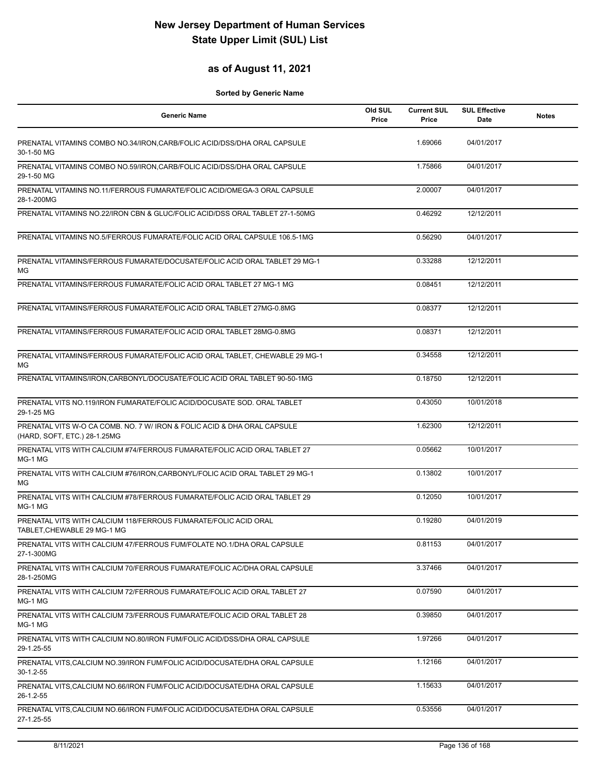# New Jersey Department of Human Services
# State Upper Limit (SUL) List

## as of August 11, 2021

**Sorted by Generic Name**

| Generic Name | Old SUL Price | Current SUL Price | SUL Effective Date | Notes |
|---|---|---|---|---|
| PRENATAL VITAMINS COMBO NO.34/IRON,CARB/FOLIC ACID/DSS/DHA ORAL CAPSULE 30-1-50 MG | | 1.69066 | 04/01/2017 | |
| PRENATAL VITAMINS COMBO NO.59/IRON,CARB/FOLIC ACID/DSS/DHA ORAL CAPSULE 29-1-50 MG | | 1.75866 | 04/01/2017 | |
| PRENATAL VITAMINS NO.11/FERROUS FUMARATE/FOLIC ACID/OMEGA-3 ORAL CAPSULE 28-1-200MG | | 2.00007 | 04/01/2017 | |
| PRENATAL VITAMINS NO.22/IRON CBN & GLUC/FOLIC ACID/DSS ORAL TABLET 27-1-50MG | | 0.46292 | 12/12/2011 | |
| PRENATAL VITAMINS NO.5/FERROUS FUMARATE/FOLIC ACID ORAL CAPSULE 106.5-1MG | | 0.56290 | 04/01/2017 | |
| PRENATAL VITAMINS/FERROUS FUMARATE/DOCUSATE/FOLIC ACID ORAL TABLET 29 MG-1 MG | | 0.33288 | 12/12/2011 | |
| PRENATAL VITAMINS/FERROUS FUMARATE/FOLIC ACID ORAL TABLET 27 MG-1 MG | | 0.08451 | 12/12/2011 | |
| PRENATAL VITAMINS/FERROUS FUMARATE/FOLIC ACID ORAL TABLET 27MG-0.8MG | | 0.08377 | 12/12/2011 | |
| PRENATAL VITAMINS/FERROUS FUMARATE/FOLIC ACID ORAL TABLET 28MG-0.8MG | | 0.08371 | 12/12/2011 | |
| PRENATAL VITAMINS/FERROUS FUMARATE/FOLIC ACID ORAL TABLET, CHEWABLE 29 MG-1 MG | | 0.34558 | 12/12/2011 | |
| PRENATAL VITAMINS/IRON,CARBONYL/DOCUSATE/FOLIC ACID ORAL TABLET 90-50-1MG | | 0.18750 | 12/12/2011 | |
| PRENATAL VITS NO.119/IRON FUMARATE/FOLIC ACID/DOCUSATE SOD. ORAL TABLET 29-1-25 MG | | 0.43050 | 10/01/2018 | |
| PRENATAL VITS W-O CA COMB. NO. 7 W/ IRON & FOLIC ACID & DHA ORAL CAPSULE (HARD, SOFT, ETC.) 28-1.25MG | | 1.62300 | 12/12/2011 | |
| PRENATAL VITS WITH CALCIUM #74/FERROUS FUMARATE/FOLIC ACID ORAL TABLET 27 MG-1 MG | | 0.05662 | 10/01/2017 | |
| PRENATAL VITS WITH CALCIUM #76/IRON,CARBONYL/FOLIC ACID ORAL TABLET 29 MG-1 MG | | 0.13802 | 10/01/2017 | |
| PRENATAL VITS WITH CALCIUM #78/FERROUS FUMARATE/FOLIC ACID ORAL TABLET 29 MG-1 MG | | 0.12050 | 10/01/2017 | |
| PRENATAL VITS WITH CALCIUM 118/FERROUS FUMARATE/FOLIC ACID ORAL TABLET,CHEWABLE 29 MG-1 MG | | 0.19280 | 04/01/2019 | |
| PRENATAL VITS WITH CALCIUM 47/FERROUS FUM/FOLATE NO.1/DHA ORAL CAPSULE 27-1-300MG | | 0.81153 | 04/01/2017 | |
| PRENATAL VITS WITH CALCIUM 70/FERROUS FUMARATE/FOLIC AC/DHA ORAL CAPSULE 28-1-250MG | | 3.37466 | 04/01/2017 | |
| PRENATAL VITS WITH CALCIUM 72/FERROUS FUMARATE/FOLIC ACID ORAL TABLET 27 MG-1 MG | | 0.07590 | 04/01/2017 | |
| PRENATAL VITS WITH CALCIUM 73/FERROUS FUMARATE/FOLIC ACID ORAL TABLET 28 MG-1 MG | | 0.39850 | 04/01/2017 | |
| PRENATAL VITS WITH CALCIUM NO.80/IRON FUM/FOLIC ACID/DSS/DHA ORAL CAPSULE 29-1.25-55 | | 1.97266 | 04/01/2017 | |
| PRENATAL VITS,CALCIUM NO.39/IRON FUM/FOLIC ACID/DOCUSATE/DHA ORAL CAPSULE 30-1.2-55 | | 1.12166 | 04/01/2017 | |
| PRENATAL VITS,CALCIUM NO.66/IRON FUM/FOLIC ACID/DOCUSATE/DHA ORAL CAPSULE 26-1.2-55 | | 1.15633 | 04/01/2017 | |
| PRENATAL VITS,CALCIUM NO.66/IRON FUM/FOLIC ACID/DOCUSATE/DHA ORAL CAPSULE 27-1.25-55 | | 0.53556 | 04/01/2017 | |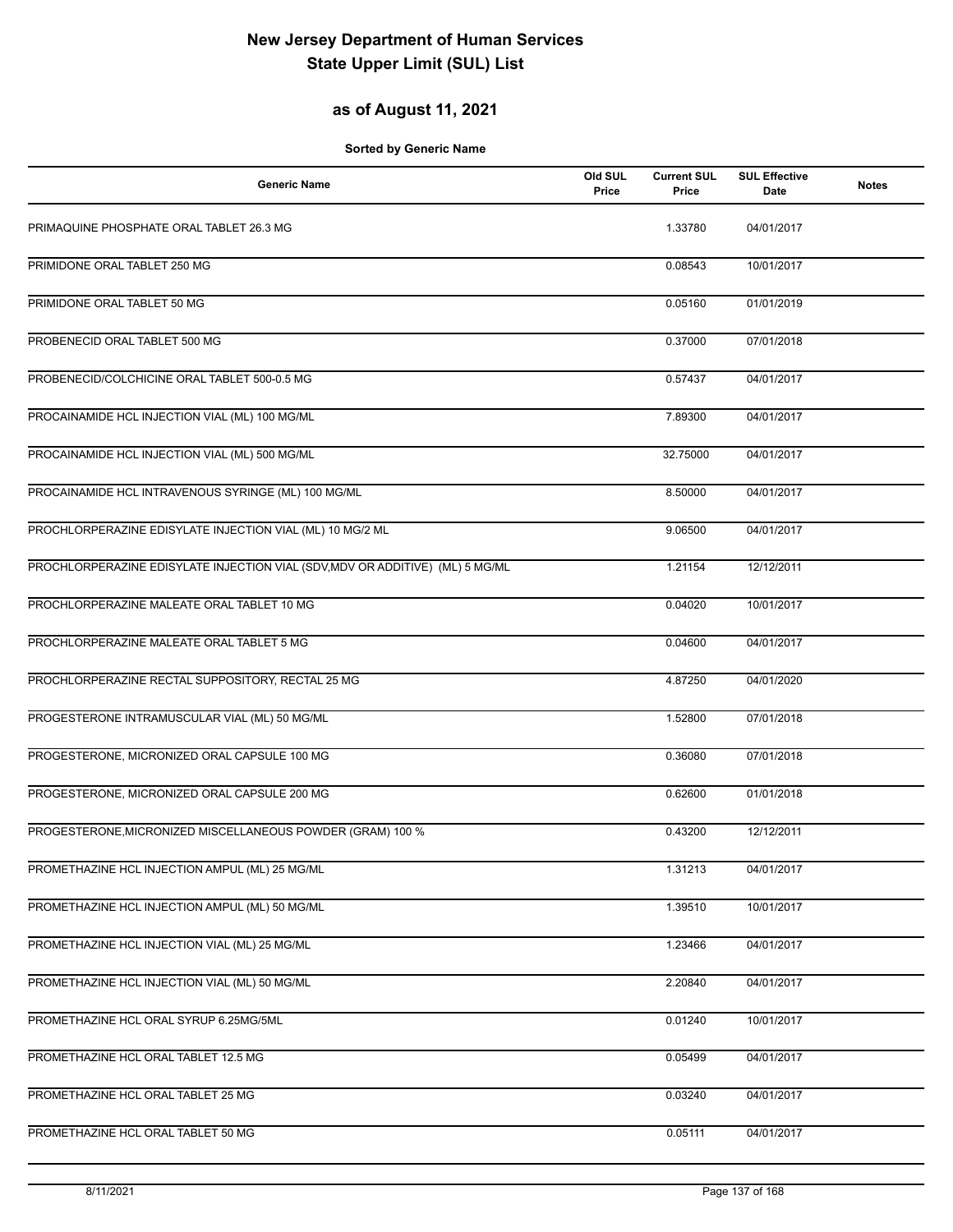# New Jersey Department of Human Services
# State Upper Limit (SUL) List

## as of August 11, 2021

**Sorted by Generic Name**

| Generic Name | Old SUL Price | Current SUL Price | SUL Effective Date | Notes |
|---|---|---|---|---|
| PRIMAQUINE PHOSPHATE ORAL TABLET 26.3 MG | | 1.33780 | 04/01/2017 | |
| PRIMIDONE ORAL TABLET 250 MG | | 0.08543 | 10/01/2017 | |
| PRIMIDONE ORAL TABLET 50 MG | | 0.05160 | 01/01/2019 | |
| PROBENECID ORAL TABLET 500 MG | | 0.37000 | 07/01/2018 | |
| PROBENECID/COLCHICINE ORAL TABLET 500-0.5 MG | | 0.57437 | 04/01/2017 | |
| PROCAINAMIDE HCL INJECTION VIAL (ML) 100 MG/ML | | 7.89300 | 04/01/2017 | |
| PROCAINAMIDE HCL INJECTION VIAL (ML) 500 MG/ML | | 32.75000 | 04/01/2017 | |
| PROCAINAMIDE HCL INTRAVENOUS SYRINGE (ML) 100 MG/ML | | 8.50000 | 04/01/2017 | |
| PROCHLORPERAZINE EDISYLATE INJECTION VIAL (ML) 10 MG/2 ML | | 9.06500 | 04/01/2017 | |
| PROCHLORPERAZINE EDISYLATE INJECTION VIAL (SDV,MDV OR ADDITIVE) (ML) 5 MG/ML | | 1.21154 | 12/12/2011 | |
| PROCHLORPERAZINE MALEATE ORAL TABLET 10 MG | | 0.04020 | 10/01/2017 | |
| PROCHLORPERAZINE MALEATE ORAL TABLET 5 MG | | 0.04600 | 04/01/2017 | |
| PROCHLORPERAZINE RECTAL SUPPOSITORY, RECTAL 25 MG | | 4.87250 | 04/01/2020 | |
| PROGESTERONE INTRAMUSCULAR VIAL (ML) 50 MG/ML | | 1.52800 | 07/01/2018 | |
| PROGESTERONE, MICRONIZED ORAL CAPSULE 100 MG | | 0.36080 | 07/01/2018 | |
| PROGESTERONE, MICRONIZED ORAL CAPSULE 200 MG | | 0.62600 | 01/01/2018 | |
| PROGESTERONE,MICRONIZED MISCELLANEOUS POWDER (GRAM) 100 % | | 0.43200 | 12/12/2011 | |
| PROMETHAZINE HCL INJECTION AMPUL (ML) 25 MG/ML | | 1.31213 | 04/01/2017 | |
| PROMETHAZINE HCL INJECTION AMPUL (ML) 50 MG/ML | | 1.39510 | 10/01/2017 | |
| PROMETHAZINE HCL INJECTION VIAL (ML) 25 MG/ML | | 1.23466 | 04/01/2017 | |
| PROMETHAZINE HCL INJECTION VIAL (ML) 50 MG/ML | | 2.20840 | 04/01/2017 | |
| PROMETHAZINE HCL ORAL SYRUP 6.25MG/5ML | | 0.01240 | 10/01/2017 | |
| PROMETHAZINE HCL ORAL TABLET 12.5 MG | | 0.05499 | 04/01/2017 | |
| PROMETHAZINE HCL ORAL TABLET 25 MG | | 0.03240 | 04/01/2017 | |
| PROMETHAZINE HCL ORAL TABLET 50 MG | | 0.05111 | 04/01/2017 | |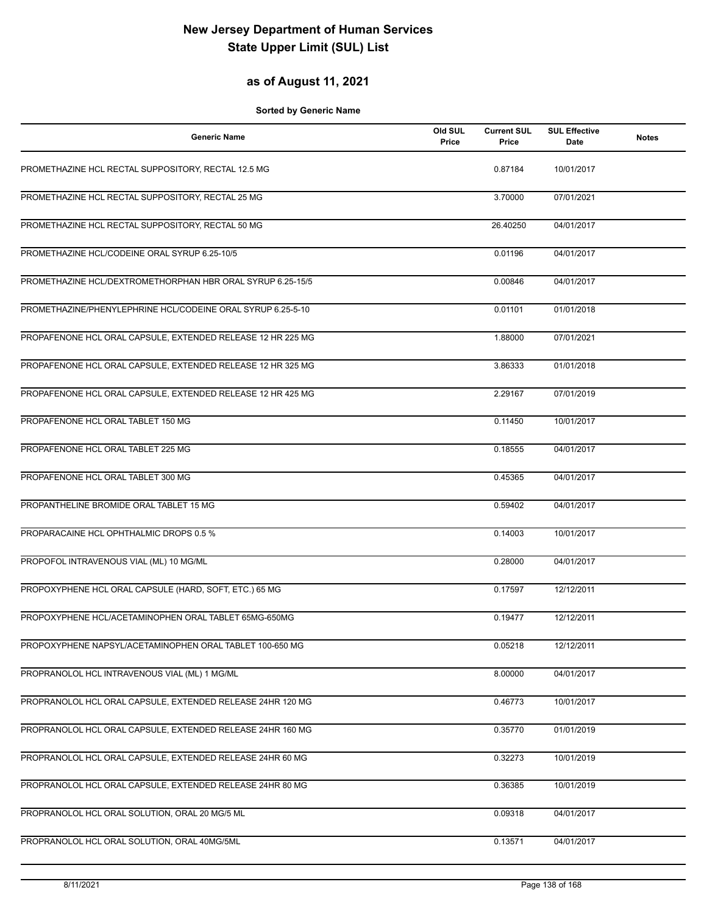# New Jersey Department of Human Services
# State Upper Limit (SUL) List

## as of August 11, 2021

**Sorted by Generic Name**

| Generic Name | Old SUL Price | Current SUL Price | SUL Effective Date | Notes |
|---|---|---|---|---|
| PROMETHAZINE HCL RECTAL SUPPOSITORY, RECTAL 12.5 MG | | 0.87184 | 10/01/2017 | |
| PROMETHAZINE HCL RECTAL SUPPOSITORY, RECTAL 25 MG | | 3.70000 | 07/01/2021 | |
| PROMETHAZINE HCL RECTAL SUPPOSITORY, RECTAL 50 MG | | 26.40250 | 04/01/2017 | |
| PROMETHAZINE HCL/CODEINE ORAL SYRUP 6.25-10/5 | | 0.01196 | 04/01/2017 | |
| PROMETHAZINE HCL/DEXTROMETHORPHAN HBR ORAL SYRUP 6.25-15/5 | | 0.00846 | 04/01/2017 | |
| PROMETHAZINE/PHENYLEPHRINE HCL/CODEINE ORAL SYRUP 6.25-5-10 | | 0.01101 | 01/01/2018 | |
| PROPAFENONE HCL ORAL CAPSULE, EXTENDED RELEASE 12 HR 225 MG | | 1.88000 | 07/01/2021 | |
| PROPAFENONE HCL ORAL CAPSULE, EXTENDED RELEASE 12 HR 325 MG | | 3.86333 | 01/01/2018 | |
| PROPAFENONE HCL ORAL CAPSULE, EXTENDED RELEASE 12 HR 425 MG | | 2.29167 | 07/01/2019 | |
| PROPAFENONE HCL ORAL TABLET 150 MG | | 0.11450 | 10/01/2017 | |
| PROPAFENONE HCL ORAL TABLET 225 MG | | 0.18555 | 04/01/2017 | |
| PROPAFENONE HCL ORAL TABLET 300 MG | | 0.45365 | 04/01/2017 | |
| PROPANTHELINE BROMIDE ORAL TABLET 15 MG | | 0.59402 | 04/01/2017 | |
| PROPARACAINE HCL OPHTHALMIC DROPS 0.5 % | | 0.14003 | 10/01/2017 | |
| PROPOFOL INTRAVENOUS VIAL (ML) 10 MG/ML | | 0.28000 | 04/01/2017 | |
| PROPOXYPHENE HCL ORAL CAPSULE (HARD, SOFT, ETC.) 65 MG | | 0.17597 | 12/12/2011 | |
| PROPOXYPHENE HCL/ACETAMINOPHEN ORAL TABLET 65MG-650MG | | 0.19477 | 12/12/2011 | |
| PROPOXYPHENE NAPSYL/ACETAMINOPHEN ORAL TABLET 100-650 MG | | 0.05218 | 12/12/2011 | |
| PROPRANOLOL HCL INTRAVENOUS VIAL (ML) 1 MG/ML | | 8.00000 | 04/01/2017 | |
| PROPRANOLOL HCL ORAL CAPSULE, EXTENDED RELEASE 24HR 120 MG | | 0.46773 | 10/01/2017 | |
| PROPRANOLOL HCL ORAL CAPSULE, EXTENDED RELEASE 24HR 160 MG | | 0.35770 | 01/01/2019 | |
| PROPRANOLOL HCL ORAL CAPSULE, EXTENDED RELEASE 24HR 60 MG | | 0.32273 | 10/01/2019 | |
| PROPRANOLOL HCL ORAL CAPSULE, EXTENDED RELEASE 24HR 80 MG | | 0.36385 | 10/01/2019 | |
| PROPRANOLOL HCL ORAL SOLUTION, ORAL 20 MG/5 ML | | 0.09318 | 04/01/2017 | |
| PROPRANOLOL HCL ORAL SOLUTION, ORAL 40MG/5ML | | 0.13571 | 04/01/2017 | |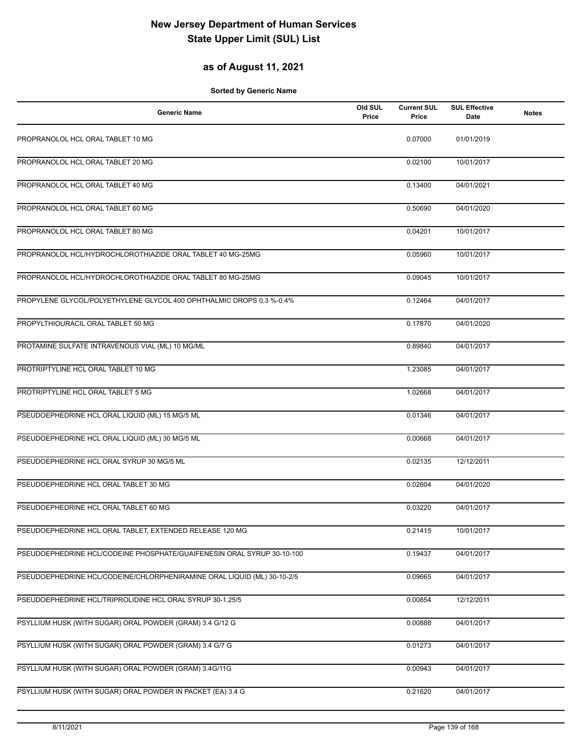# New Jersey Department of Human Services
# State Upper Limit (SUL) List

## as of August 11, 2021

**Sorted by Generic Name**

| Generic Name | Old SUL Price | Current SUL Price | SUL Effective Date | Notes |
|---|---|---|---|---|
| PROPRANOLOL HCL ORAL TABLET 10 MG | | 0.07000 | 01/01/2019 | |
| PROPRANOLOL HCL ORAL TABLET 20 MG | | 0.02100 | 10/01/2017 | |
| PROPRANOLOL HCL ORAL TABLET 40 MG | | 0.13400 | 04/01/2021 | |
| PROPRANOLOL HCL ORAL TABLET 60 MG | | 0.50690 | 04/01/2020 | |
| PROPRANOLOL HCL ORAL TABLET 80 MG | | 0.04201 | 10/01/2017 | |
| PROPRANOLOL HCL/HYDROCHLOROTHIAZIDE ORAL TABLET 40 MG-25MG | | 0.05960 | 10/01/2017 | |
| PROPRANOLOL HCL/HYDROCHLOROTHIAZIDE ORAL TABLET 80 MG-25MG | | 0.09045 | 10/01/2017 | |
| PROPYLENE GLYCOL/POLYETHYLENE GLYCOL 400 OPHTHALMIC DROPS 0.3 %-0.4% | | 0.12464 | 04/01/2017 | |
| PROPYLTHIOURACIL ORAL TABLET 50 MG | | 0.17870 | 04/01/2020 | |
| PROTAMINE SULFATE INTRAVENOUS VIAL (ML) 10 MG/ML | | 0.89840 | 04/01/2017 | |
| PROTRIPTYLINE HCL ORAL TABLET 10 MG | | 1.23085 | 04/01/2017 | |
| PROTRIPTYLINE HCL ORAL TABLET 5 MG | | 1.02668 | 04/01/2017 | |
| PSEUDOEPHEDRINE HCL ORAL LIQUID (ML) 15 MG/5 ML | | 0.01346 | 04/01/2017 | |
| PSEUDOEPHEDRINE HCL ORAL LIQUID (ML) 30 MG/5 ML | | 0.00668 | 04/01/2017 | |
| PSEUDOEPHEDRINE HCL ORAL SYRUP 30 MG/5 ML | | 0.02135 | 12/12/2011 | |
| PSEUDOEPHEDRINE HCL ORAL TABLET 30 MG | | 0.02604 | 04/01/2020 | |
| PSEUDOEPHEDRINE HCL ORAL TABLET 60 MG | | 0.03220 | 04/01/2017 | |
| PSEUDOEPHEDRINE HCL ORAL TABLET, EXTENDED RELEASE 120 MG | | 0.21415 | 10/01/2017 | |
| PSEUDOEPHEDRINE HCL/CODEINE PHOSPHATE/GUAIFENESIN ORAL SYRUP 30-10-100 | | 0.19437 | 04/01/2017 | |
| PSEUDOEPHEDRINE HCL/CODEINE/CHLORPHENIRAMINE ORAL LIQUID (ML) 30-10-2/5 | | 0.09665 | 04/01/2017 | |
| PSEUDOEPHEDRINE HCL/TRIPROLIDINE HCL ORAL SYRUP 30-1.25/5 | | 0.00854 | 12/12/2011 | |
| PSYLLIUM HUSK (WITH SUGAR) ORAL POWDER (GRAM) 3.4 G/12 G | | 0.00888 | 04/01/2017 | |
| PSYLLIUM HUSK (WITH SUGAR) ORAL POWDER (GRAM) 3.4 G/7 G | | 0.01273 | 04/01/2017 | |
| PSYLLIUM HUSK (WITH SUGAR) ORAL POWDER (GRAM) 3.4G/11G | | 0.00943 | 04/01/2017 | |
| PSYLLIUM HUSK (WITH SUGAR) ORAL POWDER IN PACKET (EA) 3.4 G | | 0.21620 | 04/01/2017 | |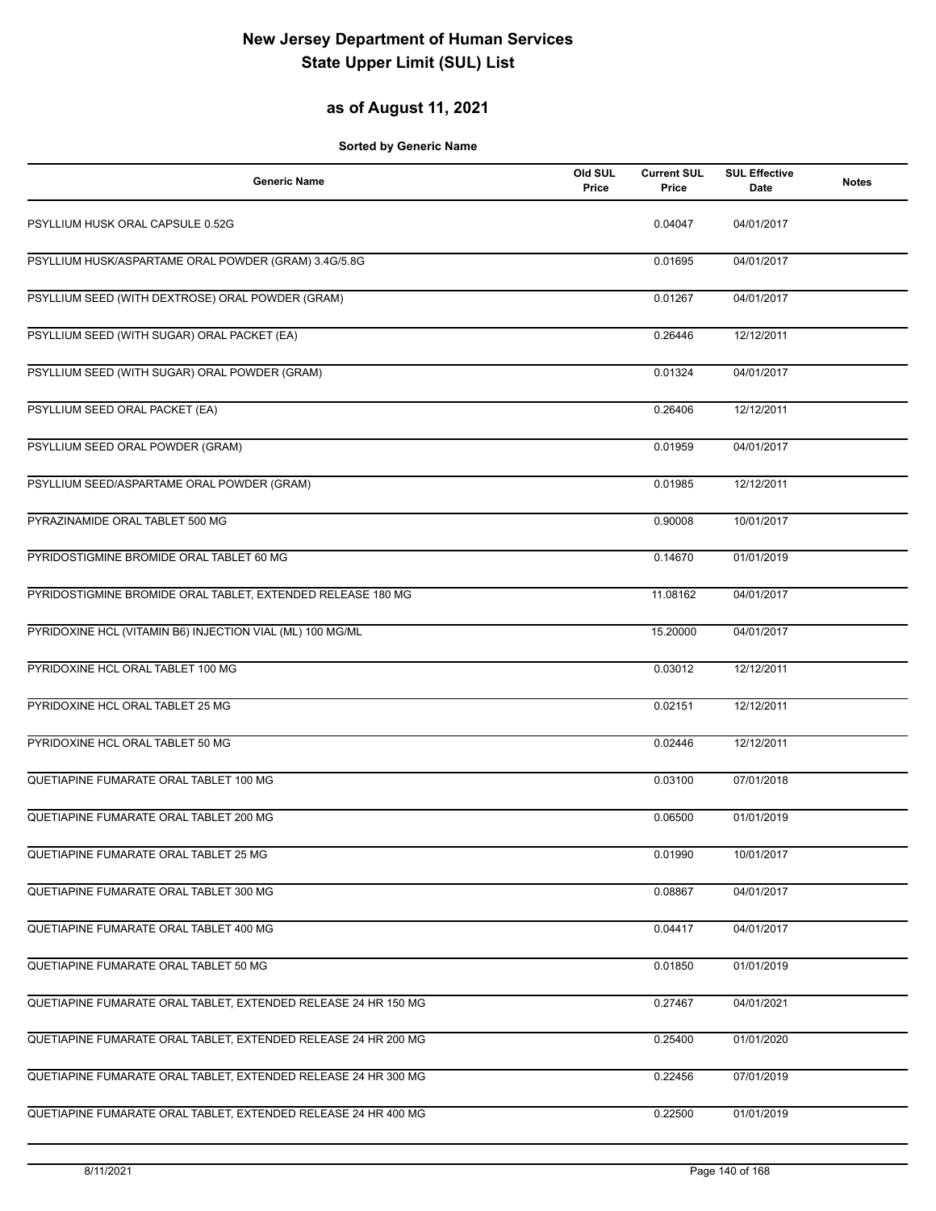# New Jersey Department of Human Services
# State Upper Limit (SUL) List

## as of August 11, 2021

**Sorted by Generic Name**

| Generic Name | Old SUL Price | Current SUL Price | SUL Effective Date | Notes |
|---|---|---|---|---|
| PSYLLIUM HUSK ORAL CAPSULE 0.52G | | 0.04047 | 04/01/2017 | |
| PSYLLIUM HUSK/ASPARTAME ORAL POWDER (GRAM) 3.4G/5.8G | | 0.01695 | 04/01/2017 | |
| PSYLLIUM SEED (WITH DEXTROSE) ORAL POWDER (GRAM) | | 0.01267 | 04/01/2017 | |
| PSYLLIUM SEED (WITH SUGAR) ORAL PACKET (EA) | | 0.26446 | 12/12/2011 | |
| PSYLLIUM SEED (WITH SUGAR) ORAL POWDER (GRAM) | | 0.01324 | 04/01/2017 | |
| PSYLLIUM SEED ORAL PACKET (EA) | | 0.26406 | 12/12/2011 | |
| PSYLLIUM SEED ORAL POWDER (GRAM) | | 0.01959 | 04/01/2017 | |
| PSYLLIUM SEED/ASPARTAME ORAL POWDER (GRAM) | | 0.01985 | 12/12/2011 | |
| PYRAZINAMIDE ORAL TABLET 500 MG | | 0.90008 | 10/01/2017 | |
| PYRIDOSTIGMINE BROMIDE ORAL TABLET 60 MG | | 0.14670 | 01/01/2019 | |
| PYRIDOSTIGMINE BROMIDE ORAL TABLET, EXTENDED RELEASE 180 MG | | 11.08162 | 04/01/2017 | |
| PYRIDOXINE HCL (VITAMIN B6) INJECTION VIAL (ML) 100 MG/ML | | 15.20000 | 04/01/2017 | |
| PYRIDOXINE HCL ORAL TABLET 100 MG | | 0.03012 | 12/12/2011 | |
| PYRIDOXINE HCL ORAL TABLET 25 MG | | 0.02151 | 12/12/2011 | |
| PYRIDOXINE HCL ORAL TABLET 50 MG | | 0.02446 | 12/12/2011 | |
| QUETIAPINE FUMARATE ORAL TABLET 100 MG | | 0.03100 | 07/01/2018 | |
| QUETIAPINE FUMARATE ORAL TABLET 200 MG | | 0.06500 | 01/01/2019 | |
| QUETIAPINE FUMARATE ORAL TABLET 25 MG | | 0.01990 | 10/01/2017 | |
| QUETIAPINE FUMARATE ORAL TABLET 300 MG | | 0.08867 | 04/01/2017 | |
| QUETIAPINE FUMARATE ORAL TABLET 400 MG | | 0.04417 | 04/01/2017 | |
| QUETIAPINE FUMARATE ORAL TABLET 50 MG | | 0.01850 | 01/01/2019 | |
| QUETIAPINE FUMARATE ORAL TABLET, EXTENDED RELEASE 24 HR 150 MG | | 0.27467 | 04/01/2021 | |
| QUETIAPINE FUMARATE ORAL TABLET, EXTENDED RELEASE 24 HR 200 MG | | 0.25400 | 01/01/2020 | |
| QUETIAPINE FUMARATE ORAL TABLET, EXTENDED RELEASE 24 HR 300 MG | | 0.22456 | 07/01/2019 | |
| QUETIAPINE FUMARATE ORAL TABLET, EXTENDED RELEASE 24 HR 400 MG | | 0.22500 | 01/01/2019 | |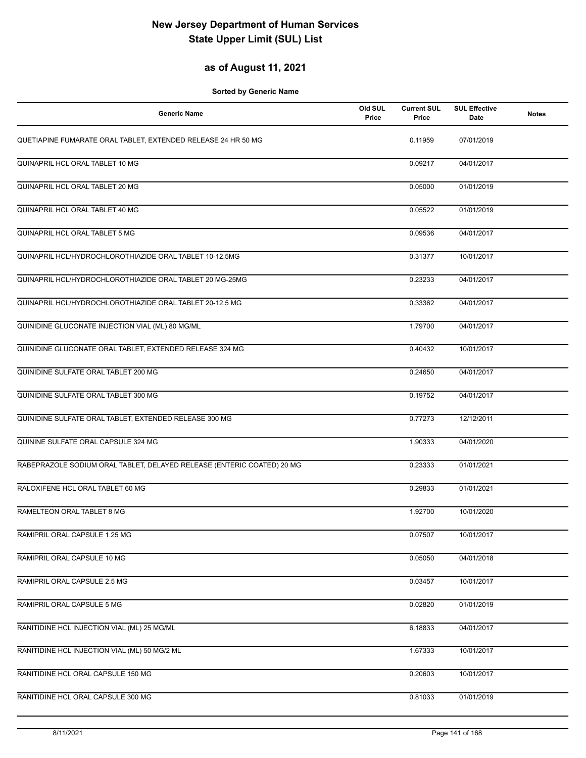# New Jersey Department of Human Services
# State Upper Limit (SUL) List

## as of August 11, 2021

**Sorted by Generic Name**

| Generic Name | Old SUL Price | Current SUL Price | SUL Effective Date | Notes |
|---|---|---|---|---|
| QUETIAPINE FUMARATE ORAL TABLET, EXTENDED RELEASE 24 HR 50 MG | | 0.11959 | 07/01/2019 | |
| QUINAPRIL HCL ORAL TABLET 10 MG | | 0.09217 | 04/01/2017 | |
| QUINAPRIL HCL ORAL TABLET 20 MG | | 0.05000 | 01/01/2019 | |
| QUINAPRIL HCL ORAL TABLET 40 MG | | 0.05522 | 01/01/2019 | |
| QUINAPRIL HCL ORAL TABLET 5 MG | | 0.09536 | 04/01/2017 | |
| QUINAPRIL HCL/HYDROCHLOROTHIAZIDE ORAL TABLET 10-12.5MG | | 0.31377 | 10/01/2017 | |
| QUINAPRIL HCL/HYDROCHLOROTHIAZIDE ORAL TABLET 20 MG-25MG | | 0.23233 | 04/01/2017 | |
| QUINAPRIL HCL/HYDROCHLOROTHIAZIDE ORAL TABLET 20-12.5 MG | | 0.33362 | 04/01/2017 | |
| QUINIDINE GLUCONATE INJECTION VIAL (ML) 80 MG/ML | | 1.79700 | 04/01/2017 | |
| QUINIDINE GLUCONATE ORAL TABLET, EXTENDED RELEASE 324 MG | | 0.40432 | 10/01/2017 | |
| QUINIDINE SULFATE ORAL TABLET 200 MG | | 0.24650 | 04/01/2017 | |
| QUINIDINE SULFATE ORAL TABLET 300 MG | | 0.19752 | 04/01/2017 | |
| QUINIDINE SULFATE ORAL TABLET, EXTENDED RELEASE 300 MG | | 0.77273 | 12/12/2011 | |
| QUININE SULFATE ORAL CAPSULE 324 MG | | 1.90333 | 04/01/2020 | |
| RABEPRAZOLE SODIUM ORAL TABLET, DELAYED RELEASE (ENTERIC COATED) 20 MG | | 0.23333 | 01/01/2021 | |
| RALOXIFENE HCL ORAL TABLET 60 MG | | 0.29833 | 01/01/2021 | |
| RAMELTEON ORAL TABLET 8 MG | | 1.92700 | 10/01/2020 | |
| RAMIPRIL ORAL CAPSULE 1.25 MG | | 0.07507 | 10/01/2017 | |
| RAMIPRIL ORAL CAPSULE 10 MG | | 0.05050 | 04/01/2018 | |
| RAMIPRIL ORAL CAPSULE 2.5 MG | | 0.03457 | 10/01/2017 | |
| RAMIPRIL ORAL CAPSULE 5 MG | | 0.02820 | 01/01/2019 | |
| RANITIDINE HCL INJECTION VIAL (ML) 25 MG/ML | | 6.18833 | 04/01/2017 | |
| RANITIDINE HCL INJECTION VIAL (ML) 50 MG/2 ML | | 1.67333 | 10/01/2017 | |
| RANITIDINE HCL ORAL CAPSULE 150 MG | | 0.20603 | 10/01/2017 | |
| RANITIDINE HCL ORAL CAPSULE 300 MG | | 0.81033 | 01/01/2019 | |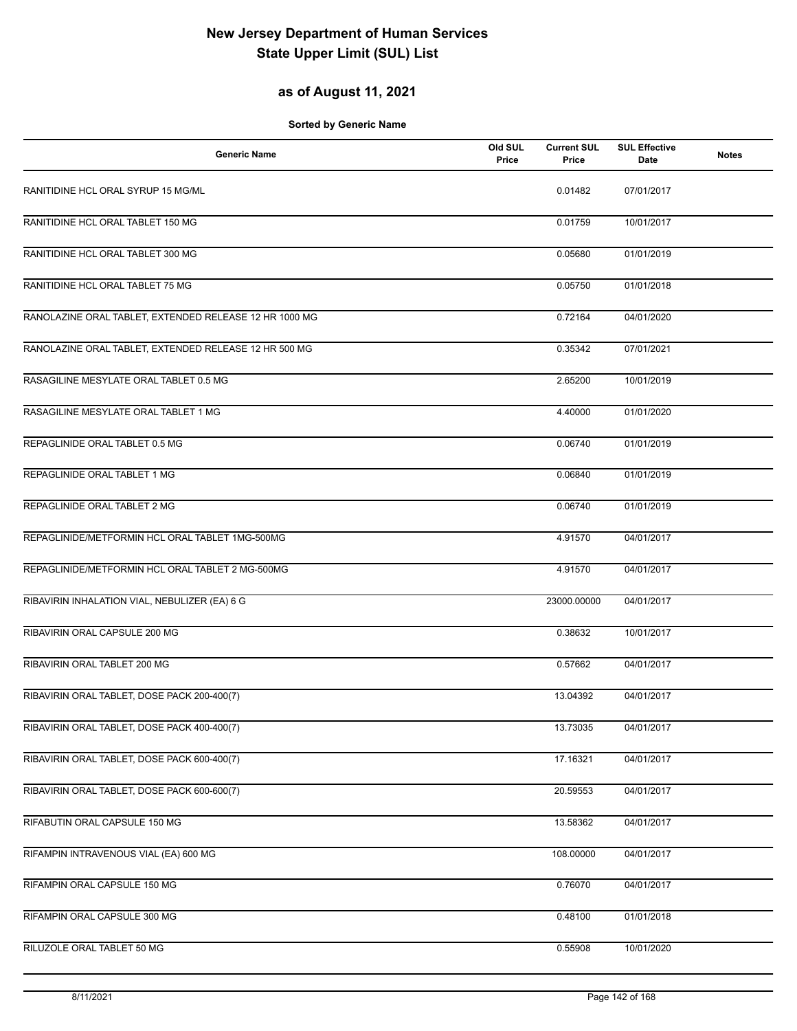# New Jersey Department of Human Services
# State Upper Limit (SUL) List

## as of August 11, 2021

**Sorted by Generic Name**

| Generic Name | Old SUL Price | Current SUL Price | SUL Effective Date | Notes |
|---|---|---|---|---|
| RANITIDINE HCL ORAL SYRUP 15 MG/ML | | 0.01482 | 07/01/2017 | |
| RANITIDINE HCL ORAL TABLET 150 MG | | 0.01759 | 10/01/2017 | |
| RANITIDINE HCL ORAL TABLET 300 MG | | 0.05680 | 01/01/2019 | |
| RANITIDINE HCL ORAL TABLET 75 MG | | 0.05750 | 01/01/2018 | |
| RANOLAZINE ORAL TABLET, EXTENDED RELEASE 12 HR 1000 MG | | 0.72164 | 04/01/2020 | |
| RANOLAZINE ORAL TABLET, EXTENDED RELEASE 12 HR 500 MG | | 0.35342 | 07/01/2021 | |
| RASAGILINE MESYLATE ORAL TABLET 0.5 MG | | 2.65200 | 10/01/2019 | |
| RASAGILINE MESYLATE ORAL TABLET 1 MG | | 4.40000 | 01/01/2020 | |
| REPAGLINIDE ORAL TABLET 0.5 MG | | 0.06740 | 01/01/2019 | |
| REPAGLINIDE ORAL TABLET 1 MG | | 0.06840 | 01/01/2019 | |
| REPAGLINIDE ORAL TABLET 2 MG | | 0.06740 | 01/01/2019 | |
| REPAGLINIDE/METFORMIN HCL ORAL TABLET 1MG-500MG | | 4.91570 | 04/01/2017 | |
| REPAGLINIDE/METFORMIN HCL ORAL TABLET 2 MG-500MG | | 4.91570 | 04/01/2017 | |
| RIBAVIRIN INHALATION VIAL, NEBULIZER (EA) 6 G | | 23000.00000 | 04/01/2017 | |
| RIBAVIRIN ORAL CAPSULE 200 MG | | 0.38632 | 10/01/2017 | |
| RIBAVIRIN ORAL TABLET 200 MG | | 0.57662 | 04/01/2017 | |
| RIBAVIRIN ORAL TABLET, DOSE PACK 200-400(7) | | 13.04392 | 04/01/2017 | |
| RIBAVIRIN ORAL TABLET, DOSE PACK 400-400(7) | | 13.73035 | 04/01/2017 | |
| RIBAVIRIN ORAL TABLET, DOSE PACK 600-400(7) | | 17.16321 | 04/01/2017 | |
| RIBAVIRIN ORAL TABLET, DOSE PACK 600-600(7) | | 20.59553 | 04/01/2017 | |
| RIFABUTIN ORAL CAPSULE 150 MG | | 13.58362 | 04/01/2017 | |
| RIFAMPIN INTRAVENOUS VIAL (EA) 600 MG | | 108.00000 | 04/01/2017 | |
| RIFAMPIN ORAL CAPSULE 150 MG | | 0.76070 | 04/01/2017 | |
| RIFAMPIN ORAL CAPSULE 300 MG | | 0.48100 | 01/01/2018 | |
| RILUZOLE ORAL TABLET 50 MG | | 0.55908 | 10/01/2020 | |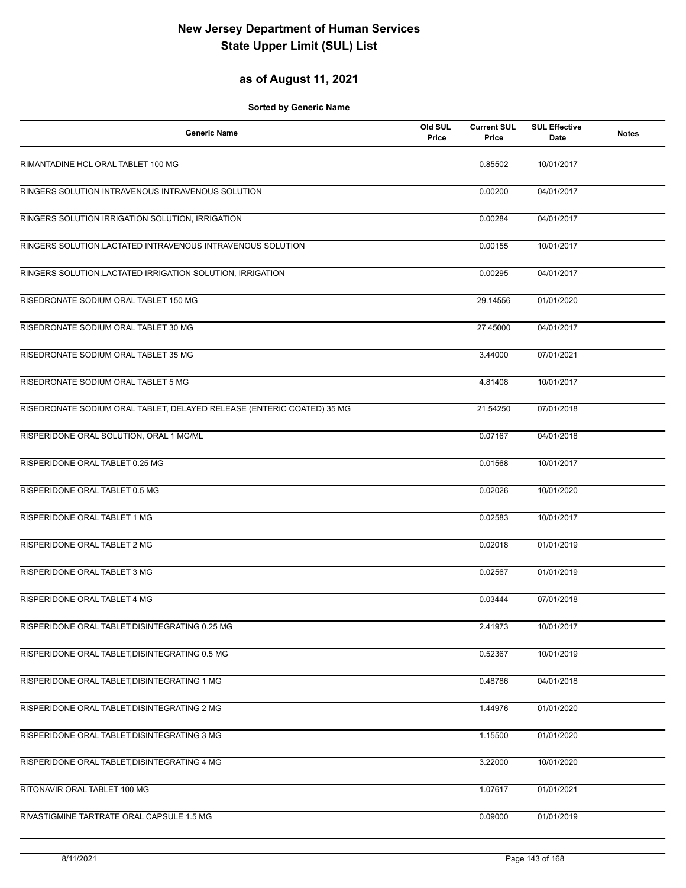# New Jersey Department of Human Services
# State Upper Limit (SUL) List

## as of August 11, 2021

**Sorted by Generic Name**

| Generic Name | Old SUL Price | Current SUL Price | SUL Effective Date | Notes |
|---|---|---|---|---|
| RIMANTADINE HCL ORAL TABLET 100 MG | | 0.85502 | 10/01/2017 | |
| RINGERS SOLUTION INTRAVENOUS INTRAVENOUS SOLUTION | | 0.00200 | 04/01/2017 | |
| RINGERS SOLUTION IRRIGATION SOLUTION, IRRIGATION | | 0.00284 | 04/01/2017 | |
| RINGERS SOLUTION,LACTATED INTRAVENOUS INTRAVENOUS SOLUTION | | 0.00155 | 10/01/2017 | |
| RINGERS SOLUTION,LACTATED IRRIGATION SOLUTION, IRRIGATION | | 0.00295 | 04/01/2017 | |
| RISEDRONATE SODIUM ORAL TABLET 150 MG | | 29.14556 | 01/01/2020 | |
| RISEDRONATE SODIUM ORAL TABLET 30 MG | | 27.45000 | 04/01/2017 | |
| RISEDRONATE SODIUM ORAL TABLET 35 MG | | 3.44000 | 07/01/2021 | |
| RISEDRONATE SODIUM ORAL TABLET 5 MG | | 4.81408 | 10/01/2017 | |
| RISEDRONATE SODIUM ORAL TABLET, DELAYED RELEASE (ENTERIC COATED) 35 MG | | 21.54250 | 07/01/2018 | |
| RISPERIDONE ORAL SOLUTION, ORAL 1 MG/ML | | 0.07167 | 04/01/2018 | |
| RISPERIDONE ORAL TABLET 0.25 MG | | 0.01568 | 10/01/2017 | |
| RISPERIDONE ORAL TABLET 0.5 MG | | 0.02026 | 10/01/2020 | |
| RISPERIDONE ORAL TABLET 1 MG | | 0.02583 | 10/01/2017 | |
| RISPERIDONE ORAL TABLET 2 MG | | 0.02018 | 01/01/2019 | |
| RISPERIDONE ORAL TABLET 3 MG | | 0.02567 | 01/01/2019 | |
| RISPERIDONE ORAL TABLET 4 MG | | 0.03444 | 07/01/2018 | |
| RISPERIDONE ORAL TABLET,DISINTEGRATING 0.25 MG | | 2.41973 | 10/01/2017 | |
| RISPERIDONE ORAL TABLET,DISINTEGRATING 0.5 MG | | 0.52367 | 10/01/2019 | |
| RISPERIDONE ORAL TABLET,DISINTEGRATING 1 MG | | 0.48786 | 04/01/2018 | |
| RISPERIDONE ORAL TABLET,DISINTEGRATING 2 MG | | 1.44976 | 01/01/2020 | |
| RISPERIDONE ORAL TABLET,DISINTEGRATING 3 MG | | 1.15500 | 01/01/2020 | |
| RISPERIDONE ORAL TABLET,DISINTEGRATING 4 MG | | 3.22000 | 10/01/2020 | |
| RITONAVIR ORAL TABLET 100 MG | | 1.07617 | 01/01/2021 | |
| RIVASTIGMINE TARTRATE ORAL CAPSULE 1.5 MG | | 0.09000 | 01/01/2019 | |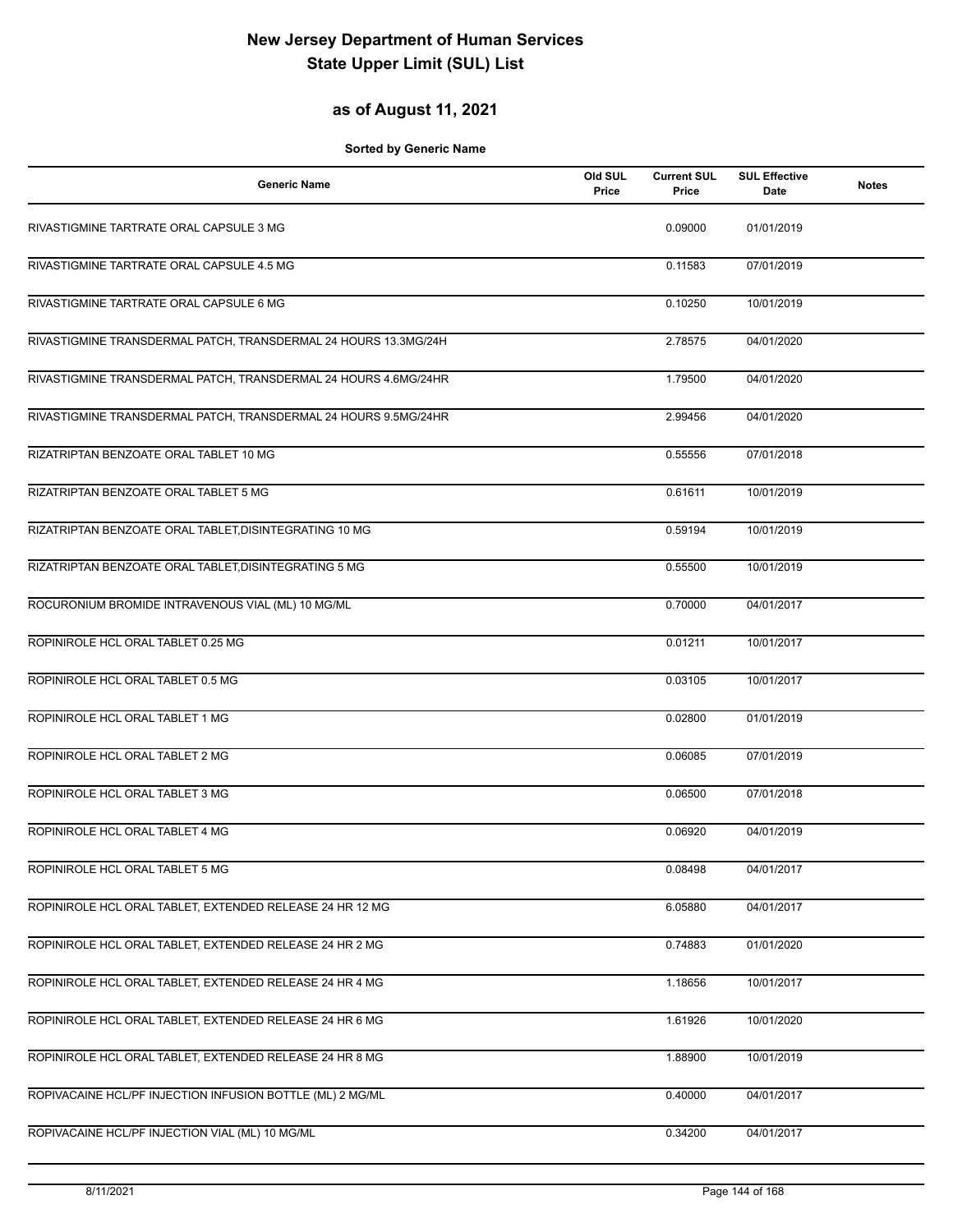# New Jersey Department of Human Services
# State Upper Limit (SUL) List

## as of August 11, 2021

**Sorted by Generic Name**

| Generic Name | Old SUL Price | Current SUL Price | SUL Effective Date | Notes |
|---|---|---|---|---|
| RIVASTIGMINE TARTRATE ORAL CAPSULE 3 MG | | 0.09000 | 01/01/2019 | |
| RIVASTIGMINE TARTRATE ORAL CAPSULE 4.5 MG | | 0.11583 | 07/01/2019 | |
| RIVASTIGMINE TARTRATE ORAL CAPSULE 6 MG | | 0.10250 | 10/01/2019 | |
| RIVASTIGMINE TRANSDERMAL PATCH, TRANSDERMAL 24 HOURS 13.3MG/24H | | 2.78575 | 04/01/2020 | |
| RIVASTIGMINE TRANSDERMAL PATCH, TRANSDERMAL 24 HOURS 4.6MG/24HR | | 1.79500 | 04/01/2020 | |
| RIVASTIGMINE TRANSDERMAL PATCH, TRANSDERMAL 24 HOURS 9.5MG/24HR | | 2.99456 | 04/01/2020 | |
| RIZATRIPTAN BENZOATE ORAL TABLET 10 MG | | 0.55556 | 07/01/2018 | |
| RIZATRIPTAN BENZOATE ORAL TABLET 5 MG | | 0.61611 | 10/01/2019 | |
| RIZATRIPTAN BENZOATE ORAL TABLET,DISINTEGRATING 10 MG | | 0.59194 | 10/01/2019 | |
| RIZATRIPTAN BENZOATE ORAL TABLET,DISINTEGRATING 5 MG | | 0.55500 | 10/01/2019 | |
| ROCURONIUM BROMIDE INTRAVENOUS VIAL (ML) 10 MG/ML | | 0.70000 | 04/01/2017 | |
| ROPINIROLE HCL ORAL TABLET 0.25 MG | | 0.01211 | 10/01/2017 | |
| ROPINIROLE HCL ORAL TABLET 0.5 MG | | 0.03105 | 10/01/2017 | |
| ROPINIROLE HCL ORAL TABLET 1 MG | | 0.02800 | 01/01/2019 | |
| ROPINIROLE HCL ORAL TABLET 2 MG | | 0.06085 | 07/01/2019 | |
| ROPINIROLE HCL ORAL TABLET 3 MG | | 0.06500 | 07/01/2018 | |
| ROPINIROLE HCL ORAL TABLET 4 MG | | 0.06920 | 04/01/2019 | |
| ROPINIROLE HCL ORAL TABLET 5 MG | | 0.08498 | 04/01/2017 | |
| ROPINIROLE HCL ORAL TABLET, EXTENDED RELEASE 24 HR 12 MG | | 6.05880 | 04/01/2017 | |
| ROPINIROLE HCL ORAL TABLET, EXTENDED RELEASE 24 HR 2 MG | | 0.74883 | 01/01/2020 | |
| ROPINIROLE HCL ORAL TABLET, EXTENDED RELEASE 24 HR 4 MG | | 1.18656 | 10/01/2017 | |
| ROPINIROLE HCL ORAL TABLET, EXTENDED RELEASE 24 HR 6 MG | | 1.61926 | 10/01/2020 | |
| ROPINIROLE HCL ORAL TABLET, EXTENDED RELEASE 24 HR 8 MG | | 1.88900 | 10/01/2019 | |
| ROPIVACAINE HCL/PF INJECTION INFUSION BOTTLE (ML) 2 MG/ML | | 0.40000 | 04/01/2017 | |
| ROPIVACAINE HCL/PF INJECTION VIAL (ML) 10 MG/ML | | 0.34200 | 04/01/2017 | |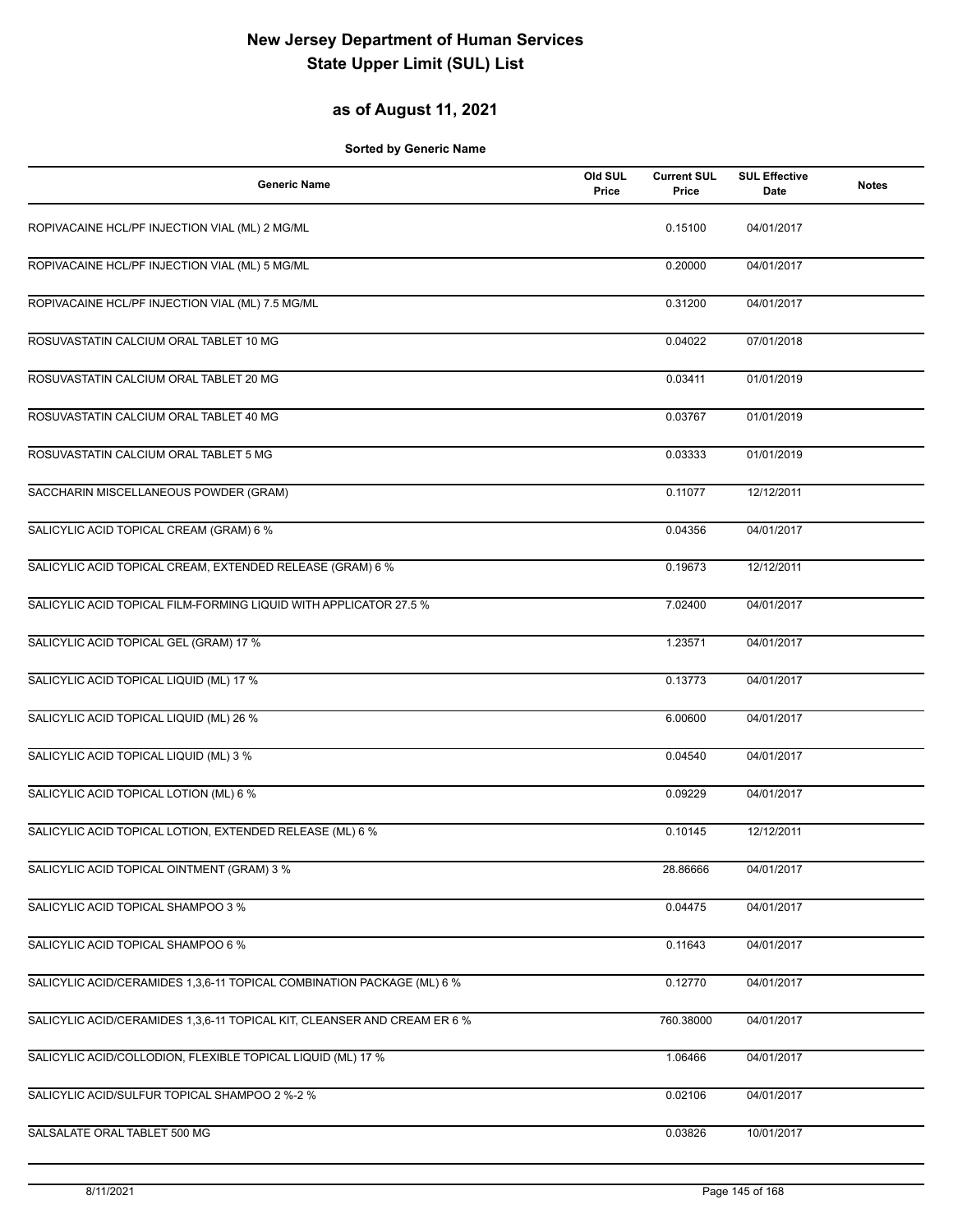# New Jersey Department of Human Services
# State Upper Limit (SUL) List

## as of August 11, 2021

**Sorted by Generic Name**

| Generic Name | Old SUL Price | Current SUL Price | SUL Effective Date | Notes |
|---|---|---|---|---|
| ROPIVACAINE HCL/PF INJECTION VIAL (ML) 2 MG/ML | | 0.15100 | 04/01/2017 | |
| ROPIVACAINE HCL/PF INJECTION VIAL (ML) 5 MG/ML | | 0.20000 | 04/01/2017 | |
| ROPIVACAINE HCL/PF INJECTION VIAL (ML) 7.5 MG/ML | | 0.31200 | 04/01/2017 | |
| ROSUVASTATIN CALCIUM ORAL TABLET 10 MG | | 0.04022 | 07/01/2018 | |
| ROSUVASTATIN CALCIUM ORAL TABLET 20 MG | | 0.03411 | 01/01/2019 | |
| ROSUVASTATIN CALCIUM ORAL TABLET 40 MG | | 0.03767 | 01/01/2019 | |
| ROSUVASTATIN CALCIUM ORAL TABLET 5 MG | | 0.03333 | 01/01/2019 | |
| SACCHARIN MISCELLANEOUS POWDER (GRAM) | | 0.11077 | 12/12/2011 | |
| SALICYLIC ACID TOPICAL CREAM (GRAM) 6 % | | 0.04356 | 04/01/2017 | |
| SALICYLIC ACID TOPICAL CREAM, EXTENDED RELEASE (GRAM) 6 % | | 0.19673 | 12/12/2011 | |
| SALICYLIC ACID TOPICAL FILM-FORMING LIQUID WITH APPLICATOR 27.5 % | | 7.02400 | 04/01/2017 | |
| SALICYLIC ACID TOPICAL GEL (GRAM) 17 % | | 1.23571 | 04/01/2017 | |
| SALICYLIC ACID TOPICAL LIQUID (ML) 17 % | | 0.13773 | 04/01/2017 | |
| SALICYLIC ACID TOPICAL LIQUID (ML) 26 % | | 6.00600 | 04/01/2017 | |
| SALICYLIC ACID TOPICAL LIQUID (ML) 3 % | | 0.04540 | 04/01/2017 | |
| SALICYLIC ACID TOPICAL LOTION (ML) 6 % | | 0.09229 | 04/01/2017 | |
| SALICYLIC ACID TOPICAL LOTION, EXTENDED RELEASE (ML) 6 % | | 0.10145 | 12/12/2011 | |
| SALICYLIC ACID TOPICAL OINTMENT (GRAM) 3 % | | 28.86666 | 04/01/2017 | |
| SALICYLIC ACID TOPICAL SHAMPOO 3 % | | 0.04475 | 04/01/2017 | |
| SALICYLIC ACID TOPICAL SHAMPOO 6 % | | 0.11643 | 04/01/2017 | |
| SALICYLIC ACID/CERAMIDES 1,3,6-11 TOPICAL COMBINATION PACKAGE (ML) 6 % | | 0.12770 | 04/01/2017 | |
| SALICYLIC ACID/CERAMIDES 1,3,6-11 TOPICAL KIT, CLEANSER AND CREAM ER 6 % | | 760.38000 | 04/01/2017 | |
| SALICYLIC ACID/COLLODION, FLEXIBLE TOPICAL LIQUID (ML) 17 % | | 1.06466 | 04/01/2017 | |
| SALICYLIC ACID/SULFUR TOPICAL SHAMPOO 2 %-2 % | | 0.02106 | 04/01/2017 | |
| SALSALATE ORAL TABLET 500 MG | | 0.03826 | 10/01/2017 | |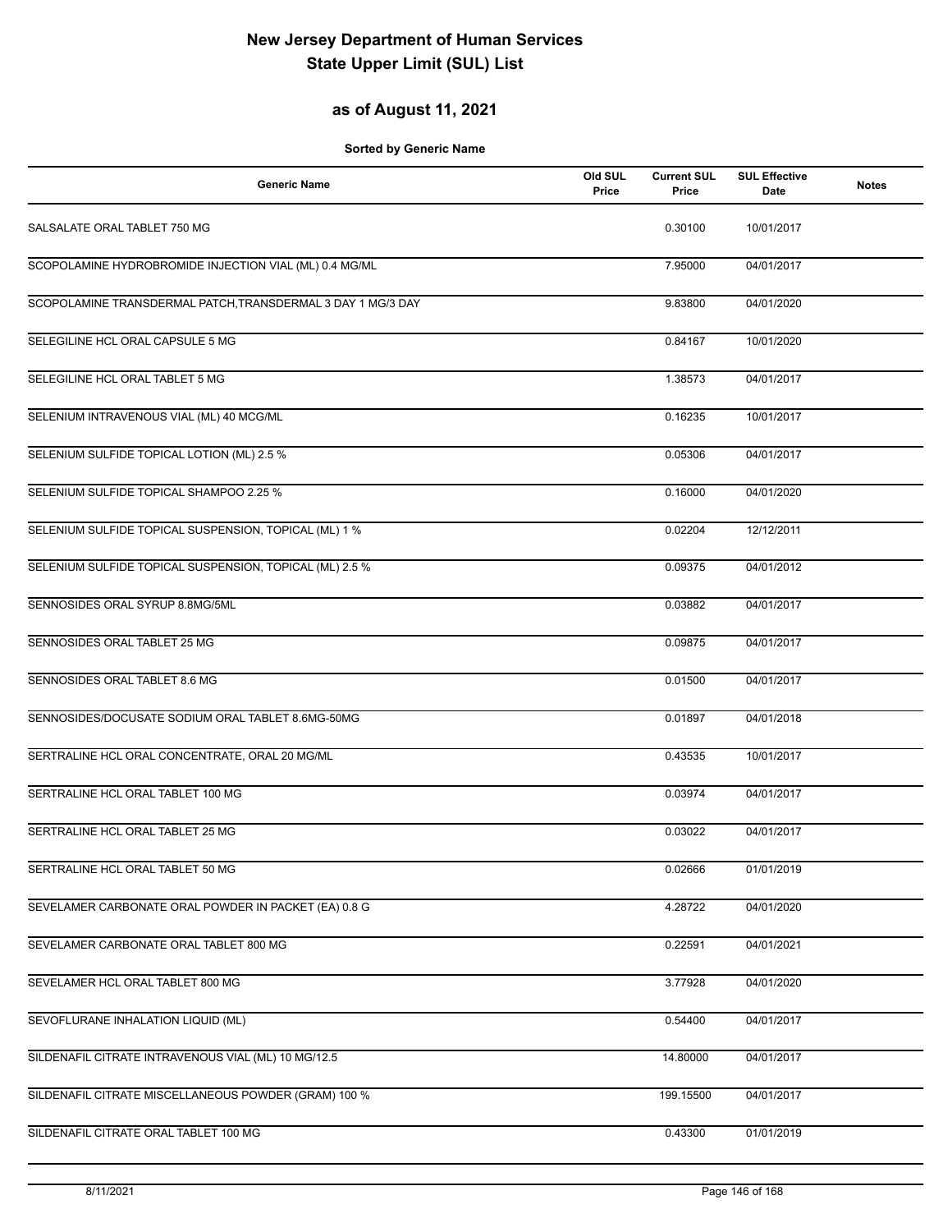# New Jersey Department of Human Services
# State Upper Limit (SUL) List

## as of August 11, 2021

**Sorted by Generic Name**

| Generic Name | Old SUL Price | Current SUL Price | SUL Effective Date | Notes |
|---|---|---|---|---|
| SALSALATE ORAL TABLET 750 MG | | 0.30100 | 10/01/2017 | |
| SCOPOLAMINE HYDROBROMIDE INJECTION VIAL (ML) 0.4 MG/ML | | 7.95000 | 04/01/2017 | |
| SCOPOLAMINE TRANSDERMAL PATCH,TRANSDERMAL 3 DAY 1 MG/3 DAY | | 9.83800 | 04/01/2020 | |
| SELEGILINE HCL ORAL CAPSULE 5 MG | | 0.84167 | 10/01/2020 | |
| SELEGILINE HCL ORAL TABLET 5 MG | | 1.38573 | 04/01/2017 | |
| SELENIUM INTRAVENOUS VIAL (ML) 40 MCG/ML | | 0.16235 | 10/01/2017 | |
| SELENIUM SULFIDE TOPICAL LOTION (ML) 2.5 % | | 0.05306 | 04/01/2017 | |
| SELENIUM SULFIDE TOPICAL SHAMPOO 2.25 % | | 0.16000 | 04/01/2020 | |
| SELENIUM SULFIDE TOPICAL SUSPENSION, TOPICAL (ML) 1 % | | 0.02204 | 12/12/2011 | |
| SELENIUM SULFIDE TOPICAL SUSPENSION, TOPICAL (ML) 2.5 % | | 0.09375 | 04/01/2012 | |
| SENNOSIDES ORAL SYRUP 8.8MG/5ML | | 0.03882 | 04/01/2017 | |
| SENNOSIDES ORAL TABLET 25 MG | | 0.09875 | 04/01/2017 | |
| SENNOSIDES ORAL TABLET 8.6 MG | | 0.01500 | 04/01/2017 | |
| SENNOSIDES/DOCUSATE SODIUM ORAL TABLET 8.6MG-50MG | | 0.01897 | 04/01/2018 | |
| SERTRALINE HCL ORAL CONCENTRATE, ORAL 20 MG/ML | | 0.43535 | 10/01/2017 | |
| SERTRALINE HCL ORAL TABLET 100 MG | | 0.03974 | 04/01/2017 | |
| SERTRALINE HCL ORAL TABLET 25 MG | | 0.03022 | 04/01/2017 | |
| SERTRALINE HCL ORAL TABLET 50 MG | | 0.02666 | 01/01/2019 | |
| SEVELAMER CARBONATE ORAL POWDER IN PACKET (EA) 0.8 G | | 4.28722 | 04/01/2020 | |
| SEVELAMER CARBONATE ORAL TABLET 800 MG | | 0.22591 | 04/01/2021 | |
| SEVELAMER HCL ORAL TABLET 800 MG | | 3.77928 | 04/01/2020 | |
| SEVOFLURANE INHALATION LIQUID (ML) | | 0.54400 | 04/01/2017 | |
| SILDENAFIL CITRATE INTRAVENOUS VIAL (ML) 10 MG/12.5 | | 14.80000 | 04/01/2017 | |
| SILDENAFIL CITRATE MISCELLANEOUS POWDER (GRAM) 100 % | | 199.15500 | 04/01/2017 | |
| SILDENAFIL CITRATE ORAL TABLET 100 MG | | 0.43300 | 01/01/2019 | |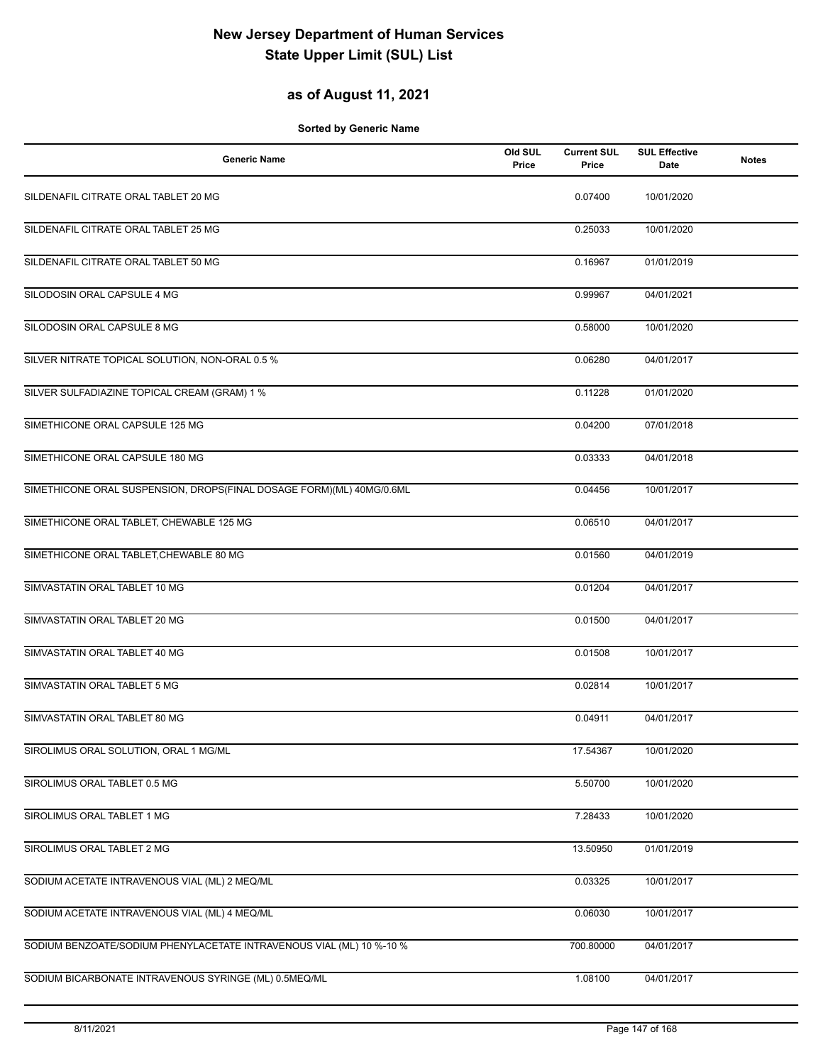# New Jersey Department of Human Services
# State Upper Limit (SUL) List

## as of August 11, 2021

**Sorted by Generic Name**

| Generic Name | Old SUL Price | Current SUL Price | SUL Effective Date | Notes |
|---|---|---|---|---|
| SILDENAFIL CITRATE ORAL TABLET 20 MG | | 0.07400 | 10/01/2020 | |
| SILDENAFIL CITRATE ORAL TABLET 25 MG | | 0.25033 | 10/01/2020 | |
| SILDENAFIL CITRATE ORAL TABLET 50 MG | | 0.16967 | 01/01/2019 | |
| SILODOSIN ORAL CAPSULE 4 MG | | 0.99967 | 04/01/2021 | |
| SILODOSIN ORAL CAPSULE 8 MG | | 0.58000 | 10/01/2020 | |
| SILVER NITRATE TOPICAL SOLUTION, NON-ORAL 0.5 % | | 0.06280 | 04/01/2017 | |
| SILVER SULFADIAZINE TOPICAL CREAM (GRAM) 1 % | | 0.11228 | 01/01/2020 | |
| SIMETHICONE ORAL CAPSULE 125 MG | | 0.04200 | 07/01/2018 | |
| SIMETHICONE ORAL CAPSULE 180 MG | | 0.03333 | 04/01/2018 | |
| SIMETHICONE ORAL SUSPENSION, DROPS(FINAL DOSAGE FORM)(ML) 40MG/0.6ML | | 0.04456 | 10/01/2017 | |
| SIMETHICONE ORAL TABLET, CHEWABLE 125 MG | | 0.06510 | 04/01/2017 | |
| SIMETHICONE ORAL TABLET,CHEWABLE 80 MG | | 0.01560 | 04/01/2019 | |
| SIMVASTATIN ORAL TABLET 10 MG | | 0.01204 | 04/01/2017 | |
| SIMVASTATIN ORAL TABLET 20 MG | | 0.01500 | 04/01/2017 | |
| SIMVASTATIN ORAL TABLET 40 MG | | 0.01508 | 10/01/2017 | |
| SIMVASTATIN ORAL TABLET 5 MG | | 0.02814 | 10/01/2017 | |
| SIMVASTATIN ORAL TABLET 80 MG | | 0.04911 | 04/01/2017 | |
| SIROLIMUS ORAL SOLUTION, ORAL 1 MG/ML | | 17.54367 | 10/01/2020 | |
| SIROLIMUS ORAL TABLET 0.5 MG | | 5.50700 | 10/01/2020 | |
| SIROLIMUS ORAL TABLET 1 MG | | 7.28433 | 10/01/2020 | |
| SIROLIMUS ORAL TABLET 2 MG | | 13.50950 | 01/01/2019 | |
| SODIUM ACETATE INTRAVENOUS VIAL (ML) 2 MEQ/ML | | 0.03325 | 10/01/2017 | |
| SODIUM ACETATE INTRAVENOUS VIAL (ML) 4 MEQ/ML | | 0.06030 | 10/01/2017 | |
| SODIUM BENZOATE/SODIUM PHENYLACETATE INTRAVENOUS VIAL (ML) 10 %-10 % | | 700.80000 | 04/01/2017 | |
| SODIUM BICARBONATE INTRAVENOUS SYRINGE (ML) 0.5MEQ/ML | | 1.08100 | 04/01/2017 | |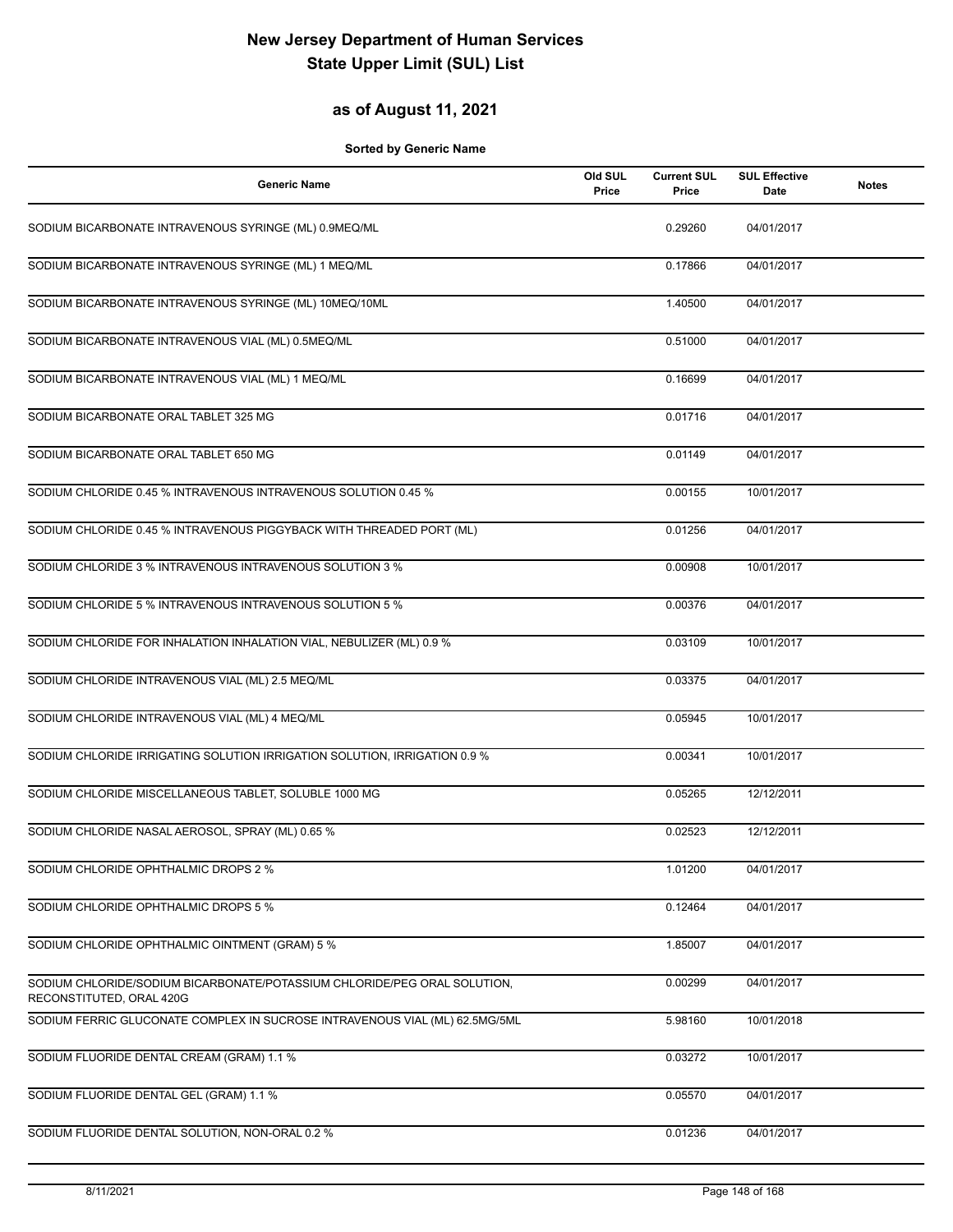# New Jersey Department of Human Services
# State Upper Limit (SUL) List

## as of August 11, 2021

**Sorted by Generic Name**

| Generic Name | Old SUL Price | Current SUL Price | SUL Effective Date | Notes |
|---|---|---|---|---|
| SODIUM BICARBONATE INTRAVENOUS SYRINGE (ML) 0.9MEQ/ML | | 0.29260 | 04/01/2017 | |
| SODIUM BICARBONATE INTRAVENOUS SYRINGE (ML) 1 MEQ/ML | | 0.17866 | 04/01/2017 | |
| SODIUM BICARBONATE INTRAVENOUS SYRINGE (ML) 10MEQ/10ML | | 1.40500 | 04/01/2017 | |
| SODIUM BICARBONATE INTRAVENOUS VIAL (ML) 0.5MEQ/ML | | 0.51000 | 04/01/2017 | |
| SODIUM BICARBONATE INTRAVENOUS VIAL (ML) 1 MEQ/ML | | 0.16699 | 04/01/2017 | |
| SODIUM BICARBONATE ORAL TABLET 325 MG | | 0.01716 | 04/01/2017 | |
| SODIUM BICARBONATE ORAL TABLET 650 MG | | 0.01149 | 04/01/2017 | |
| SODIUM CHLORIDE 0.45 % INTRAVENOUS INTRAVENOUS SOLUTION 0.45 % | | 0.00155 | 10/01/2017 | |
| SODIUM CHLORIDE 0.45 % INTRAVENOUS PIGGYBACK WITH THREADED PORT (ML) | | 0.01256 | 04/01/2017 | |
| SODIUM CHLORIDE 3 % INTRAVENOUS INTRAVENOUS SOLUTION 3 % | | 0.00908 | 10/01/2017 | |
| SODIUM CHLORIDE 5 % INTRAVENOUS INTRAVENOUS SOLUTION 5 % | | 0.00376 | 04/01/2017 | |
| SODIUM CHLORIDE FOR INHALATION INHALATION VIAL, NEBULIZER (ML) 0.9 % | | 0.03109 | 10/01/2017 | |
| SODIUM CHLORIDE INTRAVENOUS VIAL (ML) 2.5 MEQ/ML | | 0.03375 | 04/01/2017 | |
| SODIUM CHLORIDE INTRAVENOUS VIAL (ML) 4 MEQ/ML | | 0.05945 | 10/01/2017 | |
| SODIUM CHLORIDE IRRIGATING SOLUTION IRRIGATION SOLUTION, IRRIGATION 0.9 % | | 0.00341 | 10/01/2017 | |
| SODIUM CHLORIDE MISCELLANEOUS TABLET, SOLUBLE 1000 MG | | 0.05265 | 12/12/2011 | |
| SODIUM CHLORIDE NASAL AEROSOL, SPRAY (ML) 0.65 % | | 0.02523 | 12/12/2011 | |
| SODIUM CHLORIDE OPHTHALMIC DROPS 2 % | | 1.01200 | 04/01/2017 | |
| SODIUM CHLORIDE OPHTHALMIC DROPS 5 % | | 0.12464 | 04/01/2017 | |
| SODIUM CHLORIDE OPHTHALMIC OINTMENT (GRAM) 5 % | | 1.85007 | 04/01/2017 | |
| SODIUM CHLORIDE/SODIUM BICARBONATE/POTASSIUM CHLORIDE/PEG ORAL SOLUTION, RECONSTITUTED, ORAL 420G | | 0.00299 | 04/01/2017 | |
| SODIUM FERRIC GLUCONATE COMPLEX IN SUCROSE INTRAVENOUS VIAL (ML) 62.5MG/5ML | | 5.98160 | 10/01/2018 | |
| SODIUM FLUORIDE DENTAL CREAM (GRAM) 1.1 % | | 0.03272 | 10/01/2017 | |
| SODIUM FLUORIDE DENTAL GEL (GRAM) 1.1 % | | 0.05570 | 04/01/2017 | |
| SODIUM FLUORIDE DENTAL SOLUTION, NON-ORAL 0.2 % | | 0.01236 | 04/01/2017 | |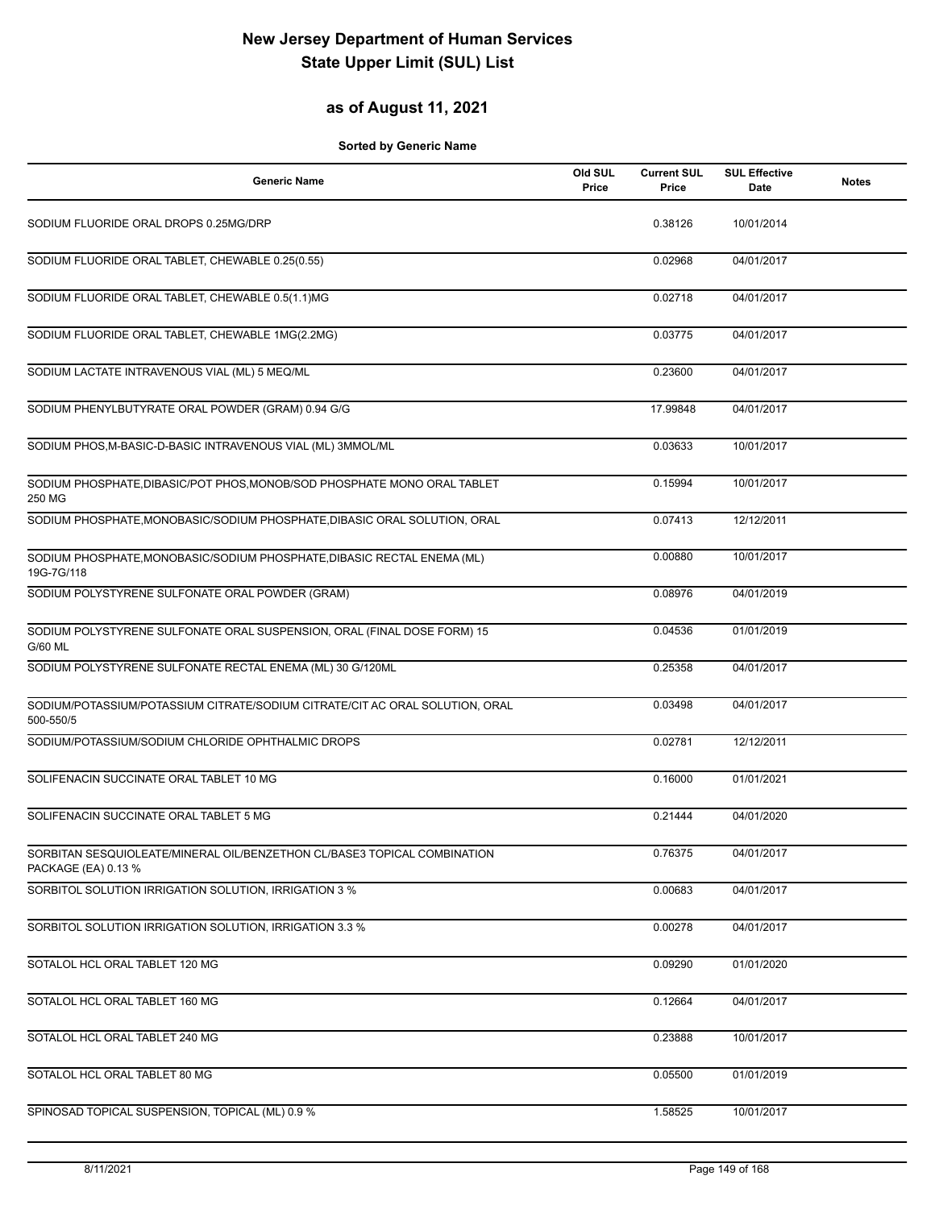# New Jersey Department of Human Services
# State Upper Limit (SUL) List

## as of August 11, 2021

**Sorted by Generic Name**

| Generic Name | Old SUL Price | Current SUL Price | SUL Effective Date | Notes |
|---|---|---|---|---|
| SODIUM FLUORIDE ORAL DROPS 0.25MG/DRP | | 0.38126 | 10/01/2014 | |
| SODIUM FLUORIDE ORAL TABLET, CHEWABLE 0.25(0.55) | | 0.02968 | 04/01/2017 | |
| SODIUM FLUORIDE ORAL TABLET, CHEWABLE 0.5(1.1)MG | | 0.02718 | 04/01/2017 | |
| SODIUM FLUORIDE ORAL TABLET, CHEWABLE 1MG(2.2MG) | | 0.03775 | 04/01/2017 | |
| SODIUM LACTATE INTRAVENOUS VIAL (ML) 5 MEQ/ML | | 0.23600 | 04/01/2017 | |
| SODIUM PHENYLBUTYRATE ORAL POWDER (GRAM) 0.94 G/G | | 17.99848 | 04/01/2017 | |
| SODIUM PHOS,M-BASIC-D-BASIC INTRAVENOUS VIAL (ML) 3MMOL/ML | | 0.03633 | 10/01/2017 | |
| SODIUM PHOSPHATE,DIBASIC/POT PHOS,MONOB/SOD PHOSPHATE MONO ORAL TABLET 250 MG | | 0.15994 | 10/01/2017 | |
| SODIUM PHOSPHATE,MONOBASIC/SODIUM PHOSPHATE,DIBASIC ORAL SOLUTION, ORAL | | 0.07413 | 12/12/2011 | |
| SODIUM PHOSPHATE,MONOBASIC/SODIUM PHOSPHATE,DIBASIC RECTAL ENEMA (ML) 19G-7G/118 | | 0.00880 | 10/01/2017 | |
| SODIUM POLYSTYRENE SULFONATE ORAL POWDER (GRAM) | | 0.08976 | 04/01/2019 | |
| SODIUM POLYSTYRENE SULFONATE ORAL SUSPENSION, ORAL (FINAL DOSE FORM) 15 G/60 ML | | 0.04536 | 01/01/2019 | |
| SODIUM POLYSTYRENE SULFONATE RECTAL ENEMA (ML) 30 G/120ML | | 0.25358 | 04/01/2017 | |
| SODIUM/POTASSIUM/POTASSIUM CITRATE/SODIUM CITRATE/CIT AC ORAL SOLUTION, ORAL 500-550/5 | | 0.03498 | 04/01/2017 | |
| SODIUM/POTASSIUM/SODIUM CHLORIDE OPHTHALMIC DROPS | | 0.02781 | 12/12/2011 | |
| SOLIFENACIN SUCCINATE ORAL TABLET 10 MG | | 0.16000 | 01/01/2021 | |
| SOLIFENACIN SUCCINATE ORAL TABLET 5 MG | | 0.21444 | 04/01/2020 | |
| SORBITAN SESQUIOLEATE/MINERAL OIL/BENZETHON CL/BASE3 TOPICAL COMBINATION PACKAGE (EA) 0.13 % | | 0.76375 | 04/01/2017 | |
| SORBITOL SOLUTION IRRIGATION SOLUTION, IRRIGATION 3 % | | 0.00683 | 04/01/2017 | |
| SORBITOL SOLUTION IRRIGATION SOLUTION, IRRIGATION 3.3 % | | 0.00278 | 04/01/2017 | |
| SOTALOL HCL ORAL TABLET 120 MG | | 0.09290 | 01/01/2020 | |
| SOTALOL HCL ORAL TABLET 160 MG | | 0.12664 | 04/01/2017 | |
| SOTALOL HCL ORAL TABLET 240 MG | | 0.23888 | 10/01/2017 | |
| SOTALOL HCL ORAL TABLET 80 MG | | 0.05500 | 01/01/2019 | |
| SPINOSAD TOPICAL SUSPENSION, TOPICAL (ML) 0.9 % | | 1.58525 | 10/01/2017 | |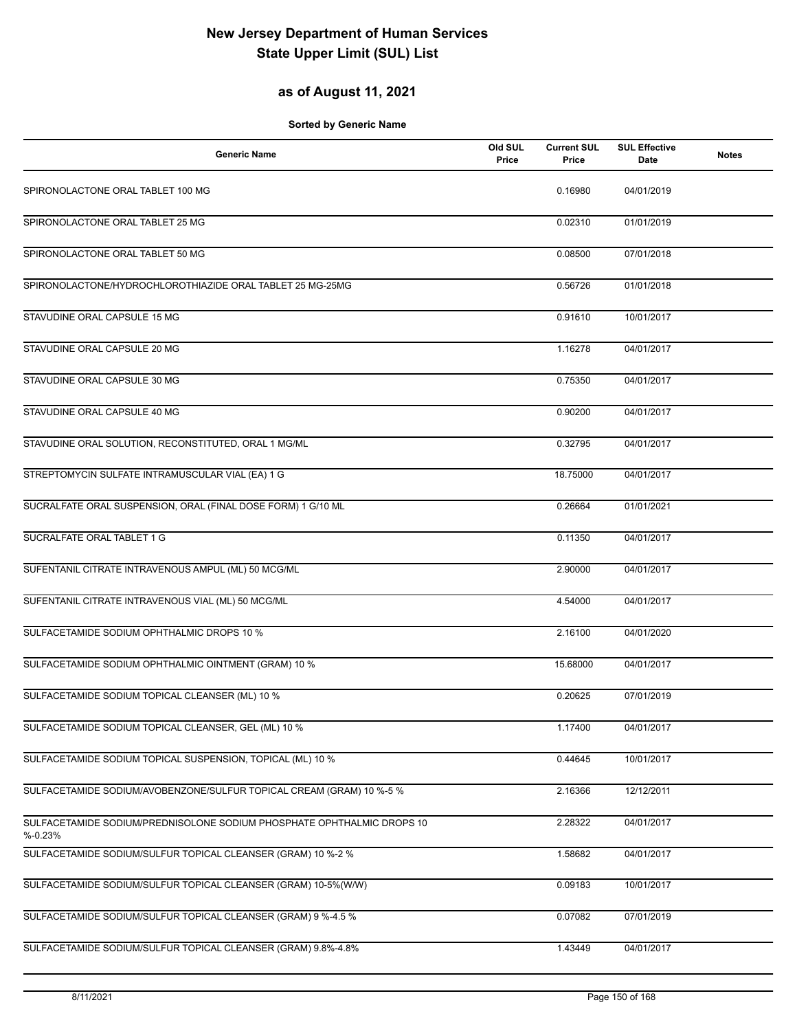# New Jersey Department of Human Services
# State Upper Limit (SUL) List

## as of August 11, 2021

**Sorted by Generic Name**

| Generic Name | Old SUL Price | Current SUL Price | SUL Effective Date | Notes |
|---|---|---|---|---|
| SPIRONOLACTONE ORAL TABLET 100 MG | | 0.16980 | 04/01/2019 | |
| SPIRONOLACTONE ORAL TABLET 25 MG | | 0.02310 | 01/01/2019 | |
| SPIRONOLACTONE ORAL TABLET 50 MG | | 0.08500 | 07/01/2018 | |
| SPIRONOLACTONE/HYDROCHLOROTHIAZIDE ORAL TABLET 25 MG-25MG | | 0.56726 | 01/01/2018 | |
| STAVUDINE ORAL CAPSULE 15 MG | | 0.91610 | 10/01/2017 | |
| STAVUDINE ORAL CAPSULE 20 MG | | 1.16278 | 04/01/2017 | |
| STAVUDINE ORAL CAPSULE 30 MG | | 0.75350 | 04/01/2017 | |
| STAVUDINE ORAL CAPSULE 40 MG | | 0.90200 | 04/01/2017 | |
| STAVUDINE ORAL SOLUTION, RECONSTITUTED, ORAL 1 MG/ML | | 0.32795 | 04/01/2017 | |
| STREPTOMYCIN SULFATE INTRAMUSCULAR VIAL (EA) 1 G | | 18.75000 | 04/01/2017 | |
| SUCRALFATE ORAL SUSPENSION, ORAL (FINAL DOSE FORM) 1 G/10 ML | | 0.26664 | 01/01/2021 | |
| SUCRALFATE ORAL TABLET 1 G | | 0.11350 | 04/01/2017 | |
| SUFENTANIL CITRATE INTRAVENOUS AMPUL (ML) 50 MCG/ML | | 2.90000 | 04/01/2017 | |
| SUFENTANIL CITRATE INTRAVENOUS VIAL (ML) 50 MCG/ML | | 4.54000 | 04/01/2017 | |
| SULFACETAMIDE SODIUM OPHTHALMIC DROPS 10 % | | 2.16100 | 04/01/2020 | |
| SULFACETAMIDE SODIUM OPHTHALMIC OINTMENT (GRAM) 10 % | | 15.68000 | 04/01/2017 | |
| SULFACETAMIDE SODIUM TOPICAL CLEANSER (ML) 10 % | | 0.20625 | 07/01/2019 | |
| SULFACETAMIDE SODIUM TOPICAL CLEANSER, GEL (ML) 10 % | | 1.17400 | 04/01/2017 | |
| SULFACETAMIDE SODIUM TOPICAL SUSPENSION, TOPICAL (ML) 10 % | | 0.44645 | 10/01/2017 | |
| SULFACETAMIDE SODIUM/AVOBENZONE/SULFUR TOPICAL CREAM (GRAM) 10 %-5 % | | 2.16366 | 12/12/2011 | |
| SULFACETAMIDE SODIUM/PREDNISOLONE SODIUM PHOSPHATE OPHTHALMIC DROPS 10 %-0.23% | | 2.28322 | 04/01/2017 | |
| SULFACETAMIDE SODIUM/SULFUR TOPICAL CLEANSER (GRAM) 10 %-2 % | | 1.58682 | 04/01/2017 | |
| SULFACETAMIDE SODIUM/SULFUR TOPICAL CLEANSER (GRAM) 10-5%(W/W) | | 0.09183 | 10/01/2017 | |
| SULFACETAMIDE SODIUM/SULFUR TOPICAL CLEANSER (GRAM) 9 %-4.5 % | | 0.07082 | 07/01/2019 | |
| SULFACETAMIDE SODIUM/SULFUR TOPICAL CLEANSER (GRAM) 9.8%-4.8% | | 1.43449 | 04/01/2017 | |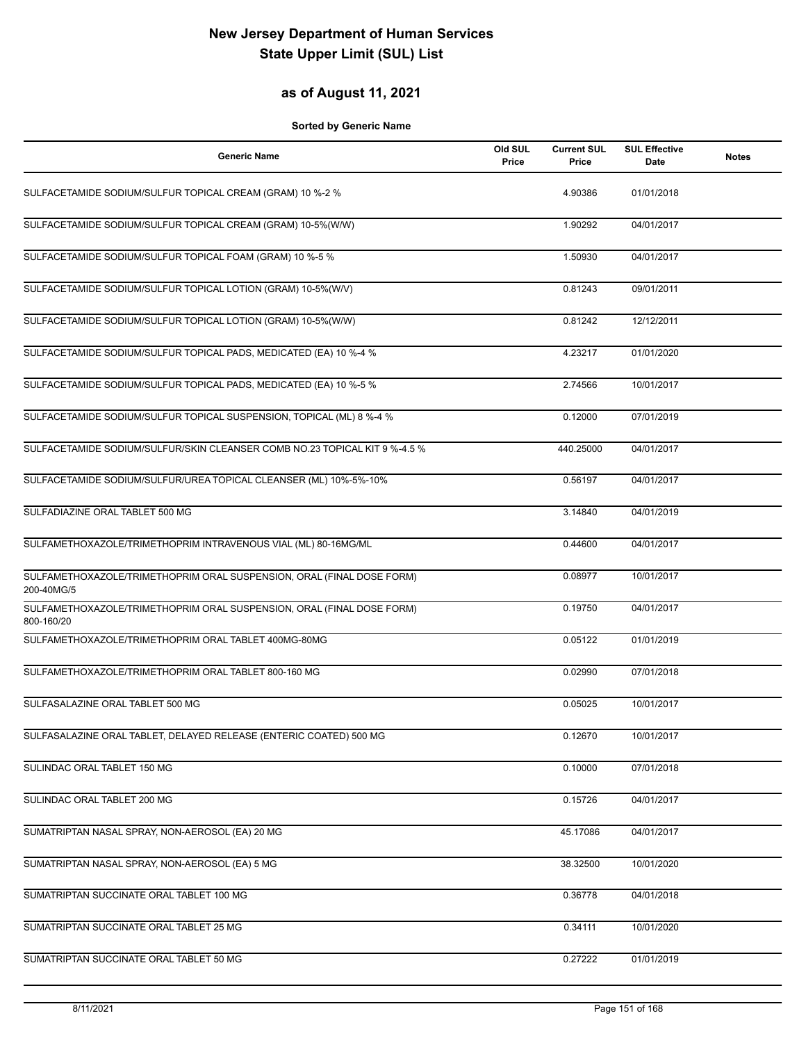# New Jersey Department of Human Services
# State Upper Limit (SUL) List

## as of August 11, 2021

**Sorted by Generic Name**

| Generic Name | Old SUL Price | Current SUL Price | SUL Effective Date | Notes |
|---|---|---|---|---|
| SULFACETAMIDE SODIUM/SULFUR TOPICAL CREAM (GRAM) 10 %-2 % | | 4.90386 | 01/01/2018 | |
| SULFACETAMIDE SODIUM/SULFUR TOPICAL CREAM (GRAM) 10-5%(W/W) | | 1.90292 | 04/01/2017 | |
| SULFACETAMIDE SODIUM/SULFUR TOPICAL FOAM (GRAM) 10 %-5 % | | 1.50930 | 04/01/2017 | |
| SULFACETAMIDE SODIUM/SULFUR TOPICAL LOTION (GRAM) 10-5%(W/V) | | 0.81243 | 09/01/2011 | |
| SULFACETAMIDE SODIUM/SULFUR TOPICAL LOTION (GRAM) 10-5%(W/W) | | 0.81242 | 12/12/2011 | |
| SULFACETAMIDE SODIUM/SULFUR TOPICAL PADS, MEDICATED (EA) 10 %-4 % | | 4.23217 | 01/01/2020 | |
| SULFACETAMIDE SODIUM/SULFUR TOPICAL PADS, MEDICATED (EA) 10 %-5 % | | 2.74566 | 10/01/2017 | |
| SULFACETAMIDE SODIUM/SULFUR TOPICAL SUSPENSION, TOPICAL (ML) 8 %-4 % | | 0.12000 | 07/01/2019 | |
| SULFACETAMIDE SODIUM/SULFUR/SKIN CLEANSER COMB NO.23 TOPICAL KIT 9 %-4.5 % | | 440.25000 | 04/01/2017 | |
| SULFACETAMIDE SODIUM/SULFUR/UREA TOPICAL CLEANSER (ML) 10%-5%-10% | | 0.56197 | 04/01/2017 | |
| SULFADIAZINE ORAL TABLET 500 MG | | 3.14840 | 04/01/2019 | |
| SULFAMETHOXAZOLE/TRIMETHOPRIM INTRAVENOUS VIAL (ML) 80-16MG/ML | | 0.44600 | 04/01/2017 | |
| SULFAMETHOXAZOLE/TRIMETHOPRIM ORAL SUSPENSION, ORAL (FINAL DOSE FORM) 200-40MG/5 | | 0.08977 | 10/01/2017 | |
| SULFAMETHOXAZOLE/TRIMETHOPRIM ORAL SUSPENSION, ORAL (FINAL DOSE FORM) 800-160/20 | | 0.19750 | 04/01/2017 | |
| SULFAMETHOXAZOLE/TRIMETHOPRIM ORAL TABLET 400MG-80MG | | 0.05122 | 01/01/2019 | |
| SULFAMETHOXAZOLE/TRIMETHOPRIM ORAL TABLET 800-160 MG | | 0.02990 | 07/01/2018 | |
| SULFASALAZINE ORAL TABLET 500 MG | | 0.05025 | 10/01/2017 | |
| SULFASALAZINE ORAL TABLET, DELAYED RELEASE (ENTERIC COATED) 500 MG | | 0.12670 | 10/01/2017 | |
| SULINDAC ORAL TABLET 150 MG | | 0.10000 | 07/01/2018 | |
| SULINDAC ORAL TABLET 200 MG | | 0.15726 | 04/01/2017 | |
| SUMATRIPTAN NASAL SPRAY, NON-AEROSOL (EA) 20 MG | | 45.17086 | 04/01/2017 | |
| SUMATRIPTAN NASAL SPRAY, NON-AEROSOL (EA) 5 MG | | 38.32500 | 10/01/2020 | |
| SUMATRIPTAN SUCCINATE ORAL TABLET 100 MG | | 0.36778 | 04/01/2018 | |
| SUMATRIPTAN SUCCINATE ORAL TABLET 25 MG | | 0.34111 | 10/01/2020 | |
| SUMATRIPTAN SUCCINATE ORAL TABLET 50 MG | | 0.27222 | 01/01/2019 | |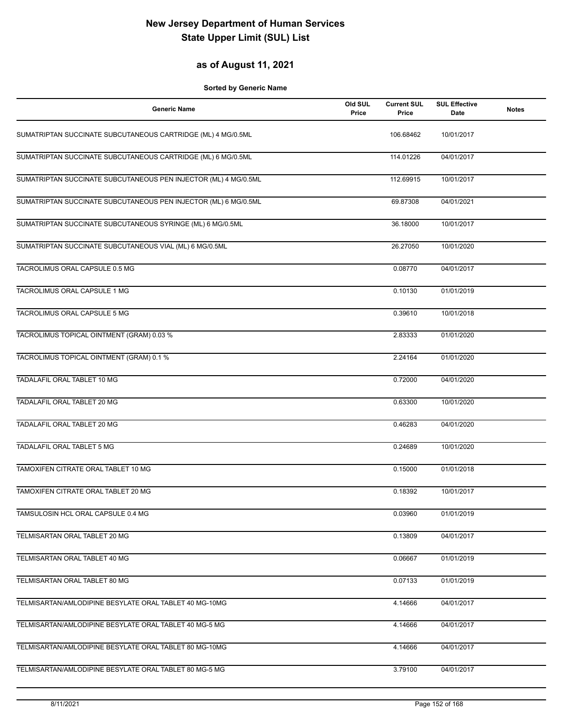# New Jersey Department of Human Services
# State Upper Limit (SUL) List

## as of August 11, 2021

**Sorted by Generic Name**

| Generic Name | Old SUL Price | Current SUL Price | SUL Effective Date | Notes |
|---|---|---|---|---|
| SUMATRIPTAN SUCCINATE SUBCUTANEOUS CARTRIDGE (ML) 4 MG/0.5ML | | 106.68462 | 10/01/2017 | |
| SUMATRIPTAN SUCCINATE SUBCUTANEOUS CARTRIDGE (ML) 6 MG/0.5ML | | 114.01226 | 04/01/2017 | |
| SUMATRIPTAN SUCCINATE SUBCUTANEOUS PEN INJECTOR (ML) 4 MG/0.5ML | | 112.69915 | 10/01/2017 | |
| SUMATRIPTAN SUCCINATE SUBCUTANEOUS PEN INJECTOR (ML) 6 MG/0.5ML | | 69.87308 | 04/01/2021 | |
| SUMATRIPTAN SUCCINATE SUBCUTANEOUS SYRINGE (ML) 6 MG/0.5ML | | 36.18000 | 10/01/2017 | |
| SUMATRIPTAN SUCCINATE SUBCUTANEOUS VIAL (ML) 6 MG/0.5ML | | 26.27050 | 10/01/2020 | |
| TACROLIMUS ORAL CAPSULE 0.5 MG | | 0.08770 | 04/01/2017 | |
| TACROLIMUS ORAL CAPSULE 1 MG | | 0.10130 | 01/01/2019 | |
| TACROLIMUS ORAL CAPSULE 5 MG | | 0.39610 | 10/01/2018 | |
| TACROLIMUS TOPICAL OINTMENT (GRAM) 0.03 % | | 2.83333 | 01/01/2020 | |
| TACROLIMUS TOPICAL OINTMENT (GRAM) 0.1 % | | 2.24164 | 01/01/2020 | |
| TADALAFIL ORAL TABLET 10 MG | | 0.72000 | 04/01/2020 | |
| TADALAFIL ORAL TABLET 20 MG | | 0.63300 | 10/01/2020 | |
| TADALAFIL ORAL TABLET 20 MG | | 0.46283 | 04/01/2020 | |
| TADALAFIL ORAL TABLET 5 MG | | 0.24689 | 10/01/2020 | |
| TAMOXIFEN CITRATE ORAL TABLET 10 MG | | 0.15000 | 01/01/2018 | |
| TAMOXIFEN CITRATE ORAL TABLET 20 MG | | 0.18392 | 10/01/2017 | |
| TAMSULOSIN HCL ORAL CAPSULE 0.4 MG | | 0.03960 | 01/01/2019 | |
| TELMISARTAN ORAL TABLET 20 MG | | 0.13809 | 04/01/2017 | |
| TELMISARTAN ORAL TABLET 40 MG | | 0.06667 | 01/01/2019 | |
| TELMISARTAN ORAL TABLET 80 MG | | 0.07133 | 01/01/2019 | |
| TELMISARTAN/AMLODIPINE BESYLATE ORAL TABLET 40 MG-10MG | | 4.14666 | 04/01/2017 | |
| TELMISARTAN/AMLODIPINE BESYLATE ORAL TABLET 40 MG-5 MG | | 4.14666 | 04/01/2017 | |
| TELMISARTAN/AMLODIPINE BESYLATE ORAL TABLET 80 MG-10MG | | 4.14666 | 04/01/2017 | |
| TELMISARTAN/AMLODIPINE BESYLATE ORAL TABLET 80 MG-5 MG | | 3.79100 | 04/01/2017 | |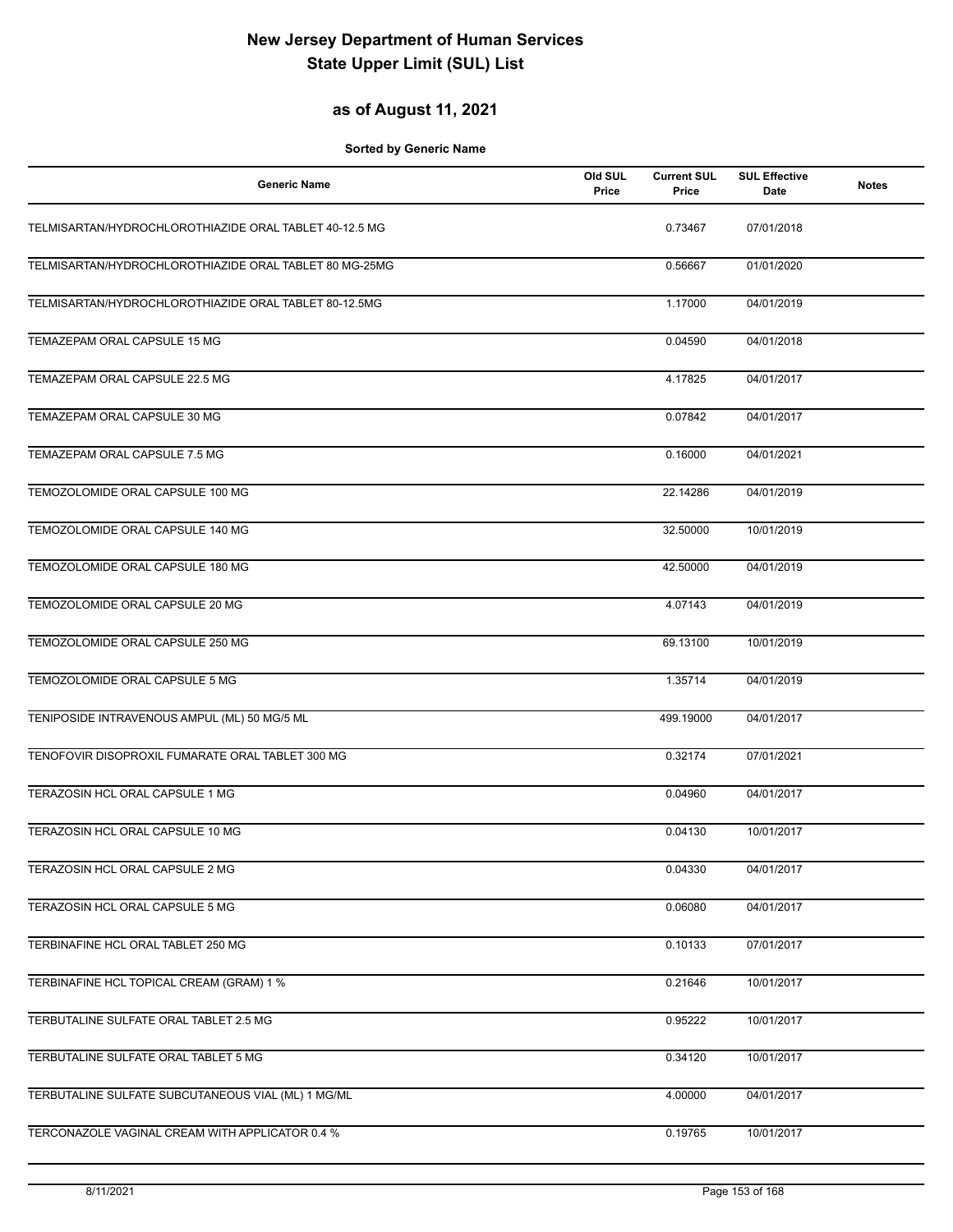# New Jersey Department of Human Services
# State Upper Limit (SUL) List

## as of August 11, 2021

**Sorted by Generic Name**

| Generic Name | Old SUL Price | Current SUL Price | SUL Effective Date | Notes |
|---|---|---|---|---|
| TELMISARTAN/HYDROCHLOROTHIAZIDE ORAL TABLET 40-12.5 MG | | 0.73467 | 07/01/2018 | |
| TELMISARTAN/HYDROCHLOROTHIAZIDE ORAL TABLET 80 MG-25MG | | 0.56667 | 01/01/2020 | |
| TELMISARTAN/HYDROCHLOROTHIAZIDE ORAL TABLET 80-12.5MG | | 1.17000 | 04/01/2019 | |
| TEMAZEPAM ORAL CAPSULE 15 MG | | 0.04590 | 04/01/2018 | |
| TEMAZEPAM ORAL CAPSULE 22.5 MG | | 4.17825 | 04/01/2017 | |
| TEMAZEPAM ORAL CAPSULE 30 MG | | 0.07842 | 04/01/2017 | |
| TEMAZEPAM ORAL CAPSULE 7.5 MG | | 0.16000 | 04/01/2021 | |
| TEMOZOLOMIDE ORAL CAPSULE 100 MG | | 22.14286 | 04/01/2019 | |
| TEMOZOLOMIDE ORAL CAPSULE 140 MG | | 32.50000 | 10/01/2019 | |
| TEMOZOLOMIDE ORAL CAPSULE 180 MG | | 42.50000 | 04/01/2019 | |
| TEMOZOLOMIDE ORAL CAPSULE 20 MG | | 4.07143 | 04/01/2019 | |
| TEMOZOLOMIDE ORAL CAPSULE 250 MG | | 69.13100 | 10/01/2019 | |
| TEMOZOLOMIDE ORAL CAPSULE 5 MG | | 1.35714 | 04/01/2019 | |
| TENIPOSIDE INTRAVENOUS AMPUL (ML) 50 MG/5 ML | | 499.19000 | 04/01/2017 | |
| TENOFOVIR DISOPROXIL FUMARATE ORAL TABLET 300 MG | | 0.32174 | 07/01/2021 | |
| TERAZOSIN HCL ORAL CAPSULE 1 MG | | 0.04960 | 04/01/2017 | |
| TERAZOSIN HCL ORAL CAPSULE 10 MG | | 0.04130 | 10/01/2017 | |
| TERAZOSIN HCL ORAL CAPSULE 2 MG | | 0.04330 | 04/01/2017 | |
| TERAZOSIN HCL ORAL CAPSULE 5 MG | | 0.06080 | 04/01/2017 | |
| TERBINAFINE HCL ORAL TABLET 250 MG | | 0.10133 | 07/01/2017 | |
| TERBINAFINE HCL TOPICAL CREAM (GRAM) 1 % | | 0.21646 | 10/01/2017 | |
| TERBUTALINE SULFATE ORAL TABLET 2.5 MG | | 0.95222 | 10/01/2017 | |
| TERBUTALINE SULFATE ORAL TABLET 5 MG | | 0.34120 | 10/01/2017 | |
| TERBUTALINE SULFATE SUBCUTANEOUS VIAL (ML) 1 MG/ML | | 4.00000 | 04/01/2017 | |
| TERCONAZOLE VAGINAL CREAM WITH APPLICATOR 0.4 % | | 0.19765 | 10/01/2017 | |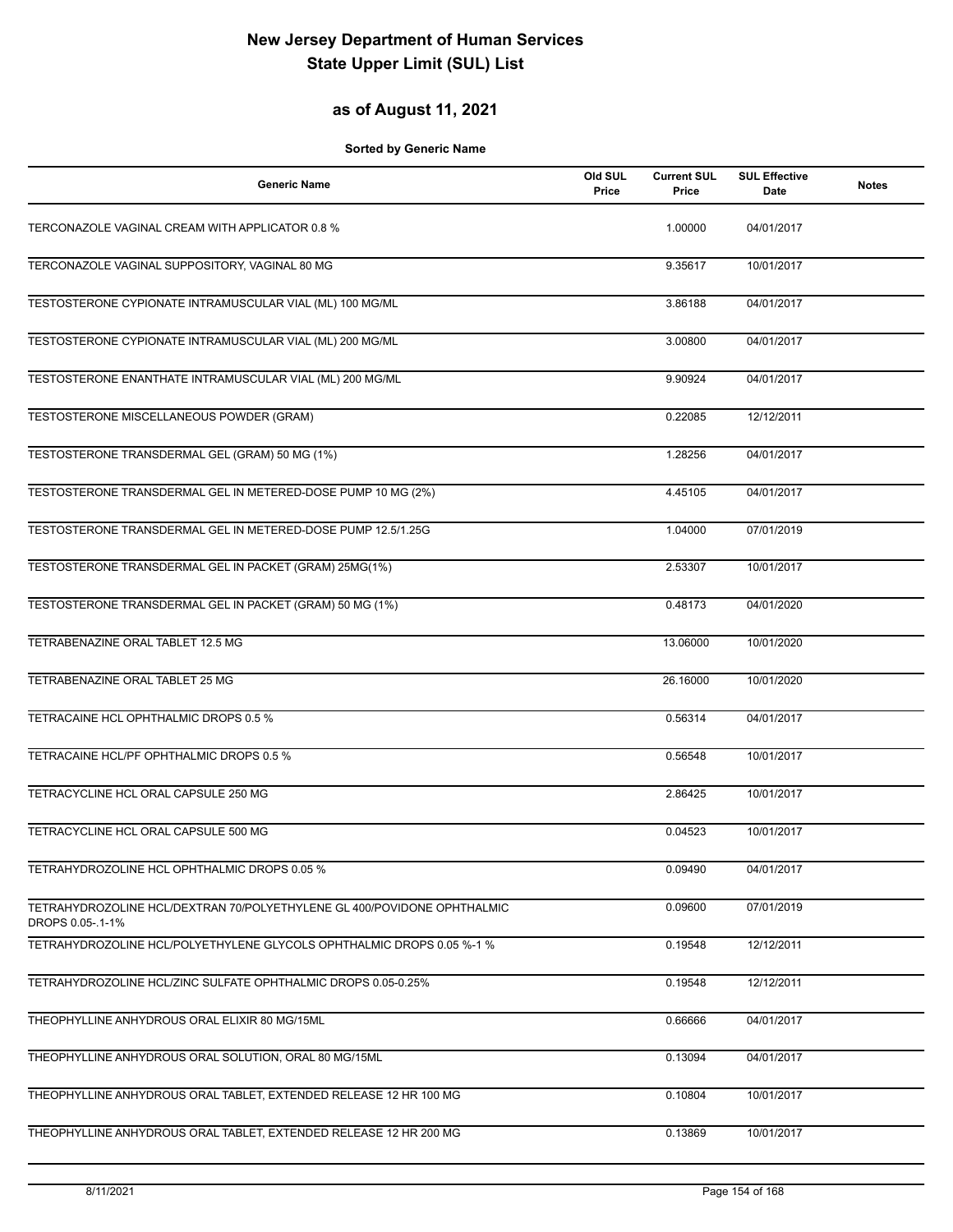# New Jersey Department of Human Services
# State Upper Limit (SUL) List

## as of August 11, 2021

**Sorted by Generic Name**

| Generic Name | Old SUL Price | Current SUL Price | SUL Effective Date | Notes |
|---|---|---|---|---|
| TERCONAZOLE VAGINAL CREAM WITH APPLICATOR 0.8 % | | 1.00000 | 04/01/2017 | |
| TERCONAZOLE VAGINAL SUPPOSITORY, VAGINAL 80 MG | | 9.35617 | 10/01/2017 | |
| TESTOSTERONE CYPIONATE INTRAMUSCULAR VIAL (ML) 100 MG/ML | | 3.86188 | 04/01/2017 | |
| TESTOSTERONE CYPIONATE INTRAMUSCULAR VIAL (ML) 200 MG/ML | | 3.00800 | 04/01/2017 | |
| TESTOSTERONE ENANTHATE INTRAMUSCULAR VIAL (ML) 200 MG/ML | | 9.90924 | 04/01/2017 | |
| TESTOSTERONE MISCELLANEOUS POWDER (GRAM) | | 0.22085 | 12/12/2011 | |
| TESTOSTERONE TRANSDERMAL GEL (GRAM) 50 MG (1%) | | 1.28256 | 04/01/2017 | |
| TESTOSTERONE TRANSDERMAL GEL IN METERED-DOSE PUMP 10 MG (2%) | | 4.45105 | 04/01/2017 | |
| TESTOSTERONE TRANSDERMAL GEL IN METERED-DOSE PUMP 12.5/1.25G | | 1.04000 | 07/01/2019 | |
| TESTOSTERONE TRANSDERMAL GEL IN PACKET (GRAM) 25MG(1%) | | 2.53307 | 10/01/2017 | |
| TESTOSTERONE TRANSDERMAL GEL IN PACKET (GRAM) 50 MG (1%) | | 0.48173 | 04/01/2020 | |
| TETRABENAZINE ORAL TABLET 12.5 MG | | 13.06000 | 10/01/2020 | |
| TETRABENAZINE ORAL TABLET 25 MG | | 26.16000 | 10/01/2020 | |
| TETRACAINE HCL OPHTHALMIC DROPS 0.5 % | | 0.56314 | 04/01/2017 | |
| TETRACAINE HCL/PF OPHTHALMIC DROPS 0.5 % | | 0.56548 | 10/01/2017 | |
| TETRACYCLINE HCL ORAL CAPSULE 250 MG | | 2.86425 | 10/01/2017 | |
| TETRACYCLINE HCL ORAL CAPSULE 500 MG | | 0.04523 | 10/01/2017 | |
| TETRAHYDROZOLINE HCL OPHTHALMIC DROPS 0.05 % | | 0.09490 | 04/01/2017 | |
| TETRAHYDROZOLINE HCL/DEXTRAN 70/POLYETHYLENE GL 400/POVIDONE OPHTHALMIC DROPS 0.05-.1-1% | | 0.09600 | 07/01/2019 | |
| TETRAHYDROZOLINE HCL/POLYETHYLENE GLYCOLS OPHTHALMIC DROPS 0.05 %-1 % | | 0.19548 | 12/12/2011 | |
| TETRAHYDROZOLINE HCL/ZINC SULFATE OPHTHALMIC DROPS 0.05-0.25% | | 0.19548 | 12/12/2011 | |
| THEOPHYLLINE ANHYDROUS ORAL ELIXIR 80 MG/15ML | | 0.66666 | 04/01/2017 | |
| THEOPHYLLINE ANHYDROUS ORAL SOLUTION, ORAL 80 MG/15ML | | 0.13094 | 04/01/2017 | |
| THEOPHYLLINE ANHYDROUS ORAL TABLET, EXTENDED RELEASE 12 HR 100 MG | | 0.10804 | 10/01/2017 | |
| THEOPHYLLINE ANHYDROUS ORAL TABLET, EXTENDED RELEASE 12 HR 200 MG | | 0.13869 | 10/01/2017 | |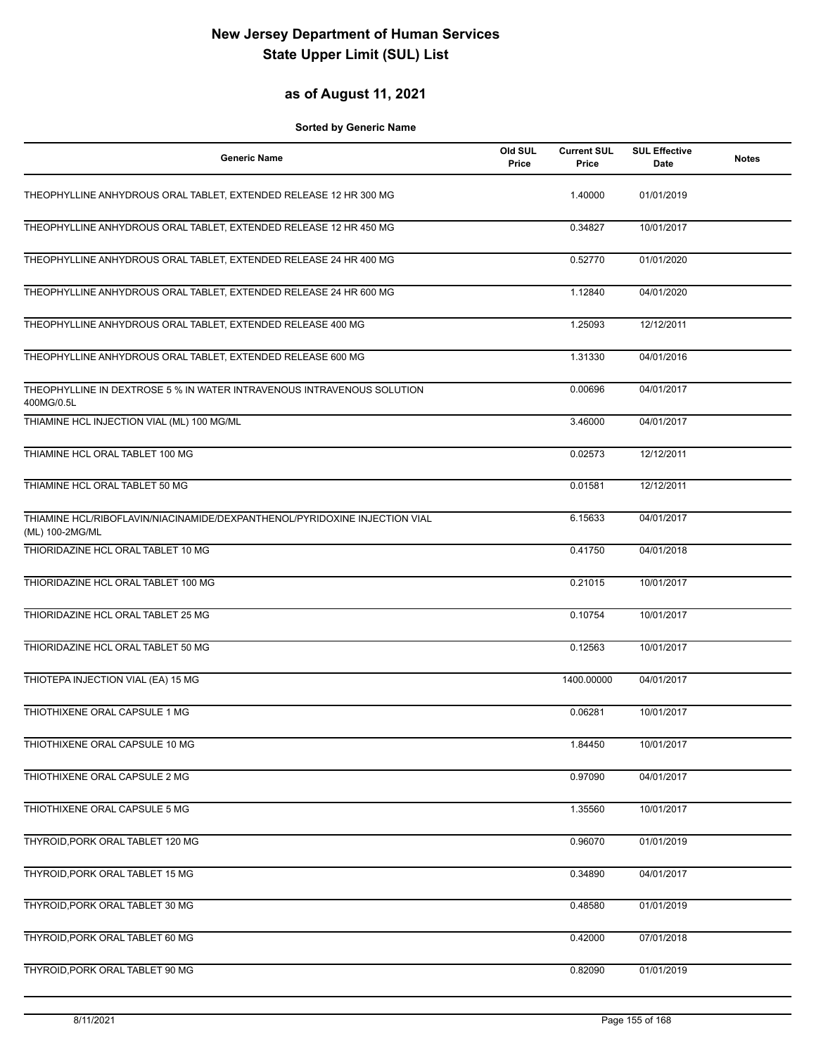# New Jersey Department of Human Services
# State Upper Limit (SUL) List

## as of August 11, 2021

**Sorted by Generic Name**

| Generic Name | Old SUL Price | Current SUL Price | SUL Effective Date | Notes |
|---|---|---|---|---|
| THEOPHYLLINE ANHYDROUS ORAL TABLET, EXTENDED RELEASE 12 HR 300 MG | | 1.40000 | 01/01/2019 | |
| THEOPHYLLINE ANHYDROUS ORAL TABLET, EXTENDED RELEASE 12 HR 450 MG | | 0.34827 | 10/01/2017 | |
| THEOPHYLLINE ANHYDROUS ORAL TABLET, EXTENDED RELEASE 24 HR 400 MG | | 0.52770 | 01/01/2020 | |
| THEOPHYLLINE ANHYDROUS ORAL TABLET, EXTENDED RELEASE 24 HR 600 MG | | 1.12840 | 04/01/2020 | |
| THEOPHYLLINE ANHYDROUS ORAL TABLET, EXTENDED RELEASE 400 MG | | 1.25093 | 12/12/2011 | |
| THEOPHYLLINE ANHYDROUS ORAL TABLET, EXTENDED RELEASE 600 MG | | 1.31330 | 04/01/2016 | |
| THEOPHYLLINE IN DEXTROSE 5 % IN WATER INTRAVENOUS INTRAVENOUS SOLUTION 400MG/0.5L | | 0.00696 | 04/01/2017 | |
| THIAMINE HCL INJECTION VIAL (ML) 100 MG/ML | | 3.46000 | 04/01/2017 | |
| THIAMINE HCL ORAL TABLET 100 MG | | 0.02573 | 12/12/2011 | |
| THIAMINE HCL ORAL TABLET 50 MG | | 0.01581 | 12/12/2011 | |
| THIAMINE HCL/RIBOFLAVIN/NIACINAMIDE/DEXPANTHENOL/PYRIDOXINE INJECTION VIAL (ML) 100-2MG/ML | | 6.15633 | 04/01/2017 | |
| THIORIDAZINE HCL ORAL TABLET 10 MG | | 0.41750 | 04/01/2018 | |
| THIORIDAZINE HCL ORAL TABLET 100 MG | | 0.21015 | 10/01/2017 | |
| THIORIDAZINE HCL ORAL TABLET 25 MG | | 0.10754 | 10/01/2017 | |
| THIORIDAZINE HCL ORAL TABLET 50 MG | | 0.12563 | 10/01/2017 | |
| THIOTEPA INJECTION VIAL (EA) 15 MG | | 1400.00000 | 04/01/2017 | |
| THIOTHIXENE ORAL CAPSULE 1 MG | | 0.06281 | 10/01/2017 | |
| THIOTHIXENE ORAL CAPSULE 10 MG | | 1.84450 | 10/01/2017 | |
| THIOTHIXENE ORAL CAPSULE 2 MG | | 0.97090 | 04/01/2017 | |
| THIOTHIXENE ORAL CAPSULE 5 MG | | 1.35560 | 10/01/2017 | |
| THYROID,PORK ORAL TABLET 120 MG | | 0.96070 | 01/01/2019 | |
| THYROID,PORK ORAL TABLET 15 MG | | 0.34890 | 04/01/2017 | |
| THYROID,PORK ORAL TABLET 30 MG | | 0.48580 | 01/01/2019 | |
| THYROID,PORK ORAL TABLET 60 MG | | 0.42000 | 07/01/2018 | |
| THYROID,PORK ORAL TABLET 90 MG | | 0.82090 | 01/01/2019 | |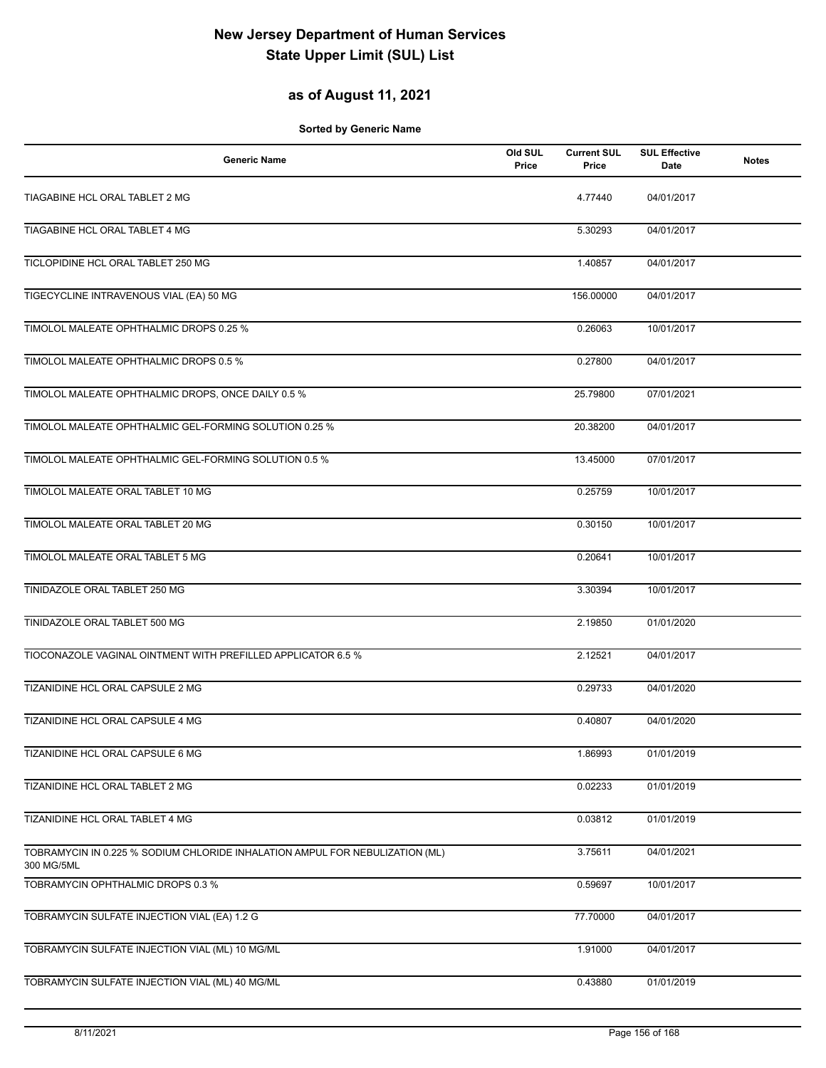# New Jersey Department of Human Services
# State Upper Limit (SUL) List

## as of August 11, 2021

**Sorted by Generic Name**

| Generic Name | Old SUL Price | Current SUL Price | SUL Effective Date | Notes |
|---|---|---|---|---|
| TIAGABINE HCL ORAL TABLET 2 MG | | 4.77440 | 04/01/2017 | |
| TIAGABINE HCL ORAL TABLET 4 MG | | 5.30293 | 04/01/2017 | |
| TICLOPIDINE HCL ORAL TABLET 250 MG | | 1.40857 | 04/01/2017 | |
| TIGECYCLINE INTRAVENOUS VIAL (EA) 50 MG | | 156.00000 | 04/01/2017 | |
| TIMOLOL MALEATE OPHTHALMIC DROPS 0.25 % | | 0.26063 | 10/01/2017 | |
| TIMOLOL MALEATE OPHTHALMIC DROPS 0.5 % | | 0.27800 | 04/01/2017 | |
| TIMOLOL MALEATE OPHTHALMIC DROPS, ONCE DAILY 0.5 % | | 25.79800 | 07/01/2021 | |
| TIMOLOL MALEATE OPHTHALMIC GEL-FORMING SOLUTION 0.25 % | | 20.38200 | 04/01/2017 | |
| TIMOLOL MALEATE OPHTHALMIC GEL-FORMING SOLUTION 0.5 % | | 13.45000 | 07/01/2017 | |
| TIMOLOL MALEATE ORAL TABLET 10 MG | | 0.25759 | 10/01/2017 | |
| TIMOLOL MALEATE ORAL TABLET 20 MG | | 0.30150 | 10/01/2017 | |
| TIMOLOL MALEATE ORAL TABLET 5 MG | | 0.20641 | 10/01/2017 | |
| TINIDAZOLE ORAL TABLET 250 MG | | 3.30394 | 10/01/2017 | |
| TINIDAZOLE ORAL TABLET 500 MG | | 2.19850 | 01/01/2020 | |
| TIOCONAZOLE VAGINAL OINTMENT WITH PREFILLED APPLICATOR 6.5 % | | 2.12521 | 04/01/2017 | |
| TIZANIDINE HCL ORAL CAPSULE 2 MG | | 0.29733 | 04/01/2020 | |
| TIZANIDINE HCL ORAL CAPSULE 4 MG | | 0.40807 | 04/01/2020 | |
| TIZANIDINE HCL ORAL CAPSULE 6 MG | | 1.86993 | 01/01/2019 | |
| TIZANIDINE HCL ORAL TABLET 2 MG | | 0.02233 | 01/01/2019 | |
| TIZANIDINE HCL ORAL TABLET 4 MG | | 0.03812 | 01/01/2019 | |
| TOBRAMYCIN IN 0.225 % SODIUM CHLORIDE INHALATION AMPUL FOR NEBULIZATION (ML) 300 MG/5ML | | 3.75611 | 04/01/2021 | |
| TOBRAMYCIN OPHTHALMIC DROPS 0.3 % | | 0.59697 | 10/01/2017 | |
| TOBRAMYCIN SULFATE INJECTION VIAL (EA) 1.2 G | | 77.70000 | 04/01/2017 | |
| TOBRAMYCIN SULFATE INJECTION VIAL (ML) 10 MG/ML | | 1.91000 | 04/01/2017 | |
| TOBRAMYCIN SULFATE INJECTION VIAL (ML) 40 MG/ML | | 0.43880 | 01/01/2019 | |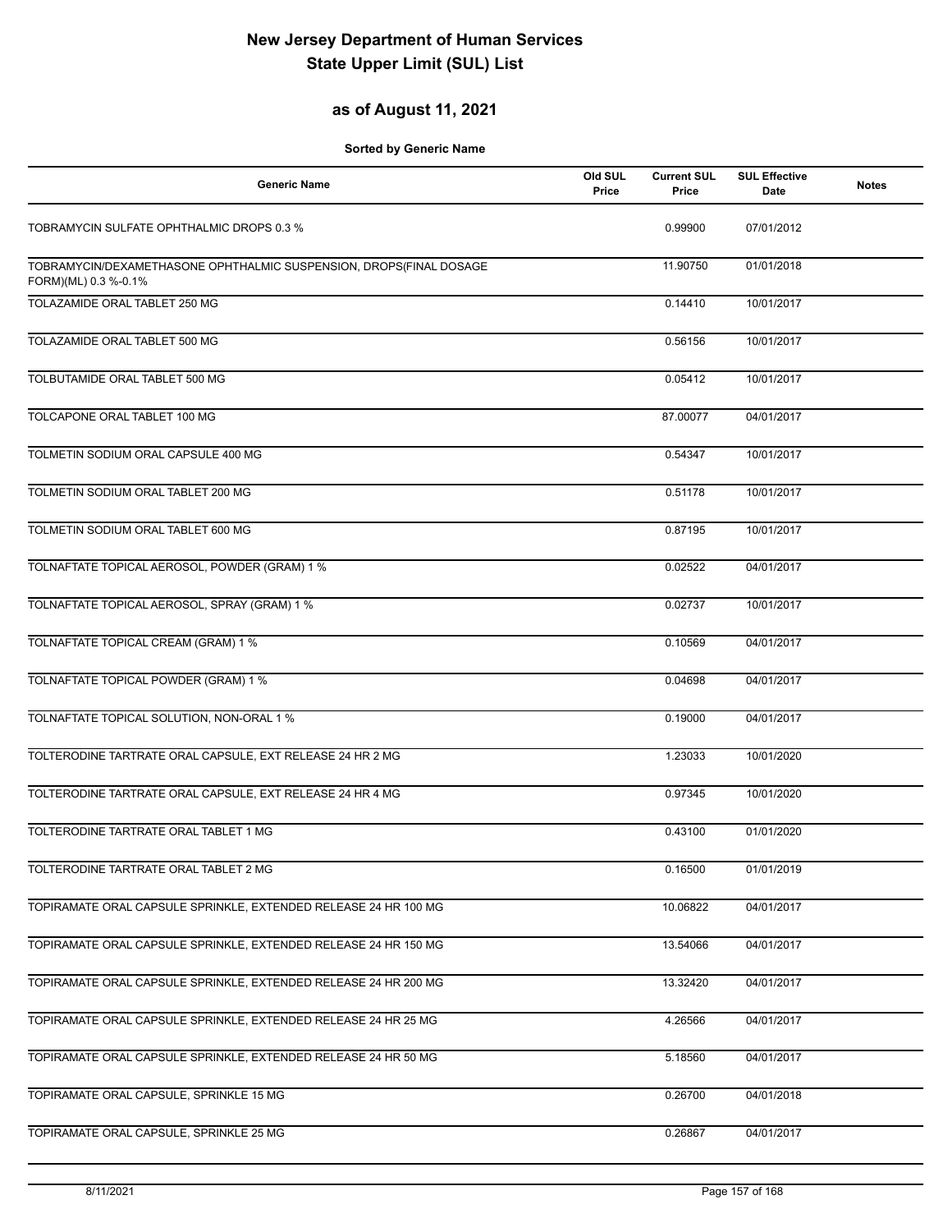# New Jersey Department of Human Services
# State Upper Limit (SUL) List

## as of August 11, 2021

**Sorted by Generic Name**

| Generic Name | Old SUL Price | Current SUL Price | SUL Effective Date | Notes |
|---|---|---|---|---|
| TOBRAMYCIN SULFATE OPHTHALMIC DROPS 0.3 % | | 0.99900 | 07/01/2012 | |
| TOBRAMYCIN/DEXAMETHASONE OPHTHALMIC SUSPENSION, DROPS(FINAL DOSAGE FORM)(ML) 0.3 %-0.1% | | 11.90750 | 01/01/2018 | |
| TOLAZAMIDE ORAL TABLET 250 MG | | 0.14410 | 10/01/2017 | |
| TOLAZAMIDE ORAL TABLET 500 MG | | 0.56156 | 10/01/2017 | |
| TOLBUTAMIDE ORAL TABLET 500 MG | | 0.05412 | 10/01/2017 | |
| TOLCAPONE ORAL TABLET 100 MG | | 87.00077 | 04/01/2017 | |
| TOLMETIN SODIUM ORAL CAPSULE 400 MG | | 0.54347 | 10/01/2017 | |
| TOLMETIN SODIUM ORAL TABLET 200 MG | | 0.51178 | 10/01/2017 | |
| TOLMETIN SODIUM ORAL TABLET 600 MG | | 0.87195 | 10/01/2017 | |
| TOLNAFTATE TOPICAL AEROSOL, POWDER (GRAM) 1 % | | 0.02522 | 04/01/2017 | |
| TOLNAFTATE TOPICAL AEROSOL, SPRAY (GRAM) 1 % | | 0.02737 | 10/01/2017 | |
| TOLNAFTATE TOPICAL CREAM (GRAM) 1 % | | 0.10569 | 04/01/2017 | |
| TOLNAFTATE TOPICAL POWDER (GRAM) 1 % | | 0.04698 | 04/01/2017 | |
| TOLNAFTATE TOPICAL SOLUTION, NON-ORAL 1 % | | 0.19000 | 04/01/2017 | |
| TOLTERODINE TARTRATE ORAL CAPSULE, EXT RELEASE 24 HR 2 MG | | 1.23033 | 10/01/2020 | |
| TOLTERODINE TARTRATE ORAL CAPSULE, EXT RELEASE 24 HR 4 MG | | 0.97345 | 10/01/2020 | |
| TOLTERODINE TARTRATE ORAL TABLET 1 MG | | 0.43100 | 01/01/2020 | |
| TOLTERODINE TARTRATE ORAL TABLET 2 MG | | 0.16500 | 01/01/2019 | |
| TOPIRAMATE ORAL CAPSULE SPRINKLE, EXTENDED RELEASE 24 HR 100 MG | | 10.06822 | 04/01/2017 | |
| TOPIRAMATE ORAL CAPSULE SPRINKLE, EXTENDED RELEASE 24 HR 150 MG | | 13.54066 | 04/01/2017 | |
| TOPIRAMATE ORAL CAPSULE SPRINKLE, EXTENDED RELEASE 24 HR 200 MG | | 13.32420 | 04/01/2017 | |
| TOPIRAMATE ORAL CAPSULE SPRINKLE, EXTENDED RELEASE 24 HR 25 MG | | 4.26566 | 04/01/2017 | |
| TOPIRAMATE ORAL CAPSULE SPRINKLE, EXTENDED RELEASE 24 HR 50 MG | | 5.18560 | 04/01/2017 | |
| TOPIRAMATE ORAL CAPSULE, SPRINKLE 15 MG | | 0.26700 | 04/01/2018 | |
| TOPIRAMATE ORAL CAPSULE, SPRINKLE 25 MG | | 0.26867 | 04/01/2017 | |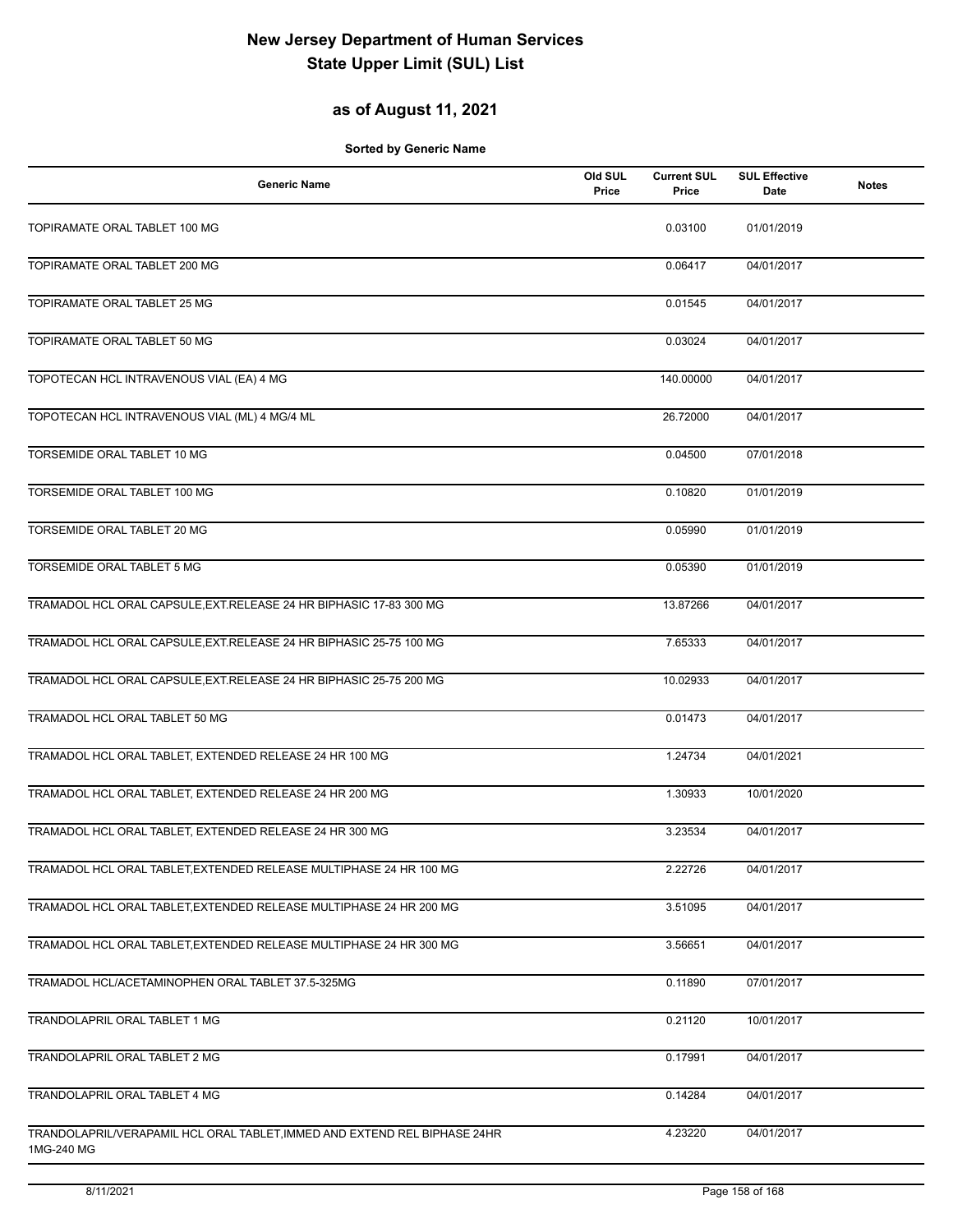# New Jersey Department of Human Services
# State Upper Limit (SUL) List

## as of August 11, 2021

**Sorted by Generic Name**

| Generic Name | Old SUL Price | Current SUL Price | SUL Effective Date | Notes |
|---|---|---|---|---|
| TOPIRAMATE ORAL TABLET 100 MG | | 0.03100 | 01/01/2019 | |
| TOPIRAMATE ORAL TABLET 200 MG | | 0.06417 | 04/01/2017 | |
| TOPIRAMATE ORAL TABLET 25 MG | | 0.01545 | 04/01/2017 | |
| TOPIRAMATE ORAL TABLET 50 MG | | 0.03024 | 04/01/2017 | |
| TOPOTECAN HCL INTRAVENOUS VIAL (EA) 4 MG | | 140.00000 | 04/01/2017 | |
| TOPOTECAN HCL INTRAVENOUS VIAL (ML) 4 MG/4 ML | | 26.72000 | 04/01/2017 | |
| TORSEMIDE ORAL TABLET 10 MG | | 0.04500 | 07/01/2018 | |
| TORSEMIDE ORAL TABLET 100 MG | | 0.10820 | 01/01/2019 | |
| TORSEMIDE ORAL TABLET 20 MG | | 0.05990 | 01/01/2019 | |
| TORSEMIDE ORAL TABLET 5 MG | | 0.05390 | 01/01/2019 | |
| TRAMADOL HCL ORAL CAPSULE,EXT.RELEASE 24 HR BIPHASIC 17-83 300 MG | | 13.87266 | 04/01/2017 | |
| TRAMADOL HCL ORAL CAPSULE,EXT.RELEASE 24 HR BIPHASIC 25-75 100 MG | | 7.65333 | 04/01/2017 | |
| TRAMADOL HCL ORAL CAPSULE,EXT.RELEASE 24 HR BIPHASIC 25-75 200 MG | | 10.02933 | 04/01/2017 | |
| TRAMADOL HCL ORAL TABLET 50 MG | | 0.01473 | 04/01/2017 | |
| TRAMADOL HCL ORAL TABLET, EXTENDED RELEASE 24 HR 100 MG | | 1.24734 | 04/01/2021 | |
| TRAMADOL HCL ORAL TABLET, EXTENDED RELEASE 24 HR 200 MG | | 1.30933 | 10/01/2020 | |
| TRAMADOL HCL ORAL TABLET, EXTENDED RELEASE 24 HR 300 MG | | 3.23534 | 04/01/2017 | |
| TRAMADOL HCL ORAL TABLET,EXTENDED RELEASE MULTIPHASE 24 HR 100 MG | | 2.22726 | 04/01/2017 | |
| TRAMADOL HCL ORAL TABLET,EXTENDED RELEASE MULTIPHASE 24 HR 200 MG | | 3.51095 | 04/01/2017 | |
| TRAMADOL HCL ORAL TABLET,EXTENDED RELEASE MULTIPHASE 24 HR 300 MG | | 3.56651 | 04/01/2017 | |
| TRAMADOL HCL/ACETAMINOPHEN ORAL TABLET 37.5-325MG | | 0.11890 | 07/01/2017 | |
| TRANDOLAPRIL ORAL TABLET 1 MG | | 0.21120 | 10/01/2017 | |
| TRANDOLAPRIL ORAL TABLET 2 MG | | 0.17991 | 04/01/2017 | |
| TRANDOLAPRIL ORAL TABLET 4 MG | | 0.14284 | 04/01/2017 | |
| TRANDOLAPRIL/VERAPAMIL HCL ORAL TABLET,IMMED AND EXTEND REL BIPHASE 24HR 1MG-240 MG | | 4.23220 | 04/01/2017 | |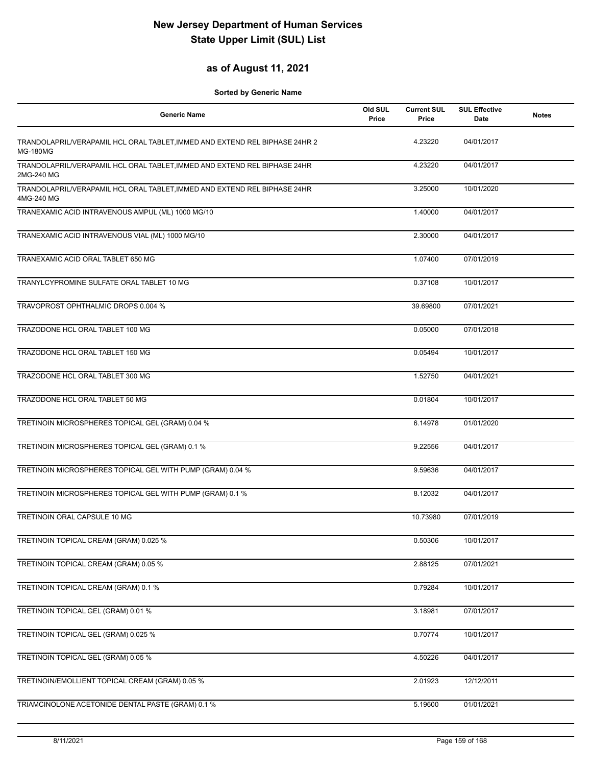# New Jersey Department of Human Services
# State Upper Limit (SUL) List

## as of August 11, 2021

**Sorted by Generic Name**

| Generic Name | Old SUL Price | Current SUL Price | SUL Effective Date | Notes |
|---|---|---|---|---|
| TRANDOLAPRIL/VERAPAMIL HCL ORAL TABLET,IMMED AND EXTEND REL BIPHASE 24HR 2 MG-180MG | | 4.23220 | 04/01/2017 | |
| TRANDOLAPRIL/VERAPAMIL HCL ORAL TABLET,IMMED AND EXTEND REL BIPHASE 24HR 2MG-240 MG | | 4.23220 | 04/01/2017 | |
| TRANDOLAPRIL/VERAPAMIL HCL ORAL TABLET,IMMED AND EXTEND REL BIPHASE 24HR 4MG-240 MG | | 3.25000 | 10/01/2020 | |
| TRANEXAMIC ACID INTRAVENOUS AMPUL (ML) 1000 MG/10 | | 1.40000 | 04/01/2017 | |
| TRANEXAMIC ACID INTRAVENOUS VIAL (ML) 1000 MG/10 | | 2.30000 | 04/01/2017 | |
| TRANEXAMIC ACID ORAL TABLET 650 MG | | 1.07400 | 07/01/2019 | |
| TRANYLCYPROMINE SULFATE ORAL TABLET 10 MG | | 0.37108 | 10/01/2017 | |
| TRAVOPROST OPHTHALMIC DROPS 0.004 % | | 39.69800 | 07/01/2021 | |
| TRAZODONE HCL ORAL TABLET 100 MG | | 0.05000 | 07/01/2018 | |
| TRAZODONE HCL ORAL TABLET 150 MG | | 0.05494 | 10/01/2017 | |
| TRAZODONE HCL ORAL TABLET 300 MG | | 1.52750 | 04/01/2021 | |
| TRAZODONE HCL ORAL TABLET 50 MG | | 0.01804 | 10/01/2017 | |
| TRETINOIN MICROSPHERES TOPICAL GEL (GRAM) 0.04 % | | 6.14978 | 01/01/2020 | |
| TRETINOIN MICROSPHERES TOPICAL GEL (GRAM) 0.1 % | | 9.22556 | 04/01/2017 | |
| TRETINOIN MICROSPHERES TOPICAL GEL WITH PUMP (GRAM) 0.04 % | | 9.59636 | 04/01/2017 | |
| TRETINOIN MICROSPHERES TOPICAL GEL WITH PUMP (GRAM) 0.1 % | | 8.12032 | 04/01/2017 | |
| TRETINOIN ORAL CAPSULE 10 MG | | 10.73980 | 07/01/2019 | |
| TRETINOIN TOPICAL CREAM (GRAM) 0.025 % | | 0.50306 | 10/01/2017 | |
| TRETINOIN TOPICAL CREAM (GRAM) 0.05 % | | 2.88125 | 07/01/2021 | |
| TRETINOIN TOPICAL CREAM (GRAM) 0.1 % | | 0.79284 | 10/01/2017 | |
| TRETINOIN TOPICAL GEL (GRAM) 0.01 % | | 3.18981 | 07/01/2017 | |
| TRETINOIN TOPICAL GEL (GRAM) 0.025 % | | 0.70774 | 10/01/2017 | |
| TRETINOIN TOPICAL GEL (GRAM) 0.05 % | | 4.50226 | 04/01/2017 | |
| TRETINOIN/EMOLLIENT TOPICAL CREAM (GRAM) 0.05 % | | 2.01923 | 12/12/2011 | |
| TRIAMCINOLONE ACETONIDE DENTAL PASTE (GRAM) 0.1 % | | 5.19600 | 01/01/2021 | |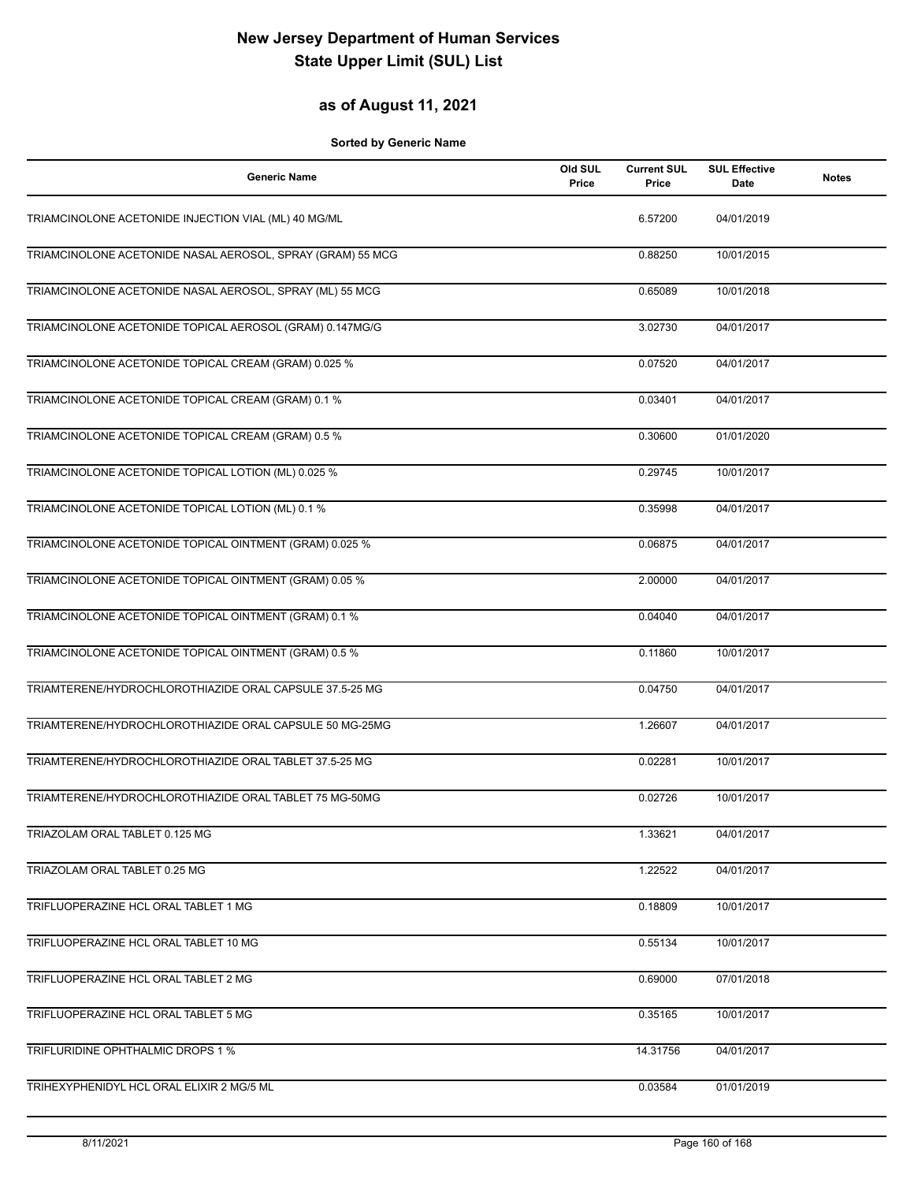# New Jersey Department of Human Services
# State Upper Limit (SUL) List

## as of August 11, 2021

**Sorted by Generic Name**

| Generic Name | Old SUL Price | Current SUL Price | SUL Effective Date | Notes |
|---|---|---|---|---|
| TRIAMCINOLONE ACETONIDE INJECTION VIAL (ML) 40 MG/ML | | 6.57200 | 04/01/2019 | |
| TRIAMCINOLONE ACETONIDE NASAL AEROSOL, SPRAY (GRAM) 55 MCG | | 0.88250 | 10/01/2015 | |
| TRIAMCINOLONE ACETONIDE NASAL AEROSOL, SPRAY (ML) 55 MCG | | 0.65089 | 10/01/2018 | |
| TRIAMCINOLONE ACETONIDE TOPICAL AEROSOL (GRAM) 0.147MG/G | | 3.02730 | 04/01/2017 | |
| TRIAMCINOLONE ACETONIDE TOPICAL CREAM (GRAM) 0.025 % | | 0.07520 | 04/01/2017 | |
| TRIAMCINOLONE ACETONIDE TOPICAL CREAM (GRAM) 0.1 % | | 0.03401 | 04/01/2017 | |
| TRIAMCINOLONE ACETONIDE TOPICAL CREAM (GRAM) 0.5 % | | 0.30600 | 01/01/2020 | |
| TRIAMCINOLONE ACETONIDE TOPICAL LOTION (ML) 0.025 % | | 0.29745 | 10/01/2017 | |
| TRIAMCINOLONE ACETONIDE TOPICAL LOTION (ML) 0.1 % | | 0.35998 | 04/01/2017 | |
| TRIAMCINOLONE ACETONIDE TOPICAL OINTMENT (GRAM) 0.025 % | | 0.06875 | 04/01/2017 | |
| TRIAMCINOLONE ACETONIDE TOPICAL OINTMENT (GRAM) 0.05 % | | 2.00000 | 04/01/2017 | |
| TRIAMCINOLONE ACETONIDE TOPICAL OINTMENT (GRAM) 0.1 % | | 0.04040 | 04/01/2017 | |
| TRIAMCINOLONE ACETONIDE TOPICAL OINTMENT (GRAM) 0.5 % | | 0.11860 | 10/01/2017 | |
| TRIAMTERENE/HYDROCHLOROTHIAZIDE ORAL CAPSULE 37.5-25 MG | | 0.04750 | 04/01/2017 | |
| TRIAMTERENE/HYDROCHLOROTHIAZIDE ORAL CAPSULE 50 MG-25MG | | 1.26607 | 04/01/2017 | |
| TRIAMTERENE/HYDROCHLOROTHIAZIDE ORAL TABLET 37.5-25 MG | | 0.02281 | 10/01/2017 | |
| TRIAMTERENE/HYDROCHLOROTHIAZIDE ORAL TABLET 75 MG-50MG | | 0.02726 | 10/01/2017 | |
| TRIAZOLAM ORAL TABLET 0.125 MG | | 1.33621 | 04/01/2017 | |
| TRIAZOLAM ORAL TABLET 0.25 MG | | 1.22522 | 04/01/2017 | |
| TRIFLUOPERAZINE HCL ORAL TABLET 1 MG | | 0.18809 | 10/01/2017 | |
| TRIFLUOPERAZINE HCL ORAL TABLET 10 MG | | 0.55134 | 10/01/2017 | |
| TRIFLUOPERAZINE HCL ORAL TABLET 2 MG | | 0.69000 | 07/01/2018 | |
| TRIFLUOPERAZINE HCL ORAL TABLET 5 MG | | 0.35165 | 10/01/2017 | |
| TRIFLURIDINE OPHTHALMIC DROPS 1 % | | 14.31756 | 04/01/2017 | |
| TRIHEXYPHENIDYL HCL ORAL ELIXIR 2 MG/5 ML | | 0.03584 | 01/01/2019 | |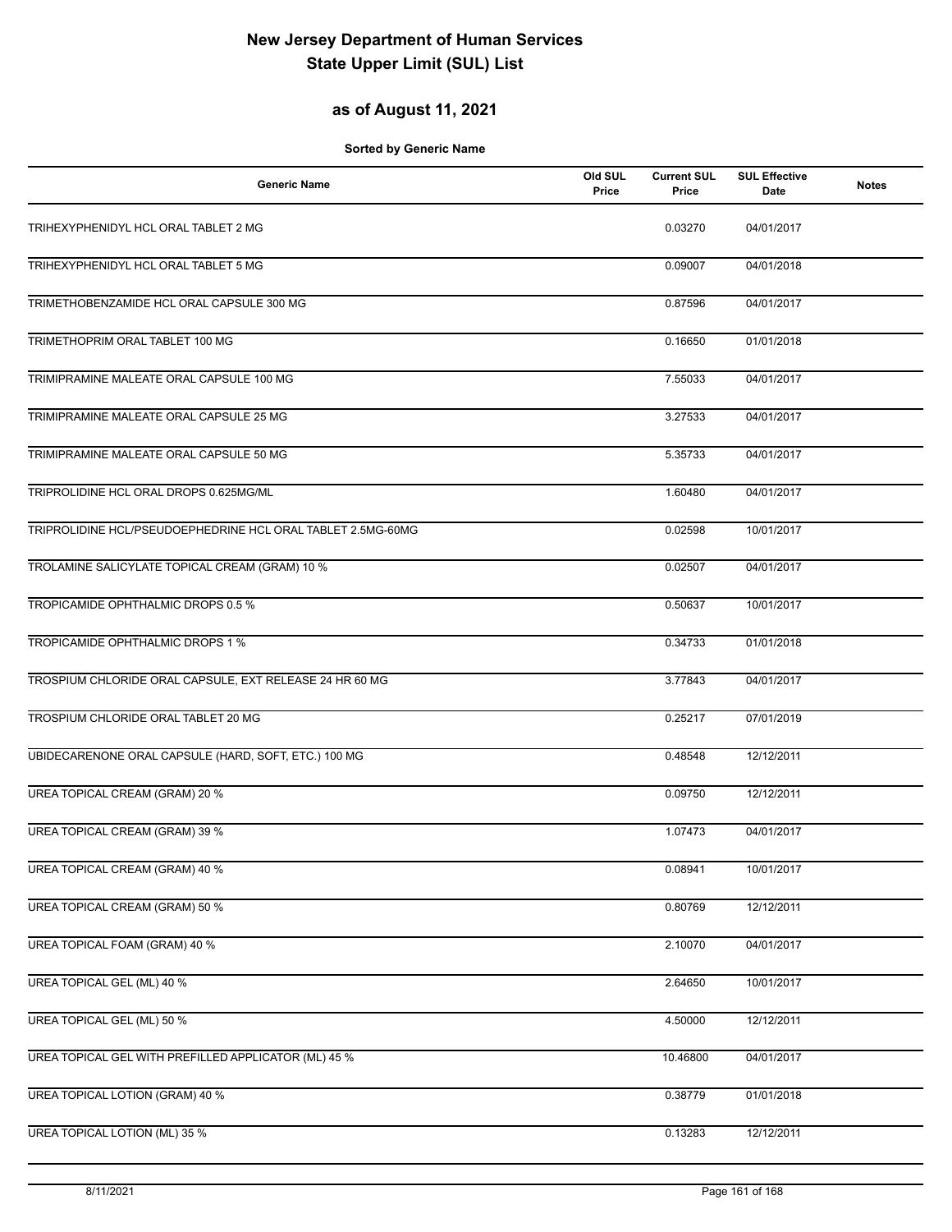# New Jersey Department of Human Services
# State Upper Limit (SUL) List

## as of August 11, 2021

**Sorted by Generic Name**

| Generic Name | Old SUL Price | Current SUL Price | SUL Effective Date | Notes |
|---|---|---|---|---|
| TRIHEXYPHENIDYL HCL ORAL TABLET 2 MG | | 0.03270 | 04/01/2017 | |
| TRIHEXYPHENIDYL HCL ORAL TABLET 5 MG | | 0.09007 | 04/01/2018 | |
| TRIMETHOBENZAMIDE HCL ORAL CAPSULE 300 MG | | 0.87596 | 04/01/2017 | |
| TRIMETHOPRIM ORAL TABLET 100 MG | | 0.16650 | 01/01/2018 | |
| TRIMIPRAMINE MALEATE ORAL CAPSULE 100 MG | | 7.55033 | 04/01/2017 | |
| TRIMIPRAMINE MALEATE ORAL CAPSULE 25 MG | | 3.27533 | 04/01/2017 | |
| TRIMIPRAMINE MALEATE ORAL CAPSULE 50 MG | | 5.35733 | 04/01/2017 | |
| TRIPROLIDINE HCL ORAL DROPS 0.625MG/ML | | 1.60480 | 04/01/2017 | |
| TRIPROLIDINE HCL/PSEUDOEPHEDRINE HCL ORAL TABLET 2.5MG-60MG | | 0.02598 | 10/01/2017 | |
| TROLAMINE SALICYLATE TOPICAL CREAM (GRAM) 10 % | | 0.02507 | 04/01/2017 | |
| TROPICAMIDE OPHTHALMIC DROPS 0.5 % | | 0.50637 | 10/01/2017 | |
| TROPICAMIDE OPHTHALMIC DROPS 1 % | | 0.34733 | 01/01/2018 | |
| TROSPIUM CHLORIDE ORAL CAPSULE, EXT RELEASE 24 HR 60 MG | | 3.77843 | 04/01/2017 | |
| TROSPIUM CHLORIDE ORAL TABLET 20 MG | | 0.25217 | 07/01/2019 | |
| UBIDECARENONE ORAL CAPSULE (HARD, SOFT, ETC.) 100 MG | | 0.48548 | 12/12/2011 | |
| UREA TOPICAL CREAM (GRAM) 20 % | | 0.09750 | 12/12/2011 | |
| UREA TOPICAL CREAM (GRAM) 39 % | | 1.07473 | 04/01/2017 | |
| UREA TOPICAL CREAM (GRAM) 40 % | | 0.08941 | 10/01/2017 | |
| UREA TOPICAL CREAM (GRAM) 50 % | | 0.80769 | 12/12/2011 | |
| UREA TOPICAL FOAM (GRAM) 40 % | | 2.10070 | 04/01/2017 | |
| UREA TOPICAL GEL (ML) 40 % | | 2.64650 | 10/01/2017 | |
| UREA TOPICAL GEL (ML) 50 % | | 4.50000 | 12/12/2011 | |
| UREA TOPICAL GEL WITH PREFILLED APPLICATOR (ML) 45 % | | 10.46800 | 04/01/2017 | |
| UREA TOPICAL LOTION (GRAM) 40 % | | 0.38779 | 01/01/2018 | |
| UREA TOPICAL LOTION (ML) 35 % | | 0.13283 | 12/12/2011 | |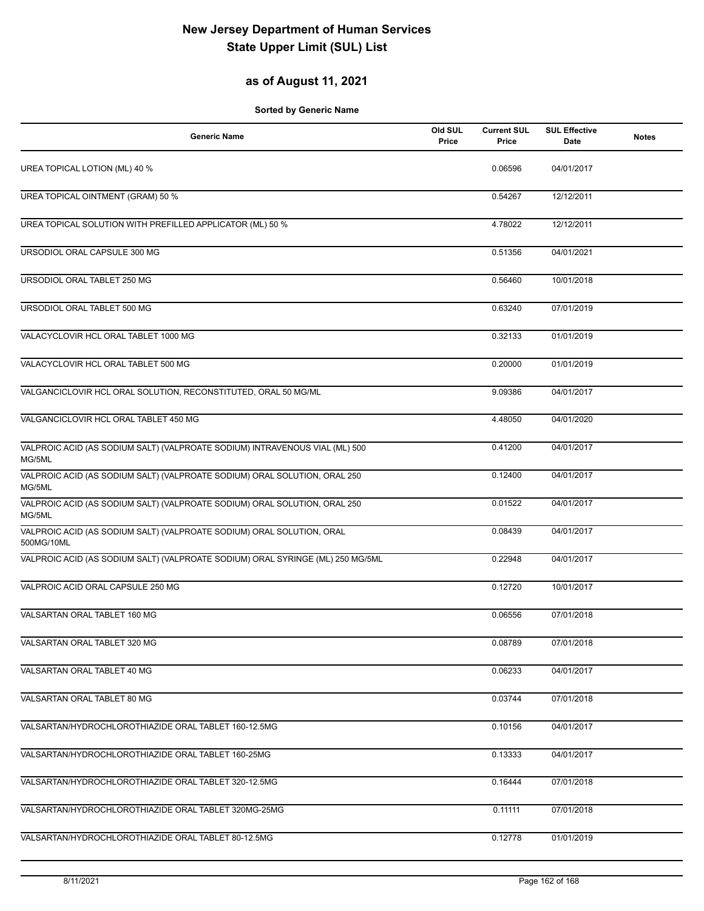# New Jersey Department of Human Services
# State Upper Limit (SUL) List

## as of August 11, 2021

**Sorted by Generic Name**

| Generic Name | Old SUL Price | Current SUL Price | SUL Effective Date | Notes |
|---|---|---|---|---|
| UREA TOPICAL LOTION (ML) 40 % | | 0.06596 | 04/01/2017 | |
| UREA TOPICAL OINTMENT (GRAM) 50 % | | 0.54267 | 12/12/2011 | |
| UREA TOPICAL SOLUTION WITH PREFILLED APPLICATOR (ML) 50 % | | 4.78022 | 12/12/2011 | |
| URSODIOL ORAL CAPSULE 300 MG | | 0.51356 | 04/01/2021 | |
| URSODIOL ORAL TABLET 250 MG | | 0.56460 | 10/01/2018 | |
| URSODIOL ORAL TABLET 500 MG | | 0.63240 | 07/01/2019 | |
| VALACYCLOVIR HCL ORAL TABLET 1000 MG | | 0.32133 | 01/01/2019 | |
| VALACYCLOVIR HCL ORAL TABLET 500 MG | | 0.20000 | 01/01/2019 | |
| VALGANCICLOVIR HCL ORAL SOLUTION, RECONSTITUTED, ORAL 50 MG/ML | | 9.09386 | 04/01/2017 | |
| VALGANCICLOVIR HCL ORAL TABLET 450 MG | | 4.48050 | 04/01/2020 | |
| VALPROIC ACID (AS SODIUM SALT) (VALPROATE SODIUM) INTRAVENOUS VIAL (ML) 500 MG/5ML | | 0.41200 | 04/01/2017 | |
| VALPROIC ACID (AS SODIUM SALT) (VALPROATE SODIUM) ORAL SOLUTION, ORAL 250 MG/5ML | | 0.12400 | 04/01/2017 | |
| VALPROIC ACID (AS SODIUM SALT) (VALPROATE SODIUM) ORAL SOLUTION, ORAL 250 MG/5ML | | 0.01522 | 04/01/2017 | |
| VALPROIC ACID (AS SODIUM SALT) (VALPROATE SODIUM) ORAL SOLUTION, ORAL 500MG/10ML | | 0.08439 | 04/01/2017 | |
| VALPROIC ACID (AS SODIUM SALT) (VALPROATE SODIUM) ORAL SYRINGE (ML) 250 MG/5ML | | 0.22948 | 04/01/2017 | |
| VALPROIC ACID ORAL CAPSULE 250 MG | | 0.12720 | 10/01/2017 | |
| VALSARTAN ORAL TABLET 160 MG | | 0.06556 | 07/01/2018 | |
| VALSARTAN ORAL TABLET 320 MG | | 0.08789 | 07/01/2018 | |
| VALSARTAN ORAL TABLET 40 MG | | 0.06233 | 04/01/2017 | |
| VALSARTAN ORAL TABLET 80 MG | | 0.03744 | 07/01/2018 | |
| VALSARTAN/HYDROCHLOROTHIAZIDE ORAL TABLET 160-12.5MG | | 0.10156 | 04/01/2017 | |
| VALSARTAN/HYDROCHLOROTHIAZIDE ORAL TABLET 160-25MG | | 0.13333 | 04/01/2017 | |
| VALSARTAN/HYDROCHLOROTHIAZIDE ORAL TABLET 320-12.5MG | | 0.16444 | 07/01/2018 | |
| VALSARTAN/HYDROCHLOROTHIAZIDE ORAL TABLET 320MG-25MG | | 0.11111 | 07/01/2018 | |
| VALSARTAN/HYDROCHLOROTHIAZIDE ORAL TABLET 80-12.5MG | | 0.12778 | 01/01/2019 | |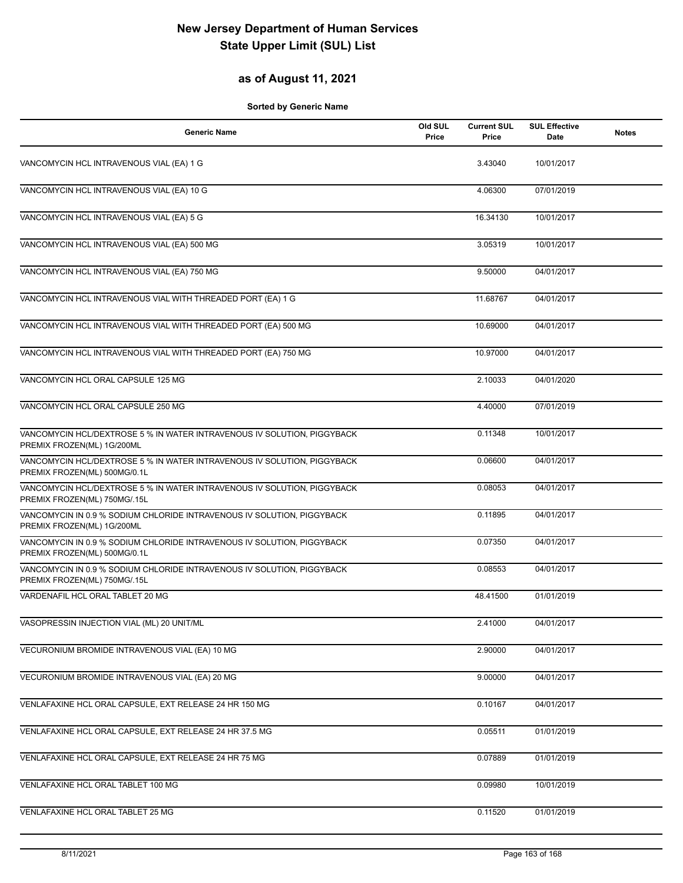# New Jersey Department of Human Services
# State Upper Limit (SUL) List

## as of August 11, 2021

**Sorted by Generic Name**

| Generic Name | Old SUL Price | Current SUL Price | SUL Effective Date | Notes |
|---|---|---|---|---|
| VANCOMYCIN HCL INTRAVENOUS VIAL (EA) 1 G | | 3.43040 | 10/01/2017 | |
| VANCOMYCIN HCL INTRAVENOUS VIAL (EA) 10 G | | 4.06300 | 07/01/2019 | |
| VANCOMYCIN HCL INTRAVENOUS VIAL (EA) 5 G | | 16.34130 | 10/01/2017 | |
| VANCOMYCIN HCL INTRAVENOUS VIAL (EA) 500 MG | | 3.05319 | 10/01/2017 | |
| VANCOMYCIN HCL INTRAVENOUS VIAL (EA) 750 MG | | 9.50000 | 04/01/2017 | |
| VANCOMYCIN HCL INTRAVENOUS VIAL WITH THREADED PORT (EA) 1 G | | 11.68767 | 04/01/2017 | |
| VANCOMYCIN HCL INTRAVENOUS VIAL WITH THREADED PORT (EA) 500 MG | | 10.69000 | 04/01/2017 | |
| VANCOMYCIN HCL INTRAVENOUS VIAL WITH THREADED PORT (EA) 750 MG | | 10.97000 | 04/01/2017 | |
| VANCOMYCIN HCL ORAL CAPSULE 125 MG | | 2.10033 | 04/01/2020 | |
| VANCOMYCIN HCL ORAL CAPSULE 250 MG | | 4.40000 | 07/01/2019 | |
| VANCOMYCIN HCL/DEXTROSE 5 % IN WATER INTRAVENOUS IV SOLUTION, PIGGYBACK PREMIX FROZEN(ML) 1G/200ML | | 0.11348 | 10/01/2017 | |
| VANCOMYCIN HCL/DEXTROSE 5 % IN WATER INTRAVENOUS IV SOLUTION, PIGGYBACK PREMIX FROZEN(ML) 500MG/0.1L | | 0.06600 | 04/01/2017 | |
| VANCOMYCIN HCL/DEXTROSE 5 % IN WATER INTRAVENOUS IV SOLUTION, PIGGYBACK PREMIX FROZEN(ML) 750MG/.15L | | 0.08053 | 04/01/2017 | |
| VANCOMYCIN IN 0.9 % SODIUM CHLORIDE INTRAVENOUS IV SOLUTION, PIGGYBACK PREMIX FROZEN(ML) 1G/200ML | | 0.11895 | 04/01/2017 | |
| VANCOMYCIN IN 0.9 % SODIUM CHLORIDE INTRAVENOUS IV SOLUTION, PIGGYBACK PREMIX FROZEN(ML) 500MG/0.1L | | 0.07350 | 04/01/2017 | |
| VANCOMYCIN IN 0.9 % SODIUM CHLORIDE INTRAVENOUS IV SOLUTION, PIGGYBACK PREMIX FROZEN(ML) 750MG/.15L | | 0.08553 | 04/01/2017 | |
| VARDENAFIL HCL ORAL TABLET 20 MG | | 48.41500 | 01/01/2019 | |
| VASOPRESSIN INJECTION VIAL (ML) 20 UNIT/ML | | 2.41000 | 04/01/2017 | |
| VECURONIUM BROMIDE INTRAVENOUS VIAL (EA) 10 MG | | 2.90000 | 04/01/2017 | |
| VECURONIUM BROMIDE INTRAVENOUS VIAL (EA) 20 MG | | 9.00000 | 04/01/2017 | |
| VENLAFAXINE HCL ORAL CAPSULE, EXT RELEASE 24 HR 150 MG | | 0.10167 | 04/01/2017 | |
| VENLAFAXINE HCL ORAL CAPSULE, EXT RELEASE 24 HR 37.5 MG | | 0.05511 | 01/01/2019 | |
| VENLAFAXINE HCL ORAL CAPSULE, EXT RELEASE 24 HR 75 MG | | 0.07889 | 01/01/2019 | |
| VENLAFAXINE HCL ORAL TABLET 100 MG | | 0.09980 | 10/01/2019 | |
| VENLAFAXINE HCL ORAL TABLET 25 MG | | 0.11520 | 01/01/2019 | |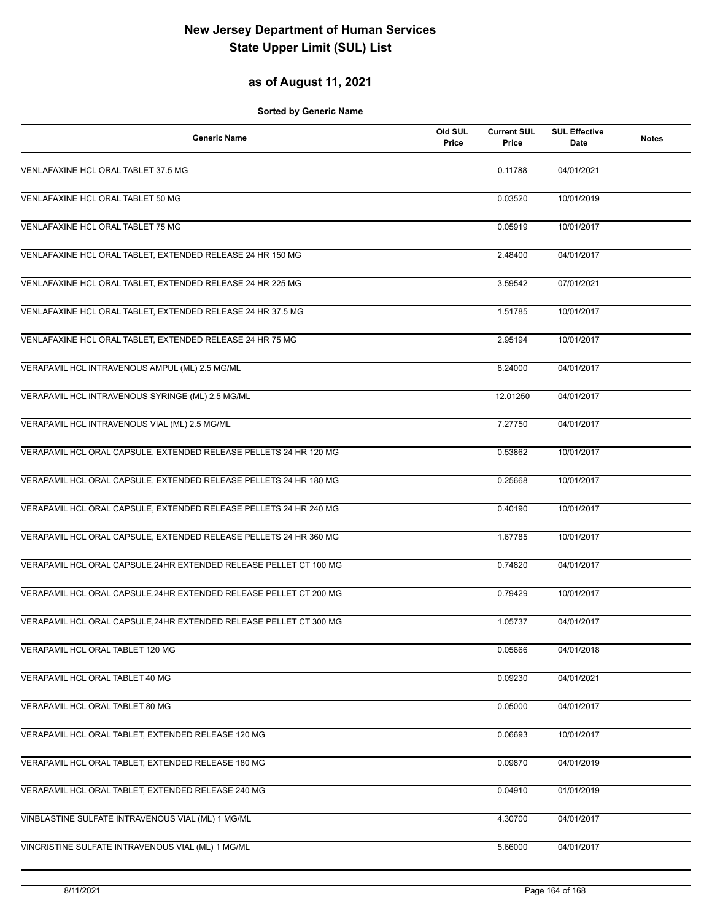# New Jersey Department of Human Services
# State Upper Limit (SUL) List

## as of August 11, 2021

**Sorted by Generic Name**

| Generic Name | Old SUL Price | Current SUL Price | SUL Effective Date | Notes |
|---|---|---|---|---|
| VENLAFAXINE HCL ORAL TABLET 37.5 MG | | 0.11788 | 04/01/2021 | |
| VENLAFAXINE HCL ORAL TABLET 50 MG | | 0.03520 | 10/01/2019 | |
| VENLAFAXINE HCL ORAL TABLET 75 MG | | 0.05919 | 10/01/2017 | |
| VENLAFAXINE HCL ORAL TABLET, EXTENDED RELEASE 24 HR 150 MG | | 2.48400 | 04/01/2017 | |
| VENLAFAXINE HCL ORAL TABLET, EXTENDED RELEASE 24 HR 225 MG | | 3.59542 | 07/01/2021 | |
| VENLAFAXINE HCL ORAL TABLET, EXTENDED RELEASE 24 HR 37.5 MG | | 1.51785 | 10/01/2017 | |
| VENLAFAXINE HCL ORAL TABLET, EXTENDED RELEASE 24 HR 75 MG | | 2.95194 | 10/01/2017 | |
| VERAPAMIL HCL INTRAVENOUS AMPUL (ML) 2.5 MG/ML | | 8.24000 | 04/01/2017 | |
| VERAPAMIL HCL INTRAVENOUS SYRINGE (ML) 2.5 MG/ML | | 12.01250 | 04/01/2017 | |
| VERAPAMIL HCL INTRAVENOUS VIAL (ML) 2.5 MG/ML | | 7.27750 | 04/01/2017 | |
| VERAPAMIL HCL ORAL CAPSULE, EXTENDED RELEASE PELLETS 24 HR 120 MG | | 0.53862 | 10/01/2017 | |
| VERAPAMIL HCL ORAL CAPSULE, EXTENDED RELEASE PELLETS 24 HR 180 MG | | 0.25668 | 10/01/2017 | |
| VERAPAMIL HCL ORAL CAPSULE, EXTENDED RELEASE PELLETS 24 HR 240 MG | | 0.40190 | 10/01/2017 | |
| VERAPAMIL HCL ORAL CAPSULE, EXTENDED RELEASE PELLETS 24 HR 360 MG | | 1.67785 | 10/01/2017 | |
| VERAPAMIL HCL ORAL CAPSULE,24HR EXTENDED RELEASE PELLET CT 100 MG | | 0.74820 | 04/01/2017 | |
| VERAPAMIL HCL ORAL CAPSULE,24HR EXTENDED RELEASE PELLET CT 200 MG | | 0.79429 | 10/01/2017 | |
| VERAPAMIL HCL ORAL CAPSULE,24HR EXTENDED RELEASE PELLET CT 300 MG | | 1.05737 | 04/01/2017 | |
| VERAPAMIL HCL ORAL TABLET 120 MG | | 0.05666 | 04/01/2018 | |
| VERAPAMIL HCL ORAL TABLET 40 MG | | 0.09230 | 04/01/2021 | |
| VERAPAMIL HCL ORAL TABLET 80 MG | | 0.05000 | 04/01/2017 | |
| VERAPAMIL HCL ORAL TABLET, EXTENDED RELEASE 120 MG | | 0.06693 | 10/01/2017 | |
| VERAPAMIL HCL ORAL TABLET, EXTENDED RELEASE 180 MG | | 0.09870 | 04/01/2019 | |
| VERAPAMIL HCL ORAL TABLET, EXTENDED RELEASE 240 MG | | 0.04910 | 01/01/2019 | |
| VINBLASTINE SULFATE INTRAVENOUS VIAL (ML) 1 MG/ML | | 4.30700 | 04/01/2017 | |
| VINCRISTINE SULFATE INTRAVENOUS VIAL (ML) 1 MG/ML | | 5.66000 | 04/01/2017 | |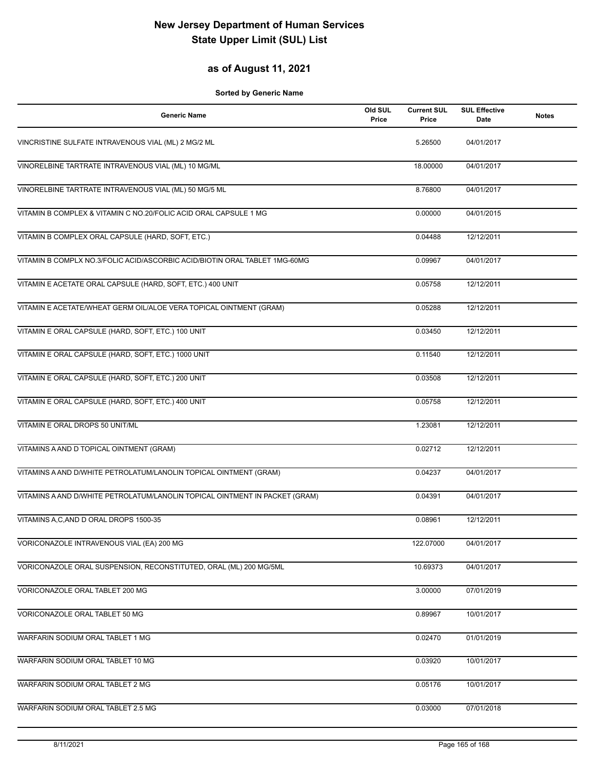# New Jersey Department of Human Services
# State Upper Limit (SUL) List

## as of August 11, 2021

**Sorted by Generic Name**

| Generic Name | Old SUL Price | Current SUL Price | SUL Effective Date | Notes |
|---|---|---|---|---|
| VINCRISTINE SULFATE INTRAVENOUS VIAL (ML) 2 MG/2 ML | | 5.26500 | 04/01/2017 | |
| VINORELBINE TARTRATE INTRAVENOUS VIAL (ML) 10 MG/ML | | 18.00000 | 04/01/2017 | |
| VINORELBINE TARTRATE INTRAVENOUS VIAL (ML) 50 MG/5 ML | | 8.76800 | 04/01/2017 | |
| VITAMIN B COMPLEX & VITAMIN C NO.20/FOLIC ACID ORAL CAPSULE 1 MG | | 0.00000 | 04/01/2015 | |
| VITAMIN B COMPLEX ORAL CAPSULE (HARD, SOFT, ETC.) | | 0.04488 | 12/12/2011 | |
| VITAMIN B COMPLX NO.3/FOLIC ACID/ASCORBIC ACID/BIOTIN ORAL TABLET 1MG-60MG | | 0.09967 | 04/01/2017 | |
| VITAMIN E ACETATE ORAL CAPSULE (HARD, SOFT, ETC.) 400 UNIT | | 0.05758 | 12/12/2011 | |
| VITAMIN E ACETATE/WHEAT GERM OIL/ALOE VERA TOPICAL OINTMENT (GRAM) | | 0.05288 | 12/12/2011 | |
| VITAMIN E ORAL CAPSULE (HARD, SOFT, ETC.) 100 UNIT | | 0.03450 | 12/12/2011 | |
| VITAMIN E ORAL CAPSULE (HARD, SOFT, ETC.) 1000 UNIT | | 0.11540 | 12/12/2011 | |
| VITAMIN E ORAL CAPSULE (HARD, SOFT, ETC.) 200 UNIT | | 0.03508 | 12/12/2011 | |
| VITAMIN E ORAL CAPSULE (HARD, SOFT, ETC.) 400 UNIT | | 0.05758 | 12/12/2011 | |
| VITAMIN E ORAL DROPS 50 UNIT/ML | | 1.23081 | 12/12/2011 | |
| VITAMINS A AND D TOPICAL OINTMENT (GRAM) | | 0.02712 | 12/12/2011 | |
| VITAMINS A AND D/WHITE PETROLATUM/LANOLIN TOPICAL OINTMENT (GRAM) | | 0.04237 | 04/01/2017 | |
| VITAMINS A AND D/WHITE PETROLATUM/LANOLIN TOPICAL OINTMENT IN PACKET (GRAM) | | 0.04391 | 04/01/2017 | |
| VITAMINS A,C,AND D ORAL DROPS 1500-35 | | 0.08961 | 12/12/2011 | |
| VORICONAZOLE INTRAVENOUS VIAL (EA) 200 MG | | 122.07000 | 04/01/2017 | |
| VORICONAZOLE ORAL SUSPENSION, RECONSTITUTED, ORAL (ML) 200 MG/5ML | | 10.69373 | 04/01/2017 | |
| VORICONAZOLE ORAL TABLET 200 MG | | 3.00000 | 07/01/2019 | |
| VORICONAZOLE ORAL TABLET 50 MG | | 0.89967 | 10/01/2017 | |
| WARFARIN SODIUM ORAL TABLET 1 MG | | 0.02470 | 01/01/2019 | |
| WARFARIN SODIUM ORAL TABLET 10 MG | | 0.03920 | 10/01/2017 | |
| WARFARIN SODIUM ORAL TABLET 2 MG | | 0.05176 | 10/01/2017 | |
| WARFARIN SODIUM ORAL TABLET 2.5 MG | | 0.03000 | 07/01/2018 | |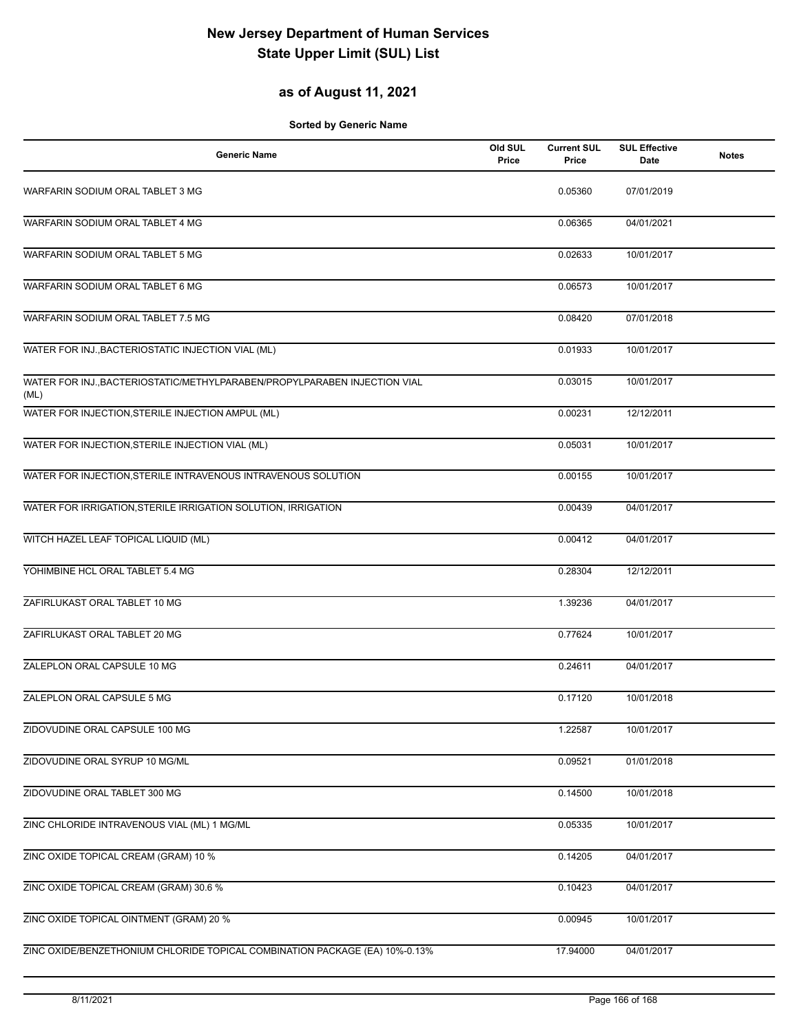# New Jersey Department of Human Services
# State Upper Limit (SUL) List

## as of August 11, 2021

**Sorted by Generic Name**

| Generic Name | Old SUL Price | Current SUL Price | SUL Effective Date | Notes |
|---|---|---|---|---|
| WARFARIN SODIUM ORAL TABLET 3 MG | | 0.05360 | 07/01/2019 | |
| WARFARIN SODIUM ORAL TABLET 4 MG | | 0.06365 | 04/01/2021 | |
| WARFARIN SODIUM ORAL TABLET 5 MG | | 0.02633 | 10/01/2017 | |
| WARFARIN SODIUM ORAL TABLET 6 MG | | 0.06573 | 10/01/2017 | |
| WARFARIN SODIUM ORAL TABLET 7.5 MG | | 0.08420 | 07/01/2018 | |
| WATER FOR INJ.,BACTERIOSTATIC INJECTION VIAL (ML) | | 0.01933 | 10/01/2017 | |
| WATER FOR INJ.,BACTERIOSTATIC/METHYLPARABEN/PROPYLPARABEN INJECTION VIAL (ML) | | 0.03015 | 10/01/2017 | |
| WATER FOR INJECTION,STERILE INJECTION AMPUL (ML) | | 0.00231 | 12/12/2011 | |
| WATER FOR INJECTION,STERILE INJECTION VIAL (ML) | | 0.05031 | 10/01/2017 | |
| WATER FOR INJECTION,STERILE INTRAVENOUS INTRAVENOUS SOLUTION | | 0.00155 | 10/01/2017 | |
| WATER FOR IRRIGATION,STERILE IRRIGATION SOLUTION, IRRIGATION | | 0.00439 | 04/01/2017 | |
| WITCH HAZEL LEAF TOPICAL LIQUID (ML) | | 0.00412 | 04/01/2017 | |
| YOHIMBINE HCL ORAL TABLET 5.4 MG | | 0.28304 | 12/12/2011 | |
| ZAFIRLUKAST ORAL TABLET 10 MG | | 1.39236 | 04/01/2017 | |
| ZAFIRLUKAST ORAL TABLET 20 MG | | 0.77624 | 10/01/2017 | |
| ZALEPLON ORAL CAPSULE 10 MG | | 0.24611 | 04/01/2017 | |
| ZALEPLON ORAL CAPSULE 5 MG | | 0.17120 | 10/01/2018 | |
| ZIDOVUDINE ORAL CAPSULE 100 MG | | 1.22587 | 10/01/2017 | |
| ZIDOVUDINE ORAL SYRUP 10 MG/ML | | 0.09521 | 01/01/2018 | |
| ZIDOVUDINE ORAL TABLET 300 MG | | 0.14500 | 10/01/2018 | |
| ZINC CHLORIDE INTRAVENOUS VIAL (ML) 1 MG/ML | | 0.05335 | 10/01/2017 | |
| ZINC OXIDE TOPICAL CREAM (GRAM) 10 % | | 0.14205 | 04/01/2017 | |
| ZINC OXIDE TOPICAL CREAM (GRAM) 30.6 % | | 0.10423 | 04/01/2017 | |
| ZINC OXIDE TOPICAL OINTMENT (GRAM) 20 % | | 0.00945 | 10/01/2017 | |
| ZINC OXIDE/BENZETHONIUM CHLORIDE TOPICAL COMBINATION PACKAGE (EA) 10%-0.13% | | 17.94000 | 04/01/2017 | |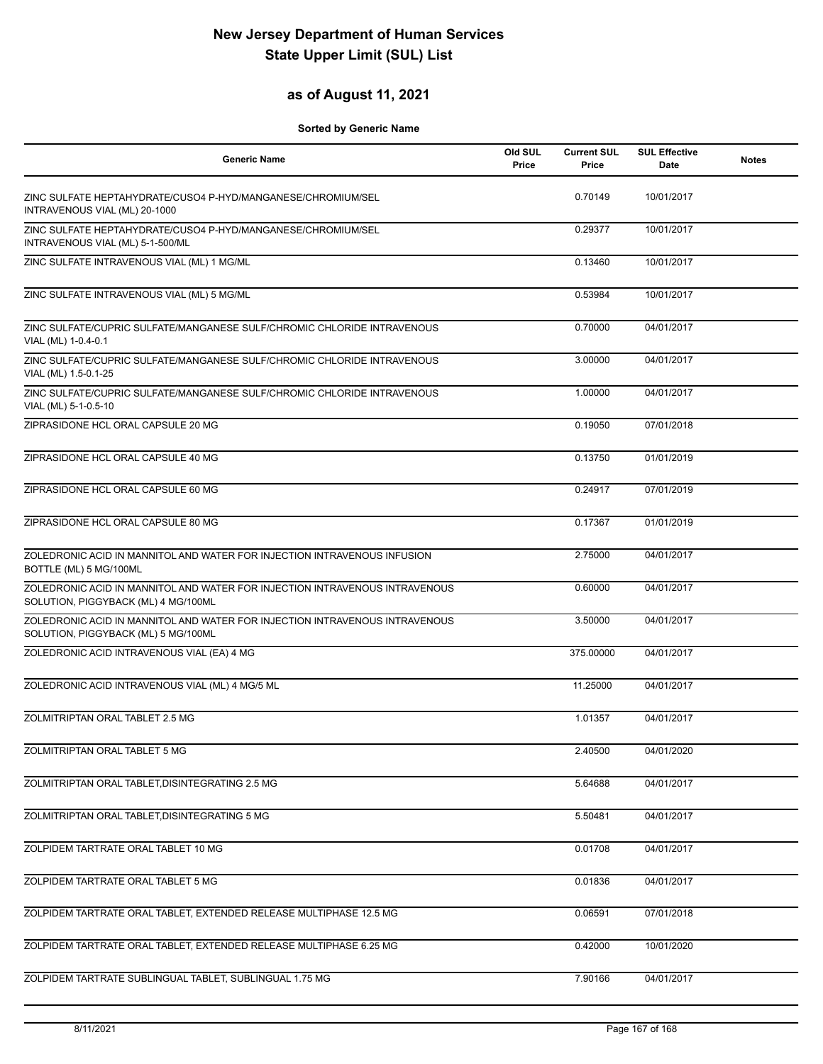# New Jersey Department of Human Services
# State Upper Limit (SUL) List

## as of August 11, 2021

**Sorted by Generic Name**

| Generic Name | Old SUL Price | Current SUL Price | SUL Effective Date | Notes |
|---|---|---|---|---|
| ZINC SULFATE HEPTAHYDRATE/CUSO4 P-HYD/MANGANESE/CHROMIUM/SEL INTRAVENOUS VIAL (ML) 20-1000 | | 0.70149 | 10/01/2017 | |
| ZINC SULFATE HEPTAHYDRATE/CUSO4 P-HYD/MANGANESE/CHROMIUM/SEL INTRAVENOUS VIAL (ML) 5-1-500/ML | | 0.29377 | 10/01/2017 | |
| ZINC SULFATE INTRAVENOUS VIAL (ML) 1 MG/ML | | 0.13460 | 10/01/2017 | |
| ZINC SULFATE INTRAVENOUS VIAL (ML) 5 MG/ML | | 0.53984 | 10/01/2017 | |
| ZINC SULFATE/CUPRIC SULFATE/MANGANESE SULF/CHROMIC CHLORIDE INTRAVENOUS VIAL (ML) 1-0.4-0.1 | | 0.70000 | 04/01/2017 | |
| ZINC SULFATE/CUPRIC SULFATE/MANGANESE SULF/CHROMIC CHLORIDE INTRAVENOUS VIAL (ML) 1.5-0.1-25 | | 3.00000 | 04/01/2017 | |
| ZINC SULFATE/CUPRIC SULFATE/MANGANESE SULF/CHROMIC CHLORIDE INTRAVENOUS VIAL (ML) 5-1-0.5-10 | | 1.00000 | 04/01/2017 | |
| ZIPRASIDONE HCL ORAL CAPSULE 20 MG | | 0.19050 | 07/01/2018 | |
| ZIPRASIDONE HCL ORAL CAPSULE 40 MG | | 0.13750 | 01/01/2019 | |
| ZIPRASIDONE HCL ORAL CAPSULE 60 MG | | 0.24917 | 07/01/2019 | |
| ZIPRASIDONE HCL ORAL CAPSULE 80 MG | | 0.17367 | 01/01/2019 | |
| ZOLEDRONIC ACID IN MANNITOL AND WATER FOR INJECTION INTRAVENOUS INFUSION BOTTLE (ML) 5 MG/100ML | | 2.75000 | 04/01/2017 | |
| ZOLEDRONIC ACID IN MANNITOL AND WATER FOR INJECTION INTRAVENOUS INTRAVENOUS SOLUTION, PIGGYBACK (ML) 4 MG/100ML | | 0.60000 | 04/01/2017 | |
| ZOLEDRONIC ACID IN MANNITOL AND WATER FOR INJECTION INTRAVENOUS INTRAVENOUS SOLUTION, PIGGYBACK (ML) 5 MG/100ML | | 3.50000 | 04/01/2017 | |
| ZOLEDRONIC ACID INTRAVENOUS VIAL (EA) 4 MG | | 375.00000 | 04/01/2017 | |
| ZOLEDRONIC ACID INTRAVENOUS VIAL (ML) 4 MG/5 ML | | 11.25000 | 04/01/2017 | |
| ZOLMITRIPTAN ORAL TABLET 2.5 MG | | 1.01357 | 04/01/2017 | |
| ZOLMITRIPTAN ORAL TABLET 5 MG | | 2.40500 | 04/01/2020 | |
| ZOLMITRIPTAN ORAL TABLET,DISINTEGRATING 2.5 MG | | 5.64688 | 04/01/2017 | |
| ZOLMITRIPTAN ORAL TABLET,DISINTEGRATING 5 MG | | 5.50481 | 04/01/2017 | |
| ZOLPIDEM TARTRATE ORAL TABLET 10 MG | | 0.01708 | 04/01/2017 | |
| ZOLPIDEM TARTRATE ORAL TABLET 5 MG | | 0.01836 | 04/01/2017 | |
| ZOLPIDEM TARTRATE ORAL TABLET, EXTENDED RELEASE MULTIPHASE 12.5 MG | | 0.06591 | 07/01/2018 | |
| ZOLPIDEM TARTRATE ORAL TABLET, EXTENDED RELEASE MULTIPHASE 6.25 MG | | 0.42000 | 10/01/2020 | |
| ZOLPIDEM TARTRATE SUBLINGUAL TABLET, SUBLINGUAL 1.75 MG | | 7.90166 | 04/01/2017 | |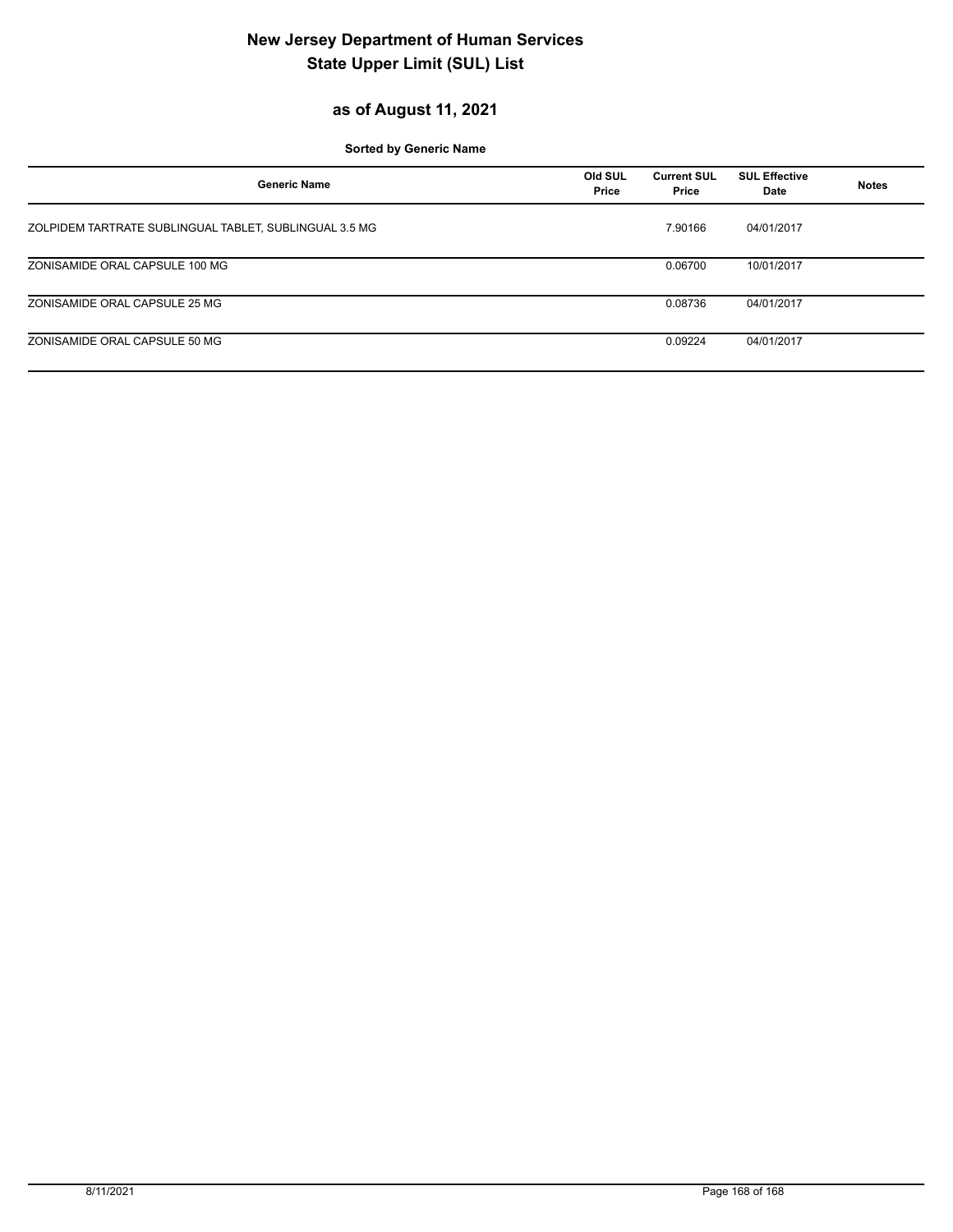# New Jersey Department of Human Services
# State Upper Limit (SUL) List

## as of August 11, 2021

**Sorted by Generic Name**

| Generic Name | Old SUL Price | Current SUL Price | SUL Effective Date | Notes |
|---|---|---|---|---|
| ZOLPIDEM TARTRATE SUBLINGUAL TABLET, SUBLINGUAL 3.5 MG | | 7.90166 | 04/01/2017 | |
| ZONISAMIDE ORAL CAPSULE 100 MG | | 0.06700 | 10/01/2017 | |
| ZONISAMIDE ORAL CAPSULE 25 MG | | 0.08736 | 04/01/2017 | |
| ZONISAMIDE ORAL CAPSULE 50 MG | | 0.09224 | 04/01/2017 | |